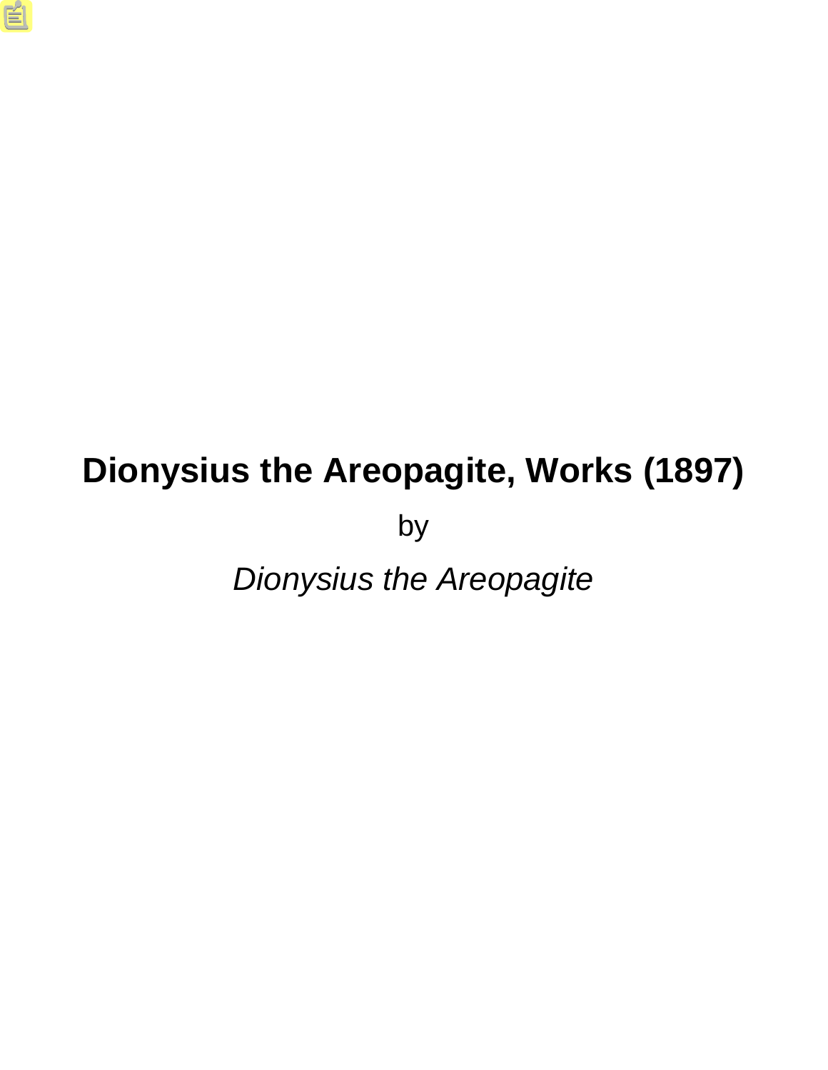# Dionysius the Areopagite, Works (1897)

by

*Dionysius the Areopagite*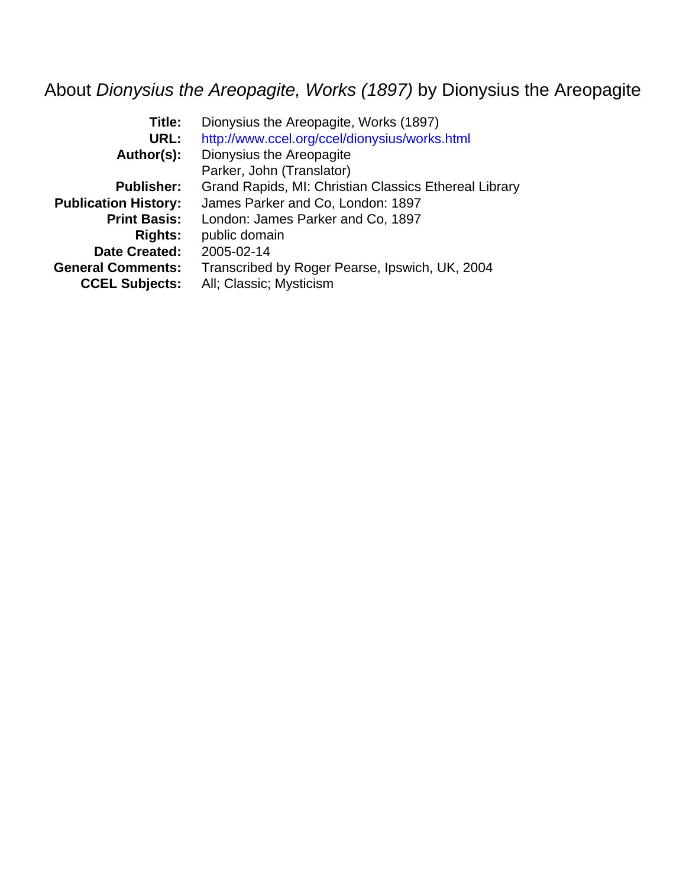# About *Dionysius the Areopagite, Works (1897)* by Dionysius the Areopagite

| | |
|---|---|
| **Title:** | Dionysius the Areopagite, Works (1897) |
| **URL:** | http://www.ccel.org/ccel/dionysius/works.html |
| **Author(s):** | Dionysius the Areopagite |
| | Parker, John (Translator) |
| **Publisher:** | Grand Rapids, MI: Christian Classics Ethereal Library |
| **Publication History:** | James Parker and Co, London: 1897 |
| **Print Basis:** | London: James Parker and Co, 1897 |
| **Rights:** | public domain |
| **Date Created:** | 2005-02-14 |
| **General Comments:** | Transcribed by Roger Pearse, Ipswich, UK, 2004 |
| **CCEL Subjects:** | All; Classic; Mysticism |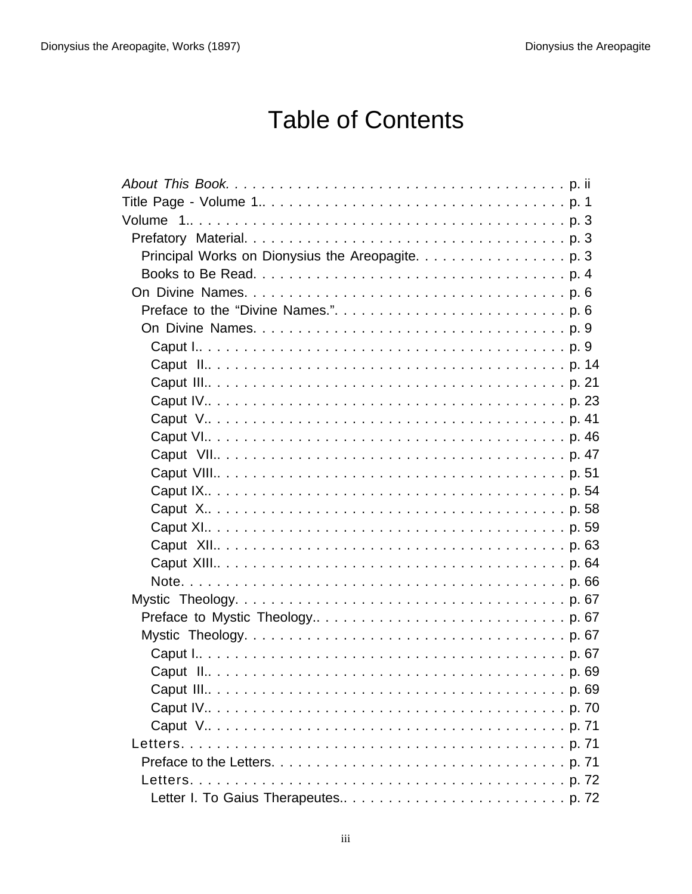# Table of Contents

- *About This Book.* . . . . . . . . . . . . . . . . . . . . . . . . . . . . . . . . . . . . . . p. ii
- Title Page - Volume 1.. . . . . . . . . . . . . . . . . . . . . . . . . . . . . . . . . . . p. 1
- Volume 1.. . . . . . . . . . . . . . . . . . . . . . . . . . . . . . . . . . . . . . . . . p. 3
  - Prefatory Material. . . . . . . . . . . . . . . . . . . . . . . . . . . . . . . . . . p. 3
    - Principal Works on Dionysius the Areopagite. . . . . . . . . . . . . . . . . p. 3
    - Books to Be Read. . . . . . . . . . . . . . . . . . . . . . . . . . . . . . . . . . p. 4
  - On Divine Names. . . . . . . . . . . . . . . . . . . . . . . . . . . . . . . . . . . p. 6
    - Preface to the “Divine Names.”. . . . . . . . . . . . . . . . . . . . . . . . . p. 6
    - On Divine Names. . . . . . . . . . . . . . . . . . . . . . . . . . . . . . . . . . p. 9
      - Caput I.. . . . . . . . . . . . . . . . . . . . . . . . . . . . . . . . . . . . . . p. 9
      - Caput II.. . . . . . . . . . . . . . . . . . . . . . . . . . . . . . . . . . . . . p. 14
      - Caput III.. . . . . . . . . . . . . . . . . . . . . . . . . . . . . . . . . . . . p. 21
      - Caput IV.. . . . . . . . . . . . . . . . . . . . . . . . . . . . . . . . . . . . p. 23
      - Caput V.. . . . . . . . . . . . . . . . . . . . . . . . . . . . . . . . . . . . . p. 41
      - Caput VI.. . . . . . . . . . . . . . . . . . . . . . . . . . . . . . . . . . . . p. 46
      - Caput VII.. . . . . . . . . . . . . . . . . . . . . . . . . . . . . . . . . . . p. 47
      - Caput VIII.. . . . . . . . . . . . . . . . . . . . . . . . . . . . . . . . . . p. 51
      - Caput IX.. . . . . . . . . . . . . . . . . . . . . . . . . . . . . . . . . . . . p. 54
      - Caput X.. . . . . . . . . . . . . . . . . . . . . . . . . . . . . . . . . . . . p. 58
      - Caput XI.. . . . . . . . . . . . . . . . . . . . . . . . . . . . . . . . . . . . p. 59
      - Caput XII.. . . . . . . . . . . . . . . . . . . . . . . . . . . . . . . . . . . p. 63
      - Caput XIII.. . . . . . . . . . . . . . . . . . . . . . . . . . . . . . . . . . p. 64
      - Note. . . . . . . . . . . . . . . . . . . . . . . . . . . . . . . . . . . . . . . p. 66
  - Mystic Theology. . . . . . . . . . . . . . . . . . . . . . . . . . . . . . . . . . . p. 67
    - Preface to Mystic Theology.. . . . . . . . . . . . . . . . . . . . . . . . . . . p. 67
    - Mystic Theology. . . . . . . . . . . . . . . . . . . . . . . . . . . . . . . . . . p. 67
      - Caput I.. . . . . . . . . . . . . . . . . . . . . . . . . . . . . . . . . . . . . p. 67
      - Caput II.. . . . . . . . . . . . . . . . . . . . . . . . . . . . . . . . . . . . p. 69
      - Caput III.. . . . . . . . . . . . . . . . . . . . . . . . . . . . . . . . . . . p. 69
      - Caput IV.. . . . . . . . . . . . . . . . . . . . . . . . . . . . . . . . . . . . p. 70
      - Caput V.. . . . . . . . . . . . . . . . . . . . . . . . . . . . . . . . . . . . p. 71
  - Letters. . . . . . . . . . . . . . . . . . . . . . . . . . . . . . . . . . . . . . . . . p. 71
    - Preface to the Letters. . . . . . . . . . . . . . . . . . . . . . . . . . . . . . p. 71
    - Letters. . . . . . . . . . . . . . . . . . . . . . . . . . . . . . . . . . . . . . . p. 72
      - Letter I. To Gaius Therapeutes.. . . . . . . . . . . . . . . . . . . . . . . p. 72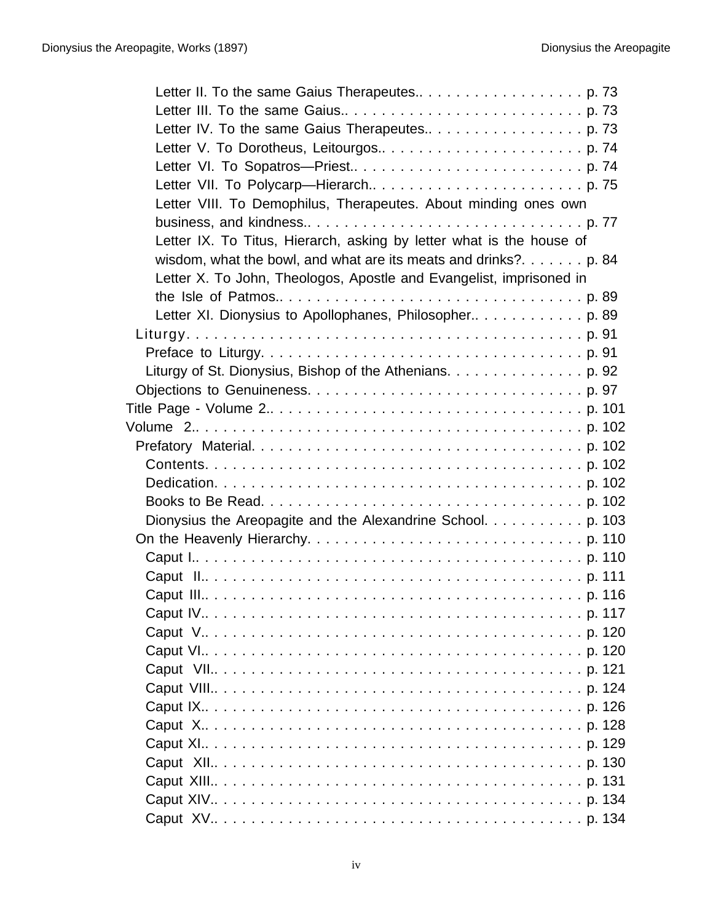- Letter II. To the same Gaius Therapeutes.. . . . . . . . . . . . . . . . . . p. 73
- Letter III. To the same Gaius.. . . . . . . . . . . . . . . . . . . . . . . . . . p. 73
- Letter IV. To the same Gaius Therapeutes.. . . . . . . . . . . . . . . . . p. 73
- Letter V. To Dorotheus, Leitourgos.. . . . . . . . . . . . . . . . . . . . . . p. 74
- Letter VI. To Sopatros—Priest.. . . . . . . . . . . . . . . . . . . . . . . . . p. 74
- Letter VII. To Polycarp—Hierarch.. . . . . . . . . . . . . . . . . . . . . . . p. 75
- Letter VIII. To Demophilus, Therapeutes. About minding ones own business, and kindness.. . . . . . . . . . . . . . . . . . . . . . . . . . . . . p. 77
- Letter IX. To Titus, Hierarch, asking by letter what is the house of wisdom, what the bowl, and what are its meats and drinks?. . . . . . . p. 84
- Letter X. To John, Theologos, Apostle and Evangelist, imprisoned in the Isle of Patmos.. . . . . . . . . . . . . . . . . . . . . . . . . . . . . . . . . p. 89
- Letter XI. Dionysius to Apollophanes, Philosopher.. . . . . . . . . . . . p. 89

Liturgy. . . . . . . . . . . . . . . . . . . . . . . . . . . . . . . . . . . . . . . . . p. 91
- Preface to Liturgy. . . . . . . . . . . . . . . . . . . . . . . . . . . . . . . . . . p. 91
- Liturgy of St. Dionysius, Bishop of the Athenians. . . . . . . . . . . . . . . p. 92

Objections to Genuineness. . . . . . . . . . . . . . . . . . . . . . . . . . . . . p. 97

Title Page - Volume 2.. . . . . . . . . . . . . . . . . . . . . . . . . . . . . . . . . p. 101

Volume 2.. . . . . . . . . . . . . . . . . . . . . . . . . . . . . . . . . . . . . . . . p. 102

Prefatory Material. . . . . . . . . . . . . . . . . . . . . . . . . . . . . . . . . . . p. 102
- Contents. . . . . . . . . . . . . . . . . . . . . . . . . . . . . . . . . . . . . . . . p. 102
- Dedication. . . . . . . . . . . . . . . . . . . . . . . . . . . . . . . . . . . . . . . p. 102
- Books to Be Read. . . . . . . . . . . . . . . . . . . . . . . . . . . . . . . . . . p. 102
- Dionysius the Areopagite and the Alexandrine School. . . . . . . . . . . p. 103

On the Heavenly Hierarchy. . . . . . . . . . . . . . . . . . . . . . . . . . . . . p. 110
- Caput I.. . . . . . . . . . . . . . . . . . . . . . . . . . . . . . . . . . . . . . . . . p. 110
- Caput II.. . . . . . . . . . . . . . . . . . . . . . . . . . . . . . . . . . . . . . . . p. 111
- Caput III.. . . . . . . . . . . . . . . . . . . . . . . . . . . . . . . . . . . . . . . p. 116
- Caput IV.. . . . . . . . . . . . . . . . . . . . . . . . . . . . . . . . . . . . . . . p. 117
- Caput V.. . . . . . . . . . . . . . . . . . . . . . . . . . . . . . . . . . . . . . . . p. 120
- Caput VI.. . . . . . . . . . . . . . . . . . . . . . . . . . . . . . . . . . . . . . . p. 120
- Caput VII.. . . . . . . . . . . . . . . . . . . . . . . . . . . . . . . . . . . . . . p. 121
- Caput VIII.. . . . . . . . . . . . . . . . . . . . . . . . . . . . . . . . . . . . . . p. 124
- Caput IX.. . . . . . . . . . . . . . . . . . . . . . . . . . . . . . . . . . . . . . . p. 126
- Caput X.. . . . . . . . . . . . . . . . . . . . . . . . . . . . . . . . . . . . . . . p. 128
- Caput XI.. . . . . . . . . . . . . . . . . . . . . . . . . . . . . . . . . . . . . . . p. 129
- Caput XII.. . . . . . . . . . . . . . . . . . . . . . . . . . . . . . . . . . . . . . p. 130
- Caput XIII.. . . . . . . . . . . . . . . . . . . . . . . . . . . . . . . . . . . . . . p. 131
- Caput XIV.. . . . . . . . . . . . . . . . . . . . . . . . . . . . . . . . . . . . . . p. 134
- Caput XV.. . . . . . . . . . . . . . . . . . . . . . . . . . . . . . . . . . . . . . p. 134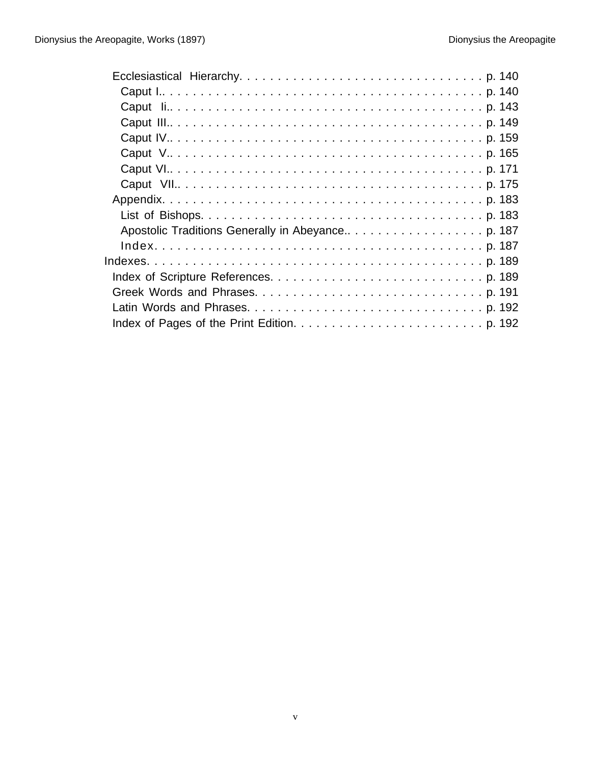- Ecclesiastical Hierarchy. . . . . . . . . . . . . . . . . . . . . . . . . . . . . . . . p. 140
  - Caput I.. . . . . . . . . . . . . . . . . . . . . . . . . . . . . . . . . . . . . . . . p. 140
  - Caput Ii.. . . . . . . . . . . . . . . . . . . . . . . . . . . . . . . . . . . . . . . p. 143
  - Caput III.. . . . . . . . . . . . . . . . . . . . . . . . . . . . . . . . . . . . . . . p. 149
  - Caput IV.. . . . . . . . . . . . . . . . . . . . . . . . . . . . . . . . . . . . . . . p. 159
  - Caput V.. . . . . . . . . . . . . . . . . . . . . . . . . . . . . . . . . . . . . . . p. 165
  - Caput VI.. . . . . . . . . . . . . . . . . . . . . . . . . . . . . . . . . . . . . . . p. 171
  - Caput VII.. . . . . . . . . . . . . . . . . . . . . . . . . . . . . . . . . . . . . . . p. 175
- Appendix. . . . . . . . . . . . . . . . . . . . . . . . . . . . . . . . . . . . . . . . . p. 183
  - List of Bishops. . . . . . . . . . . . . . . . . . . . . . . . . . . . . . . . . . . . . p. 183
  - Apostolic Traditions Generally in Abeyance.. . . . . . . . . . . . . . . . . . . p. 187
  - Index. . . . . . . . . . . . . . . . . . . . . . . . . . . . . . . . . . . . . . . . . . p. 187
- Indexes. . . . . . . . . . . . . . . . . . . . . . . . . . . . . . . . . . . . . . . . . . . p. 189
  - Index of Scripture References. . . . . . . . . . . . . . . . . . . . . . . . . . . . p. 189
  - Greek Words and Phrases. . . . . . . . . . . . . . . . . . . . . . . . . . . . . . . p. 191
  - Latin Words and Phrases. . . . . . . . . . . . . . . . . . . . . . . . . . . . . . . . p. 192
  - Index of Pages of the Print Edition. . . . . . . . . . . . . . . . . . . . . . . . . p. 192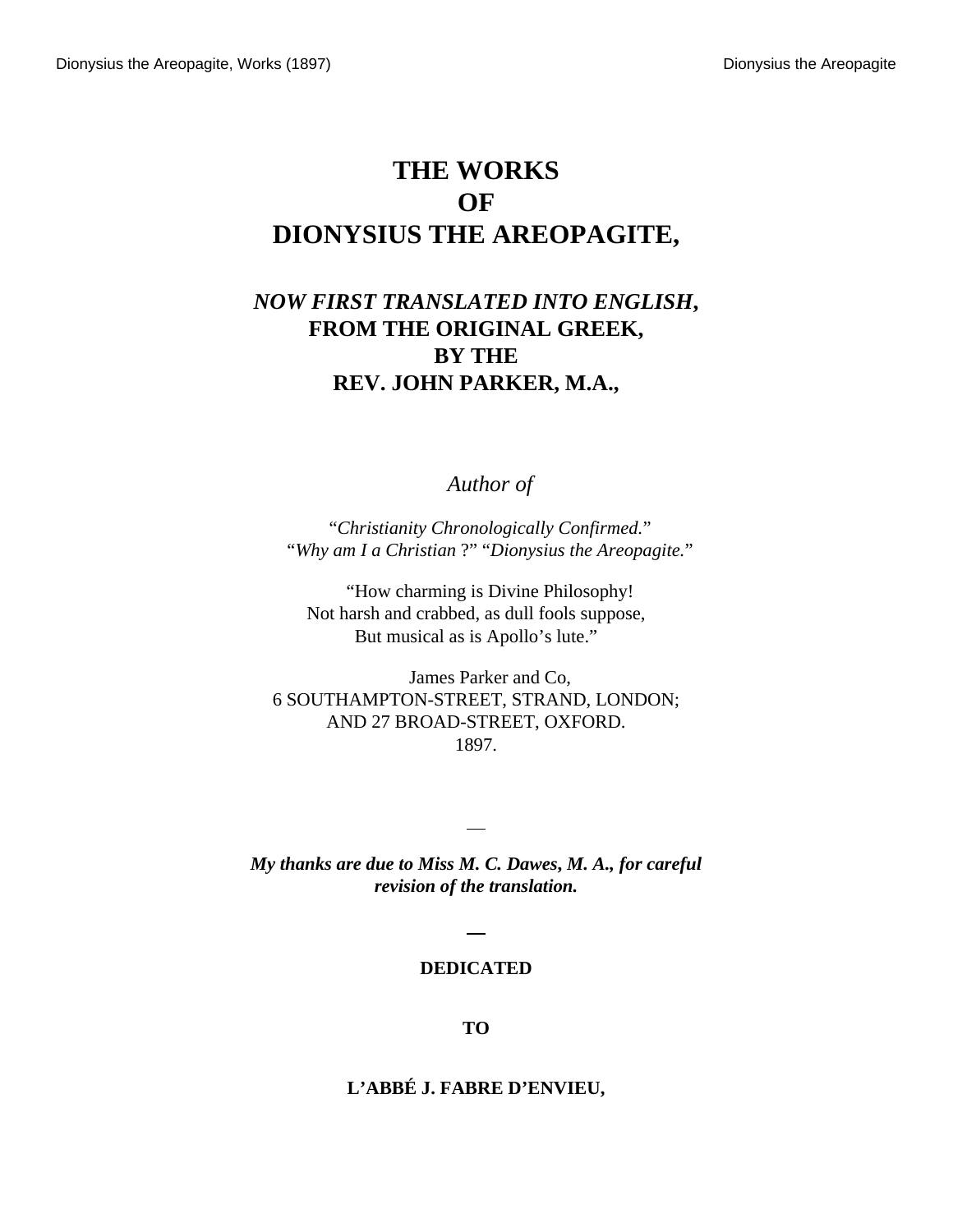# THE WORKS
# OF
# DIONYSIUS THE AREOPAGITE,

## *NOW FIRST TRANSLATED INTO ENGLISH*,
## FROM THE ORIGINAL GREEK,
## BY THE
## REV. JOHN PARKER, M.A.,

*Author of*

"*Christianity Chronologically Confirmed.*"
"*Why am I a Christian* ?" "*Dionysius the Areopagite.*"

"How charming is Divine Philosophy!
Not harsh and crabbed, as dull fools suppose,
But musical as is Apollo's lute."

James Parker and Co,
6 SOUTHAMPTON-STREET, STRAND, LONDON;
AND 27 BROAD-STREET, OXFORD.
1897.

—

***My thanks are due to Miss M. C. Dawes, M. A., for careful revision of the translation.***

—

**DEDICATED**

**TO**

**L'ABBÉ J. FABRE D'ENVIEU,**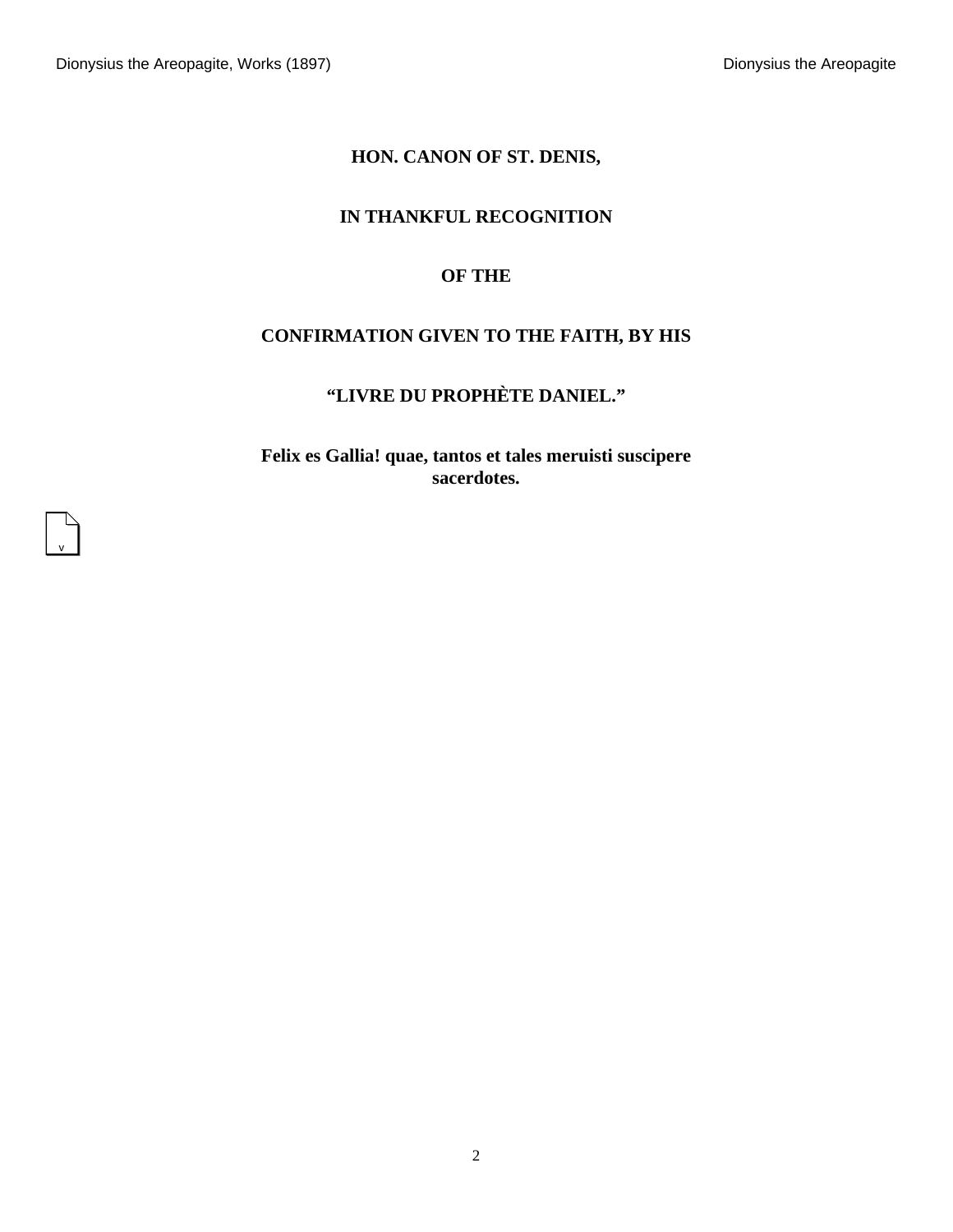**HON. CANON OF ST. DENIS,**

**IN THANKFUL RECOGNITION**

**OF THE**

**CONFIRMATION GIVEN TO THE FAITH, BY HIS**

**“LIVRE DU PROPHÈTE DANIEL.”**

**Felix es Gallia! quae, tantos et tales meruisti suscipere sacerdotes.**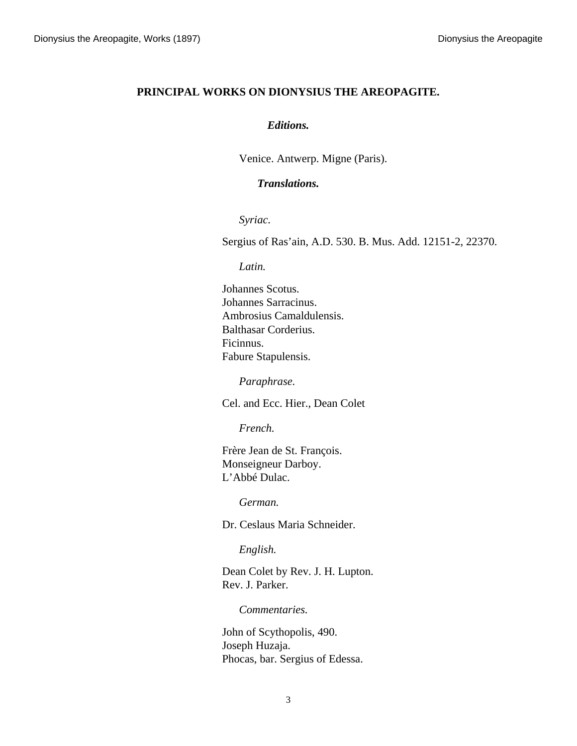## PRINCIPAL WORKS ON DIONYSIUS THE AREOPAGITE.

### *Editions.*

Venice. Antwerp. Migne (Paris).

### *Translations.*

*Syriac.*

Sergius of Ras'ain, A.D. 530. B. Mus. Add. 12151-2, 22370.

*Latin.*

Johannes Scotus.
Johannes Sarracinus.
Ambrosius Camaldulensis.
Balthasar Corderius.
Ficinnus.
Fabure Stapulensis.

*Paraphrase.*

Cel. and Ecc. Hier., Dean Colet

*French.*

Frère Jean de St. François.
Monseigneur Darboy.
L'Abbé Dulac.

*German.*

Dr. Ceslaus Maria Schneider.

*English.*

Dean Colet by Rev. J. H. Lupton.
Rev. J. Parker.

*Commentaries.*

John of Scythopolis, 490.
Joseph Huzaja.
Phocas, bar. Sergius of Edessa.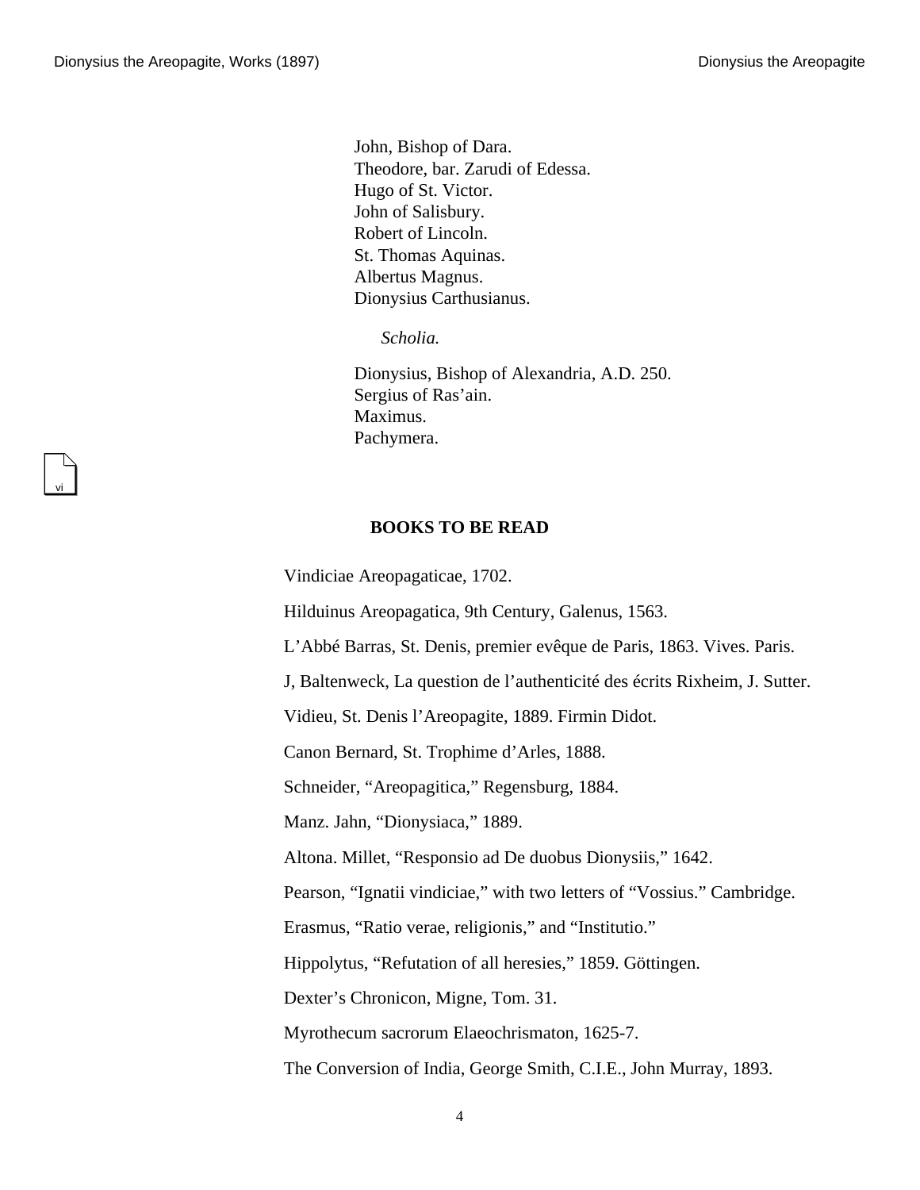John, Bishop of Dara.
Theodore, bar. Zarudi of Edessa.
Hugo of St. Victor.
John of Salisbury.
Robert of Lincoln.
St. Thomas Aquinas.
Albertus Magnus.
Dionysius Carthusianus.

*Scholia.*

Dionysius, Bishop of Alexandria, A.D. 250.
Sergius of Ras'ain.
Maximus.
Pachymera.

## BOOKS TO BE READ

Vindiciae Areopagaticae, 1702.

Hilduinus Areopagatica, 9th Century, Galenus, 1563.

L'Abbé Barras, St. Denis, premier evêque de Paris, 1863. Vives. Paris.

J, Baltenweck, La question de l'authenticité des écrits Rixheim, J. Sutter.

Vidieu, St. Denis l'Areopagite, 1889. Firmin Didot.

Canon Bernard, St. Trophime d'Arles, 1888.

Schneider, "Areopagitica," Regensburg, 1884.

Manz. Jahn, "Dionysiaca," 1889.

Altona. Millet, "Responsio ad De duobus Dionysiis," 1642.

Pearson, "Ignatii vindiciae," with two letters of "Vossius." Cambridge.

Erasmus, "Ratio verae, religionis," and "Institutio."

Hippolytus, "Refutation of all heresies," 1859. Göttingen.

Dexter's Chronicon, Migne, Tom. 31.

Myrothecum sacrorum Elaeochrismaton, 1625-7.

The Conversion of India, George Smith, C.I.E., John Murray, 1893.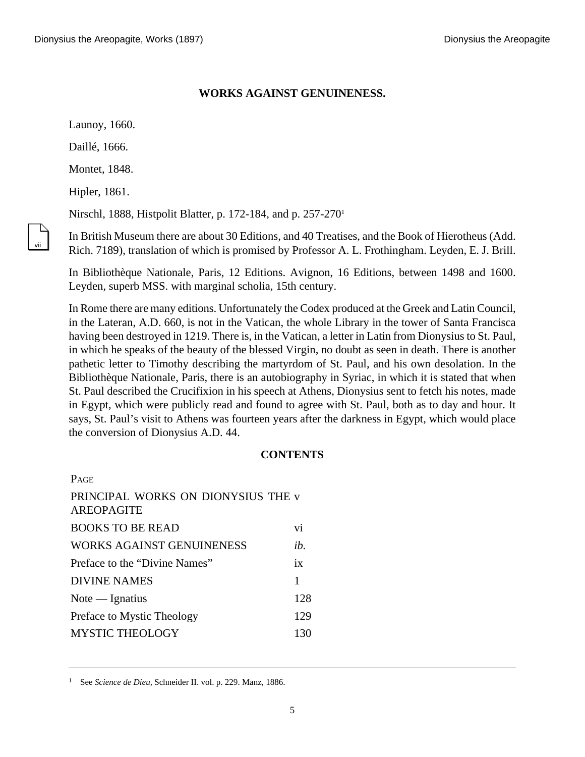## WORKS AGAINST GENUINENESS.

Launoy, 1660.

Daillé, 1666.

Montet, 1848.

Hipler, 1861.

Nirschl, 1888, Histpolit Blatter, p. 172-184, and p. 257-270[1]

In British Museum there are about 30 Editions, and 40 Treatises, and the Book of Hierotheus (Add. Rich. 7189), translation of which is promised by Professor A. L. Frothingham. Leyden, E. J. Brill.

In Bibliothèque Nationale, Paris, 12 Editions. Avignon, 16 Editions, between 1498 and 1600. Leyden, superb MSS. with marginal scholia, 15th century.

In Rome there are many editions. Unfortunately the Codex produced at the Greek and Latin Council, in the Lateran, A.D. 660, is not in the Vatican, the whole Library in the tower of Santa Francisca having been destroyed in 1219. There is, in the Vatican, a letter in Latin from Dionysius to St. Paul, in which he speaks of the beauty of the blessed Virgin, no doubt as seen in death. There is another pathetic letter to Timothy describing the martyrdom of St. Paul, and his own desolation. In the Bibliothèque Nationale, Paris, there is an autobiography in Syriac, in which it is stated that when St. Paul described the Crucifixion in his speech at Athens, Dionysius sent to fetch his notes, made in Egypt, which were publicly read and found to agree with St. Paul, both as to day and hour. It says, St. Paul's visit to Athens was fourteen years after the darkness in Egypt, which would place the conversion of Dionysius A.D. 44.

## CONTENTS

| | PAGE |
|---|---|
| PRINCIPAL WORKS ON DIONYSIUS THE AREOPAGITE | v |
| BOOKS TO BE READ | vi |
| WORKS AGAINST GENUINENESS | *ib.* |
| Preface to the "Divine Names" | ix |
| DIVINE NAMES | 1 |
| Note — Ignatius | 128 |
| Preface to Mystic Theology | 129 |
| MYSTIC THEOLOGY | 130 |

[1] See *Science de Dieu*, Schneider II. vol. p. 229. Manz, 1886.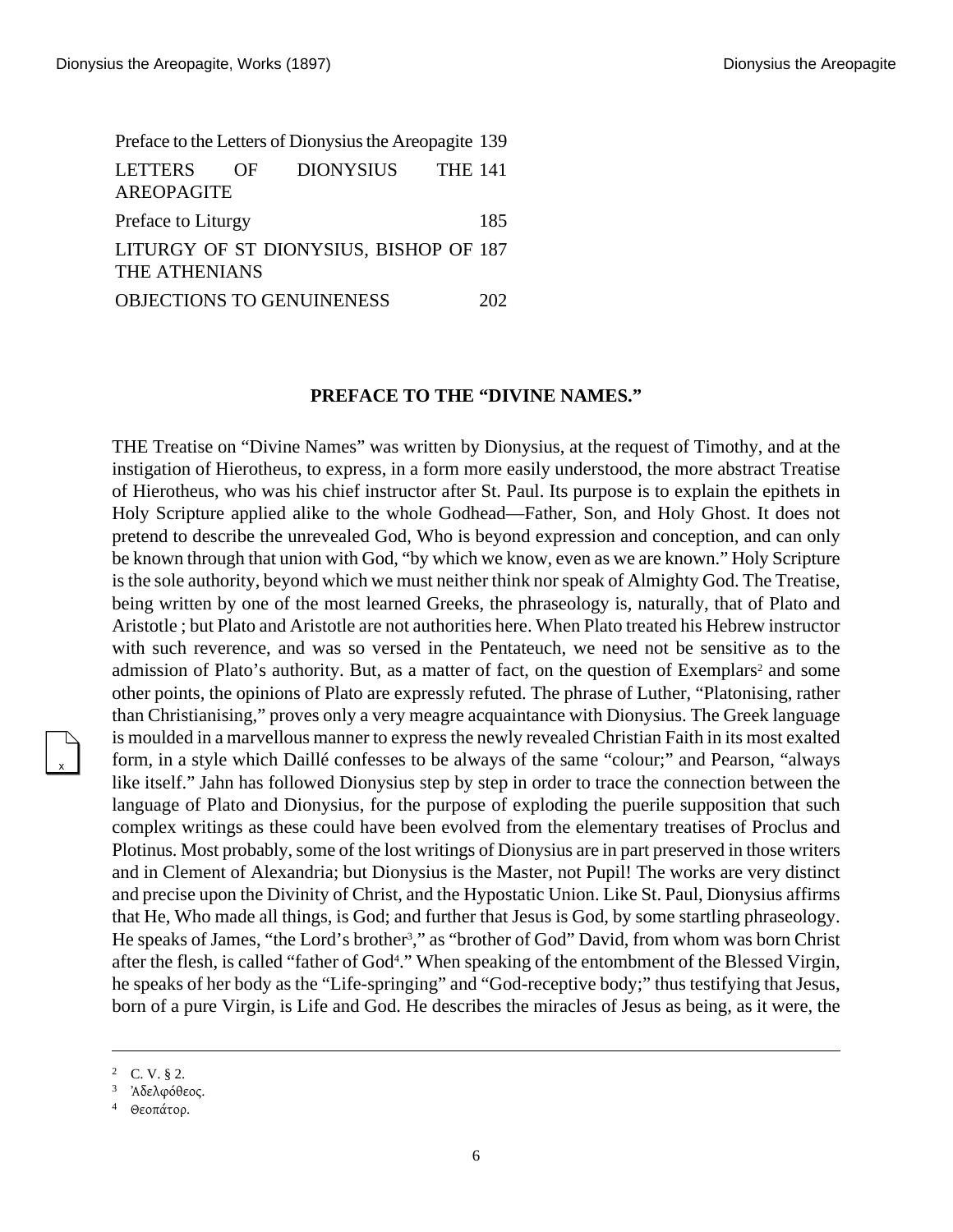| | |
|---|---|
| Preface to the Letters of Dionysius the Areopagite | 139 |
| LETTERS OF DIONYSIUS THE AREOPAGITE | 141 |
| Preface to Liturgy | 185 |
| LITURGY OF ST DIONYSIUS, BISHOP OF THE ATHENIANS | 187 |
| OBJECTIONS TO GENUINENESS | 202 |

## PREFACE TO THE "DIVINE NAMES."

THE Treatise on "Divine Names" was written by Dionysius, at the request of Timothy, and at the instigation of Hierotheus, to express, in a form more easily understood, the more abstract Treatise of Hierotheus, who was his chief instructor after St. Paul. Its purpose is to explain the epithets in Holy Scripture applied alike to the whole Godhead—Father, Son, and Holy Ghost. It does not pretend to describe the unrevealed God, Who is beyond expression and conception, and can only be known through that union with God, "by which we know, even as we are known." Holy Scripture is the sole authority, beyond which we must neither think nor speak of Almighty God. The Treatise, being written by one of the most learned Greeks, the phraseology is, naturally, that of Plato and Aristotle ; but Plato and Aristotle are not authorities here. When Plato treated his Hebrew instructor with such reverence, and was so versed in the Pentateuch, we need not be sensitive as to the admission of Plato's authority. But, as a matter of fact, on the question of Exemplars[2] and some other points, the opinions of Plato are expressly refuted. The phrase of Luther, "Platonising, rather than Christianising," proves only a very meagre acquaintance with Dionysius. The Greek language is moulded in a marvellous manner to express the newly revealed Christian Faith in its most exalted form, in a style which Daillé confesses to be always of the same "colour;" and Pearson, "always like itself." Jahn has followed Dionysius step by step in order to trace the connection between the language of Plato and Dionysius, for the purpose of exploding the puerile supposition that such complex writings as these could have been evolved from the elementary treatises of Proclus and Plotinus. Most probably, some of the lost writings of Dionysius are in part preserved in those writers and in Clement of Alexandria; but Dionysius is the Master, not Pupil! The works are very distinct and precise upon the Divinity of Christ, and the Hypostatic Union. Like St. Paul, Dionysius affirms that He, Who made all things, is God; and further that Jesus is God, by some startling phraseology. He speaks of James, "the Lord's brother[3]," as "brother of God" David, from whom was born Christ after the flesh, is called "father of God[4]." When speaking of the entombment of the Blessed Virgin, he speaks of her body as the "Life-springing" and "God-receptive body;" thus testifying that Jesus, born of a pure Virgin, is Life and God. He describes the miracles of Jesus as being, as it were, the

---

[2] C. V. § 2.

[3] Ἀδελφόθεος.

[4] Θεοπάτορ.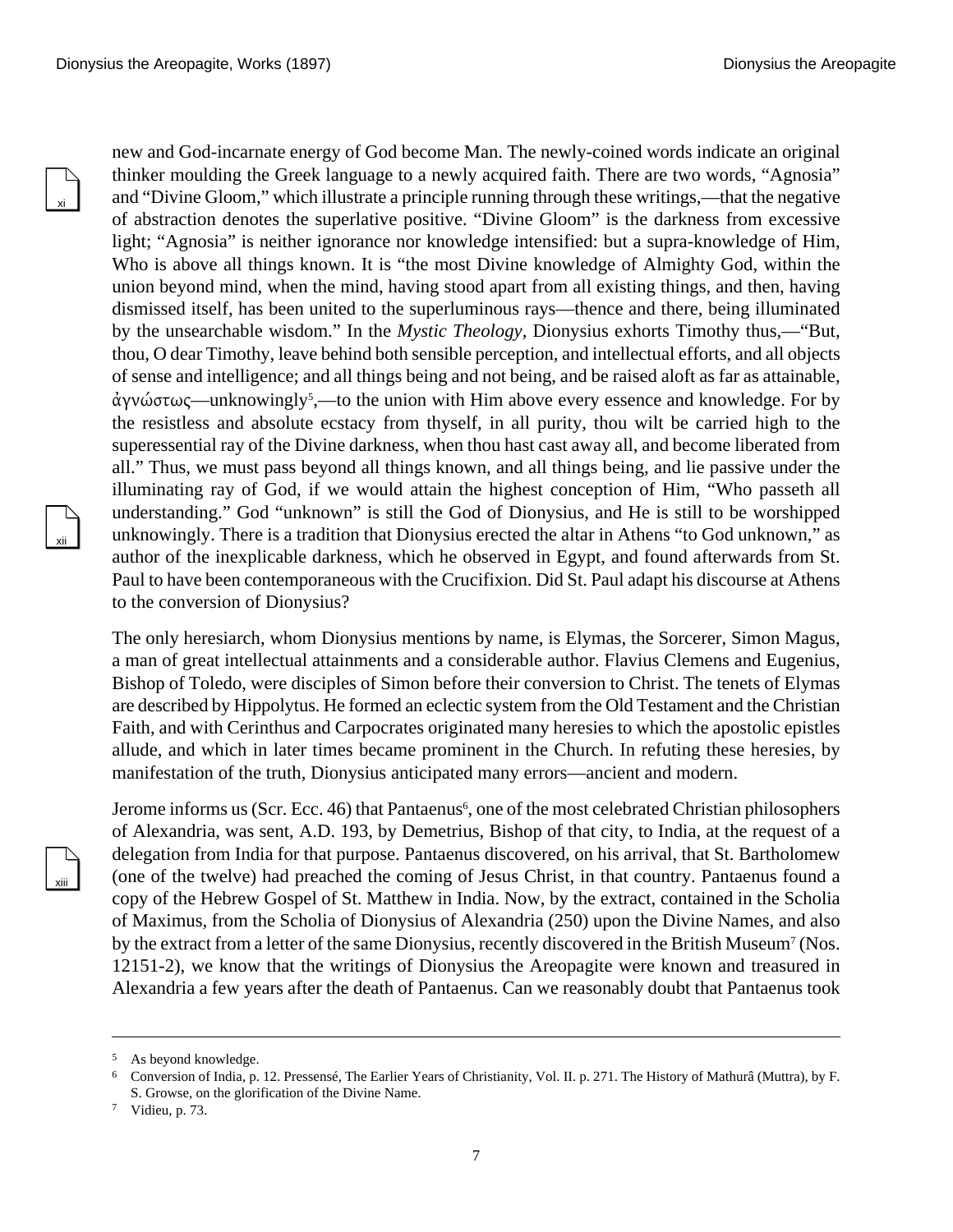new and God-incarnate energy of God become Man. The newly-coined words indicate an original thinker moulding the Greek language to a newly acquired faith. There are two words, "Agnosia" and "Divine Gloom," which illustrate a principle running through these writings,—that the negative of abstraction denotes the superlative positive. "Divine Gloom" is the darkness from excessive light; "Agnosia" is neither ignorance nor knowledge intensified: but a supra-knowledge of Him, Who is above all things known. It is "the most Divine knowledge of Almighty God, within the union beyond mind, when the mind, having stood apart from all existing things, and then, having dismissed itself, has been united to the superluminous rays—thence and there, being illuminated by the unsearchable wisdom." In the *Mystic Theology*, Dionysius exhorts Timothy thus,—"But, thou, O dear Timothy, leave behind both sensible perception, and intellectual efforts, and all objects of sense and intelligence; and all things being and not being, and be raised aloft as far as attainable, ἀγνώστως—unknowingly[5],—to the union with Him above every essence and knowledge. For by the resistless and absolute ecstacy from thyself, in all purity, thou wilt be carried high to the superessential ray of the Divine darkness, when thou hast cast away all, and become liberated from all." Thus, we must pass beyond all things known, and all things being, and lie passive under the illuminating ray of God, if we would attain the highest conception of Him, "Who passeth all understanding." God "unknown" is still the God of Dionysius, and He is still to be worshipped unknowingly. There is a tradition that Dionysius erected the altar in Athens "to God unknown," as author of the inexplicable darkness, which he observed in Egypt, and found afterwards from St. Paul to have been contemporaneous with the Crucifixion. Did St. Paul adapt his discourse at Athens to the conversion of Dionysius?

The only heresiarch, whom Dionysius mentions by name, is Elymas, the Sorcerer, Simon Magus, a man of great intellectual attainments and a considerable author. Flavius Clemens and Eugenius, Bishop of Toledo, were disciples of Simon before their conversion to Christ. The tenets of Elymas are described by Hippolytus. He formed an eclectic system from the Old Testament and the Christian Faith, and with Cerinthus and Carpocrates originated many heresies to which the apostolic epistles allude, and which in later times became prominent in the Church. In refuting these heresies, by manifestation of the truth, Dionysius anticipated many errors—ancient and modern.

Jerome informs us (Scr. Ecc. 46) that Pantaenus[6], one of the most celebrated Christian philosophers of Alexandria, was sent, A.D. 193, by Demetrius, Bishop of that city, to India, at the request of a delegation from India for that purpose. Pantaenus discovered, on his arrival, that St. Bartholomew (one of the twelve) had preached the coming of Jesus Christ, in that country. Pantaenus found a copy of the Hebrew Gospel of St. Matthew in India. Now, by the extract, contained in the Scholia of Maximus, from the Scholia of Dionysius of Alexandria (250) upon the Divine Names, and also by the extract from a letter of the same Dionysius, recently discovered in the British Museum[7] (Nos. 12151-2), we know that the writings of Dionysius the Areopagite were known and treasured in Alexandria a few years after the death of Pantaenus. Can we reasonably doubt that Pantaenus took

---

[5] As beyond knowledge.

[6] Conversion of India, p. 12. Pressensé, The Earlier Years of Christianity, Vol. II. p. 271. The History of Mathurâ (Muttra), by F. S. Growse, on the glorification of the Divine Name.

[7] Vidieu, p. 73.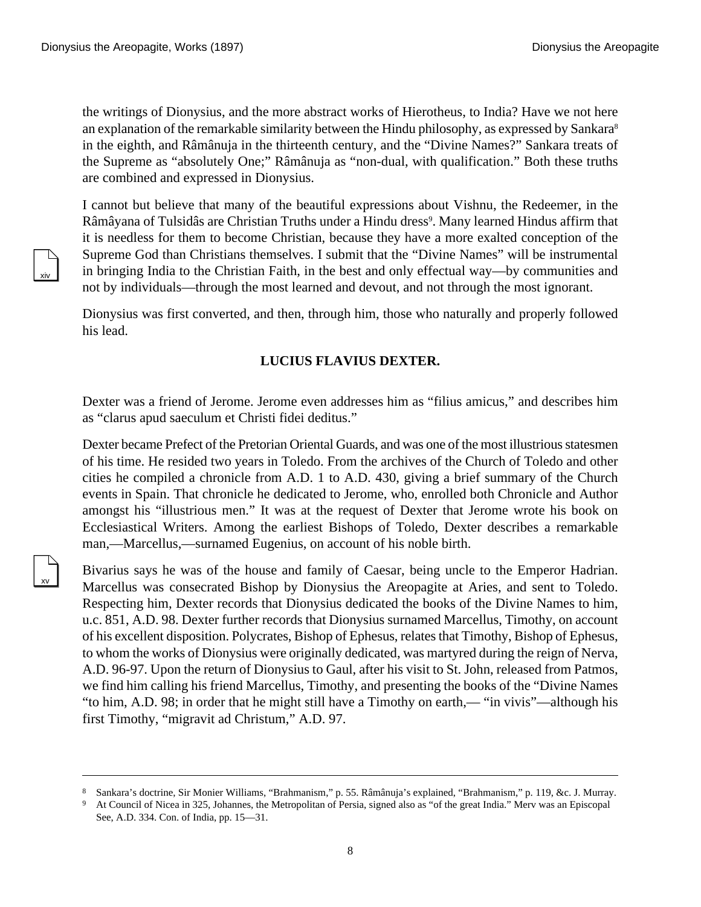the writings of Dionysius, and the more abstract works of Hierotheus, to India? Have we not here an explanation of the remarkable similarity between the Hindu philosophy, as expressed by Sankara[8] in the eighth, and Râmânuja in the thirteenth century, and the “Divine Names?” Sankara treats of the Supreme as “absolutely One;” Râmânuja as “non-dual, with qualification.” Both these truths are combined and expressed in Dionysius.

I cannot but believe that many of the beautiful expressions about Vishnu, the Redeemer, in the Râmâyana of Tulsidâs are Christian Truths under a Hindu dress[9]. Many learned Hindus affirm that it is needless for them to become Christian, because they have a more exalted conception of the Supreme God than Christians themselves. I submit that the “Divine Names” will be instrumental in bringing India to the Christian Faith, in the best and only effectual way—by communities and not by individuals—through the most learned and devout, and not through the most ignorant.

Dionysius was first converted, and then, through him, those who naturally and properly followed his lead.

### LUCIUS FLAVIUS DEXTER.

Dexter was a friend of Jerome. Jerome even addresses him as “filius amicus,” and describes him as “clarus apud saeculum et Christi fidei deditus.”

Dexter became Prefect of the Pretorian Oriental Guards, and was one of the most illustrious statesmen of his time. He resided two years in Toledo. From the archives of the Church of Toledo and other cities he compiled a chronicle from A.D. 1 to A.D. 430, giving a brief summary of the Church events in Spain. That chronicle he dedicated to Jerome, who, enrolled both Chronicle and Author amongst his “illustrious men.” It was at the request of Dexter that Jerome wrote his book on Ecclesiastical Writers. Among the earliest Bishops of Toledo, Dexter describes a remarkable man,—Marcellus,—surnamed Eugenius, on account of his noble birth.

Bivarius says he was of the house and family of Caesar, being uncle to the Emperor Hadrian. Marcellus was consecrated Bishop by Dionysius the Areopagite at Aries, and sent to Toledo. Respecting him, Dexter records that Dionysius dedicated the books of the Divine Names to him, u.c. 851, A.D. 98. Dexter further records that Dionysius surnamed Marcellus, Timothy, on account of his excellent disposition. Polycrates, Bishop of Ephesus, relates that Timothy, Bishop of Ephesus, to whom the works of Dionysius were originally dedicated, was martyred during the reign of Nerva, A.D. 96-97. Upon the return of Dionysius to Gaul, after his visit to St. John, released from Patmos, we find him calling his friend Marcellus, Timothy, and presenting the books of the “Divine Names “to him, A.D. 98; in order that he might still have a Timothy on earth,— “in vivis”—although his first Timothy, “migravit ad Christum,” A.D. 97.

---

[8] Sankara’s doctrine, Sir Monier Williams, “Brahmanism,” p. 55. Râmânuja’s explained, “Brahmanism,” p. 119, &c. J. Murray.

[9] At Council of Nicea in 325, Johannes, the Metropolitan of Persia, signed also as “of the great India.” Merv was an Episcopal See, A.D. 334. Con. of India, pp. 15—31.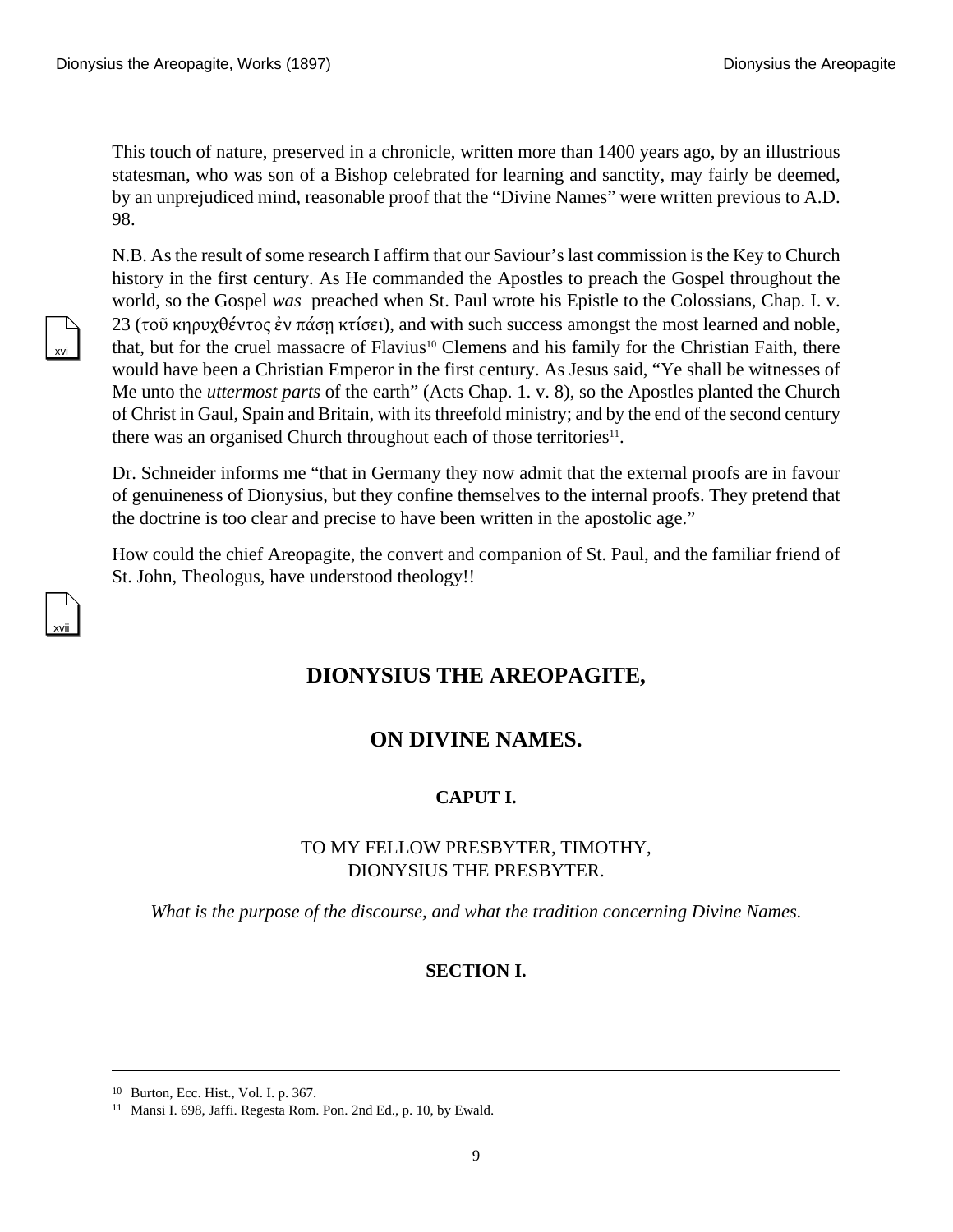This touch of nature, preserved in a chronicle, written more than 1400 years ago, by an illustrious statesman, who was son of a Bishop celebrated for learning and sanctity, may fairly be deemed, by an unprejudiced mind, reasonable proof that the "Divine Names" were written previous to A.D. 98.

N.B. As the result of some research I affirm that our Saviour's last commission is the Key to Church history in the first century. As He commanded the Apostles to preach the Gospel throughout the world, so the Gospel *was* preached when St. Paul wrote his Epistle to the Colossians, Chap. I. v. 23 (τοῦ κηρυχθέντος ἐν πάσῃ κτίσει), and with such success amongst the most learned and noble, that, but for the cruel massacre of Flavius[10] Clemens and his family for the Christian Faith, there would have been a Christian Emperor in the first century. As Jesus said, "Ye shall be witnesses of Me unto the *uttermost parts* of the earth" (Acts Chap. 1. v. 8), so the Apostles planted the Church of Christ in Gaul, Spain and Britain, with its threefold ministry; and by the end of the second century there was an organised Church throughout each of those territories[11].

Dr. Schneider informs me "that in Germany they now admit that the external proofs are in favour of genuineness of Dionysius, but they confine themselves to the internal proofs. They pretend that the doctrine is too clear and precise to have been written in the apostolic age."

How could the chief Areopagite, the convert and companion of St. Paul, and the familiar friend of St. John, Theologus, have understood theology!!

# DIONYSIUS THE AREOPAGITE,

# ON DIVINE NAMES.

## CAPUT I.

TO MY FELLOW PRESBYTER, TIMOTHY,
DIONYSIUS THE PRESBYTER.

*What is the purpose of the discourse, and what the tradition concerning Divine Names.*

### SECTION I.

---

[10] Burton, Ecc. Hist., Vol. I. p. 367.

[11] Mansi I. 698, Jaffi. Regesta Rom. Pon. 2nd Ed., p. 10, by Ewald.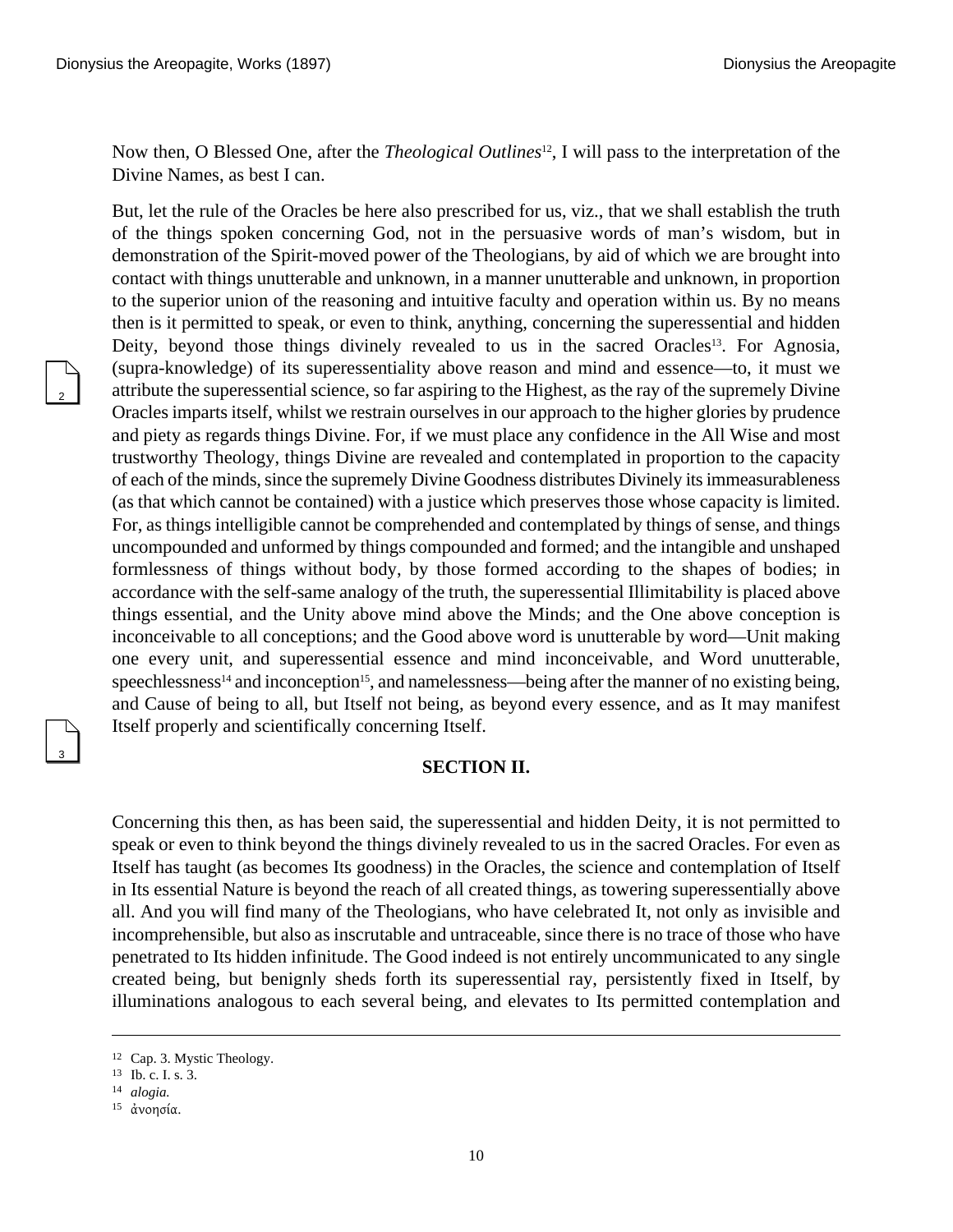Now then, O Blessed One, after the *Theological Outlines*[12], I will pass to the interpretation of the Divine Names, as best I can.

But, let the rule of the Oracles be here also prescribed for us, viz., that we shall establish the truth of the things spoken concerning God, not in the persuasive words of man's wisdom, but in demonstration of the Spirit-moved power of the Theologians, by aid of which we are brought into contact with things unutterable and unknown, in a manner unutterable and unknown, in proportion to the superior union of the reasoning and intuitive faculty and operation within us. By no means then is it permitted to speak, or even to think, anything, concerning the superessential and hidden Deity, beyond those things divinely revealed to us in the sacred Oracles[13]. For Agnosia, (supra-knowledge) of its superessentiality above reason and mind and essence—to, it must we attribute the superessential science, so far aspiring to the Highest, as the ray of the supremely Divine Oracles imparts itself, whilst we restrain ourselves in our approach to the higher glories by prudence and piety as regards things Divine. For, if we must place any confidence in the All Wise and most trustworthy Theology, things Divine are revealed and contemplated in proportion to the capacity of each of the minds, since the supremely Divine Goodness distributes Divinely its immeasurableness (as that which cannot be contained) with a justice which preserves those whose capacity is limited. For, as things intelligible cannot be comprehended and contemplated by things of sense, and things uncompounded and unformed by things compounded and formed; and the intangible and unshaped formlessness of things without body, by those formed according to the shapes of bodies; in accordance with the self-same analogy of the truth, the superessential Illimitability is placed above things essential, and the Unity above mind above the Minds; and the One above conception is inconceivable to all conceptions; and the Good above word is unutterable by word—Unit making one every unit, and superessential essence and mind inconceivable, and Word unutterable, speechlessness[14] and inconception[15], and namelessness—being after the manner of no existing being, and Cause of being to all, but Itself not being, as beyond every essence, and as It may manifest Itself properly and scientifically concerning Itself.

## SECTION II.

Concerning this then, as has been said, the superessential and hidden Deity, it is not permitted to speak or even to think beyond the things divinely revealed to us in the sacred Oracles. For even as Itself has taught (as becomes Its goodness) in the Oracles, the science and contemplation of Itself in Its essential Nature is beyond the reach of all created things, as towering superessentially above all. And you will find many of the Theologians, who have celebrated It, not only as invisible and incomprehensible, but also as inscrutable and untraceable, since there is no trace of those who have penetrated to Its hidden infinitude. The Good indeed is not entirely uncommunicated to any single created being, but benignly sheds forth its superessential ray, persistently fixed in Itself, by illuminations analogous to each several being, and elevates to Its permitted contemplation and

---

[12] Cap. 3. Mystic Theology.

[13] Ib. c. I. s. 3.

[14] *alogia.*

[15] ἀνοησία.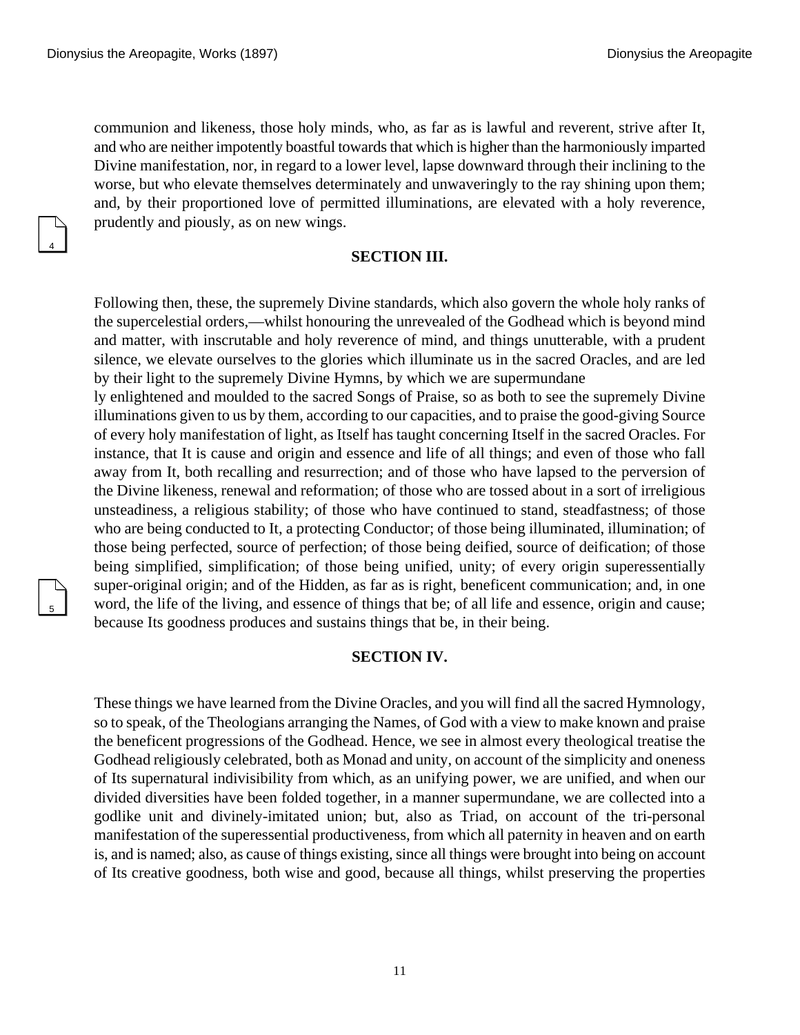communion and likeness, those holy minds, who, as far as is lawful and reverent, strive after It, and who are neither impotently boastful towards that which is higher than the harmoniously imparted Divine manifestation, nor, in regard to a lower level, lapse downward through their inclining to the worse, but who elevate themselves determinately and unwaveringly to the ray shining upon them; and, by their proportioned love of permitted illuminations, are elevated with a holy reverence, prudently and piously, as on new wings.

## SECTION III.

Following then, these, the supremely Divine standards, which also govern the whole holy ranks of the supercelestial orders,—whilst honouring the unrevealed of the Godhead which is beyond mind and matter, with inscrutable and holy reverence of mind, and things unutterable, with a prudent silence, we elevate ourselves to the glories which illuminate us in the sacred Oracles, and are led by their light to the supremely Divine Hymns, by which we are supermundanely enlightened and moulded to the sacred Songs of Praise, so as both to see the supremely Divine illuminations given to us by them, according to our capacities, and to praise the good-giving Source of every holy manifestation of light, as Itself has taught concerning Itself in the sacred Oracles. For instance, that It is cause and origin and essence and life of all things; and even of those who fall away from It, both recalling and resurrection; and of those who have lapsed to the perversion of the Divine likeness, renewal and reformation; of those who are tossed about in a sort of irreligious unsteadiness, a religious stability; of those who have continued to stand, steadfastness; of those who are being conducted to It, a protecting Conductor; of those being illuminated, illumination; of those being perfected, source of perfection; of those being deified, source of deification; of those being simplified, simplification; of those being unified, unity; of every origin superessentially super-original origin; and of the Hidden, as far as is right, beneficent communication; and, in one word, the life of the living, and essence of things that be; of all life and essence, origin and cause; because Its goodness produces and sustains things that be, in their being.

## SECTION IV.

These things we have learned from the Divine Oracles, and you will find all the sacred Hymnology, so to speak, of the Theologians arranging the Names, of God with a view to make known and praise the beneficent progressions of the Godhead. Hence, we see in almost every theological treatise the Godhead religiously celebrated, both as Monad and unity, on account of the simplicity and oneness of Its supernatural indivisibility from which, as an unifying power, we are unified, and when our divided diversities have been folded together, in a manner supermundane, we are collected into a godlike unit and divinely-imitated union; but, also as Triad, on account of the tri-personal manifestation of the superessential productiveness, from which all paternity in heaven and on earth is, and is named; also, as cause of things existing, since all things were brought into being on account of Its creative goodness, both wise and good, because all things, whilst preserving the properties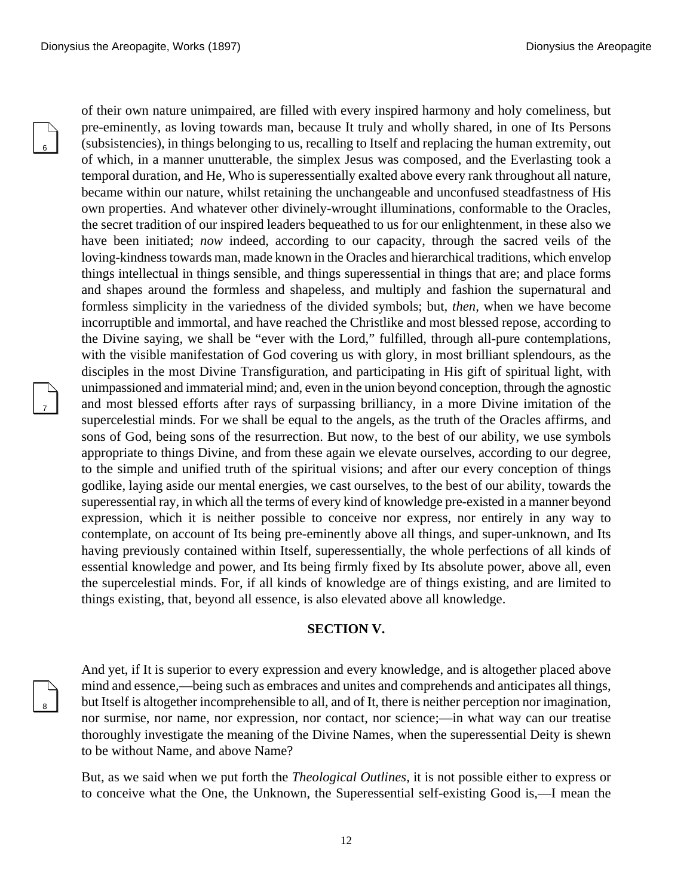of their own nature unimpaired, are filled with every inspired harmony and holy comeliness, but pre-eminently, as loving towards man, because It truly and wholly shared, in one of Its Persons (subsistencies), in things belonging to us, recalling to Itself and replacing the human extremity, out of which, in a manner unutterable, the simplex Jesus was composed, and the Everlasting took a temporal duration, and He, Who is superessentially exalted above every rank throughout all nature, became within our nature, whilst retaining the unchangeable and unconfused steadfastness of His own properties. And whatever other divinely-wrought illuminations, conformable to the Oracles, the secret tradition of our inspired leaders bequeathed to us for our enlightenment, in these also we have been initiated; *now* indeed, according to our capacity, through the sacred veils of the loving-kindness towards man, made known in the Oracles and hierarchical traditions, which envelop things intellectual in things sensible, and things superessential in things that are; and place forms and shapes around the formless and shapeless, and multiply and fashion the supernatural and formless simplicity in the variedness of the divided symbols; but, *then*, when we have become incorruptible and immortal, and have reached the Christlike and most blessed repose, according to the Divine saying, we shall be "ever with the Lord," fulfilled, through all-pure contemplations, with the visible manifestation of God covering us with glory, in most brilliant splendours, as the disciples in the most Divine Transfiguration, and participating in His gift of spiritual light, with unimpassioned and immaterial mind; and, even in the union beyond conception, through the agnostic and most blessed efforts after rays of surpassing brilliancy, in a more Divine imitation of the supercelestial minds. For we shall be equal to the angels, as the truth of the Oracles affirms, and sons of God, being sons of the resurrection. But now, to the best of our ability, we use symbols appropriate to things Divine, and from these again we elevate ourselves, according to our degree, to the simple and unified truth of the spiritual visions; and after our every conception of things godlike, laying aside our mental energies, we cast ourselves, to the best of our ability, towards the superessential ray, in which all the terms of every kind of knowledge pre-existed in a manner beyond expression, which it is neither possible to conceive nor express, nor entirely in any way to contemplate, on account of Its being pre-eminently above all things, and super-unknown, and Its having previously contained within Itself, superessentially, the whole perfections of all kinds of essential knowledge and power, and Its being firmly fixed by Its absolute power, above all, even the supercelestial minds. For, if all kinds of knowledge are of things existing, and are limited to things existing, that, beyond all essence, is also elevated above all knowledge.

## SECTION V.

And yet, if It is superior to every expression and every knowledge, and is altogether placed above mind and essence,—being such as embraces and unites and comprehends and anticipates all things, but Itself is altogether incomprehensible to all, and of It, there is neither perception nor imagination, nor surmise, nor name, nor expression, nor contact, nor science;—in what way can our treatise thoroughly investigate the meaning of the Divine Names, when the superessential Deity is shewn to be without Name, and above Name?

But, as we said when we put forth the *Theological Outlines*, it is not possible either to express or to conceive what the One, the Unknown, the Superessential self-existing Good is,—I mean the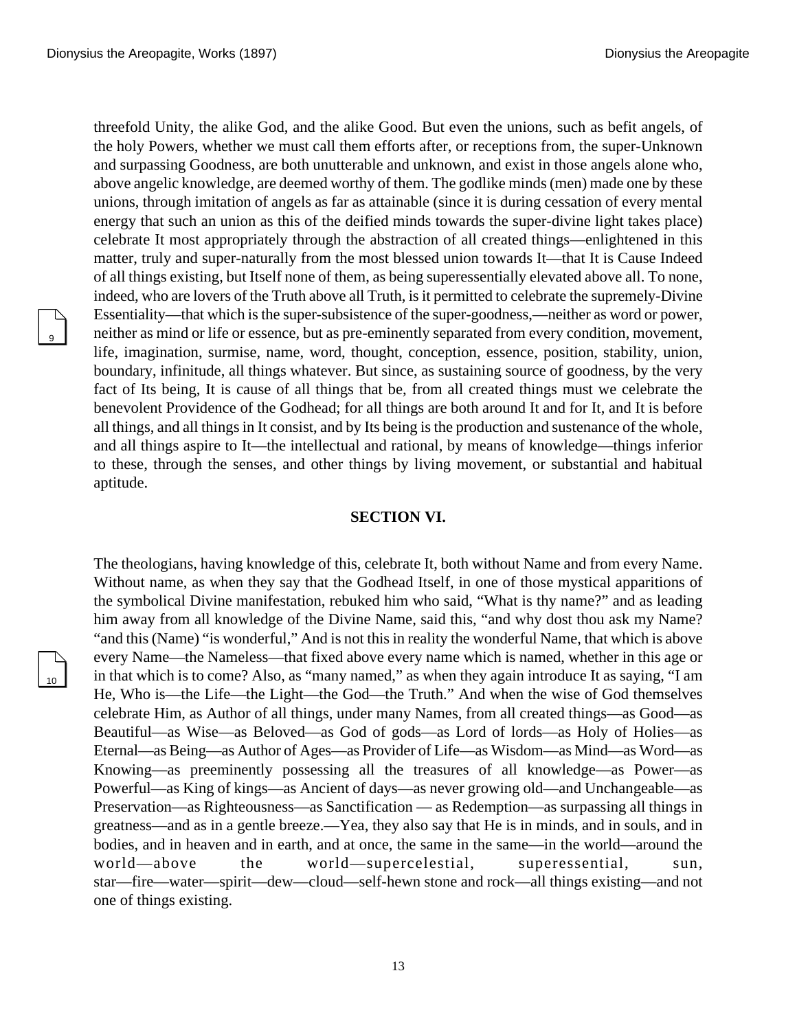threefold Unity, the alike God, and the alike Good. But even the unions, such as befit angels, of the holy Powers, whether we must call them efforts after, or receptions from, the super-Unknown and surpassing Goodness, are both unutterable and unknown, and exist in those angels alone who, above angelic knowledge, are deemed worthy of them. The godlike minds (men) made one by these unions, through imitation of angels as far as attainable (since it is during cessation of every mental energy that such an union as this of the deified minds towards the super-divine light takes place) celebrate It most appropriately through the abstraction of all created things—enlightened in this matter, truly and super-naturally from the most blessed union towards It—that It is Cause Indeed of all things existing, but Itself none of them, as being superessentially elevated above all. To none, indeed, who are lovers of the Truth above all Truth, is it permitted to celebrate the supremely-Divine Essentiality—that which is the super-subsistence of the super-goodness,—neither as word or power, neither as mind or life or essence, but as pre-eminently separated from every condition, movement, life, imagination, surmise, name, word, thought, conception, essence, position, stability, union, boundary, infinitude, all things whatever. But since, as sustaining source of goodness, by the very fact of Its being, It is cause of all things that be, from all created things must we celebrate the benevolent Providence of the Godhead; for all things are both around It and for It, and It is before all things, and all things in It consist, and by Its being is the production and sustenance of the whole, and all things aspire to It—the intellectual and rational, by means of knowledge—things inferior to these, through the senses, and other things by living movement, or substantial and habitual aptitude.

## SECTION VI.

The theologians, having knowledge of this, celebrate It, both without Name and from every Name. Without name, as when they say that the Godhead Itself, in one of those mystical apparitions of the symbolical Divine manifestation, rebuked him who said, "What is thy name?" and as leading him away from all knowledge of the Divine Name, said this, "and why dost thou ask my Name? "and this (Name) "is wonderful," And is not this in reality the wonderful Name, that which is above every Name—the Nameless—that fixed above every name which is named, whether in this age or in that which is to come? Also, as "many named," as when they again introduce It as saying, "I am He, Who is—the Life—the Light—the God—the Truth." And when the wise of God themselves celebrate Him, as Author of all things, under many Names, from all created things—as Good—as Beautiful—as Wise—as Beloved—as God of gods—as Lord of lords—as Holy of Holies—as Eternal—as Being—as Author of Ages—as Provider of Life—as Wisdom—as Mind—as Word—as Knowing—as preeminently possessing all the treasures of all knowledge—as Power—as Powerful—as King of kings—as Ancient of days—as never growing old—and Unchangeable—as Preservation—as Righteousness—as Sanctification — as Redemption—as surpassing all things in greatness—and as in a gentle breeze.—Yea, they also say that He is in minds, and in souls, and in bodies, and in heaven and in earth, and at once, the same in the same—in the world—around the world—above the world—supercelestial, superessential, sun, star—fire—water—spirit—dew—cloud—self-hewn stone and rock—all things existing—and not one of things existing.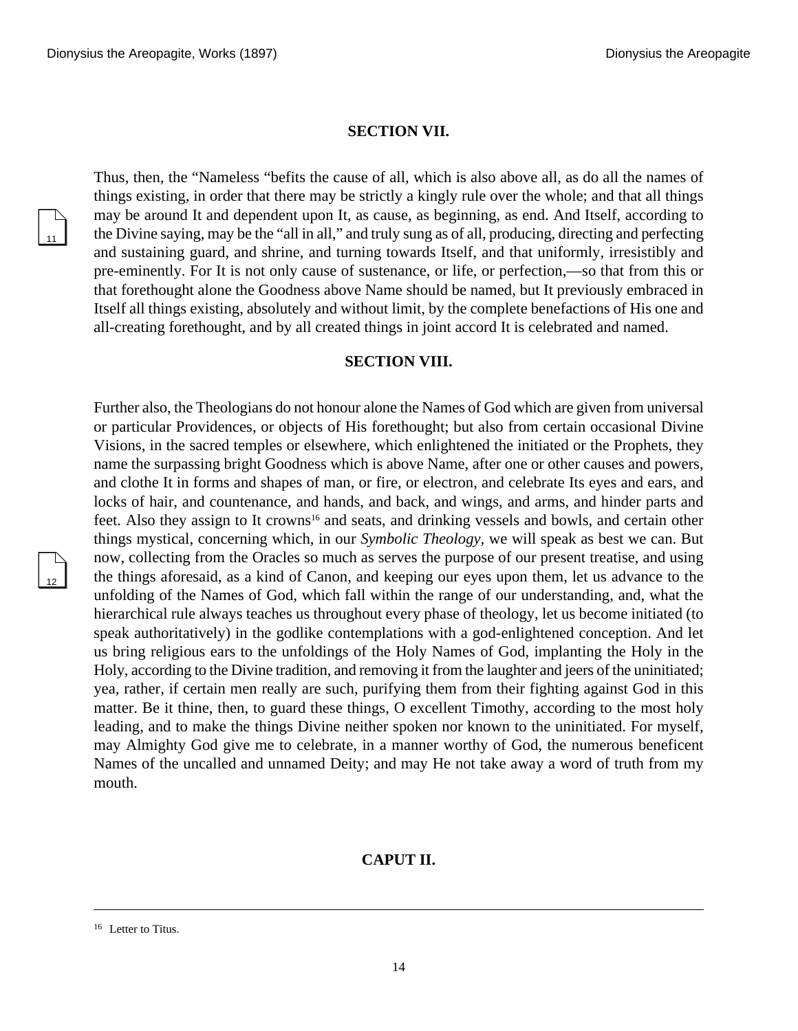### SECTION VII.

Thus, then, the "Nameless "befits the cause of all, which is also above all, as do all the names of things existing, in order that there may be strictly a kingly rule over the whole; and that all things may be around It and dependent upon It, as cause, as beginning, as end. And Itself, according to the Divine saying, may be the "all in all," and truly sung as of all, producing, directing and perfecting and sustaining guard, and shrine, and turning towards Itself, and that uniformly, irresistibly and pre-eminently. For It is not only cause of sustenance, or life, or perfection,—so that from this or that forethought alone the Goodness above Name should be named, but It previously embraced in Itself all things existing, absolutely and without limit, by the complete benefactions of His one and all-creating forethought, and by all created things in joint accord It is celebrated and named.

### SECTION VIII.

Further also, the Theologians do not honour alone the Names of God which are given from universal or particular Providences, or objects of His forethought; but also from certain occasional Divine Visions, in the sacred temples or elsewhere, which enlightened the initiated or the Prophets, they name the surpassing bright Goodness which is above Name, after one or other causes and powers, and clothe It in forms and shapes of man, or fire, or electron, and celebrate Its eyes and ears, and locks of hair, and countenance, and hands, and back, and wings, and arms, and hinder parts and feet. Also they assign to It crowns[16] and seats, and drinking vessels and bowls, and certain other things mystical, concerning which, in our *Symbolic Theology*, we will speak as best we can. But now, collecting from the Oracles so much as serves the purpose of our present treatise, and using the things aforesaid, as a kind of Canon, and keeping our eyes upon them, let us advance to the unfolding of the Names of God, which fall within the range of our understanding, and, what the hierarchical rule always teaches us throughout every phase of theology, let us become initiated (to speak authoritatively) in the godlike contemplations with a god-enlightened conception. And let us bring religious ears to the unfoldings of the Holy Names of God, implanting the Holy in the Holy, according to the Divine tradition, and removing it from the laughter and jeers of the uninitiated; yea, rather, if certain men really are such, purifying them from their fighting against God in this matter. Be it thine, then, to guard these things, O excellent Timothy, according to the most holy leading, and to make the things Divine neither spoken nor known to the uninitiated. For myself, may Almighty God give me to celebrate, in a manner worthy of God, the numerous beneficent Names of the uncalled and unnamed Deity; and may He not take away a word of truth from my mouth.

## CAPUT II.

---

[16] Letter to Titus.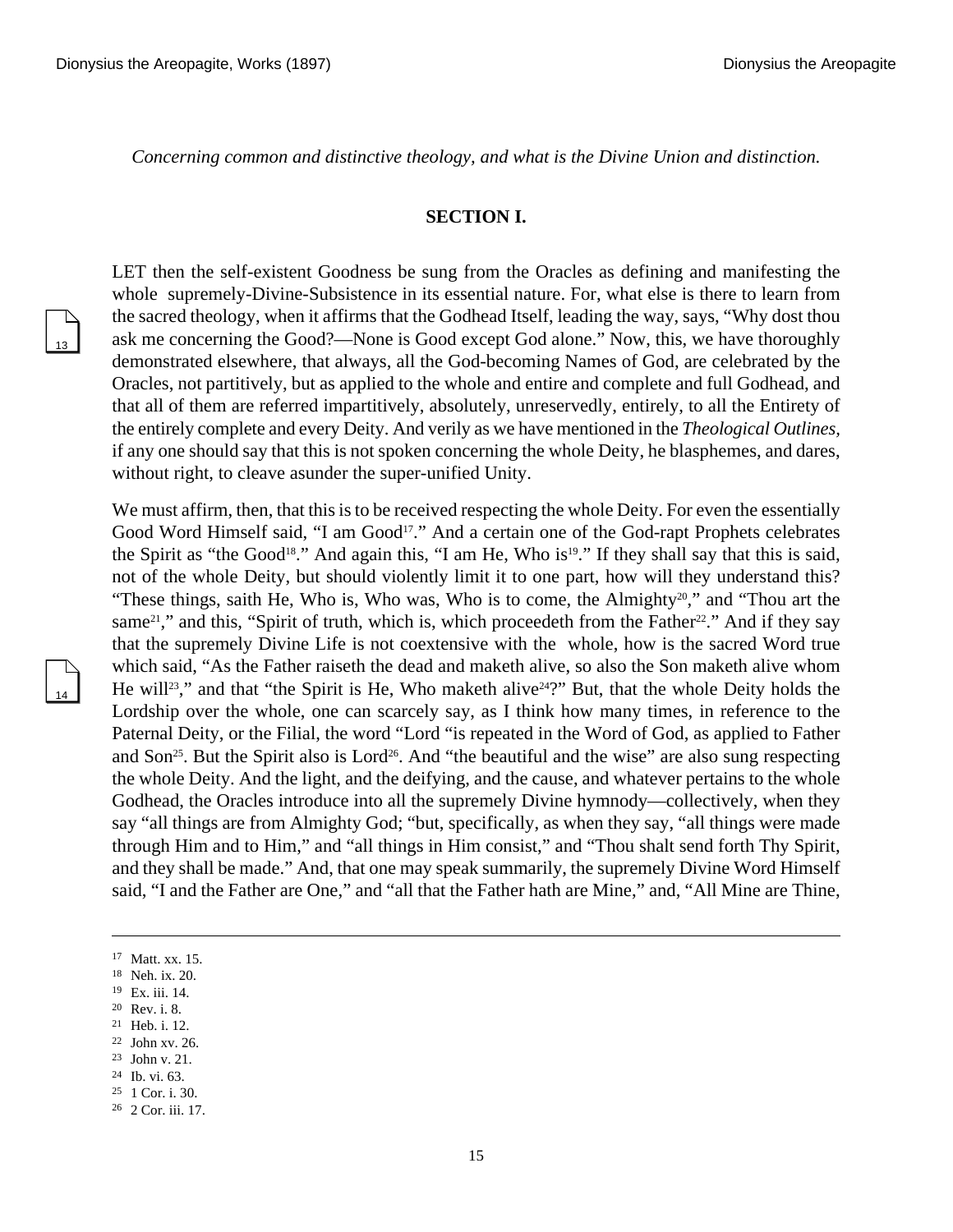*Concerning common and distinctive theology, and what is the Divine Union and distinction.*

### SECTION I.

LET then the self-existent Goodness be sung from the Oracles as defining and manifesting the whole supremely-Divine-Subsistence in its essential nature. For, what else is there to learn from the sacred theology, when it affirms that the Godhead Itself, leading the way, says, "Why dost thou ask me concerning the Good?—None is Good except God alone." Now, this, we have thoroughly demonstrated elsewhere, that always, all the God-becoming Names of God, are celebrated by the Oracles, not partitively, but as applied to the whole and entire and complete and full Godhead, and that all of them are referred impartitively, absolutely, unreservedly, entirely, to all the Entirety of the entirely complete and every Deity. And verily as we have mentioned in the *Theological Outlines*, if any one should say that this is not spoken concerning the whole Deity, he blasphemes, and dares, without right, to cleave asunder the super-unified Unity.

We must affirm, then, that this is to be received respecting the whole Deity. For even the essentially Good Word Himself said, "I am Good[17]." And a certain one of the God-rapt Prophets celebrates the Spirit as "the Good[18]." And again this, "I am He, Who is[19]." If they shall say that this is said, not of the whole Deity, but should violently limit it to one part, how will they understand this? "These things, saith He, Who is, Who was, Who is to come, the Almighty[20]," and "Thou art the same[21]," and this, "Spirit of truth, which is, which proceedeth from the Father[22]." And if they say that the supremely Divine Life is not coextensive with the whole, how is the sacred Word true which said, "As the Father raiseth the dead and maketh alive, so also the Son maketh alive whom He will[23]," and that "the Spirit is He, Who maketh alive[24]?" But, that the whole Deity holds the Lordship over the whole, one can scarcely say, as I think how many times, in reference to the Paternal Deity, or the Filial, the word "Lord "is repeated in the Word of God, as applied to Father and Son[25]. But the Spirit also is Lord[26]. And "the beautiful and the wise" are also sung respecting the whole Deity. And the light, and the deifying, and the cause, and whatever pertains to the whole Godhead, the Oracles introduce into all the supremely Divine hymnody—collectively, when they say "all things are from Almighty God; "but, specifically, as when they say, "all things were made through Him and to Him," and "all things in Him consist," and "Thou shalt send forth Thy Spirit, and they shall be made." And, that one may speak summarily, the supremely Divine Word Himself said, "I and the Father are One," and "all that the Father hath are Mine," and, "All Mine are Thine,

---

[17] Matt. xx. 15.
[18] Neh. ix. 20.
[19] Ex. iii. 14.
[20] Rev. i. 8.
[21] Heb. i. 12.
[22] John xv. 26.
[23] John v. 21.
[24] Ib. vi. 63.
[25] 1 Cor. i. 30.
[26] 2 Cor. iii. 17.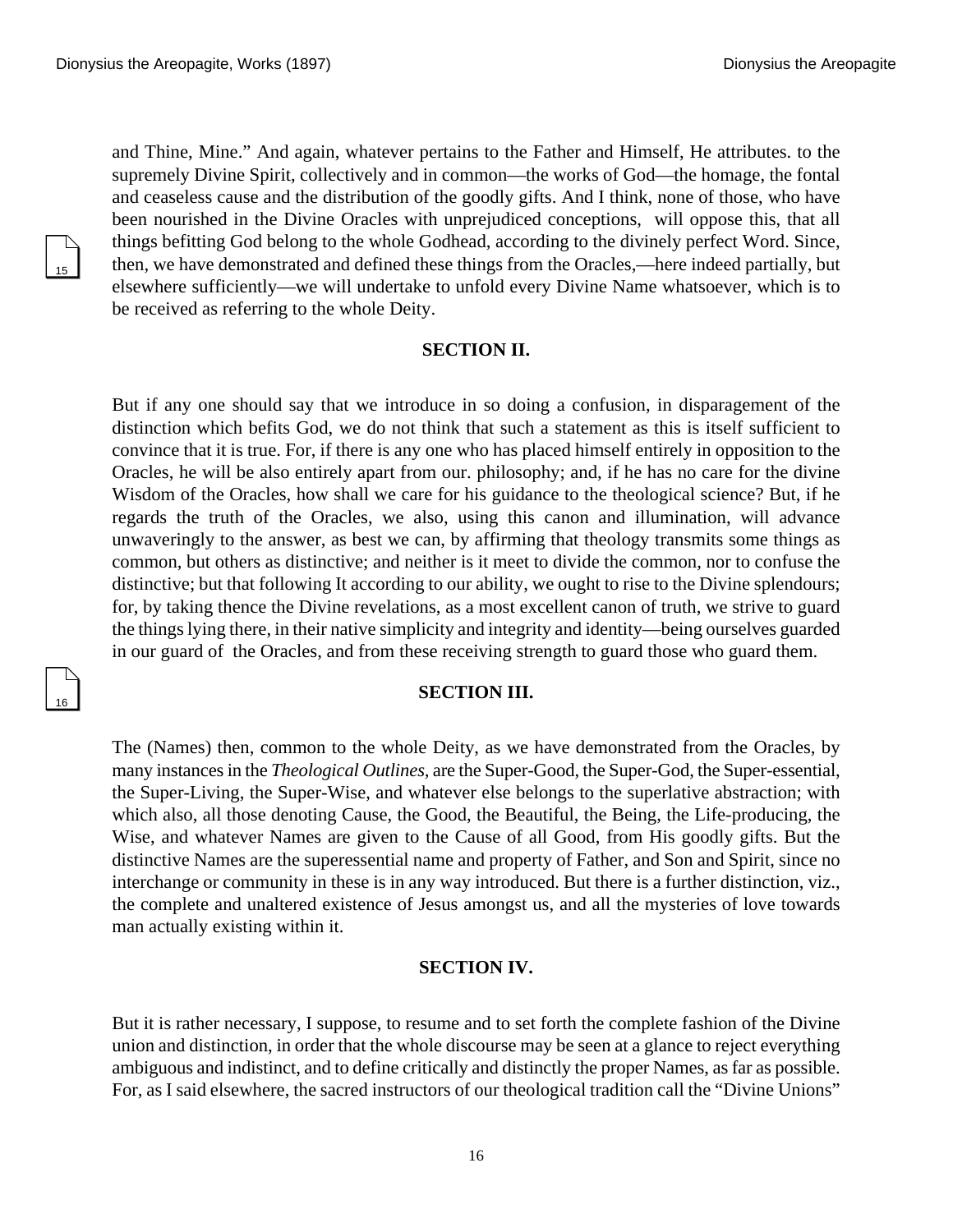and Thine, Mine." And again, whatever pertains to the Father and Himself, He attributes. to the supremely Divine Spirit, collectively and in common—the works of God—the homage, the fontal and ceaseless cause and the distribution of the goodly gifts. And I think, none of those, who have been nourished in the Divine Oracles with unprejudiced conceptions, will oppose this, that all things befitting God belong to the whole Godhead, according to the divinely perfect Word. Since, then, we have demonstrated and defined these things from the Oracles,—here indeed partially, but elsewhere sufficiently—we will undertake to unfold every Divine Name whatsoever, which is to be received as referring to the whole Deity.

## SECTION II.

But if any one should say that we introduce in so doing a confusion, in disparagement of the distinction which befits God, we do not think that such a statement as this is itself sufficient to convince that it is true. For, if there is any one who has placed himself entirely in opposition to the Oracles, he will be also entirely apart from our. philosophy; and, if he has no care for the divine Wisdom of the Oracles, how shall we care for his guidance to the theological science? But, if he regards the truth of the Oracles, we also, using this canon and illumination, will advance unwaveringly to the answer, as best we can, by affirming that theology transmits some things as common, but others as distinctive; and neither is it meet to divide the common, nor to confuse the distinctive; but that following It according to our ability, we ought to rise to the Divine splendours; for, by taking thence the Divine revelations, as a most excellent canon of truth, we strive to guard the things lying there, in their native simplicity and integrity and identity—being ourselves guarded in our guard of the Oracles, and from these receiving strength to guard those who guard them.

## SECTION III.

The (Names) then, common to the whole Deity, as we have demonstrated from the Oracles, by many instances in the *Theological Outlines,* are the Super-Good, the Super-God, the Super-essential, the Super-Living, the Super-Wise, and whatever else belongs to the superlative abstraction; with which also, all those denoting Cause, the Good, the Beautiful, the Being, the Life-producing, the Wise, and whatever Names are given to the Cause of all Good, from His goodly gifts. But the distinctive Names are the superessential name and property of Father, and Son and Spirit, since no interchange or community in these is in any way introduced. But there is a further distinction, viz., the complete and unaltered existence of Jesus amongst us, and all the mysteries of love towards man actually existing within it.

## SECTION IV.

But it is rather necessary, I suppose, to resume and to set forth the complete fashion of the Divine union and distinction, in order that the whole discourse may be seen at a glance to reject everything ambiguous and indistinct, and to define critically and distinctly the proper Names, as far as possible. For, as I said elsewhere, the sacred instructors of our theological tradition call the "Divine Unions"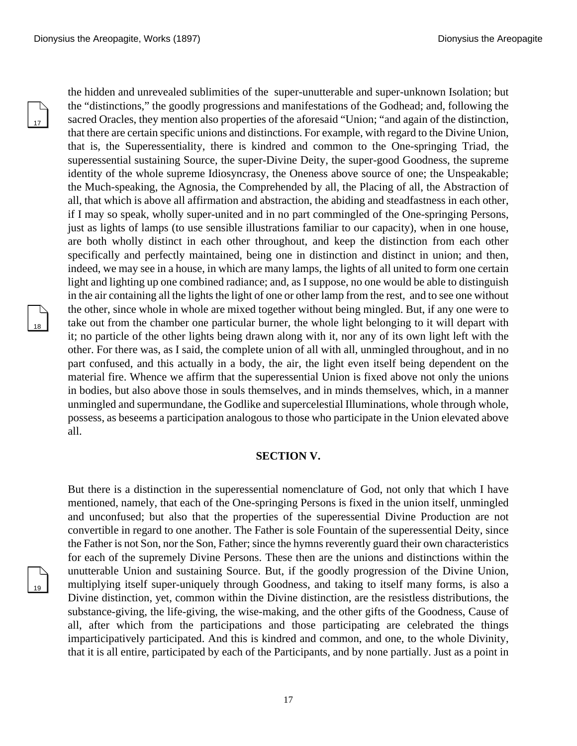the hidden and unrevealed sublimities of the super-unutterable and super-unknown Isolation; but the "distinctions," the goodly progressions and manifestations of the Godhead; and, following the sacred Oracles, they mention also properties of the aforesaid "Union; "and again of the distinction, that there are certain specific unions and distinctions. For example, with regard to the Divine Union, that is, the Superessentiality, there is kindred and common to the One-springing Triad, the superessential sustaining Source, the super-Divine Deity, the super-good Goodness, the supreme identity of the whole supreme Idiosyncrasy, the Oneness above source of one; the Unspeakable; the Much-speaking, the Agnosia, the Comprehended by all, the Placing of all, the Abstraction of all, that which is above all affirmation and abstraction, the abiding and steadfastness in each other, if I may so speak, wholly super-united and in no part commingled of the One-springing Persons, just as lights of lamps (to use sensible illustrations familiar to our capacity), when in one house, are both wholly distinct in each other throughout, and keep the distinction from each other specifically and perfectly maintained, being one in distinction and distinct in union; and then, indeed, we may see in a house, in which are many lamps, the lights of all united to form one certain light and lighting up one combined radiance; and, as I suppose, no one would be able to distinguish in the air containing all the lights the light of one or other lamp from the rest, and to see one without the other, since whole in whole are mixed together without being mingled. But, if any one were to take out from the chamber one particular burner, the whole light belonging to it will depart with it; no particle of the other lights being drawn along with it, nor any of its own light left with the other. For there was, as I said, the complete union of all with all, unmingled throughout, and in no part confused, and this actually in a body, the air, the light even itself being dependent on the material fire. Whence we affirm that the superessential Union is fixed above not only the unions in bodies, but also above those in souls themselves, and in minds themselves, which, in a manner unmingled and supermundane, the Godlike and supercelestial Illuminations, whole through whole, possess, as beseems a participation analogous to those who participate in the Union elevated above all.

## SECTION V.

But there is a distinction in the superessential nomenclature of God, not only that which I have mentioned, namely, that each of the One-springing Persons is fixed in the union itself, unmingled and unconfused; but also that the properties of the superessential Divine Production are not convertible in regard to one another. The Father is sole Fountain of the superessential Deity, since the Father is not Son, nor the Son, Father; since the hymns reverently guard their own characteristics for each of the supremely Divine Persons. These then are the unions and distinctions within the unutterable Union and sustaining Source. But, if the goodly progression of the Divine Union, multiplying itself super-uniquely through Goodness, and taking to itself many forms, is also a Divine distinction, yet, common within the Divine distinction, are the resistless distributions, the substance-giving, the life-giving, the wise-making, and the other gifts of the Goodness, Cause of all, after which from the participations and those participating are celebrated the things imparticipatively participated. And this is kindred and common, and one, to the whole Divinity, that it is all entire, participated by each of the Participants, and by none partially. Just as a point in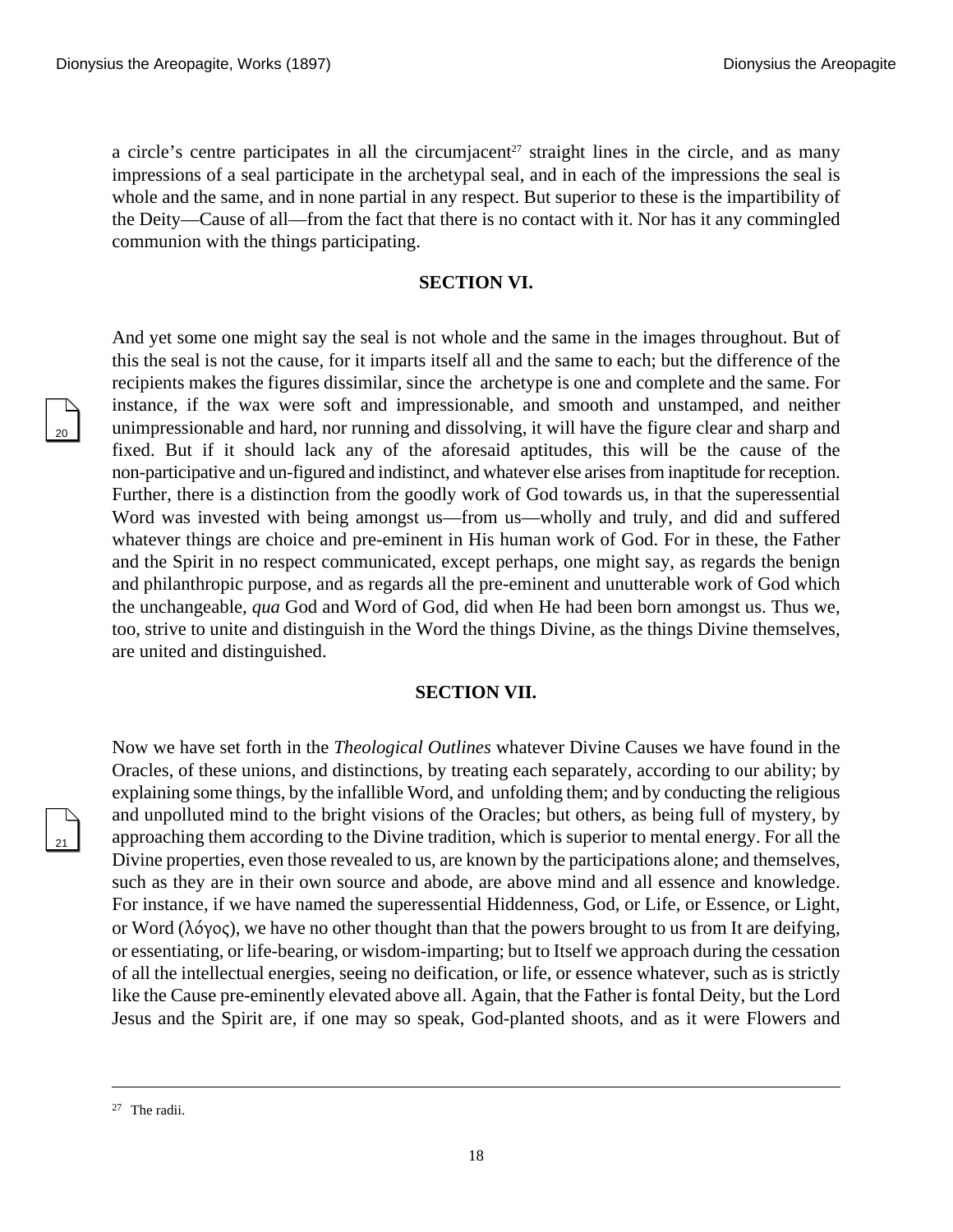a circle's centre participates in all the circumjacent[27] straight lines in the circle, and as many impressions of a seal participate in the archetypal seal, and in each of the impressions the seal is whole and the same, and in none partial in any respect. But superior to these is the impartibility of the Deity—Cause of all—from the fact that there is no contact with it. Nor has it any commingled communion with the things participating.

## SECTION VI.

And yet some one might say the seal is not whole and the same in the images throughout. But of this the seal is not the cause, for it imparts itself all and the same to each; but the difference of the recipients makes the figures dissimilar, since the archetype is one and complete and the same. For instance, if the wax were soft and impressionable, and smooth and unstamped, and neither unimpressionable and hard, nor running and dissolving, it will have the figure clear and sharp and fixed. But if it should lack any of the aforesaid aptitudes, this will be the cause of the non-participative and un-figured and indistinct, and whatever else arises from inaptitude for reception. Further, there is a distinction from the goodly work of God towards us, in that the superessential Word was invested with being amongst us—from us—wholly and truly, and did and suffered whatever things are choice and pre-eminent in His human work of God. For in these, the Father and the Spirit in no respect communicated, except perhaps, one might say, as regards the benign and philanthropic purpose, and as regards all the pre-eminent and unutterable work of God which the unchangeable, *qua* God and Word of God, did when He had been born amongst us. Thus we, too, strive to unite and distinguish in the Word the things Divine, as the things Divine themselves, are united and distinguished.

## SECTION VII.

Now we have set forth in the *Theological Outlines* whatever Divine Causes we have found in the Oracles, of these unions, and distinctions, by treating each separately, according to our ability; by explaining some things, by the infallible Word, and unfolding them; and by conducting the religious and unpolluted mind to the bright visions of the Oracles; but others, as being full of mystery, by approaching them according to the Divine tradition, which is superior to mental energy. For all the Divine properties, even those revealed to us, are known by the participations alone; and themselves, such as they are in their own source and abode, are above mind and all essence and knowledge. For instance, if we have named the superessential Hiddenness, God, or Life, or Essence, or Light, or Word (λόγος), we have no other thought than that the powers brought to us from It are deifying, or essentiating, or life-bearing, or wisdom-imparting; but to Itself we approach during the cessation of all the intellectual energies, seeing no deification, or life, or essence whatever, such as is strictly like the Cause pre-eminently elevated above all. Again, that the Father is fontal Deity, but the Lord Jesus and the Spirit are, if one may so speak, God-planted shoots, and as it were Flowers and

---

[27] The radii.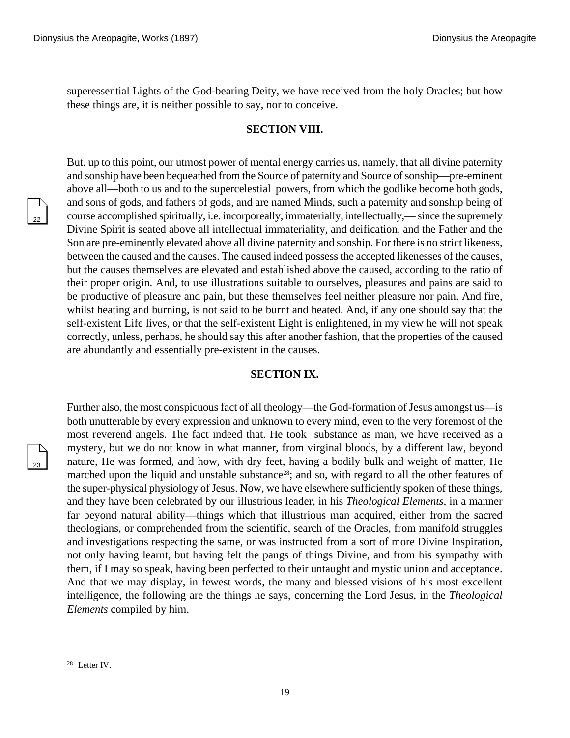superessential Lights of the God-bearing Deity, we have received from the holy Oracles; but how these things are, it is neither possible to say, nor to conceive.

### SECTION VIII.

But. up to this point, our utmost power of mental energy carries us, namely, that all divine paternity and sonship have been bequeathed from the Source of paternity and Source of sonship—pre-eminent above all—both to us and to the supercelestial powers, from which the godlike become both gods, and sons of gods, and fathers of gods, and are named Minds, such a paternity and sonship being of course accomplished spiritually, i.e. incorporeally, immaterially, intellectually,— since the supremely Divine Spirit is seated above all intellectual immateriality, and deification, and the Father and the Son are pre-eminently elevated above all divine paternity and sonship. For there is no strict likeness, between the caused and the causes. The caused indeed possess the accepted likenesses of the causes, but the causes themselves are elevated and established above the caused, according to the ratio of their proper origin. And, to use illustrations suitable to ourselves, pleasures and pains are said to be productive of pleasure and pain, but these themselves feel neither pleasure nor pain. And fire, whilst heating and burning, is not said to be burnt and heated. And, if any one should say that the self-existent Life lives, or that the self-existent Light is enlightened, in my view he will not speak correctly, unless, perhaps, he should say this after another fashion, that the properties of the caused are abundantly and essentially pre-existent in the causes.

### SECTION IX.

Further also, the most conspicuous fact of all theology—the God-formation of Jesus amongst us—is both unutterable by every expression and unknown to every mind, even to the very foremost of the most reverend angels. The fact indeed that. He took substance as man, we have received as a mystery, but we do not know in what manner, from virginal bloods, by a different law, beyond nature, He was formed, and how, with dry feet, having a bodily bulk and weight of matter, He marched upon the liquid and unstable substance[28]; and so, with regard to all the other features of the super-physical physiology of Jesus. Now, we have elsewhere sufficiently spoken of these things, and they have been celebrated by our illustrious leader, in his *Theological Elements,* in a manner far beyond natural ability—things which that illustrious man acquired, either from the sacred theologians, or comprehended from the scientific, search of the Oracles, from manifold struggles and investigations respecting the same, or was instructed from a sort of more Divine Inspiration, not only having learnt, but having felt the pangs of things Divine, and from his sympathy with them, if I may so speak, having been perfected to their untaught and mystic union and acceptance. And that we may display, in fewest words, the many and blessed visions of his most excellent intelligence, the following are the things he says, concerning the Lord Jesus, in the *Theological Elements* compiled by him.

---

[28] Letter IV.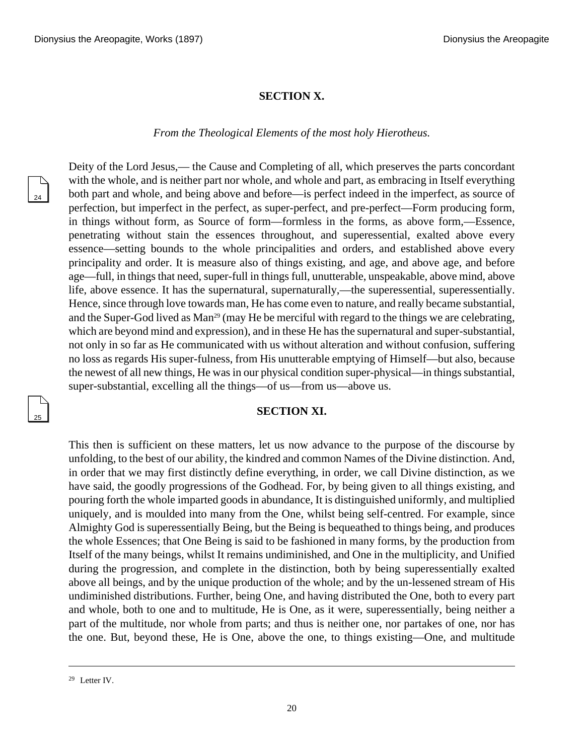## SECTION X.

*From the Theological Elements of the most holy Hierotheus.*

Deity of the Lord Jesus,— the Cause and Completing of all, which preserves the parts concordant with the whole, and is neither part nor whole, and whole and part, as embracing in Itself everything both part and whole, and being above and before—is perfect indeed in the imperfect, as source of perfection, but imperfect in the perfect, as super-perfect, and pre-perfect—Form producing form, in things without form, as Source of form—formless in the forms, as above form,—Essence, penetrating without stain the essences throughout, and superessential, exalted above every essence—setting bounds to the whole principalities and orders, and established above every principality and order. It is measure also of things existing, and age, and above age, and before age—full, in things that need, super-full in things full, unutterable, unspeakable, above mind, above life, above essence. It has the supernatural, supernaturally,—the superessential, superessentially. Hence, since through love towards man, He has come even to nature, and really became substantial, and the Super-God lived as Man[29] (may He be merciful with regard to the things we are celebrating, which are beyond mind and expression), and in these He has the supernatural and super-substantial, not only in so far as He communicated with us without alteration and without confusion, suffering no loss as regards His super-fulness, from His unutterable emptying of Himself—but also, because the newest of all new things, He was in our physical condition super-physical—in things substantial, super-substantial, excelling all the things—of us—from us—above us.

## SECTION XI.

This then is sufficient on these matters, let us now advance to the purpose of the discourse by unfolding, to the best of our ability, the kindred and common Names of the Divine distinction. And, in order that we may first distinctly define everything, in order, we call Divine distinction, as we have said, the goodly progressions of the Godhead. For, by being given to all things existing, and pouring forth the whole imparted goods in abundance, It is distinguished uniformly, and multiplied uniquely, and is moulded into many from the One, whilst being self-centred. For example, since Almighty God is superessentially Being, but the Being is bequeathed to things being, and produces the whole Essences; that One Being is said to be fashioned in many forms, by the production from Itself of the many beings, whilst It remains undiminished, and One in the multiplicity, and Unified during the progression, and complete in the distinction, both by being superessentially exalted above all beings, and by the unique production of the whole; and by the un-lessened stream of His undiminished distributions. Further, being One, and having distributed the One, both to every part and whole, both to one and to multitude, He is One, as it were, superessentially, being neither a part of the multitude, nor whole from parts; and thus is neither one, nor partakes of one, nor has the one. But, beyond these, He is One, above the one, to things existing—One, and multitude

[29] Letter IV.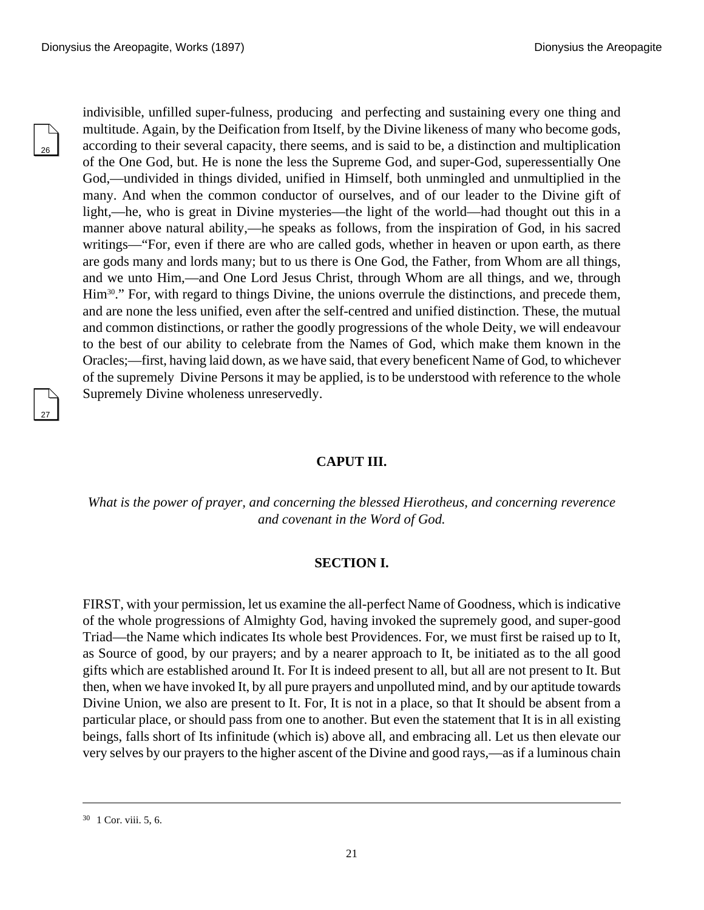indivisible, unfilled super-fulness, producing and perfecting and sustaining every one thing and multitude. Again, by the Deification from Itself, by the Divine likeness of many who become gods, according to their several capacity, there seems, and is said to be, a distinction and multiplication of the One God, but. He is none the less the Supreme God, and super-God, superessentially One God,—undivided in things divided, unified in Himself, both unmingled and unmultiplied in the many. And when the common conductor of ourselves, and of our leader to the Divine gift of light,—he, who is great in Divine mysteries—the light of the world—had thought out this in a manner above natural ability,—he speaks as follows, from the inspiration of God, in his sacred writings—"For, even if there are who are called gods, whether in heaven or upon earth, as there are gods many and lords many; but to us there is One God, the Father, from Whom are all things, and we unto Him,—and One Lord Jesus Christ, through Whom are all things, and we, through Him[30]." For, with regard to things Divine, the unions overrule the distinctions, and precede them, and are none the less unified, even after the self-centred and unified distinction. These, the mutual and common distinctions, or rather the goodly progressions of the whole Deity, we will endeavour to the best of our ability to celebrate from the Names of God, which make them known in the Oracles;—first, having laid down, as we have said, that every beneficent Name of God, to whichever of the supremely Divine Persons it may be applied, is to be understood with reference to the whole Supremely Divine wholeness unreservedly.

## CAPUT III.

*What is the power of prayer, and concerning the blessed Hierotheus, and concerning reverence and covenant in the Word of God.*

### SECTION I.

FIRST, with your permission, let us examine the all-perfect Name of Goodness, which is indicative of the whole progressions of Almighty God, having invoked the supremely good, and super-good Triad—the Name which indicates Its whole best Providences. For, we must first be raised up to It, as Source of good, by our prayers; and by a nearer approach to It, be initiated as to the all good gifts which are established around It. For It is indeed present to all, but all are not present to It. But then, when we have invoked It, by all pure prayers and unpolluted mind, and by our aptitude towards Divine Union, we also are present to It. For, It is not in a place, so that It should be absent from a particular place, or should pass from one to another. But even the statement that It is in all existing beings, falls short of Its infinitude (which is) above all, and embracing all. Let us then elevate our very selves by our prayers to the higher ascent of the Divine and good rays,—as if a luminous chain

---

[30] 1 Cor. viii. 5, 6.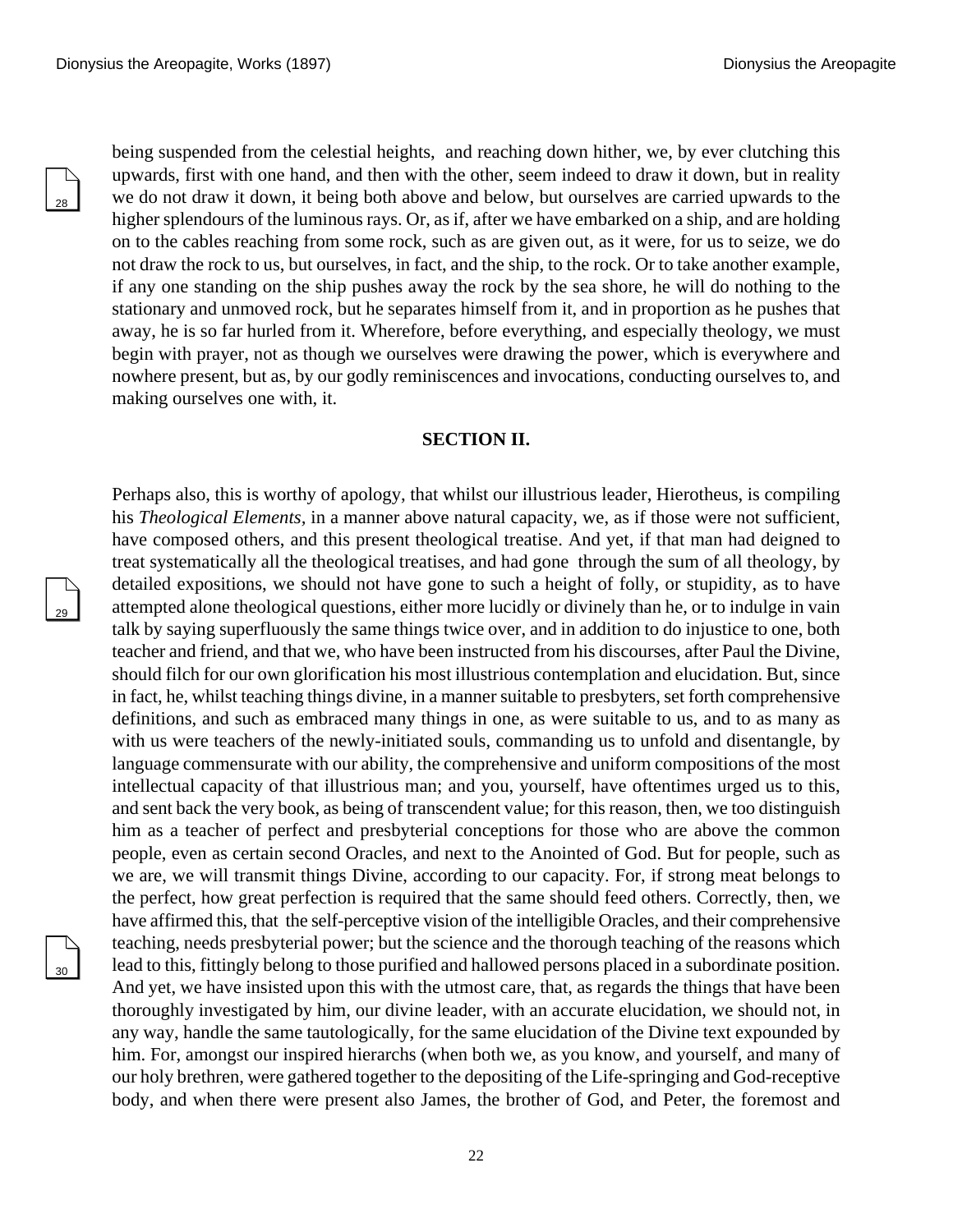being suspended from the celestial heights, and reaching down hither, we, by ever clutching this upwards, first with one hand, and then with the other, seem indeed to draw it down, but in reality we do not draw it down, it being both above and below, but ourselves are carried upwards to the higher splendours of the luminous rays. Or, as if, after we have embarked on a ship, and are holding on to the cables reaching from some rock, such as are given out, as it were, for us to seize, we do not draw the rock to us, but ourselves, in fact, and the ship, to the rock. Or to take another example, if any one standing on the ship pushes away the rock by the sea shore, he will do nothing to the stationary and unmoved rock, but he separates himself from it, and in proportion as he pushes that away, he is so far hurled from it. Wherefore, before everything, and especially theology, we must begin with prayer, not as though we ourselves were drawing the power, which is everywhere and nowhere present, but as, by our godly reminiscences and invocations, conducting ourselves to, and making ourselves one with, it.

## SECTION II.

Perhaps also, this is worthy of apology, that whilst our illustrious leader, Hierotheus, is compiling his *Theological Elements,* in a manner above natural capacity, we, as if those were not sufficient, have composed others, and this present theological treatise. And yet, if that man had deigned to treat systematically all the theological treatises, and had gone through the sum of all theology, by detailed expositions, we should not have gone to such a height of folly, or stupidity, as to have attempted alone theological questions, either more lucidly or divinely than he, or to indulge in vain talk by saying superfluously the same things twice over, and in addition to do injustice to one, both teacher and friend, and that we, who have been instructed from his discourses, after Paul the Divine, should filch for our own glorification his most illustrious contemplation and elucidation. But, since in fact, he, whilst teaching things divine, in a manner suitable to presbyters, set forth comprehensive definitions, and such as embraced many things in one, as were suitable to us, and to as many as with us were teachers of the newly-initiated souls, commanding us to unfold and disentangle, by language commensurate with our ability, the comprehensive and uniform compositions of the most intellectual capacity of that illustrious man; and you, yourself, have oftentimes urged us to this, and sent back the very book, as being of transcendent value; for this reason, then, we too distinguish him as a teacher of perfect and presbyterial conceptions for those who are above the common people, even as certain second Oracles, and next to the Anointed of God. But for people, such as we are, we will transmit things Divine, according to our capacity. For, if strong meat belongs to the perfect, how great perfection is required that the same should feed others. Correctly, then, we have affirmed this, that the self-perceptive vision of the intelligible Oracles, and their comprehensive teaching, needs presbyterial power; but the science and the thorough teaching of the reasons which lead to this, fittingly belong to those purified and hallowed persons placed in a subordinate position. And yet, we have insisted upon this with the utmost care, that, as regards the things that have been thoroughly investigated by him, our divine leader, with an accurate elucidation, we should not, in any way, handle the same tautologically, for the same elucidation of the Divine text expounded by him. For, amongst our inspired hierarchs (when both we, as you know, and yourself, and many of our holy brethren, were gathered together to the depositing of the Life-springing and God-receptive body, and when there were present also James, the brother of God, and Peter, the foremost and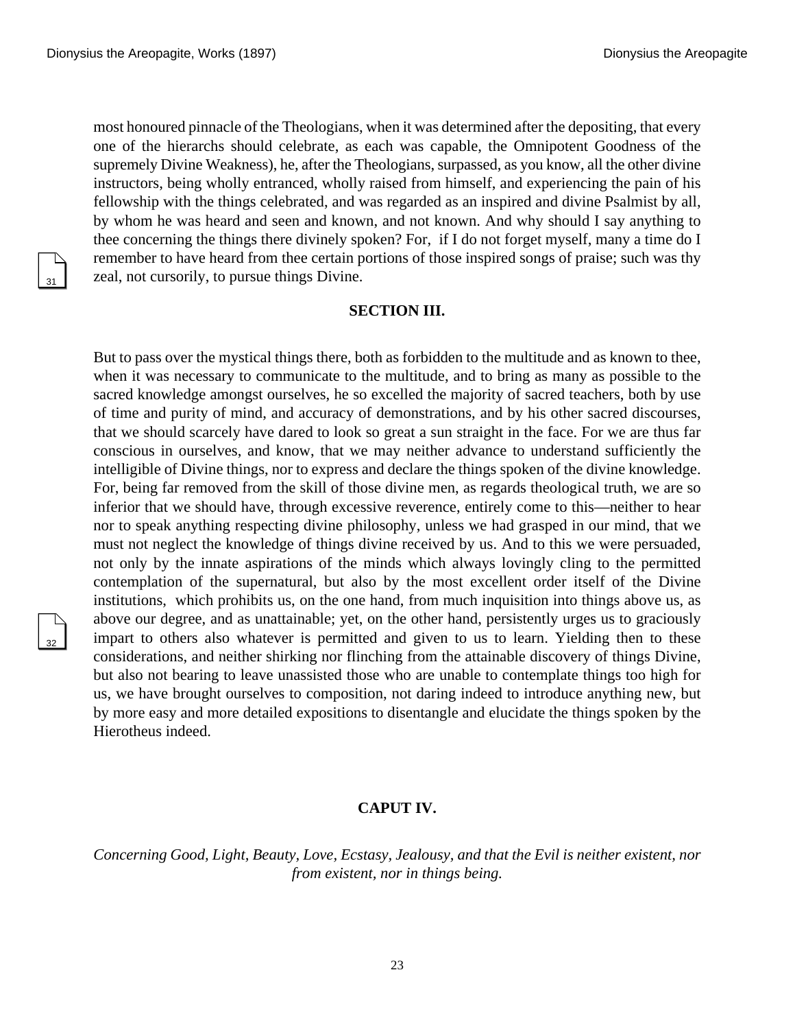most honoured pinnacle of the Theologians, when it was determined after the depositing, that every one of the hierarchs should celebrate, as each was capable, the Omnipotent Goodness of the supremely Divine Weakness), he, after the Theologians, surpassed, as you know, all the other divine instructors, being wholly entranced, wholly raised from himself, and experiencing the pain of his fellowship with the things celebrated, and was regarded as an inspired and divine Psalmist by all, by whom he was heard and seen and known, and not known. And why should I say anything to thee concerning the things there divinely spoken? For, if I do not forget myself, many a time do I remember to have heard from thee certain portions of those inspired songs of praise; such was thy zeal, not cursorily, to pursue things Divine.

### SECTION III.

But to pass over the mystical things there, both as forbidden to the multitude and as known to thee, when it was necessary to communicate to the multitude, and to bring as many as possible to the sacred knowledge amongst ourselves, he so excelled the majority of sacred teachers, both by use of time and purity of mind, and accuracy of demonstrations, and by his other sacred discourses, that we should scarcely have dared to look so great a sun straight in the face. For we are thus far conscious in ourselves, and know, that we may neither advance to understand sufficiently the intelligible of Divine things, nor to express and declare the things spoken of the divine knowledge. For, being far removed from the skill of those divine men, as regards theological truth, we are so inferior that we should have, through excessive reverence, entirely come to this—neither to hear nor to speak anything respecting divine philosophy, unless we had grasped in our mind, that we must not neglect the knowledge of things divine received by us. And to this we were persuaded, not only by the innate aspirations of the minds which always lovingly cling to the permitted contemplation of the supernatural, but also by the most excellent order itself of the Divine institutions, which prohibits us, on the one hand, from much inquisition into things above us, as above our degree, and as unattainable; yet, on the other hand, persistently urges us to graciously impart to others also whatever is permitted and given to us to learn. Yielding then to these considerations, and neither shirking nor flinching from the attainable discovery of things Divine, but also not bearing to leave unassisted those who are unable to contemplate things too high for us, we have brought ourselves to composition, not daring indeed to introduce anything new, but by more easy and more detailed expositions to disentangle and elucidate the things spoken by the Hierotheus indeed.

## CAPUT IV.

*Concerning Good, Light, Beauty, Love, Ecstasy, Jealousy, and that the Evil is neither existent, nor from existent, nor in things being.*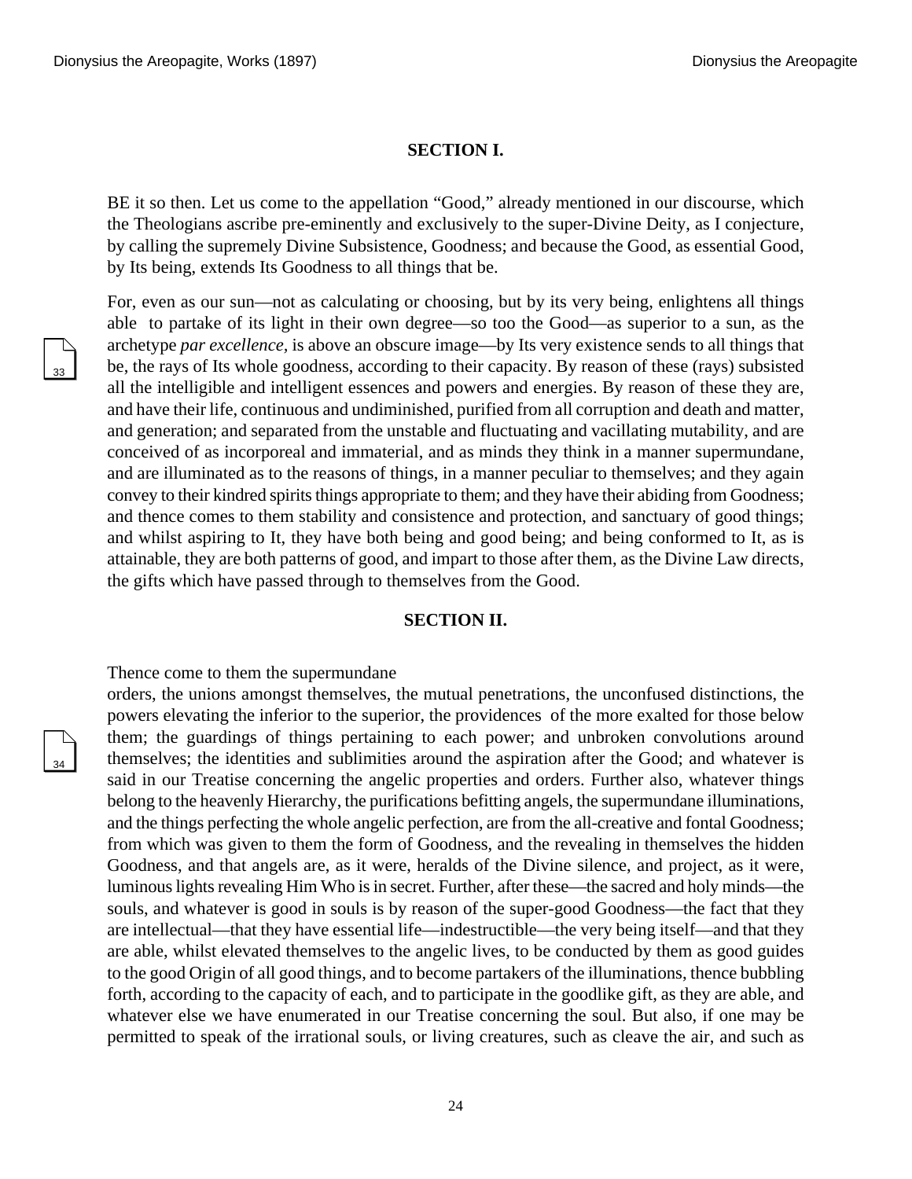### SECTION I.

BE it so then. Let us come to the appellation "Good," already mentioned in our discourse, which the Theologians ascribe pre-eminently and exclusively to the super-Divine Deity, as I conjecture, by calling the supremely Divine Subsistence, Goodness; and because the Good, as essential Good, by Its being, extends Its Goodness to all things that be.

For, even as our sun—not as calculating or choosing, but by its very being, enlightens all things able to partake of its light in their own degree—so too the Good—as superior to a sun, as the archetype *par excellence,* is above an obscure image—by Its very existence sends to all things that be, the rays of Its whole goodness, according to their capacity. By reason of these (rays) subsisted all the intelligible and intelligent essences and powers and energies. By reason of these they are, and have their life, continuous and undiminished, purified from all corruption and death and matter, and generation; and separated from the unstable and fluctuating and vacillating mutability, and are conceived of as incorporeal and immaterial, and as minds they think in a manner supermundane, and are illuminated as to the reasons of things, in a manner peculiar to themselves; and they again convey to their kindred spirits things appropriate to them; and they have their abiding from Goodness; and thence comes to them stability and consistence and protection, and sanctuary of good things; and whilst aspiring to It, they have both being and good being; and being conformed to It, as is attainable, they are both patterns of good, and impart to those after them, as the Divine Law directs, the gifts which have passed through to themselves from the Good.

### SECTION II.

Thence come to them the supermundane orders, the unions amongst themselves, the mutual penetrations, the unconfused distinctions, the powers elevating the inferior to the superior, the providences of the more exalted for those below them; the guardings of things pertaining to each power; and unbroken convolutions around themselves; the identities and sublimities around the aspiration after the Good; and whatever is said in our Treatise concerning the angelic properties and orders. Further also, whatever things belong to the heavenly Hierarchy, the purifications befitting angels, the supermundane illuminations, and the things perfecting the whole angelic perfection, are from the all-creative and fontal Goodness; from which was given to them the form of Goodness, and the revealing in themselves the hidden Goodness, and that angels are, as it were, heralds of the Divine silence, and project, as it were, luminous lights revealing Him Who is in secret. Further, after these—the sacred and holy minds—the souls, and whatever is good in souls is by reason of the super-good Goodness—the fact that they are intellectual—that they have essential life—indestructible—the very being itself—and that they are able, whilst elevated themselves to the angelic lives, to be conducted by them as good guides to the good Origin of all good things, and to become partakers of the illuminations, thence bubbling forth, according to the capacity of each, and to participate in the goodlike gift, as they are able, and whatever else we have enumerated in our Treatise concerning the soul. But also, if one may be permitted to speak of the irrational souls, or living creatures, such as cleave the air, and such as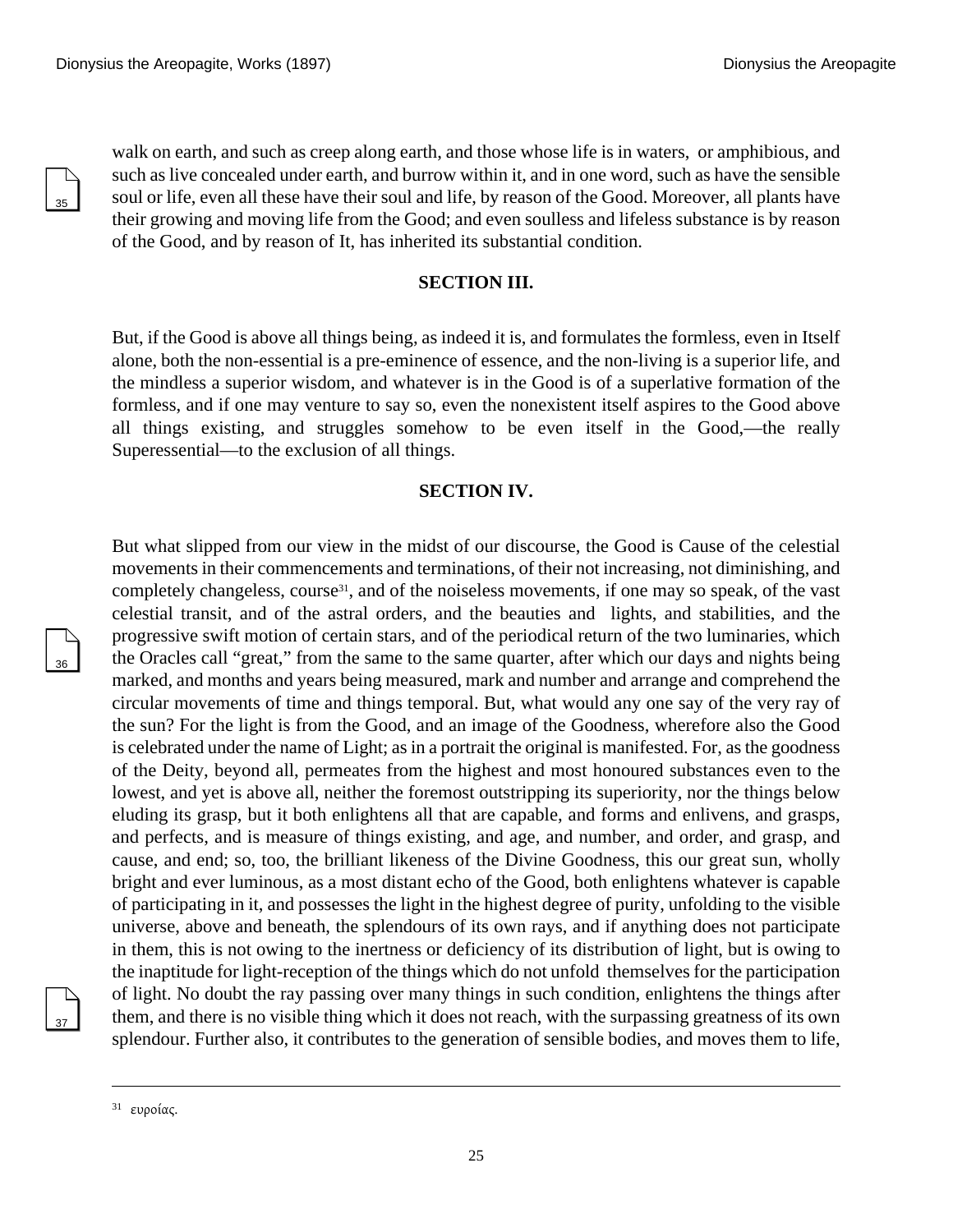walk on earth, and such as creep along earth, and those whose life is in waters, or amphibious, and such as live concealed under earth, and burrow within it, and in one word, such as have the sensible soul or life, even all these have their soul and life, by reason of the Good. Moreover, all plants have their growing and moving life from the Good; and even soulless and lifeless substance is by reason of the Good, and by reason of It, has inherited its substantial condition.

### SECTION III.

But, if the Good is above all things being, as indeed it is, and formulates the formless, even in Itself alone, both the non-essential is a pre-eminence of essence, and the non-living is a superior life, and the mindless a superior wisdom, and whatever is in the Good is of a superlative formation of the formless, and if one may venture to say so, even the nonexistent itself aspires to the Good above all things existing, and struggles somehow to be even itself in the Good,—the really Superessential—to the exclusion of all things.

### SECTION IV.

But what slipped from our view in the midst of our discourse, the Good is Cause of the celestial movements in their commencements and terminations, of their not increasing, not diminishing, and completely changeless, course[31], and of the noiseless movements, if one may so speak, of the vast celestial transit, and of the astral orders, and the beauties and lights, and stabilities, and the progressive swift motion of certain stars, and of the periodical return of the two luminaries, which the Oracles call “great,” from the same to the same quarter, after which our days and nights being marked, and months and years being measured, mark and number and arrange and comprehend the circular movements of time and things temporal. But, what would any one say of the very ray of the sun? For the light is from the Good, and an image of the Goodness, wherefore also the Good is celebrated under the name of Light; as in a portrait the original is manifested. For, as the goodness of the Deity, beyond all, permeates from the highest and most honoured substances even to the lowest, and yet is above all, neither the foremost outstripping its superiority, nor the things below eluding its grasp, but it both enlightens all that are capable, and forms and enlivens, and grasps, and perfects, and is measure of things existing, and age, and number, and order, and grasp, and cause, and end; so, too, the brilliant likeness of the Divine Goodness, this our great sun, wholly bright and ever luminous, as a most distant echo of the Good, both enlightens whatever is capable of participating in it, and possesses the light in the highest degree of purity, unfolding to the visible universe, above and beneath, the splendours of its own rays, and if anything does not participate in them, this is not owing to the inertness or deficiency of its distribution of light, but is owing to the inaptitude for light-reception of the things which do not unfold themselves for the participation of light. No doubt the ray passing over many things in such condition, enlightens the things after them, and there is no visible thing which it does not reach, with the surpassing greatness of its own splendour. Further also, it contributes to the generation of sensible bodies, and moves them to life,

---

[31] ευροίας.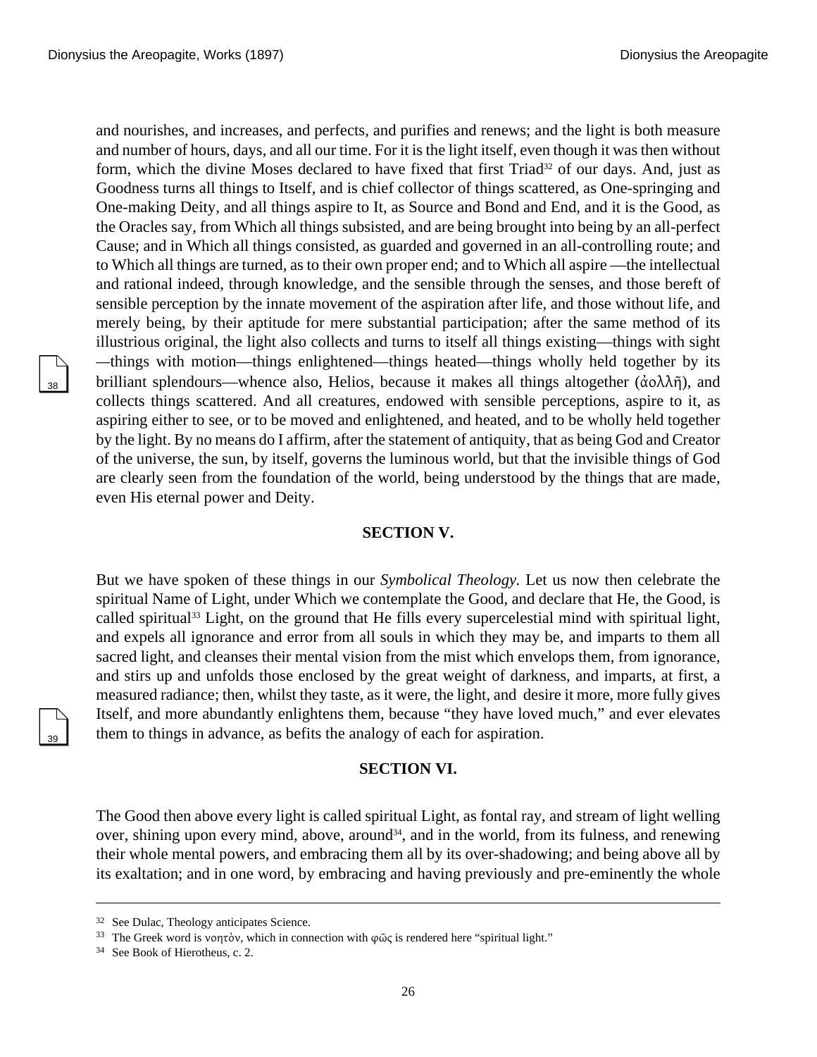and nourishes, and increases, and perfects, and purifies and renews; and the light is both measure and number of hours, days, and all our time. For it is the light itself, even though it was then without form, which the divine Moses declared to have fixed that first Triad[32] of our days. And, just as Goodness turns all things to Itself, and is chief collector of things scattered, as One-springing and One-making Deity, and all things aspire to It, as Source and Bond and End, and it is the Good, as the Oracles say, from Which all things subsisted, and are being brought into being by an all-perfect Cause; and in Which all things consisted, as guarded and governed in an all-controlling route; and to Which all things are turned, as to their own proper end; and to Which all aspire —the intellectual and rational indeed, through knowledge, and the sensible through the senses, and those bereft of sensible perception by the innate movement of the aspiration after life, and those without life, and merely being, by their aptitude for mere substantial participation; after the same method of its illustrious original, the light also collects and turns to itself all things existing—things with sight —things with motion—things enlightened—things heated—things wholly held together by its brilliant splendours—whence also, Helios, because it makes all things altogether (ἀολλῆ), and collects things scattered. And all creatures, endowed with sensible perceptions, aspire to it, as aspiring either to see, or to be moved and enlightened, and heated, and to be wholly held together by the light. By no means do I affirm, after the statement of antiquity, that as being God and Creator of the universe, the sun, by itself, governs the luminous world, but that the invisible things of God are clearly seen from the foundation of the world, being understood by the things that are made, even His eternal power and Deity.

## SECTION V.

But we have spoken of these things in our *Symbolical Theology.* Let us now then celebrate the spiritual Name of Light, under Which we contemplate the Good, and declare that He, the Good, is called spiritual[33] Light, on the ground that He fills every supercelestial mind with spiritual light, and expels all ignorance and error from all souls in which they may be, and imparts to them all sacred light, and cleanses their mental vision from the mist which envelops them, from ignorance, and stirs up and unfolds those enclosed by the great weight of darkness, and imparts, at first, a measured radiance; then, whilst they taste, as it were, the light, and desire it more, more fully gives Itself, and more abundantly enlightens them, because "they have loved much," and ever elevates them to things in advance, as befits the analogy of each for aspiration.

## SECTION VI.

The Good then above every light is called spiritual Light, as fontal ray, and stream of light welling over, shining upon every mind, above, around[34], and in the world, from its fulness, and renewing their whole mental powers, and embracing them all by its over-shadowing; and being above all by its exaltation; and in one word, by embracing and having previously and pre-eminently the whole

---

[32] See Dulac, Theology anticipates Science.

[33] The Greek word is νοητὸν, which in connection with φῶς is rendered here "spiritual light."

[34] See Book of Hierotheus, c. 2.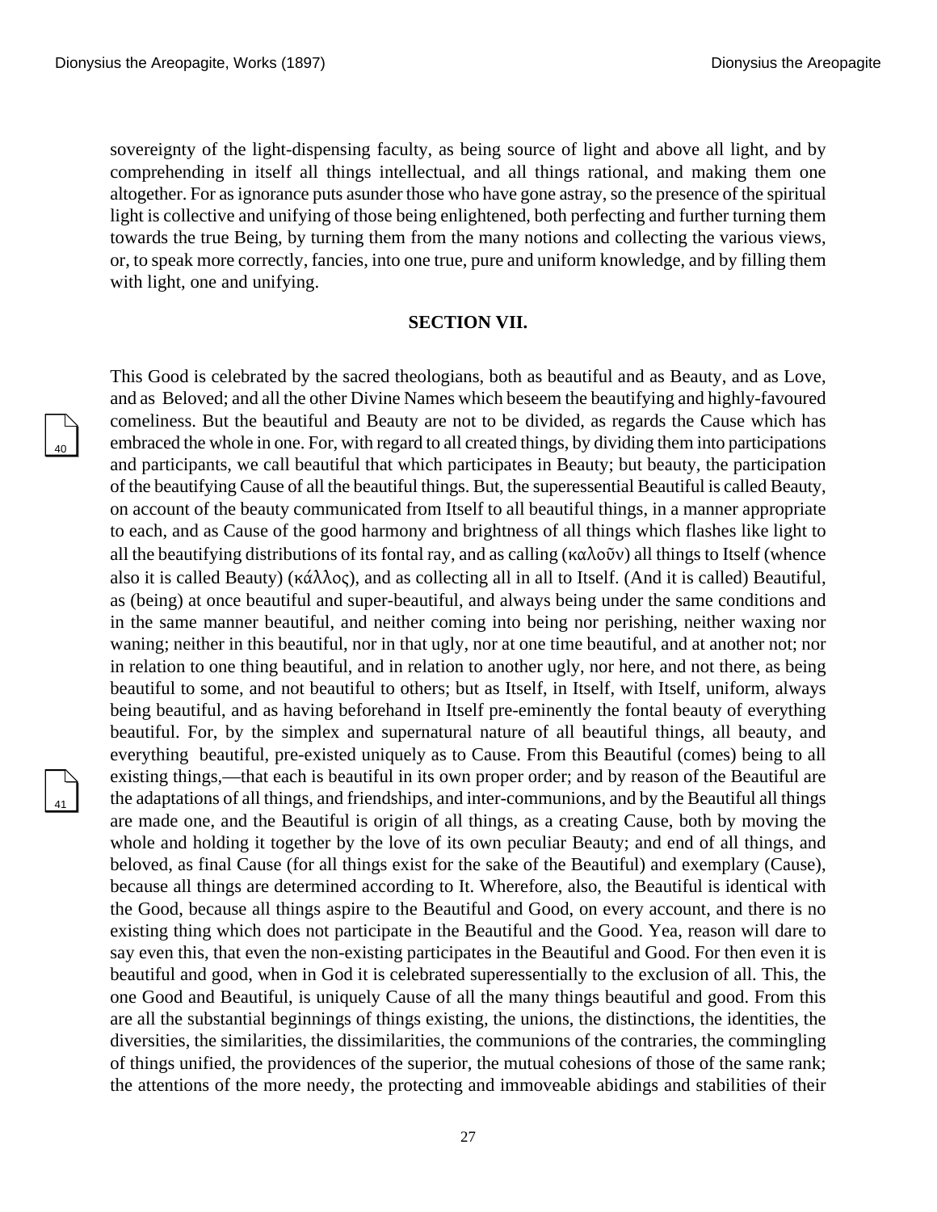sovereignty of the light-dispensing faculty, as being source of light and above all light, and by comprehending in itself all things intellectual, and all things rational, and making them one altogether. For as ignorance puts asunder those who have gone astray, so the presence of the spiritual light is collective and unifying of those being enlightened, both perfecting and further turning them towards the true Being, by turning them from the many notions and collecting the various views, or, to speak more correctly, fancies, into one true, pure and uniform knowledge, and by filling them with light, one and unifying.

### SECTION VII.

This Good is celebrated by the sacred theologians, both as beautiful and as Beauty, and as Love, and as Beloved; and all the other Divine Names which beseem the beautifying and highly-favoured comeliness. But the beautiful and Beauty are not to be divided, as regards the Cause which has embraced the whole in one. For, with regard to all created things, by dividing them into participations and participants, we call beautiful that which participates in Beauty; but beauty, the participation of the beautifying Cause of all the beautiful things. But, the superessential Beautiful is called Beauty, on account of the beauty communicated from Itself to all beautiful things, in a manner appropriate to each, and as Cause of the good harmony and brightness of all things which flashes like light to all the beautifying distributions of its fontal ray, and as calling (καλοῦν) all things to Itself (whence also it is called Beauty) (κάλλος), and as collecting all in all to Itself. (And it is called) Beautiful, as (being) at once beautiful and super-beautiful, and always being under the same conditions and in the same manner beautiful, and neither coming into being nor perishing, neither waxing nor waning; neither in this beautiful, nor in that ugly, nor at one time beautiful, and at another not; nor in relation to one thing beautiful, and in relation to another ugly, nor here, and not there, as being beautiful to some, and not beautiful to others; but as Itself, in Itself, with Itself, uniform, always being beautiful, and as having beforehand in Itself pre-eminently the fontal beauty of everything beautiful. For, by the simplex and supernatural nature of all beautiful things, all beauty, and everything beautiful, pre-existed uniquely as to Cause. From this Beautiful (comes) being to all existing things,—that each is beautiful in its own proper order; and by reason of the Beautiful are the adaptations of all things, and friendships, and inter-communions, and by the Beautiful all things are made one, and the Beautiful is origin of all things, as a creating Cause, both by moving the whole and holding it together by the love of its own peculiar Beauty; and end of all things, and beloved, as final Cause (for all things exist for the sake of the Beautiful) and exemplary (Cause), because all things are determined according to It. Wherefore, also, the Beautiful is identical with the Good, because all things aspire to the Beautiful and Good, on every account, and there is no existing thing which does not participate in the Beautiful and the Good. Yea, reason will dare to say even this, that even the non-existing participates in the Beautiful and Good. For then even it is beautiful and good, when in God it is celebrated superessentially to the exclusion of all. This, the one Good and Beautiful, is uniquely Cause of all the many things beautiful and good. From this are all the substantial beginnings of things existing, the unions, the distinctions, the identities, the diversities, the similarities, the dissimilarities, the communions of the contraries, the commingling of things unified, the providences of the superior, the mutual cohesions of those of the same rank; the attentions of the more needy, the protecting and immoveable abidings and stabilities of their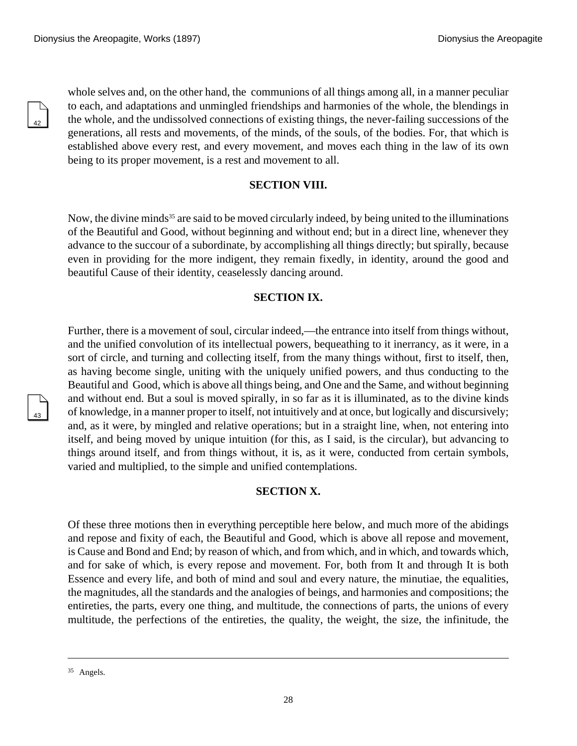whole selves and, on the other hand, the communions of all things among all, in a manner peculiar to each, and adaptations and unmingled friendships and harmonies of the whole, the blendings in the whole, and the undissolved connections of existing things, the never-failing successions of the generations, all rests and movements, of the minds, of the souls, of the bodies. For, that which is established above every rest, and every movement, and moves each thing in the law of its own being to its proper movement, is a rest and movement to all.

### SECTION VIII.

Now, the divine minds[35] are said to be moved circularly indeed, by being united to the illuminations of the Beautiful and Good, without beginning and without end; but in a direct line, whenever they advance to the succour of a subordinate, by accomplishing all things directly; but spirally, because even in providing for the more indigent, they remain fixedly, in identity, around the good and beautiful Cause of their identity, ceaselessly dancing around.

### SECTION IX.

Further, there is a movement of soul, circular indeed,—the entrance into itself from things without, and the unified convolution of its intellectual powers, bequeathing to it inerrancy, as it were, in a sort of circle, and turning and collecting itself, from the many things without, first to itself, then, as having become single, uniting with the uniquely unified powers, and thus conducting to the Beautiful and Good, which is above all things being, and One and the Same, and without beginning and without end. But a soul is moved spirally, in so far as it is illuminated, as to the divine kinds of knowledge, in a manner proper to itself, not intuitively and at once, but logically and discursively; and, as it were, by mingled and relative operations; but in a straight line, when, not entering into itself, and being moved by unique intuition (for this, as I said, is the circular), but advancing to things around itself, and from things without, it is, as it were, conducted from certain symbols, varied and multiplied, to the simple and unified contemplations.

### SECTION X.

Of these three motions then in everything perceptible here below, and much more of the abidings and repose and fixity of each, the Beautiful and Good, which is above all repose and movement, is Cause and Bond and End; by reason of which, and from which, and in which, and towards which, and for sake of which, is every repose and movement. For, both from It and through It is both Essence and every life, and both of mind and soul and every nature, the minutiae, the equalities, the magnitudes, all the standards and the analogies of beings, and harmonies and compositions; the entireties, the parts, every one thing, and multitude, the connections of parts, the unions of every multitude, the perfections of the entireties, the quality, the weight, the size, the infinitude, the

---

[35] Angels.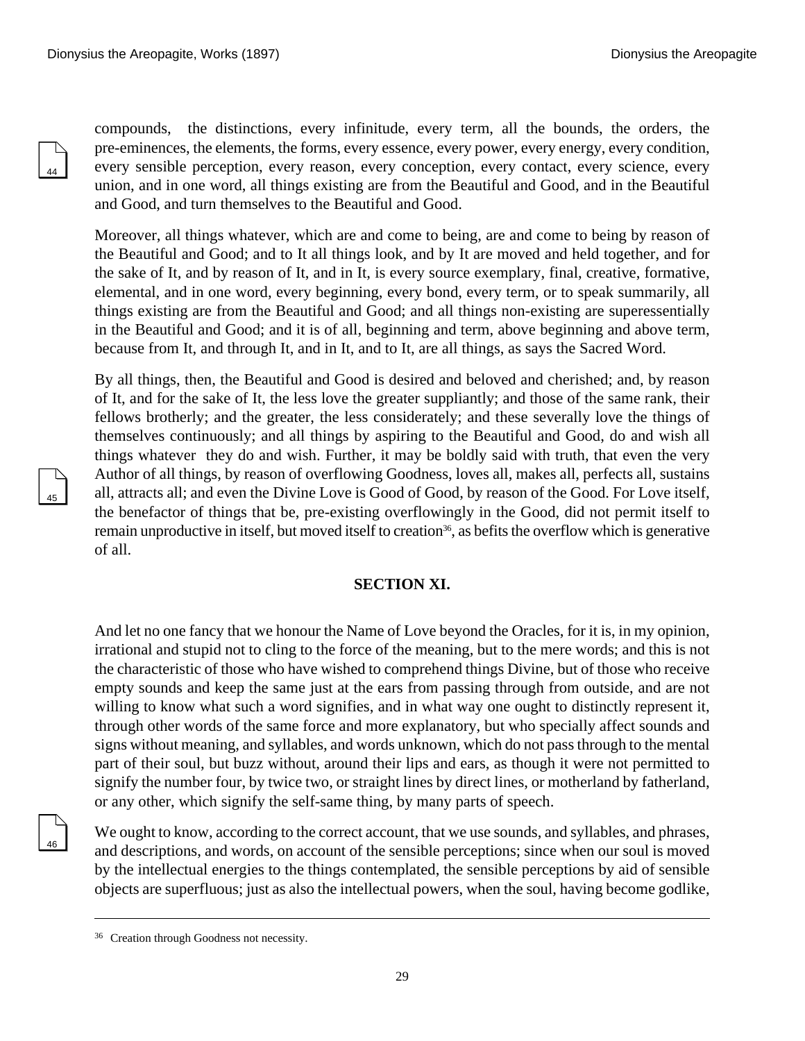compounds, the distinctions, every infinitude, every term, all the bounds, the orders, the pre-eminences, the elements, the forms, every essence, every power, every energy, every condition, every sensible perception, every reason, every conception, every contact, every science, every union, and in one word, all things existing are from the Beautiful and Good, and in the Beautiful and Good, and turn themselves to the Beautiful and Good.

Moreover, all things whatever, which are and come to being, are and come to being by reason of the Beautiful and Good; and to It all things look, and by It are moved and held together, and for the sake of It, and by reason of It, and in It, is every source exemplary, final, creative, formative, elemental, and in one word, every beginning, every bond, every term, or to speak summarily, all things existing are from the Beautiful and Good; and all things non-existing are superessentially in the Beautiful and Good; and it is of all, beginning and term, above beginning and above term, because from It, and through It, and in It, and to It, are all things, as says the Sacred Word.

By all things, then, the Beautiful and Good is desired and beloved and cherished; and, by reason of It, and for the sake of It, the less love the greater suppliantly; and those of the same rank, their fellows brotherly; and the greater, the less considerately; and these severally love the things of themselves continuously; and all things by aspiring to the Beautiful and Good, do and wish all things whatever they do and wish. Further, it may be boldly said with truth, that even the very Author of all things, by reason of overflowing Goodness, loves all, makes all, perfects all, sustains all, attracts all; and even the Divine Love is Good of Good, by reason of the Good. For Love itself, the benefactor of things that be, pre-existing overflowingly in the Good, did not permit itself to remain unproductive in itself, but moved itself to creation[36], as befits the overflow which is generative of all.

## SECTION XI.

And let no one fancy that we honour the Name of Love beyond the Oracles, for it is, in my opinion, irrational and stupid not to cling to the force of the meaning, but to the mere words; and this is not the characteristic of those who have wished to comprehend things Divine, but of those who receive empty sounds and keep the same just at the ears from passing through from outside, and are not willing to know what such a word signifies, and in what way one ought to distinctly represent it, through other words of the same force and more explanatory, but who specially affect sounds and signs without meaning, and syllables, and words unknown, which do not pass through to the mental part of their soul, but buzz without, around their lips and ears, as though it were not permitted to signify the number four, by twice two, or straight lines by direct lines, or motherland by fatherland, or any other, which signify the self-same thing, by many parts of speech.

We ought to know, according to the correct account, that we use sounds, and syllables, and phrases, and descriptions, and words, on account of the sensible perceptions; since when our soul is moved by the intellectual energies to the things contemplated, the sensible perceptions by aid of sensible objects are superfluous; just as also the intellectual powers, when the soul, having become godlike,

---

[36] Creation through Goodness not necessity.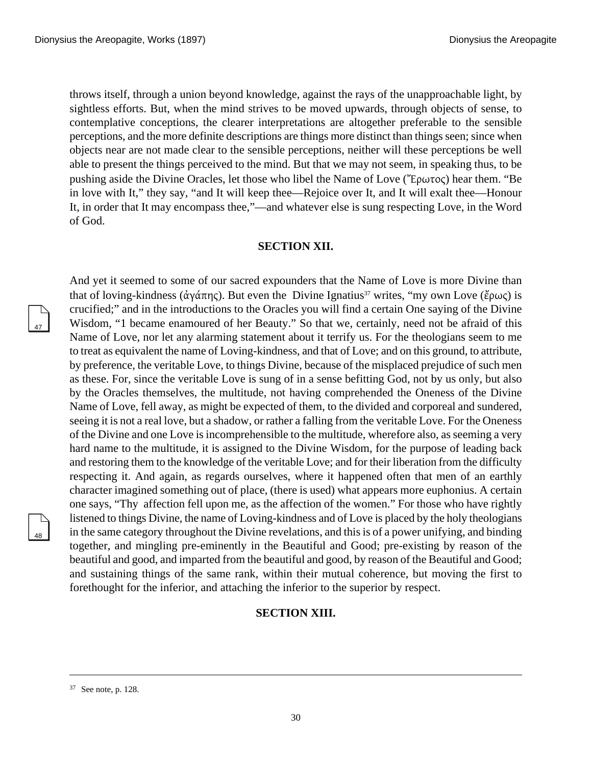throws itself, through a union beyond knowledge, against the rays of the unapproachable light, by sightless efforts. But, when the mind strives to be moved upwards, through objects of sense, to contemplative conceptions, the clearer interpretations are altogether preferable to the sensible perceptions, and the more definite descriptions are things more distinct than things seen; since when objects near are not made clear to the sensible perceptions, neither will these perceptions be well able to present the things perceived to the mind. But that we may not seem, in speaking thus, to be pushing aside the Divine Oracles, let those who libel the Name of Love (Ἔρωτος) hear them. "Be in love with It," they say, "and It will keep thee—Rejoice over It, and It will exalt thee—Honour It, in order that It may encompass thee,"—and whatever else is sung respecting Love, in the Word of God.

### SECTION XII.

And yet it seemed to some of our sacred expounders that the Name of Love is more Divine than that of loving-kindness (ἀγάπης). But even the Divine Ignatius[37] writes, "my own Love (ἔρως) is crucified;" and in the introductions to the Oracles you will find a certain One saying of the Divine Wisdom, "1 became enamoured of her Beauty." So that we, certainly, need not be afraid of this Name of Love, nor let any alarming statement about it terrify us. For the theologians seem to me to treat as equivalent the name of Loving-kindness, and that of Love; and on this ground, to attribute, by preference, the veritable Love, to things Divine, because of the misplaced prejudice of such men as these. For, since the veritable Love is sung of in a sense befitting God, not by us only, but also by the Oracles themselves, the multitude, not having comprehended the Oneness of the Divine Name of Love, fell away, as might be expected of them, to the divided and corporeal and sundered, seeing it is not a real love, but a shadow, or rather a falling from the veritable Love. For the Oneness of the Divine and one Love is incomprehensible to the multitude, wherefore also, as seeming a very hard name to the multitude, it is assigned to the Divine Wisdom, for the purpose of leading back and restoring them to the knowledge of the veritable Love; and for their liberation from the difficulty respecting it. And again, as regards ourselves, where it happened often that men of an earthly character imagined something out of place, (there is used) what appears more euphonius. A certain one says, "Thy affection fell upon me, as the affection of the women." For those who have rightly listened to things Divine, the name of Loving-kindness and of Love is placed by the holy theologians in the same category throughout the Divine revelations, and this is of a power unifying, and binding together, and mingling pre-eminently in the Beautiful and Good; pre-existing by reason of the beautiful and good, and imparted from the beautiful and good, by reason of the Beautiful and Good; and sustaining things of the same rank, within their mutual coherence, but moving the first to forethought for the inferior, and attaching the inferior to the superior by respect.

### SECTION XIII.

---

[37] See note, p. 128.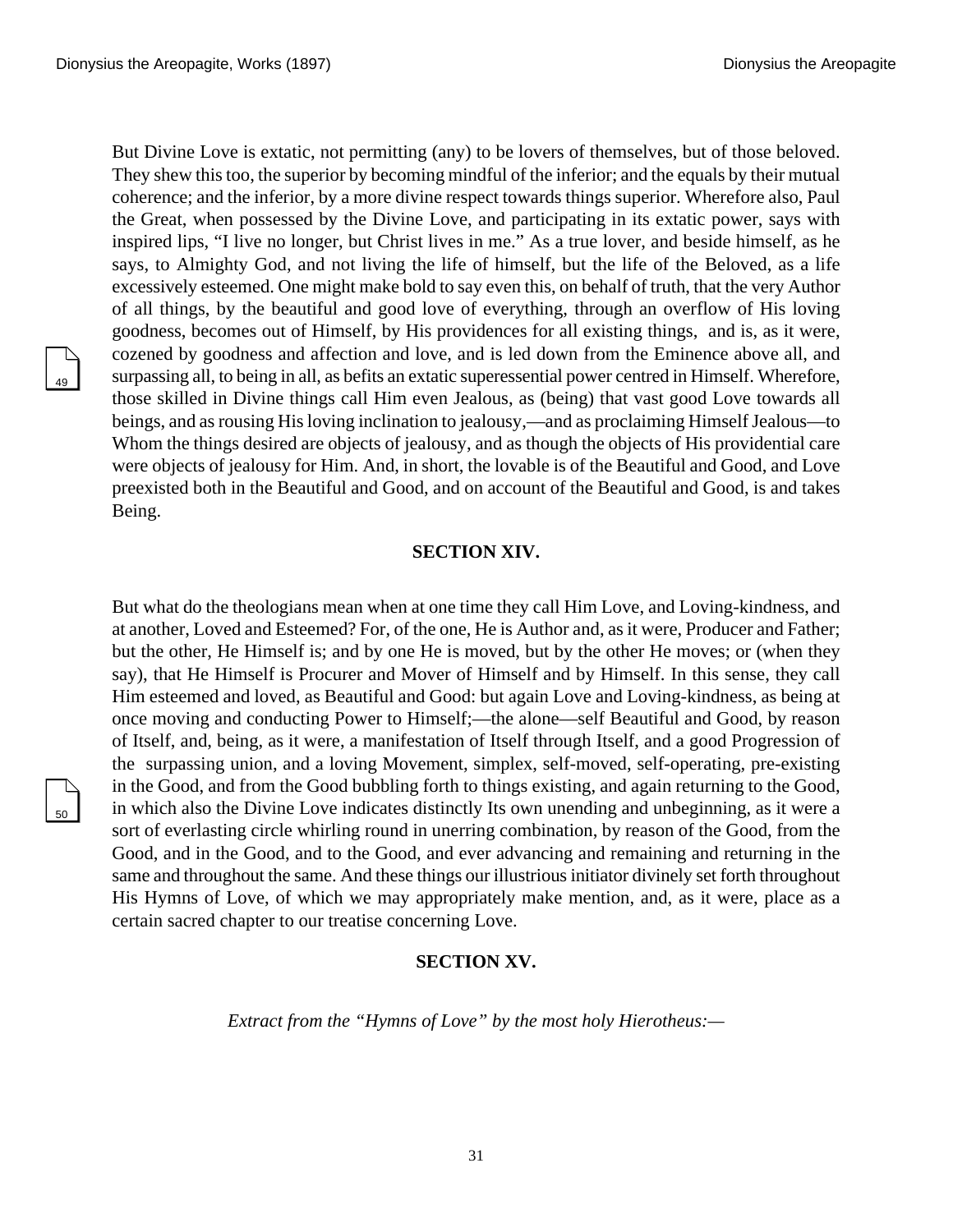But Divine Love is extatic, not permitting (any) to be lovers of themselves, but of those beloved. They shew this too, the superior by becoming mindful of the inferior; and the equals by their mutual coherence; and the inferior, by a more divine respect towards things superior. Wherefore also, Paul the Great, when possessed by the Divine Love, and participating in its extatic power, says with inspired lips, "I live no longer, but Christ lives in me." As a true lover, and beside himself, as he says, to Almighty God, and not living the life of himself, but the life of the Beloved, as a life excessively esteemed. One might make bold to say even this, on behalf of truth, that the very Author of all things, by the beautiful and good love of everything, through an overflow of His loving goodness, becomes out of Himself, by His providences for all existing things, and is, as it were, cozened by goodness and affection and love, and is led down from the Eminence above all, and surpassing all, to being in all, as befits an extatic superessential power centred in Himself. Wherefore, those skilled in Divine things call Him even Jealous, as (being) that vast good Love towards all beings, and as rousing His loving inclination to jealousy,—and as proclaiming Himself Jealous—to Whom the things desired are objects of jealousy, and as though the objects of His providential care were objects of jealousy for Him. And, in short, the lovable is of the Beautiful and Good, and Love preexisted both in the Beautiful and Good, and on account of the Beautiful and Good, is and takes Being.

### SECTION XIV.

But what do the theologians mean when at one time they call Him Love, and Loving-kindness, and at another, Loved and Esteemed? For, of the one, He is Author and, as it were, Producer and Father; but the other, He Himself is; and by one He is moved, but by the other He moves; or (when they say), that He Himself is Procurer and Mover of Himself and by Himself. In this sense, they call Him esteemed and loved, as Beautiful and Good: but again Love and Loving-kindness, as being at once moving and conducting Power to Himself;—the alone—self Beautiful and Good, by reason of Itself, and, being, as it were, a manifestation of Itself through Itself, and a good Progression of the surpassing union, and a loving Movement, simplex, self-moved, self-operating, pre-existing in the Good, and from the Good bubbling forth to things existing, and again returning to the Good, in which also the Divine Love indicates distinctly Its own unending and unbeginning, as it were a sort of everlasting circle whirling round in unerring combination, by reason of the Good, from the Good, and in the Good, and to the Good, and ever advancing and remaining and returning in the same and throughout the same. And these things our illustrious initiator divinely set forth throughout His Hymns of Love, of which we may appropriately make mention, and, as it were, place as a certain sacred chapter to our treatise concerning Love.

### SECTION XV.

*Extract from the "Hymns of Love" by the most holy Hierotheus:—*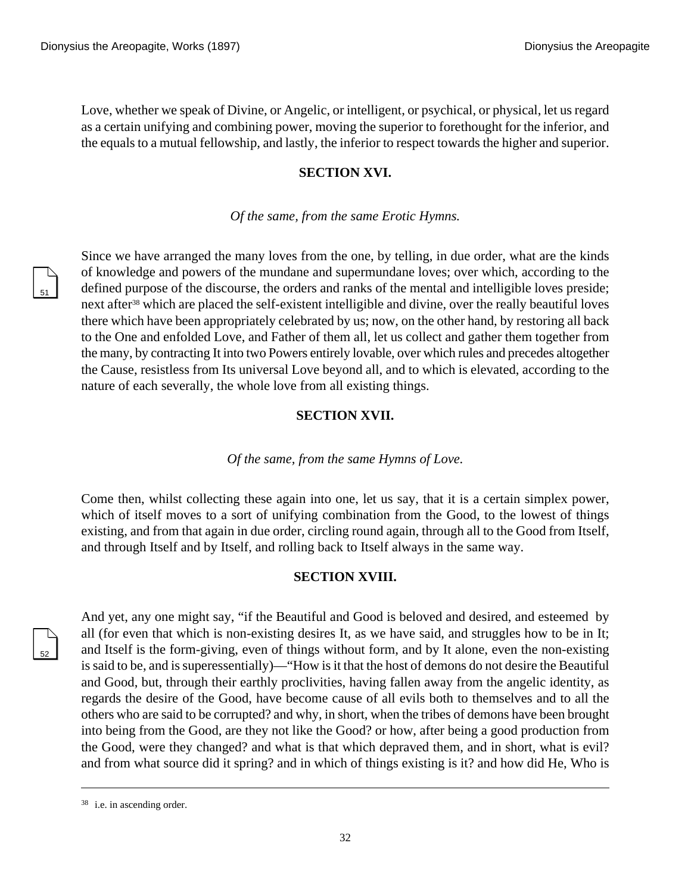Love, whether we speak of Divine, or Angelic, or intelligent, or psychical, or physical, let us regard as a certain unifying and combining power, moving the superior to forethought for the inferior, and the equals to a mutual fellowship, and lastly, the inferior to respect towards the higher and superior.

## SECTION XVI.

*Of the same, from the same Erotic Hymns.*

Since we have arranged the many loves from the one, by telling, in due order, what are the kinds of knowledge and powers of the mundane and supermundane loves; over which, according to the defined purpose of the discourse, the orders and ranks of the mental and intelligible loves preside; next after[38] which are placed the self-existent intelligible and divine, over the really beautiful loves there which have been appropriately celebrated by us; now, on the other hand, by restoring all back to the One and enfolded Love, and Father of them all, let us collect and gather them together from the many, by contracting It into two Powers entirely lovable, over which rules and precedes altogether the Cause, resistless from Its universal Love beyond all, and to which is elevated, according to the nature of each severally, the whole love from all existing things.

## SECTION XVII.

*Of the same, from the same Hymns of Love.*

Come then, whilst collecting these again into one, let us say, that it is a certain simplex power, which of itself moves to a sort of unifying combination from the Good, to the lowest of things existing, and from that again in due order, circling round again, through all to the Good from Itself, and through Itself and by Itself, and rolling back to Itself always in the same way.

## SECTION XVIII.

And yet, any one might say, "if the Beautiful and Good is beloved and desired, and esteemed by all (for even that which is non-existing desires It, as we have said, and struggles how to be in It; and Itself is the form-giving, even of things without form, and by It alone, even the non-existing is said to be, and is superessentially)—"How is it that the host of demons do not desire the Beautiful and Good, but, through their earthly proclivities, having fallen away from the angelic identity, as regards the desire of the Good, have become cause of all evils both to themselves and to all the others who are said to be corrupted? and why, in short, when the tribes of demons have been brought into being from the Good, are they not like the Good? or how, after being a good production from the Good, were they changed? and what is that which depraved them, and in short, what is evil? and from what source did it spring? and in which of things existing is it? and how did He, Who is

---

[38] i.e. in ascending order.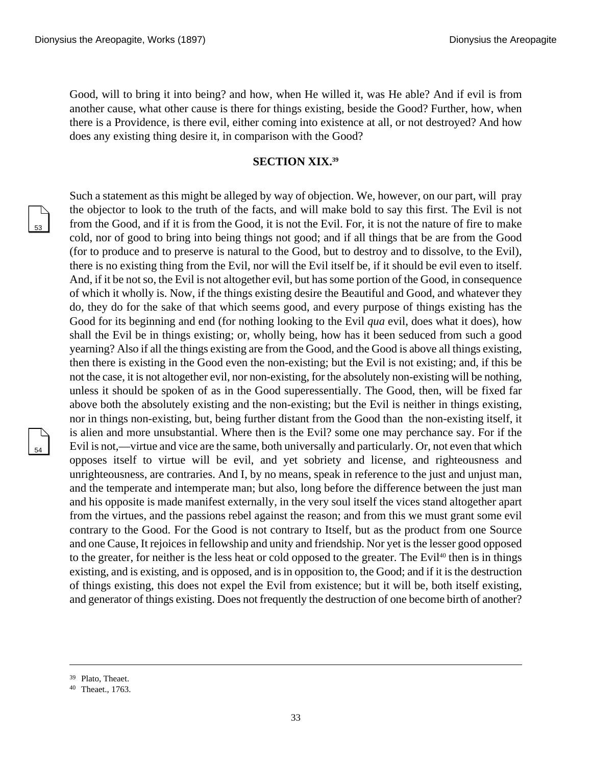Good, will to bring it into being? and how, when He willed it, was He able? And if evil is from another cause, what other cause is there for things existing, beside the Good? Further, how, when there is a Providence, is there evil, either coming into existence at all, or not destroyed? And how does any existing thing desire it, in comparison with the Good?

## SECTION XIX.[39]

Such a statement as this might be alleged by way of objection. We, however, on our part, will pray the objector to look to the truth of the facts, and will make bold to say this first. The Evil is not from the Good, and if it is from the Good, it is not the Evil. For, it is not the nature of fire to make cold, nor of good to bring into being things not good; and if all things that be are from the Good (for to produce and to preserve is natural to the Good, but to destroy and to dissolve, to the Evil), there is no existing thing from the Evil, nor will the Evil itself be, if it should be evil even to itself. And, if it be not so, the Evil is not altogether evil, but has some portion of the Good, in consequence of which it wholly is. Now, if the things existing desire the Beautiful and Good, and whatever they do, they do for the sake of that which seems good, and every purpose of things existing has the Good for its beginning and end (for nothing looking to the Evil *qua* evil, does what it does), how shall the Evil be in things existing; or, wholly being, how has it been seduced from such a good yearning? Also if all the things existing are from the Good, and the Good is above all things existing, then there is existing in the Good even the non-existing; but the Evil is not existing; and, if this be not the case, it is not altogether evil, nor non-existing, for the absolutely non-existing will be nothing, unless it should be spoken of as in the Good superessentially. The Good, then, will be fixed far above both the absolutely existing and the non-existing; but the Evil is neither in things existing, nor in things non-existing, but, being further distant from the Good than the non-existing itself, it is alien and more unsubstantial. Where then is the Evil? some one may perchance say. For if the Evil is not,—virtue and vice are the same, both universally and particularly. Or, not even that which opposes itself to virtue will be evil, and yet sobriety and license, and righteousness and unrighteousness, are contraries. And I, by no means, speak in reference to the just and unjust man, and the temperate and intemperate man; but also, long before the difference between the just man and his opposite is made manifest externally, in the very soul itself the vices stand altogether apart from the virtues, and the passions rebel against the reason; and from this we must grant some evil contrary to the Good. For the Good is not contrary to Itself, but as the product from one Source and one Cause, It rejoices in fellowship and unity and friendship. Nor yet is the lesser good opposed to the greater, for neither is the less heat or cold opposed to the greater. The Evil[40] then is in things existing, and is existing, and is opposed, and is in opposition to, the Good; and if it is the destruction of things existing, this does not expel the Evil from existence; but it will be, both itself existing, and generator of things existing. Does not frequently the destruction of one become birth of another?

---

[39] Plato, Theaet.

[40] Theaet., 1763.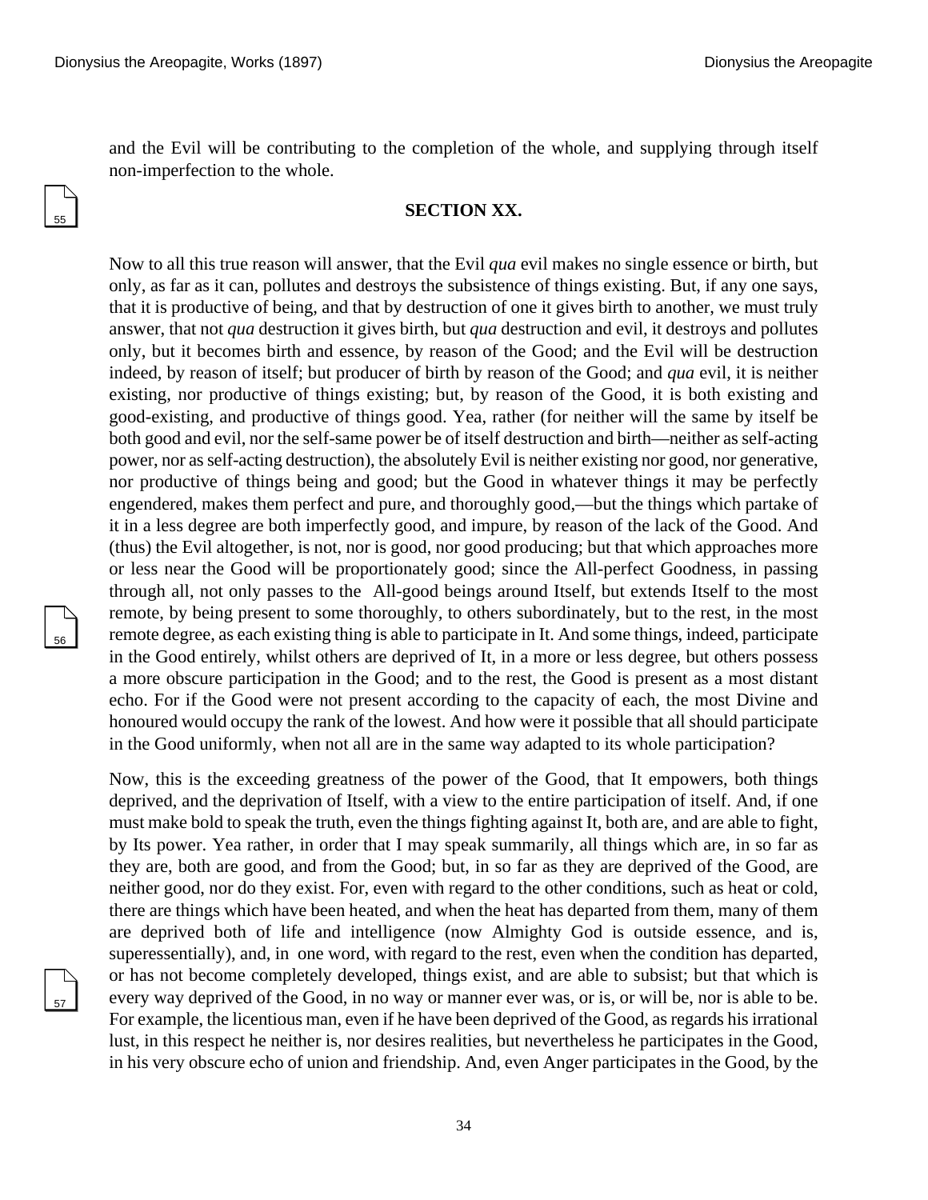and the Evil will be contributing to the completion of the whole, and supplying through itself non-imperfection to the whole.

## SECTION XX.

Now to all this true reason will answer, that the Evil *qua* evil makes no single essence or birth, but only, as far as it can, pollutes and destroys the subsistence of things existing. But, if any one says, that it is productive of being, and that by destruction of one it gives birth to another, we must truly answer, that not *qua* destruction it gives birth, but *qua* destruction and evil, it destroys and pollutes only, but it becomes birth and essence, by reason of the Good; and the Evil will be destruction indeed, by reason of itself; but producer of birth by reason of the Good; and *qua* evil, it is neither existing, nor productive of things existing; but, by reason of the Good, it is both existing and good-existing, and productive of things good. Yea, rather (for neither will the same by itself be both good and evil, nor the self-same power be of itself destruction and birth—neither as self-acting power, nor as self-acting destruction), the absolutely Evil is neither existing nor good, nor generative, nor productive of things being and good; but the Good in whatever things it may be perfectly engendered, makes them perfect and pure, and thoroughly good,—but the things which partake of it in a less degree are both imperfectly good, and impure, by reason of the lack of the Good. And (thus) the Evil altogether, is not, nor is good, nor good producing; but that which approaches more or less near the Good will be proportionately good; since the All-perfect Goodness, in passing through all, not only passes to the All-good beings around Itself, but extends Itself to the most remote, by being present to some thoroughly, to others subordinately, but to the rest, in the most remote degree, as each existing thing is able to participate in It. And some things, indeed, participate in the Good entirely, whilst others are deprived of It, in a more or less degree, but others possess a more obscure participation in the Good; and to the rest, the Good is present as a most distant echo. For if the Good were not present according to the capacity of each, the most Divine and honoured would occupy the rank of the lowest. And how were it possible that all should participate in the Good uniformly, when not all are in the same way adapted to its whole participation?

Now, this is the exceeding greatness of the power of the Good, that It empowers, both things deprived, and the deprivation of Itself, with a view to the entire participation of itself. And, if one must make bold to speak the truth, even the things fighting against It, both are, and are able to fight, by Its power. Yea rather, in order that I may speak summarily, all things which are, in so far as they are, both are good, and from the Good; but, in so far as they are deprived of the Good, are neither good, nor do they exist. For, even with regard to the other conditions, such as heat or cold, there are things which have been heated, and when the heat has departed from them, many of them are deprived both of life and intelligence (now Almighty God is outside essence, and is, superessentially), and, in one word, with regard to the rest, even when the condition has departed, or has not become completely developed, things exist, and are able to subsist; but that which is every way deprived of the Good, in no way or manner ever was, or is, or will be, nor is able to be. For example, the licentious man, even if he have been deprived of the Good, as regards his irrational lust, in this respect he neither is, nor desires realities, but nevertheless he participates in the Good, in his very obscure echo of union and friendship. And, even Anger participates in the Good, by the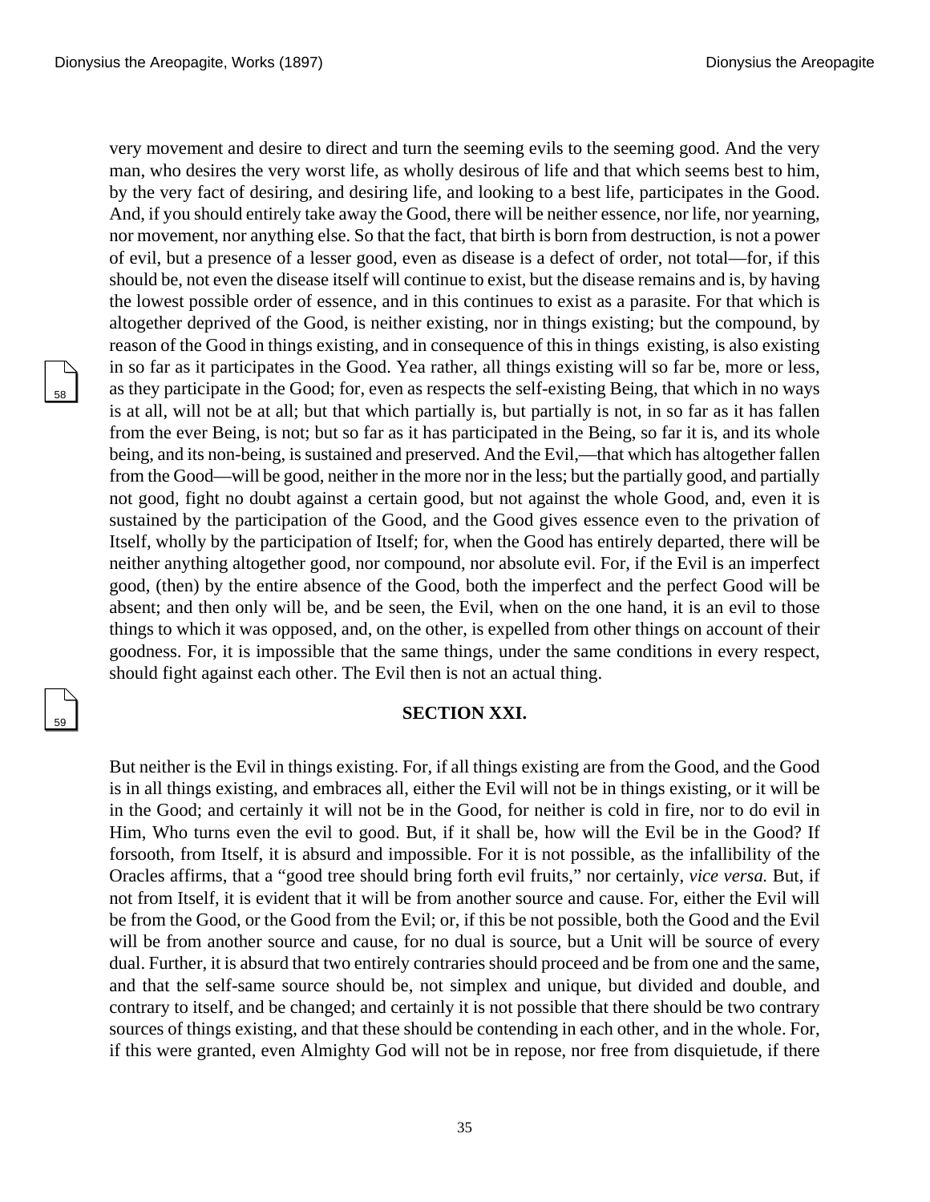very movement and desire to direct and turn the seeming evils to the seeming good. And the very man, who desires the very worst life, as wholly desirous of life and that which seems best to him, by the very fact of desiring, and desiring life, and looking to a best life, participates in the Good. And, if you should entirely take away the Good, there will be neither essence, nor life, nor yearning, nor movement, nor anything else. So that the fact, that birth is born from destruction, is not a power of evil, but a presence of a lesser good, even as disease is a defect of order, not total—for, if this should be, not even the disease itself will continue to exist, but the disease remains and is, by having the lowest possible order of essence, and in this continues to exist as a parasite. For that which is altogether deprived of the Good, is neither existing, nor in things existing; but the compound, by reason of the Good in things existing, and in consequence of this in things existing, is also existing in so far as it participates in the Good. Yea rather, all things existing will so far be, more or less, as they participate in the Good; for, even as respects the self-existing Being, that which in no ways is at all, will not be at all; but that which partially is, but partially is not, in so far as it has fallen from the ever Being, is not; but so far as it has participated in the Being, so far it is, and its whole being, and its non-being, is sustained and preserved. And the Evil,—that which has altogether fallen from the Good—will be good, neither in the more nor in the less; but the partially good, and partially not good, fight no doubt against a certain good, but not against the whole Good, and, even it is sustained by the participation of the Good, and the Good gives essence even to the privation of Itself, wholly by the participation of Itself; for, when the Good has entirely departed, there will be neither anything altogether good, nor compound, nor absolute evil. For, if the Evil is an imperfect good, (then) by the entire absence of the Good, both the imperfect and the perfect Good will be absent; and then only will be, and be seen, the Evil, when on the one hand, it is an evil to those things to which it was opposed, and, on the other, is expelled from other things on account of their goodness. For, it is impossible that the same things, under the same conditions in every respect, should fight against each other. The Evil then is not an actual thing.

## SECTION XXI.

But neither is the Evil in things existing. For, if all things existing are from the Good, and the Good is in all things existing, and embraces all, either the Evil will not be in things existing, or it will be in the Good; and certainly it will not be in the Good, for neither is cold in fire, nor to do evil in Him, Who turns even the evil to good. But, if it shall be, how will the Evil be in the Good? If forsooth, from Itself, it is absurd and impossible. For it is not possible, as the infallibility of the Oracles affirms, that a "good tree should bring forth evil fruits," nor certainly, *vice versa.* But, if not from Itself, it is evident that it will be from another source and cause. For, either the Evil will be from the Good, or the Good from the Evil; or, if this be not possible, both the Good and the Evil will be from another source and cause, for no dual is source, but a Unit will be source of every dual. Further, it is absurd that two entirely contraries should proceed and be from one and the same, and that the self-same source should be, not simplex and unique, but divided and double, and contrary to itself, and be changed; and certainly it is not possible that there should be two contrary sources of things existing, and that these should be contending in each other, and in the whole. For, if this were granted, even Almighty God will not be in repose, nor free from disquietude, if there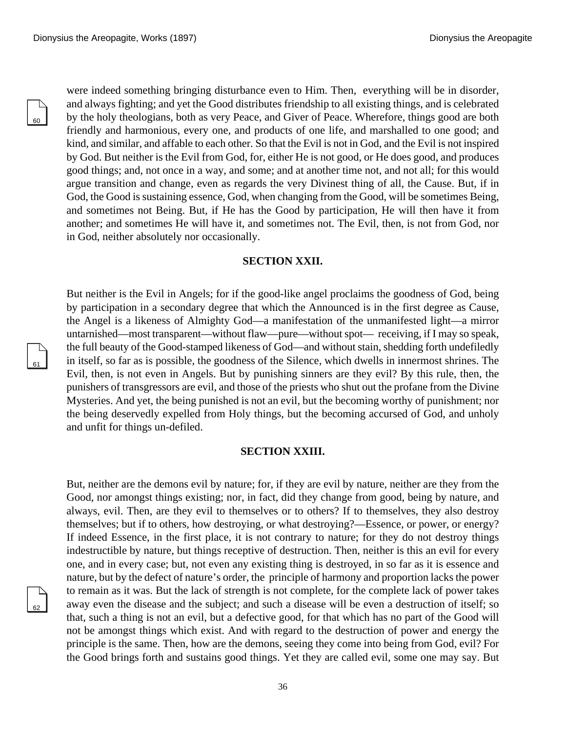were indeed something bringing disturbance even to Him. Then, everything will be in disorder, and always fighting; and yet the Good distributes friendship to all existing things, and is celebrated by the holy theologians, both as very Peace, and Giver of Peace. Wherefore, things good are both friendly and harmonious, every one, and products of one life, and marshalled to one good; and kind, and similar, and affable to each other. So that the Evil is not in God, and the Evil is not inspired by God. But neither is the Evil from God, for, either He is not good, or He does good, and produces good things; and, not once in a way, and some; and at another time not, and not all; for this would argue transition and change, even as regards the very Divinest thing of all, the Cause. But, if in God, the Good is sustaining essence, God, when changing from the Good, will be sometimes Being, and sometimes not Being. But, if He has the Good by participation, He will then have it from another; and sometimes He will have it, and sometimes not. The Evil, then, is not from God, nor in God, neither absolutely nor occasionally.

## SECTION XXII.

But neither is the Evil in Angels; for if the good-like angel proclaims the goodness of God, being by participation in a secondary degree that which the Announced is in the first degree as Cause, the Angel is a likeness of Almighty God—a manifestation of the unmanifested light—a mirror untarnished—most transparent—without flaw—pure—without spot— receiving, if I may so speak, the full beauty of the Good-stamped likeness of God—and without stain, shedding forth undefiledly in itself, so far as is possible, the goodness of the Silence, which dwells in innermost shrines. The Evil, then, is not even in Angels. But by punishing sinners are they evil? By this rule, then, the punishers of transgressors are evil, and those of the priests who shut out the profane from the Divine Mysteries. And yet, the being punished is not an evil, but the becoming worthy of punishment; nor the being deservedly expelled from Holy things, but the becoming accursed of God, and unholy and unfit for things un-defiled.

## SECTION XXIII.

But, neither are the demons evil by nature; for, if they are evil by nature, neither are they from the Good, nor amongst things existing; nor, in fact, did they change from good, being by nature, and always, evil. Then, are they evil to themselves or to others? If to themselves, they also destroy themselves; but if to others, how destroying, or what destroying?—Essence, or power, or energy? If indeed Essence, in the first place, it is not contrary to nature; for they do not destroy things indestructible by nature, but things receptive of destruction. Then, neither is this an evil for every one, and in every case; but, not even any existing thing is destroyed, in so far as it is essence and nature, but by the defect of nature's order, the principle of harmony and proportion lacks the power to remain as it was. But the lack of strength is not complete, for the complete lack of power takes away even the disease and the subject; and such a disease will be even a destruction of itself; so that, such a thing is not an evil, but a defective good, for that which has no part of the Good will not be amongst things which exist. And with regard to the destruction of power and energy the principle is the same. Then, how are the demons, seeing they come into being from God, evil? For the Good brings forth and sustains good things. Yet they are called evil, some one may say. But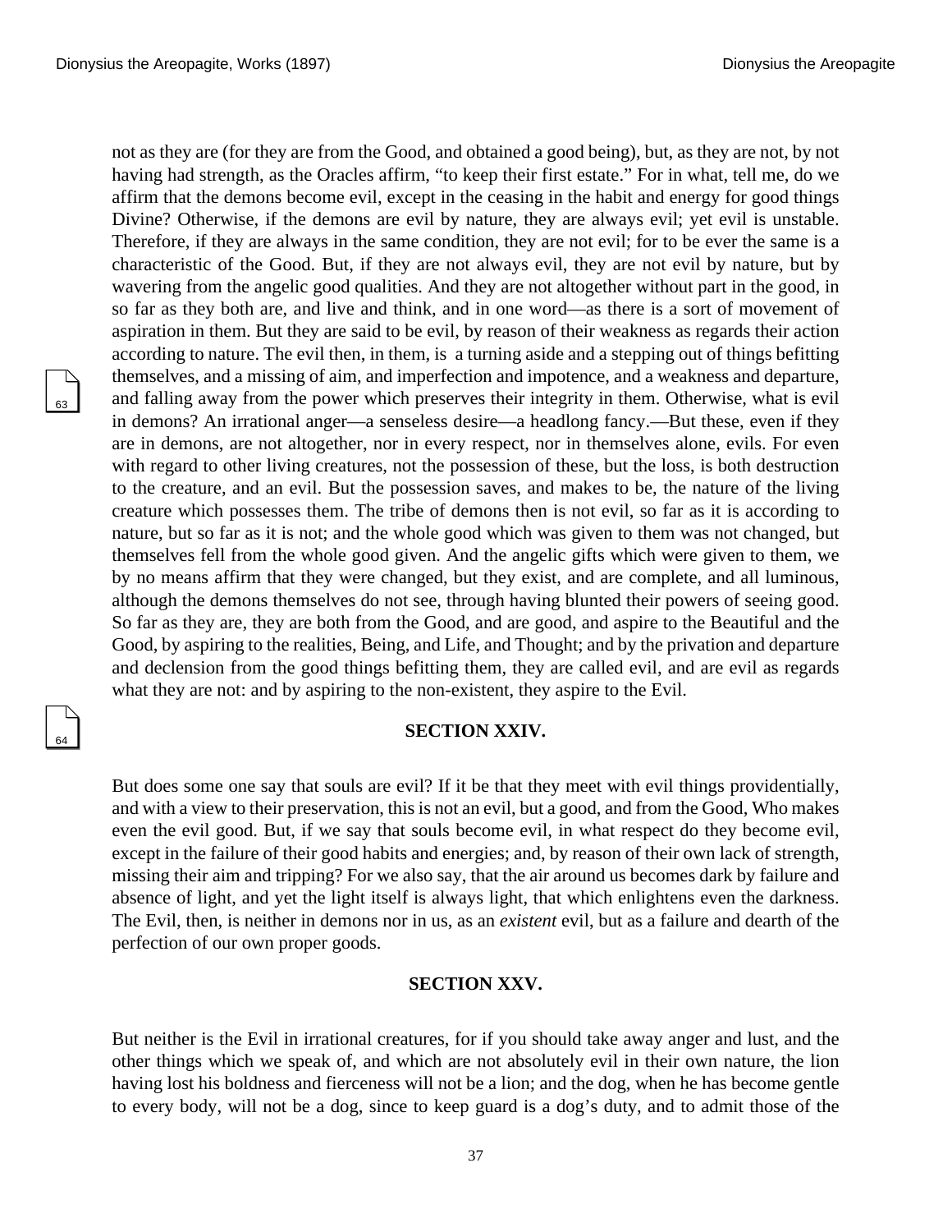not as they are (for they are from the Good, and obtained a good being), but, as they are not, by not having had strength, as the Oracles affirm, "to keep their first estate." For in what, tell me, do we affirm that the demons become evil, except in the ceasing in the habit and energy for good things Divine? Otherwise, if the demons are evil by nature, they are always evil; yet evil is unstable. Therefore, if they are always in the same condition, they are not evil; for to be ever the same is a characteristic of the Good. But, if they are not always evil, they are not evil by nature, but by wavering from the angelic good qualities. And they are not altogether without part in the good, in so far as they both are, and live and think, and in one word—as there is a sort of movement of aspiration in them. But they are said to be evil, by reason of their weakness as regards their action according to nature. The evil then, in them, is a turning aside and a stepping out of things befitting themselves, and a missing of aim, and imperfection and impotence, and a weakness and departure, and falling away from the power which preserves their integrity in them. Otherwise, what is evil in demons? An irrational anger—a senseless desire—a headlong fancy.—But these, even if they are in demons, are not altogether, nor in every respect, nor in themselves alone, evils. For even with regard to other living creatures, not the possession of these, but the loss, is both destruction to the creature, and an evil. But the possession saves, and makes to be, the nature of the living creature which possesses them. The tribe of demons then is not evil, so far as it is according to nature, but so far as it is not; and the whole good which was given to them was not changed, but themselves fell from the whole good given. And the angelic gifts which were given to them, we by no means affirm that they were changed, but they exist, and are complete, and all luminous, although the demons themselves do not see, through having blunted their powers of seeing good. So far as they are, they are both from the Good, and are good, and aspire to the Beautiful and the Good, by aspiring to the realities, Being, and Life, and Thought; and by the privation and departure and declension from the good things befitting them, they are called evil, and are evil as regards what they are not: and by aspiring to the non-existent, they aspire to the Evil.

## SECTION XXIV.

But does some one say that souls are evil? If it be that they meet with evil things providentially, and with a view to their preservation, this is not an evil, but a good, and from the Good, Who makes even the evil good. But, if we say that souls become evil, in what respect do they become evil, except in the failure of their good habits and energies; and, by reason of their own lack of strength, missing their aim and tripping? For we also say, that the air around us becomes dark by failure and absence of light, and yet the light itself is always light, that which enlightens even the darkness. The Evil, then, is neither in demons nor in us, as an *existent* evil, but as a failure and dearth of the perfection of our own proper goods.

## SECTION XXV.

But neither is the Evil in irrational creatures, for if you should take away anger and lust, and the other things which we speak of, and which are not absolutely evil in their own nature, the lion having lost his boldness and fierceness will not be a lion; and the dog, when he has become gentle to every body, will not be a dog, since to keep guard is a dog's duty, and to admit those of the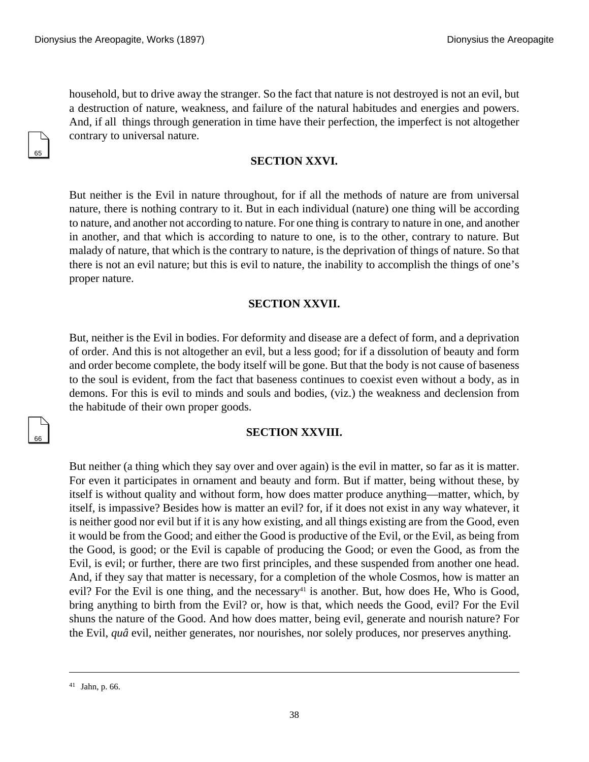household, but to drive away the stranger. So the fact that nature is not destroyed is not an evil, but a destruction of nature, weakness, and failure of the natural habitudes and energies and powers. And, if all things through generation in time have their perfection, the imperfect is not altogether contrary to universal nature.

### SECTION XXVI.

But neither is the Evil in nature throughout, for if all the methods of nature are from universal nature, there is nothing contrary to it. But in each individual (nature) one thing will be according to nature, and another not according to nature. For one thing is contrary to nature in one, and another in another, and that which is according to nature to one, is to the other, contrary to nature. But malady of nature, that which is the contrary to nature, is the deprivation of things of nature. So that there is not an evil nature; but this is evil to nature, the inability to accomplish the things of one's proper nature.

### SECTION XXVII.

But, neither is the Evil in bodies. For deformity and disease are a defect of form, and a deprivation of order. And this is not altogether an evil, but a less good; for if a dissolution of beauty and form and order become complete, the body itself will be gone. But that the body is not cause of baseness to the soul is evident, from the fact that baseness continues to coexist even without a body, as in demons. For this is evil to minds and souls and bodies, (viz.) the weakness and declension from the habitude of their own proper goods.

### SECTION XXVIII.

But neither (a thing which they say over and over again) is the evil in matter, so far as it is matter. For even it participates in ornament and beauty and form. But if matter, being without these, by itself is without quality and without form, how does matter produce anything—matter, which, by itself, is impassive? Besides how is matter an evil? for, if it does not exist in any way whatever, it is neither good nor evil but if it is any how existing, and all things existing are from the Good, even it would be from the Good; and either the Good is productive of the Evil, or the Evil, as being from the Good, is good; or the Evil is capable of producing the Good; or even the Good, as from the Evil, is evil; or further, there are two first principles, and these suspended from another one head. And, if they say that matter is necessary, for a completion of the whole Cosmos, how is matter an evil? For the Evil is one thing, and the necessary[41] is another. But, how does He, Who is Good, bring anything to birth from the Evil? or, how is that, which needs the Good, evil? For the Evil shuns the nature of the Good. And how does matter, being evil, generate and nourish nature? For the Evil, *quâ* evil, neither generates, nor nourishes, nor solely produces, nor preserves anything.

---

[41] Jahn, p. 66.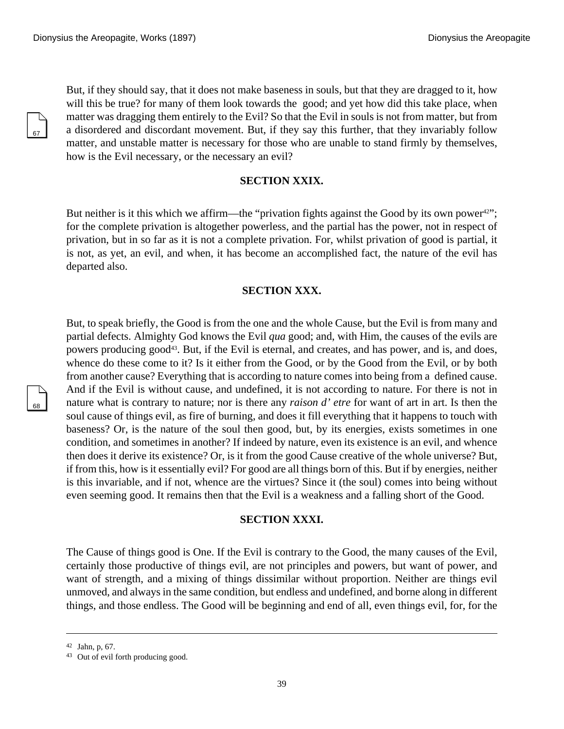But, if they should say, that it does not make baseness in souls, but that they are dragged to it, how will this be true? for many of them look towards the good; and yet how did this take place, when matter was dragging them entirely to the Evil? So that the Evil in souls is not from matter, but from a disordered and discordant movement. But, if they say this further, that they invariably follow matter, and unstable matter is necessary for those who are unable to stand firmly by themselves, how is the Evil necessary, or the necessary an evil?

### SECTION XXIX.

But neither is it this which we affirm—the "privation fights against the Good by its own power[42]"; for the complete privation is altogether powerless, and the partial has the power, not in respect of privation, but in so far as it is not a complete privation. For, whilst privation of good is partial, it is not, as yet, an evil, and when, it has become an accomplished fact, the nature of the evil has departed also.

### SECTION XXX.

But, to speak briefly, the Good is from the one and the whole Cause, but the Evil is from many and partial defects. Almighty God knows the Evil *qua* good; and, with Him, the causes of the evils are powers producing good[43]. But, if the Evil is eternal, and creates, and has power, and is, and does, whence do these come to it? Is it either from the Good, or by the Good from the Evil, or by both from another cause? Everything that is according to nature comes into being from a defined cause. And if the Evil is without cause, and undefined, it is not according to nature. For there is not in nature what is contrary to nature; nor is there any *raison d' etre* for want of art in art. Is then the soul cause of things evil, as fire of burning, and does it fill everything that it happens to touch with baseness? Or, is the nature of the soul then good, but, by its energies, exists sometimes in one condition, and sometimes in another? If indeed by nature, even its existence is an evil, and whence then does it derive its existence? Or, is it from the good Cause creative of the whole universe? But, if from this, how is it essentially evil? For good are all things born of this. But if by energies, neither is this invariable, and if not, whence are the virtues? Since it (the soul) comes into being without even seeming good. It remains then that the Evil is a weakness and a falling short of the Good.

### SECTION XXXI.

The Cause of things good is One. If the Evil is contrary to the Good, the many causes of the Evil, certainly those productive of things evil, are not principles and powers, but want of power, and want of strength, and a mixing of things dissimilar without proportion. Neither are things evil unmoved, and always in the same condition, but endless and undefined, and borne along in different things, and those endless. The Good will be beginning and end of all, even things evil, for, for the

---

[42] Jahn, p, 67.

[43] Out of evil forth producing good.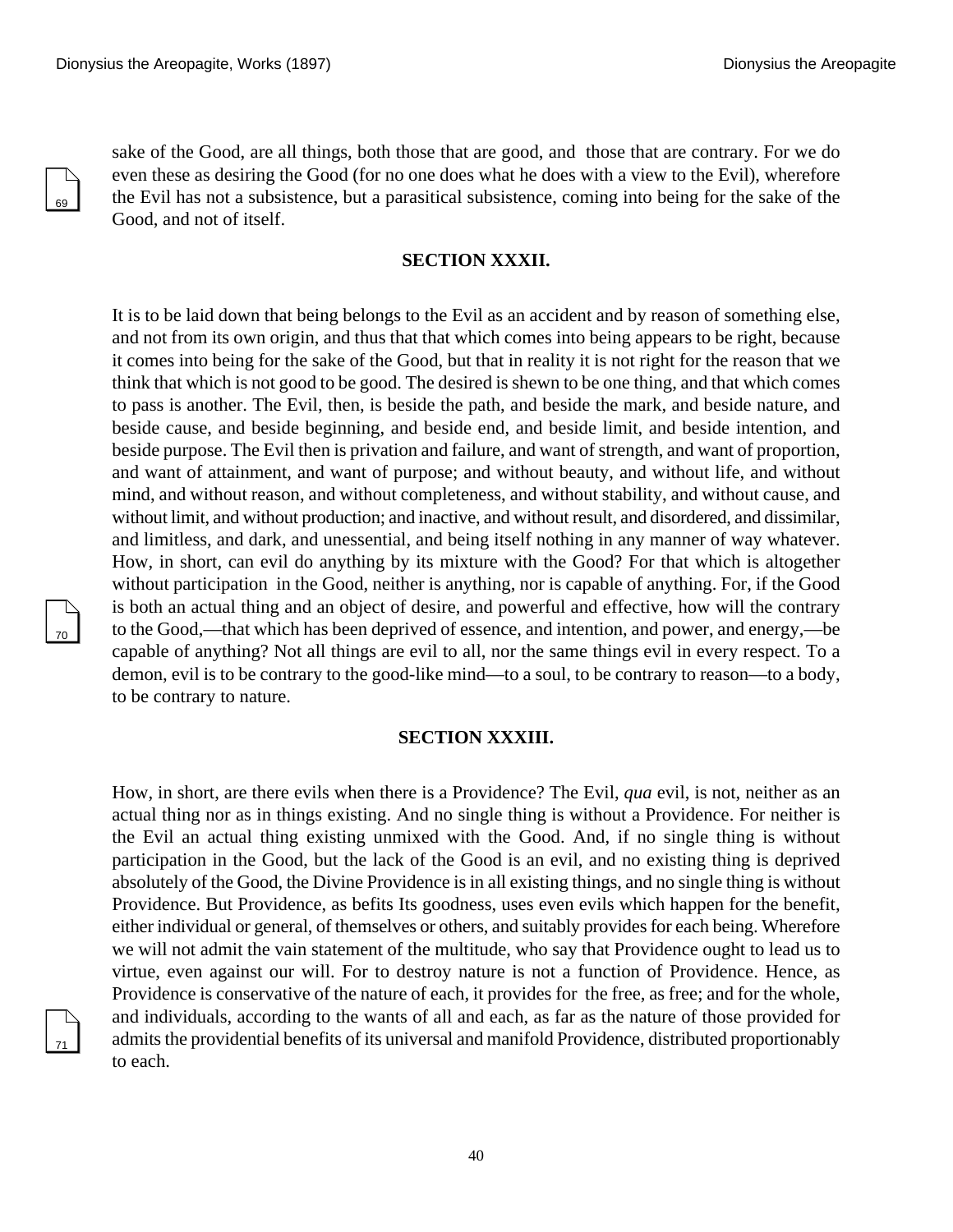sake of the Good, are all things, both those that are good, and those that are contrary. For we do even these as desiring the Good (for no one does what he does with a view to the Evil), wherefore the Evil has not a subsistence, but a parasitical subsistence, coming into being for the sake of the Good, and not of itself.

### SECTION XXXII.

It is to be laid down that being belongs to the Evil as an accident and by reason of something else, and not from its own origin, and thus that that which comes into being appears to be right, because it comes into being for the sake of the Good, but that in reality it is not right for the reason that we think that which is not good to be good. The desired is shewn to be one thing, and that which comes to pass is another. The Evil, then, is beside the path, and beside the mark, and beside nature, and beside cause, and beside beginning, and beside end, and beside limit, and beside intention, and beside purpose. The Evil then is privation and failure, and want of strength, and want of proportion, and want of attainment, and want of purpose; and without beauty, and without life, and without mind, and without reason, and without completeness, and without stability, and without cause, and without limit, and without production; and inactive, and without result, and disordered, and dissimilar, and limitless, and dark, and unessential, and being itself nothing in any manner of way whatever. How, in short, can evil do anything by its mixture with the Good? For that which is altogether without participation in the Good, neither is anything, nor is capable of anything. For, if the Good is both an actual thing and an object of desire, and powerful and effective, how will the contrary to the Good,—that which has been deprived of essence, and intention, and power, and energy,—be capable of anything? Not all things are evil to all, nor the same things evil in every respect. To a demon, evil is to be contrary to the good-like mind—to a soul, to be contrary to reason—to a body, to be contrary to nature.

### SECTION XXXIII.

How, in short, are there evils when there is a Providence? The Evil, *qua* evil, is not, neither as an actual thing nor as in things existing. And no single thing is without a Providence. For neither is the Evil an actual thing existing unmixed with the Good. And, if no single thing is without participation in the Good, but the lack of the Good is an evil, and no existing thing is deprived absolutely of the Good, the Divine Providence is in all existing things, and no single thing is without Providence. But Providence, as befits Its goodness, uses even evils which happen for the benefit, either individual or general, of themselves or others, and suitably provides for each being. Wherefore we will not admit the vain statement of the multitude, who say that Providence ought to lead us to virtue, even against our will. For to destroy nature is not a function of Providence. Hence, as Providence is conservative of the nature of each, it provides for the free, as free; and for the whole, and individuals, according to the wants of all and each, as far as the nature of those provided for admits the providential benefits of its universal and manifold Providence, distributed proportionably to each.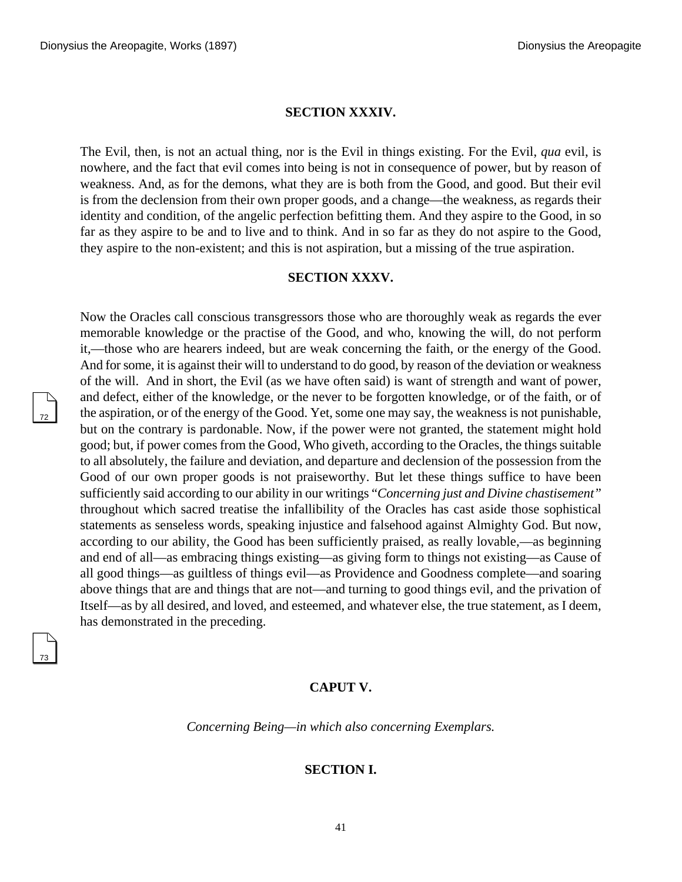### SECTION XXXIV.

The Evil, then, is not an actual thing, nor is the Evil in things existing. For the Evil, *qua* evil, is nowhere, and the fact that evil comes into being is not in consequence of power, but by reason of weakness. And, as for the demons, what they are is both from the Good, and good. But their evil is from the declension from their own proper goods, and a change—the weakness, as regards their identity and condition, of the angelic perfection befitting them. And they aspire to the Good, in so far as they aspire to be and to live and to think. And in so far as they do not aspire to the Good, they aspire to the non-existent; and this is not aspiration, but a missing of the true aspiration.

### SECTION XXXV.

Now the Oracles call conscious transgressors those who are thoroughly weak as regards the ever memorable knowledge or the practise of the Good, and who, knowing the will, do not perform it,—those who are hearers indeed, but are weak concerning the faith, or the energy of the Good. And for some, it is against their will to understand to do good, by reason of the deviation or weakness of the will. And in short, the Evil (as we have often said) is want of strength and want of power, and defect, either of the knowledge, or the never to be forgotten knowledge, or of the faith, or of the aspiration, or of the energy of the Good. Yet, some one may say, the weakness is not punishable, but on the contrary is pardonable. Now, if the power were not granted, the statement might hold good; but, if power comes from the Good, Who giveth, according to the Oracles, the things suitable to all absolutely, the failure and deviation, and departure and declension of the possession from the Good of our own proper goods is not praiseworthy. But let these things suffice to have been sufficiently said according to our ability in our writings "*Concerning just and Divine chastisement*" throughout which sacred treatise the infallibility of the Oracles has cast aside those sophistical statements as senseless words, speaking injustice and falsehood against Almighty God. But now, according to our ability, the Good has been sufficiently praised, as really lovable,—as beginning and end of all—as embracing things existing—as giving form to things not existing—as Cause of all good things—as guiltless of things evil—as Providence and Goodness complete—and soaring above things that are and things that are not—and turning to good things evil, and the privation of Itself—as by all desired, and loved, and esteemed, and whatever else, the true statement, as I deem, has demonstrated in the preceding.

## CAPUT V.

*Concerning Being—in which also concerning Exemplars.*

### SECTION I.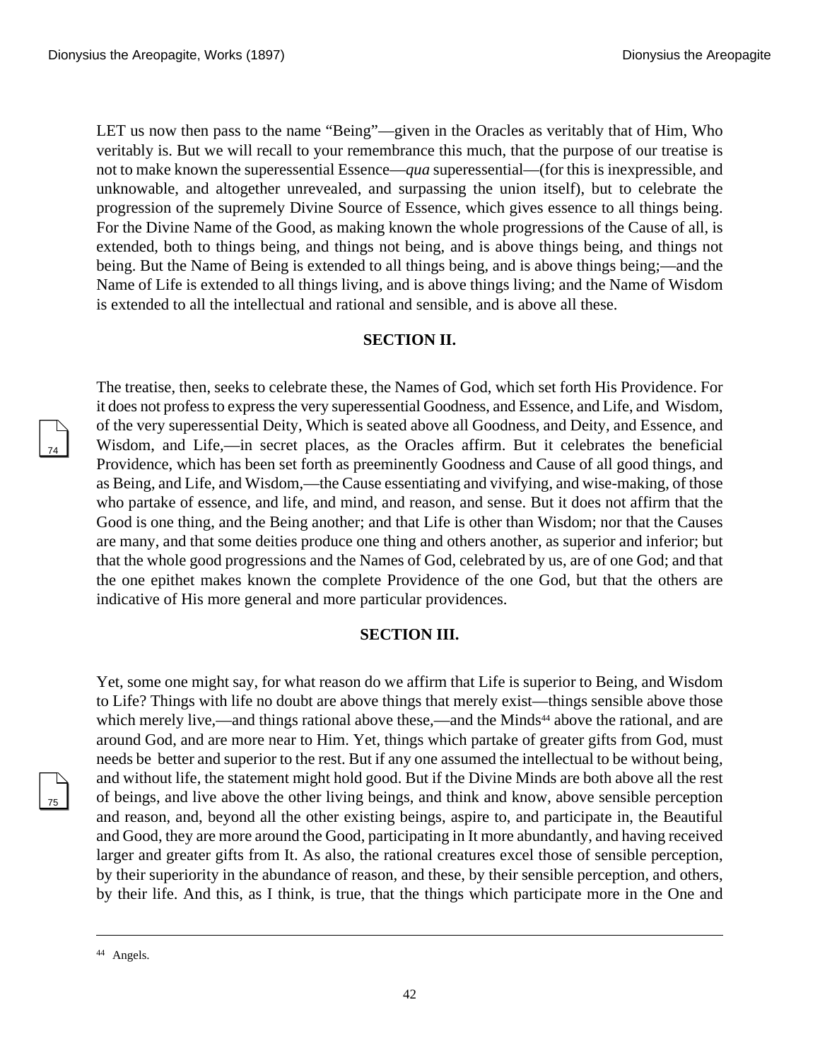LET us now then pass to the name "Being"—given in the Oracles as veritably that of Him, Who veritably is. But we will recall to your remembrance this much, that the purpose of our treatise is not to make known the superessential Essence—*qua* superessential—(for this is inexpressible, and unknowable, and altogether unrevealed, and surpassing the union itself), but to celebrate the progression of the supremely Divine Source of Essence, which gives essence to all things being. For the Divine Name of the Good, as making known the whole progressions of the Cause of all, is extended, both to things being, and things not being, and is above things being, and things not being. But the Name of Being is extended to all things being, and is above things being;—and the Name of Life is extended to all things living, and is above things living; and the Name of Wisdom is extended to all the intellectual and rational and sensible, and is above all these.

### SECTION II.

The treatise, then, seeks to celebrate these, the Names of God, which set forth His Providence. For it does not profess to express the very superessential Goodness, and Essence, and Life, and Wisdom, of the very superessential Deity, Which is seated above all Goodness, and Deity, and Essence, and Wisdom, and Life,—in secret places, as the Oracles affirm. But it celebrates the beneficial Providence, which has been set forth as preeminently Goodness and Cause of all good things, and as Being, and Life, and Wisdom,—the Cause essentiating and vivifying, and wise-making, of those who partake of essence, and life, and mind, and reason, and sense. But it does not affirm that the Good is one thing, and the Being another; and that Life is other than Wisdom; nor that the Causes are many, and that some deities produce one thing and others another, as superior and inferior; but that the whole good progressions and the Names of God, celebrated by us, are of one God; and that the one epithet makes known the complete Providence of the one God, but that the others are indicative of His more general and more particular providences.

### SECTION III.

Yet, some one might say, for what reason do we affirm that Life is superior to Being, and Wisdom to Life? Things with life no doubt are above things that merely exist—things sensible above those which merely live,—and things rational above these,—and the Minds[44] above the rational, and are around God, and are more near to Him. Yet, things which partake of greater gifts from God, must needs be better and superior to the rest. But if any one assumed the intellectual to be without being, and without life, the statement might hold good. But if the Divine Minds are both above all the rest of beings, and live above the other living beings, and think and know, above sensible perception and reason, and, beyond all the other existing beings, aspire to, and participate in, the Beautiful and Good, they are more around the Good, participating in It more abundantly, and having received larger and greater gifts from It. As also, the rational creatures excel those of sensible perception, by their superiority in the abundance of reason, and these, by their sensible perception, and others, by their life. And this, as I think, is true, that the things which participate more in the One and

---

[44] Angels.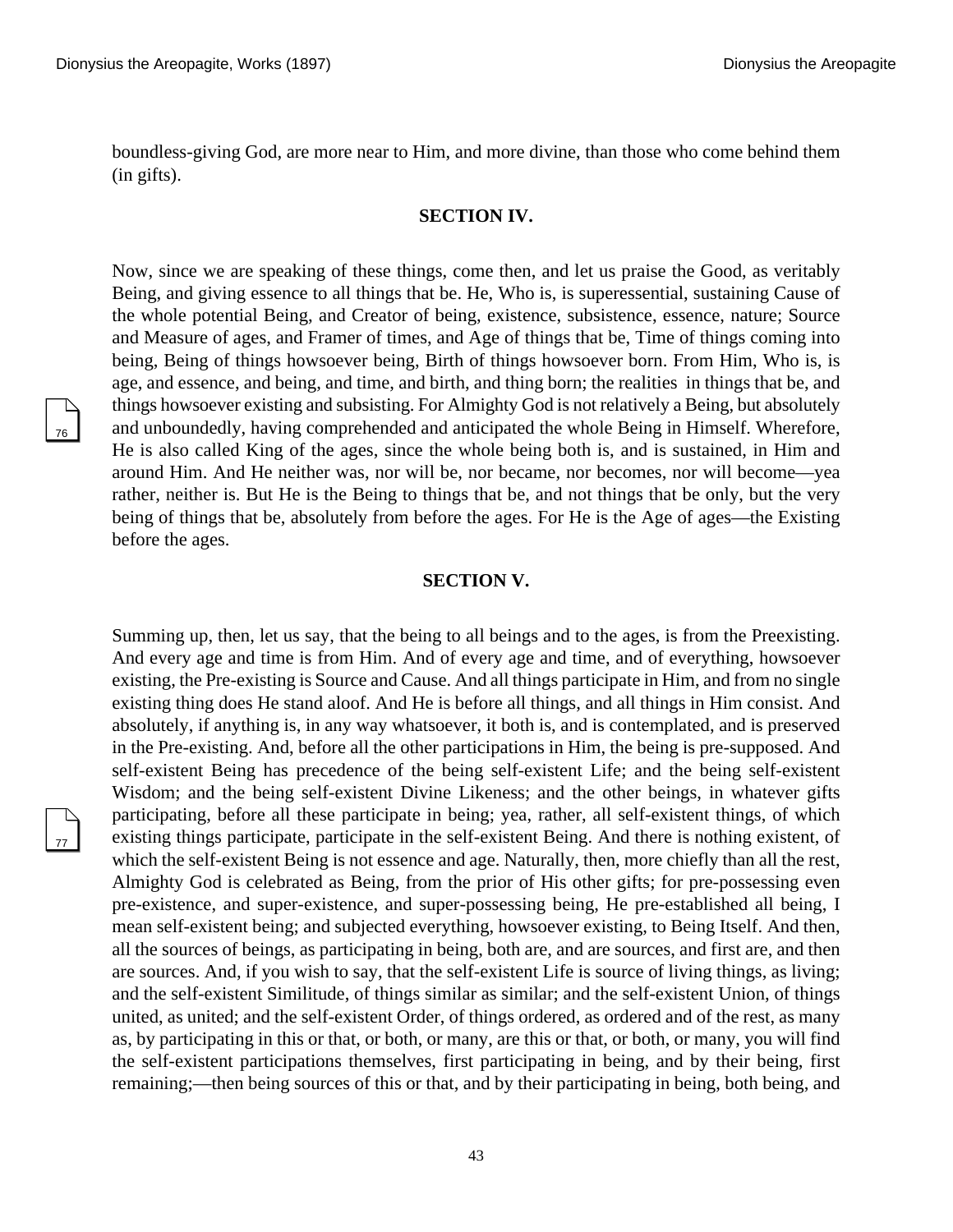boundless-giving God, are more near to Him, and more divine, than those who come behind them (in gifts).

### SECTION IV.

Now, since we are speaking of these things, come then, and let us praise the Good, as veritably Being, and giving essence to all things that be. He, Who is, is superessential, sustaining Cause of the whole potential Being, and Creator of being, existence, subsistence, essence, nature; Source and Measure of ages, and Framer of times, and Age of things that be, Time of things coming into being, Being of things howsoever being, Birth of things howsoever born. From Him, Who is, is age, and essence, and being, and time, and birth, and thing born; the realities in things that be, and things howsoever existing and subsisting. For Almighty God is not relatively a Being, but absolutely and unboundedly, having comprehended and anticipated the whole Being in Himself. Wherefore, He is also called King of the ages, since the whole being both is, and is sustained, in Him and around Him. And He neither was, nor will be, nor became, nor becomes, nor will become—yea rather, neither is. But He is the Being to things that be, and not things that be only, but the very being of things that be, absolutely from before the ages. For He is the Age of ages—the Existing before the ages.

### SECTION V.

Summing up, then, let us say, that the being to all beings and to the ages, is from the Preexisting. And every age and time is from Him. And of every age and time, and of everything, howsoever existing, the Pre-existing is Source and Cause. And all things participate in Him, and from no single existing thing does He stand aloof. And He is before all things, and all things in Him consist. And absolutely, if anything is, in any way whatsoever, it both is, and is contemplated, and is preserved in the Pre-existing. And, before all the other participations in Him, the being is pre-supposed. And self-existent Being has precedence of the being self-existent Life; and the being self-existent Wisdom; and the being self-existent Divine Likeness; and the other beings, in whatever gifts participating, before all these participate in being; yea, rather, all self-existent things, of which existing things participate, participate in the self-existent Being. And there is nothing existent, of which the self-existent Being is not essence and age. Naturally, then, more chiefly than all the rest, Almighty God is celebrated as Being, from the prior of His other gifts; for pre-possessing even pre-existence, and super-existence, and super-possessing being, He pre-established all being, I mean self-existent being; and subjected everything, howsoever existing, to Being Itself. And then, all the sources of beings, as participating in being, both are, and are sources, and first are, and then are sources. And, if you wish to say, that the self-existent Life is source of living things, as living; and the self-existent Similitude, of things similar as similar; and the self-existent Union, of things united, as united; and the self-existent Order, of things ordered, as ordered and of the rest, as many as, by participating in this or that, or both, or many, are this or that, or both, or many, you will find the self-existent participations themselves, first participating in being, and by their being, first remaining;—then being sources of this or that, and by their participating in being, both being, and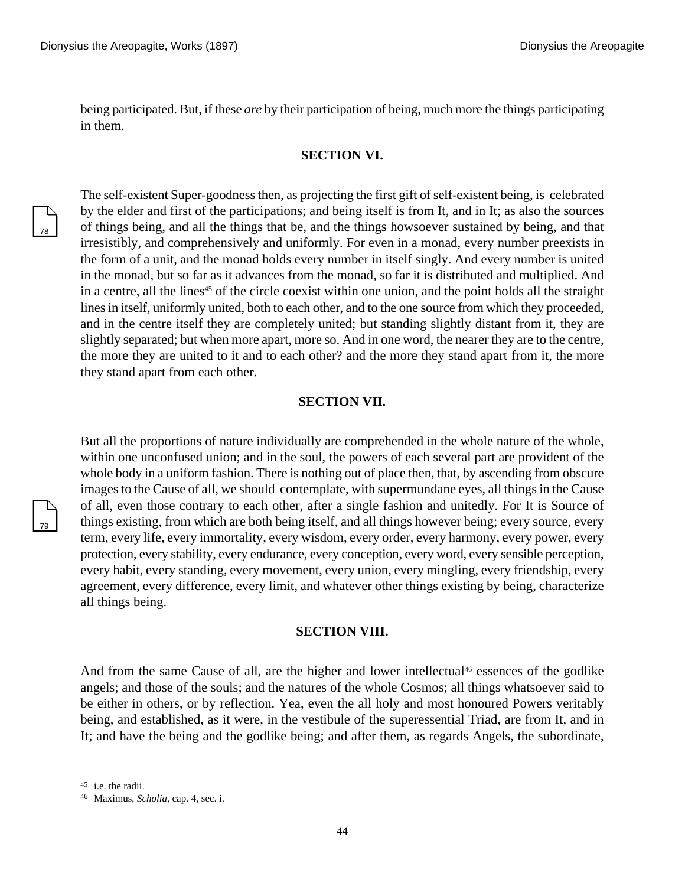being participated. But, if these *are* by their participation of being, much more the things participating in them.

### SECTION VI.

The self-existent Super-goodness then, as projecting the first gift of self-existent being, is celebrated by the elder and first of the participations; and being itself is from It, and in It; as also the sources of things being, and all the things that be, and the things howsoever sustained by being, and that irresistibly, and comprehensively and uniformly. For even in a monad, every number preexists in the form of a unit, and the monad holds every number in itself singly. And every number is united in the monad, but so far as it advances from the monad, so far it is distributed and multiplied. And in a centre, all the lines[45] of the circle coexist within one union, and the point holds all the straight lines in itself, uniformly united, both to each other, and to the one source from which they proceeded, and in the centre itself they are completely united; but standing slightly distant from it, they are slightly separated; but when more apart, more so. And in one word, the nearer they are to the centre, the more they are united to it and to each other? and the more they stand apart from it, the more they stand apart from each other.

### SECTION VII.

But all the proportions of nature individually are comprehended in the whole nature of the whole, within one unconfused union; and in the soul, the powers of each several part are provident of the whole body in a uniform fashion. There is nothing out of place then, that, by ascending from obscure images to the Cause of all, we should contemplate, with supermundane eyes, all things in the Cause of all, even those contrary to each other, after a single fashion and unitedly. For It is Source of things existing, from which are both being itself, and all things however being; every source, every term, every life, every immortality, every wisdom, every order, every harmony, every power, every protection, every stability, every endurance, every conception, every word, every sensible perception, every habit, every standing, every movement, every union, every mingling, every friendship, every agreement, every difference, every limit, and whatever other things existing by being, characterize all things being.

### SECTION VIII.

And from the same Cause of all, are the higher and lower intellectual[46] essences of the godlike angels; and those of the souls; and the natures of the whole Cosmos; all things whatsoever said to be either in others, or by reflection. Yea, even the all holy and most honoured Powers veritably being, and established, as it were, in the vestibule of the superessential Triad, are from It, and in It; and have the being and the godlike being; and after them, as regards Angels, the subordinate,

---

[45] i.e. the radii.

[46] Maximus, *Scholia*, cap. 4, sec. i.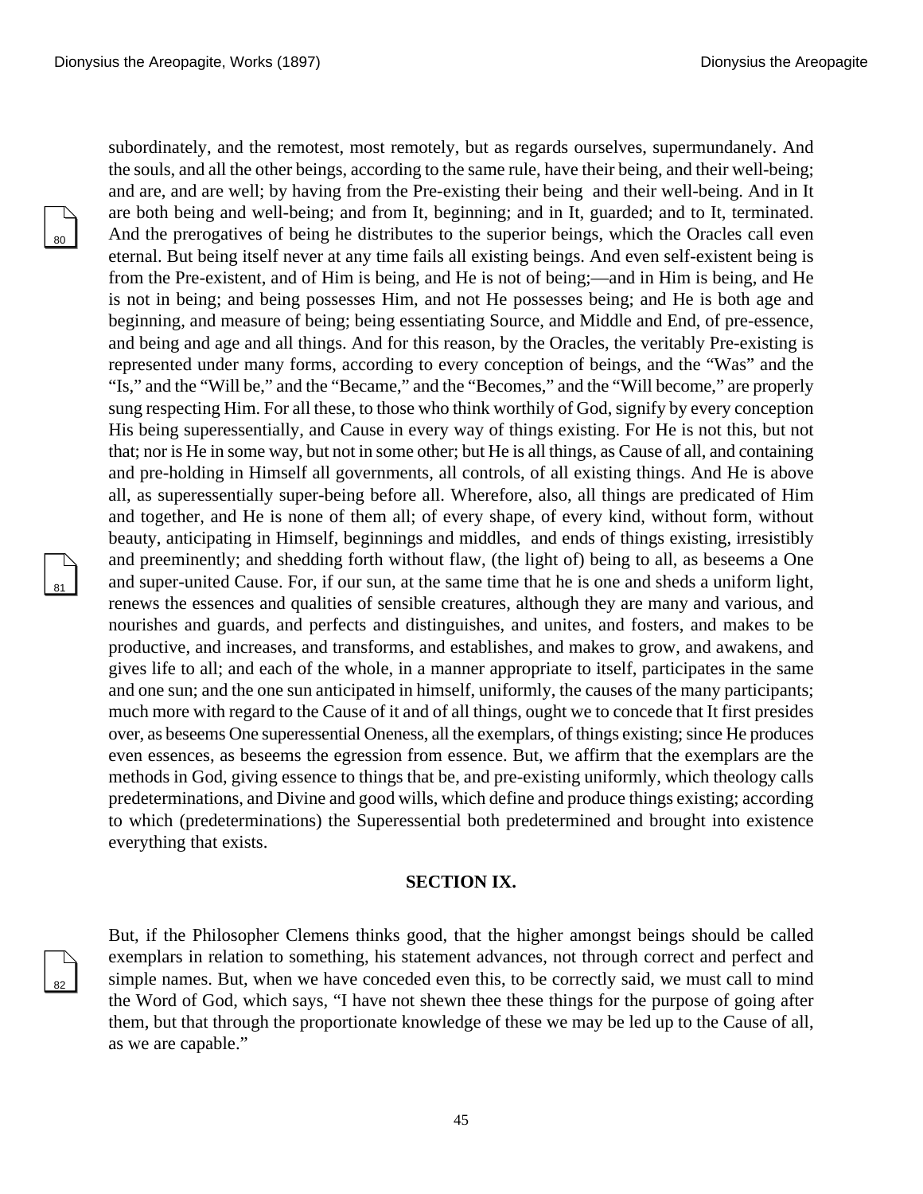subordinately, and the remotest, most remotely, but as regards ourselves, supermundanely. And the souls, and all the other beings, according to the same rule, have their being, and their well-being; and are, and are well; by having from the Pre-existing their being and their well-being. And in It are both being and well-being; and from It, beginning; and in It, guarded; and to It, terminated. And the prerogatives of being he distributes to the superior beings, which the Oracles call even eternal. But being itself never at any time fails all existing beings. And even self-existent being is from the Pre-existent, and of Him is being, and He is not of being;—and in Him is being, and He is not in being; and being possesses Him, and not He possesses being; and He is both age and beginning, and measure of being; being essentiating Source, and Middle and End, of pre-essence, and being and age and all things. And for this reason, by the Oracles, the veritably Pre-existing is represented under many forms, according to every conception of beings, and the "Was" and the "Is," and the "Will be," and the "Became," and the "Becomes," and the "Will become," are properly sung respecting Him. For all these, to those who think worthily of God, signify by every conception His being superessentially, and Cause in every way of things existing. For He is not this, but not that; nor is He in some way, but not in some other; but He is all things, as Cause of all, and containing and pre-holding in Himself all governments, all controls, of all existing things. And He is above all, as superessentially super-being before all. Wherefore, also, all things are predicated of Him and together, and He is none of them all; of every shape, of every kind, without form, without beauty, anticipating in Himself, beginnings and middles, and ends of things existing, irresistibly and preeminently; and shedding forth without flaw, (the light of) being to all, as beseems a One and super-united Cause. For, if our sun, at the same time that he is one and sheds a uniform light, renews the essences and qualities of sensible creatures, although they are many and various, and nourishes and guards, and perfects and distinguishes, and unites, and fosters, and makes to be productive, and increases, and transforms, and establishes, and makes to grow, and awakens, and gives life to all; and each of the whole, in a manner appropriate to itself, participates in the same and one sun; and the one sun anticipated in himself, uniformly, the causes of the many participants; much more with regard to the Cause of it and of all things, ought we to concede that It first presides over, as beseems One superessential Oneness, all the exemplars, of things existing; since He produces even essences, as beseems the egression from essence. But, we affirm that the exemplars are the methods in God, giving essence to things that be, and pre-existing uniformly, which theology calls predeterminations, and Divine and good wills, which define and produce things existing; according to which (predeterminations) the Superessential both predetermined and brought into existence everything that exists.

## SECTION IX.

But, if the Philosopher Clemens thinks good, that the higher amongst beings should be called exemplars in relation to something, his statement advances, not through correct and perfect and simple names. But, when we have conceded even this, to be correctly said, we must call to mind the Word of God, which says, "I have not shewn thee these things for the purpose of going after them, but that through the proportionate knowledge of these we may be led up to the Cause of all, as we are capable."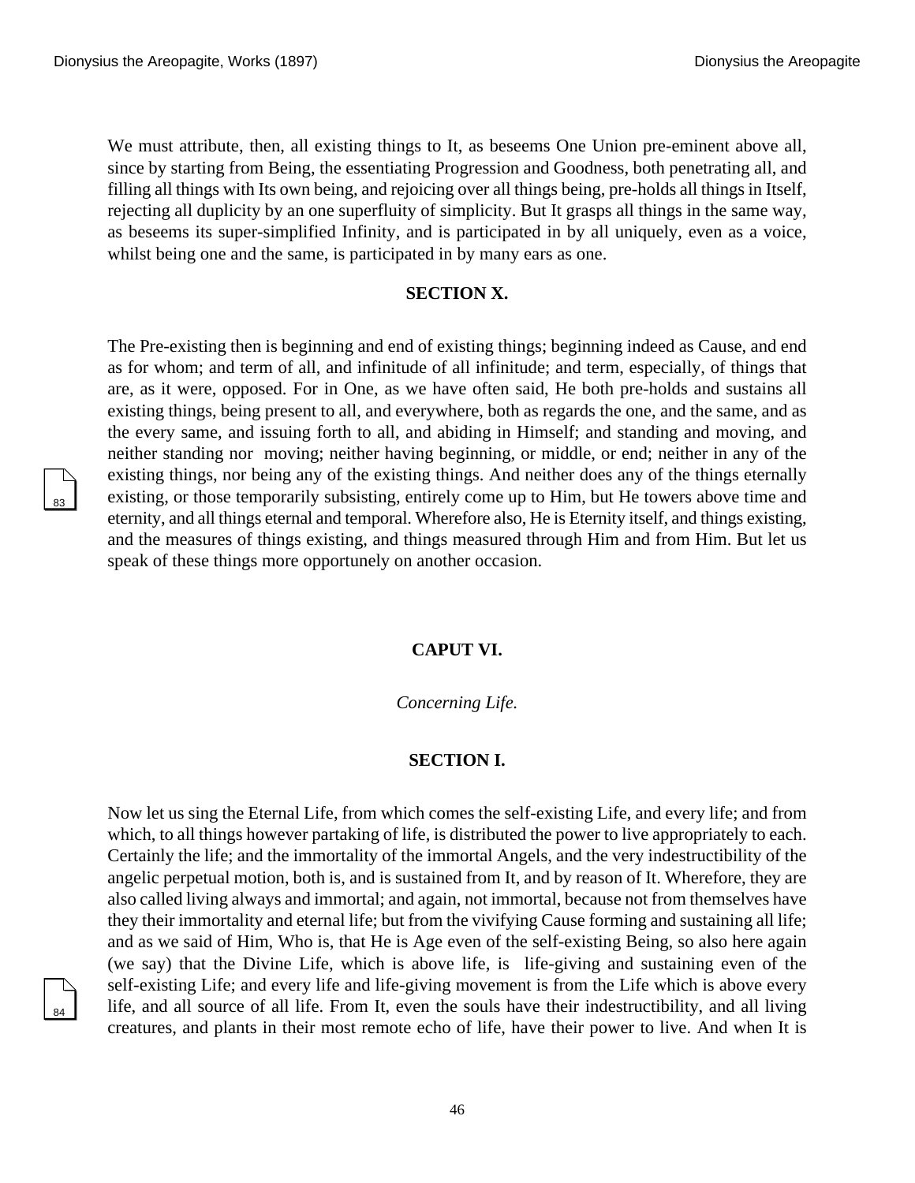We must attribute, then, all existing things to It, as beseems One Union pre-eminent above all, since by starting from Being, the essentiating Progression and Goodness, both penetrating all, and filling all things with Its own being, and rejoicing over all things being, pre-holds all things in Itself, rejecting all duplicity by an one superfluity of simplicity. But It grasps all things in the same way, as beseems its super-simplified Infinity, and is participated in by all uniquely, even as a voice, whilst being one and the same, is participated in by many ears as one.

### SECTION X.

The Pre-existing then is beginning and end of existing things; beginning indeed as Cause, and end as for whom; and term of all, and infinitude of all infinitude; and term, especially, of things that are, as it were, opposed. For in One, as we have often said, He both pre-holds and sustains all existing things, being present to all, and everywhere, both as regards the one, and the same, and as the every same, and issuing forth to all, and abiding in Himself; and standing and moving, and neither standing nor moving; neither having beginning, or middle, or end; neither in any of the existing things, nor being any of the existing things. And neither does any of the things eternally existing, or those temporarily subsisting, entirely come up to Him, but He towers above time and eternity, and all things eternal and temporal. Wherefore also, He is Eternity itself, and things existing, and the measures of things existing, and things measured through Him and from Him. But let us speak of these things more opportunely on another occasion.

## CAPUT VI.

*Concerning Life.*

### SECTION I.

Now let us sing the Eternal Life, from which comes the self-existing Life, and every life; and from which, to all things however partaking of life, is distributed the power to live appropriately to each. Certainly the life; and the immortality of the immortal Angels, and the very indestructibility of the angelic perpetual motion, both is, and is sustained from It, and by reason of It. Wherefore, they are also called living always and immortal; and again, not immortal, because not from themselves have they their immortality and eternal life; but from the vivifying Cause forming and sustaining all life; and as we said of Him, Who is, that He is Age even of the self-existing Being, so also here again (we say) that the Divine Life, which is above life, is life-giving and sustaining even of the self-existing Life; and every life and life-giving movement is from the Life which is above every life, and all source of all life. From It, even the souls have their indestructibility, and all living creatures, and plants in their most remote echo of life, have their power to live. And when It is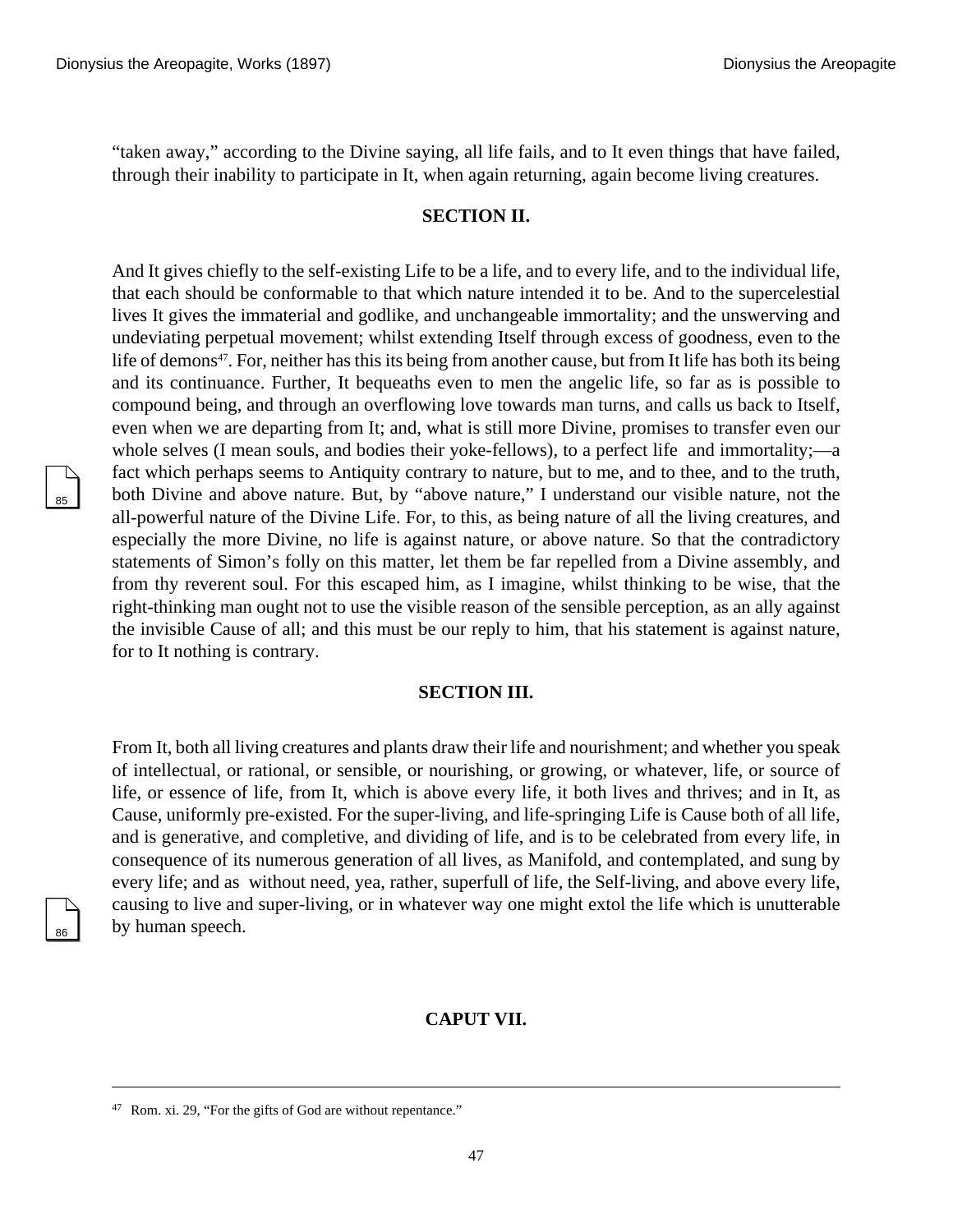"taken away," according to the Divine saying, all life fails, and to It even things that have failed, through their inability to participate in It, when again returning, again become living creatures.

### SECTION II.

And It gives chiefly to the self-existing Life to be a life, and to every life, and to the individual life, that each should be conformable to that which nature intended it to be. And to the supercelestial lives It gives the immaterial and godlike, and unchangeable immortality; and the unswerving and undeviating perpetual movement; whilst extending Itself through excess of goodness, even to the life of demons[47]. For, neither has this its being from another cause, but from It life has both its being and its continuance. Further, It bequeaths even to men the angelic life, so far as is possible to compound being, and through an overflowing love towards man turns, and calls us back to Itself, even when we are departing from It; and, what is still more Divine, promises to transfer even our whole selves (I mean souls, and bodies their yoke-fellows), to a perfect life and immortality;—a fact which perhaps seems to Antiquity contrary to nature, but to me, and to thee, and to the truth, both Divine and above nature. But, by "above nature," I understand our visible nature, not the all-powerful nature of the Divine Life. For, to this, as being nature of all the living creatures, and especially the more Divine, no life is against nature, or above nature. So that the contradictory statements of Simon's folly on this matter, let them be far repelled from a Divine assembly, and from thy reverent soul. For this escaped him, as I imagine, whilst thinking to be wise, that the right-thinking man ought not to use the visible reason of the sensible perception, as an ally against the invisible Cause of all; and this must be our reply to him, that his statement is against nature, for to It nothing is contrary.

### SECTION III.

From It, both all living creatures and plants draw their life and nourishment; and whether you speak of intellectual, or rational, or sensible, or nourishing, or growing, or whatever, life, or source of life, or essence of life, from It, which is above every life, it both lives and thrives; and in It, as Cause, uniformly pre-existed. For the super-living, and life-springing Life is Cause both of all life, and is generative, and completive, and dividing of life, and is to be celebrated from every life, in consequence of its numerous generation of all lives, as Manifold, and contemplated, and sung by every life; and as without need, yea, rather, superfull of life, the Self-living, and above every life, causing to live and super-living, or in whatever way one might extol the life which is unutterable by human speech.

## CAPUT VII.

---

[47] Rom. xi. 29, "For the gifts of God are without repentance."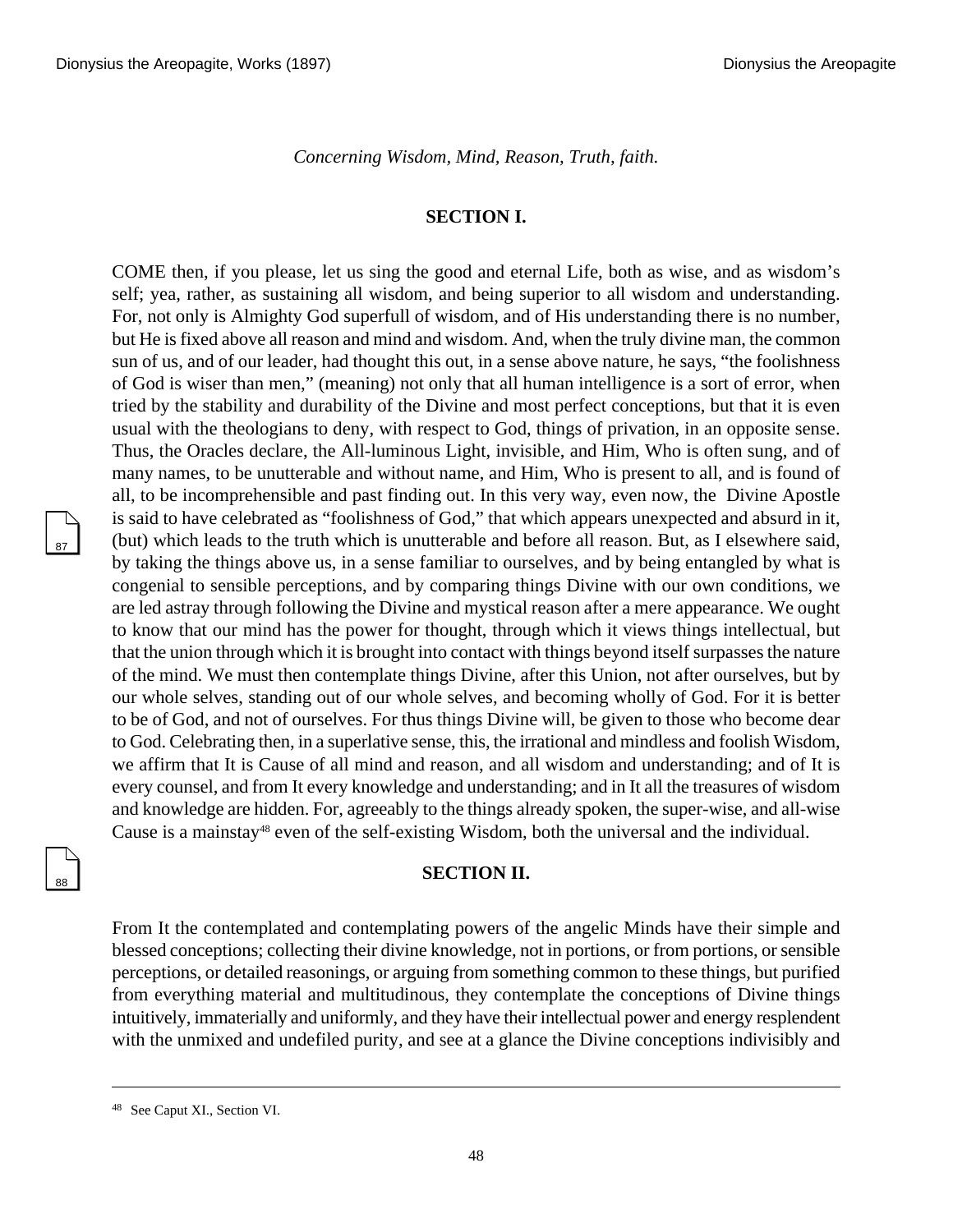*Concerning Wisdom, Mind, Reason, Truth, faith.*

### SECTION I.

COME then, if you please, let us sing the good and eternal Life, both as wise, and as wisdom's self; yea, rather, as sustaining all wisdom, and being superior to all wisdom and understanding. For, not only is Almighty God superfull of wisdom, and of His understanding there is no number, but He is fixed above all reason and mind and wisdom. And, when the truly divine man, the common sun of us, and of our leader, had thought this out, in a sense above nature, he says, "the foolishness of God is wiser than men," (meaning) not only that all human intelligence is a sort of error, when tried by the stability and durability of the Divine and most perfect conceptions, but that it is even usual with the theologians to deny, with respect to God, things of privation, in an opposite sense. Thus, the Oracles declare, the All-luminous Light, invisible, and Him, Who is often sung, and of many names, to be unutterable and without name, and Him, Who is present to all, and is found of all, to be incomprehensible and past finding out. In this very way, even now, the Divine Apostle is said to have celebrated as "foolishness of God," that which appears unexpected and absurd in it, (but) which leads to the truth which is unutterable and before all reason. But, as I elsewhere said, by taking the things above us, in a sense familiar to ourselves, and by being entangled by what is congenial to sensible perceptions, and by comparing things Divine with our own conditions, we are led astray through following the Divine and mystical reason after a mere appearance. We ought to know that our mind has the power for thought, through which it views things intellectual, but that the union through which it is brought into contact with things beyond itself surpasses the nature of the mind. We must then contemplate things Divine, after this Union, not after ourselves, but by our whole selves, standing out of our whole selves, and becoming wholly of God. For it is better to be of God, and not of ourselves. For thus things Divine will, be given to those who become dear to God. Celebrating then, in a superlative sense, this, the irrational and mindless and foolish Wisdom, we affirm that It is Cause of all mind and reason, and all wisdom and understanding; and of It is every counsel, and from It every knowledge and understanding; and in It all the treasures of wisdom and knowledge are hidden. For, agreeably to the things already spoken, the super-wise, and all-wise Cause is a mainstay[48] even of the self-existing Wisdom, both the universal and the individual.

### SECTION II.

From It the contemplated and contemplating powers of the angelic Minds have their simple and blessed conceptions; collecting their divine knowledge, not in portions, or from portions, or sensible perceptions, or detailed reasonings, or arguing from something common to these things, but purified from everything material and multitudinous, they contemplate the conceptions of Divine things intuitively, immaterially and uniformly, and they have their intellectual power and energy resplendent with the unmixed and undefiled purity, and see at a glance the Divine conceptions indivisibly and

---

48 See Caput XI., Section VI.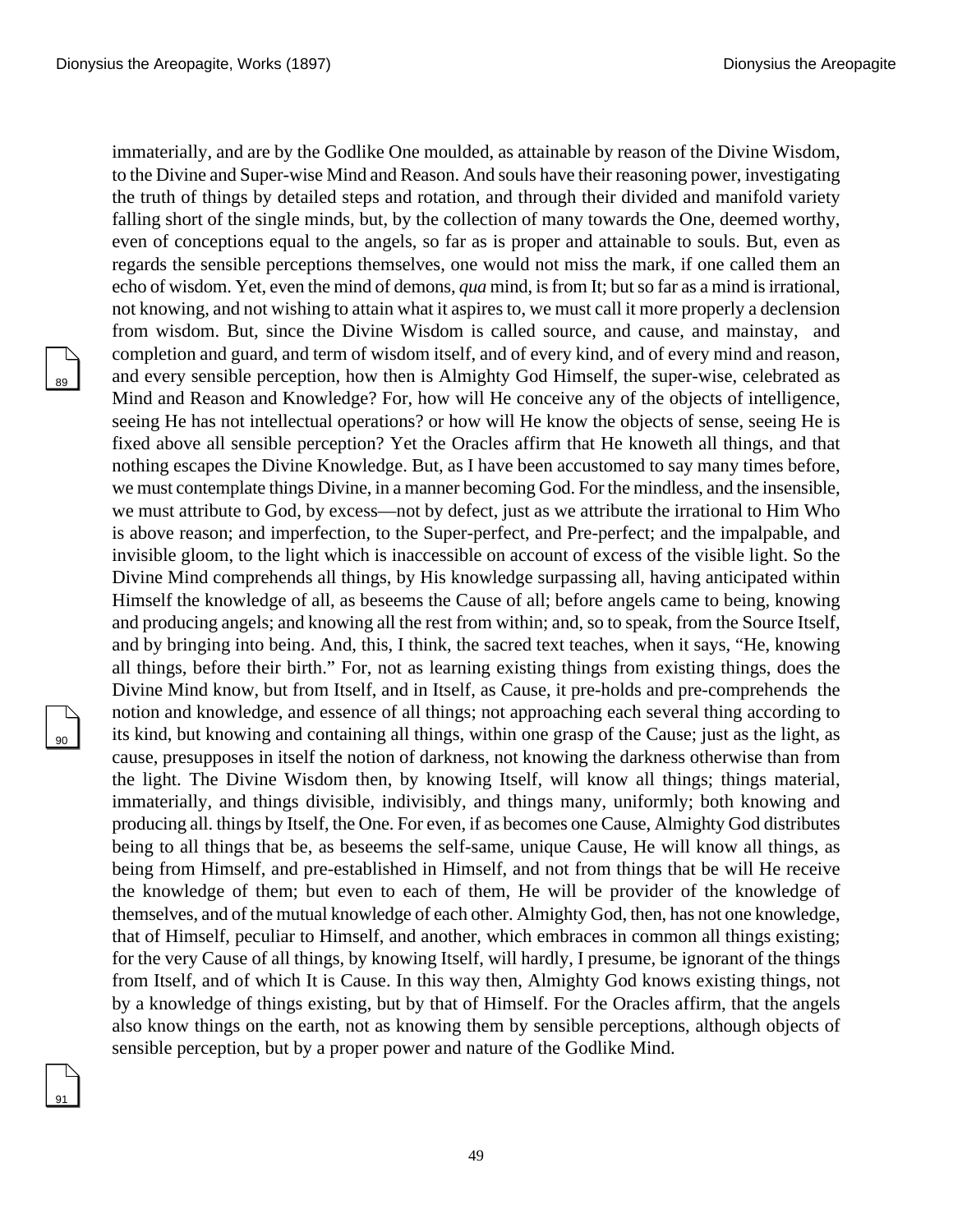immaterially, and are by the Godlike One moulded, as attainable by reason of the Divine Wisdom, to the Divine and Super-wise Mind and Reason. And souls have their reasoning power, investigating the truth of things by detailed steps and rotation, and through their divided and manifold variety falling short of the single minds, but, by the collection of many towards the One, deemed worthy, even of conceptions equal to the angels, so far as is proper and attainable to souls. But, even as regards the sensible perceptions themselves, one would not miss the mark, if one called them an echo of wisdom. Yet, even the mind of demons, *qua* mind, is from It; but so far as a mind is irrational, not knowing, and not wishing to attain what it aspires to, we must call it more properly a declension from wisdom. But, since the Divine Wisdom is called source, and cause, and mainstay, and completion and guard, and term of wisdom itself, and of every kind, and of every mind and reason, and every sensible perception, how then is Almighty God Himself, the super-wise, celebrated as Mind and Reason and Knowledge? For, how will He conceive any of the objects of intelligence, seeing He has not intellectual operations? or how will He know the objects of sense, seeing He is fixed above all sensible perception? Yet the Oracles affirm that He knoweth all things, and that nothing escapes the Divine Knowledge. But, as I have been accustomed to say many times before, we must contemplate things Divine, in a manner becoming God. For the mindless, and the insensible, we must attribute to God, by excess—not by defect, just as we attribute the irrational to Him Who is above reason; and imperfection, to the Super-perfect, and Pre-perfect; and the impalpable, and invisible gloom, to the light which is inaccessible on account of excess of the visible light. So the Divine Mind comprehends all things, by His knowledge surpassing all, having anticipated within Himself the knowledge of all, as beseems the Cause of all; before angels came to being, knowing and producing angels; and knowing all the rest from within; and, so to speak, from the Source Itself, and by bringing into being. And, this, I think, the sacred text teaches, when it says, “He, knowing all things, before their birth.” For, not as learning existing things from existing things, does the Divine Mind know, but from Itself, and in Itself, as Cause, it pre-holds and pre-comprehends the notion and knowledge, and essence of all things; not approaching each several thing according to its kind, but knowing and containing all things, within one grasp of the Cause; just as the light, as cause, presupposes in itself the notion of darkness, not knowing the darkness otherwise than from the light. The Divine Wisdom then, by knowing Itself, will know all things; things material, immaterially, and things divisible, indivisibly, and things many, uniformly; both knowing and producing all. things by Itself, the One. For even, if as becomes one Cause, Almighty God distributes being to all things that be, as beseems the self-same, unique Cause, He will know all things, as being from Himself, and pre-established in Himself, and not from things that be will He receive the knowledge of them; but even to each of them, He will be provider of the knowledge of themselves, and of the mutual knowledge of each other. Almighty God, then, has not one knowledge, that of Himself, peculiar to Himself, and another, which embraces in common all things existing; for the very Cause of all things, by knowing Itself, will hardly, I presume, be ignorant of the things from Itself, and of which It is Cause. In this way then, Almighty God knows existing things, not by a knowledge of things existing, but by that of Himself. For the Oracles affirm, that the angels also know things on the earth, not as knowing them by sensible perceptions, although objects of sensible perception, but by a proper power and nature of the Godlike Mind.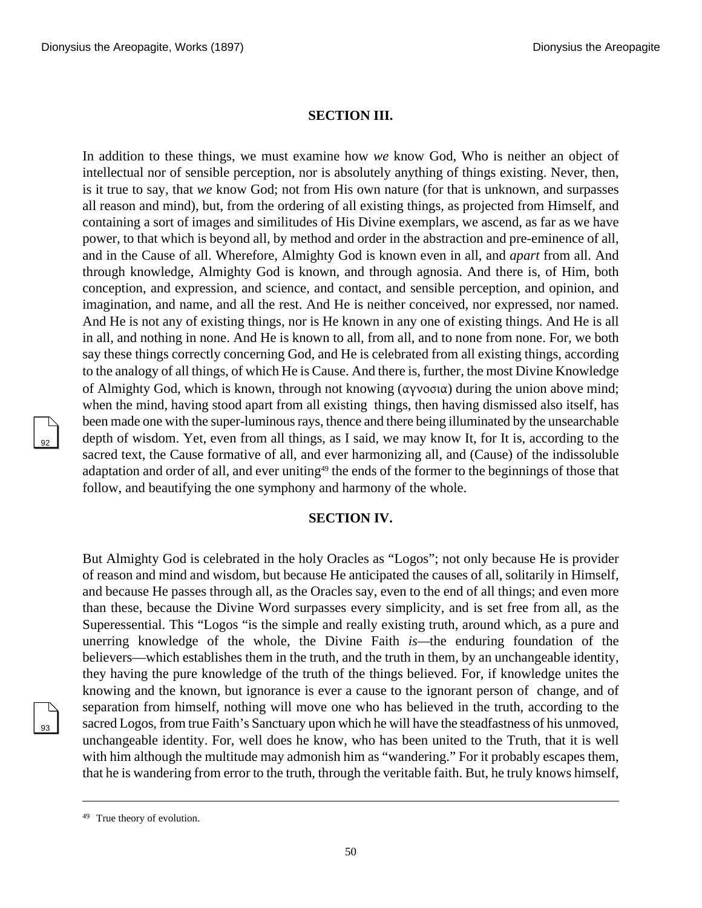### SECTION III.

In addition to these things, we must examine how *we* know God, Who is neither an object of intellectual nor of sensible perception, nor is absolutely anything of things existing. Never, then, is it true to say, that *we* know God; not from His own nature (for that is unknown, and surpasses all reason and mind), but, from the ordering of all existing things, as projected from Himself, and containing a sort of images and similitudes of His Divine exemplars, we ascend, as far as we have power, to that which is beyond all, by method and order in the abstraction and pre-eminence of all, and in the Cause of all. Wherefore, Almighty God is known even in all, and *apart* from all. And through knowledge, Almighty God is known, and through agnosia. And there is, of Him, both conception, and expression, and science, and contact, and sensible perception, and opinion, and imagination, and name, and all the rest. And He is neither conceived, nor expressed, nor named. And He is not any of existing things, nor is He known in any one of existing things. And He is all in all, and nothing in none. And He is known to all, from all, and to none from none. For, we both say these things correctly concerning God, and He is celebrated from all existing things, according to the analogy of all things, of which He is Cause. And there is, further, the most Divine Knowledge of Almighty God, which is known, through not knowing (αγνοσια) during the union above mind; when the mind, having stood apart from all existing things, then having dismissed also itself, has been made one with the super-luminous rays, thence and there being illuminated by the unsearchable depth of wisdom. Yet, even from all things, as I said, we may know It, for It is, according to the sacred text, the Cause formative of all, and ever harmonizing all, and (Cause) of the indissoluble adaptation and order of all, and ever uniting[49] the ends of the former to the beginnings of those that follow, and beautifying the one symphony and harmony of the whole.

### SECTION IV.

But Almighty God is celebrated in the holy Oracles as "Logos"; not only because He is provider of reason and mind and wisdom, but because He anticipated the causes of all, solitarily in Himself, and because He passes through all, as the Oracles say, even to the end of all things; and even more than these, because the Divine Word surpasses every simplicity, and is set free from all, as the Superessential. This "Logos "is the simple and really existing truth, around which, as a pure and unerring knowledge of the whole, the Divine Faith *is*—the enduring foundation of the believers—which establishes them in the truth, and the truth in them, by an unchangeable identity, they having the pure knowledge of the truth of the things believed. For, if knowledge unites the knowing and the known, but ignorance is ever a cause to the ignorant person of change, and of separation from himself, nothing will move one who has believed in the truth, according to the sacred Logos, from true Faith's Sanctuary upon which he will have the steadfastness of his unmoved, unchangeable identity. For, well does he know, who has been united to the Truth, that it is well with him although the multitude may admonish him as "wandering." For it probably escapes them, that he is wandering from error to the truth, through the veritable faith. But, he truly knows himself,

---

[49] True theory of evolution.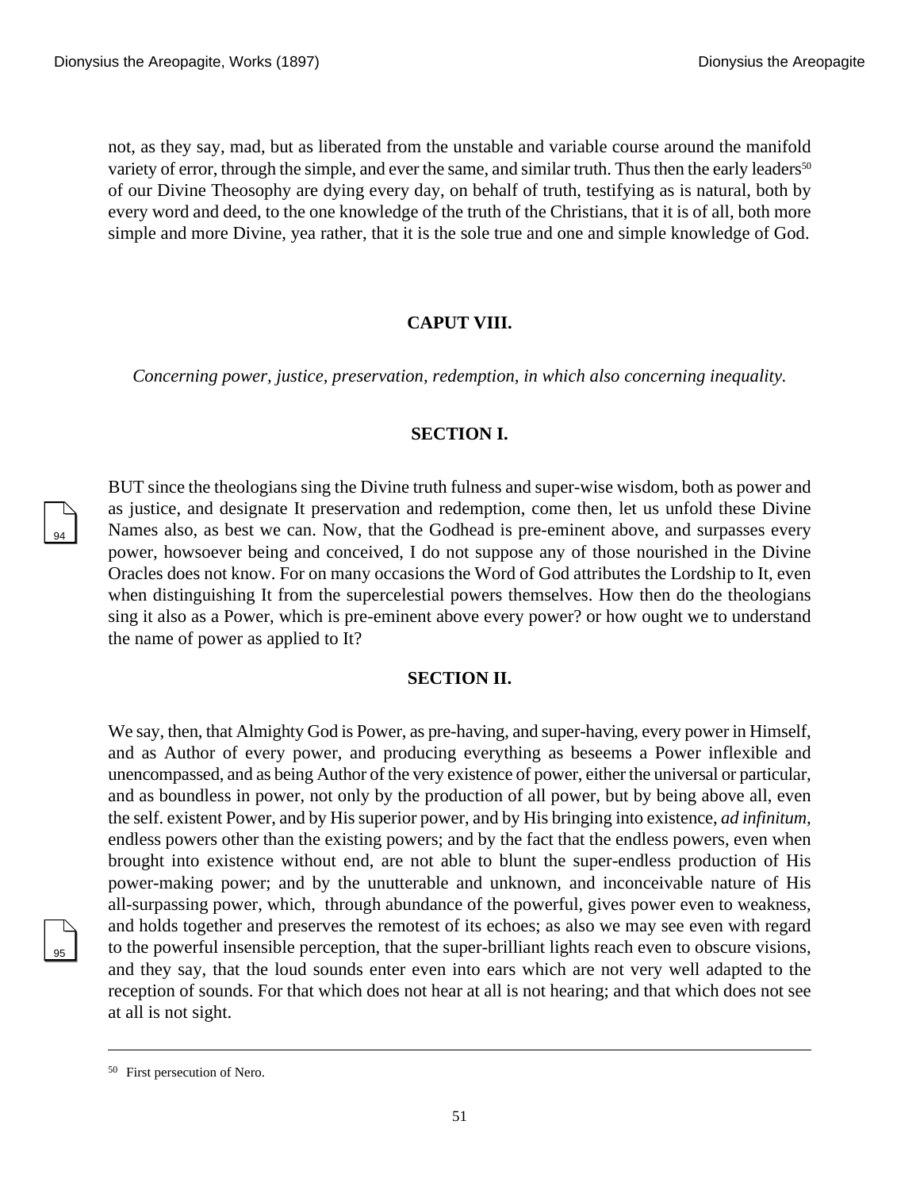not, as they say, mad, but as liberated from the unstable and variable course around the manifold variety of error, through the simple, and ever the same, and similar truth. Thus then the early leaders[50] of our Divine Theosophy are dying every day, on behalf of truth, testifying as is natural, both by every word and deed, to the one knowledge of the truth of the Christians, that it is of all, both more simple and more Divine, yea rather, that it is the sole true and one and simple knowledge of God.

## CAPUT VIII.

*Concerning power, justice, preservation, redemption, in which also concerning inequality.*

### SECTION I.

BUT since the theologians sing the Divine truth fulness and super-wise wisdom, both as power and as justice, and designate It preservation and redemption, come then, let us unfold these Divine Names also, as best we can. Now, that the Godhead is pre-eminent above, and surpasses every power, howsoever being and conceived, I do not suppose any of those nourished in the Divine Oracles does not know. For on many occasions the Word of God attributes the Lordship to It, even when distinguishing It from the supercelestial powers themselves. How then do the theologians sing it also as a Power, which is pre-eminent above every power? or how ought we to understand the name of power as applied to It?

### SECTION II.

We say, then, that Almighty God is Power, as pre-having, and super-having, every power in Himself, and as Author of every power, and producing everything as beseems a Power inflexible and unencompassed, and as being Author of the very existence of power, either the universal or particular, and as boundless in power, not only by the production of all power, but by being above all, even the self. existent Power, and by His superior power, and by His bringing into existence, *ad infinitum*, endless powers other than the existing powers; and by the fact that the endless powers, even when brought into existence without end, are not able to blunt the super-endless production of His power-making power; and by the unutterable and unknown, and inconceivable nature of His all-surpassing power, which, through abundance of the powerful, gives power even to weakness, and holds together and preserves the remotest of its echoes; as also we may see even with regard to the powerful insensible perception, that the super-brilliant lights reach even to obscure visions, and they say, that the loud sounds enter even into ears which are not very well adapted to the reception of sounds. For that which does not hear at all is not hearing; and that which does not see at all is not sight.

---

[50] First persecution of Nero.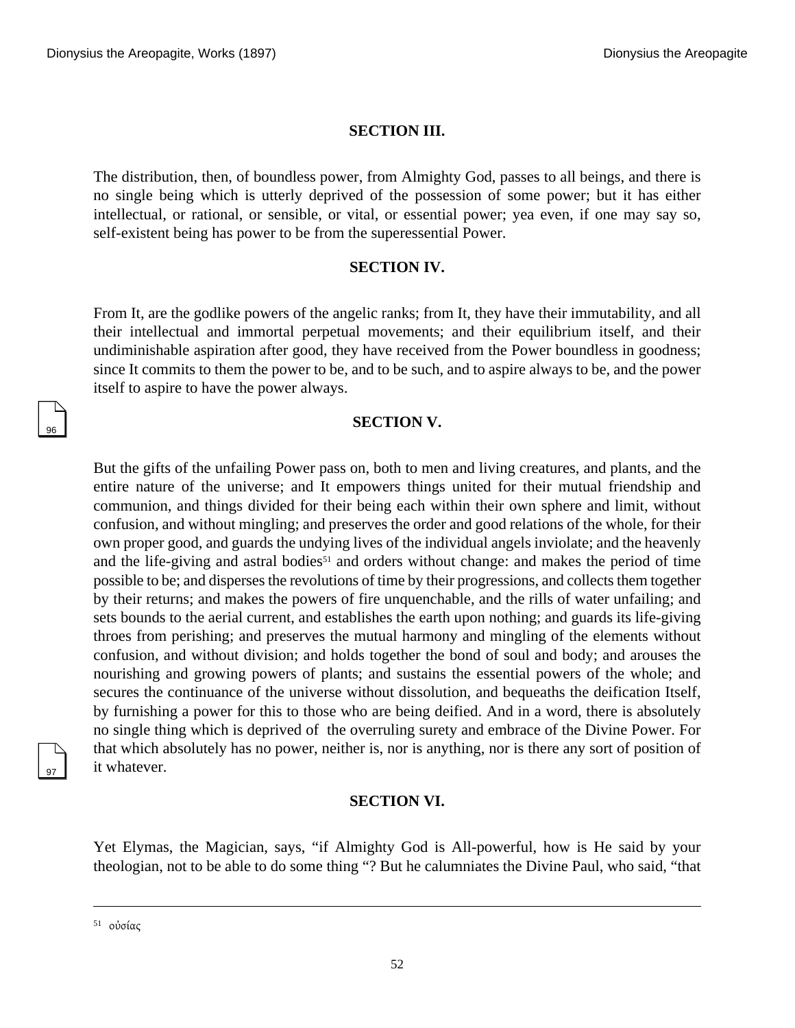**SECTION III.**

The distribution, then, of boundless power, from Almighty God, passes to all beings, and there is no single being which is utterly deprived of the possession of some power; but it has either intellectual, or rational, or sensible, or vital, or essential power; yea even, if one may say so, self-existent being has power to be from the superessential Power.

**SECTION IV.**

From It, are the godlike powers of the angelic ranks; from It, they have their immutability, and all their intellectual and immortal perpetual movements; and their equilibrium itself, and their undiminishable aspiration after good, they have received from the Power boundless in goodness; since It commits to them the power to be, and to be such, and to aspire always to be, and the power itself to aspire to have the power always.

**SECTION V.**

But the gifts of the unfailing Power pass on, both to men and living creatures, and plants, and the entire nature of the universe; and It empowers things united for their mutual friendship and communion, and things divided for their being each within their own sphere and limit, without confusion, and without mingling; and preserves the order and good relations of the whole, for their own proper good, and guards the undying lives of the individual angels inviolate; and the heavenly and the life-giving and astral bodies[51] and orders without change: and makes the period of time possible to be; and disperses the revolutions of time by their progressions, and collects them together by their returns; and makes the powers of fire unquenchable, and the rills of water unfailing; and sets bounds to the aerial current, and establishes the earth upon nothing; and guards its life-giving throes from perishing; and preserves the mutual harmony and mingling of the elements without confusion, and without division; and holds together the bond of soul and body; and arouses the nourishing and growing powers of plants; and sustains the essential powers of the whole; and secures the continuance of the universe without dissolution, and bequeaths the deification Itself, by furnishing a power for this to those who are being deified. And in a word, there is absolutely no single thing which is deprived of the overruling surety and embrace of the Divine Power. For that which absolutely has no power, neither is, nor is anything, nor is there any sort of position of it whatever.

**SECTION VI.**

Yet Elymas, the Magician, says, "if Almighty God is All-powerful, how is He said by your theologian, not to be able to do some thing "? But he calumniates the Divine Paul, who said, "that

---

[51] οὐσίας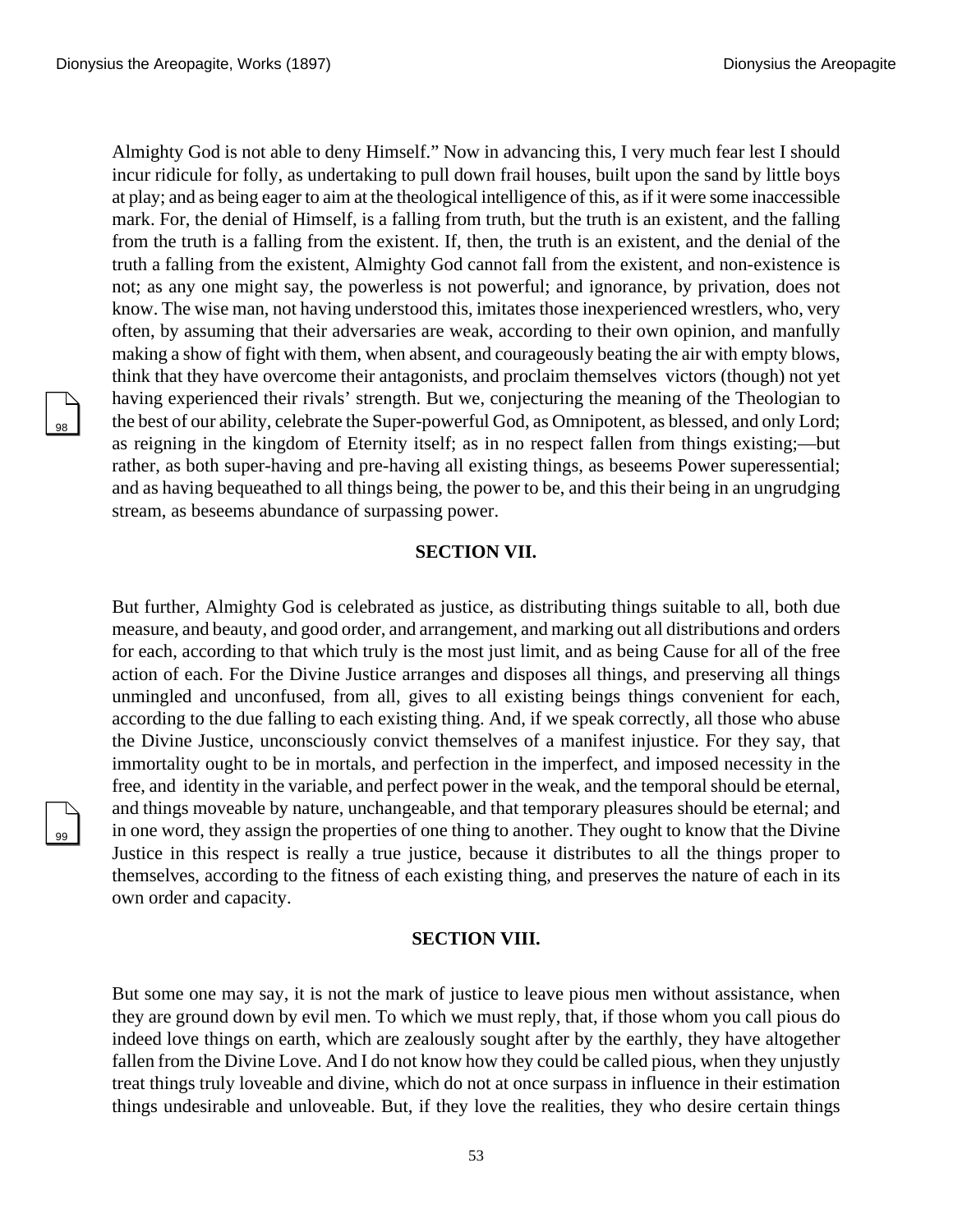Almighty God is not able to deny Himself." Now in advancing this, I very much fear lest I should incur ridicule for folly, as undertaking to pull down frail houses, built upon the sand by little boys at play; and as being eager to aim at the theological intelligence of this, as if it were some inaccessible mark. For, the denial of Himself, is a falling from truth, but the truth is an existent, and the falling from the truth is a falling from the existent. If, then, the truth is an existent, and the denial of the truth a falling from the existent, Almighty God cannot fall from the existent, and non-existence is not; as any one might say, the powerless is not powerful; and ignorance, by privation, does not know. The wise man, not having understood this, imitates those inexperienced wrestlers, who, very often, by assuming that their adversaries are weak, according to their own opinion, and manfully making a show of fight with them, when absent, and courageously beating the air with empty blows, think that they have overcome their antagonists, and proclaim themselves victors (though) not yet having experienced their rivals' strength. But we, conjecturing the meaning of the Theologian to the best of our ability, celebrate the Super-powerful God, as Omnipotent, as blessed, and only Lord; as reigning in the kingdom of Eternity itself; as in no respect fallen from things existing;—but rather, as both super-having and pre-having all existing things, as beseems Power superessential; and as having bequeathed to all things being, the power to be, and this their being in an ungrudging stream, as beseems abundance of surpassing power.

## SECTION VII.

But further, Almighty God is celebrated as justice, as distributing things suitable to all, both due measure, and beauty, and good order, and arrangement, and marking out all distributions and orders for each, according to that which truly is the most just limit, and as being Cause for all of the free action of each. For the Divine Justice arranges and disposes all things, and preserving all things unmingled and unconfused, from all, gives to all existing beings things convenient for each, according to the due falling to each existing thing. And, if we speak correctly, all those who abuse the Divine Justice, unconsciously convict themselves of a manifest injustice. For they say, that immortality ought to be in mortals, and perfection in the imperfect, and imposed necessity in the free, and identity in the variable, and perfect power in the weak, and the temporal should be eternal, and things moveable by nature, unchangeable, and that temporary pleasures should be eternal; and in one word, they assign the properties of one thing to another. They ought to know that the Divine Justice in this respect is really a true justice, because it distributes to all the things proper to themselves, according to the fitness of each existing thing, and preserves the nature of each in its own order and capacity.

## SECTION VIII.

But some one may say, it is not the mark of justice to leave pious men without assistance, when they are ground down by evil men. To which we must reply, that, if those whom you call pious do indeed love things on earth, which are zealously sought after by the earthly, they have altogether fallen from the Divine Love. And I do not know how they could be called pious, when they unjustly treat things truly loveable and divine, which do not at once surpass in influence in their estimation things undesirable and unloveable. But, if they love the realities, they who desire certain things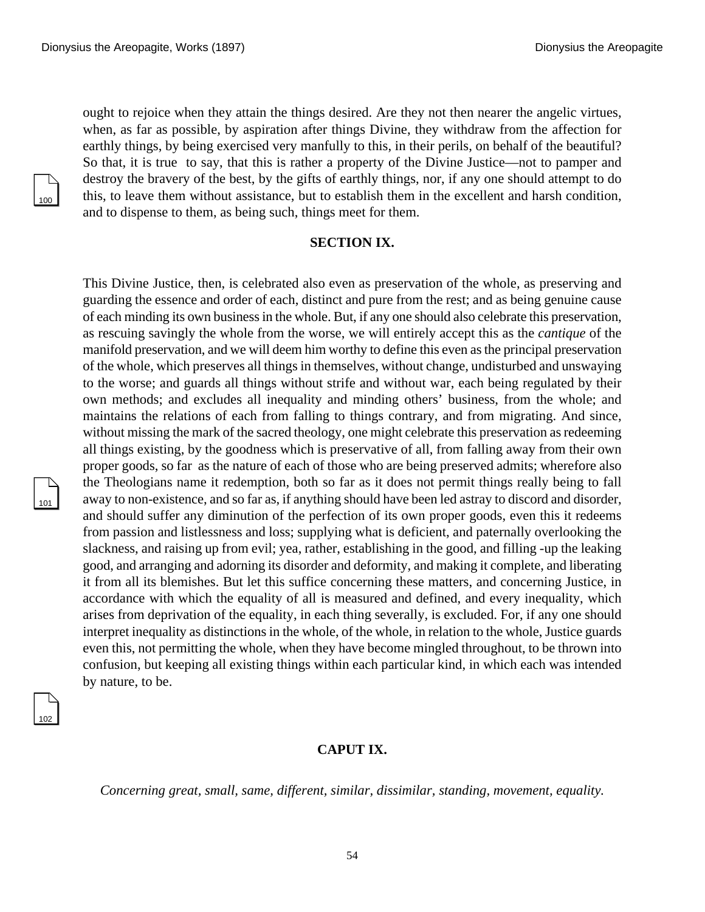ought to rejoice when they attain the things desired. Are they not then nearer the angelic virtues, when, as far as possible, by aspiration after things Divine, they withdraw from the affection for earthly things, by being exercised very manfully to this, in their perils, on behalf of the beautiful? So that, it is true to say, that this is rather a property of the Divine Justice—not to pamper and destroy the bravery of the best, by the gifts of earthly things, nor, if any one should attempt to do this, to leave them without assistance, but to establish them in the excellent and harsh condition, and to dispense to them, as being such, things meet for them.

### SECTION IX.

This Divine Justice, then, is celebrated also even as preservation of the whole, as preserving and guarding the essence and order of each, distinct and pure from the rest; and as being genuine cause of each minding its own business in the whole. But, if any one should also celebrate this preservation, as rescuing savingly the whole from the worse, we will entirely accept this as the *cantique* of the manifold preservation, and we will deem him worthy to define this even as the principal preservation of the whole, which preserves all things in themselves, without change, undisturbed and unswaying to the worse; and guards all things without strife and without war, each being regulated by their own methods; and excludes all inequality and minding others' business, from the whole; and maintains the relations of each from falling to things contrary, and from migrating. And since, without missing the mark of the sacred theology, one might celebrate this preservation as redeeming all things existing, by the goodness which is preservative of all, from falling away from their own proper goods, so far as the nature of each of those who are being preserved admits; wherefore also the Theologians name it redemption, both so far as it does not permit things really being to fall away to non-existence, and so far as, if anything should have been led astray to discord and disorder, and should suffer any diminution of the perfection of its own proper goods, even this it redeems from passion and listlessness and loss; supplying what is deficient, and paternally overlooking the slackness, and raising up from evil; yea, rather, establishing in the good, and filling -up the leaking good, and arranging and adorning its disorder and deformity, and making it complete, and liberating it from all its blemishes. But let this suffice concerning these matters, and concerning Justice, in accordance with which the equality of all is measured and defined, and every inequality, which arises from deprivation of the equality, in each thing severally, is excluded. For, if any one should interpret inequality as distinctions in the whole, of the whole, in relation to the whole, Justice guards even this, not permitting the whole, when they have become mingled throughout, to be thrown into confusion, but keeping all existing things within each particular kind, in which each was intended by nature, to be.

## CAPUT IX.

*Concerning great, small, same, different, similar, dissimilar, standing, movement, equality.*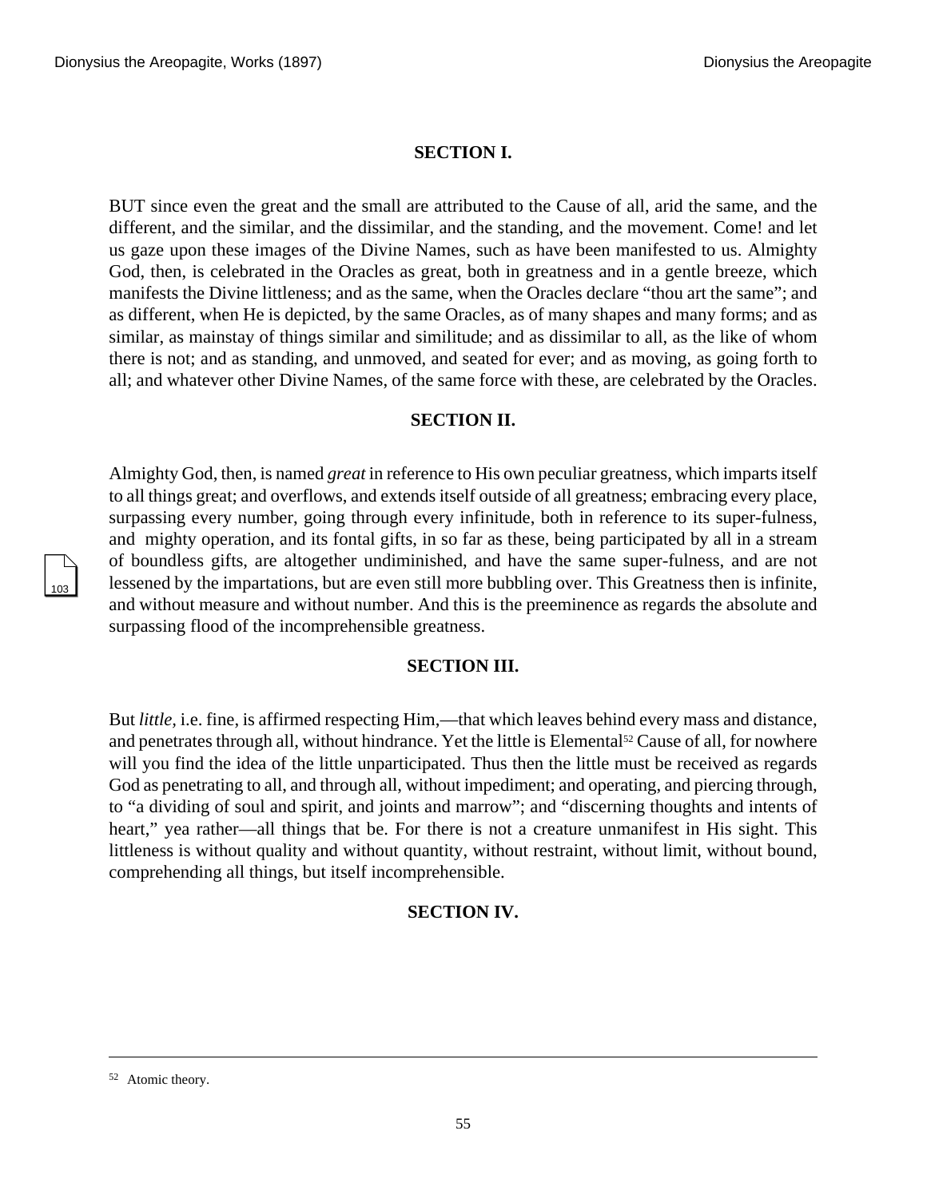### SECTION I.

BUT since even the great and the small are attributed to the Cause of all, arid the same, and the different, and the similar, and the dissimilar, and the standing, and the movement. Come! and let us gaze upon these images of the Divine Names, such as have been manifested to us. Almighty God, then, is celebrated in the Oracles as great, both in greatness and in a gentle breeze, which manifests the Divine littleness; and as the same, when the Oracles declare "thou art the same"; and as different, when He is depicted, by the same Oracles, as of many shapes and many forms; and as similar, as mainstay of things similar and similitude; and as dissimilar to all, as the like of whom there is not; and as standing, and unmoved, and seated for ever; and as moving, as going forth to all; and whatever other Divine Names, of the same force with these, are celebrated by the Oracles.

### SECTION II.

Almighty God, then, is named *great* in reference to His own peculiar greatness, which imparts itself to all things great; and overflows, and extends itself outside of all greatness; embracing every place, surpassing every number, going through every infinitude, both in reference to its super-fulness, and mighty operation, and its fontal gifts, in so far as these, being participated by all in a stream of boundless gifts, are altogether undiminished, and have the same super-fulness, and are not lessened by the impartations, but are even still more bubbling over. This Greatness then is infinite, and without measure and without number. And this is the preeminence as regards the absolute and surpassing flood of the incomprehensible greatness.

### SECTION III.

But *little*, i.e. fine, is affirmed respecting Him,—that which leaves behind every mass and distance, and penetrates through all, without hindrance. Yet the little is Elemental[52] Cause of all, for nowhere will you find the idea of the little unparticipated. Thus then the little must be received as regards God as penetrating to all, and through all, without impediment; and operating, and piercing through, to "a dividing of soul and spirit, and joints and marrow"; and "discerning thoughts and intents of heart," yea rather—all things that be. For there is not a creature unmanifest in His sight. This littleness is without quality and without quantity, without restraint, without limit, without bound, comprehending all things, but itself incomprehensible.

### SECTION IV.

---

[52] Atomic theory.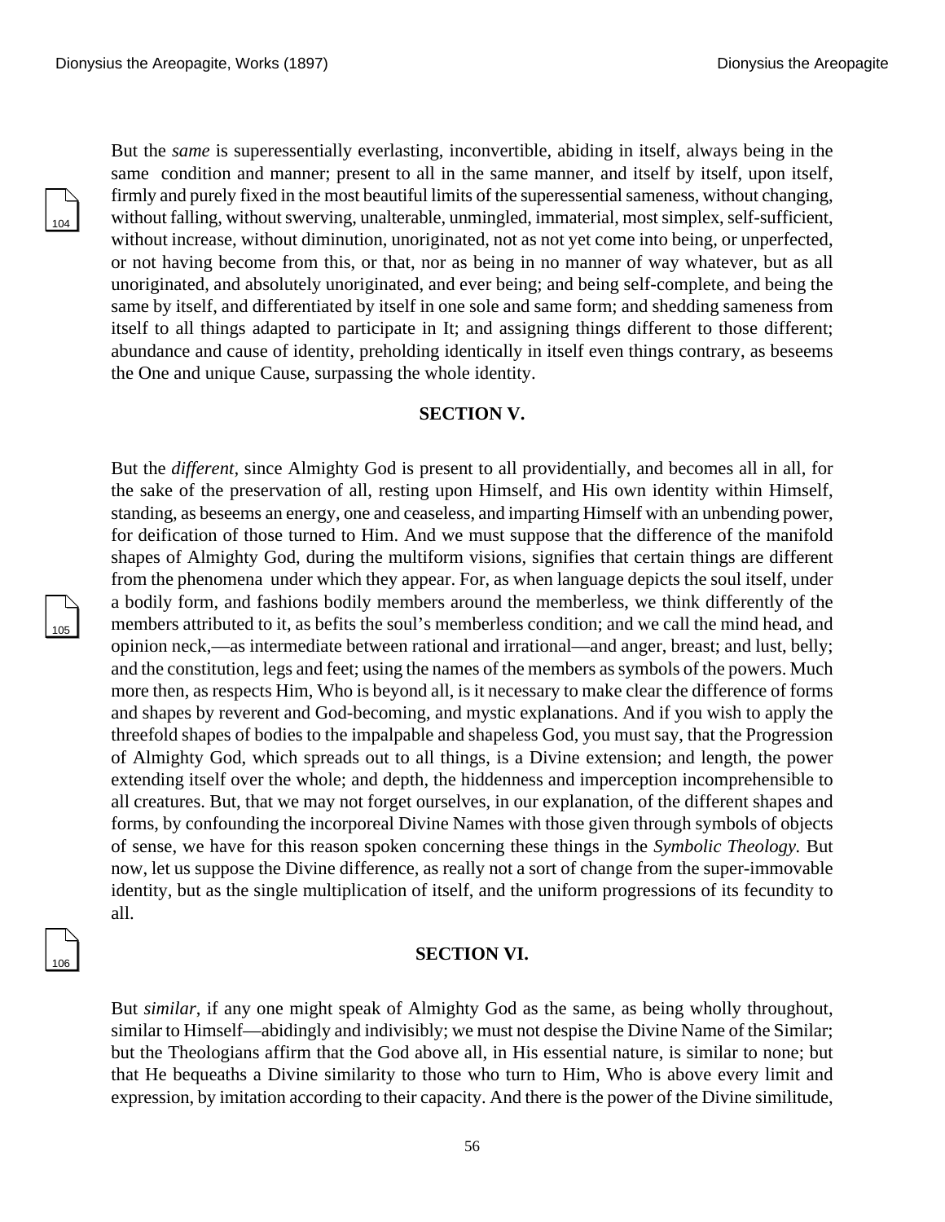But the *same* is superessentially everlasting, inconvertible, abiding in itself, always being in the same condition and manner; present to all in the same manner, and itself by itself, upon itself, firmly and purely fixed in the most beautiful limits of the superessential sameness, without changing, without falling, without swerving, unalterable, unmingled, immaterial, most simplex, self-sufficient, without increase, without diminution, unoriginated, not as not yet come into being, or unperfected, or not having become from this, or that, nor as being in no manner of way whatever, but as all unoriginated, and absolutely unoriginated, and ever being; and being self-complete, and being the same by itself, and differentiated by itself in one sole and same form; and shedding sameness from itself to all things adapted to participate in It; and assigning things different to those different; abundance and cause of identity, preholding identically in itself even things contrary, as beseems the One and unique Cause, surpassing the whole identity.

## SECTION V.

But the *different*, since Almighty God is present to all providentially, and becomes all in all, for the sake of the preservation of all, resting upon Himself, and His own identity within Himself, standing, as beseems an energy, one and ceaseless, and imparting Himself with an unbending power, for deification of those turned to Him. And we must suppose that the difference of the manifold shapes of Almighty God, during the multiform visions, signifies that certain things are different from the phenomena under which they appear. For, as when language depicts the soul itself, under a bodily form, and fashions bodily members around the memberless, we think differently of the members attributed to it, as befits the soul's memberless condition; and we call the mind head, and opinion neck,—as intermediate between rational and irrational—and anger, breast; and lust, belly; and the constitution, legs and feet; using the names of the members as symbols of the powers. Much more then, as respects Him, Who is beyond all, is it necessary to make clear the difference of forms and shapes by reverent and God-becoming, and mystic explanations. And if you wish to apply the threefold shapes of bodies to the impalpable and shapeless God, you must say, that the Progression of Almighty God, which spreads out to all things, is a Divine extension; and length, the power extending itself over the whole; and depth, the hiddenness and imperception incomprehensible to all creatures. But, that we may not forget ourselves, in our explanation, of the different shapes and forms, by confounding the incorporeal Divine Names with those given through symbols of objects of sense, we have for this reason spoken concerning these things in the *Symbolic Theology.* But now, let us suppose the Divine difference, as really not a sort of change from the super-immovable identity, but as the single multiplication of itself, and the uniform progressions of its fecundity to all.

## SECTION VI.

But *similar*, if any one might speak of Almighty God as the same, as being wholly throughout, similar to Himself—abidingly and indivisibly; we must not despise the Divine Name of the Similar; but the Theologians affirm that the God above all, in His essential nature, is similar to none; but that He bequeaths a Divine similarity to those who turn to Him, Who is above every limit and expression, by imitation according to their capacity. And there is the power of the Divine similitude,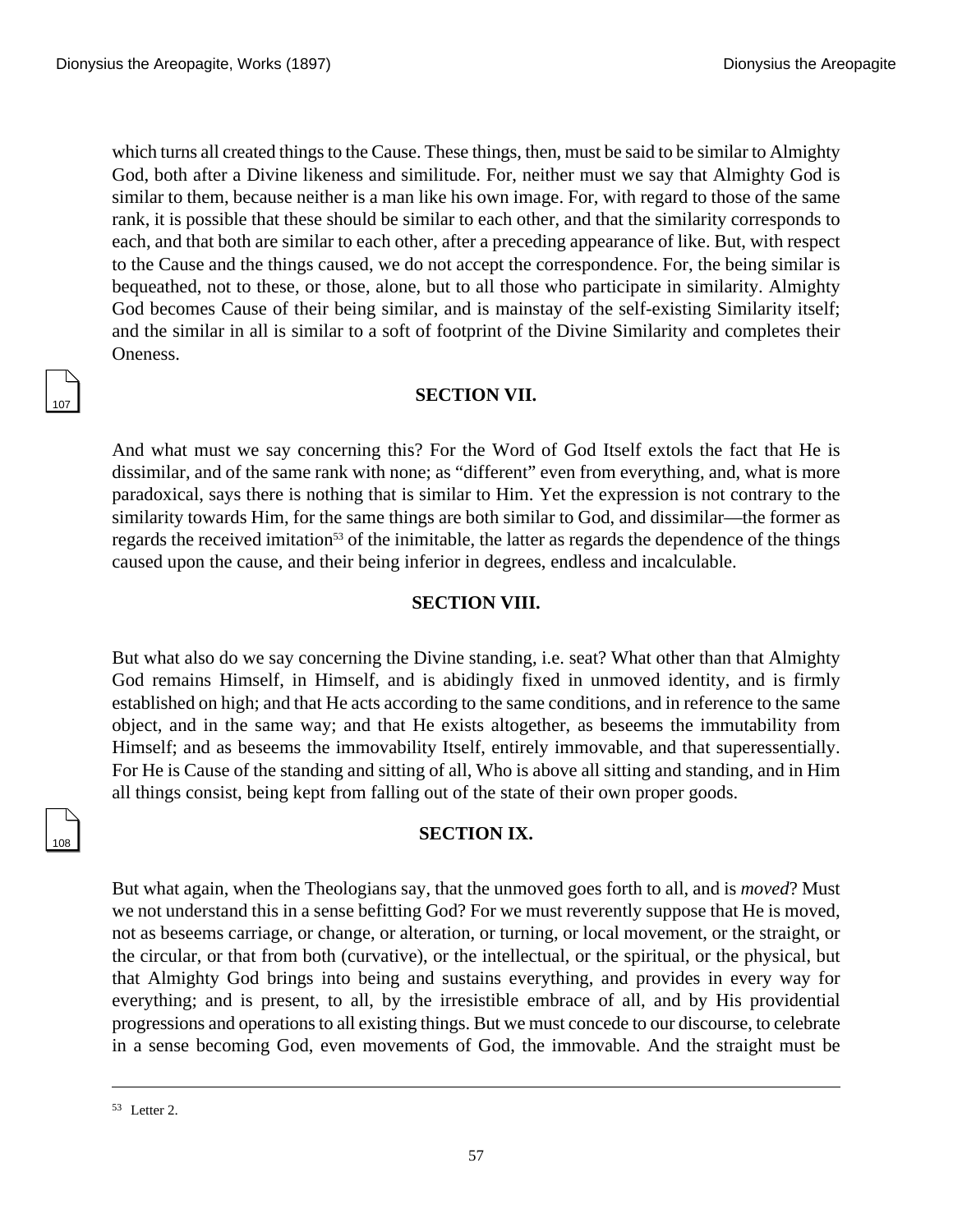which turns all created things to the Cause. These things, then, must be said to be similar to Almighty God, both after a Divine likeness and similitude. For, neither must we say that Almighty God is similar to them, because neither is a man like his own image. For, with regard to those of the same rank, it is possible that these should be similar to each other, and that the similarity corresponds to each, and that both are similar to each other, after a preceding appearance of like. But, with respect to the Cause and the things caused, we do not accept the correspondence. For, the being similar is bequeathed, not to these, or those, alone, but to all those who participate in similarity. Almighty God becomes Cause of their being similar, and is mainstay of the self-existing Similarity itself; and the similar in all is similar to a soft of footprint of the Divine Similarity and completes their Oneness.

### SECTION VII.

And what must we say concerning this? For the Word of God Itself extols the fact that He is dissimilar, and of the same rank with none; as "different" even from everything, and, what is more paradoxical, says there is nothing that is similar to Him. Yet the expression is not contrary to the similarity towards Him, for the same things are both similar to God, and dissimilar—the former as regards the received imitation[53] of the inimitable, the latter as regards the dependence of the things caused upon the cause, and their being inferior in degrees, endless and incalculable.

### SECTION VIII.

But what also do we say concerning the Divine standing, i.e. seat? What other than that Almighty God remains Himself, in Himself, and is abidingly fixed in unmoved identity, and is firmly established on high; and that He acts according to the same conditions, and in reference to the same object, and in the same way; and that He exists altogether, as beseems the immutability from Himself; and as beseems the immovability Itself, entirely immovable, and that superessentially. For He is Cause of the standing and sitting of all, Who is above all sitting and standing, and in Him all things consist, being kept from falling out of the state of their own proper goods.

### SECTION IX.

But what again, when the Theologians say, that the unmoved goes forth to all, and is *moved*? Must we not understand this in a sense befitting God? For we must reverently suppose that He is moved, not as beseems carriage, or change, or alteration, or turning, or local movement, or the straight, or the circular, or that from both (curvative), or the intellectual, or the spiritual, or the physical, but that Almighty God brings into being and sustains everything, and provides in every way for everything; and is present, to all, by the irresistible embrace of all, and by His providential progressions and operations to all existing things. But we must concede to our discourse, to celebrate in a sense becoming God, even movements of God, the immovable. And the straight must be

---

[53] Letter 2.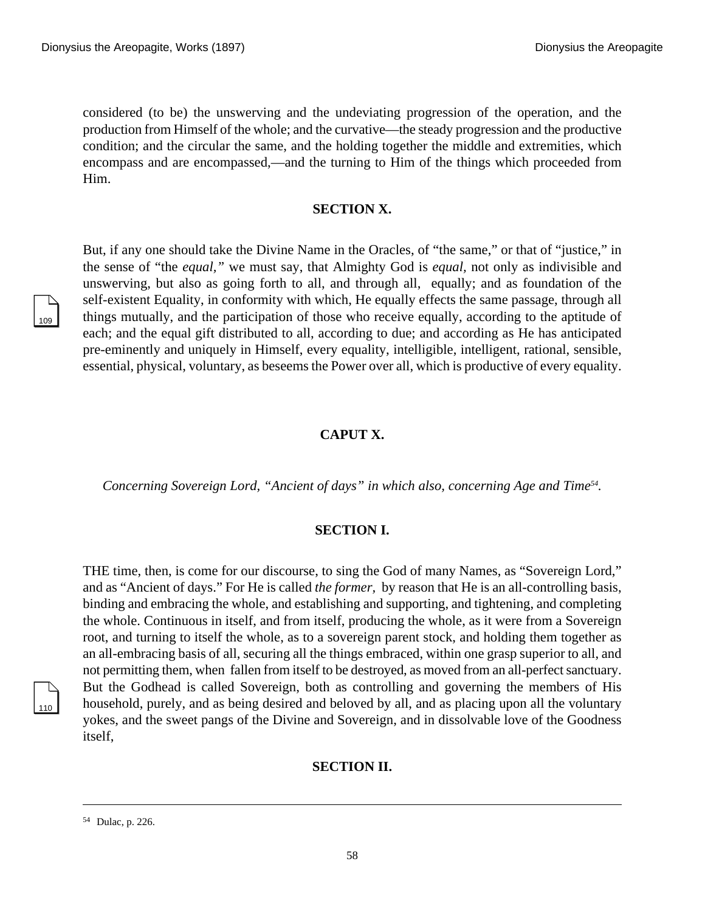considered (to be) the unswerving and the undeviating progression of the operation, and the production from Himself of the whole; and the curvative—the steady progression and the productive condition; and the circular the same, and the holding together the middle and extremities, which encompass and are encompassed,—and the turning to Him of the things which proceeded from Him.

### SECTION X.

But, if any one should take the Divine Name in the Oracles, of "the same," or that of "justice," in the sense of "the *equal,"* we must say, that Almighty God is *equal,* not only as indivisible and unswerving, but also as going forth to all, and through all, equally; and as foundation of the self-existent Equality, in conformity with which, He equally effects the same passage, through all things mutually, and the participation of those who receive equally, according to the aptitude of each; and the equal gift distributed to all, according to due; and according as He has anticipated pre-eminently and uniquely in Himself, every equality, intelligible, intelligent, rational, sensible, essential, physical, voluntary, as beseems the Power over all, which is productive of every equality.

## CAPUT X.

*Concerning Sovereign Lord, "Ancient of days" in which also, concerning Age and Time*[54]*.*

### SECTION I.

THE time, then, is come for our discourse, to sing the God of many Names, as "Sovereign Lord," and as "Ancient of days." For He is called *the former,* by reason that He is an all-controlling basis, binding and embracing the whole, and establishing and supporting, and tightening, and completing the whole. Continuous in itself, and from itself, producing the whole, as it were from a Sovereign root, and turning to itself the whole, as to a sovereign parent stock, and holding them together as an all-embracing basis of all, securing all the things embraced, within one grasp superior to all, and not permitting them, when fallen from itself to be destroyed, as moved from an all-perfect sanctuary. But the Godhead is called Sovereign, both as controlling and governing the members of His household, purely, and as being desired and beloved by all, and as placing upon all the voluntary yokes, and the sweet pangs of the Divine and Sovereign, and in dissolvable love of the Goodness itself,

### SECTION II.

---

[54] Dulac, p. 226.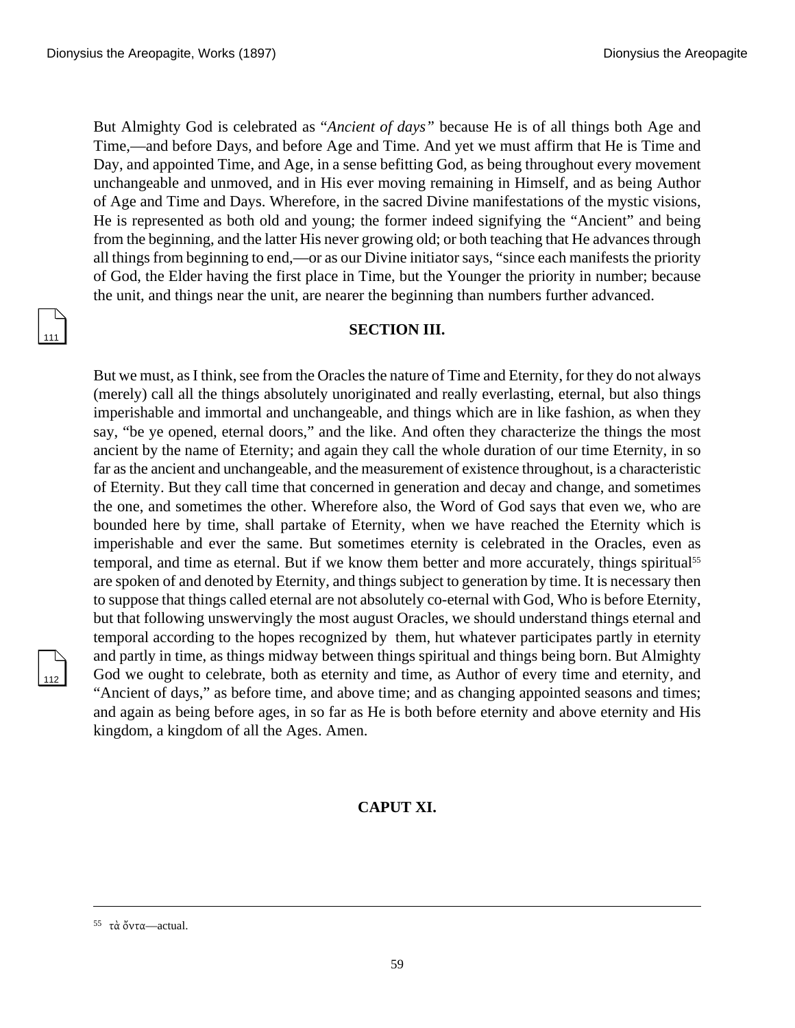But Almighty God is celebrated as "*Ancient of days*" because He is of all things both Age and Time,—and before Days, and before Age and Time. And yet we must affirm that He is Time and Day, and appointed Time, and Age, in a sense befitting God, as being throughout every movement unchangeable and unmoved, and in His ever moving remaining in Himself, and as being Author of Age and Time and Days. Wherefore, in the sacred Divine manifestations of the mystic visions, He is represented as both old and young; the former indeed signifying the "Ancient" and being from the beginning, and the latter His never growing old; or both teaching that He advances through all things from beginning to end,—or as our Divine initiator says, "since each manifests the priority of God, the Elder having the first place in Time, but the Younger the priority in number; because the unit, and things near the unit, are nearer the beginning than numbers further advanced.

### SECTION III.

But we must, as I think, see from the Oracles the nature of Time and Eternity, for they do not always (merely) call all the things absolutely unoriginated and really everlasting, eternal, but also things imperishable and immortal and unchangeable, and things which are in like fashion, as when they say, "be ye opened, eternal doors," and the like. And often they characterize the things the most ancient by the name of Eternity; and again they call the whole duration of our time Eternity, in so far as the ancient and unchangeable, and the measurement of existence throughout, is a characteristic of Eternity. But they call time that concerned in generation and decay and change, and sometimes the one, and sometimes the other. Wherefore also, the Word of God says that even we, who are bounded here by time, shall partake of Eternity, when we have reached the Eternity which is imperishable and ever the same. But sometimes eternity is celebrated in the Oracles, even as temporal, and time as eternal. But if we know them better and more accurately, things spiritual[55] are spoken of and denoted by Eternity, and things subject to generation by time. It is necessary then to suppose that things called eternal are not absolutely co-eternal with God, Who is before Eternity, but that following unswervingly the most august Oracles, we should understand things eternal and temporal according to the hopes recognized by them, hut whatever participates partly in eternity and partly in time, as things midway between things spiritual and things being born. But Almighty God we ought to celebrate, both as eternity and time, as Author of every time and eternity, and "Ancient of days," as before time, and above time; and as changing appointed seasons and times; and again as being before ages, in so far as He is both before eternity and above eternity and His kingdom, a kingdom of all the Ages. Amen.

## CAPUT XI.

---

[55] τὰ ὄντα—actual.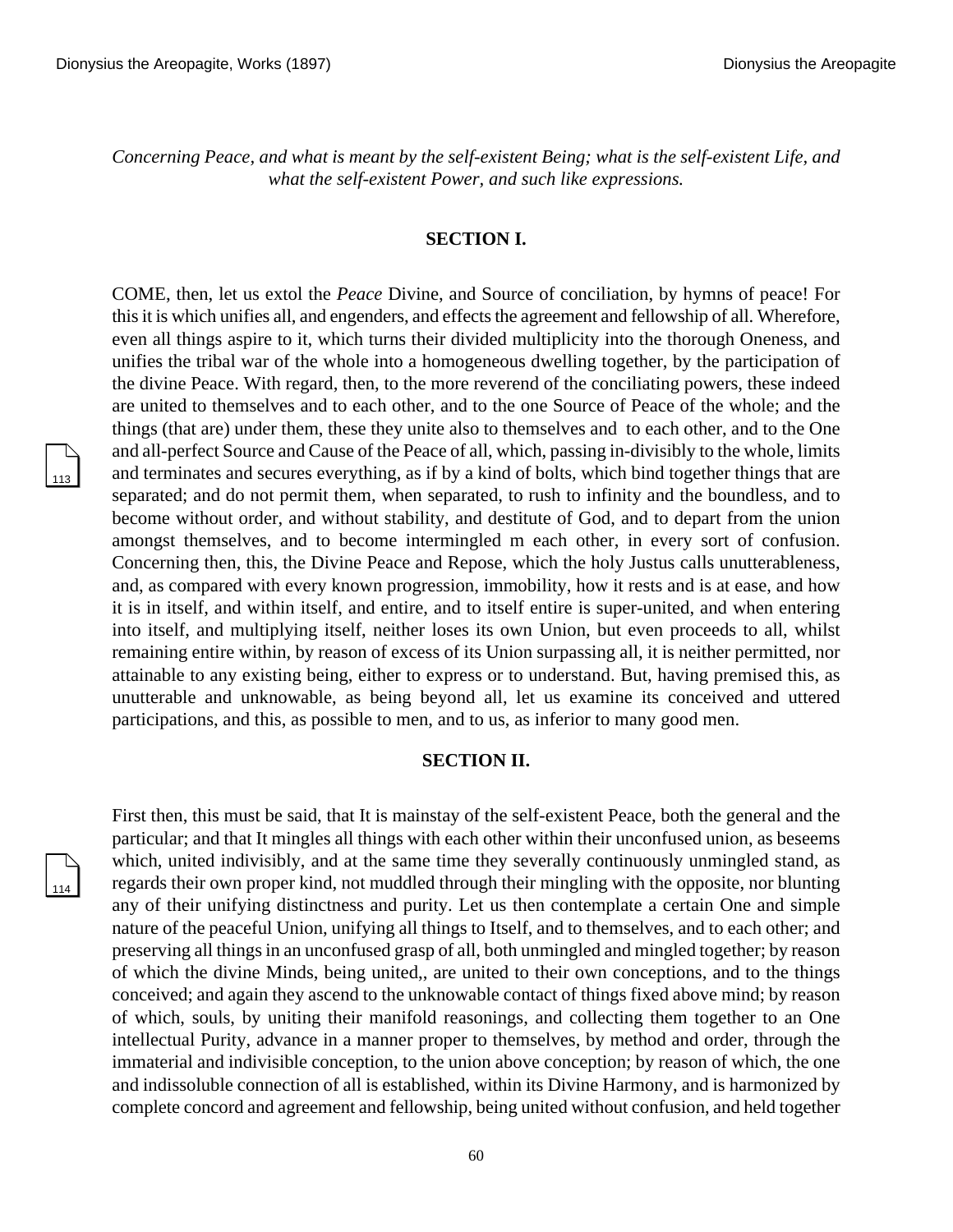*Concerning Peace, and what is meant by the self-existent Being; what is the self-existent Life, and what the self-existent Power, and such like expressions.*

### SECTION I.

COME, then, let us extol the *Peace* Divine, and Source of conciliation, by hymns of peace! For this it is which unifies all, and engenders, and effects the agreement and fellowship of all. Wherefore, even all things aspire to it, which turns their divided multiplicity into the thorough Oneness, and unifies the tribal war of the whole into a homogeneous dwelling together, by the participation of the divine Peace. With regard, then, to the more reverend of the conciliating powers, these indeed are united to themselves and to each other, and to the one Source of Peace of the whole; and the things (that are) under them, these they unite also to themselves and to each other, and to the One and all-perfect Source and Cause of the Peace of all, which, passing in-divisibly to the whole, limits and terminates and secures everything, as if by a kind of bolts, which bind together things that are separated; and do not permit them, when separated, to rush to infinity and the boundless, and to become without order, and without stability, and destitute of God, and to depart from the union amongst themselves, and to become intermingled m each other, in every sort of confusion. Concerning then, this, the Divine Peace and Repose, which the holy Justus calls unutterableness, and, as compared with every known progression, immobility, how it rests and is at ease, and how it is in itself, and within itself, and entire, and to itself entire is super-united, and when entering into itself, and multiplying itself, neither loses its own Union, but even proceeds to all, whilst remaining entire within, by reason of excess of its Union surpassing all, it is neither permitted, nor attainable to any existing being, either to express or to understand. But, having premised this, as unutterable and unknowable, as being beyond all, let us examine its conceived and uttered participations, and this, as possible to men, and to us, as inferior to many good men.

### SECTION II.

First then, this must be said, that It is mainstay of the self-existent Peace, both the general and the particular; and that It mingles all things with each other within their unconfused union, as beseems which, united indivisibly, and at the same time they severally continuously unmingled stand, as regards their own proper kind, not muddled through their mingling with the opposite, nor blunting any of their unifying distinctness and purity. Let us then contemplate a certain One and simple nature of the peaceful Union, unifying all things to Itself, and to themselves, and to each other; and preserving all things in an unconfused grasp of all, both unmingled and mingled together; by reason of which the divine Minds, being united,, are united to their own conceptions, and to the things conceived; and again they ascend to the unknowable contact of things fixed above mind; by reason of which, souls, by uniting their manifold reasonings, and collecting them together to an One intellectual Purity, advance in a manner proper to themselves, by method and order, through the immaterial and indivisible conception, to the union above conception; by reason of which, the one and indissoluble connection of all is established, within its Divine Harmony, and is harmonized by complete concord and agreement and fellowship, being united without confusion, and held together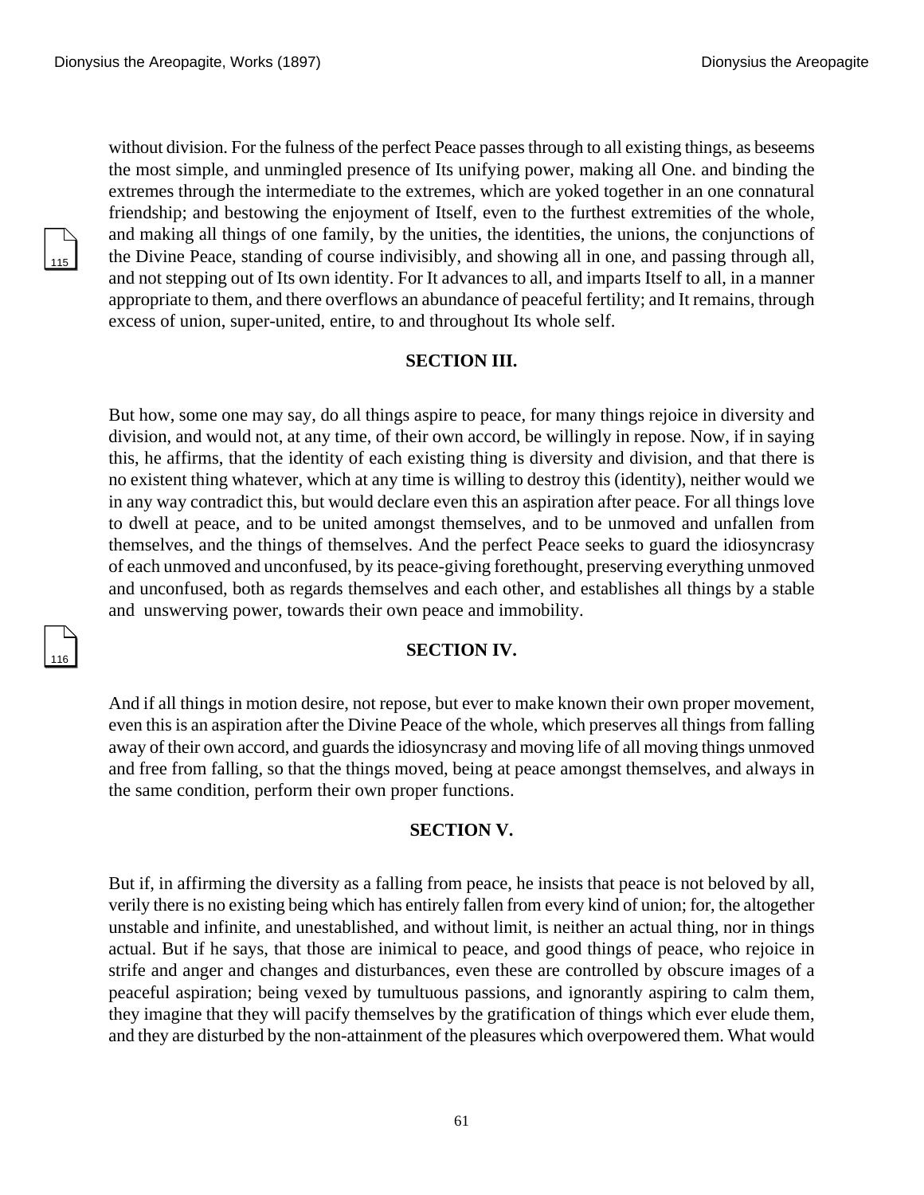without division. For the fulness of the perfect Peace passes through to all existing things, as beseems the most simple, and unmingled presence of Its unifying power, making all One. and binding the extremes through the intermediate to the extremes, which are yoked together in an one connatural friendship; and bestowing the enjoyment of Itself, even to the furthest extremities of the whole, and making all things of one family, by the unities, the identities, the unions, the conjunctions of the Divine Peace, standing of course indivisibly, and showing all in one, and passing through all, and not stepping out of Its own identity. For It advances to all, and imparts Itself to all, in a manner appropriate to them, and there overflows an abundance of peaceful fertility; and It remains, through excess of union, super-united, entire, to and throughout Its whole self.

### SECTION III.

But how, some one may say, do all things aspire to peace, for many things rejoice in diversity and division, and would not, at any time, of their own accord, be willingly in repose. Now, if in saying this, he affirms, that the identity of each existing thing is diversity and division, and that there is no existent thing whatever, which at any time is willing to destroy this (identity), neither would we in any way contradict this, but would declare even this an aspiration after peace. For all things love to dwell at peace, and to be united amongst themselves, and to be unmoved and unfallen from themselves, and the things of themselves. And the perfect Peace seeks to guard the idiosyncrasy of each unmoved and unconfused, by its peace-giving forethought, preserving everything unmoved and unconfused, both as regards themselves and each other, and establishes all things by a stable and unswerving power, towards their own peace and immobility.

### SECTION IV.

And if all things in motion desire, not repose, but ever to make known their own proper movement, even this is an aspiration after the Divine Peace of the whole, which preserves all things from falling away of their own accord, and guards the idiosyncrasy and moving life of all moving things unmoved and free from falling, so that the things moved, being at peace amongst themselves, and always in the same condition, perform their own proper functions.

### SECTION V.

But if, in affirming the diversity as a falling from peace, he insists that peace is not beloved by all, verily there is no existing being which has entirely fallen from every kind of union; for, the altogether unstable and infinite, and unestablished, and without limit, is neither an actual thing, nor in things actual. But if he says, that those are inimical to peace, and good things of peace, who rejoice in strife and anger and changes and disturbances, even these are controlled by obscure images of a peaceful aspiration; being vexed by tumultuous passions, and ignorantly aspiring to calm them, they imagine that they will pacify themselves by the gratification of things which ever elude them, and they are disturbed by the non-attainment of the pleasures which overpowered them. What would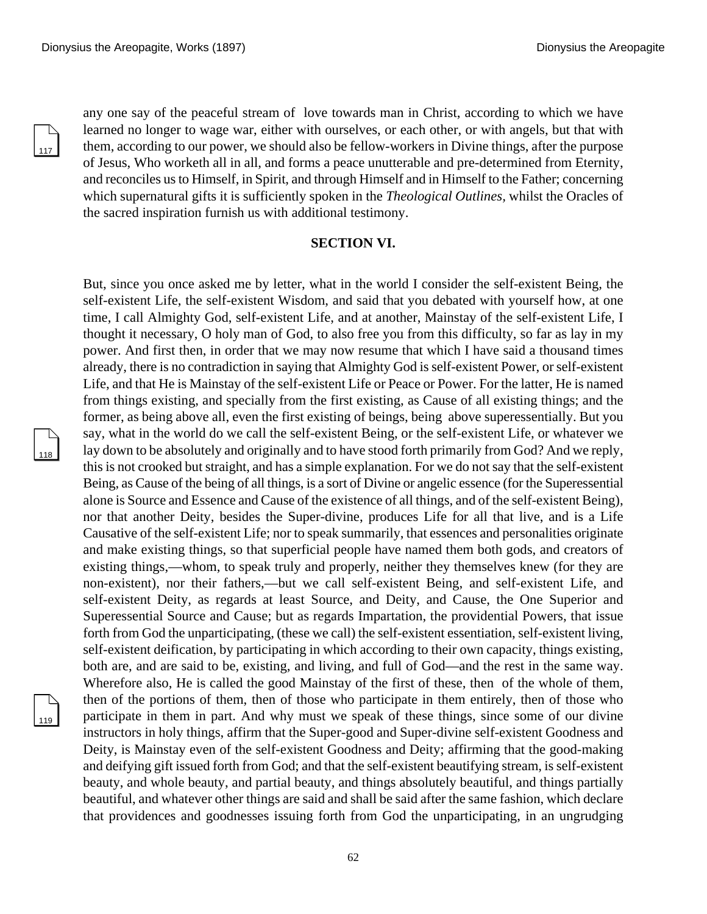any one say of the peaceful stream of love towards man in Christ, according to which we have learned no longer to wage war, either with ourselves, or each other, or with angels, but that with them, according to our power, we should also be fellow-workers in Divine things, after the purpose of Jesus, Who worketh all in all, and forms a peace unutterable and pre-determined from Eternity, and reconciles us to Himself, in Spirit, and through Himself and in Himself to the Father; concerning which supernatural gifts it is sufficiently spoken in the *Theological Outlines*, whilst the Oracles of the sacred inspiration furnish us with additional testimony.

## SECTION VI.

But, since you once asked me by letter, what in the world I consider the self-existent Being, the self-existent Life, the self-existent Wisdom, and said that you debated with yourself how, at one time, I call Almighty God, self-existent Life, and at another, Mainstay of the self-existent Life, I thought it necessary, O holy man of God, to also free you from this difficulty, so far as lay in my power. And first then, in order that we may now resume that which I have said a thousand times already, there is no contradiction in saying that Almighty God is self-existent Power, or self-existent Life, and that He is Mainstay of the self-existent Life or Peace or Power. For the latter, He is named from things existing, and specially from the first existing, as Cause of all existing things; and the former, as being above all, even the first existing of beings, being above superessentially. But you say, what in the world do we call the self-existent Being, or the self-existent Life, or whatever we lay down to be absolutely and originally and to have stood forth primarily from God? And we reply, this is not crooked but straight, and has a simple explanation. For we do not say that the self-existent Being, as Cause of the being of all things, is a sort of Divine or angelic essence (for the Superessential alone is Source and Essence and Cause of the existence of all things, and of the self-existent Being), nor that another Deity, besides the Super-divine, produces Life for all that live, and is a Life Causative of the self-existent Life; nor to speak summarily, that essences and personalities originate and make existing things, so that superficial people have named them both gods, and creators of existing things,—whom, to speak truly and properly, neither they themselves knew (for they are non-existent), nor their fathers,—but we call self-existent Being, and self-existent Life, and self-existent Deity, as regards at least Source, and Deity, and Cause, the One Superior and Superessential Source and Cause; but as regards Impartation, the providential Powers, that issue forth from God the unparticipating, (these we call) the self-existent essentiation, self-existent living, self-existent deification, by participating in which according to their own capacity, things existing, both are, and are said to be, existing, and living, and full of God—and the rest in the same way. Wherefore also, He is called the good Mainstay of the first of these, then of the whole of them, then of the portions of them, then of those who participate in them entirely, then of those who participate in them in part. And why must we speak of these things, since some of our divine instructors in holy things, affirm that the Super-good and Super-divine self-existent Goodness and Deity, is Mainstay even of the self-existent Goodness and Deity; affirming that the good-making and deifying gift issued forth from God; and that the self-existent beautifying stream, is self-existent beauty, and whole beauty, and partial beauty, and things absolutely beautiful, and things partially beautiful, and whatever other things are said and shall be said after the same fashion, which declare that providences and goodnesses issuing forth from God the unparticipating, in an ungrudging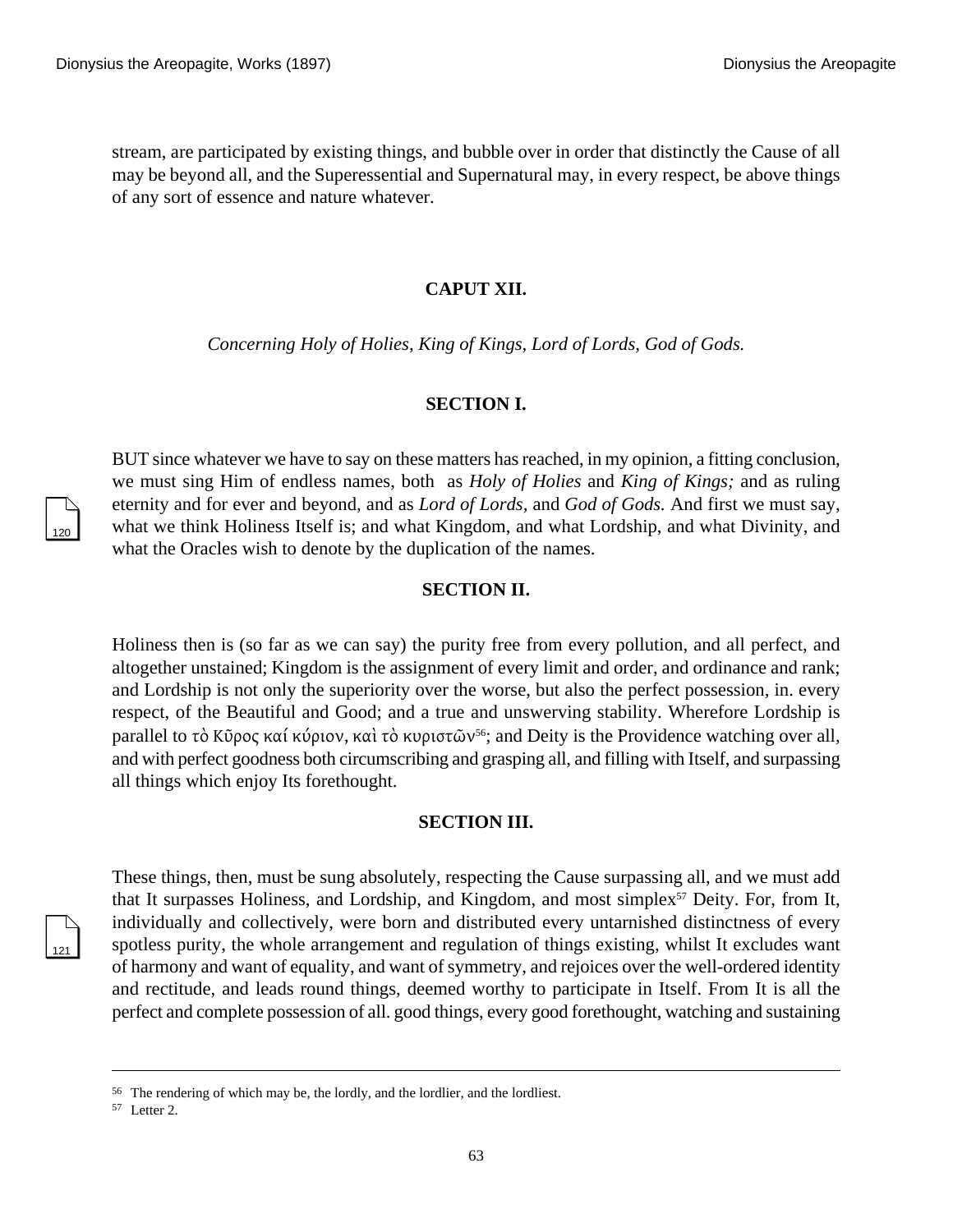stream, are participated by existing things, and bubble over in order that distinctly the Cause of all may be beyond all, and the Superessential and Supernatural may, in every respect, be above things of any sort of essence and nature whatever.

## CAPUT XII.

*Concerning Holy of Holies, King of Kings, Lord of Lords, God of Gods.*

### SECTION I.

BUT since whatever we have to say on these matters has reached, in my opinion, a fitting conclusion, we must sing Him of endless names, both as *Holy of Holies* and *King of Kings;* and as ruling eternity and for ever and beyond, and as *Lord of Lords,* and *God of Gods.* And first we must say, what we think Holiness Itself is; and what Kingdom, and what Lordship, and what Divinity, and what the Oracles wish to denote by the duplication of the names.

### SECTION II.

Holiness then is (so far as we can say) the purity free from every pollution, and all perfect, and altogether unstained; Kingdom is the assignment of every limit and order, and ordinance and rank; and Lordship is not only the superiority over the worse, but also the perfect possession, in. every respect, of the Beautiful and Good; and a true and unswerving stability. Wherefore Lordship is parallel to τὸ Κῦρος καί κύριον, καὶ τὸ κυριστῶν[56]; and Deity is the Providence watching over all, and with perfect goodness both circumscribing and grasping all, and filling with Itself, and surpassing all things which enjoy Its forethought.

### SECTION III.

These things, then, must be sung absolutely, respecting the Cause surpassing all, and we must add that It surpasses Holiness, and Lordship, and Kingdom, and most simplex[57] Deity. For, from It, individually and collectively, were born and distributed every untarnished distinctness of every spotless purity, the whole arrangement and regulation of things existing, whilst It excludes want of harmony and want of equality, and want of symmetry, and rejoices over the well-ordered identity and rectitude, and leads round things, deemed worthy to participate in Itself. From It is all the perfect and complete possession of all. good things, every good forethought, watching and sustaining

---

[56] The rendering of which may be, the lordly, and the lordlier, and the lordliest.

[57] Letter 2.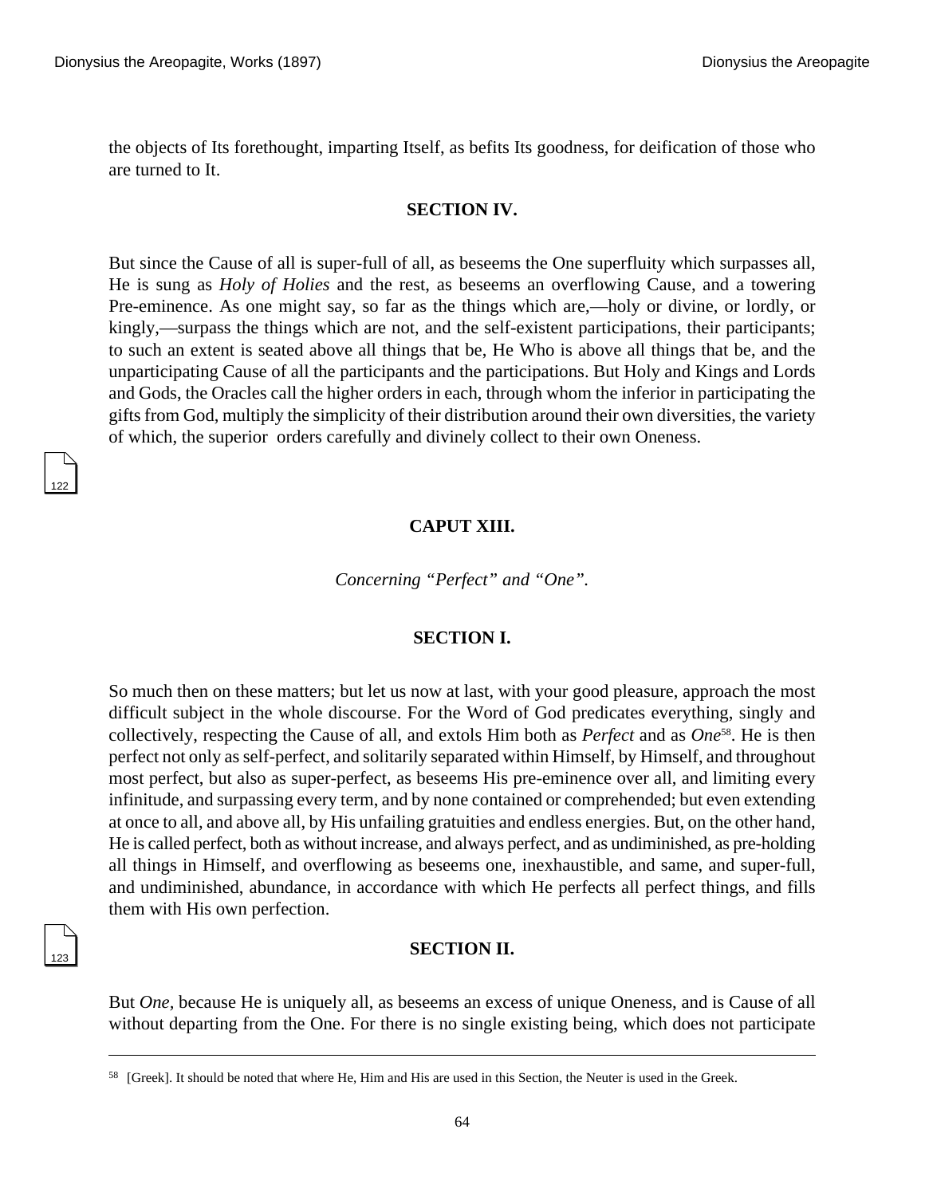the objects of Its forethought, imparting Itself, as befits Its goodness, for deification of those who are turned to It.

### SECTION IV.

But since the Cause of all is super-full of all, as beseems the One superfluity which surpasses all, He is sung as *Holy of Holies* and the rest, as beseems an overflowing Cause, and a towering Pre-eminence. As one might say, so far as the things which are,—holy or divine, or lordly, or kingly,—surpass the things which are not, and the self-existent participations, their participants; to such an extent is seated above all things that be, He Who is above all things that be, and the unparticipating Cause of all the participants and the participations. But Holy and Kings and Lords and Gods, the Oracles call the higher orders in each, through whom the inferior in participating the gifts from God, multiply the simplicity of their distribution around their own diversities, the variety of which, the superior orders carefully and divinely collect to their own Oneness.

## CAPUT XIII.

*Concerning "Perfect" and "One".*

### SECTION I.

So much then on these matters; but let us now at last, with your good pleasure, approach the most difficult subject in the whole discourse. For the Word of God predicates everything, singly and collectively, respecting the Cause of all, and extols Him both as *Perfect* and as *One*[58]. He is then perfect not only as self-perfect, and solitarily separated within Himself, by Himself, and throughout most perfect, but also as super-perfect, as beseems His pre-eminence over all, and limiting every infinitude, and surpassing every term, and by none contained or comprehended; but even extending at once to all, and above all, by His unfailing gratuities and endless energies. But, on the other hand, He is called perfect, both as without increase, and always perfect, and as undiminished, as pre-holding all things in Himself, and overflowing as beseems one, inexhaustible, and same, and super-full, and undiminished, abundance, in accordance with which He perfects all perfect things, and fills them with His own perfection.

### SECTION II.

But *One,* because He is uniquely all, as beseems an excess of unique Oneness, and is Cause of all without departing from the One. For there is no single existing being, which does not participate

---

[58] [Greek]. It should be noted that where He, Him and His are used in this Section, the Neuter is used in the Greek.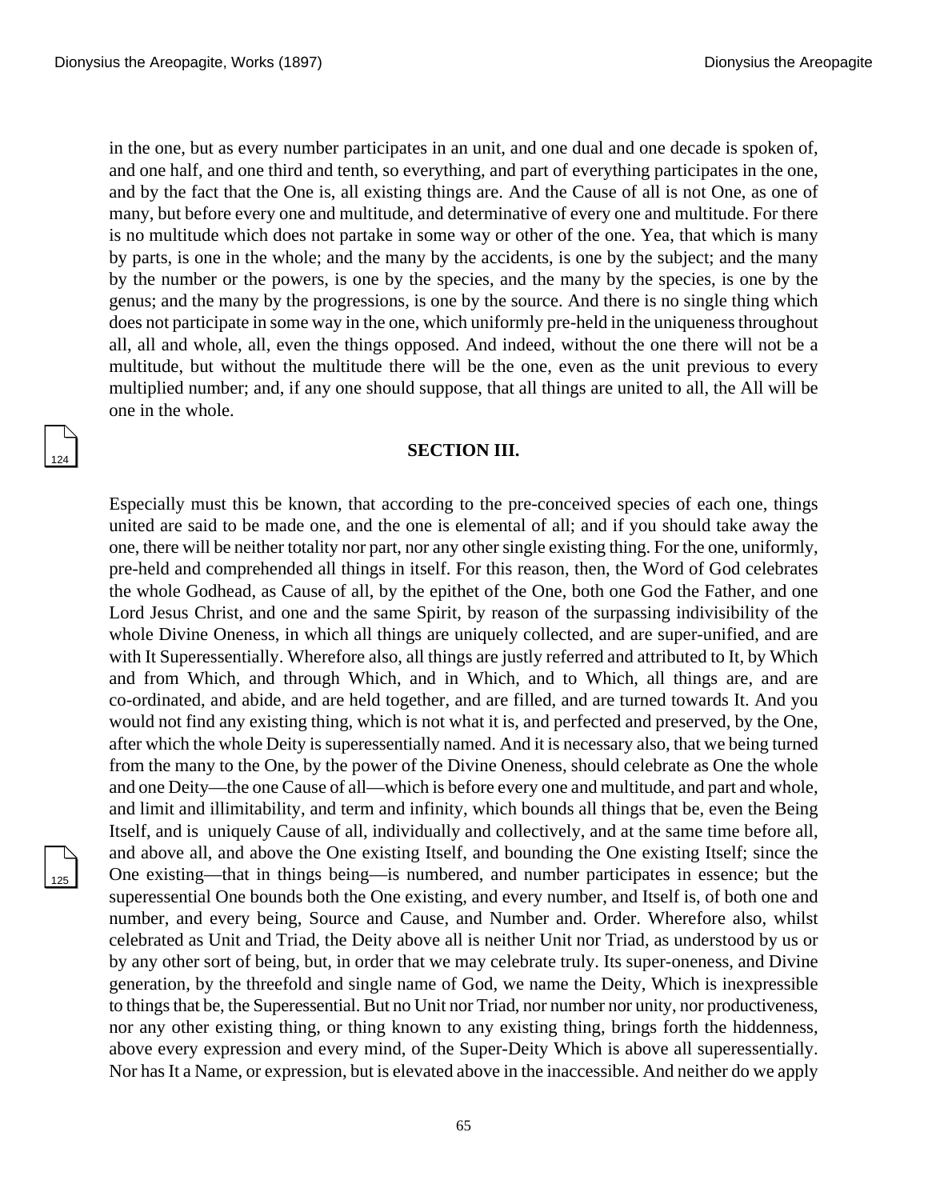in the one, but as every number participates in an unit, and one dual and one decade is spoken of, and one half, and one third and tenth, so everything, and part of everything participates in the one, and by the fact that the One is, all existing things are. And the Cause of all is not One, as one of many, but before every one and multitude, and determinative of every one and multitude. For there is no multitude which does not partake in some way or other of the one. Yea, that which is many by parts, is one in the whole; and the many by the accidents, is one by the subject; and the many by the number or the powers, is one by the species, and the many by the species, is one by the genus; and the many by the progressions, is one by the source. And there is no single thing which does not participate in some way in the one, which uniformly pre-held in the uniqueness throughout all, all and whole, all, even the things opposed. And indeed, without the one there will not be a multitude, but without the multitude there will be the one, even as the unit previous to every multiplied number; and, if any one should suppose, that all things are united to all, the All will be one in the whole.

## SECTION III.

Especially must this be known, that according to the pre-conceived species of each one, things united are said to be made one, and the one is elemental of all; and if you should take away the one, there will be neither totality nor part, nor any other single existing thing. For the one, uniformly, pre-held and comprehended all things in itself. For this reason, then, the Word of God celebrates the whole Godhead, as Cause of all, by the epithet of the One, both one God the Father, and one Lord Jesus Christ, and one and the same Spirit, by reason of the surpassing indivisibility of the whole Divine Oneness, in which all things are uniquely collected, and are super-unified, and are with It Superessentially. Wherefore also, all things are justly referred and attributed to It, by Which and from Which, and through Which, and in Which, and to Which, all things are, and are co-ordinated, and abide, and are held together, and are filled, and are turned towards It. And you would not find any existing thing, which is not what it is, and perfected and preserved, by the One, after which the whole Deity is superessentially named. And it is necessary also, that we being turned from the many to the One, by the power of the Divine Oneness, should celebrate as One the whole and one Deity—the one Cause of all—which is before every one and multitude, and part and whole, and limit and illimitability, and term and infinity, which bounds all things that be, even the Being Itself, and is uniquely Cause of all, individually and collectively, and at the same time before all, and above all, and above the One existing Itself, and bounding the One existing Itself; since the One existing—that in things being—is numbered, and number participates in essence; but the superessential One bounds both the One existing, and every number, and Itself is, of both one and number, and every being, Source and Cause, and Number and. Order. Wherefore also, whilst celebrated as Unit and Triad, the Deity above all is neither Unit nor Triad, as understood by us or by any other sort of being, but, in order that we may celebrate truly. Its super-oneness, and Divine generation, by the threefold and single name of God, we name the Deity, Which is inexpressible to things that be, the Superessential. But no Unit nor Triad, nor number nor unity, nor productiveness, nor any other existing thing, or thing known to any existing thing, brings forth the hiddenness, above every expression and every mind, of the Super-Deity Which is above all superessentially. Nor has It a Name, or expression, but is elevated above in the inaccessible. And neither do we apply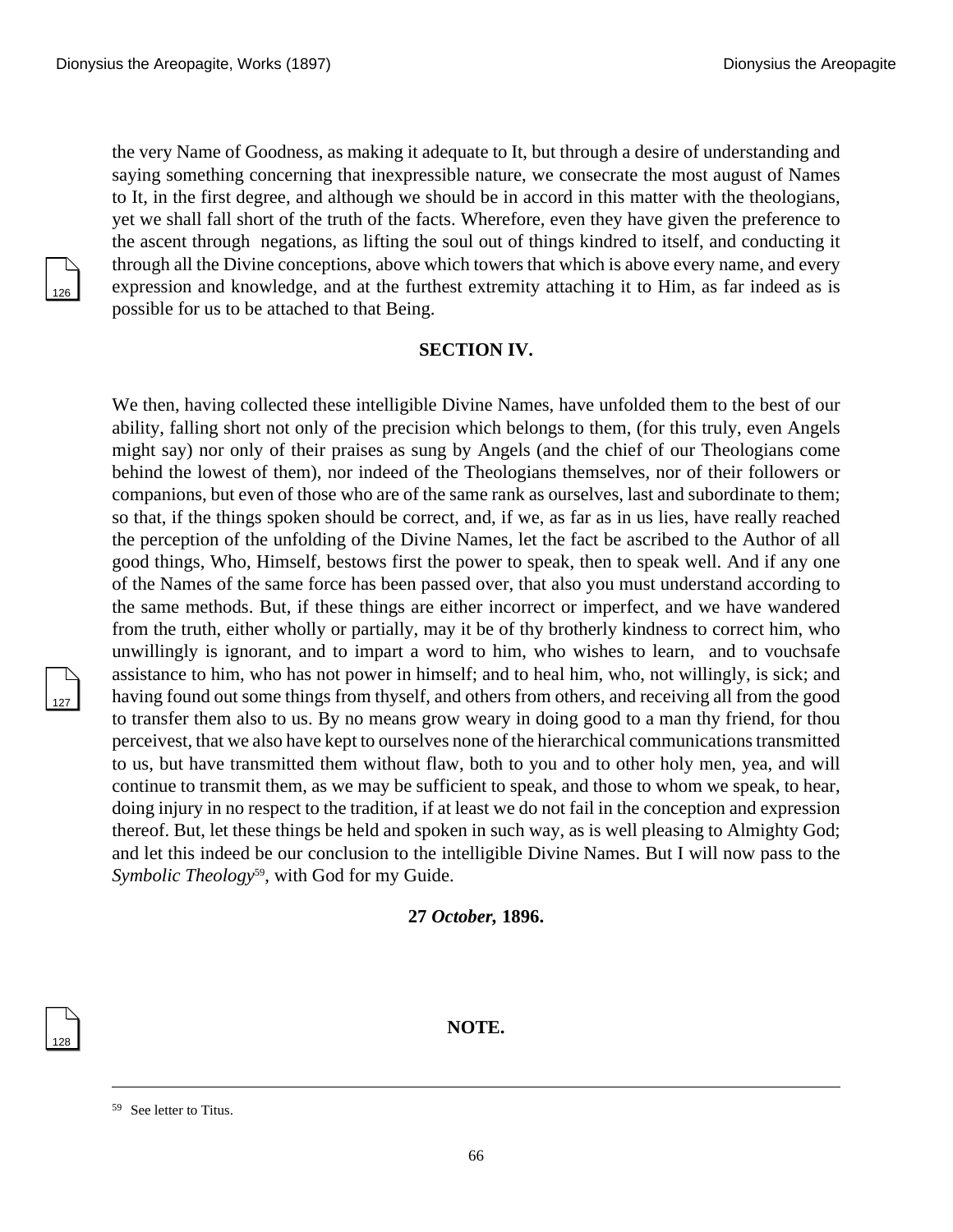the very Name of Goodness, as making it adequate to It, but through a desire of understanding and saying something concerning that inexpressible nature, we consecrate the most august of Names to It, in the first degree, and although we should be in accord in this matter with the theologians, yet we shall fall short of the truth of the facts. Wherefore, even they have given the preference to the ascent through negations, as lifting the soul out of things kindred to itself, and conducting it through all the Divine conceptions, above which towers that which is above every name, and every expression and knowledge, and at the furthest extremity attaching it to Him, as far indeed as is possible for us to be attached to that Being.

## SECTION IV.

We then, having collected these intelligible Divine Names, have unfolded them to the best of our ability, falling short not only of the precision which belongs to them, (for this truly, even Angels might say) nor only of their praises as sung by Angels (and the chief of our Theologians come behind the lowest of them), nor indeed of the Theologians themselves, nor of their followers or companions, but even of those who are of the same rank as ourselves, last and subordinate to them; so that, if the things spoken should be correct, and, if we, as far as in us lies, have really reached the perception of the unfolding of the Divine Names, let the fact be ascribed to the Author of all good things, Who, Himself, bestows first the power to speak, then to speak well. And if any one of the Names of the same force has been passed over, that also you must understand according to the same methods. But, if these things are either incorrect or imperfect, and we have wandered from the truth, either wholly or partially, may it be of thy brotherly kindness to correct him, who unwillingly is ignorant, and to impart a word to him, who wishes to learn, and to vouchsafe assistance to him, who has not power in himself; and to heal him, who, not willingly, is sick; and having found out some things from thyself, and others from others, and receiving all from the good to transfer them also to us. By no means grow weary in doing good to a man thy friend, for thou perceivest, that we also have kept to ourselves none of the hierarchical communications transmitted to us, but have transmitted them without flaw, both to you and to other holy men, yea, and will continue to transmit them, as we may be sufficient to speak, and those to whom we speak, to hear, doing injury in no respect to the tradition, if at least we do not fail in the conception and expression thereof. But, let these things be held and spoken in such way, as is well pleasing to Almighty God; and let this indeed be our conclusion to the intelligible Divine Names. But I will now pass to the *Symbolic Theology*[59], with God for my Guide.

**27 *October,* 1896.**

## NOTE.

[59] See letter to Titus.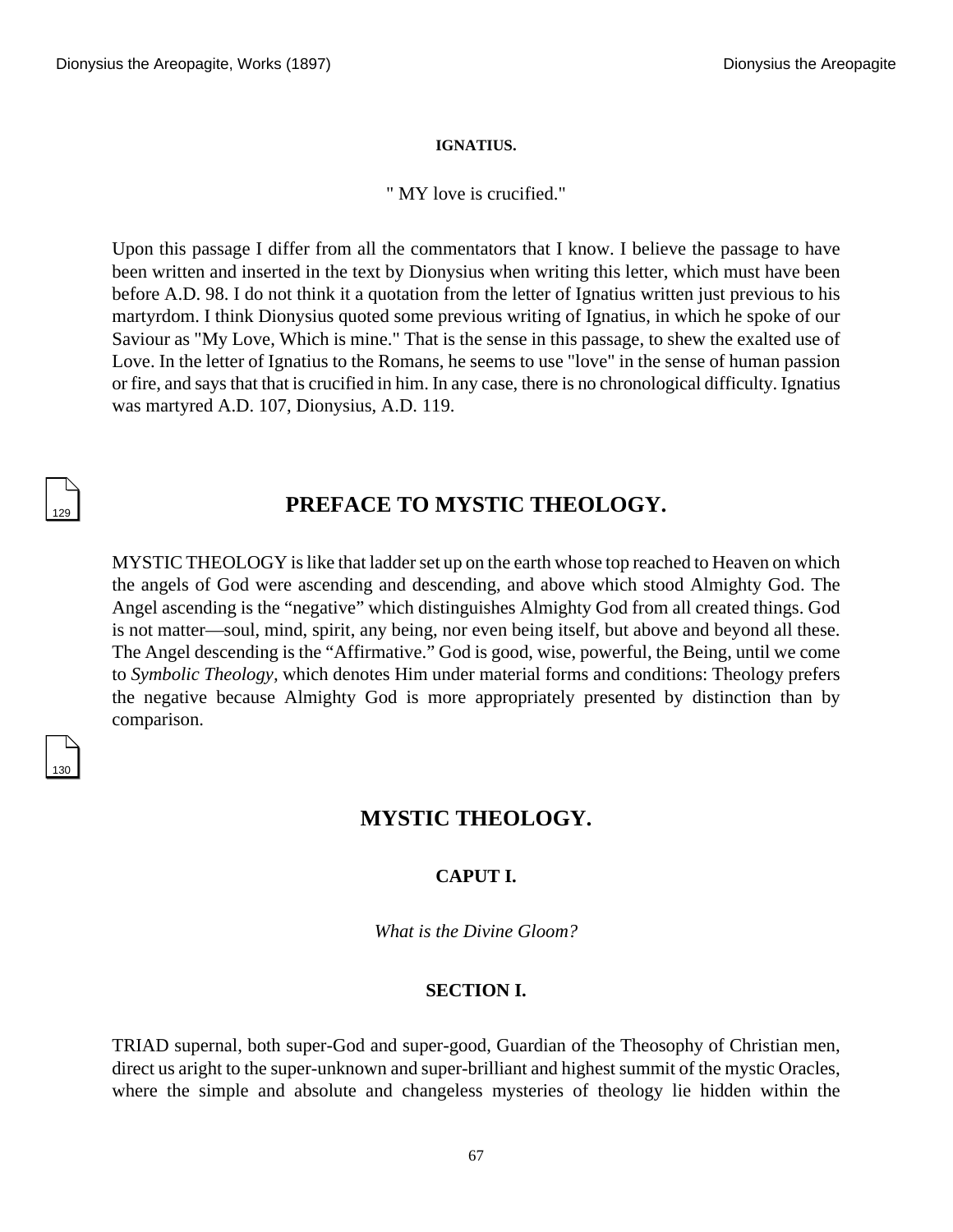#### IGNATIUS.

" MY love is crucified."

Upon this passage I differ from all the commentators that I know. I believe the passage to have been written and inserted in the text by Dionysius when writing this letter, which must have been before A.D. 98. I do not think it a quotation from the letter of Ignatius written just previous to his martyrdom. I think Dionysius quoted some previous writing of Ignatius, in which he spoke of our Saviour as "My Love, Which is mine." That is the sense in this passage, to shew the exalted use of Love. In the letter of Ignatius to the Romans, he seems to use "love" in the sense of human passion or fire, and says that that is crucified in him. In any case, there is no chronological difficulty. Ignatius was martyred A.D. 107, Dionysius, A.D. 119.

## PREFACE TO MYSTIC THEOLOGY.

MYSTIC THEOLOGY is like that ladder set up on the earth whose top reached to Heaven on which the angels of God were ascending and descending, and above which stood Almighty God. The Angel ascending is the "negative" which distinguishes Almighty God from all created things. God is not matter—soul, mind, spirit, any being, nor even being itself, but above and beyond all these. The Angel descending is the "Affirmative." God is good, wise, powerful, the Being, until we come to *Symbolic Theology,* which denotes Him under material forms and conditions: Theology prefers the negative because Almighty God is more appropriately presented by distinction than by comparison.

## MYSTIC THEOLOGY.

### CAPUT I.

*What is the Divine Gloom?*

#### SECTION I.

TRIAD supernal, both super-God and super-good, Guardian of the Theosophy of Christian men, direct us aright to the super-unknown and super-brilliant and highest summit of the mystic Oracles, where the simple and absolute and changeless mysteries of theology lie hidden within the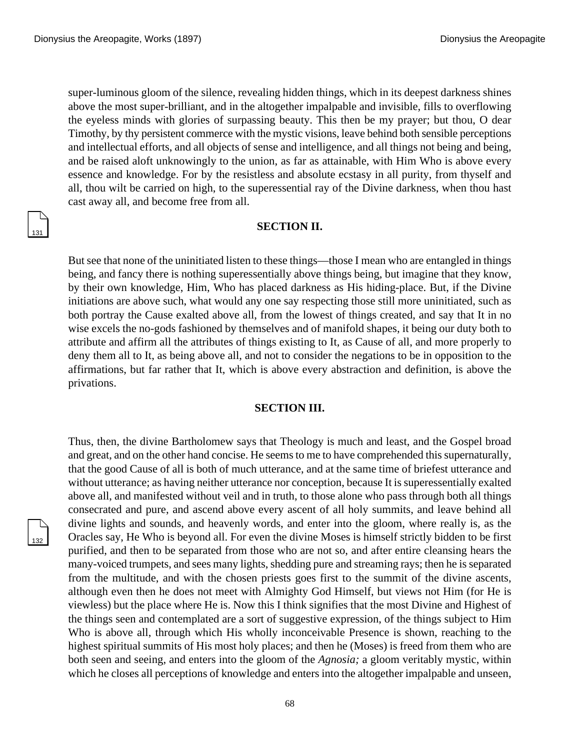super-luminous gloom of the silence, revealing hidden things, which in its deepest darkness shines above the most super-brilliant, and in the altogether impalpable and invisible, fills to overflowing the eyeless minds with glories of surpassing beauty. This then be my prayer; but thou, O dear Timothy, by thy persistent commerce with the mystic visions, leave behind both sensible perceptions and intellectual efforts, and all objects of sense and intelligence, and all things not being and being, and be raised aloft unknowingly to the union, as far as attainable, with Him Who is above every essence and knowledge. For by the resistless and absolute ecstasy in all purity, from thyself and all, thou wilt be carried on high, to the superessential ray of the Divine darkness, when thou hast cast away all, and become free from all.

### SECTION II.

But see that none of the uninitiated listen to these things—those I mean who are entangled in things being, and fancy there is nothing superessentially above things being, but imagine that they know, by their own knowledge, Him, Who has placed darkness as His hiding-place. But, if the Divine initiations are above such, what would any one say respecting those still more uninitiated, such as both portray the Cause exalted above all, from the lowest of things created, and say that It in no wise excels the no-gods fashioned by themselves and of manifold shapes, it being our duty both to attribute and affirm all the attributes of things existing to It, as Cause of all, and more properly to deny them all to It, as being above all, and not to consider the negations to be in opposition to the affirmations, but far rather that It, which is above every abstraction and definition, is above the privations.

### SECTION III.

Thus, then, the divine Bartholomew says that Theology is much and least, and the Gospel broad and great, and on the other hand concise. He seems to me to have comprehended this supernaturally, that the good Cause of all is both of much utterance, and at the same time of briefest utterance and without utterance; as having neither utterance nor conception, because It is superessentially exalted above all, and manifested without veil and in truth, to those alone who pass through both all things consecrated and pure, and ascend above every ascent of all holy summits, and leave behind all divine lights and sounds, and heavenly words, and enter into the gloom, where really is, as the Oracles say, He Who is beyond all. For even the divine Moses is himself strictly bidden to be first purified, and then to be separated from those who are not so, and after entire cleansing hears the many-voiced trumpets, and sees many lights, shedding pure and streaming rays; then he is separated from the multitude, and with the chosen priests goes first to the summit of the divine ascents, although even then he does not meet with Almighty God Himself, but views not Him (for He is viewless) but the place where He is. Now this I think signifies that the most Divine and Highest of the things seen and contemplated are a sort of suggestive expression, of the things subject to Him Who is above all, through which His wholly inconceivable Presence is shown, reaching to the highest spiritual summits of His most holy places; and then he (Moses) is freed from them who are both seen and seeing, and enters into the gloom of the *Agnosia;* a gloom veritably mystic, within which he closes all perceptions of knowledge and enters into the altogether impalpable and unseen,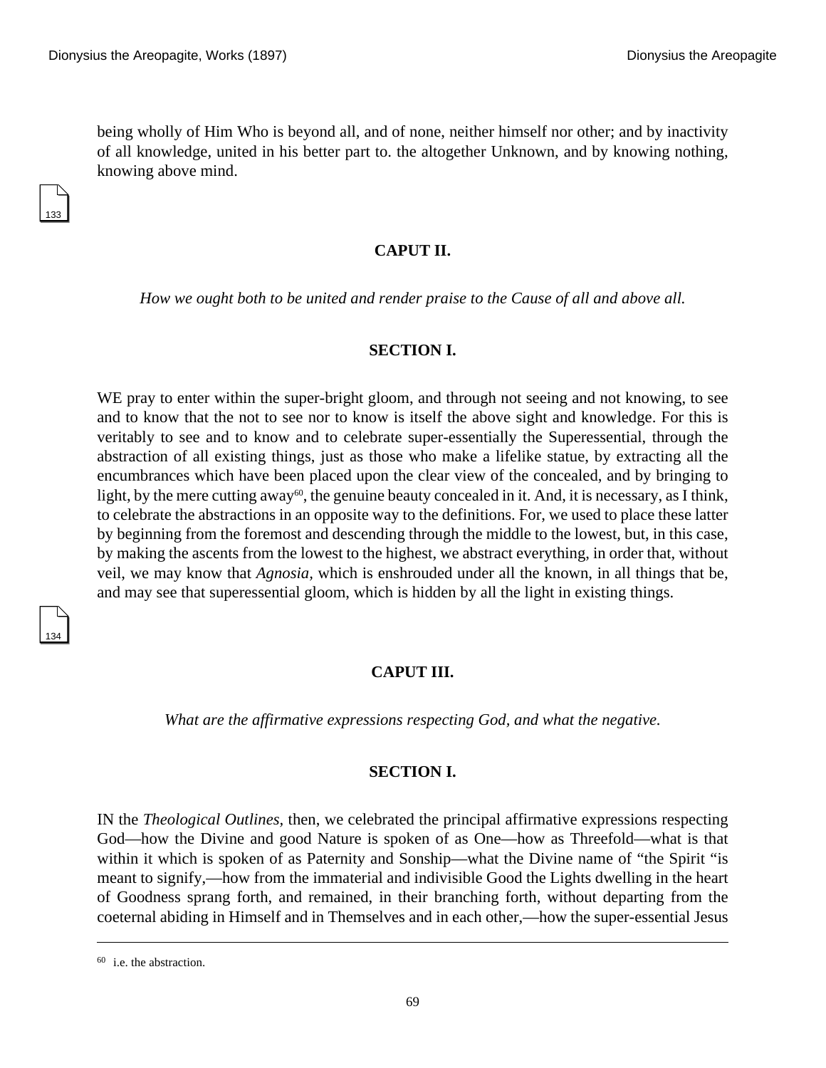being wholly of Him Who is beyond all, and of none, neither himself nor other; and by inactivity of all knowledge, united in his better part to. the altogether Unknown, and by knowing nothing, knowing above mind.

## CAPUT II.

*How we ought both to be united and render praise to the Cause of all and above all.*

### SECTION I.

WE pray to enter within the super-bright gloom, and through not seeing and not knowing, to see and to know that the not to see nor to know is itself the above sight and knowledge. For this is veritably to see and to know and to celebrate super-essentially the Superessential, through the abstraction of all existing things, just as those who make a lifelike statue, by extracting all the encumbrances which have been placed upon the clear view of the concealed, and by bringing to light, by the mere cutting away[60], the genuine beauty concealed in it. And, it is necessary, as I think, to celebrate the abstractions in an opposite way to the definitions. For, we used to place these latter by beginning from the foremost and descending through the middle to the lowest, but, in this case, by making the ascents from the lowest to the highest, we abstract everything, in order that, without veil, we may know that *Agnosia*, which is enshrouded under all the known, in all things that be, and may see that superessential gloom, which is hidden by all the light in existing things.

## CAPUT III.

*What are the affirmative expressions respecting God, and what the negative.*

### SECTION I.

IN the *Theological Outlines,* then, we celebrated the principal affirmative expressions respecting God—how the Divine and good Nature is spoken of as One—how as Threefold—what is that within it which is spoken of as Paternity and Sonship—what the Divine name of "the Spirit "is meant to signify,—how from the immaterial and indivisible Good the Lights dwelling in the heart of Goodness sprang forth, and remained, in their branching forth, without departing from the coeternal abiding in Himself and in Themselves and in each other,—how the super-essential Jesus

---

[60] i.e. the abstraction.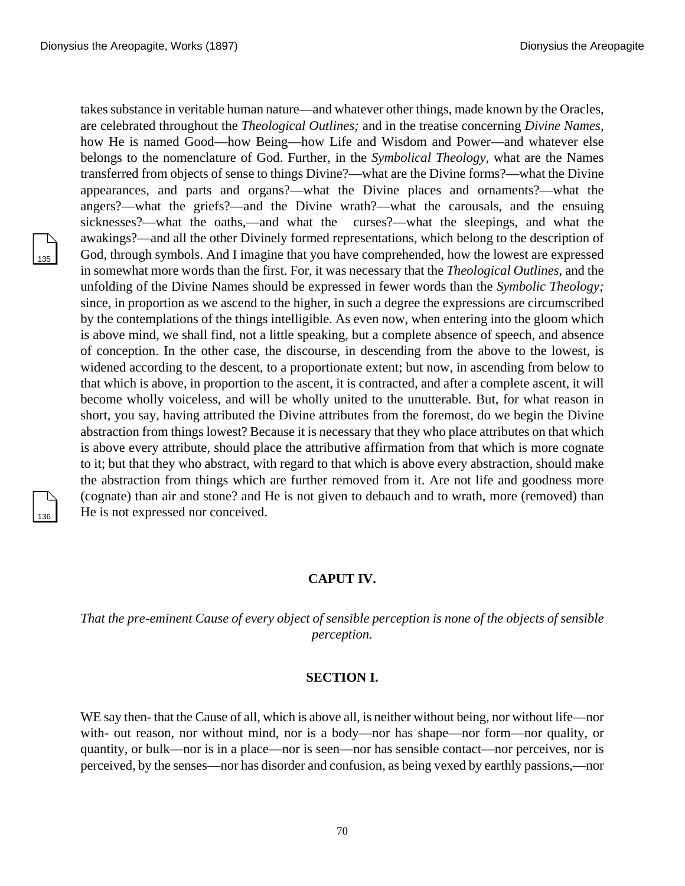takes substance in veritable human nature—and whatever other things, made known by the Oracles, are celebrated throughout the *Theological Outlines;* and in the treatise concerning *Divine Names*, how He is named Good—how Being—how Life and Wisdom and Power—and whatever else belongs to the nomenclature of God. Further, in the *Symbolical Theology*, what are the Names transferred from objects of sense to things Divine?—what are the Divine forms?—what the Divine appearances, and parts and organs?—what the Divine places and ornaments?—what the angers?—what the griefs?—and the Divine wrath?—what the carousals, and the ensuing sicknesses?—what the oaths,—and what the curses?—what the sleepings, and what the awakings?—and all the other Divinely formed representations, which belong to the description of God, through symbols. And I imagine that you have comprehended, how the lowest are expressed in somewhat more words than the first. For, it was necessary that the *Theological Outlines*, and the unfolding of the Divine Names should be expressed in fewer words than the *Symbolic Theology;* since, in proportion as we ascend to the higher, in such a degree the expressions are circumscribed by the contemplations of the things intelligible. As even now, when entering into the gloom which is above mind, we shall find, not a little speaking, but a complete absence of speech, and absence of conception. In the other case, the discourse, in descending from the above to the lowest, is widened according to the descent, to a proportionate extent; but now, in ascending from below to that which is above, in proportion to the ascent, it is contracted, and after a complete ascent, it will become wholly voiceless, and will be wholly united to the unutterable. But, for what reason in short, you say, having attributed the Divine attributes from the foremost, do we begin the Divine abstraction from things lowest? Because it is necessary that they who place attributes on that which is above every attribute, should place the attributive affirmation from that which is more cognate to it; but that they who abstract, with regard to that which is above every abstraction, should make the abstraction from things which are further removed from it. Are not life and goodness more (cognate) than air and stone? and He is not given to debauch and to wrath, more (removed) than He is not expressed nor conceived.

## CAPUT IV.

*That the pre-eminent Cause of every object of sensible perception is none of the objects of sensible perception.*

### SECTION I.

WE say then- that the Cause of all, which is above all, is neither without being, nor without life—nor with- out reason, nor without mind, nor is a body—nor has shape—nor form—nor quality, or quantity, or bulk—nor is in a place—nor is seen—nor has sensible contact—nor perceives, nor is perceived, by the senses—nor has disorder and confusion, as being vexed by earthly passions,—nor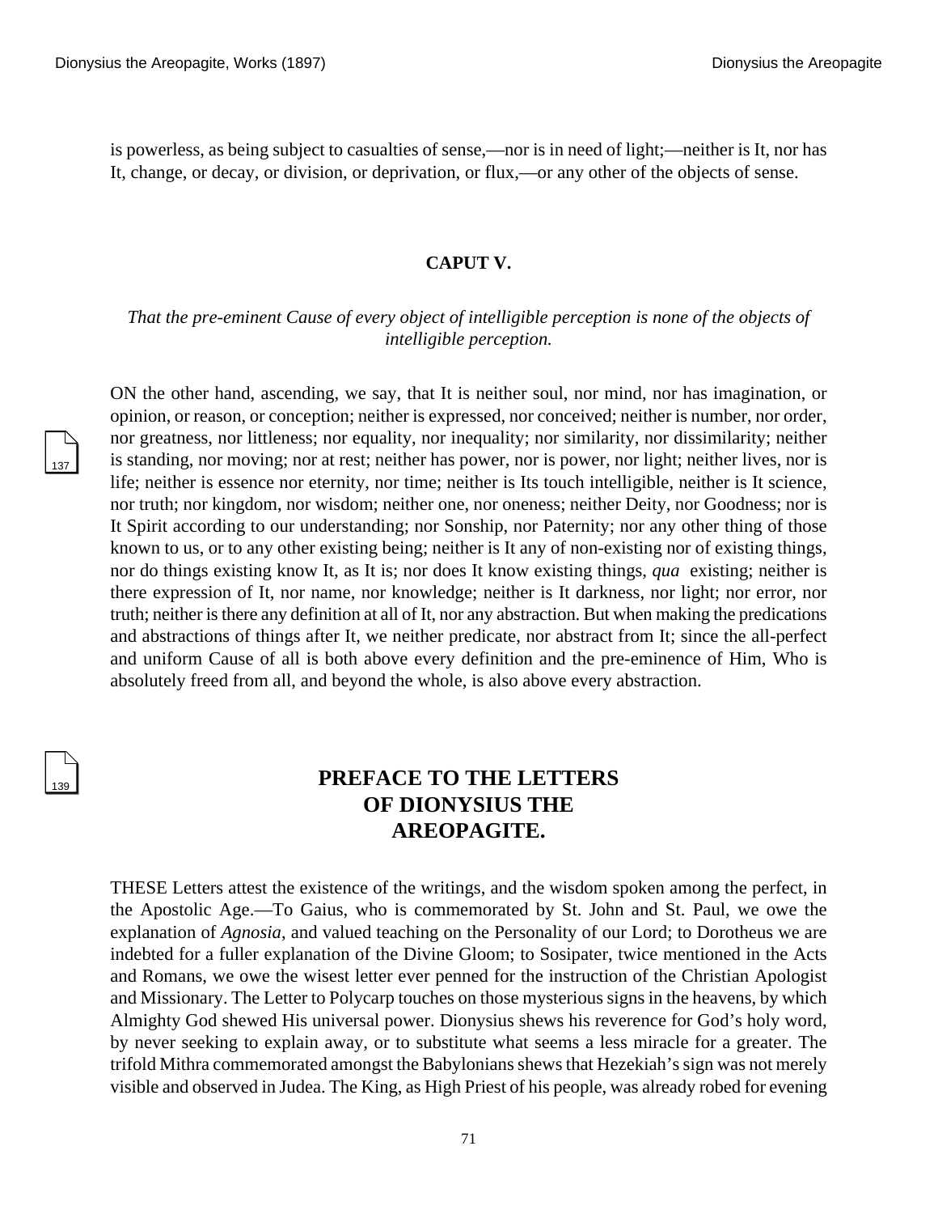is powerless, as being subject to casualties of sense,—nor is in need of light;—neither is It, nor has It, change, or decay, or division, or deprivation, or flux,—or any other of the objects of sense.

### CAPUT V.

*That the pre-eminent Cause of every object of intelligible perception is none of the objects of intelligible perception.*

ON the other hand, ascending, we say, that It is neither soul, nor mind, nor has imagination, or opinion, or reason, or conception; neither is expressed, nor conceived; neither is number, nor order, nor greatness, nor littleness; nor equality, nor inequality; nor similarity, nor dissimilarity; neither is standing, nor moving; nor at rest; neither has power, nor is power, nor light; neither lives, nor is life; neither is essence nor eternity, nor time; neither is Its touch intelligible, neither is It science, nor truth; nor kingdom, nor wisdom; neither one, nor oneness; neither Deity, nor Goodness; nor is It Spirit according to our understanding; nor Sonship, nor Paternity; nor any other thing of those known to us, or to any other existing being; neither is It any of non-existing nor of existing things, nor do things existing know It, as It is; nor does It know existing things, *qua* existing; neither is there expression of It, nor name, nor knowledge; neither is It darkness, nor light; nor error, nor truth; neither is there any definition at all of It, nor any abstraction. But when making the predications and abstractions of things after It, we neither predicate, nor abstract from It; since the all-perfect and uniform Cause of all is both above every definition and the pre-eminence of Him, Who is absolutely freed from all, and beyond the whole, is also above every abstraction.

## PREFACE TO THE LETTERS OF DIONYSIUS THE AREOPAGITE.

THESE Letters attest the existence of the writings, and the wisdom spoken among the perfect, in the Apostolic Age.—To Gaius, who is commemorated by St. John and St. Paul, we owe the explanation of *Agnosia,* and valued teaching on the Personality of our Lord; to Dorotheus we are indebted for a fuller explanation of the Divine Gloom; to Sosipater, twice mentioned in the Acts and Romans, we owe the wisest letter ever penned for the instruction of the Christian Apologist and Missionary. The Letter to Polycarp touches on those mysterious signs in the heavens, by which Almighty God shewed His universal power. Dionysius shews his reverence for God's holy word, by never seeking to explain away, or to substitute what seems a less miracle for a greater. The trifold Mithra commemorated amongst the Babylonians shews that Hezekiah's sign was not merely visible and observed in Judea. The King, as High Priest of his people, was already robed for evening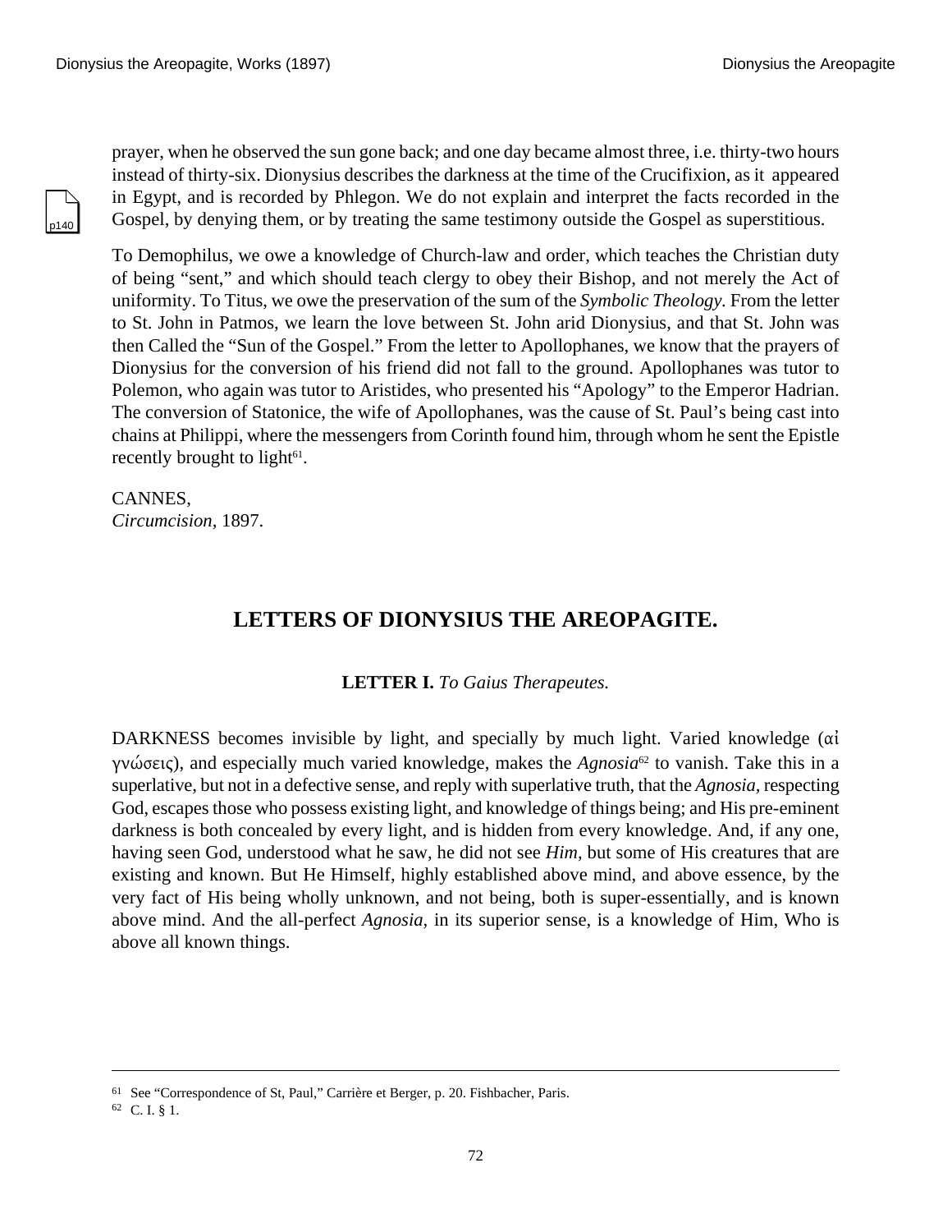prayer, when he observed the sun gone back; and one day became almost three, i.e. thirty-two hours instead of thirty-six. Dionysius describes the darkness at the time of the Crucifixion, as it appeared in Egypt, and is recorded by Phlegon. We do not explain and interpret the facts recorded in the Gospel, by denying them, or by treating the same testimony outside the Gospel as superstitious.

To Demophilus, we owe a knowledge of Church-law and order, which teaches the Christian duty of being "sent," and which should teach clergy to obey their Bishop, and not merely the Act of uniformity. To Titus, we owe the preservation of the sum of the *Symbolic Theology.* From the letter to St. John in Patmos, we learn the love between St. John arid Dionysius, and that St. John was then Called the "Sun of the Gospel." From the letter to Apollophanes, we know that the prayers of Dionysius for the conversion of his friend did not fall to the ground. Apollophanes was tutor to Polemon, who again was tutor to Aristides, who presented his "Apology" to the Emperor Hadrian. The conversion of Statonice, the wife of Apollophanes, was the cause of St. Paul's being cast into chains at Philippi, where the messengers from Corinth found him, through whom he sent the Epistle recently brought to light[61].

CANNES,
*Circumcision,* 1897.

## LETTERS OF DIONYSIUS THE AREOPAGITE.

### LETTER I. *To Gaius Therapeutes.*

DARKNESS becomes invisible by light, and specially by much light. Varied knowledge (αἱ γνώσεις), and especially much varied knowledge, makes the *Agnosia*[62] to vanish. Take this in a superlative, but not in a defective sense, and reply with superlative truth, that the *Agnosia,* respecting God, escapes those who possess existing light, and knowledge of things being; and His pre-eminent darkness is both concealed by every light, and is hidden from every knowledge. And, if any one, having seen God, understood what he saw, he did not see *Him,* but some of His creatures that are existing and known. But He Himself, highly established above mind, and above essence, by the very fact of His being wholly unknown, and not being, both is super-essentially, and is known above mind. And the all-perfect *Agnosia,* in its superior sense, is a knowledge of Him, Who is above all known things.

---

[61] See "Correspondence of St, Paul," Carrière et Berger, p. 20. Fishbacher, Paris.

[62] C. I. § 1.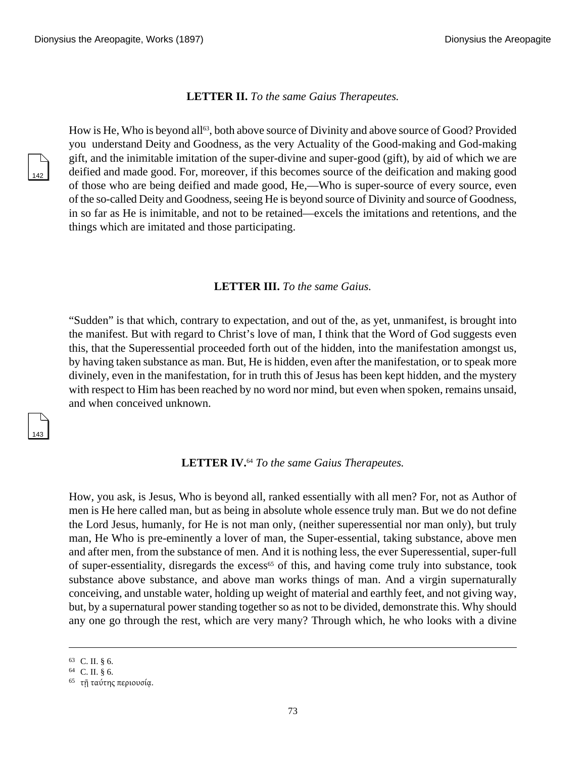**LETTER II.** *To the same Gaius Therapeutes.*

How is He, Who is beyond all[63], both above source of Divinity and above source of Good? Provided you understand Deity and Goodness, as the very Actuality of the Good-making and God-making gift, and the inimitable imitation of the super-divine and super-good (gift), by aid of which we are deified and made good. For, moreover, if this becomes source of the deification and making good of those who are being deified and made good, He,—Who is super-source of every source, even of the so-called Deity and Goodness, seeing He is beyond source of Divinity and source of Goodness, in so far as He is inimitable, and not to be retained—excels the imitations and retentions, and the things which are imitated and those participating.

**LETTER III.** *To the same Gaius.*

"Sudden" is that which, contrary to expectation, and out of the, as yet, unmanifest, is brought into the manifest. But with regard to Christ's love of man, I think that the Word of God suggests even this, that the Superessential proceeded forth out of the hidden, into the manifestation amongst us, by having taken substance as man. But, He is hidden, even after the manifestation, or to speak more divinely, even in the manifestation, for in truth this of Jesus has been kept hidden, and the mystery with respect to Him has been reached by no word nor mind, but even when spoken, remains unsaid, and when conceived unknown.

**LETTER IV.**[64] *To the same Gaius Therapeutes.*

How, you ask, is Jesus, Who is beyond all, ranked essentially with all men? For, not as Author of men is He here called man, but as being in absolute whole essence truly man. But we do not define the Lord Jesus, humanly, for He is not man only, (neither superessential nor man only), but truly man, He Who is pre-eminently a lover of man, the Super-essential, taking substance, above men and after men, from the substance of men. And it is nothing less, the ever Superessential, super-full of super-essentiality, disregards the excess[65] of this, and having come truly into substance, took substance above substance, and above man works things of man. And a virgin supernaturally conceiving, and unstable water, holding up weight of material and earthly feet, and not giving way, but, by a supernatural power standing together so as not to be divided, demonstrate this. Why should any one go through the rest, which are very many? Through which, he who looks with a divine

---

[63] C. II. § 6.

[64] C. II. § 6.

[65] τῇ ταύτης περιουσίᾳ.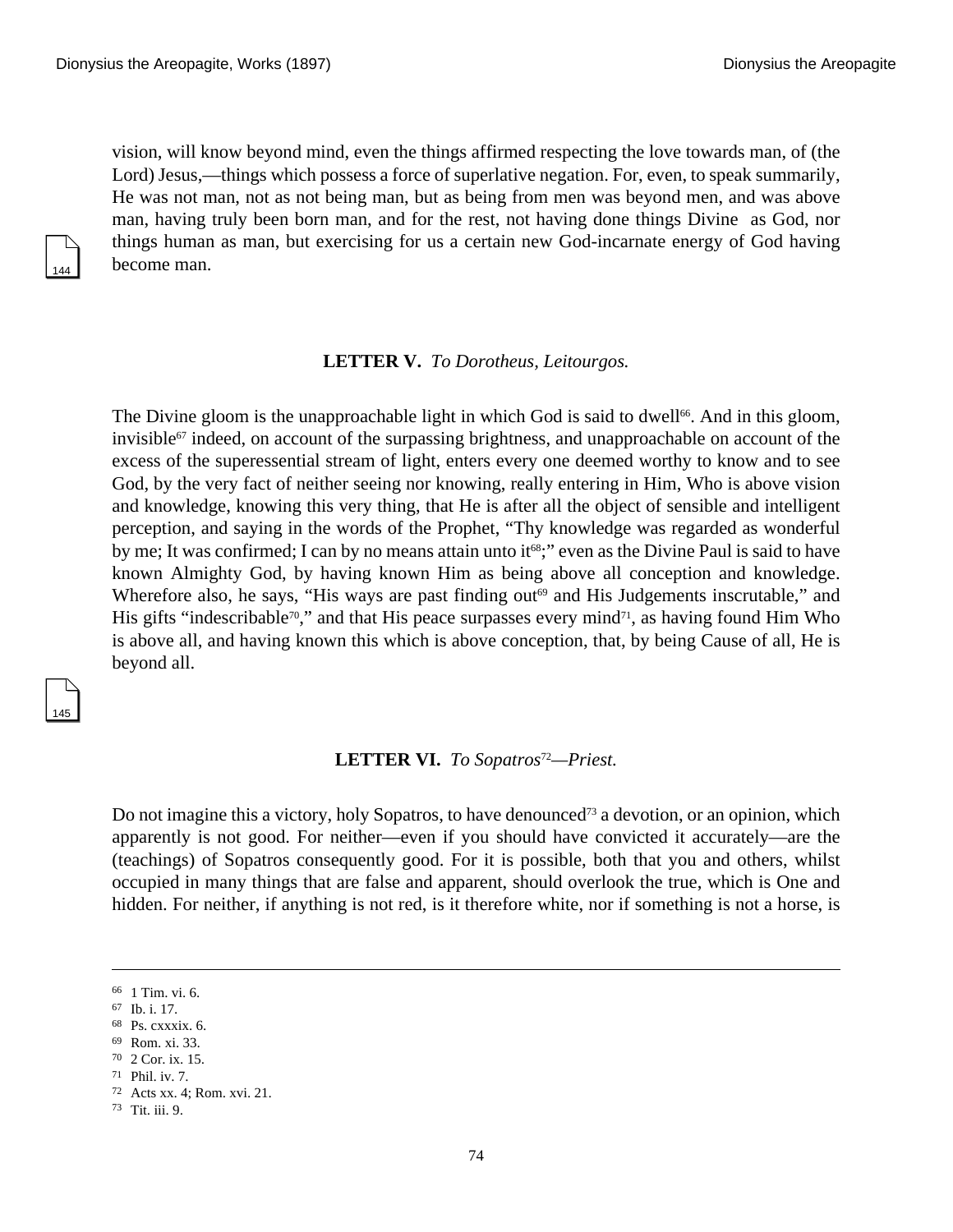vision, will know beyond mind, even the things affirmed respecting the love towards man, of (the Lord) Jesus,—things which possess a force of superlative negation. For, even, to speak summarily, He was not man, not as not being man, but as being from men was beyond men, and was above man, having truly been born man, and for the rest, not having done things Divine as God, nor things human as man, but exercising for us a certain new God-incarnate energy of God having become man.

### LETTER V. *To Dorotheus, Leitourgos.*

The Divine gloom is the unapproachable light in which God is said to dwell[66]. And in this gloom, invisible[67] indeed, on account of the surpassing brightness, and unapproachable on account of the excess of the superessential stream of light, enters every one deemed worthy to know and to see God, by the very fact of neither seeing nor knowing, really entering in Him, Who is above vision and knowledge, knowing this very thing, that He is after all the object of sensible and intelligent perception, and saying in the words of the Prophet, "Thy knowledge was regarded as wonderful by me; It was confirmed; I can by no means attain unto it[68];" even as the Divine Paul is said to have known Almighty God, by having known Him as being above all conception and knowledge. Wherefore also, he says, "His ways are past finding out[69] and His Judgements inscrutable," and His gifts "indescribable[70]," and that His peace surpasses every mind[71], as having found Him Who is above all, and having known this which is above conception, that, by being Cause of all, He is beyond all.

### LETTER VI. *To Sopatros[72]—Priest.*

Do not imagine this a victory, holy Sopatros, to have denounced[73] a devotion, or an opinion, which apparently is not good. For neither—even if you should have convicted it accurately—are the (teachings) of Sopatros consequently good. For it is possible, both that you and others, whilst occupied in many things that are false and apparent, should overlook the true, which is One and hidden. For neither, if anything is not red, is it therefore white, nor if something is not a horse, is

---

66 1 Tim. vi. 6.
67 Ib. i. 17.
68 Ps. cxxxix. 6.
69 Rom. xi. 33.
70 2 Cor. ix. 15.
71 Phil. iv. 7.
72 Acts xx. 4; Rom. xvi. 21.
73 Tit. iii. 9.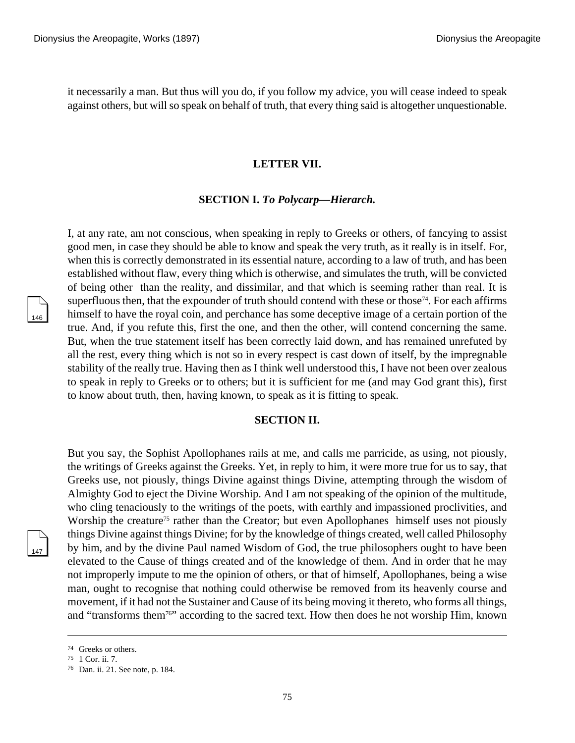it necessarily a man. But thus will you do, if you follow my advice, you will cease indeed to speak against others, but will so speak on behalf of truth, that every thing said is altogether unquestionable.

## LETTER VII.

### SECTION I. *To Polycarp—Hierarch.*

I, at any rate, am not conscious, when speaking in reply to Greeks or others, of fancying to assist good men, in case they should be able to know and speak the very truth, as it really is in itself. For, when this is correctly demonstrated in its essential nature, according to a law of truth, and has been established without flaw, every thing which is otherwise, and simulates the truth, will be convicted of being other than the reality, and dissimilar, and that which is seeming rather than real. It is superfluous then, that the expounder of truth should contend with these or those[74]. For each affirms himself to have the royal coin, and perchance has some deceptive image of a certain portion of the true. And, if you refute this, first the one, and then the other, will contend concerning the same. But, when the true statement itself has been correctly laid down, and has remained unrefuted by all the rest, every thing which is not so in every respect is cast down of itself, by the impregnable stability of the really true. Having then as I think well understood this, I have not been over zealous to speak in reply to Greeks or to others; but it is sufficient for me (and may God grant this), first to know about truth, then, having known, to speak as it is fitting to speak.

### SECTION II.

But you say, the Sophist Apollophanes rails at me, and calls me parricide, as using, not piously, the writings of Greeks against the Greeks. Yet, in reply to him, it were more true for us to say, that Greeks use, not piously, things Divine against things Divine, attempting through the wisdom of Almighty God to eject the Divine Worship. And I am not speaking of the opinion of the multitude, who cling tenaciously to the writings of the poets, with earthly and impassioned proclivities, and Worship the creature[75] rather than the Creator; but even Apollophanes himself uses not piously things Divine against things Divine; for by the knowledge of things created, well called Philosophy by him, and by the divine Paul named Wisdom of God, the true philosophers ought to have been elevated to the Cause of things created and of the knowledge of them. And in order that he may not improperly impute to me the opinion of others, or that of himself, Apollophanes, being a wise man, ought to recognise that nothing could otherwise be removed from its heavenly course and movement, if it had not the Sustainer and Cause of its being moving it thereto, who forms all things, and "transforms them[76]" according to the sacred text. How then does he not worship Him, known

---

[74] Greeks or others.

[75] 1 Cor. ii. 7.

[76] Dan. ii. 21. See note, p. 184.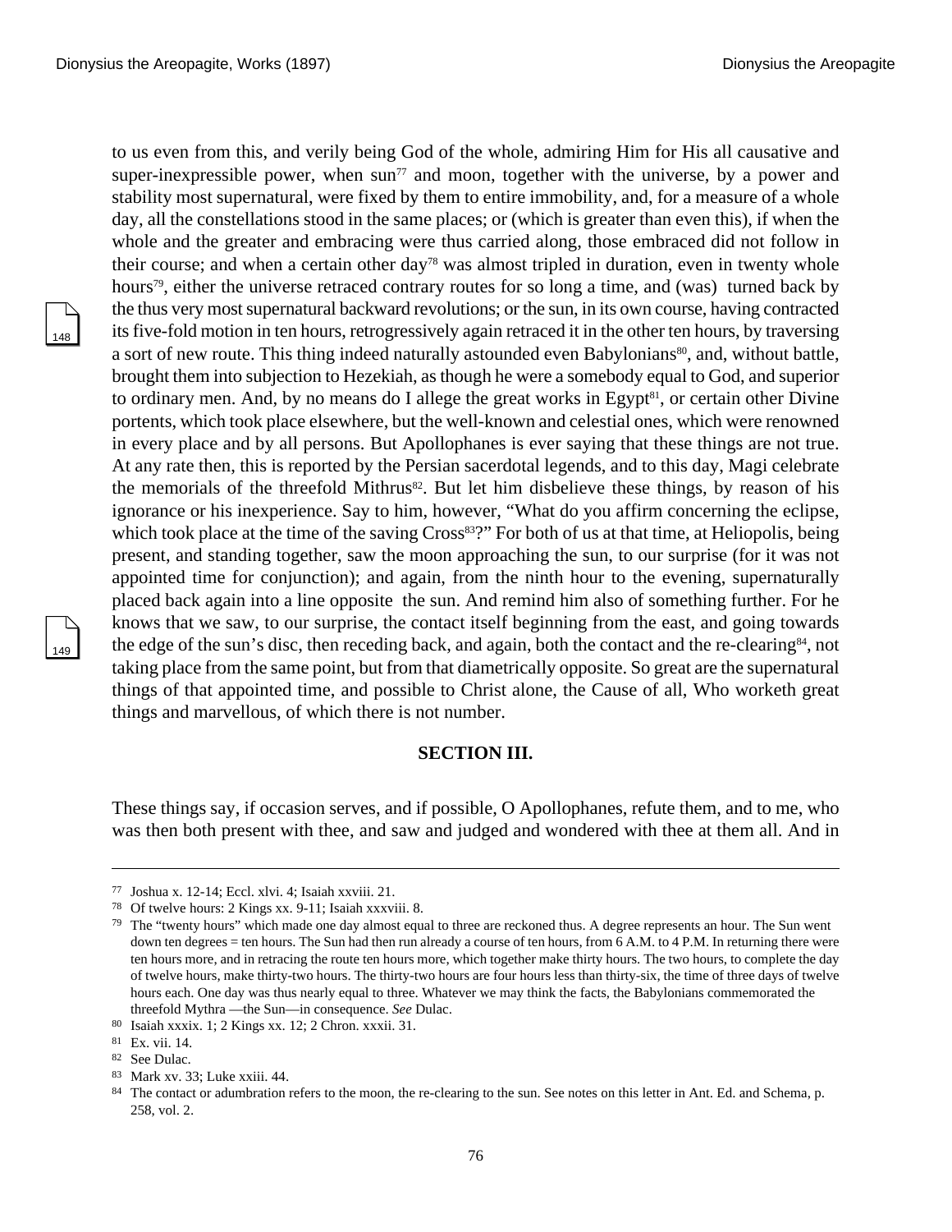to us even from this, and verily being God of the whole, admiring Him for His all causative and super-inexpressible power, when sun[77] and moon, together with the universe, by a power and stability most supernatural, were fixed by them to entire immobility, and, for a measure of a whole day, all the constellations stood in the same places; or (which is greater than even this), if when the whole and the greater and embracing were thus carried along, those embraced did not follow in their course; and when a certain other day[78] was almost tripled in duration, even in twenty whole hours[79], either the universe retraced contrary routes for so long a time, and (was) turned back by the thus very most supernatural backward revolutions; or the sun, in its own course, having contracted its five-fold motion in ten hours, retrogressively again retraced it in the other ten hours, by traversing a sort of new route. This thing indeed naturally astounded even Babylonians[80], and, without battle, brought them into subjection to Hezekiah, as though he were a somebody equal to God, and superior to ordinary men. And, by no means do I allege the great works in Egypt[81], or certain other Divine portents, which took place elsewhere, but the well-known and celestial ones, which were renowned in every place and by all persons. But Apollophanes is ever saying that these things are not true. At any rate then, this is reported by the Persian sacerdotal legends, and to this day, Magi celebrate the memorials of the threefold Mithrus[82]. But let him disbelieve these things, by reason of his ignorance or his inexperience. Say to him, however, "What do you affirm concerning the eclipse, which took place at the time of the saving Cross[83]?" For both of us at that time, at Heliopolis, being present, and standing together, saw the moon approaching the sun, to our surprise (for it was not appointed time for conjunction); and again, from the ninth hour to the evening, supernaturally placed back again into a line opposite the sun. And remind him also of something further. For he knows that we saw, to our surprise, the contact itself beginning from the east, and going towards the edge of the sun's disc, then receding back, and again, both the contact and the re-clearing[84], not taking place from the same point, but from that diametrically opposite. So great are the supernatural things of that appointed time, and possible to Christ alone, the Cause of all, Who worketh great things and marvellous, of which there is not number.

## SECTION III.

These things say, if occasion serves, and if possible, O Apollophanes, refute them, and to me, who was then both present with thee, and saw and judged and wondered with thee at them all. And in

---

77 Joshua x. 12-14; Eccl. xlvi. 4; Isaiah xxviii. 21.

78 Of twelve hours: 2 Kings xx. 9-11; Isaiah xxxviii. 8.

79 The "twenty hours" which made one day almost equal to three are reckoned thus. A degree represents an hour. The Sun went down ten degrees = ten hours. The Sun had then run already a course of ten hours, from 6 A.M. to 4 P.M. In returning there were ten hours more, and in retracing the route ten hours more, which together make thirty hours. The two hours, to complete the day of twelve hours, make thirty-two hours. The thirty-two hours are four hours less than thirty-six, the time of three days of twelve hours each. One day was thus nearly equal to three. Whatever we may think the facts, the Babylonians commemorated the threefold Mythra —the Sun—in consequence. *See* Dulac.

80 Isaiah xxxix. 1; 2 Kings xx. 12; 2 Chron. xxxii. 31.

81 Ex. vii. 14.

82 See Dulac.

83 Mark xv. 33; Luke xxiii. 44.

84 The contact or adumbration refers to the moon, the re-clearing to the sun. See notes on this letter in Ant. Ed. and Schema, p. 258, vol. 2.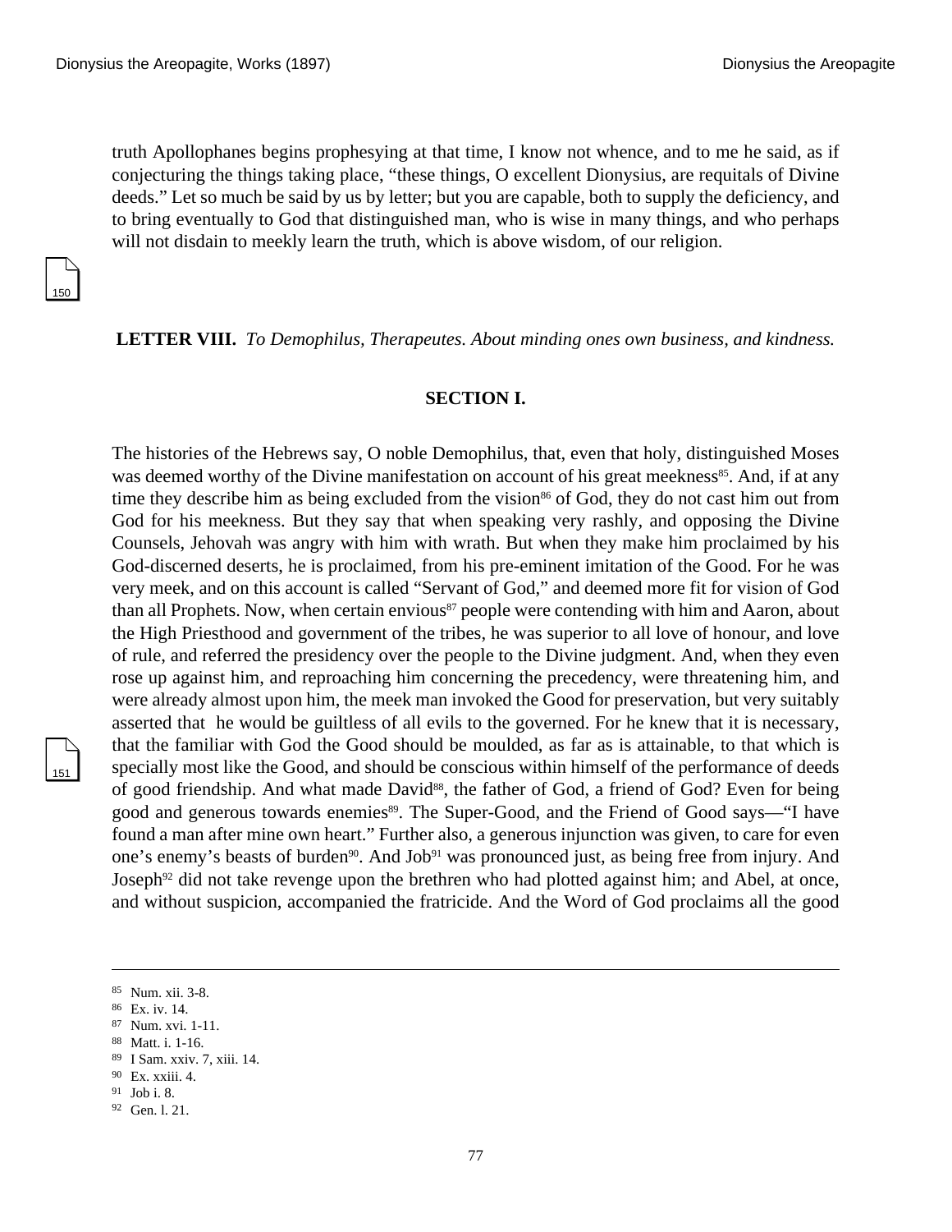truth Apollophanes begins prophesying at that time, I know not whence, and to me he said, as if conjecturing the things taking place, “these things, O excellent Dionysius, are requitals of Divine deeds.” Let so much be said by us by letter; but you are capable, both to supply the deficiency, and to bring eventually to God that distinguished man, who is wise in many things, and who perhaps will not disdain to meekly learn the truth, which is above wisdom, of our religion.

## LETTER VIII. *To Demophilus, Therapeutes. About minding ones own business, and kindness.*

### SECTION I.

The histories of the Hebrews say, O noble Demophilus, that, even that holy, distinguished Moses was deemed worthy of the Divine manifestation on account of his great meekness[85]. And, if at any time they describe him as being excluded from the vision[86] of God, they do not cast him out from God for his meekness. But they say that when speaking very rashly, and opposing the Divine Counsels, Jehovah was angry with him with wrath. But when they make him proclaimed by his God-discerned deserts, he is proclaimed, from his pre-eminent imitation of the Good. For he was very meek, and on this account is called “Servant of God,” and deemed more fit for vision of God than all Prophets. Now, when certain envious[87] people were contending with him and Aaron, about the High Priesthood and government of the tribes, he was superior to all love of honour, and love of rule, and referred the presidency over the people to the Divine judgment. And, when they even rose up against him, and reproaching him concerning the precedency, were threatening him, and were already almost upon him, the meek man invoked the Good for preservation, but very suitably asserted that he would be guiltless of all evils to the governed. For he knew that it is necessary, that the familiar with God the Good should be moulded, as far as is attainable, to that which is specially most like the Good, and should be conscious within himself of the performance of deeds of good friendship. And what made David[88], the father of God, a friend of God? Even for being good and generous towards enemies[89]. The Super-Good, and the Friend of Good says—“I have found a man after mine own heart.” Further also, a generous injunction was given, to care for even one’s enemy’s beasts of burden[90]. And Job[91] was pronounced just, as being free from injury. And Joseph[92] did not take revenge upon the brethren who had plotted against him; and Abel, at once, and without suspicion, accompanied the fratricide. And the Word of God proclaims all the good

---

[85] Num. xii. 3-8.
[86] Ex. iv. 14.
[87] Num. xvi. 1-11.
[88] Matt. i. 1-16.
[89] I Sam. xxiv. 7, xiii. 14.
[90] Ex. xxiii. 4.
[91] Job i. 8.
[92] Gen. l. 21.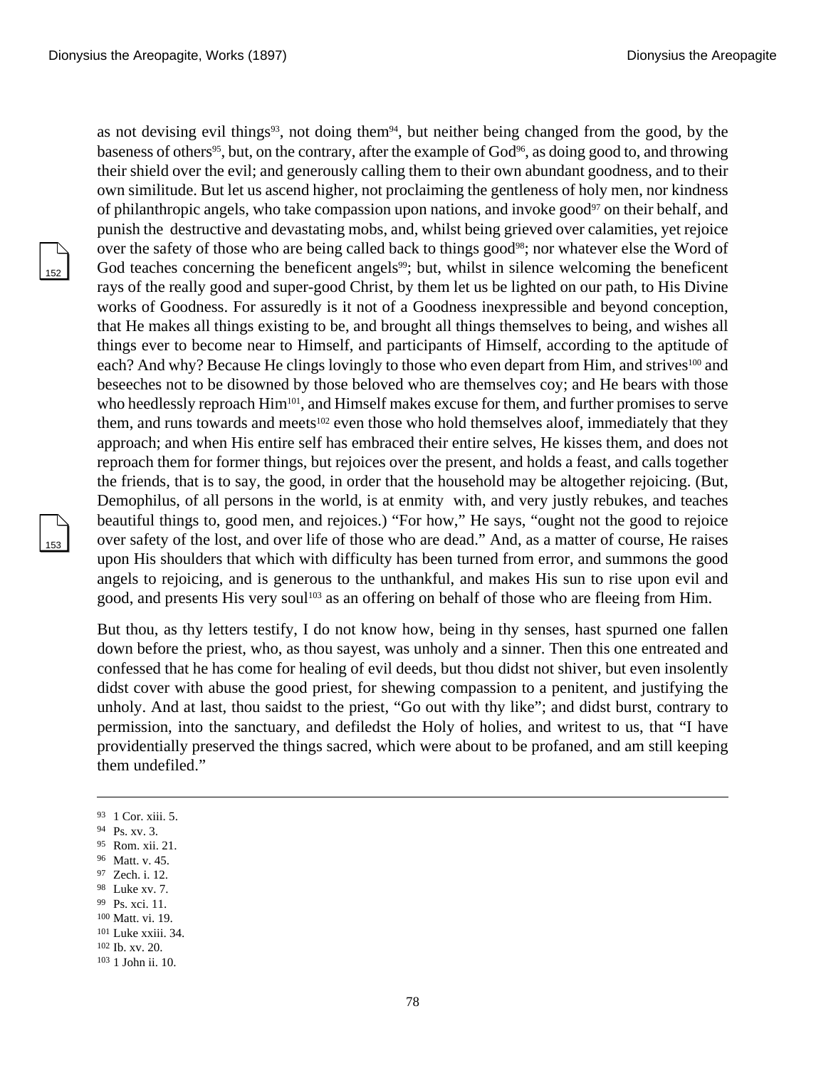as not devising evil things[93], not doing them[94], but neither being changed from the good, by the baseness of others[95], but, on the contrary, after the example of God[96], as doing good to, and throwing their shield over the evil; and generously calling them to their own abundant goodness, and to their own similitude. But let us ascend higher, not proclaiming the gentleness of holy men, nor kindness of philanthropic angels, who take compassion upon nations, and invoke good[97] on their behalf, and punish the destructive and devastating mobs, and, whilst being grieved over calamities, yet rejoice over the safety of those who are being called back to things good[98]; nor whatever else the Word of God teaches concerning the beneficent angels[99]; but, whilst in silence welcoming the beneficent rays of the really good and super-good Christ, by them let us be lighted on our path, to His Divine works of Goodness. For assuredly is it not of a Goodness inexpressible and beyond conception, that He makes all things existing to be, and brought all things themselves to being, and wishes all things ever to become near to Himself, and participants of Himself, according to the aptitude of each? And why? Because He clings lovingly to those who even depart from Him, and strives[100] and beseeches not to be disowned by those beloved who are themselves coy; and He bears with those who heedlessly reproach Him[101], and Himself makes excuse for them, and further promises to serve them, and runs towards and meets[102] even those who hold themselves aloof, immediately that they approach; and when His entire self has embraced their entire selves, He kisses them, and does not reproach them for former things, but rejoices over the present, and holds a feast, and calls together the friends, that is to say, the good, in order that the household may be altogether rejoicing. (But, Demophilus, of all persons in the world, is at enmity with, and very justly rebukes, and teaches beautiful things to, good men, and rejoices.) "For how," He says, "ought not the good to rejoice over safety of the lost, and over life of those who are dead." And, as a matter of course, He raises upon His shoulders that which with difficulty has been turned from error, and summons the good angels to rejoicing, and is generous to the unthankful, and makes His sun to rise upon evil and good, and presents His very soul[103] as an offering on behalf of those who are fleeing from Him.

But thou, as thy letters testify, I do not know how, being in thy senses, hast spurned one fallen down before the priest, who, as thou sayest, was unholy and a sinner. Then this one entreated and confessed that he has come for healing of evil deeds, but thou didst not shiver, but even insolently didst cover with abuse the good priest, for shewing compassion to a penitent, and justifying the unholy. And at last, thou saidst to the priest, "Go out with thy like"; and didst burst, contrary to permission, into the sanctuary, and defiledst the Holy of holies, and writest to us, that "I have providentially preserved the things sacred, which were about to be profaned, and am still keeping them undefiled."

---

93 1 Cor. xiii. 5.
94 Ps. xv. 3.
95 Rom. xii. 21.
96 Matt. v. 45.
97 Zech. i. 12.
98 Luke xv. 7.
99 Ps. xci. 11.
100 Matt. vi. 19.
101 Luke xxiii. 34.
102 Ib. xv. 20.
103 1 John ii. 10.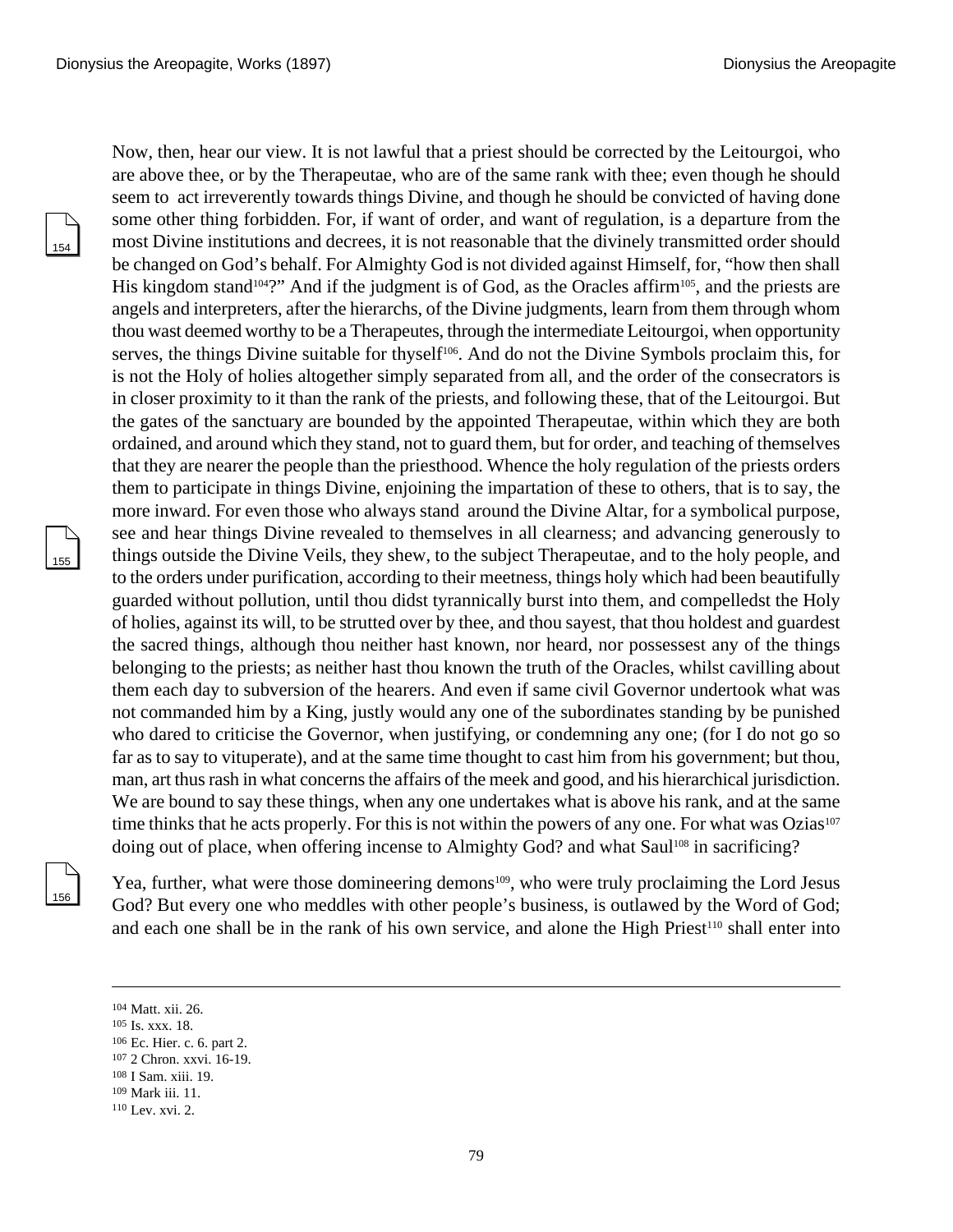Now, then, hear our view. It is not lawful that a priest should be corrected by the Leitourgoi, who are above thee, or by the Therapeutae, who are of the same rank with thee; even though he should seem to act irreverently towards things Divine, and though he should be convicted of having done some other thing forbidden. For, if want of order, and want of regulation, is a departure from the most Divine institutions and decrees, it is not reasonable that the divinely transmitted order should be changed on God's behalf. For Almighty God is not divided against Himself, for, "how then shall His kingdom stand[104]?" And if the judgment is of God, as the Oracles affirm[105], and the priests are angels and interpreters, after the hierarchs, of the Divine judgments, learn from them through whom thou wast deemed worthy to be a Therapeutes, through the intermediate Leitourgoi, when opportunity serves, the things Divine suitable for thyself[106]. And do not the Divine Symbols proclaim this, for is not the Holy of holies altogether simply separated from all, and the order of the consecrators is in closer proximity to it than the rank of the priests, and following these, that of the Leitourgoi. But the gates of the sanctuary are bounded by the appointed Therapeutae, within which they are both ordained, and around which they stand, not to guard them, but for order, and teaching of themselves that they are nearer the people than the priesthood. Whence the holy regulation of the priests orders them to participate in things Divine, enjoining the impartation of these to others, that is to say, the more inward. For even those who always stand around the Divine Altar, for a symbolical purpose, see and hear things Divine revealed to themselves in all clearness; and advancing generously to things outside the Divine Veils, they shew, to the subject Therapeutae, and to the holy people, and to the orders under purification, according to their meetness, things holy which had been beautifully guarded without pollution, until thou didst tyrannically burst into them, and compelledst the Holy of holies, against its will, to be strutted over by thee, and thou sayest, that thou holdest and guardest the sacred things, although thou neither hast known, nor heard, nor possessest any of the things belonging to the priests; as neither hast thou known the truth of the Oracles, whilst cavilling about them each day to subversion of the hearers. And even if same civil Governor undertook what was not commanded him by a King, justly would any one of the subordinates standing by be punished who dared to criticise the Governor, when justifying, or condemning any one; (for I do not go so far as to say to vituperate), and at the same time thought to cast him from his government; but thou, man, art thus rash in what concerns the affairs of the meek and good, and his hierarchical jurisdiction. We are bound to say these things, when any one undertakes what is above his rank, and at the same time thinks that he acts properly. For this is not within the powers of any one. For what was Ozias[107] doing out of place, when offering incense to Almighty God? and what Saul[108] in sacrificing?

Yea, further, what were those domineering demons[109], who were truly proclaiming the Lord Jesus God? But every one who meddles with other people's business, is outlawed by the Word of God; and each one shall be in the rank of his own service, and alone the High Priest[110] shall enter into

---

[104] Matt. xii. 26.
[105] Is. xxx. 18.
[106] Ec. Hier. c. 6. part 2.
[107] 2 Chron. xxvi. 16-19.
[108] I Sam. xiii. 19.
[109] Mark iii. 11.
[110] Lev. xvi. 2.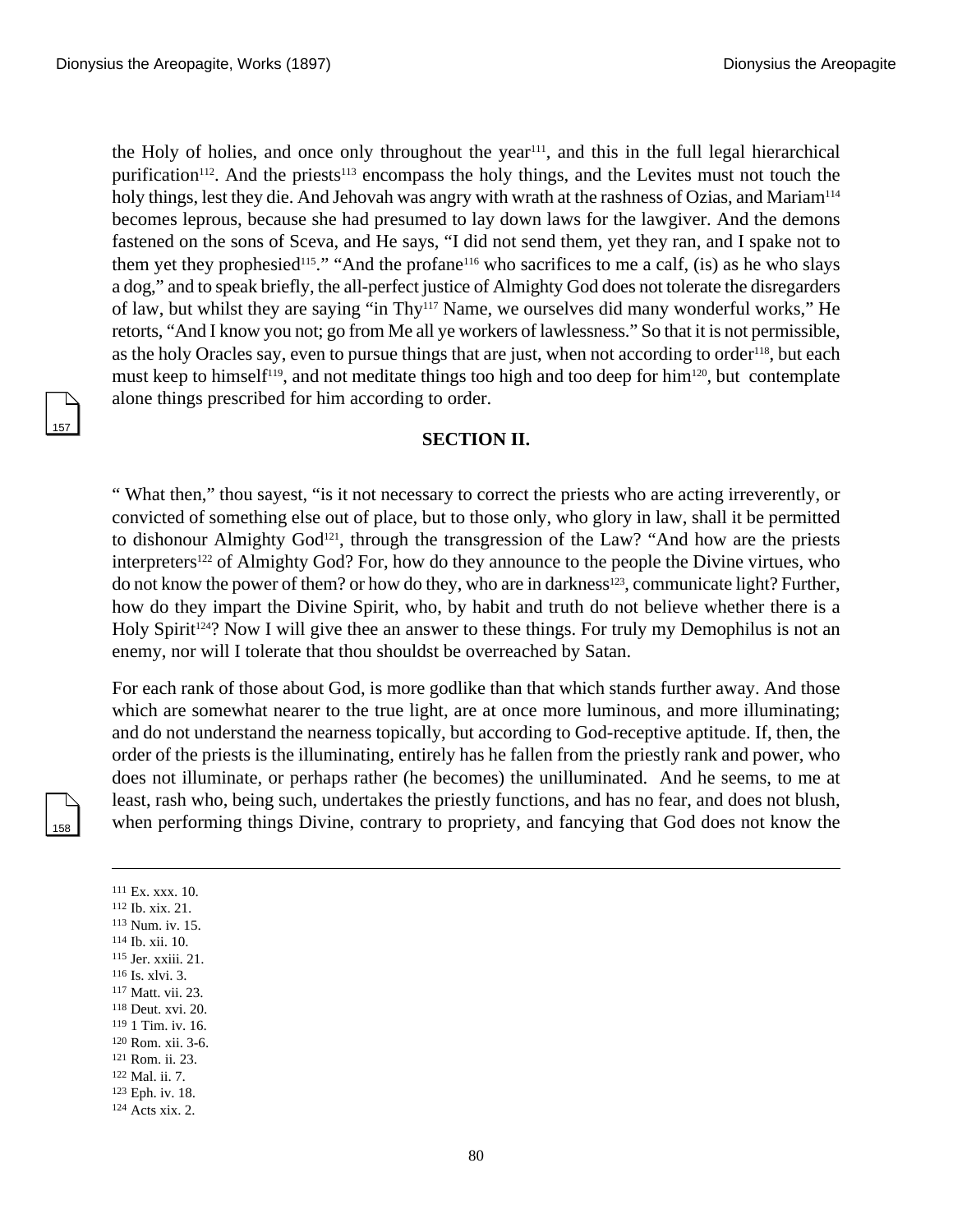the Holy of holies, and once only throughout the year[111], and this in the full legal hierarchical purification[112]. And the priests[113] encompass the holy things, and the Levites must not touch the holy things, lest they die. And Jehovah was angry with wrath at the rashness of Ozias, and Mariam[114] becomes leprous, because she had presumed to lay down laws for the lawgiver. And the demons fastened on the sons of Sceva, and He says, "I did not send them, yet they ran, and I spake not to them yet they prophesied[115]." "And the profane[116] who sacrifices to me a calf, (is) as he who slays a dog," and to speak briefly, the all-perfect justice of Almighty God does not tolerate the disregarders of law, but whilst they are saying "in Thy[117] Name, we ourselves did many wonderful works," He retorts, "And I know you not; go from Me all ye workers of lawlessness." So that it is not permissible, as the holy Oracles say, even to pursue things that are just, when not according to order[118], but each must keep to himself[119], and not meditate things too high and too deep for him[120], but contemplate alone things prescribed for him according to order.

## SECTION II.

" What then," thou sayest, "is it not necessary to correct the priests who are acting irreverently, or convicted of something else out of place, but to those only, who glory in law, shall it be permitted to dishonour Almighty God[121], through the transgression of the Law? "And how are the priests interpreters[122] of Almighty God? For, how do they announce to the people the Divine virtues, who do not know the power of them? or how do they, who are in darkness[123], communicate light? Further, how do they impart the Divine Spirit, who, by habit and truth do not believe whether there is a Holy Spirit[124]? Now I will give thee an answer to these things. For truly my Demophilus is not an enemy, nor will I tolerate that thou shouldst be overreached by Satan.

For each rank of those about God, is more godlike than that which stands further away. And those which are somewhat nearer to the true light, are at once more luminous, and more illuminating; and do not understand the nearness topically, but according to God-receptive aptitude. If, then, the order of the priests is the illuminating, entirely has he fallen from the priestly rank and power, who does not illuminate, or perhaps rather (he becomes) the unilluminated. And he seems, to me at least, rash who, being such, undertakes the priestly functions, and has no fear, and does not blush, when performing things Divine, contrary to propriety, and fancying that God does not know the

---

[111] Ex. xxx. 10.
[112] Ib. xix. 21.
[113] Num. iv. 15.
[114] Ib. xii. 10.
[115] Jer. xxiii. 21.
[116] Is. xlvi. 3.
[117] Matt. vii. 23.
[118] Deut. xvi. 20.
[119] 1 Tim. iv. 16.
[120] Rom. xii. 3-6.
[121] Rom. ii. 23.
[122] Mal. ii. 7.
[123] Eph. iv. 18.
[124] Acts xix. 2.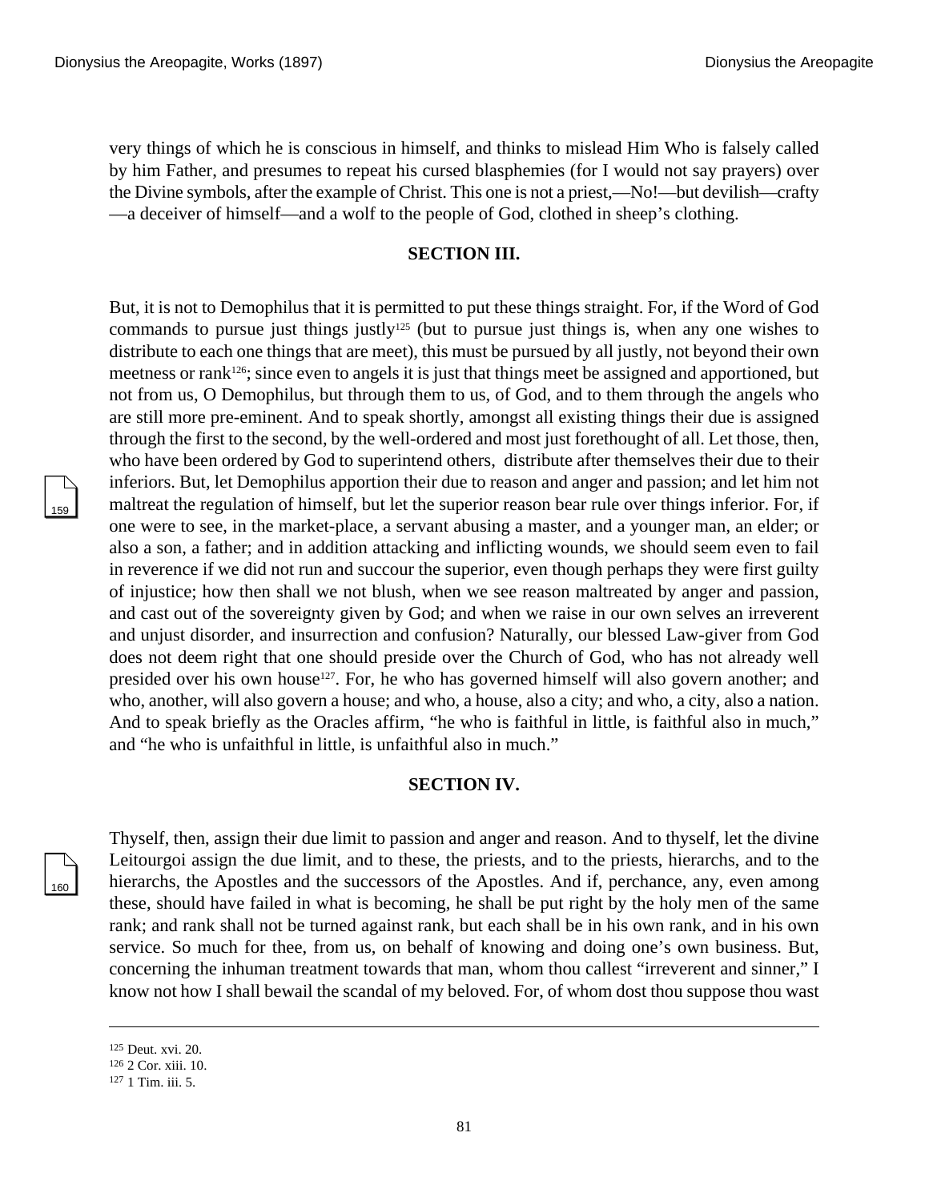very things of which he is conscious in himself, and thinks to mislead Him Who is falsely called by him Father, and presumes to repeat his cursed blasphemies (for I would not say prayers) over the Divine symbols, after the example of Christ. This one is not a priest,—No!—but devilish—crafty—a deceiver of himself—and a wolf to the people of God, clothed in sheep's clothing.

### SECTION III.

But, it is not to Demophilus that it is permitted to put these things straight. For, if the Word of God commands to pursue just things justly[125] (but to pursue just things is, when any one wishes to distribute to each one things that are meet), this must be pursued by all justly, not beyond their own meetness or rank[126]; since even to angels it is just that things meet be assigned and apportioned, but not from us, O Demophilus, but through them to us, of God, and to them through the angels who are still more pre-eminent. And to speak shortly, amongst all existing things their due is assigned through the first to the second, by the well-ordered and most just forethought of all. Let those, then, who have been ordered by God to superintend others, distribute after themselves their due to their inferiors. But, let Demophilus apportion their due to reason and anger and passion; and let him not maltreat the regulation of himself, but let the superior reason bear rule over things inferior. For, if one were to see, in the market-place, a servant abusing a master, and a younger man, an elder; or also a son, a father; and in addition attacking and inflicting wounds, we should seem even to fail in reverence if we did not run and succour the superior, even though perhaps they were first guilty of injustice; how then shall we not blush, when we see reason maltreated by anger and passion, and cast out of the sovereignty given by God; and when we raise in our own selves an irreverent and unjust disorder, and insurrection and confusion? Naturally, our blessed Law-giver from God does not deem right that one should preside over the Church of God, who has not already well presided over his own house[127]. For, he who has governed himself will also govern another; and who, another, will also govern a house; and who, a house, also a city; and who, a city, also a nation. And to speak briefly as the Oracles affirm, "he who is faithful in little, is faithful also in much," and "he who is unfaithful in little, is unfaithful also in much."

### SECTION IV.

Thyself, then, assign their due limit to passion and anger and reason. And to thyself, let the divine Leitourgoi assign the due limit, and to these, the priests, and to the priests, hierarchs, and to the hierarchs, the Apostles and the successors of the Apostles. And if, perchance, any, even among these, should have failed in what is becoming, he shall be put right by the holy men of the same rank; and rank shall not be turned against rank, but each shall be in his own rank, and in his own service. So much for thee, from us, on behalf of knowing and doing one's own business. But, concerning the inhuman treatment towards that man, whom thou callest "irreverent and sinner," I know not how I shall bewail the scandal of my beloved. For, of whom dost thou suppose thou wast

---

[125] Deut. xvi. 20.

[126] 2 Cor. xiii. 10.

[127] 1 Tim. iii. 5.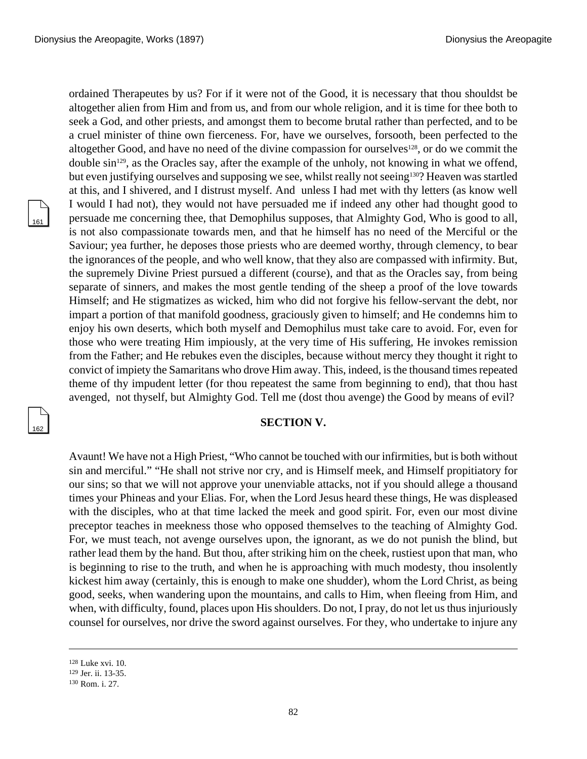ordained Therapeutes by us? For if it were not of the Good, it is necessary that thou shouldst be altogether alien from Him and from us, and from our whole religion, and it is time for thee both to seek a God, and other priests, and amongst them to become brutal rather than perfected, and to be a cruel minister of thine own fierceness. For, have we ourselves, forsooth, been perfected to the altogether Good, and have no need of the divine compassion for ourselves[128], or do we commit the double sin[129], as the Oracles say, after the example of the unholy, not knowing in what we offend, but even justifying ourselves and supposing we see, whilst really not seeing[130]? Heaven was startled at this, and I shivered, and I distrust myself. And unless I had met with thy letters (as know well I would I had not), they would not have persuaded me if indeed any other had thought good to persuade me concerning thee, that Demophilus supposes, that Almighty God, Who is good to all, is not also compassionate towards men, and that he himself has no need of the Merciful or the Saviour; yea further, he deposes those priests who are deemed worthy, through clemency, to bear the ignorances of the people, and who well know, that they also are compassed with infirmity. But, the supremely Divine Priest pursued a different (course), and that as the Oracles say, from being separate of sinners, and makes the most gentle tending of the sheep a proof of the love towards Himself; and He stigmatizes as wicked, him who did not forgive his fellow-servant the debt, nor impart a portion of that manifold goodness, graciously given to himself; and He condemns him to enjoy his own deserts, which both myself and Demophilus must take care to avoid. For, even for those who were treating Him impiously, at the very time of His suffering, He invokes remission from the Father; and He rebukes even the disciples, because without mercy they thought it right to convict of impiety the Samaritans who drove Him away. This, indeed, is the thousand times repeated theme of thy impudent letter (for thou repeatest the same from beginning to end), that thou hast avenged, not thyself, but Almighty God. Tell me (dost thou avenge) the Good by means of evil?

## SECTION V.

Avaunt! We have not a High Priest, "Who cannot be touched with our infirmities, but is both without sin and merciful." "He shall not strive nor cry, and is Himself meek, and Himself propitiatory for our sins; so that we will not approve your unenviable attacks, not if you should allege a thousand times your Phineas and your Elias. For, when the Lord Jesus heard these things, He was displeased with the disciples, who at that time lacked the meek and good spirit. For, even our most divine preceptor teaches in meekness those who opposed themselves to the teaching of Almighty God. For, we must teach, not avenge ourselves upon, the ignorant, as we do not punish the blind, but rather lead them by the hand. But thou, after striking him on the cheek, rustiest upon that man, who is beginning to rise to the truth, and when he is approaching with much modesty, thou insolently kickest him away (certainly, this is enough to make one shudder), whom the Lord Christ, as being good, seeks, when wandering upon the mountains, and calls to Him, when fleeing from Him, and when, with difficulty, found, places upon His shoulders. Do not, I pray, do not let us thus injuriously counsel for ourselves, nor drive the sword against ourselves. For they, who undertake to injure any

---

[128] Luke xvi. 10.

[129] Jer. ii. 13-35.

[130] Rom. i. 27.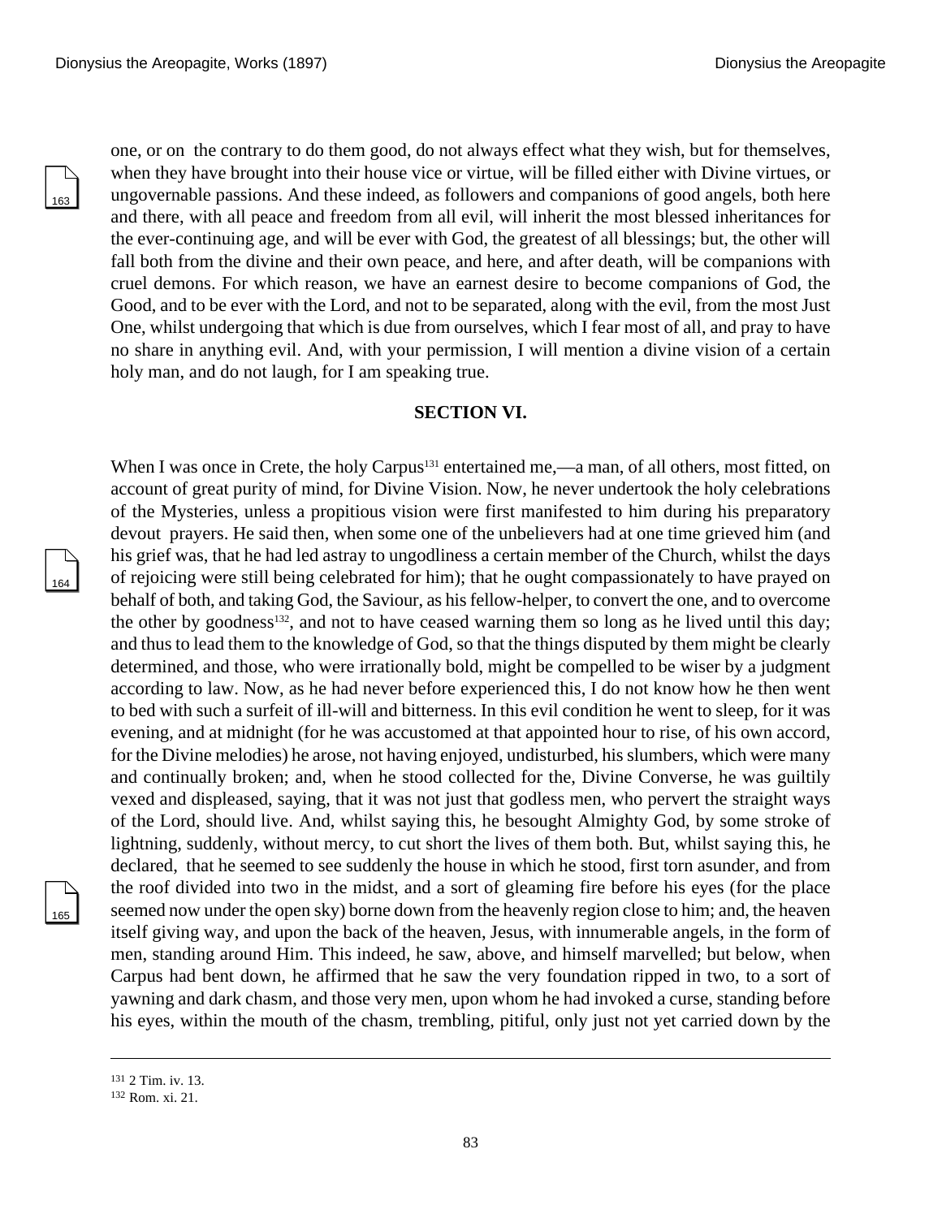one, or on the contrary to do them good, do not always effect what they wish, but for themselves, when they have brought into their house vice or virtue, will be filled either with Divine virtues, or ungovernable passions. And these indeed, as followers and companions of good angels, both here and there, with all peace and freedom from all evil, will inherit the most blessed inheritances for the ever-continuing age, and will be ever with God, the greatest of all blessings; but, the other will fall both from the divine and their own peace, and here, and after death, will be companions with cruel demons. For which reason, we have an earnest desire to become companions of God, the Good, and to be ever with the Lord, and not to be separated, along with the evil, from the most Just One, whilst undergoing that which is due from ourselves, which I fear most of all, and pray to have no share in anything evil. And, with your permission, I will mention a divine vision of a certain holy man, and do not laugh, for I am speaking true.

## SECTION VI.

When I was once in Crete, the holy Carpus[131] entertained me,—a man, of all others, most fitted, on account of great purity of mind, for Divine Vision. Now, he never undertook the holy celebrations of the Mysteries, unless a propitious vision were first manifested to him during his preparatory devout prayers. He said then, when some one of the unbelievers had at one time grieved him (and his grief was, that he had led astray to ungodliness a certain member of the Church, whilst the days of rejoicing were still being celebrated for him); that he ought compassionately to have prayed on behalf of both, and taking God, the Saviour, as his fellow-helper, to convert the one, and to overcome the other by goodness[132], and not to have ceased warning them so long as he lived until this day; and thus to lead them to the knowledge of God, so that the things disputed by them might be clearly determined, and those, who were irrationally bold, might be compelled to be wiser by a judgment according to law. Now, as he had never before experienced this, I do not know how he then went to bed with such a surfeit of ill-will and bitterness. In this evil condition he went to sleep, for it was evening, and at midnight (for he was accustomed at that appointed hour to rise, of his own accord, for the Divine melodies) he arose, not having enjoyed, undisturbed, his slumbers, which were many and continually broken; and, when he stood collected for the, Divine Converse, he was guiltily vexed and displeased, saying, that it was not just that godless men, who pervert the straight ways of the Lord, should live. And, whilst saying this, he besought Almighty God, by some stroke of lightning, suddenly, without mercy, to cut short the lives of them both. But, whilst saying this, he declared, that he seemed to see suddenly the house in which he stood, first torn asunder, and from the roof divided into two in the midst, and a sort of gleaming fire before his eyes (for the place seemed now under the open sky) borne down from the heavenly region close to him; and, the heaven itself giving way, and upon the back of the heaven, Jesus, with innumerable angels, in the form of men, standing around Him. This indeed, he saw, above, and himself marvelled; but below, when Carpus had bent down, he affirmed that he saw the very foundation ripped in two, to a sort of yawning and dark chasm, and those very men, upon whom he had invoked a curse, standing before his eyes, within the mouth of the chasm, trembling, pitiful, only just not yet carried down by the

---

[131] 2 Tim. iv. 13.

[132] Rom. xi. 21.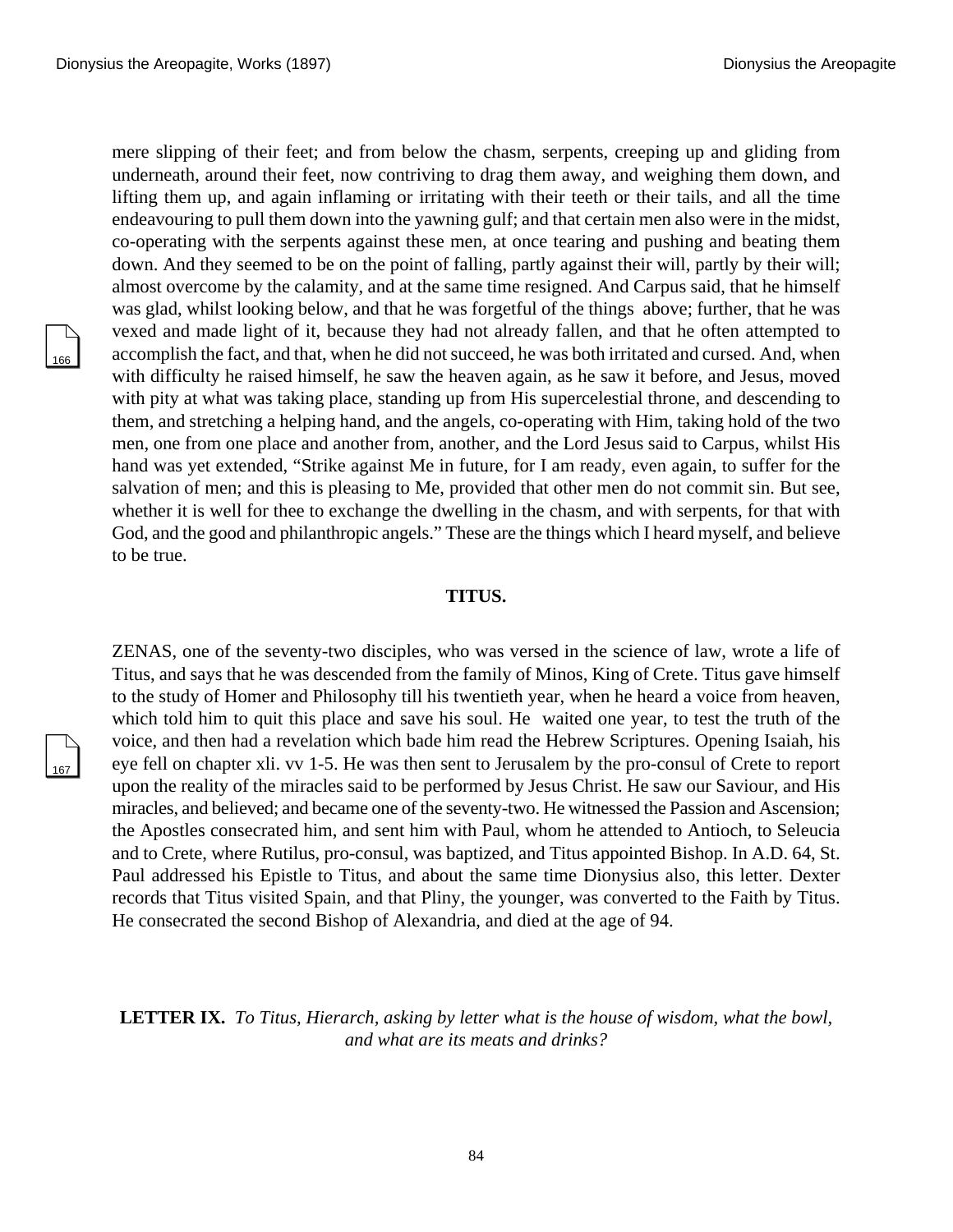mere slipping of their feet; and from below the chasm, serpents, creeping up and gliding from underneath, around their feet, now contriving to drag them away, and weighing them down, and lifting them up, and again inflaming or irritating with their teeth or their tails, and all the time endeavouring to pull them down into the yawning gulf; and that certain men also were in the midst, co-operating with the serpents against these men, at once tearing and pushing and beating them down. And they seemed to be on the point of falling, partly against their will, partly by their will; almost overcome by the calamity, and at the same time resigned. And Carpus said, that he himself was glad, whilst looking below, and that he was forgetful of the things above; further, that he was vexed and made light of it, because they had not already fallen, and that he often attempted to accomplish the fact, and that, when he did not succeed, he was both irritated and cursed. And, when with difficulty he raised himself, he saw the heaven again, as he saw it before, and Jesus, moved with pity at what was taking place, standing up from His supercelestial throne, and descending to them, and stretching a helping hand, and the angels, co-operating with Him, taking hold of the two men, one from one place and another from, another, and the Lord Jesus said to Carpus, whilst His hand was yet extended, "Strike against Me in future, for I am ready, even again, to suffer for the salvation of men; and this is pleasing to Me, provided that other men do not commit sin. But see, whether it is well for thee to exchange the dwelling in the chasm, and with serpents, for that with God, and the good and philanthropic angels." These are the things which I heard myself, and believe to be true.

## TITUS.

ZENAS, one of the seventy-two disciples, who was versed in the science of law, wrote a life of Titus, and says that he was descended from the family of Minos, King of Crete. Titus gave himself to the study of Homer and Philosophy till his twentieth year, when he heard a voice from heaven, which told him to quit this place and save his soul. He waited one year, to test the truth of the voice, and then had a revelation which bade him read the Hebrew Scriptures. Opening Isaiah, his eye fell on chapter xli. vv 1-5. He was then sent to Jerusalem by the pro-consul of Crete to report upon the reality of the miracles said to be performed by Jesus Christ. He saw our Saviour, and His miracles, and believed; and became one of the seventy-two. He witnessed the Passion and Ascension; the Apostles consecrated him, and sent him with Paul, whom he attended to Antioch, to Seleucia and to Crete, where Rutilus, pro-consul, was baptized, and Titus appointed Bishop. In A.D. 64, St. Paul addressed his Epistle to Titus, and about the same time Dionysius also, this letter. Dexter records that Titus visited Spain, and that Pliny, the younger, was converted to the Faith by Titus. He consecrated the second Bishop of Alexandria, and died at the age of 94.

## LETTER IX. *To Titus, Hierarch, asking by letter what is the house of wisdom, what the bowl, and what are its meats and drinks?*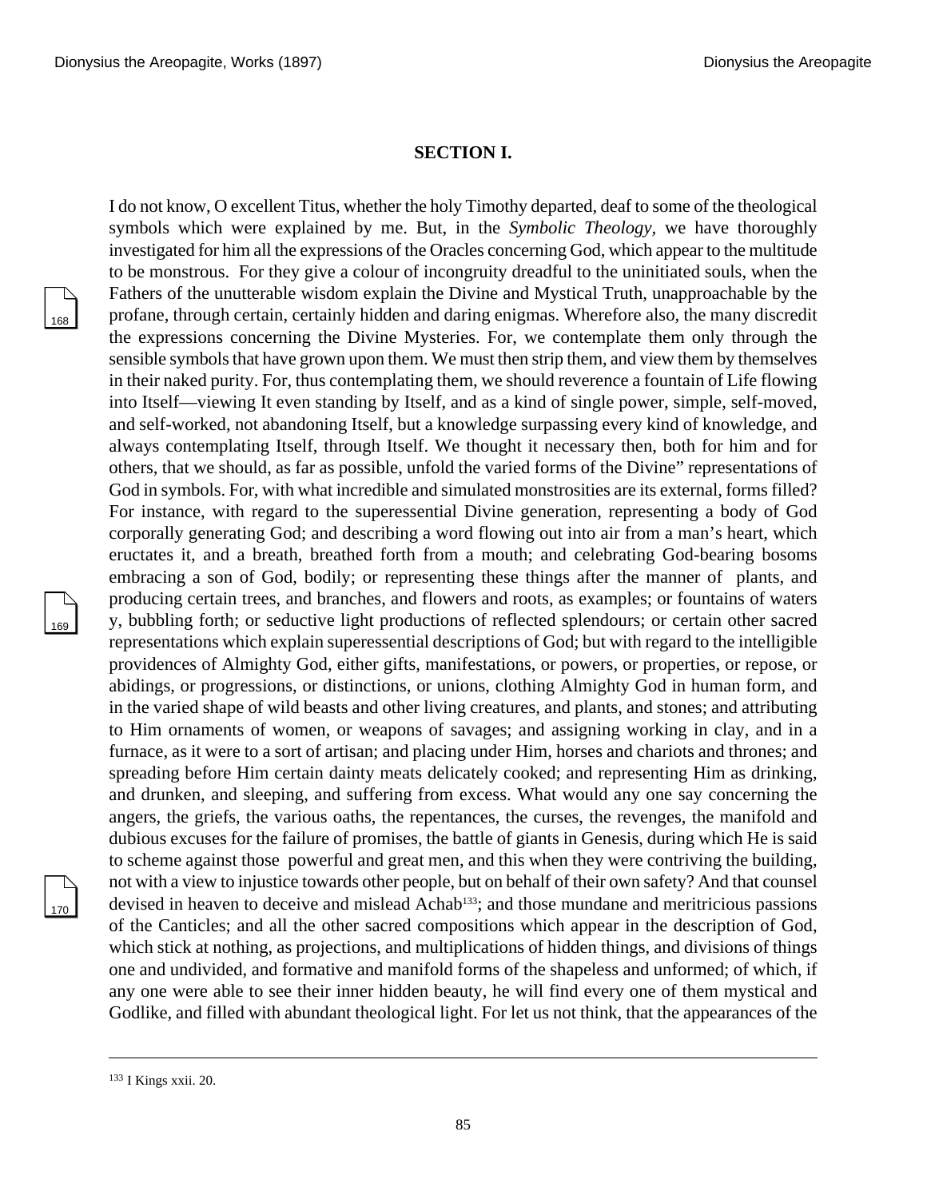### SECTION I.

I do not know, O excellent Titus, whether the holy Timothy departed, deaf to some of the theological symbols which were explained by me. But, in the *Symbolic Theology*, we have thoroughly investigated for him all the expressions of the Oracles concerning God, which appear to the multitude to be monstrous. For they give a colour of incongruity dreadful to the uninitiated souls, when the Fathers of the unutterable wisdom explain the Divine and Mystical Truth, unapproachable by the profane, through certain, certainly hidden and daring enigmas. Wherefore also, the many discredit the expressions concerning the Divine Mysteries. For, we contemplate them only through the sensible symbols that have grown upon them. We must then strip them, and view them by themselves in their naked purity. For, thus contemplating them, we should reverence a fountain of Life flowing into Itself—viewing It even standing by Itself, and as a kind of single power, simple, self-moved, and self-worked, not abandoning Itself, but a knowledge surpassing every kind of knowledge, and always contemplating Itself, through Itself. We thought it necessary then, both for him and for others, that we should, as far as possible, unfold the varied forms of the Divine" representations of God in symbols. For, with what incredible and simulated monstrosities are its external, forms filled? For instance, with regard to the superessential Divine generation, representing a body of God corporally generating God; and describing a word flowing out into air from a man's heart, which eructates it, and a breath, breathed forth from a mouth; and celebrating God-bearing bosoms embracing a son of God, bodily; or representing these things after the manner of plants, and producing certain trees, and branches, and flowers and roots, as examples; or fountains of waters y, bubbling forth; or seductive light productions of reflected splendours; or certain other sacred representations which explain superessential descriptions of God; but with regard to the intelligible providences of Almighty God, either gifts, manifestations, or powers, or properties, or repose, or abidings, or progressions, or distinctions, or unions, clothing Almighty God in human form, and in the varied shape of wild beasts and other living creatures, and plants, and stones; and attributing to Him ornaments of women, or weapons of savages; and assigning working in clay, and in a furnace, as it were to a sort of artisan; and placing under Him, horses and chariots and thrones; and spreading before Him certain dainty meats delicately cooked; and representing Him as drinking, and drunken, and sleeping, and suffering from excess. What would any one say concerning the angers, the griefs, the various oaths, the repentances, the curses, the revenges, the manifold and dubious excuses for the failure of promises, the battle of giants in Genesis, during which He is said to scheme against those powerful and great men, and this when they were contriving the building, not with a view to injustice towards other people, but on behalf of their own safety? And that counsel devised in heaven to deceive and mislead Achab[133]; and those mundane and meritricious passions of the Canticles; and all the other sacred compositions which appear in the description of God, which stick at nothing, as projections, and multiplications of hidden things, and divisions of things one and undivided, and formative and manifold forms of the shapeless and unformed; of which, if any one were able to see their inner hidden beauty, he will find every one of them mystical and Godlike, and filled with abundant theological light. For let us not think, that the appearances of the

---

[133] I Kings xxii. 20.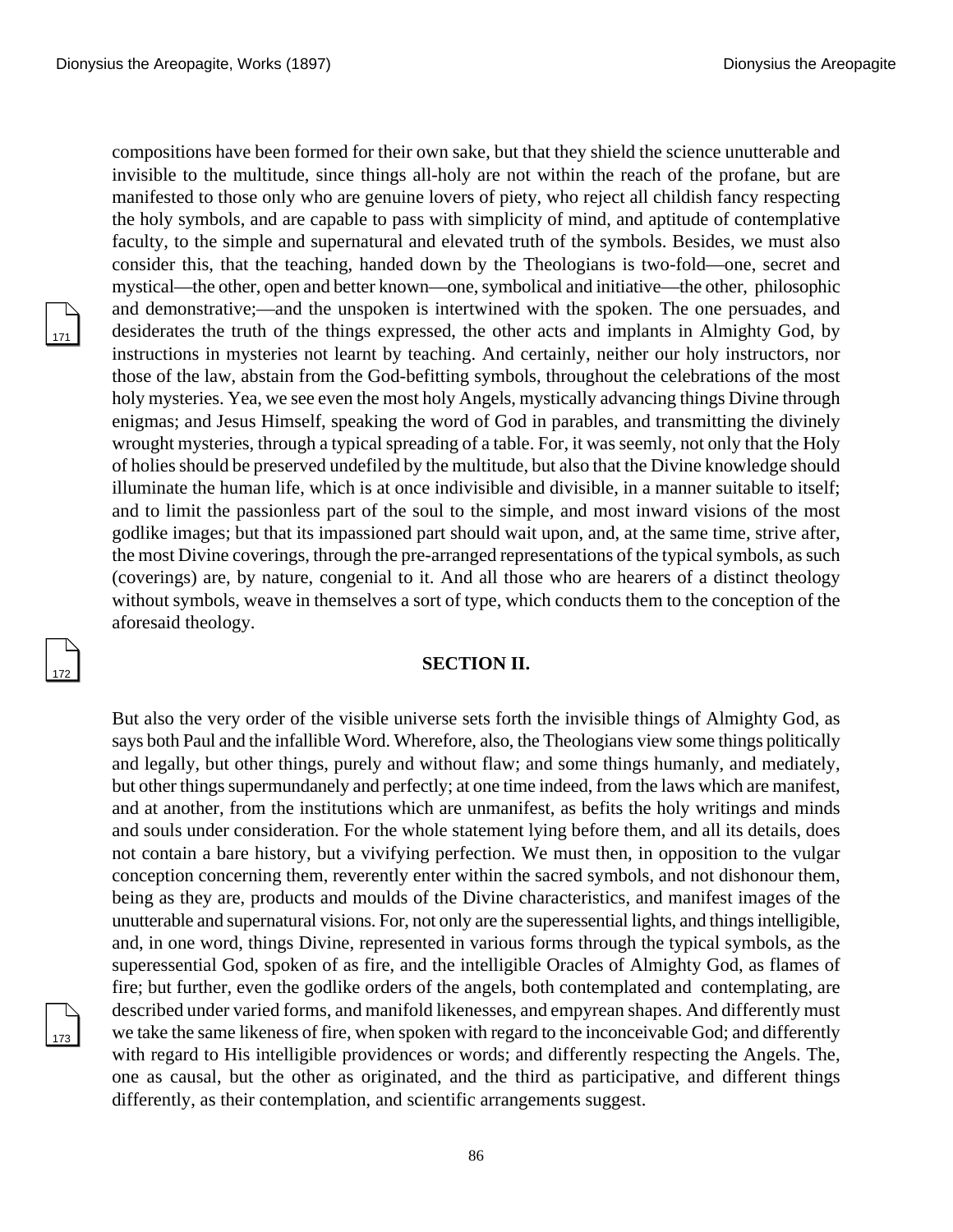compositions have been formed for their own sake, but that they shield the science unutterable and invisible to the multitude, since things all-holy are not within the reach of the profane, but are manifested to those only who are genuine lovers of piety, who reject all childish fancy respecting the holy symbols, and are capable to pass with simplicity of mind, and aptitude of contemplative faculty, to the simple and supernatural and elevated truth of the symbols. Besides, we must also consider this, that the teaching, handed down by the Theologians is two-fold—one, secret and mystical—the other, open and better known—one, symbolical and initiative—the other, philosophic and demonstrative;—and the unspoken is intertwined with the spoken. The one persuades, and desiderates the truth of the things expressed, the other acts and implants in Almighty God, by instructions in mysteries not learnt by teaching. And certainly, neither our holy instructors, nor those of the law, abstain from the God-befitting symbols, throughout the celebrations of the most holy mysteries. Yea, we see even the most holy Angels, mystically advancing things Divine through enigmas; and Jesus Himself, speaking the word of God in parables, and transmitting the divinely wrought mysteries, through a typical spreading of a table. For, it was seemly, not only that the Holy of holies should be preserved undefiled by the multitude, but also that the Divine knowledge should illuminate the human life, which is at once indivisible and divisible, in a manner suitable to itself; and to limit the passionless part of the soul to the simple, and most inward visions of the most godlike images; but that its impassioned part should wait upon, and, at the same time, strive after, the most Divine coverings, through the pre-arranged representations of the typical symbols, as such (coverings) are, by nature, congenial to it. And all those who are hearers of a distinct theology without symbols, weave in themselves a sort of type, which conducts them to the conception of the aforesaid theology.

### SECTION II.

But also the very order of the visible universe sets forth the invisible things of Almighty God, as says both Paul and the infallible Word. Wherefore, also, the Theologians view some things politically and legally, but other things, purely and without flaw; and some things humanly, and mediately, but other things supermundanely and perfectly; at one time indeed, from the laws which are manifest, and at another, from the institutions which are unmanifest, as befits the holy writings and minds and souls under consideration. For the whole statement lying before them, and all its details, does not contain a bare history, but a vivifying perfection. We must then, in opposition to the vulgar conception concerning them, reverently enter within the sacred symbols, and not dishonour them, being as they are, products and moulds of the Divine characteristics, and manifest images of the unutterable and supernatural visions. For, not only are the superessential lights, and things intelligible, and, in one word, things Divine, represented in various forms through the typical symbols, as the superessential God, spoken of as fire, and the intelligible Oracles of Almighty God, as flames of fire; but further, even the godlike orders of the angels, both contemplated and contemplating, are described under varied forms, and manifold likenesses, and empyrean shapes. And differently must we take the same likeness of fire, when spoken with regard to the inconceivable God; and differently with regard to His intelligible providences or words; and differently respecting the Angels. The, one as causal, but the other as originated, and the third as participative, and different things differently, as their contemplation, and scientific arrangements suggest.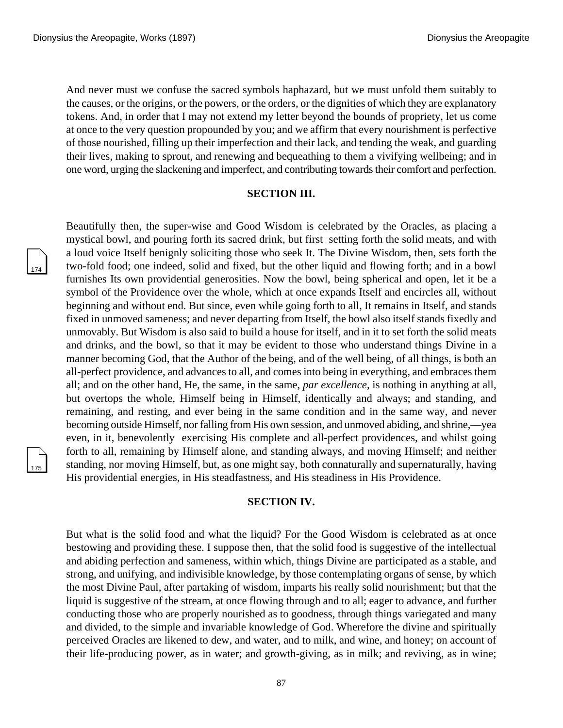And never must we confuse the sacred symbols haphazard, but we must unfold them suitably to the causes, or the origins, or the powers, or the orders, or the dignities of which they are explanatory tokens. And, in order that I may not extend my letter beyond the bounds of propriety, let us come at once to the very question propounded by you; and we affirm that every nourishment is perfective of those nourished, filling up their imperfection and their lack, and tending the weak, and guarding their lives, making to sprout, and renewing and bequeathing to them a vivifying wellbeing; and in one word, urging the slackening and imperfect, and contributing towards their comfort and perfection.

## SECTION III.

Beautifully then, the super-wise and Good Wisdom is celebrated by the Oracles, as placing a mystical bowl, and pouring forth its sacred drink, but first setting forth the solid meats, and with a loud voice Itself benignly soliciting those who seek It. The Divine Wisdom, then, sets forth the two-fold food; one indeed, solid and fixed, but the other liquid and flowing forth; and in a bowl furnishes Its own providential generosities. Now the bowl, being spherical and open, let it be a symbol of the Providence over the whole, which at once expands Itself and encircles all, without beginning and without end. But since, even while going forth to all, It remains in Itself, and stands fixed in unmoved sameness; and never departing from Itself, the bowl also itself stands fixedly and unmovably. But Wisdom is also said to build a house for itself, and in it to set forth the solid meats and drinks, and the bowl, so that it may be evident to those who understand things Divine in a manner becoming God, that the Author of the being, and of the well being, of all things, is both an all-perfect providence, and advances to all, and comes into being in everything, and embraces them all; and on the other hand, He, the same, in the same, *par excellence*, is nothing in anything at all, but overtops the whole, Himself being in Himself, identically and always; and standing, and remaining, and resting, and ever being in the same condition and in the same way, and never becoming outside Himself, nor falling from His own session, and unmoved abiding, and shrine,—yea even, in it, benevolently exercising His complete and all-perfect providences, and whilst going forth to all, remaining by Himself alone, and standing always, and moving Himself; and neither standing, nor moving Himself, but, as one might say, both connaturally and supernaturally, having His providential energies, in His steadfastness, and His steadiness in His Providence.

## SECTION IV.

But what is the solid food and what the liquid? For the Good Wisdom is celebrated as at once bestowing and providing these. I suppose then, that the solid food is suggestive of the intellectual and abiding perfection and sameness, within which, things Divine are participated as a stable, and strong, and unifying, and indivisible knowledge, by those contemplating organs of sense, by which the most Divine Paul, after partaking of wisdom, imparts his really solid nourishment; but that the liquid is suggestive of the stream, at once flowing through and to all; eager to advance, and further conducting those who are properly nourished as to goodness, through things variegated and many and divided, to the simple and invariable knowledge of God. Wherefore the divine and spiritually perceived Oracles are likened to dew, and water, and to milk, and wine, and honey; on account of their life-producing power, as in water; and growth-giving, as in milk; and reviving, as in wine;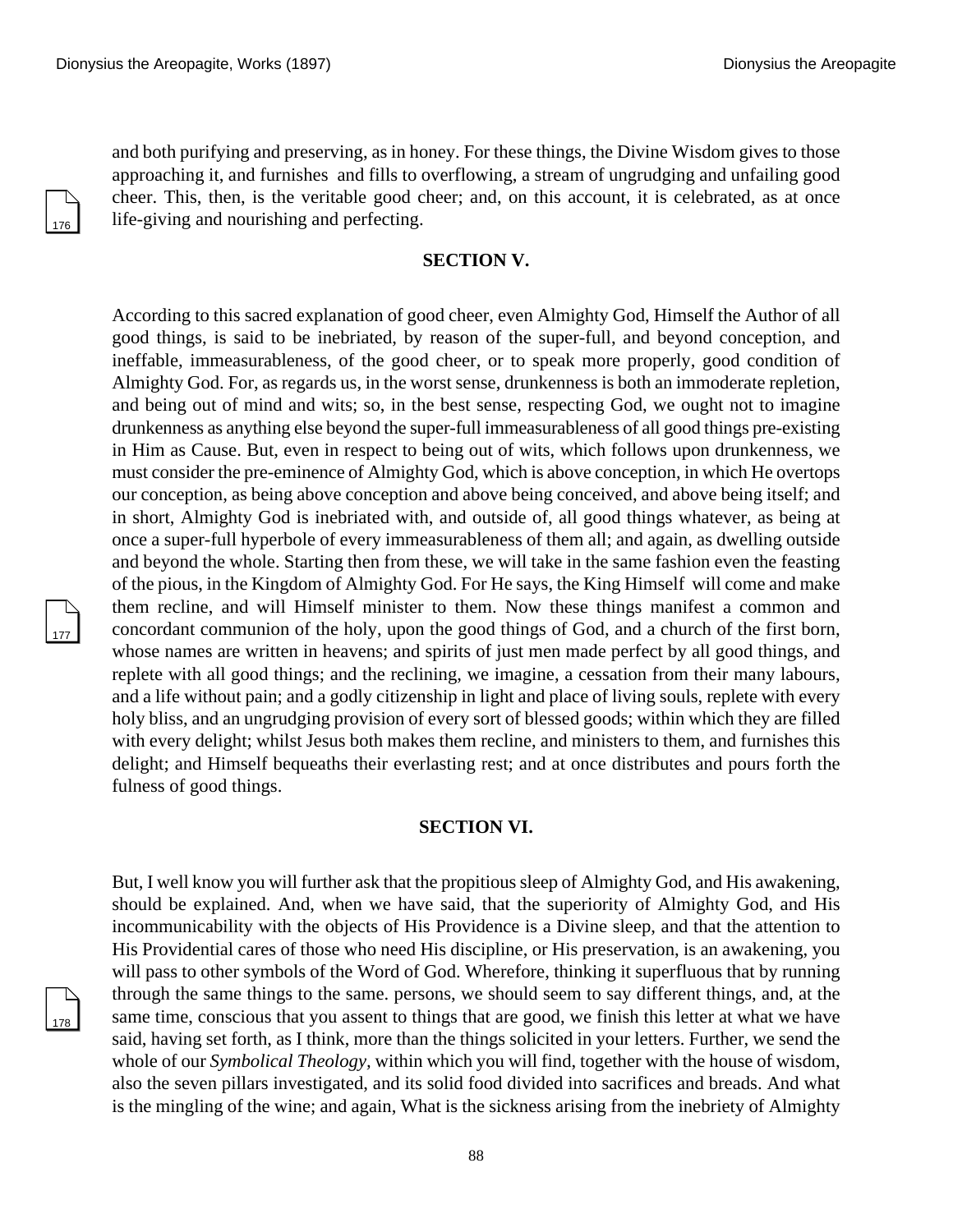and both purifying and preserving, as in honey. For these things, the Divine Wisdom gives to those approaching it, and furnishes and fills to overflowing, a stream of ungrudging and unfailing good cheer. This, then, is the veritable good cheer; and, on this account, it is celebrated, as at once life-giving and nourishing and perfecting.

### SECTION V.

According to this sacred explanation of good cheer, even Almighty God, Himself the Author of all good things, is said to be inebriated, by reason of the super-full, and beyond conception, and ineffable, immeasurableness, of the good cheer, or to speak more properly, good condition of Almighty God. For, as regards us, in the worst sense, drunkenness is both an immoderate repletion, and being out of mind and wits; so, in the best sense, respecting God, we ought not to imagine drunkenness as anything else beyond the super-full immeasurableness of all good things pre-existing in Him as Cause. But, even in respect to being out of wits, which follows upon drunkenness, we must consider the pre-eminence of Almighty God, which is above conception, in which He overtops our conception, as being above conception and above being conceived, and above being itself; and in short, Almighty God is inebriated with, and outside of, all good things whatever, as being at once a super-full hyperbole of every immeasurableness of them all; and again, as dwelling outside and beyond the whole. Starting then from these, we will take in the same fashion even the feasting of the pious, in the Kingdom of Almighty God. For He says, the King Himself will come and make them recline, and will Himself minister to them. Now these things manifest a common and concordant communion of the holy, upon the good things of God, and a church of the first born, whose names are written in heavens; and spirits of just men made perfect by all good things, and replete with all good things; and the reclining, we imagine, a cessation from their many labours, and a life without pain; and a godly citizenship in light and place of living souls, replete with every holy bliss, and an ungrudging provision of every sort of blessed goods; within which they are filled with every delight; whilst Jesus both makes them recline, and ministers to them, and furnishes this delight; and Himself bequeaths their everlasting rest; and at once distributes and pours forth the fulness of good things.

### SECTION VI.

But, I well know you will further ask that the propitious sleep of Almighty God, and His awakening, should be explained. And, when we have said, that the superiority of Almighty God, and His incommunicability with the objects of His Providence is a Divine sleep, and that the attention to His Providential cares of those who need His discipline, or His preservation, is an awakening, you will pass to other symbols of the Word of God. Wherefore, thinking it superfluous that by running through the same things to the same. persons, we should seem to say different things, and, at the same time, conscious that you assent to things that are good, we finish this letter at what we have said, having set forth, as I think, more than the things solicited in your letters. Further, we send the whole of our *Symbolical Theology*, within which you will find, together with the house of wisdom, also the seven pillars investigated, and its solid food divided into sacrifices and breads. And what is the mingling of the wine; and again, What is the sickness arising from the inebriety of Almighty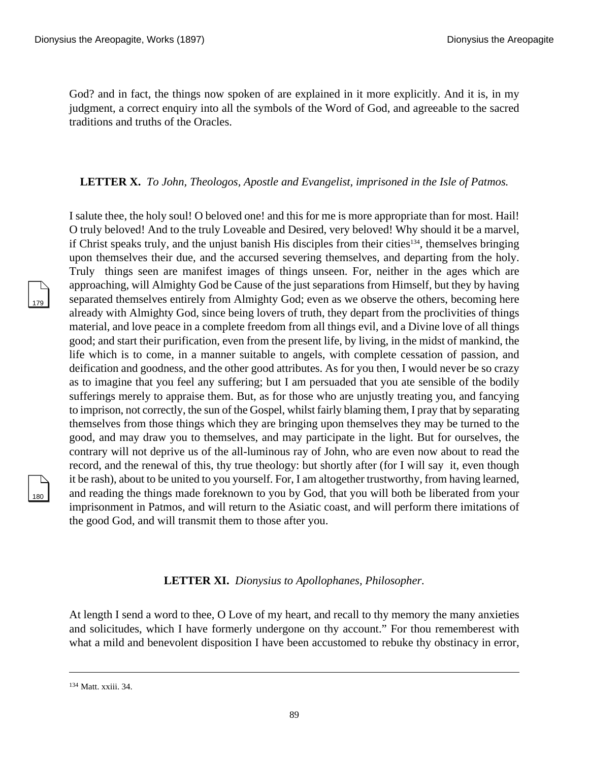God? and in fact, the things now spoken of are explained in it more explicitly. And it is, in my judgment, a correct enquiry into all the symbols of the Word of God, and agreeable to the sacred traditions and truths of the Oracles.

### **LETTER X.** *To John, Theologos, Apostle and Evangelist, imprisoned in the Isle of Patmos.*

I salute thee, the holy soul! O beloved one! and this for me is more appropriate than for most. Hail! O truly beloved! And to the truly Loveable and Desired, very beloved! Why should it be a marvel, if Christ speaks truly, and the unjust banish His disciples from their cities[134], themselves bringing upon themselves their due, and the accursed severing themselves, and departing from the holy. Truly things seen are manifest images of things unseen. For, neither in the ages which are approaching, will Almighty God be Cause of the just separations from Himself, but they by having separated themselves entirely from Almighty God; even as we observe the others, becoming here already with Almighty God, since being lovers of truth, they depart from the proclivities of things material, and love peace in a complete freedom from all things evil, and a Divine love of all things good; and start their purification, even from the present life, by living, in the midst of mankind, the life which is to come, in a manner suitable to angels, with complete cessation of passion, and deification and goodness, and the other good attributes. As for you then, I would never be so crazy as to imagine that you feel any suffering; but I am persuaded that you ate sensible of the bodily sufferings merely to appraise them. But, as for those who are unjustly treating you, and fancying to imprison, not correctly, the sun of the Gospel, whilst fairly blaming them, I pray that by separating themselves from those things which they are bringing upon themselves they may be turned to the good, and may draw you to themselves, and may participate in the light. But for ourselves, the contrary will not deprive us of the all-luminous ray of John, who are even now about to read the record, and the renewal of this, thy true theology: but shortly after (for I will say it, even though it be rash), about to be united to you yourself. For, I am altogether trustworthy, from having learned, and reading the things made foreknown to you by God, that you will both be liberated from your imprisonment in Patmos, and will return to the Asiatic coast, and will perform there imitations of the good God, and will transmit them to those after you.

### **LETTER XI.** *Dionysius to Apollophanes, Philosopher.*

At length I send a word to thee, O Love of my heart, and recall to thy memory the many anxieties and solicitudes, which I have formerly undergone on thy account." For thou rememberest with what a mild and benevolent disposition I have been accustomed to rebuke thy obstinacy in error,

---

[134] Matt. xxiii. 34.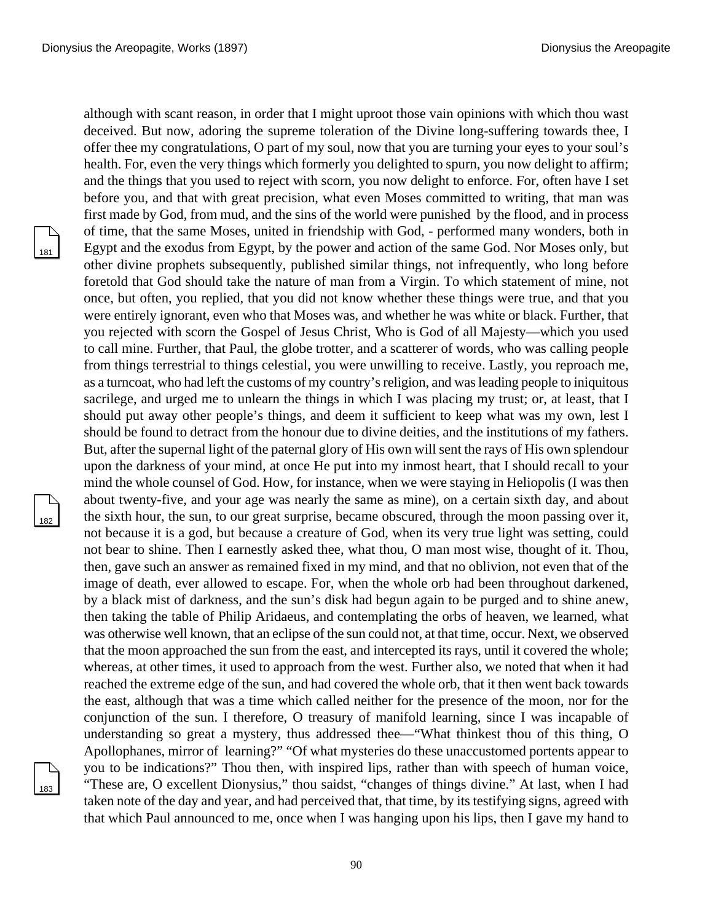although with scant reason, in order that I might uproot those vain opinions with which thou wast deceived. But now, adoring the supreme toleration of the Divine long-suffering towards thee, I offer thee my congratulations, O part of my soul, now that you are turning your eyes to your soul's health. For, even the very things which formerly you delighted to spurn, you now delight to affirm; and the things that you used to reject with scorn, you now delight to enforce. For, often have I set before you, and that with great precision, what even Moses committed to writing, that man was first made by God, from mud, and the sins of the world were punished by the flood, and in process of time, that the same Moses, united in friendship with God, - performed many wonders, both in Egypt and the exodus from Egypt, by the power and action of the same God. Nor Moses only, but other divine prophets subsequently, published similar things, not infrequently, who long before foretold that God should take the nature of man from a Virgin. To which statement of mine, not once, but often, you replied, that you did not know whether these things were true, and that you were entirely ignorant, even who that Moses was, and whether he was white or black. Further, that you rejected with scorn the Gospel of Jesus Christ, Who is God of all Majesty—which you used to call mine. Further, that Paul, the globe trotter, and a scatterer of words, who was calling people from things terrestrial to things celestial, you were unwilling to receive. Lastly, you reproach me, as a turncoat, who had left the customs of my country's religion, and was leading people to iniquitous sacrilege, and urged me to unlearn the things in which I was placing my trust; or, at least, that I should put away other people's things, and deem it sufficient to keep what was my own, lest I should be found to detract from the honour due to divine deities, and the institutions of my fathers. But, after the supernal light of the paternal glory of His own will sent the rays of His own splendour upon the darkness of your mind, at once He put into my inmost heart, that I should recall to your mind the whole counsel of God. How, for instance, when we were staying in Heliopolis (I was then about twenty-five, and your age was nearly the same as mine), on a certain sixth day, and about the sixth hour, the sun, to our great surprise, became obscured, through the moon passing over it, not because it is a god, but because a creature of God, when its very true light was setting, could not bear to shine. Then I earnestly asked thee, what thou, O man most wise, thought of it. Thou, then, gave such an answer as remained fixed in my mind, and that no oblivion, not even that of the image of death, ever allowed to escape. For, when the whole orb had been throughout darkened, by a black mist of darkness, and the sun's disk had begun again to be purged and to shine anew, then taking the table of Philip Aridaeus, and contemplating the orbs of heaven, we learned, what was otherwise well known, that an eclipse of the sun could not, at that time, occur. Next, we observed that the moon approached the sun from the east, and intercepted its rays, until it covered the whole; whereas, at other times, it used to approach from the west. Further also, we noted that when it had reached the extreme edge of the sun, and had covered the whole orb, that it then went back towards the east, although that was a time which called neither for the presence of the moon, nor for the conjunction of the sun. I therefore, O treasury of manifold learning, since I was incapable of understanding so great a mystery, thus addressed thee—"What thinkest thou of this thing, O Apollophanes, mirror of learning?" "Of what mysteries do these unaccustomed portents appear to you to be indications?" Thou then, with inspired lips, rather than with speech of human voice, "These are, O excellent Dionysius," thou saidst, "changes of things divine." At last, when I had taken note of the day and year, and had perceived that, that time, by its testifying signs, agreed with that which Paul announced to me, once when I was hanging upon his lips, then I gave my hand to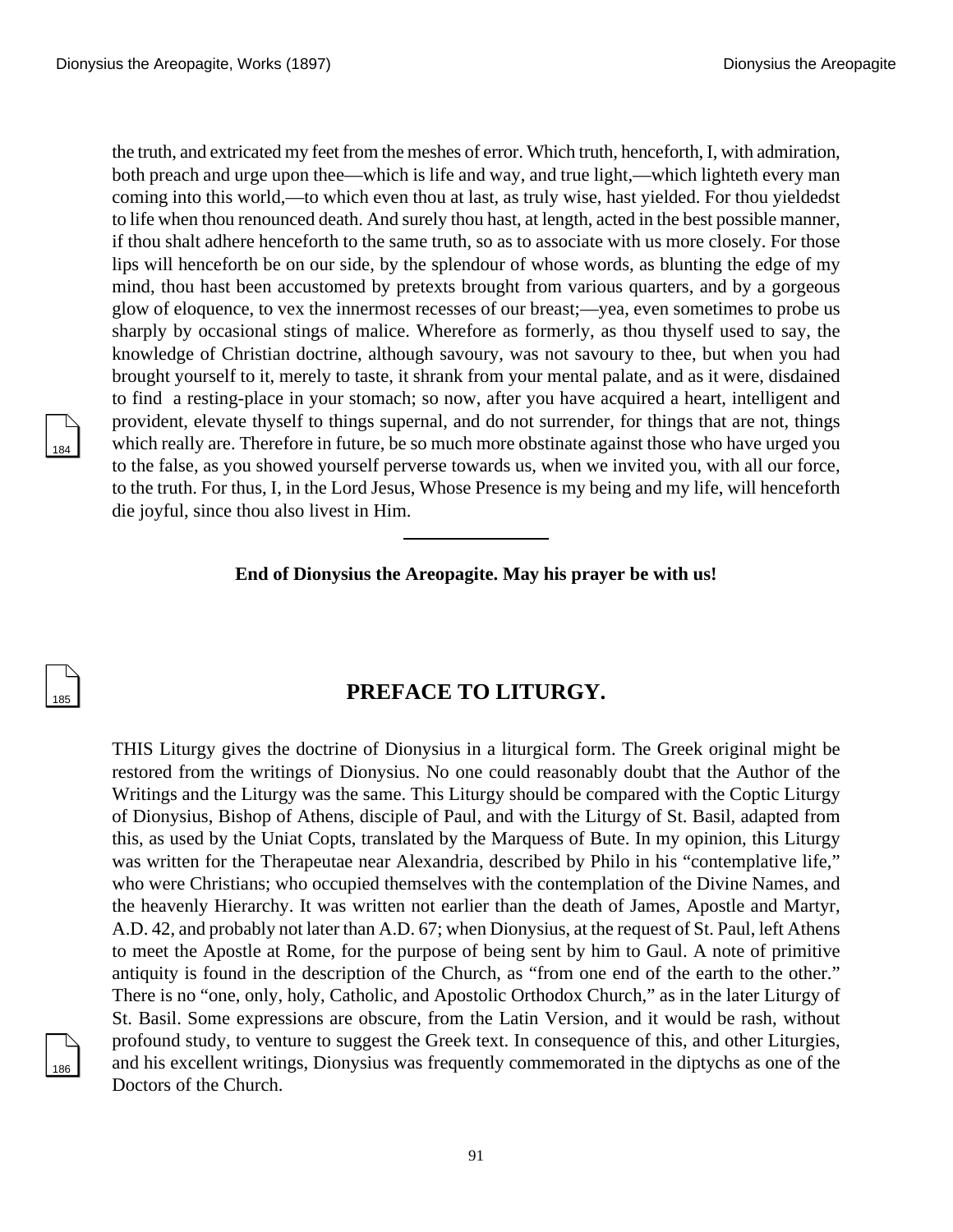the truth, and extricated my feet from the meshes of error. Which truth, henceforth, I, with admiration, both preach and urge upon thee—which is life and way, and true light,—which lighteth every man coming into this world,—to which even thou at last, as truly wise, hast yielded. For thou yieldedst to life when thou renounced death. And surely thou hast, at length, acted in the best possible manner, if thou shalt adhere henceforth to the same truth, so as to associate with us more closely. For those lips will henceforth be on our side, by the splendour of whose words, as blunting the edge of my mind, thou hast been accustomed by pretexts brought from various quarters, and by a gorgeous glow of eloquence, to vex the innermost recesses of our breast;—yea, even sometimes to probe us sharply by occasional stings of malice. Wherefore as formerly, as thou thyself used to say, the knowledge of Christian doctrine, although savoury, was not savoury to thee, but when you had brought yourself to it, merely to taste, it shrank from your mental palate, and as it were, disdained to find a resting-place in your stomach; so now, after you have acquired a heart, intelligent and provident, elevate thyself to things supernal, and do not surrender, for things that are not, things which really are. Therefore in future, be so much more obstinate against those who have urged you to the false, as you showed yourself perverse towards us, when we invited you, with all our force, to the truth. For thus, I, in the Lord Jesus, Whose Presence is my being and my life, will henceforth die joyful, since thou also livest in Him.

---

**End of Dionysius the Areopagite. May his prayer be with us!**

## PREFACE TO LITURGY.

THIS Liturgy gives the doctrine of Dionysius in a liturgical form. The Greek original might be restored from the writings of Dionysius. No one could reasonably doubt that the Author of the Writings and the Liturgy was the same. This Liturgy should be compared with the Coptic Liturgy of Dionysius, Bishop of Athens, disciple of Paul, and with the Liturgy of St. Basil, adapted from this, as used by the Uniat Copts, translated by the Marquess of Bute. In my opinion, this Liturgy was written for the Therapeutae near Alexandria, described by Philo in his "contemplative life," who were Christians; who occupied themselves with the contemplation of the Divine Names, and the heavenly Hierarchy. It was written not earlier than the death of James, Apostle and Martyr, A.D. 42, and probably not later than A.D. 67; when Dionysius, at the request of St. Paul, left Athens to meet the Apostle at Rome, for the purpose of being sent by him to Gaul. A note of primitive antiquity is found in the description of the Church, as "from one end of the earth to the other." There is no "one, only, holy, Catholic, and Apostolic Orthodox Church," as in the later Liturgy of St. Basil. Some expressions are obscure, from the Latin Version, and it would be rash, without profound study, to venture to suggest the Greek text. In consequence of this, and other Liturgies, and his excellent writings, Dionysius was frequently commemorated in the diptychs as one of the Doctors of the Church.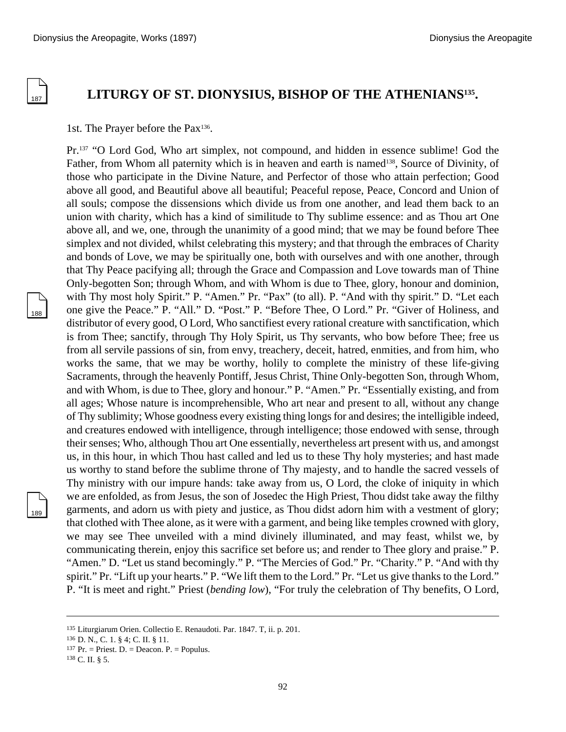## LITURGY OF ST. DIONYSIUS, BISHOP OF THE ATHENIANS[135].

1st. The Prayer before the Pax[136].

Pr.[137] "O Lord God, Who art simplex, not compound, and hidden in essence sublime! God the Father, from Whom all paternity which is in heaven and earth is named[138], Source of Divinity, of those who participate in the Divine Nature, and Perfector of those who attain perfection; Good above all good, and Beautiful above all beautiful; Peaceful repose, Peace, Concord and Union of all souls; compose the dissensions which divide us from one another, and lead them back to an union with charity, which has a kind of similitude to Thy sublime essence: and as Thou art One above all, and we, one, through the unanimity of a good mind; that we may be found before Thee simplex and not divided, whilst celebrating this mystery; and that through the embraces of Charity and bonds of Love, we may be spiritually one, both with ourselves and with one another, through that Thy Peace pacifying all; through the Grace and Compassion and Love towards man of Thine Only-begotten Son; through Whom, and with Whom is due to Thee, glory, honour and dominion, with Thy most holy Spirit." P. "Amen." Pr. "Pax" (to all). P. "And with thy spirit." D. "Let each one give the Peace." P. "All." D. "Post." P. "Before Thee, O Lord." Pr. "Giver of Holiness, and distributor of every good, O Lord, Who sanctifiest every rational creature with sanctification, which is from Thee; sanctify, through Thy Holy Spirit, us Thy servants, who bow before Thee; free us from all servile passions of sin, from envy, treachery, deceit, hatred, enmities, and from him, who works the same, that we may be worthy, holily to complete the ministry of these life-giving Sacraments, through the heavenly Pontiff, Jesus Christ, Thine Only-begotten Son, through Whom, and with Whom, is due to Thee, glory and honour." P. "Amen." Pr. "Essentially existing, and from all ages; Whose nature is incomprehensible, Who art near and present to all, without any change of Thy sublimity; Whose goodness every existing thing longs for and desires; the intelligible indeed, and creatures endowed with intelligence, through intelligence; those endowed with sense, through their senses; Who, although Thou art One essentially, nevertheless art present with us, and amongst us, in this hour, in which Thou hast called and led us to these Thy holy mysteries; and hast made us worthy to stand before the sublime throne of Thy majesty, and to handle the sacred vessels of Thy ministry with our impure hands: take away from us, O Lord, the cloke of iniquity in which we are enfolded, as from Jesus, the son of Josedec the High Priest, Thou didst take away the filthy garments, and adorn us with piety and justice, as Thou didst adorn him with a vestment of glory; that clothed with Thee alone, as it were with a garment, and being like temples crowned with glory, we may see Thee unveiled with a mind divinely illuminated, and may feast, whilst we, by communicating therein, enjoy this sacrifice set before us; and render to Thee glory and praise." P. "Amen." D. "Let us stand becomingly." P. "The Mercies of God." Pr. "Charity." P. "And with thy spirit." Pr. "Lift up your hearts." P. "We lift them to the Lord." Pr. "Let us give thanks to the Lord." P. "It is meet and right." Priest (*bending low*), "For truly the celebration of Thy benefits, O Lord,

---

[135] Liturgiarum Orien. Collectio E. Renaudoti. Par. 1847. T, ii. p. 201.

[136] D. N., C. 1. § 4; C. II. § 11.

[137] Pr. = Priest. D. = Deacon. P. = Populus.

[138] C. II. § 5.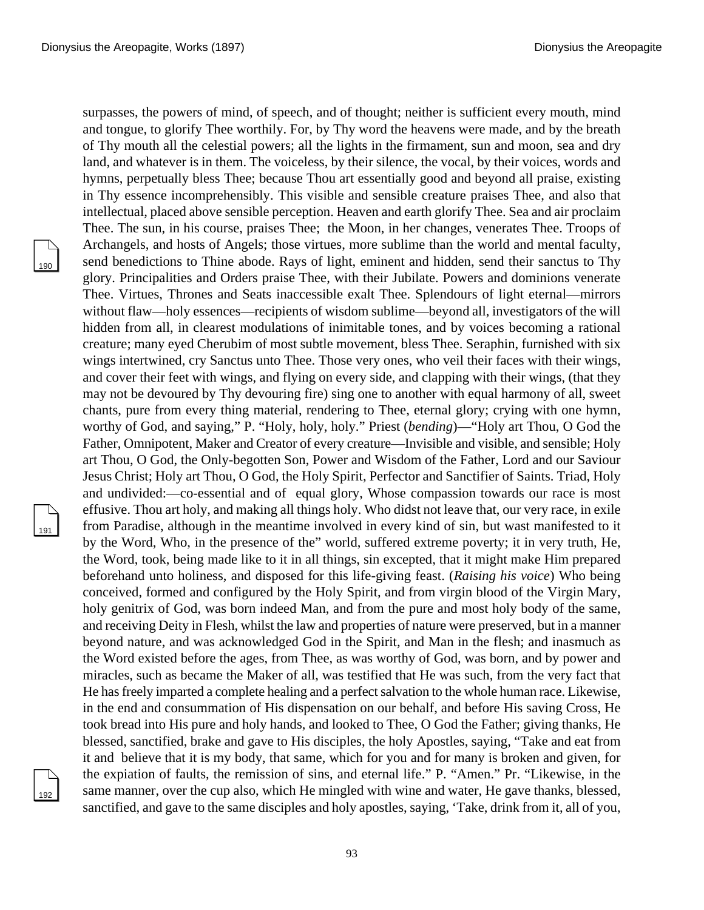surpasses, the powers of mind, of speech, and of thought; neither is sufficient every mouth, mind and tongue, to glorify Thee worthily. For, by Thy word the heavens were made, and by the breath of Thy mouth all the celestial powers; all the lights in the firmament, sun and moon, sea and dry land, and whatever is in them. The voiceless, by their silence, the vocal, by their voices, words and hymns, perpetually bless Thee; because Thou art essentially good and beyond all praise, existing in Thy essence incomprehensibly. This visible and sensible creature praises Thee, and also that intellectual, placed above sensible perception. Heaven and earth glorify Thee. Sea and air proclaim Thee. The sun, in his course, praises Thee; the Moon, in her changes, venerates Thee. Troops of Archangels, and hosts of Angels; those virtues, more sublime than the world and mental faculty, send benedictions to Thine abode. Rays of light, eminent and hidden, send their sanctus to Thy glory. Principalities and Orders praise Thee, with their Jubilate. Powers and dominions venerate Thee. Virtues, Thrones and Seats inaccessible exalt Thee. Splendours of light eternal—mirrors without flaw—holy essences—recipients of wisdom sublime—beyond all, investigators of the will hidden from all, in clearest modulations of inimitable tones, and by voices becoming a rational creature; many eyed Cherubim of most subtle movement, bless Thee. Seraphin, furnished with six wings intertwined, cry Sanctus unto Thee. Those very ones, who veil their faces with their wings, and cover their feet with wings, and flying on every side, and clapping with their wings, (that they may not be devoured by Thy devouring fire) sing one to another with equal harmony of all, sweet chants, pure from every thing material, rendering to Thee, eternal glory; crying with one hymn, worthy of God, and saying," P. "Holy, holy, holy." Priest (*bending*)—"Holy art Thou, O God the Father, Omnipotent, Maker and Creator of every creature—Invisible and visible, and sensible; Holy art Thou, O God, the Only-begotten Son, Power and Wisdom of the Father, Lord and our Saviour Jesus Christ; Holy art Thou, O God, the Holy Spirit, Perfector and Sanctifier of Saints. Triad, Holy and undivided:—co-essential and of equal glory, Whose compassion towards our race is most effusive. Thou art holy, and making all things holy. Who didst not leave that, our very race, in exile from Paradise, although in the meantime involved in every kind of sin, but wast manifested to it by the Word, Who, in the presence of the" world, suffered extreme poverty; it in very truth, He, the Word, took, being made like to it in all things, sin excepted, that it might make Him prepared beforehand unto holiness, and disposed for this life-giving feast. (*Raising his voice*) Who being conceived, formed and configured by the Holy Spirit, and from virgin blood of the Virgin Mary, holy genitrix of God, was born indeed Man, and from the pure and most holy body of the same, and receiving Deity in Flesh, whilst the law and properties of nature were preserved, but in a manner beyond nature, and was acknowledged God in the Spirit, and Man in the flesh; and inasmuch as the Word existed before the ages, from Thee, as was worthy of God, was born, and by power and miracles, such as became the Maker of all, was testified that He was such, from the very fact that He has freely imparted a complete healing and a perfect salvation to the whole human race. Likewise, in the end and consummation of His dispensation on our behalf, and before His saving Cross, He took bread into His pure and holy hands, and looked to Thee, O God the Father; giving thanks, He blessed, sanctified, brake and gave to His disciples, the holy Apostles, saying, "Take and eat from it and believe that it is my body, that same, which for you and for many is broken and given, for the expiation of faults, the remission of sins, and eternal life." P. "Amen." Pr. "Likewise, in the same manner, over the cup also, which He mingled with wine and water, He gave thanks, blessed, sanctified, and gave to the same disciples and holy apostles, saying, 'Take, drink from it, all of you,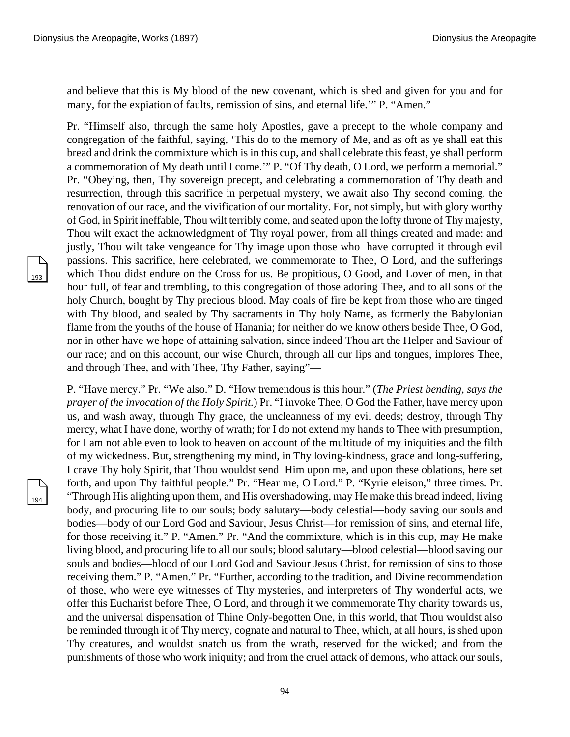and believe that this is My blood of the new covenant, which is shed and given for you and for many, for the expiation of faults, remission of sins, and eternal life.'" P. "Amen."

Pr. "Himself also, through the same holy Apostles, gave a precept to the whole company and congregation of the faithful, saying, 'This do to the memory of Me, and as oft as ye shall eat this bread and drink the commixture which is in this cup, and shall celebrate this feast, ye shall perform a commemoration of My death until I come.'" P. "Of Thy death, O Lord, we perform a memorial." Pr. "Obeying, then, Thy sovereign precept, and celebrating a commemoration of Thy death and resurrection, through this sacrifice in perpetual mystery, we await also Thy second coming, the renovation of our race, and the vivification of our mortality. For, not simply, but with glory worthy of God, in Spirit ineffable, Thou wilt terribly come, and seated upon the lofty throne of Thy majesty, Thou wilt exact the acknowledgment of Thy royal power, from all things created and made: and justly, Thou wilt take vengeance for Thy image upon those who have corrupted it through evil passions. This sacrifice, here celebrated, we commemorate to Thee, O Lord, and the sufferings which Thou didst endure on the Cross for us. Be propitious, O Good, and Lover of men, in that hour full, of fear and trembling, to this congregation of those adoring Thee, and to all sons of the holy Church, bought by Thy precious blood. May coals of fire be kept from those who are tinged with Thy blood, and sealed by Thy sacraments in Thy holy Name, as formerly the Babylonian flame from the youths of the house of Hanania; for neither do we know others beside Thee, O God, nor in other have we hope of attaining salvation, since indeed Thou art the Helper and Saviour of our race; and on this account, our wise Church, through all our lips and tongues, implores Thee, and through Thee, and with Thee, Thy Father, saying"—

P. "Have mercy." Pr. "We also." D. "How tremendous is this hour." (*The Priest bending, says the prayer of the invocation of the Holy Spirit.*) Pr. "I invoke Thee, O God the Father, have mercy upon us, and wash away, through Thy grace, the uncleanness of my evil deeds; destroy, through Thy mercy, what I have done, worthy of wrath; for I do not extend my hands to Thee with presumption, for I am not able even to look to heaven on account of the multitude of my iniquities and the filth of my wickedness. But, strengthening my mind, in Thy loving-kindness, grace and long-suffering, I crave Thy holy Spirit, that Thou wouldst send Him upon me, and upon these oblations, here set forth, and upon Thy faithful people." Pr. "Hear me, O Lord." P. "Kyrie eleison," three times. Pr. "Through His alighting upon them, and His overshadowing, may He make this bread indeed, living body, and procuring life to our souls; body salutary—body celestial—body saving our souls and bodies—body of our Lord God and Saviour, Jesus Christ—for remission of sins, and eternal life, for those receiving it." P. "Amen." Pr. "And the commixture, which is in this cup, may He make living blood, and procuring life to all our souls; blood salutary—blood celestial—blood saving our souls and bodies—blood of our Lord God and Saviour Jesus Christ, for remission of sins to those receiving them." P. "Amen." Pr. "Further, according to the tradition, and Divine recommendation of those, who were eye witnesses of Thy mysteries, and interpreters of Thy wonderful acts, we offer this Eucharist before Thee, O Lord, and through it we commemorate Thy charity towards us, and the universal dispensation of Thine Only-begotten One, in this world, that Thou wouldst also be reminded through it of Thy mercy, cognate and natural to Thee, which, at all hours, is shed upon Thy creatures, and wouldst snatch us from the wrath, reserved for the wicked; and from the punishments of those who work iniquity; and from the cruel attack of demons, who attack our souls,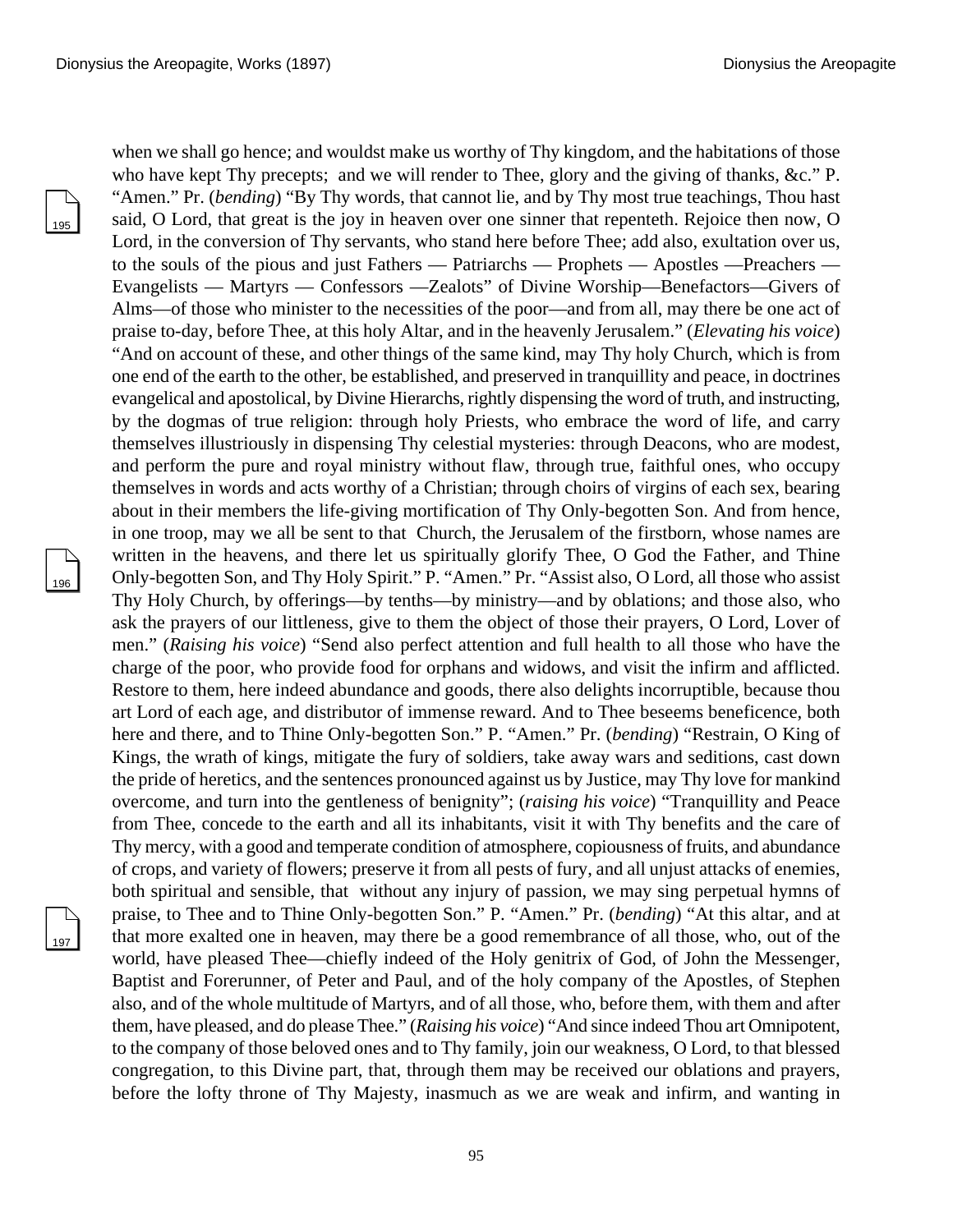when we shall go hence; and wouldst make us worthy of Thy kingdom, and the habitations of those who have kept Thy precepts; and we will render to Thee, glory and the giving of thanks, &c." P. "Amen." Pr. (*bending*) "By Thy words, that cannot lie, and by Thy most true teachings, Thou hast said, O Lord, that great is the joy in heaven over one sinner that repenteth. Rejoice then now, O Lord, in the conversion of Thy servants, who stand here before Thee; add also, exultation over us, to the souls of the pious and just Fathers — Patriarchs — Prophets — Apostles —Preachers — Evangelists — Martyrs — Confessors —Zealots" of Divine Worship—Benefactors—Givers of Alms—of those who minister to the necessities of the poor—and from all, may there be one act of praise to-day, before Thee, at this holy Altar, and in the heavenly Jerusalem." (*Elevating his voice*) "And on account of these, and other things of the same kind, may Thy holy Church, which is from one end of the earth to the other, be established, and preserved in tranquillity and peace, in doctrines evangelical and apostolical, by Divine Hierarchs, rightly dispensing the word of truth, and instructing, by the dogmas of true religion: through holy Priests, who embrace the word of life, and carry themselves illustriously in dispensing Thy celestial mysteries: through Deacons, who are modest, and perform the pure and royal ministry without flaw, through true, faithful ones, who occupy themselves in words and acts worthy of a Christian; through choirs of virgins of each sex, bearing about in their members the life-giving mortification of Thy Only-begotten Son. And from hence, in one troop, may we all be sent to that Church, the Jerusalem of the firstborn, whose names are written in the heavens, and there let us spiritually glorify Thee, O God the Father, and Thine Only-begotten Son, and Thy Holy Spirit." P. "Amen." Pr. "Assist also, O Lord, all those who assist Thy Holy Church, by offerings—by tenths—by ministry—and by oblations; and those also, who ask the prayers of our littleness, give to them the object of those their prayers, O Lord, Lover of men." (*Raising his voice*) "Send also perfect attention and full health to all those who have the charge of the poor, who provide food for orphans and widows, and visit the infirm and afflicted. Restore to them, here indeed abundance and goods, there also delights incorruptible, because thou art Lord of each age, and distributor of immense reward. And to Thee beseems beneficence, both here and there, and to Thine Only-begotten Son." P. "Amen." Pr. (*bending*) "Restrain, O King of Kings, the wrath of kings, mitigate the fury of soldiers, take away wars and seditions, cast down the pride of heretics, and the sentences pronounced against us by Justice, may Thy love for mankind overcome, and turn into the gentleness of benignity"; (*raising his voice*) "Tranquillity and Peace from Thee, concede to the earth and all its inhabitants, visit it with Thy benefits and the care of Thy mercy, with a good and temperate condition of atmosphere, copiousness of fruits, and abundance of crops, and variety of flowers; preserve it from all pests of fury, and all unjust attacks of enemies, both spiritual and sensible, that without any injury of passion, we may sing perpetual hymns of praise, to Thee and to Thine Only-begotten Son." P. "Amen." Pr. (*bending*) "At this altar, and at that more exalted one in heaven, may there be a good remembrance of all those, who, out of the world, have pleased Thee—chiefly indeed of the Holy genitrix of God, of John the Messenger, Baptist and Forerunner, of Peter and Paul, and of the holy company of the Apostles, of Stephen also, and of the whole multitude of Martyrs, and of all those, who, before them, with them and after them, have pleased, and do please Thee." (*Raising his voice*) "And since indeed Thou art Omnipotent, to the company of those beloved ones and to Thy family, join our weakness, O Lord, to that blessed congregation, to this Divine part, that, through them may be received our oblations and prayers, before the lofty throne of Thy Majesty, inasmuch as we are weak and infirm, and wanting in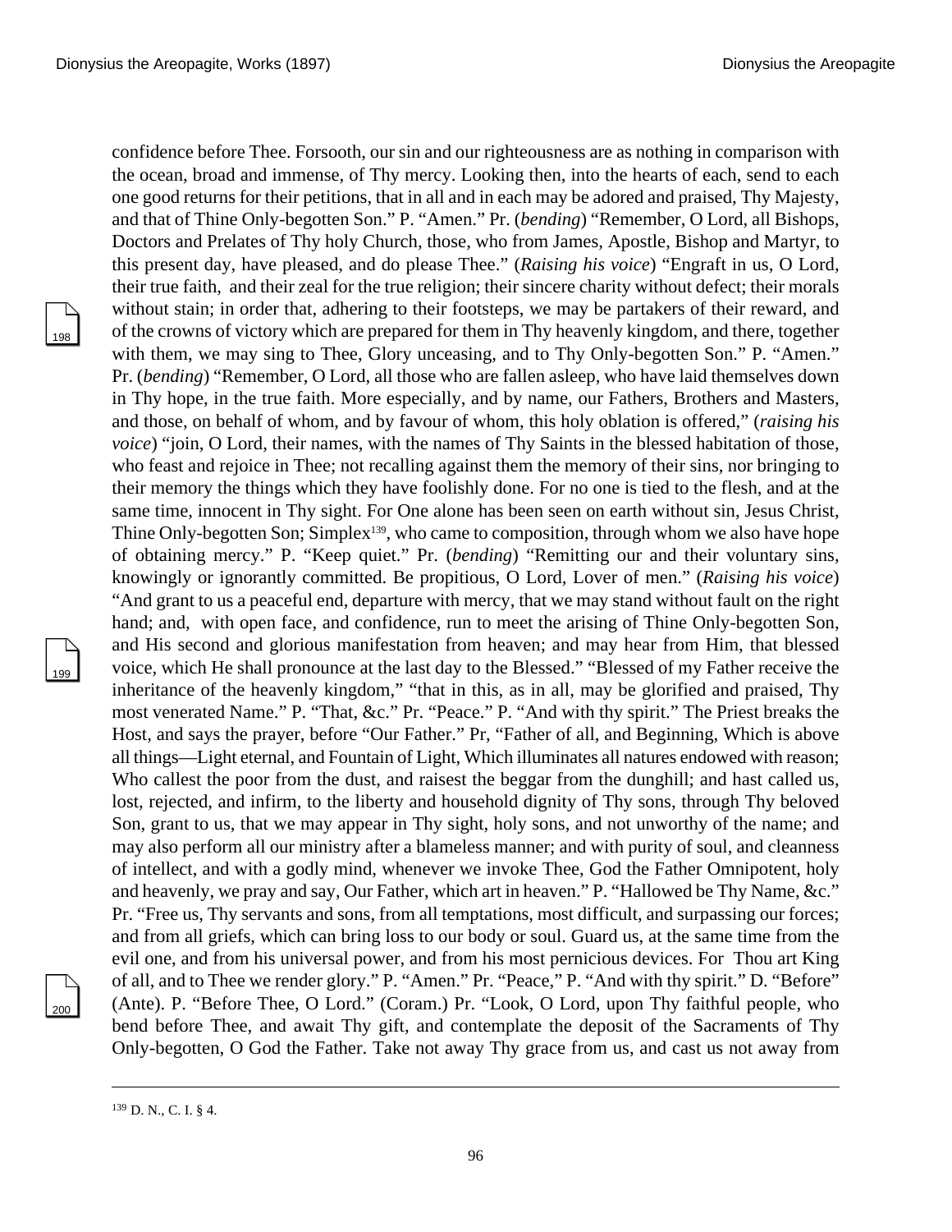confidence before Thee. Forsooth, our sin and our righteousness are as nothing in comparison with the ocean, broad and immense, of Thy mercy. Looking then, into the hearts of each, send to each one good returns for their petitions, that in all and in each may be adored and praised, Thy Majesty, and that of Thine Only-begotten Son." P. "Amen." Pr. (*bending*) "Remember, O Lord, all Bishops, Doctors and Prelates of Thy holy Church, those, who from James, Apostle, Bishop and Martyr, to this present day, have pleased, and do please Thee." (*Raising his voice*) "Engraft in us, O Lord, their true faith, and their zeal for the true religion; their sincere charity without defect; their morals without stain; in order that, adhering to their footsteps, we may be partakers of their reward, and of the crowns of victory which are prepared for them in Thy heavenly kingdom, and there, together with them, we may sing to Thee, Glory unceasing, and to Thy Only-begotten Son." P. "Amen." Pr. (*bending*) "Remember, O Lord, all those who are fallen asleep, who have laid themselves down in Thy hope, in the true faith. More especially, and by name, our Fathers, Brothers and Masters, and those, on behalf of whom, and by favour of whom, this holy oblation is offered," (*raising his voice*) "join, O Lord, their names, with the names of Thy Saints in the blessed habitation of those, who feast and rejoice in Thee; not recalling against them the memory of their sins, nor bringing to their memory the things which they have foolishly done. For no one is tied to the flesh, and at the same time, innocent in Thy sight. For One alone has been seen on earth without sin, Jesus Christ, Thine Only-begotten Son; Simplex[139], who came to composition, through whom we also have hope of obtaining mercy." P. "Keep quiet." Pr. (*bending*) "Remitting our and their voluntary sins, knowingly or ignorantly committed. Be propitious, O Lord, Lover of men." (*Raising his voice*) "And grant to us a peaceful end, departure with mercy, that we may stand without fault on the right hand; and, with open face, and confidence, run to meet the arising of Thine Only-begotten Son, and His second and glorious manifestation from heaven; and may hear from Him, that blessed voice, which He shall pronounce at the last day to the Blessed." "Blessed of my Father receive the inheritance of the heavenly kingdom," "that in this, as in all, may be glorified and praised, Thy most venerated Name." P. "That, &c." Pr. "Peace." P. "And with thy spirit." The Priest breaks the Host, and says the prayer, before "Our Father." Pr, "Father of all, and Beginning, Which is above all things—Light eternal, and Fountain of Light, Which illuminates all natures endowed with reason; Who callest the poor from the dust, and raisest the beggar from the dunghill; and hast called us, lost, rejected, and infirm, to the liberty and household dignity of Thy sons, through Thy beloved Son, grant to us, that we may appear in Thy sight, holy sons, and not unworthy of the name; and may also perform all our ministry after a blameless manner; and with purity of soul, and cleanness of intellect, and with a godly mind, whenever we invoke Thee, God the Father Omnipotent, holy and heavenly, we pray and say, Our Father, which art in heaven." P. "Hallowed be Thy Name, &c." Pr. "Free us, Thy servants and sons, from all temptations, most difficult, and surpassing our forces; and from all griefs, which can bring loss to our body or soul. Guard us, at the same time from the evil one, and from his universal power, and from his most pernicious devices. For Thou art King of all, and to Thee we render glory." P. "Amen." Pr. "Peace," P. "And with thy spirit." D. "Before" (Ante). P. "Before Thee, O Lord." (Coram.) Pr. "Look, O Lord, upon Thy faithful people, who bend before Thee, and await Thy gift, and contemplate the deposit of the Sacraments of Thy Only-begotten, O God the Father. Take not away Thy grace from us, and cast us not away from

---

[139] D. N., C. I. § 4.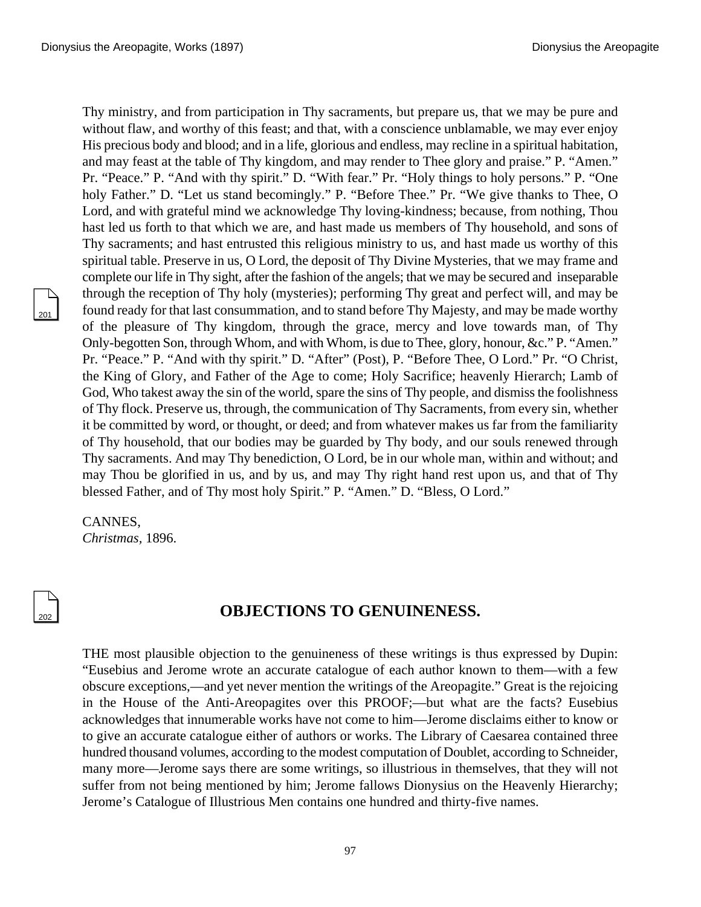Thy ministry, and from participation in Thy sacraments, but prepare us, that we may be pure and without flaw, and worthy of this feast; and that, with a conscience unblamable, we may ever enjoy His precious body and blood; and in a life, glorious and endless, may recline in a spiritual habitation, and may feast at the table of Thy kingdom, and may render to Thee glory and praise." P. "Amen." Pr. "Peace." P. "And with thy spirit." D. "With fear." Pr. "Holy things to holy persons." P. "One holy Father." D. "Let us stand becomingly." P. "Before Thee." Pr. "We give thanks to Thee, O Lord, and with grateful mind we acknowledge Thy loving-kindness; because, from nothing, Thou hast led us forth to that which we are, and hast made us members of Thy household, and sons of Thy sacraments; and hast entrusted this religious ministry to us, and hast made us worthy of this spiritual table. Preserve in us, O Lord, the deposit of Thy Divine Mysteries, that we may frame and complete our life in Thy sight, after the fashion of the angels; that we may be secured and inseparable through the reception of Thy holy (mysteries); performing Thy great and perfect will, and may be found ready for that last consummation, and to stand before Thy Majesty, and may be made worthy of the pleasure of Thy kingdom, through the grace, mercy and love towards man, of Thy Only-begotten Son, through Whom, and with Whom, is due to Thee, glory, honour, &c." P. "Amen." Pr. "Peace." P. "And with thy spirit." D. "After" (Post), P. "Before Thee, O Lord." Pr. "O Christ, the King of Glory, and Father of the Age to come; Holy Sacrifice; heavenly Hierarch; Lamb of God, Who takest away the sin of the world, spare the sins of Thy people, and dismiss the foolishness of Thy flock. Preserve us, through, the communication of Thy Sacraments, from every sin, whether it be committed by word, or thought, or deed; and from whatever makes us far from the familiarity of Thy household, that our bodies may be guarded by Thy body, and our souls renewed through Thy sacraments. And may Thy benediction, O Lord, be in our whole man, within and without; and may Thou be glorified in us, and by us, and may Thy right hand rest upon us, and that of Thy blessed Father, and of Thy most holy Spirit." P. "Amen." D. "Bless, O Lord."

CANNES,
*Christmas*, 1896.

## OBJECTIONS TO GENUINENESS.

THE most plausible objection to the genuineness of these writings is thus expressed by Dupin: "Eusebius and Jerome wrote an accurate catalogue of each author known to them—with a few obscure exceptions,—and yet never mention the writings of the Areopagite." Great is the rejoicing in the House of the Anti-Areopagites over this PROOF;—but what are the facts? Eusebius acknowledges that innumerable works have not come to him—Jerome disclaims either to know or to give an accurate catalogue either of authors or works. The Library of Caesarea contained three hundred thousand volumes, according to the modest computation of Doublet, according to Schneider, many more—Jerome says there are some writings, so illustrious in themselves, that they will not suffer from not being mentioned by him; Jerome fallows Dionysius on the Heavenly Hierarchy; Jerome's Catalogue of Illustrious Men contains one hundred and thirty-five names.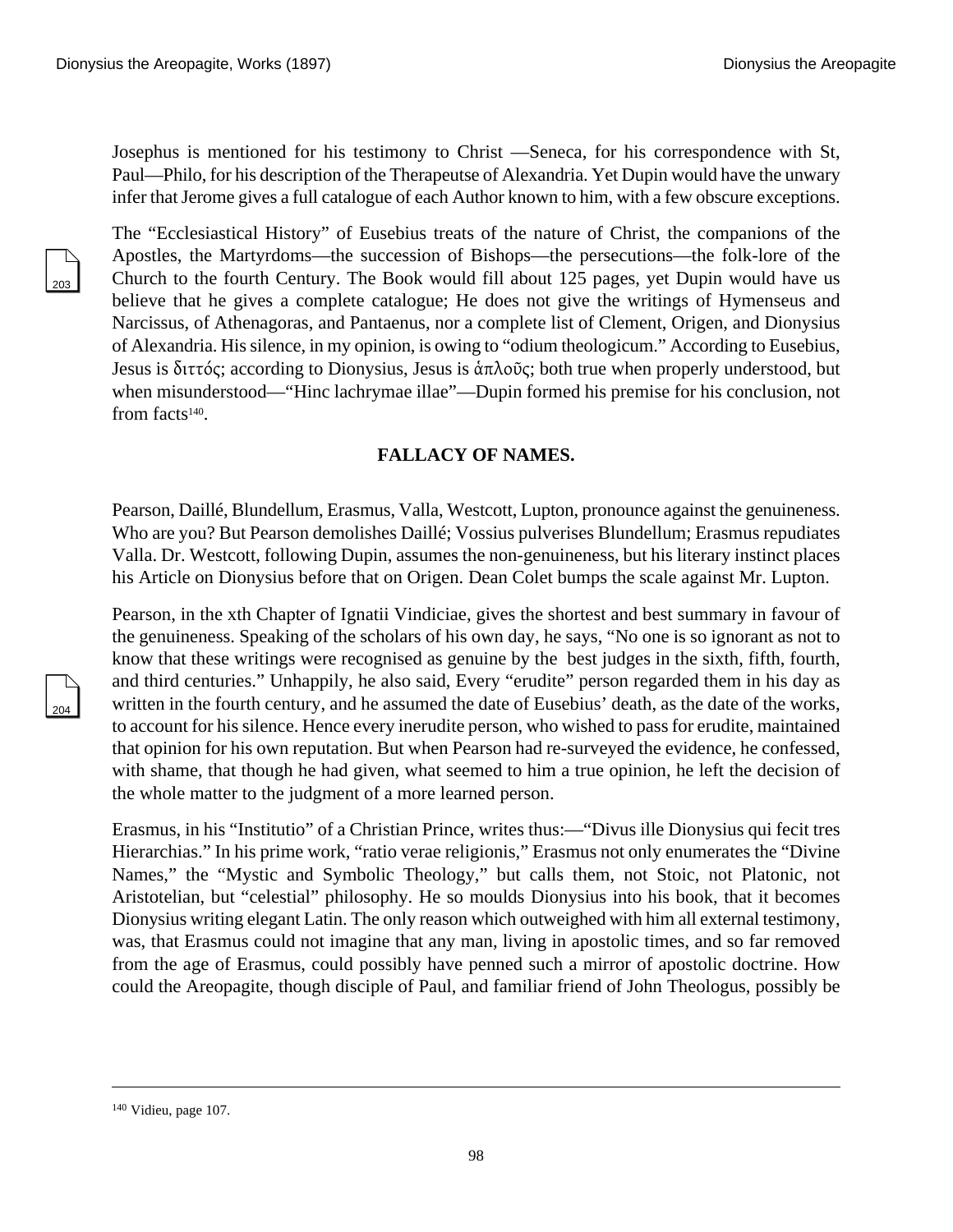Josephus is mentioned for his testimony to Christ —Seneca, for his correspondence with St, Paul—Philo, for his description of the Therapeutse of Alexandria. Yet Dupin would have the unwary infer that Jerome gives a full catalogue of each Author known to him, with a few obscure exceptions.

The “Ecclesiastical History” of Eusebius treats of the nature of Christ, the companions of the Apostles, the Martyrdoms—the succession of Bishops—the persecutions—the folk-lore of the Church to the fourth Century. The Book would fill about 125 pages, yet Dupin would have us believe that he gives a complete catalogue; He does not give the writings of Hymenseus and Narcissus, of Athenagoras, and Pantaenus, nor a complete list of Clement, Origen, and Dionysius of Alexandria. His silence, in my opinion, is owing to “odium theologicum.” According to Eusebius, Jesus is διττός; according to Dionysius, Jesus is ἁπλοῦς; both true when properly understood, but when misunderstood—“Hinc lachrymae illae”—Dupin formed his premise for his conclusion, not from facts[140].

### FALLACY OF NAMES.

Pearson, Daillé, Blundellum, Erasmus, Valla, Westcott, Lupton, pronounce against the genuineness. Who are you? But Pearson demolishes Daillé; Vossius pulverises Blundellum; Erasmus repudiates Valla. Dr. Westcott, following Dupin, assumes the non-genuineness, but his literary instinct places his Article on Dionysius before that on Origen. Dean Colet bumps the scale against Mr. Lupton.

Pearson, in the xth Chapter of Ignatii Vindiciae, gives the shortest and best summary in favour of the genuineness. Speaking of the scholars of his own day, he says, “No one is so ignorant as not to know that these writings were recognised as genuine by the best judges in the sixth, fifth, fourth, and third centuries.” Unhappily, he also said, Every “erudite” person regarded them in his day as written in the fourth century, and he assumed the date of Eusebius’ death, as the date of the works, to account for his silence. Hence every inerudite person, who wished to pass for erudite, maintained that opinion for his own reputation. But when Pearson had re-surveyed the evidence, he confessed, with shame, that though he had given, what seemed to him a true opinion, he left the decision of the whole matter to the judgment of a more learned person.

Erasmus, in his “Institutio” of a Christian Prince, writes thus:—“Divus ille Dionysius qui fecit tres Hierarchias.” In his prime work, “ratio verae religionis,” Erasmus not only enumerates the “Divine Names,” the “Mystic and Symbolic Theology,” but calls them, not Stoic, not Platonic, not Aristotelian, but “celestial” philosophy. He so moulds Dionysius into his book, that it becomes Dionysius writing elegant Latin. The only reason which outweighed with him all external testimony, was, that Erasmus could not imagine that any man, living in apostolic times, and so far removed from the age of Erasmus, could possibly have penned such a mirror of apostolic doctrine. How could the Areopagite, though disciple of Paul, and familiar friend of John Theologus, possibly be

---

[140] Vidieu, page 107.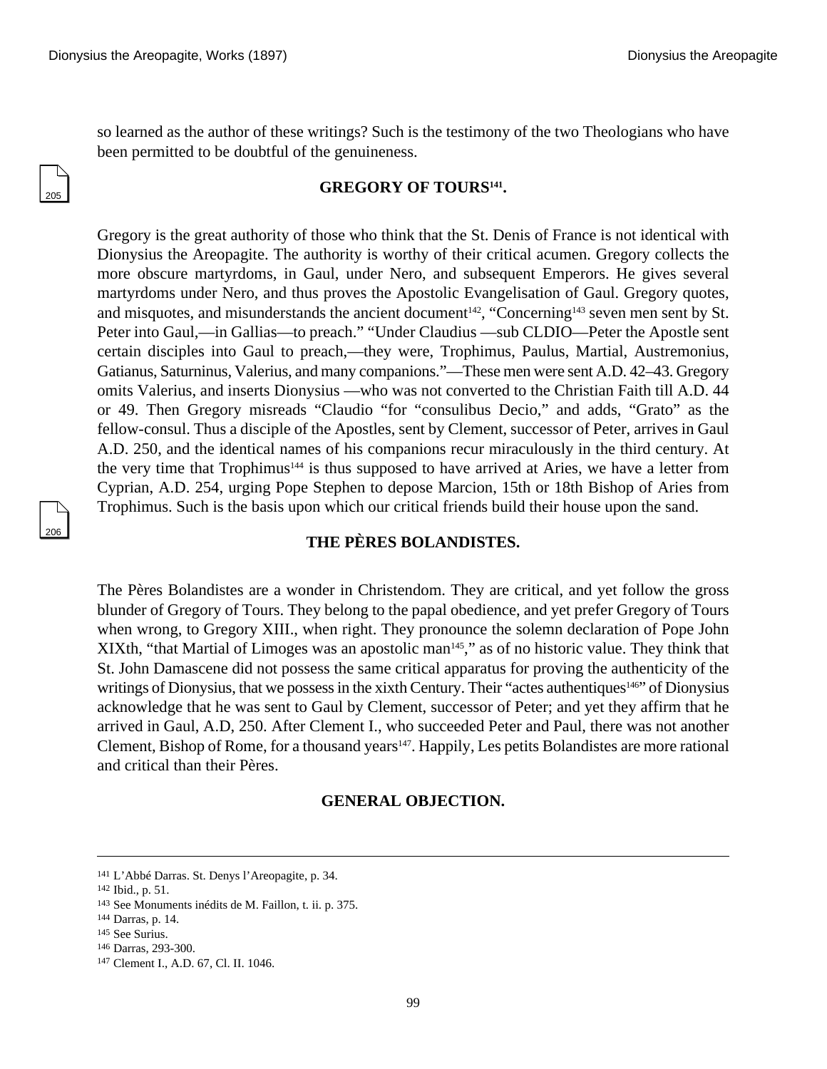so learned as the author of these writings? Such is the testimony of the two Theologians who have been permitted to be doubtful of the genuineness.

## GREGORY OF TOURS[141].

Gregory is the great authority of those who think that the St. Denis of France is not identical with Dionysius the Areopagite. The authority is worthy of their critical acumen. Gregory collects the more obscure martyrdoms, in Gaul, under Nero, and subsequent Emperors. He gives several martyrdoms under Nero, and thus proves the Apostolic Evangelisation of Gaul. Gregory quotes, and misquotes, and misunderstands the ancient document[142], "Concerning[143] seven men sent by St. Peter into Gaul,—in Gallias—to preach." "Under Claudius —sub CLDIO—Peter the Apostle sent certain disciples into Gaul to preach,—they were, Trophimus, Paulus, Martial, Austremonius, Gatianus, Saturninus, Valerius, and many companions."—These men were sent A.D. 42–43. Gregory omits Valerius, and inserts Dionysius —who was not converted to the Christian Faith till A.D. 44 or 49. Then Gregory misreads "Claudio "for "consulibus Decio," and adds, "Grato" as the fellow-consul. Thus a disciple of the Apostles, sent by Clement, successor of Peter, arrives in Gaul A.D. 250, and the identical names of his companions recur miraculously in the third century. At the very time that Trophimus[144] is thus supposed to have arrived at Aries, we have a letter from Cyprian, A.D. 254, urging Pope Stephen to depose Marcion, 15th or 18th Bishop of Aries from Trophimus. Such is the basis upon which our critical friends build their house upon the sand.

## THE PÈRES BOLANDISTES.

The Pères Bolandistes are a wonder in Christendom. They are critical, and yet follow the gross blunder of Gregory of Tours. They belong to the papal obedience, and yet prefer Gregory of Tours when wrong, to Gregory XIII., when right. They pronounce the solemn declaration of Pope John XIXth, "that Martial of Limoges was an apostolic man[145]," as of no historic value. They think that St. John Damascene did not possess the same critical apparatus for proving the authenticity of the writings of Dionysius, that we possess in the xixth Century. Their "actes authentiques[146]" of Dionysius acknowledge that he was sent to Gaul by Clement, successor of Peter; and yet they affirm that he arrived in Gaul, A.D, 250. After Clement I., who succeeded Peter and Paul, there was not another Clement, Bishop of Rome, for a thousand years[147]. Happily, Les petits Bolandistes are more rational and critical than their Pères.

## GENERAL OBJECTION.

---

[141] L'Abbé Darras. St. Denys l'Areopagite, p. 34.

[142] Ibid., p. 51.

[143] See Monuments inédits de M. Faillon, t. ii. p. 375.

[144] Darras, p. 14.

[145] See Surius.

[146] Darras, 293-300.

[147] Clement I., A.D. 67, Cl. II. 1046.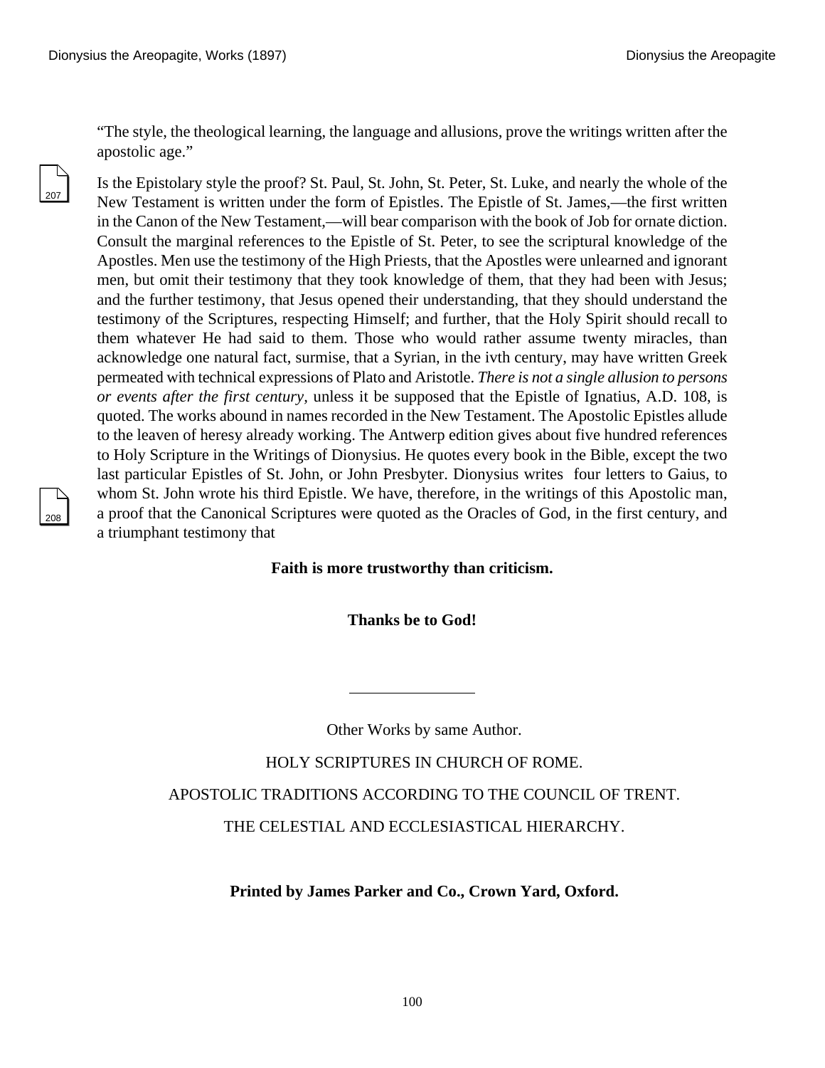"The style, the theological learning, the language and allusions, prove the writings written after the apostolic age."

Is the Epistolary style the proof? St. Paul, St. John, St. Peter, St. Luke, and nearly the whole of the New Testament is written under the form of Epistles. The Epistle of St. James,—the first written in the Canon of the New Testament,—will bear comparison with the book of Job for ornate diction. Consult the marginal references to the Epistle of St. Peter, to see the scriptural knowledge of the Apostles. Men use the testimony of the High Priests, that the Apostles were unlearned and ignorant men, but omit their testimony that they took knowledge of them, that they had been with Jesus; and the further testimony, that Jesus opened their understanding, that they should understand the testimony of the Scriptures, respecting Himself; and further, that the Holy Spirit should recall to them whatever He had said to them. Those who would rather assume twenty miracles, than acknowledge one natural fact, surmise, that a Syrian, in the ivth century, may have written Greek permeated with technical expressions of Plato and Aristotle. *There is not a single allusion to persons or events after the first century*, unless it be supposed that the Epistle of Ignatius, A.D. 108, is quoted. The works abound in names recorded in the New Testament. The Apostolic Epistles allude to the leaven of heresy already working. The Antwerp edition gives about five hundred references to Holy Scripture in the Writings of Dionysius. He quotes every book in the Bible, except the two last particular Epistles of St. John, or John Presbyter. Dionysius writes four letters to Gaius, to whom St. John wrote his third Epistle. We have, therefore, in the writings of this Apostolic man, a proof that the Canonical Scriptures were quoted as the Oracles of God, in the first century, and a triumphant testimony that

**Faith is more trustworthy than criticism.**

**Thanks be to God!**

---

Other Works by same Author.

HOLY SCRIPTURES IN CHURCH OF ROME.

APOSTOLIC TRADITIONS ACCORDING TO THE COUNCIL OF TRENT.

THE CELESTIAL AND ECCLESIASTICAL HIERARCHY.

**Printed by James Parker and Co., Crown Yard, Oxford.**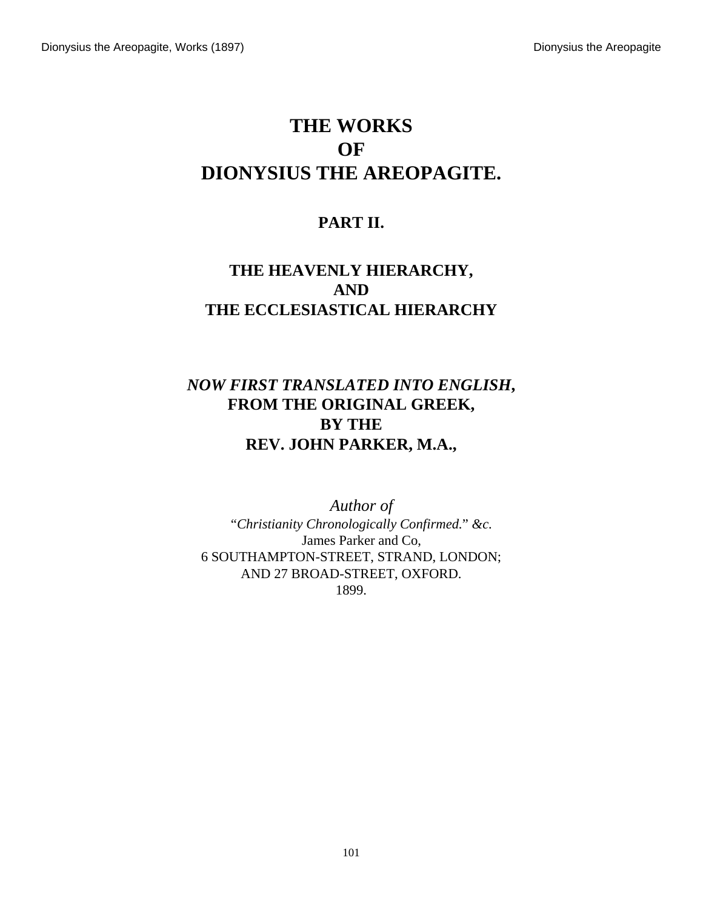# THE WORKS OF DIONYSIUS THE AREOPAGITE.

## PART II.

## THE HEAVENLY HIERARCHY, AND THE ECCLESIASTICAL HIERARCHY

***NOW FIRST TRANSLATED INTO ENGLISH,* FROM THE ORIGINAL GREEK, BY THE REV. JOHN PARKER, M.A.,**

*Author of*

"*Christianity Chronologically Confirmed.*" *&c.*

James Parker and Co,

6 SOUTHAMPTON-STREET, STRAND, LONDON;

AND 27 BROAD-STREET, OXFORD.

1899.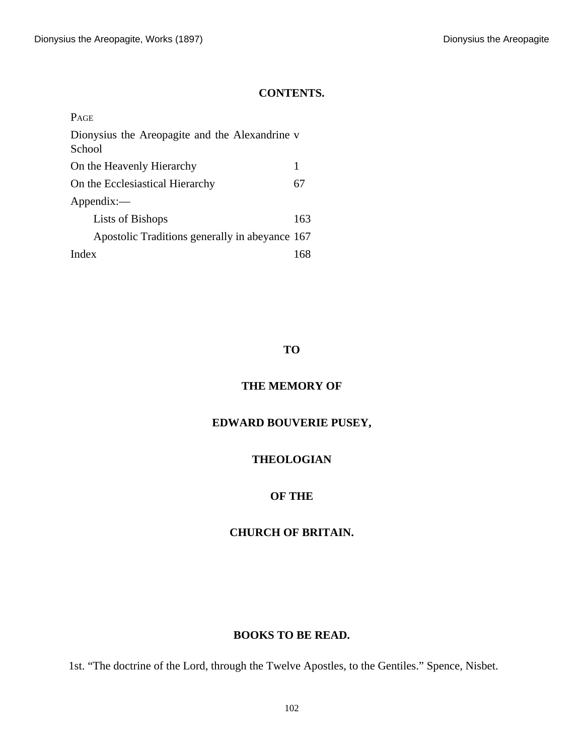**CONTENTS.**

| PAGE | |
|---|---|
| Dionysius the Areopagite and the Alexandrine School | v |
| On the Heavenly Hierarchy | 1 |
| On the Ecclesiastical Hierarchy | 67 |
| Appendix:— | |
| Lists of Bishops | 163 |
| Apostolic Traditions generally in abeyance | 167 |
| Index | 168 |

**TO**

**THE MEMORY OF**

**EDWARD BOUVERIE PUSEY,**

**THEOLOGIAN**

**OF THE**

**CHURCH OF BRITAIN.**

**BOOKS TO BE READ.**

1st. “The doctrine of the Lord, through the Twelve Apostles, to the Gentiles.” Spence, Nisbet.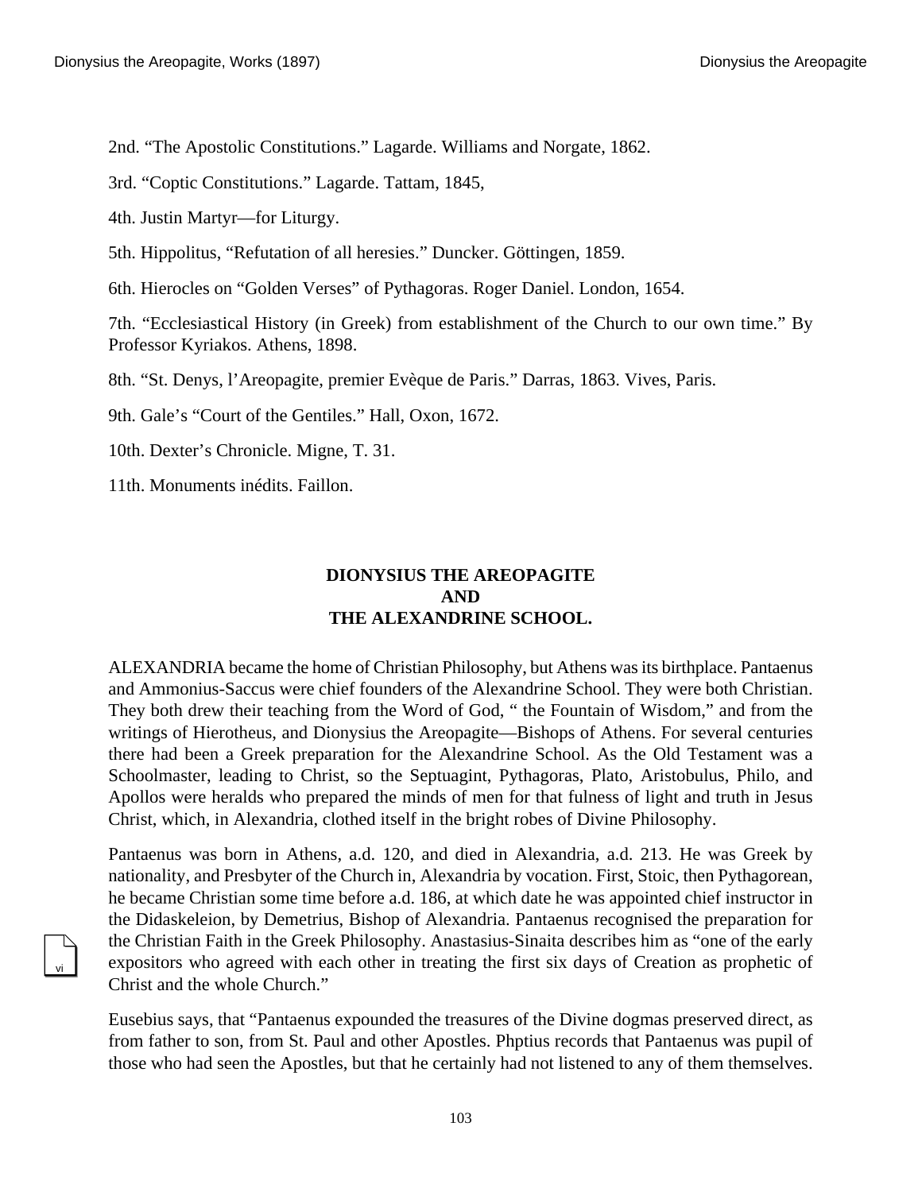2nd. “The Apostolic Constitutions.” Lagarde. Williams and Norgate, 1862.

3rd. “Coptic Constitutions.” Lagarde. Tattam, 1845,

4th. Justin Martyr—for Liturgy.

5th. Hippolitus, “Refutation of all heresies.” Duncker. Göttingen, 1859.

6th. Hierocles on “Golden Verses” of Pythagoras. Roger Daniel. London, 1654.

7th. “Ecclesiastical History (in Greek) from establishment of the Church to our own time.” By Professor Kyriakos. Athens, 1898.

8th. “St. Denys, l’Areopagite, premier Evèque de Paris.” Darras, 1863. Vives, Paris.

9th. Gale’s “Court of the Gentiles.” Hall, Oxon, 1672.

10th. Dexter’s Chronicle. Migne, T. 31.

11th. Monuments inédits. Faillon.

## DIONYSIUS THE AREOPAGITE AND THE ALEXANDRINE SCHOOL.

ALEXANDRIA became the home of Christian Philosophy, but Athens was its birthplace. Pantaenus and Ammonius-Saccus were chief founders of the Alexandrine School. They were both Christian. They both drew their teaching from the Word of God, “ the Fountain of Wisdom,” and from the writings of Hierotheus, and Dionysius the Areopagite—Bishops of Athens. For several centuries there had been a Greek preparation for the Alexandrine School. As the Old Testament was a Schoolmaster, leading to Christ, so the Septuagint, Pythagoras, Plato, Aristobulus, Philo, and Apollos were heralds who prepared the minds of men for that fulness of light and truth in Jesus Christ, which, in Alexandria, clothed itself in the bright robes of Divine Philosophy.

Pantaenus was born in Athens, a.d. 120, and died in Alexandria, a.d. 213. He was Greek by nationality, and Presbyter of the Church in, Alexandria by vocation. First, Stoic, then Pythagorean, he became Christian some time before a.d. 186, at which date he was appointed chief instructor in the Didaskeleion, by Demetrius, Bishop of Alexandria. Pantaenus recognised the preparation for the Christian Faith in the Greek Philosophy. Anastasius-Sinaita describes him as “one of the early expositors who agreed with each other in treating the first six days of Creation as prophetic of Christ and the whole Church.”

Eusebius says, that “Pantaenus expounded the treasures of the Divine dogmas preserved direct, as from father to son, from St. Paul and other Apostles. Phptius records that Pantaenus was pupil of those who had seen the Apostles, but that he certainly had not listened to any of them themselves.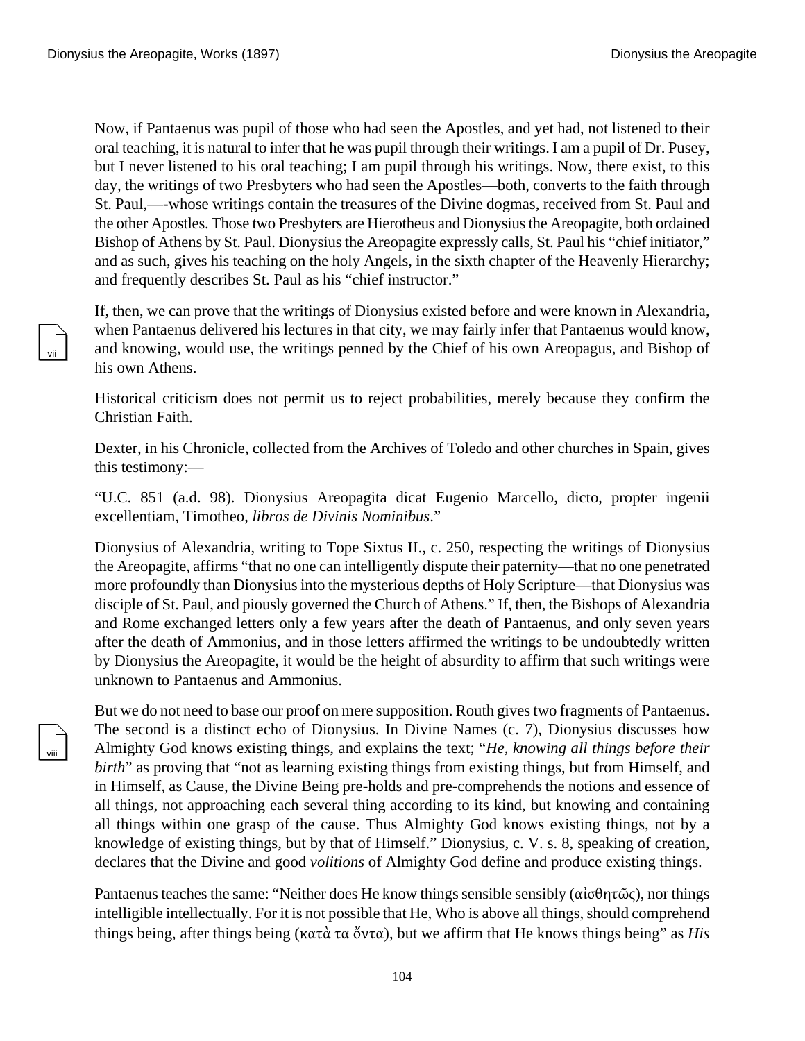Now, if Pantaenus was pupil of those who had seen the Apostles, and yet had, not listened to their oral teaching, it is natural to infer that he was pupil through their writings. I am a pupil of Dr. Pusey, but I never listened to his oral teaching; I am pupil through his writings. Now, there exist, to this day, the writings of two Presbyters who had seen the Apostles—both, converts to the faith through St. Paul,—-whose writings contain the treasures of the Divine dogmas, received from St. Paul and the other Apostles. Those two Presbyters are Hierotheus and Dionysius the Areopagite, both ordained Bishop of Athens by St. Paul. Dionysius the Areopagite expressly calls, St. Paul his "chief initiator," and as such, gives his teaching on the holy Angels, in the sixth chapter of the Heavenly Hierarchy; and frequently describes St. Paul as his "chief instructor."

If, then, we can prove that the writings of Dionysius existed before and were known in Alexandria, when Pantaenus delivered his lectures in that city, we may fairly infer that Pantaenus would know, and knowing, would use, the writings penned by the Chief of his own Areopagus, and Bishop of his own Athens.

Historical criticism does not permit us to reject probabilities, merely because they confirm the Christian Faith.

Dexter, in his Chronicle, collected from the Archives of Toledo and other churches in Spain, gives this testimony:—

"U.C. 851 (a.d. 98). Dionysius Areopagita dicat Eugenio Marcello, dicto, propter ingenii excellentiam, Timotheo, *libros de Divinis Nominibus*."

Dionysius of Alexandria, writing to Tope Sixtus II., c. 250, respecting the writings of Dionysius the Areopagite, affirms "that no one can intelligently dispute their paternity—that no one penetrated more profoundly than Dionysius into the mysterious depths of Holy Scripture—that Dionysius was disciple of St. Paul, and piously governed the Church of Athens." If, then, the Bishops of Alexandria and Rome exchanged letters only a few years after the death of Pantaenus, and only seven years after the death of Ammonius, and in those letters affirmed the writings to be undoubtedly written by Dionysius the Areopagite, it would be the height of absurdity to affirm that such writings were unknown to Pantaenus and Ammonius.

But we do not need to base our proof on mere supposition. Routh gives two fragments of Pantaenus. The second is a distinct echo of Dionysius. In Divine Names (c. 7), Dionysius discusses how Almighty God knows existing things, and explains the text; "*He, knowing all things before their birth*" as proving that "not as learning existing things from existing things, but from Himself, and in Himself, as Cause, the Divine Being pre-holds and pre-comprehends the notions and essence of all things, not approaching each several thing according to its kind, but knowing and containing all things within one grasp of the cause. Thus Almighty God knows existing things, not by a knowledge of existing things, but by that of Himself." Dionysius, c. V. s. 8, speaking of creation, declares that the Divine and good *volitions* of Almighty God define and produce existing things.

Pantaenus teaches the same: "Neither does He know things sensible sensibly (αἰσθητῶς), nor things intelligible intellectually. For it is not possible that He, Who is above all things, should comprehend things being, after things being (κατὰ τα ὄντα), but we affirm that He knows things being" as *His*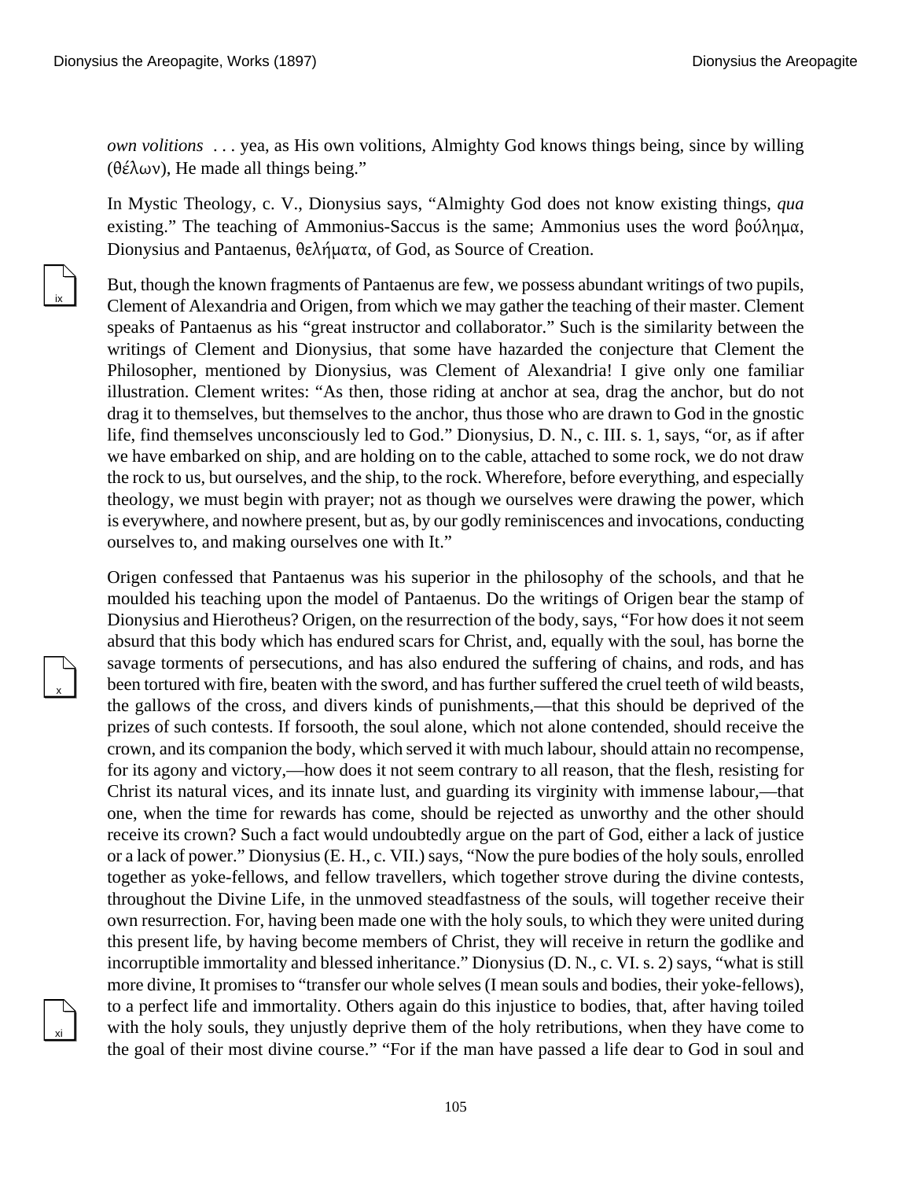*own volitions* . . . yea, as His own volitions, Almighty God knows things being, since by willing (θέλων), He made all things being."

In Mystic Theology, c. V., Dionysius says, "Almighty God does not know existing things, *qua* existing." The teaching of Ammonius-Saccus is the same; Ammonius uses the word βούλημα, Dionysius and Pantaenus, θελήματα, of God, as Source of Creation.

But, though the known fragments of Pantaenus are few, we possess abundant writings of two pupils, Clement of Alexandria and Origen, from which we may gather the teaching of their master. Clement speaks of Pantaenus as his "great instructor and collaborator." Such is the similarity between the writings of Clement and Dionysius, that some have hazarded the conjecture that Clement the Philosopher, mentioned by Dionysius, was Clement of Alexandria! I give only one familiar illustration. Clement writes: "As then, those riding at anchor at sea, drag the anchor, but do not drag it to themselves, but themselves to the anchor, thus those who are drawn to God in the gnostic life, find themselves unconsciously led to God." Dionysius, D. N., c. III. s. 1, says, "or, as if after we have embarked on ship, and are holding on to the cable, attached to some rock, we do not draw the rock to us, but ourselves, and the ship, to the rock. Wherefore, before everything, and especially theology, we must begin with prayer; not as though we ourselves were drawing the power, which is everywhere, and nowhere present, but as, by our godly reminiscences and invocations, conducting ourselves to, and making ourselves one with It."

Origen confessed that Pantaenus was his superior in the philosophy of the schools, and that he moulded his teaching upon the model of Pantaenus. Do the writings of Origen bear the stamp of Dionysius and Hierotheus? Origen, on the resurrection of the body, says, "For how does it not seem absurd that this body which has endured scars for Christ, and, equally with the soul, has borne the savage torments of persecutions, and has also endured the suffering of chains, and rods, and has been tortured with fire, beaten with the sword, and has further suffered the cruel teeth of wild beasts, the gallows of the cross, and divers kinds of punishments,—that this should be deprived of the prizes of such contests. If forsooth, the soul alone, which not alone contended, should receive the crown, and its companion the body, which served it with much labour, should attain no recompense, for its agony and victory,—how does it not seem contrary to all reason, that the flesh, resisting for Christ its natural vices, and its innate lust, and guarding its virginity with immense labour,—that one, when the time for rewards has come, should be rejected as unworthy and the other should receive its crown? Such a fact would undoubtedly argue on the part of God, either a lack of justice or a lack of power." Dionysius (E. H., c. VII.) says, "Now the pure bodies of the holy souls, enrolled together as yoke-fellows, and fellow travellers, which together strove during the divine contests, throughout the Divine Life, in the unmoved steadfastness of the souls, will together receive their own resurrection. For, having been made one with the holy souls, to which they were united during this present life, by having become members of Christ, they will receive in return the godlike and incorruptible immortality and blessed inheritance." Dionysius (D. N., c. VI. s. 2) says, "what is still more divine, It promises to "transfer our whole selves (I mean souls and bodies, their yoke-fellows), to a perfect life and immortality. Others again do this injustice to bodies, that, after having toiled with the holy souls, they unjustly deprive them of the holy retributions, when they have come to the goal of their most divine course." "For if the man have passed a life dear to God in soul and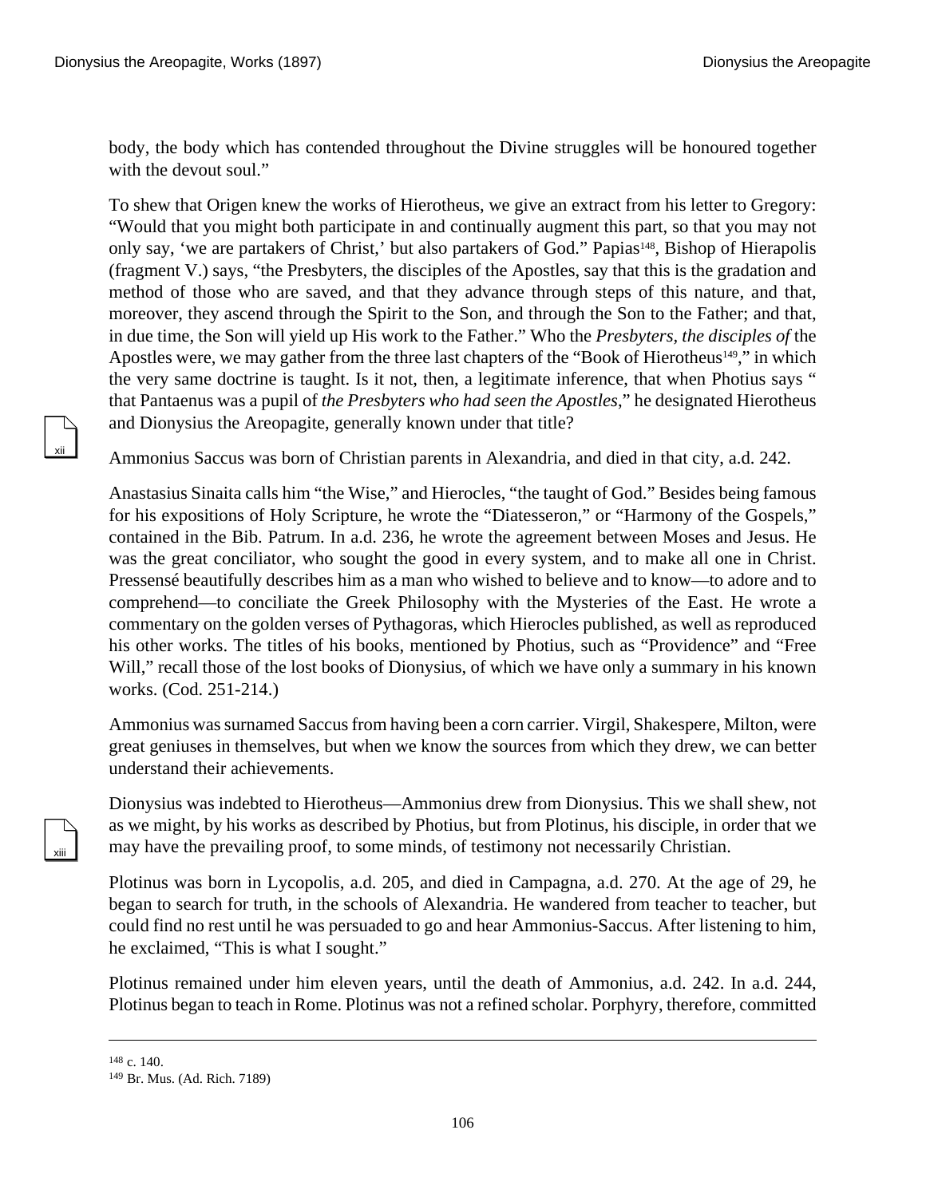body, the body which has contended throughout the Divine struggles will be honoured together with the devout soul."

To shew that Origen knew the works of Hierotheus, we give an extract from his letter to Gregory: "Would that you might both participate in and continually augment this part, so that you may not only say, 'we are partakers of Christ,' but also partakers of God." Papias[148], Bishop of Hierapolis (fragment V.) says, "the Presbyters, the disciples of the Apostles, say that this is the gradation and method of those who are saved, and that they advance through steps of this nature, and that, moreover, they ascend through the Spirit to the Son, and through the Son to the Father; and that, in due time, the Son will yield up His work to the Father." Who the *Presbyters, the disciples of* the Apostles were, we may gather from the three last chapters of the "Book of Hierotheus[149]," in which the very same doctrine is taught. Is it not, then, a legitimate inference, that when Photius says " that Pantaenus was a pupil of *the Presbyters who had seen the Apostles*," he designated Hierotheus and Dionysius the Areopagite, generally known under that title?

Ammonius Saccus was born of Christian parents in Alexandria, and died in that city, a.d. 242.

Anastasius Sinaita calls him "the Wise," and Hierocles, "the taught of God." Besides being famous for his expositions of Holy Scripture, he wrote the "Diatesseron," or "Harmony of the Gospels," contained in the Bib. Patrum. In a.d. 236, he wrote the agreement between Moses and Jesus. He was the great conciliator, who sought the good in every system, and to make all one in Christ. Pressensé beautifully describes him as a man who wished to believe and to know—to adore and to comprehend—to conciliate the Greek Philosophy with the Mysteries of the East. He wrote a commentary on the golden verses of Pythagoras, which Hierocles published, as well as reproduced his other works. The titles of his books, mentioned by Photius, such as "Providence" and "Free Will," recall those of the lost books of Dionysius, of which we have only a summary in his known works. (Cod. 251-214.)

Ammonius was surnamed Saccus from having been a corn carrier. Virgil, Shakespere, Milton, were great geniuses in themselves, but when we know the sources from which they drew, we can better understand their achievements.

Dionysius was indebted to Hierotheus—Ammonius drew from Dionysius. This we shall shew, not as we might, by his works as described by Photius, but from Plotinus, his disciple, in order that we may have the prevailing proof, to some minds, of testimony not necessarily Christian.

Plotinus was born in Lycopolis, a.d. 205, and died in Campagna, a.d. 270. At the age of 29, he began to search for truth, in the schools of Alexandria. He wandered from teacher to teacher, but could find no rest until he was persuaded to go and hear Ammonius-Saccus. After listening to him, he exclaimed, "This is what I sought."

Plotinus remained under him eleven years, until the death of Ammonius, a.d. 242. In a.d. 244, Plotinus began to teach in Rome. Plotinus was not a refined scholar. Porphyry, therefore, committed

---

148 c. 140.

149 Br. Mus. (Ad. Rich. 7189)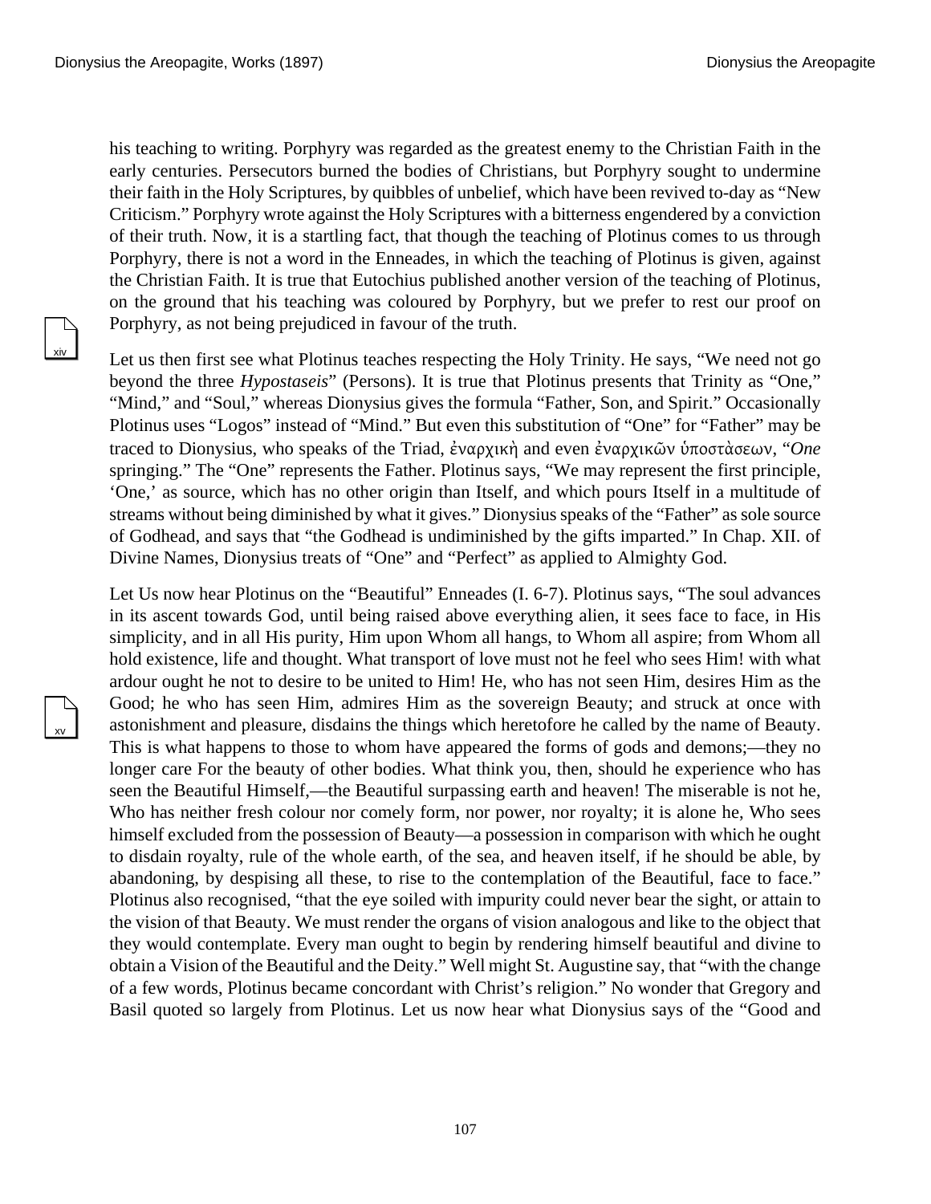his teaching to writing. Porphyry was regarded as the greatest enemy to the Christian Faith in the early centuries. Persecutors burned the bodies of Christians, but Porphyry sought to undermine their faith in the Holy Scriptures, by quibbles of unbelief, which have been revived to-day as "New Criticism." Porphyry wrote against the Holy Scriptures with a bitterness engendered by a conviction of their truth. Now, it is a startling fact, that though the teaching of Plotinus comes to us through Porphyry, there is not a word in the Enneades, in which the teaching of Plotinus is given, against the Christian Faith. It is true that Eutochius published another version of the teaching of Plotinus, on the ground that his teaching was coloured by Porphyry, but we prefer to rest our proof on Porphyry, as not being prejudiced in favour of the truth.

Let us then first see what Plotinus teaches respecting the Holy Trinity. He says, "We need not go beyond the three *Hypostaseis*" (Persons). It is true that Plotinus presents that Trinity as "One," "Mind," and "Soul," whereas Dionysius gives the formula "Father, Son, and Spirit." Occasionally Plotinus uses "Logos" instead of "Mind." But even this substitution of "One" for "Father" may be traced to Dionysius, who speaks of the Triad, ἐναρχικὴ and even ἐναρχικῶν ὑποστὰσεων, "*One* springing." The "One" represents the Father. Plotinus says, "We may represent the first principle, 'One,' as source, which has no other origin than Itself, and which pours Itself in a multitude of streams without being diminished by what it gives." Dionysius speaks of the "Father" as sole source of Godhead, and says that "the Godhead is undiminished by the gifts imparted." In Chap. XII. of Divine Names, Dionysius treats of "One" and "Perfect" as applied to Almighty God.

Let Us now hear Plotinus on the "Beautiful" Enneades (I. 6-7). Plotinus says, "The soul advances in its ascent towards God, until being raised above everything alien, it sees face to face, in His simplicity, and in all His purity, Him upon Whom all hangs, to Whom all aspire; from Whom all hold existence, life and thought. What transport of love must not he feel who sees Him! with what ardour ought he not to desire to be united to Him! He, who has not seen Him, desires Him as the Good; he who has seen Him, admires Him as the sovereign Beauty; and struck at once with astonishment and pleasure, disdains the things which heretofore he called by the name of Beauty. This is what happens to those to whom have appeared the forms of gods and demons;—they no longer care For the beauty of other bodies. What think you, then, should he experience who has seen the Beautiful Himself,—the Beautiful surpassing earth and heaven! The miserable is not he, Who has neither fresh colour nor comely form, nor power, nor royalty; it is alone he, Who sees himself excluded from the possession of Beauty—a possession in comparison with which he ought to disdain royalty, rule of the whole earth, of the sea, and heaven itself, if he should be able, by abandoning, by despising all these, to rise to the contemplation of the Beautiful, face to face." Plotinus also recognised, "that the eye soiled with impurity could never bear the sight, or attain to the vision of that Beauty. We must render the organs of vision analogous and like to the object that they would contemplate. Every man ought to begin by rendering himself beautiful and divine to obtain a Vision of the Beautiful and the Deity." Well might St. Augustine say, that "with the change of a few words, Plotinus became concordant with Christ's religion." No wonder that Gregory and Basil quoted so largely from Plotinus. Let us now hear what Dionysius says of the "Good and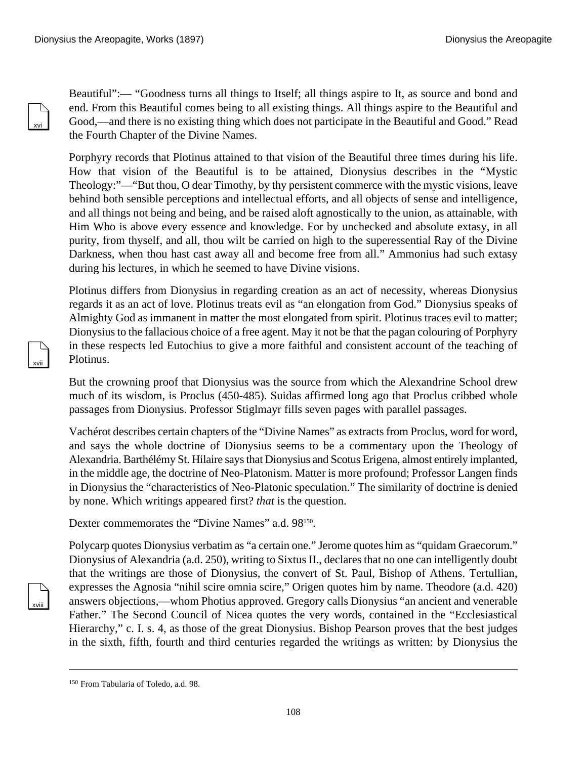Beautiful":— "Goodness turns all things to Itself; all things aspire to It, as source and bond and end. From this Beautiful comes being to all existing things. All things aspire to the Beautiful and Good,—and there is no existing thing which does not participate in the Beautiful and Good." Read the Fourth Chapter of the Divine Names.

Porphyry records that Plotinus attained to that vision of the Beautiful three times during his life. How that vision of the Beautiful is to be attained, Dionysius describes in the "Mystic Theology:"—"But thou, O dear Timothy, by thy persistent commerce with the mystic visions, leave behind both sensible perceptions and intellectual efforts, and all objects of sense and intelligence, and all things not being and being, and be raised aloft agnostically to the union, as attainable, with Him Who is above every essence and knowledge. For by unchecked and absolute extasy, in all purity, from thyself, and all, thou wilt be carried on high to the superessential Ray of the Divine Darkness, when thou hast cast away all and become free from all." Ammonius had such extasy during his lectures, in which he seemed to have Divine visions.

Plotinus differs from Dionysius in regarding creation as an act of necessity, whereas Dionysius regards it as an act of love. Plotinus treats evil as "an elongation from God." Dionysius speaks of Almighty God as immanent in matter the most elongated from spirit. Plotinus traces evil to matter; Dionysius to the fallacious choice of a free agent. May it not be that the pagan colouring of Porphyry in these respects led Eutochius to give a more faithful and consistent account of the teaching of Plotinus.

But the crowning proof that Dionysius was the source from which the Alexandrine School drew much of its wisdom, is Proclus (450-485). Suidas affirmed long ago that Proclus cribbed whole passages from Dionysius. Professor Stiglmayr fills seven pages with parallel passages.

Vachérot describes certain chapters of the "Divine Names" as extracts from Proclus, word for word, and says the whole doctrine of Dionysius seems to be a commentary upon the Theology of Alexandria. Barthélémy St. Hilaire says that Dionysius and Scotus Erigena, almost entirely implanted, in the middle age, the doctrine of Neo-Platonism. Matter is more profound; Professor Langen finds in Dionysius the "characteristics of Neo-Platonic speculation." The similarity of doctrine is denied by none. Which writings appeared first? *that* is the question.

Dexter commemorates the "Divine Names" a.d. 98[150].

Polycarp quotes Dionysius verbatim as "a certain one." Jerome quotes him as "quidam Graecorum." Dionysius of Alexandria (a.d. 250), writing to Sixtus II., declares that no one can intelligently doubt that the writings are those of Dionysius, the convert of St. Paul, Bishop of Athens. Tertullian, expresses the Agnosia "nihil scire omnia scire," Origen quotes him by name. Theodore (a.d. 420) answers objections,—whom Photius approved. Gregory calls Dionysius "an ancient and venerable Father." The Second Council of Nicea quotes the very words, contained in the "Ecclesiastical Hierarchy," c. I. s. 4, as those of the great Dionysius. Bishop Pearson proves that the best judges in the sixth, fifth, fourth and third centuries regarded the writings as written: by Dionysius the

---

150 From Tabularia of Toledo, a.d. 98.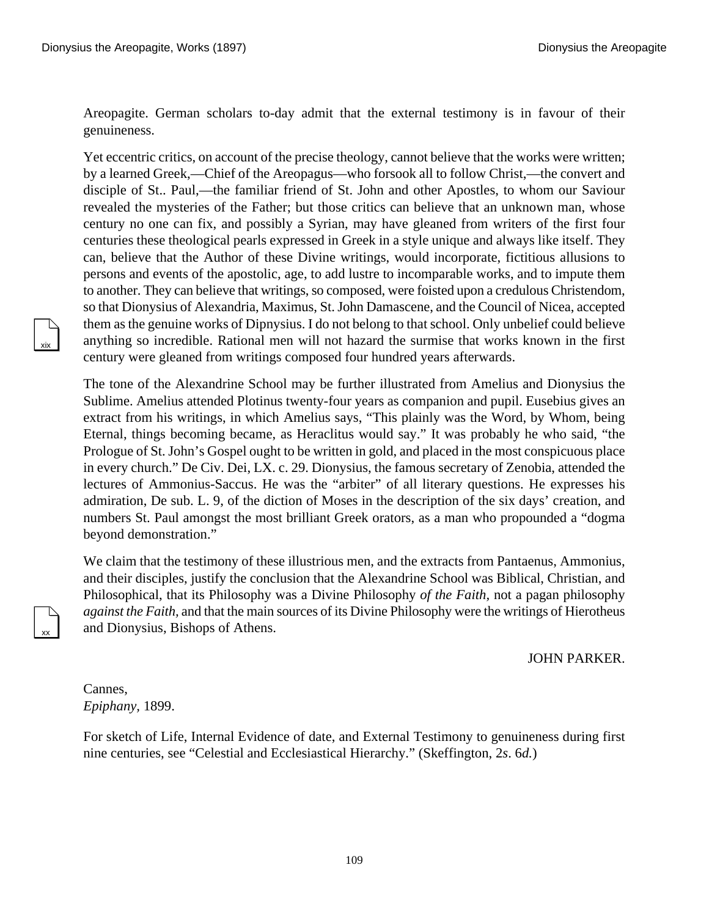Areopagite. German scholars to-day admit that the external testimony is in favour of their genuineness.

Yet eccentric critics, on account of the precise theology, cannot believe that the works were written; by a learned Greek,—Chief of the Areopagus—who forsook all to follow Christ,—the convert and disciple of St.. Paul,—the familiar friend of St. John and other Apostles, to whom our Saviour revealed the mysteries of the Father; but those critics can believe that an unknown man, whose century no one can fix, and possibly a Syrian, may have gleaned from writers of the first four centuries these theological pearls expressed in Greek in a style unique and always like itself. They can, believe that the Author of these Divine writings, would incorporate, fictitious allusions to persons and events of the apostolic, age, to add lustre to incomparable works, and to impute them to another. They can believe that writings, so composed, were foisted upon a credulous Christendom, so that Dionysius of Alexandria, Maximus, St. John Damascene, and the Council of Nicea, accepted them as the genuine works of Dipnysius. I do not belong to that school. Only unbelief could believe anything so incredible. Rational men will not hazard the surmise that works known in the first century were gleaned from writings composed four hundred years afterwards.

The tone of the Alexandrine School may be further illustrated from Amelius and Dionysius the Sublime. Amelius attended Plotinus twenty-four years as companion and pupil. Eusebius gives an extract from his writings, in which Amelius says, “This plainly was the Word, by Whom, being Eternal, things becoming became, as Heraclitus would say.” It was probably he who said, “the Prologue of St. John’s Gospel ought to be written in gold, and placed in the most conspicuous place in every church.” De Civ. Dei, LX. c. 29. Dionysius, the famous secretary of Zenobia, attended the lectures of Ammonius-Saccus. He was the “arbiter” of all literary questions. He expresses his admiration, De sub. L. 9, of the diction of Moses in the description of the six days’ creation, and numbers St. Paul amongst the most brilliant Greek orators, as a man who propounded a “dogma beyond demonstration.”

We claim that the testimony of these illustrious men, and the extracts from Pantaenus, Ammonius, and their disciples, justify the conclusion that the Alexandrine School was Biblical, Christian, and Philosophical, that its Philosophy was a Divine Philosophy *of the Faith,* not a pagan philosophy *against the Faith,* and that the main sources of its Divine Philosophy were the writings of Hierotheus and Dionysius, Bishops of Athens.

JOHN PARKER.

Cannes,
*Epiphany,* 1899.

For sketch of Life, Internal Evidence of date, and External Testimony to genuineness during first nine centuries, see “Celestial and Ecclesiastical Hierarchy.” (Skeffington, 2*s*. 6*d.*)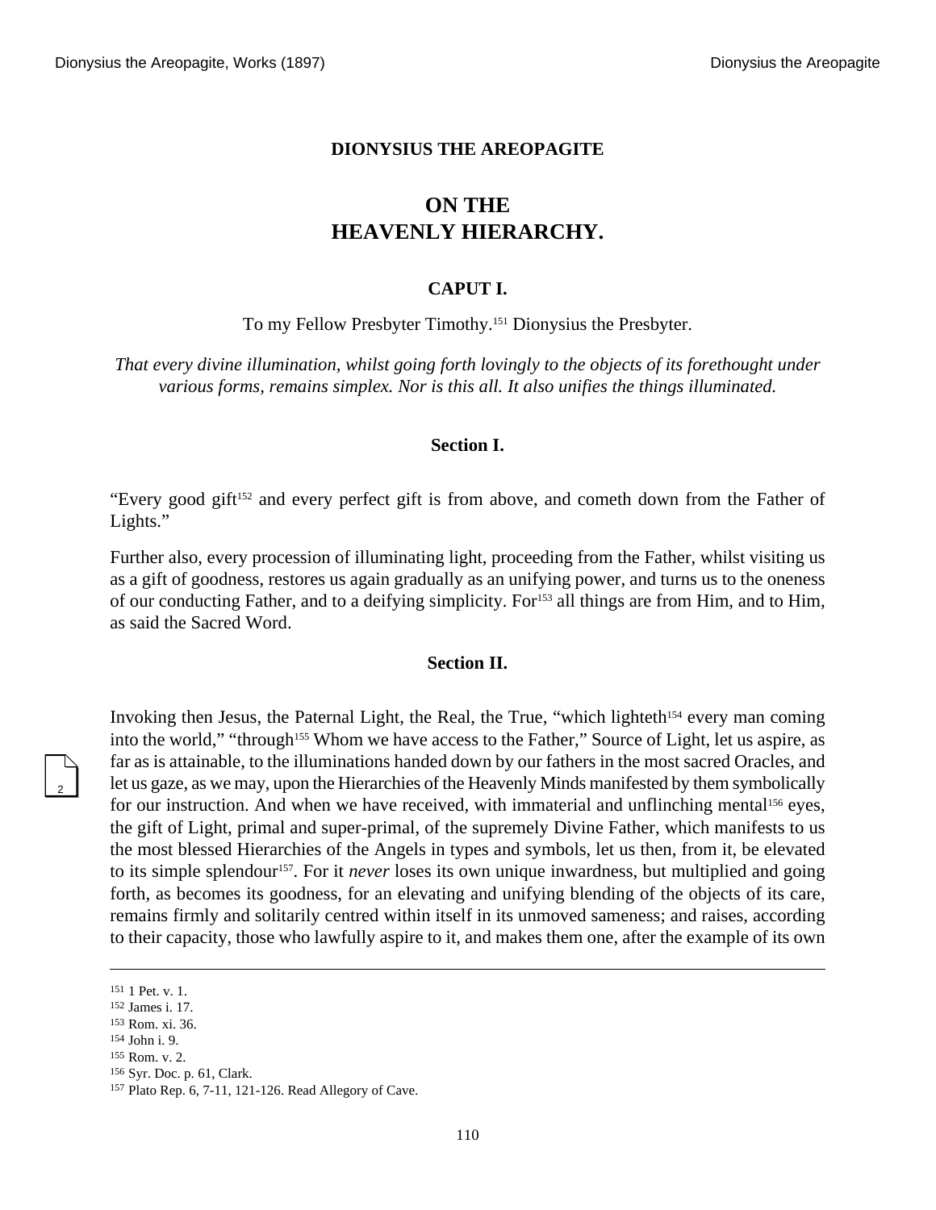**DIONYSIUS THE AREOPAGITE**

# ON THE HEAVENLY HIERARCHY.

## CAPUT I.

To my Fellow Presbyter Timothy.[151] Dionysius the Presbyter.

*That every divine illumination, whilst going forth lovingly to the objects of its forethought under various forms, remains simplex. Nor is this all. It also unifies the things illuminated.*

### Section I.

“Every good gift[152] and every perfect gift is from above, and cometh down from the Father of Lights.”

Further also, every procession of illuminating light, proceeding from the Father, whilst visiting us as a gift of goodness, restores us again gradually as an unifying power, and turns us to the oneness of our conducting Father, and to a deifying simplicity. For[153] all things are from Him, and to Him, as said the Sacred Word.

### Section II.

Invoking then Jesus, the Paternal Light, the Real, the True, “which lighteth[154] every man coming into the world,” “through[155] Whom we have access to the Father,” Source of Light, let us aspire, as far as is attainable, to the illuminations handed down by our fathers in the most sacred Oracles, and let us gaze, as we may, upon the Hierarchies of the Heavenly Minds manifested by them symbolically for our instruction. And when we have received, with immaterial and unflinching mental[156] eyes, the gift of Light, primal and super-primal, of the supremely Divine Father, which manifests to us the most blessed Hierarchies of the Angels in types and symbols, let us then, from it, be elevated to its simple splendour[157]. For it *never* loses its own unique inwardness, but multiplied and going forth, as becomes its goodness, for an elevating and unifying blending of the objects of its care, remains firmly and solitarily centred within itself in its unmoved sameness; and raises, according to their capacity, those who lawfully aspire to it, and makes them one, after the example of its own

---

151 1 Pet. v. 1.
152 James i. 17.
153 Rom. xi. 36.
154 John i. 9.
155 Rom. v. 2.
156 Syr. Doc. p. 61, Clark.
157 Plato Rep. 6, 7-11, 121-126. Read Allegory of Cave.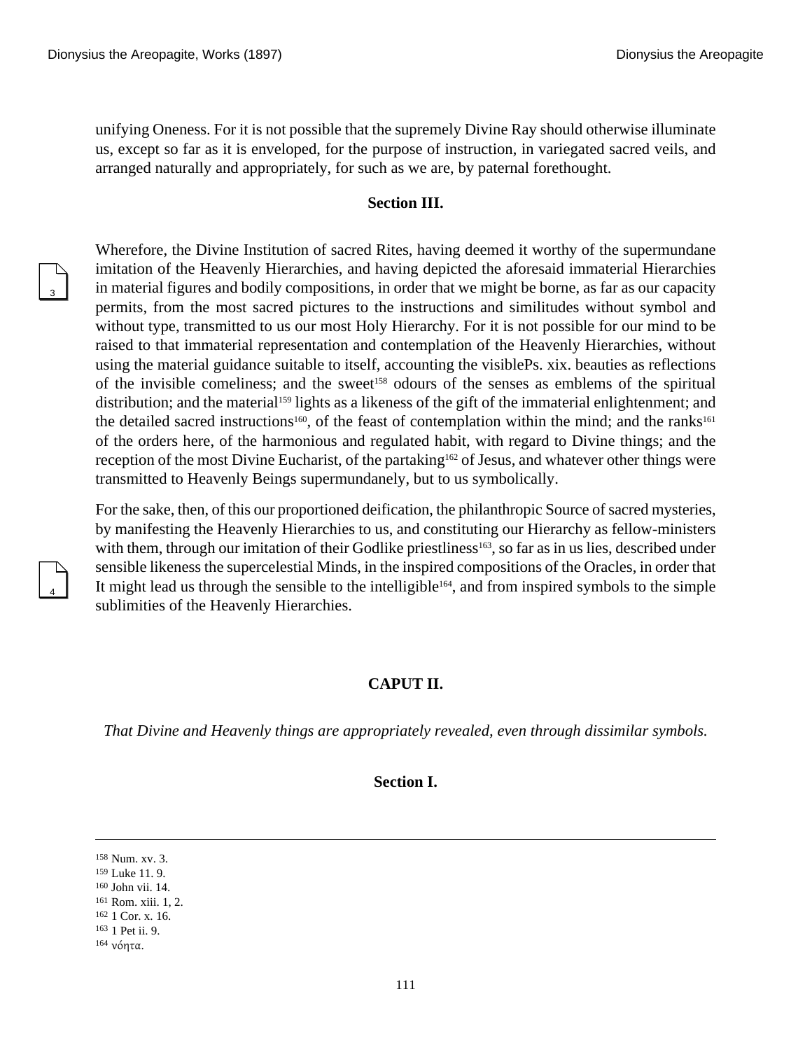unifying Oneness. For it is not possible that the supremely Divine Ray should otherwise illuminate us, except so far as it is enveloped, for the purpose of instruction, in variegated sacred veils, and arranged naturally and appropriately, for such as we are, by paternal forethought.

### Section III.

Wherefore, the Divine Institution of sacred Rites, having deemed it worthy of the supermundane imitation of the Heavenly Hierarchies, and having depicted the aforesaid immaterial Hierarchies in material figures and bodily compositions, in order that we might be borne, as far as our capacity permits, from the most sacred pictures to the instructions and similitudes without symbol and without type, transmitted to us our most Holy Hierarchy. For it is not possible for our mind to be raised to that immaterial representation and contemplation of the Heavenly Hierarchies, without using the material guidance suitable to itself, accounting the visiblePs. xix. beauties as reflections of the invisible comeliness; and the sweet[158] odours of the senses as emblems of the spiritual distribution; and the material[159] lights as a likeness of the gift of the immaterial enlightenment; and the detailed sacred instructions[160], of the feast of contemplation within the mind; and the ranks[161] of the orders here, of the harmonious and regulated habit, with regard to Divine things; and the reception of the most Divine Eucharist, of the partaking[162] of Jesus, and whatever other things were transmitted to Heavenly Beings supermundanely, but to us symbolically.

For the sake, then, of this our proportioned deification, the philanthropic Source of sacred mysteries, by manifesting the Heavenly Hierarchies to us, and constituting our Hierarchy as fellow-ministers with them, through our imitation of their Godlike priestliness[163], so far as in us lies, described under sensible likeness the supercelestial Minds, in the inspired compositions of the Oracles, in order that It might lead us through the sensible to the intelligible[164], and from inspired symbols to the simple sublimities of the Heavenly Hierarchies.

## CAPUT II.

*That Divine and Heavenly things are appropriately revealed, even through dissimilar symbols.*

### Section I.

---

158 Num. xv. 3.
159 Luke 11. 9.
160 John vii. 14.
161 Rom. xiii. 1, 2.
162 1 Cor. x. 16.
163 1 Pet ii. 9.
164 νόητα.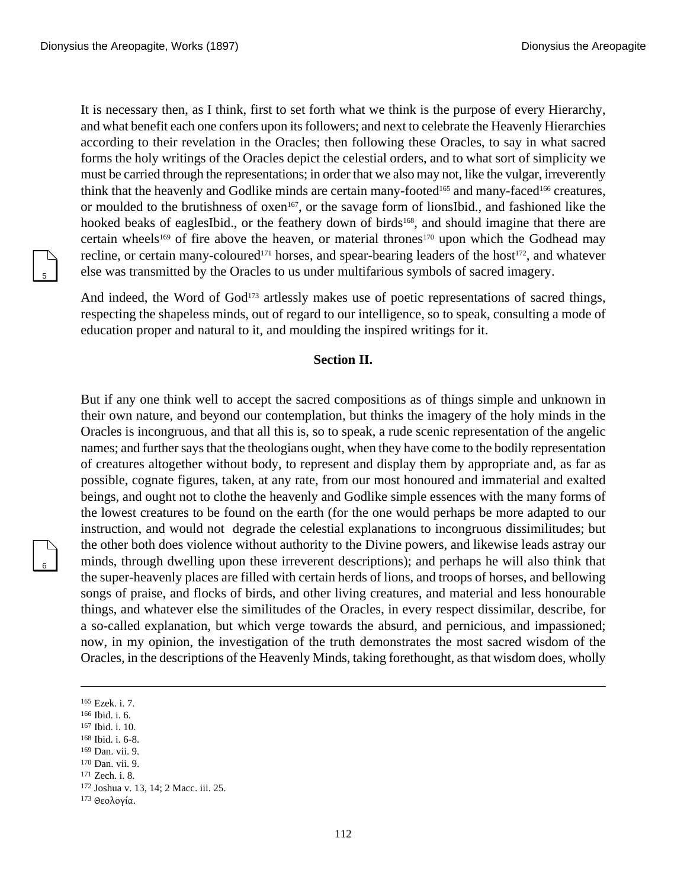It is necessary then, as I think, first to set forth what we think is the purpose of every Hierarchy, and what benefit each one confers upon its followers; and next to celebrate the Heavenly Hierarchies according to their revelation in the Oracles; then following these Oracles, to say in what sacred forms the holy writings of the Oracles depict the celestial orders, and to what sort of simplicity we must be carried through the representations; in order that we also may not, like the vulgar, irreverently think that the heavenly and Godlike minds are certain many-footed[165] and many-faced[166] creatures, or moulded to the brutishness of oxen[167], or the savage form of lionsIbid., and fashioned like the hooked beaks of eaglesIbid., or the feathery down of birds[168], and should imagine that there are certain wheels[169] of fire above the heaven, or material thrones[170] upon which the Godhead may recline, or certain many-coloured[171] horses, and spear-bearing leaders of the host[172], and whatever else was transmitted by the Oracles to us under multifarious symbols of sacred imagery.

And indeed, the Word of God[173] artlessly makes use of poetic representations of sacred things, respecting the shapeless minds, out of regard to our intelligence, so to speak, consulting a mode of education proper and natural to it, and moulding the inspired writings for it.

### Section II.

But if any one think well to accept the sacred compositions as of things simple and unknown in their own nature, and beyond our contemplation, but thinks the imagery of the holy minds in the Oracles is incongruous, and that all this is, so to speak, a rude scenic representation of the angelic names; and further says that the theologians ought, when they have come to the bodily representation of creatures altogether without body, to represent and display them by appropriate and, as far as possible, cognate figures, taken, at any rate, from our most honoured and immaterial and exalted beings, and ought not to clothe the heavenly and Godlike simple essences with the many forms of the lowest creatures to be found on the earth (for the one would perhaps be more adapted to our instruction, and would not degrade the celestial explanations to incongruous dissimilitudes; but the other both does violence without authority to the Divine powers, and likewise leads astray our minds, through dwelling upon these irreverent descriptions); and perhaps he will also think that the super-heavenly places are filled with certain herds of lions, and troops of horses, and bellowing songs of praise, and flocks of birds, and other living creatures, and material and less honourable things, and whatever else the similitudes of the Oracles, in every respect dissimilar, describe, for a so-called explanation, but which verge towards the absurd, and pernicious, and impassioned; now, in my opinion, the investigation of the truth demonstrates the most sacred wisdom of the Oracles, in the descriptions of the Heavenly Minds, taking forethought, as that wisdom does, wholly

---

165 Ezek. i. 7.
166 Ibid. i. 6.
167 Ibid. i. 10.
168 Ibid. i. 6-8.
169 Dan. vii. 9.
170 Dan. vii. 9.
171 Zech. i. 8.
172 Joshua v. 13, 14; 2 Macc. iii. 25.
173 Θεολογία.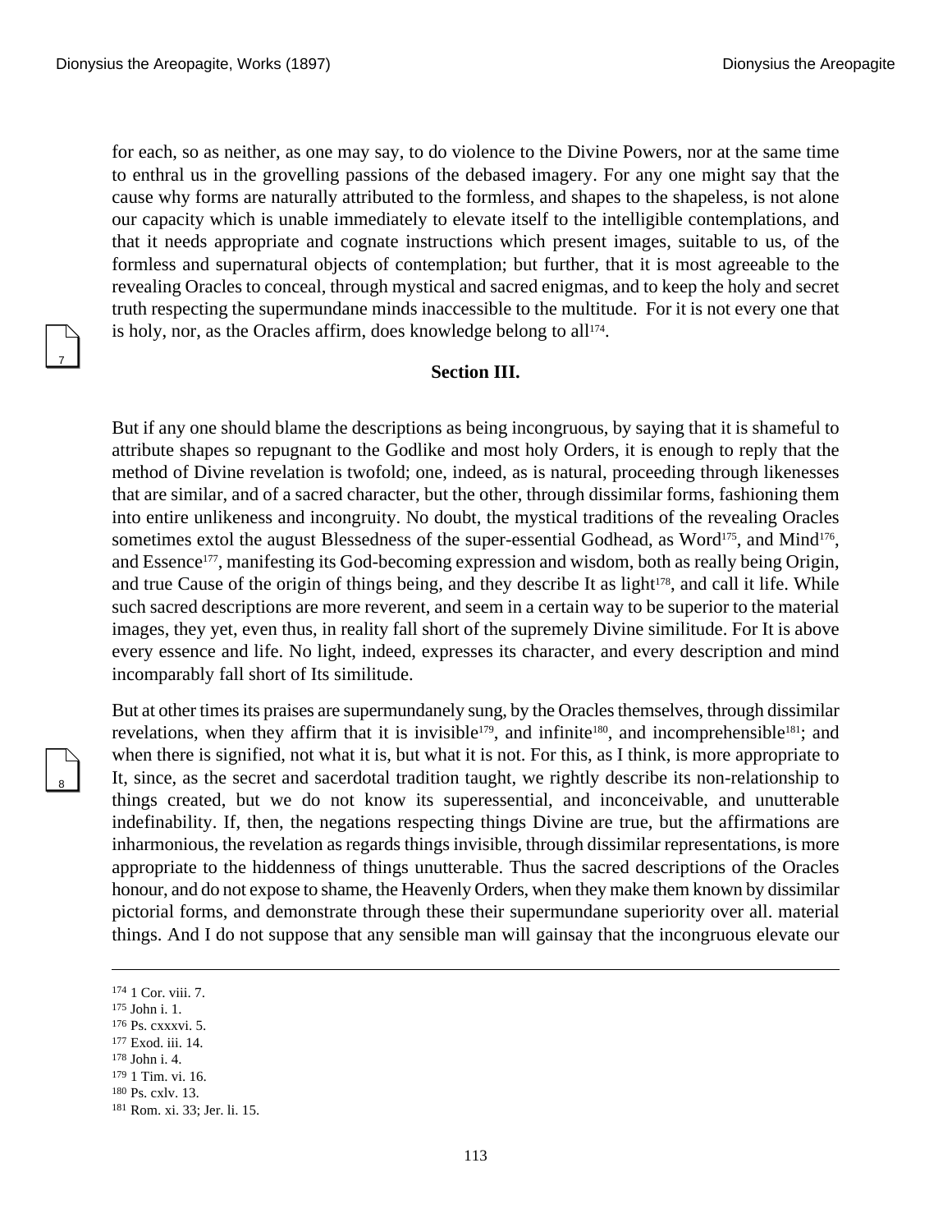for each, so as neither, as one may say, to do violence to the Divine Powers, nor at the same time to enthral us in the grovelling passions of the debased imagery. For any one might say that the cause why forms are naturally attributed to the formless, and shapes to the shapeless, is not alone our capacity which is unable immediately to elevate itself to the intelligible contemplations, and that it needs appropriate and cognate instructions which present images, suitable to us, of the formless and supernatural objects of contemplation; but further, that it is most agreeable to the revealing Oracles to conceal, through mystical and sacred enigmas, and to keep the holy and secret truth respecting the supermundane minds inaccessible to the multitude. For it is not every one that is holy, nor, as the Oracles affirm, does knowledge belong to all[174].

### Section III.

But if any one should blame the descriptions as being incongruous, by saying that it is shameful to attribute shapes so repugnant to the Godlike and most holy Orders, it is enough to reply that the method of Divine revelation is twofold; one, indeed, as is natural, proceeding through likenesses that are similar, and of a sacred character, but the other, through dissimilar forms, fashioning them into entire unlikeness and incongruity. No doubt, the mystical traditions of the revealing Oracles sometimes extol the august Blessedness of the super-essential Godhead, as Word[175], and Mind[176], and Essence[177], manifesting its God-becoming expression and wisdom, both as really being Origin, and true Cause of the origin of things being, and they describe It as light[178], and call it life. While such sacred descriptions are more reverent, and seem in a certain way to be superior to the material images, they yet, even thus, in reality fall short of the supremely Divine similitude. For It is above every essence and life. No light, indeed, expresses its character, and every description and mind incomparably fall short of Its similitude.

But at other times its praises are supermundanely sung, by the Oracles themselves, through dissimilar revelations, when they affirm that it is invisible[179], and infinite[180], and incomprehensible[181]; and when there is signified, not what it is, but what it is not. For this, as I think, is more appropriate to It, since, as the secret and sacerdotal tradition taught, we rightly describe its non-relationship to things created, but we do not know its superessential, and inconceivable, and unutterable indefinability. If, then, the negations respecting things Divine are true, but the affirmations are inharmonious, the revelation as regards things invisible, through dissimilar representations, is more appropriate to the hiddenness of things unutterable. Thus the sacred descriptions of the Oracles honour, and do not expose to shame, the Heavenly Orders, when they make them known by dissimilar pictorial forms, and demonstrate through these their supermundane superiority over all. material things. And I do not suppose that any sensible man will gainsay that the incongruous elevate our

---

174 1 Cor. viii. 7.
175 John i. 1.
176 Ps. cxxxvi. 5.
177 Exod. iii. 14.
178 John i. 4.
179 1 Tim. vi. 16.
180 Ps. cxlv. 13.
181 Rom. xi. 33; Jer. li. 15.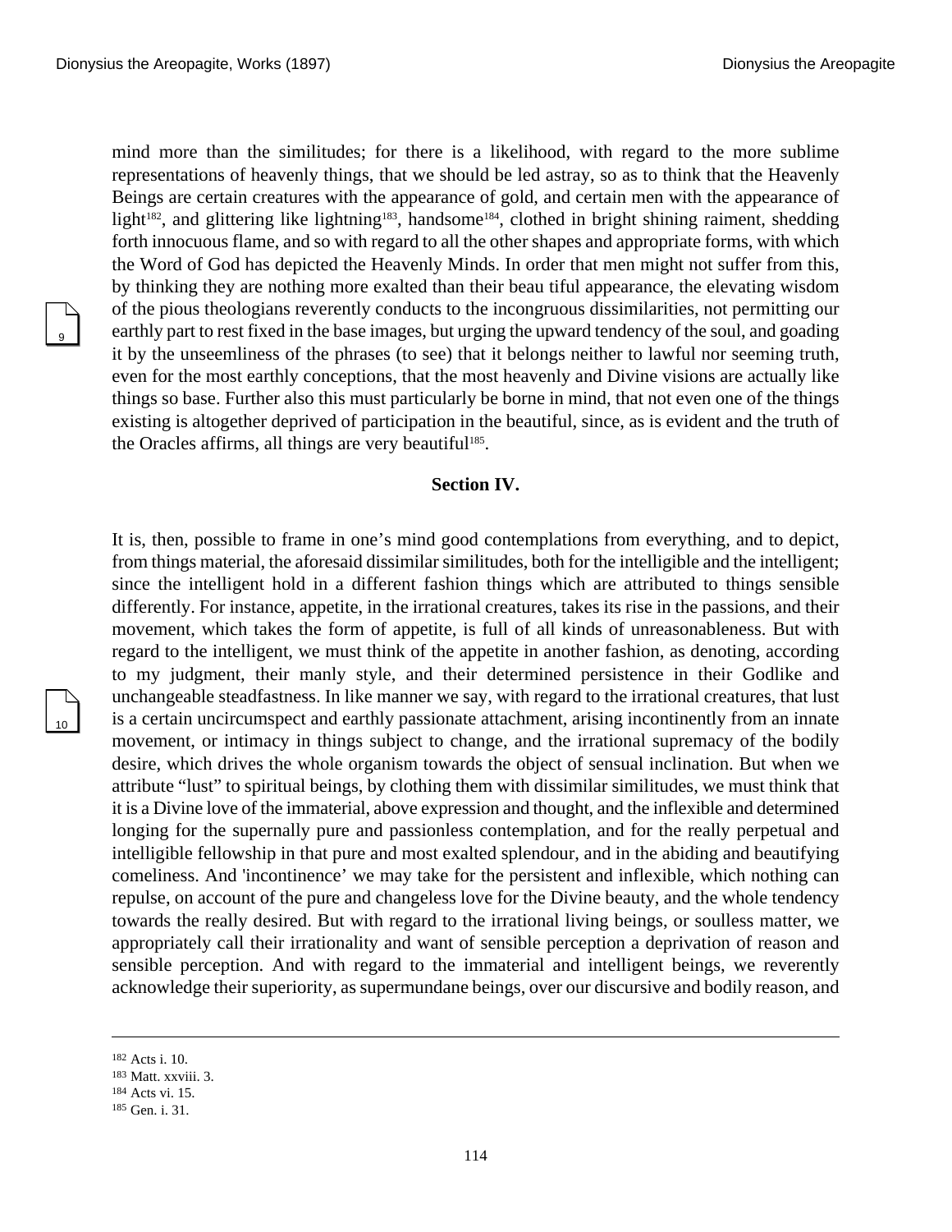mind more than the similitudes; for there is a likelihood, with regard to the more sublime representations of heavenly things, that we should be led astray, so as to think that the Heavenly Beings are certain creatures with the appearance of gold, and certain men with the appearance of light[182], and glittering like lightning[183], handsome[184], clothed in bright shining raiment, shedding forth innocuous flame, and so with regard to all the other shapes and appropriate forms, with which the Word of God has depicted the Heavenly Minds. In order that men might not suffer from this, by thinking they are nothing more exalted than their beau tiful appearance, the elevating wisdom of the pious theologians reverently conducts to the incongruous dissimilarities, not permitting our earthly part to rest fixed in the base images, but urging the upward tendency of the soul, and goading it by the unseemliness of the phrases (to see) that it belongs neither to lawful nor seeming truth, even for the most earthly conceptions, that the most heavenly and Divine visions are actually like things so base. Further also this must particularly be borne in mind, that not even one of the things existing is altogether deprived of participation in the beautiful, since, as is evident and the truth of the Oracles affirms, all things are very beautiful[185].

**Section IV.**

It is, then, possible to frame in one's mind good contemplations from everything, and to depict, from things material, the aforesaid dissimilar similitudes, both for the intelligible and the intelligent; since the intelligent hold in a different fashion things which are attributed to things sensible differently. For instance, appetite, in the irrational creatures, takes its rise in the passions, and their movement, which takes the form of appetite, is full of all kinds of unreasonableness. But with regard to the intelligent, we must think of the appetite in another fashion, as denoting, according to my judgment, their manly style, and their determined persistence in their Godlike and unchangeable steadfastness. In like manner we say, with regard to the irrational creatures, that lust is a certain uncircumspect and earthly passionate attachment, arising incontinently from an innate movement, or intimacy in things subject to change, and the irrational supremacy of the bodily desire, which drives the whole organism towards the object of sensual inclination. But when we attribute "lust" to spiritual beings, by clothing them with dissimilar similitudes, we must think that it is a Divine love of the immaterial, above expression and thought, and the inflexible and determined longing for the supernally pure and passionless contemplation, and for the really perpetual and intelligible fellowship in that pure and most exalted splendour, and in the abiding and beautifying comeliness. And 'incontinence' we may take for the persistent and inflexible, which nothing can repulse, on account of the pure and changeless love for the Divine beauty, and the whole tendency towards the really desired. But with regard to the irrational living beings, or soulless matter, we appropriately call their irrationality and want of sensible perception a deprivation of reason and sensible perception. And with regard to the immaterial and intelligent beings, we reverently acknowledge their superiority, as supermundane beings, over our discursive and bodily reason, and

---

182 Acts i. 10.
183 Matt. xxviii. 3.
184 Acts vi. 15.
185 Gen. i. 31.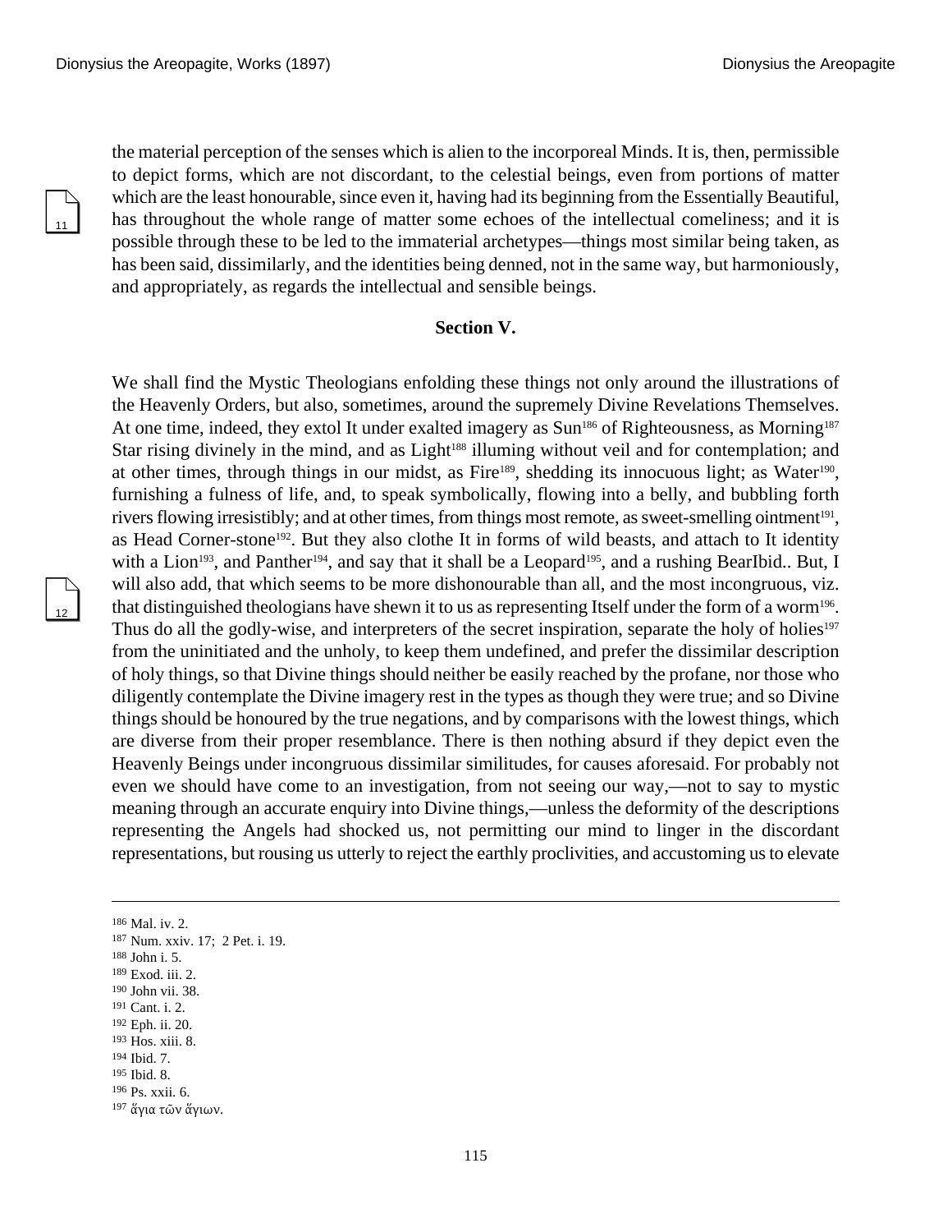the material perception of the senses which is alien to the incorporeal Minds. It is, then, permissible to depict forms, which are not discordant, to the celestial beings, even from portions of matter which are the least honourable, since even it, having had its beginning from the Essentially Beautiful, has throughout the whole range of matter some echoes of the intellectual comeliness; and it is possible through these to be led to the immaterial archetypes—things most similar being taken, as has been said, dissimilarly, and the identities being denned, not in the same way, but harmoniously, and appropriately, as regards the intellectual and sensible beings.

**Section V.**

We shall find the Mystic Theologians enfolding these things not only around the illustrations of the Heavenly Orders, but also, sometimes, around the supremely Divine Revelations Themselves. At one time, indeed, they extol It under exalted imagery as Sun[186] of Righteousness, as Morning[187] Star rising divinely in the mind, and as Light[188] illuming without veil and for contemplation; and at other times, through things in our midst, as Fire[189], shedding its innocuous light; as Water[190], furnishing a fulness of life, and, to speak symbolically, flowing into a belly, and bubbling forth rivers flowing irresistibly; and at other times, from things most remote, as sweet-smelling ointment[191], as Head Corner-stone[192]. But they also clothe It in forms of wild beasts, and attach to It identity with a Lion[193], and Panther[194], and say that it shall be a Leopard[195], and a rushing BearIbid.. But, I will also add, that which seems to be more dishonourable than all, and the most incongruous, viz. that distinguished theologians have shewn it to us as representing Itself under the form of a worm[196]. Thus do all the godly-wise, and interpreters of the secret inspiration, separate the holy of holies[197] from the uninitiated and the unholy, to keep them undefined, and prefer the dissimilar description of holy things, so that Divine things should neither be easily reached by the profane, nor those who diligently contemplate the Divine imagery rest in the types as though they were true; and so Divine things should be honoured by the true negations, and by comparisons with the lowest things, which are diverse from their proper resemblance. There is then nothing absurd if they depict even the Heavenly Beings under incongruous dissimilar similitudes, for causes aforesaid. For probably not even we should have come to an investigation, from not seeing our way,—not to say to mystic meaning through an accurate enquiry into Divine things,—unless the deformity of the descriptions representing the Angels had shocked us, not permitting our mind to linger in the discordant representations, but rousing us utterly to reject the earthly proclivities, and accustoming us to elevate

---

186 Mal. iv. 2.
187 Num. xxiv. 17; 2 Pet. i. 19.
188 John i. 5.
189 Exod. iii. 2.
190 John vii. 38.
191 Cant. i. 2.
192 Eph. ii. 20.
193 Hos. xiii. 8.
194 Ibid. 7.
195 Ibid. 8.
196 Ps. xxii. 6.
197 ἅγια τῶν ἅγιων.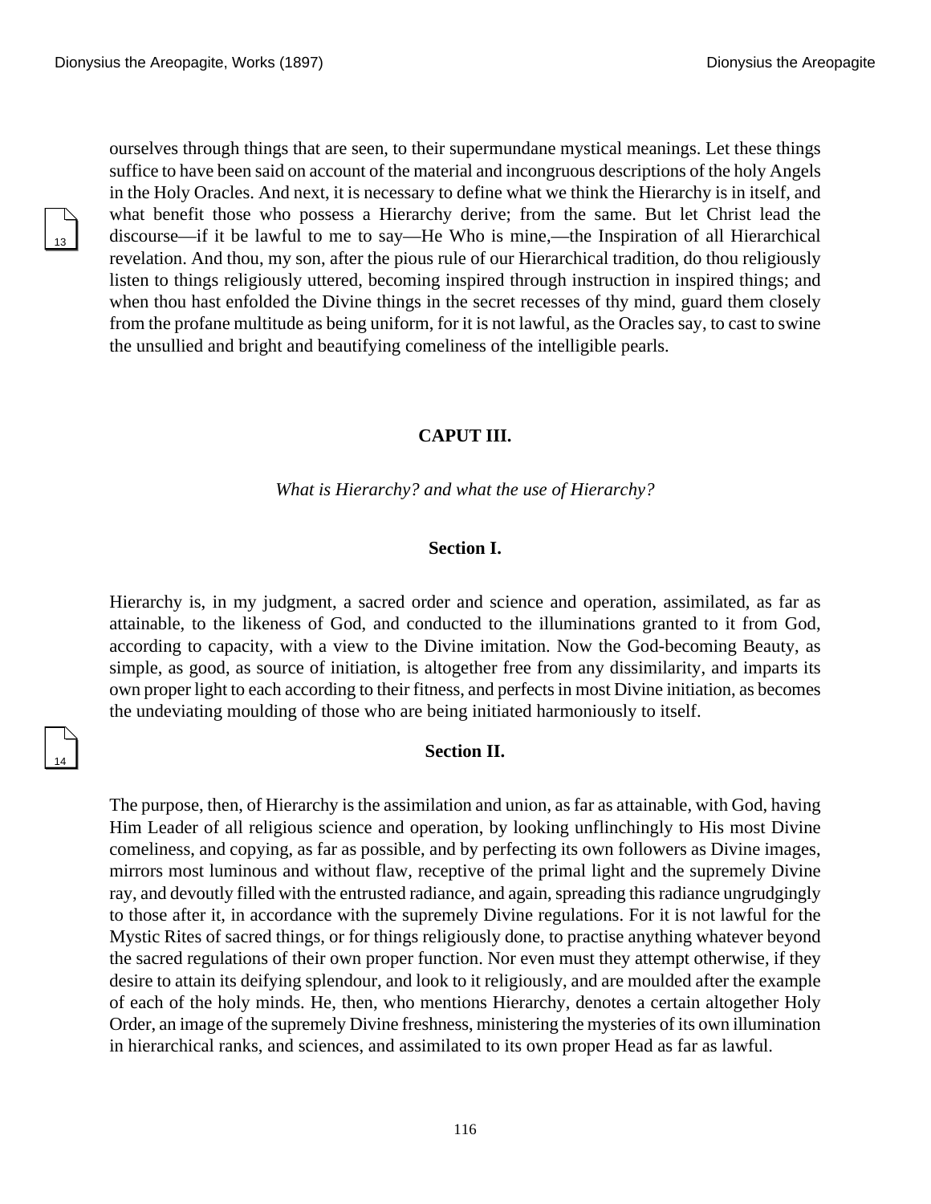ourselves through things that are seen, to their supermundane mystical meanings. Let these things suffice to have been said on account of the material and incongruous descriptions of the holy Angels in the Holy Oracles. And next, it is necessary to define what we think the Hierarchy is in itself, and what benefit those who possess a Hierarchy derive; from the same. But let Christ lead the discourse—if it be lawful to me to say—He Who is mine,—the Inspiration of all Hierarchical revelation. And thou, my son, after the pious rule of our Hierarchical tradition, do thou religiously listen to things religiously uttered, becoming inspired through instruction in inspired things; and when thou hast enfolded the Divine things in the secret recesses of thy mind, guard them closely from the profane multitude as being uniform, for it is not lawful, as the Oracles say, to cast to swine the unsullied and bright and beautifying comeliness of the intelligible pearls.

## CAPUT III.

*What is Hierarchy? and what the use of Hierarchy?*

### Section I.

Hierarchy is, in my judgment, a sacred order and science and operation, assimilated, as far as attainable, to the likeness of God, and conducted to the illuminations granted to it from God, according to capacity, with a view to the Divine imitation. Now the God-becoming Beauty, as simple, as good, as source of initiation, is altogether free from any dissimilarity, and imparts its own proper light to each according to their fitness, and perfects in most Divine initiation, as becomes the undeviating moulding of those who are being initiated harmoniously to itself.

### Section II.

The purpose, then, of Hierarchy is the assimilation and union, as far as attainable, with God, having Him Leader of all religious science and operation, by looking unflinchingly to His most Divine comeliness, and copying, as far as possible, and by perfecting its own followers as Divine images, mirrors most luminous and without flaw, receptive of the primal light and the supremely Divine ray, and devoutly filled with the entrusted radiance, and again, spreading this radiance ungrudgingly to those after it, in accordance with the supremely Divine regulations. For it is not lawful for the Mystic Rites of sacred things, or for things religiously done, to practise anything whatever beyond the sacred regulations of their own proper function. Nor even must they attempt otherwise, if they desire to attain its deifying splendour, and look to it religiously, and are moulded after the example of each of the holy minds. He, then, who mentions Hierarchy, denotes a certain altogether Holy Order, an image of the supremely Divine freshness, ministering the mysteries of its own illumination in hierarchical ranks, and sciences, and assimilated to its own proper Head as far as lawful.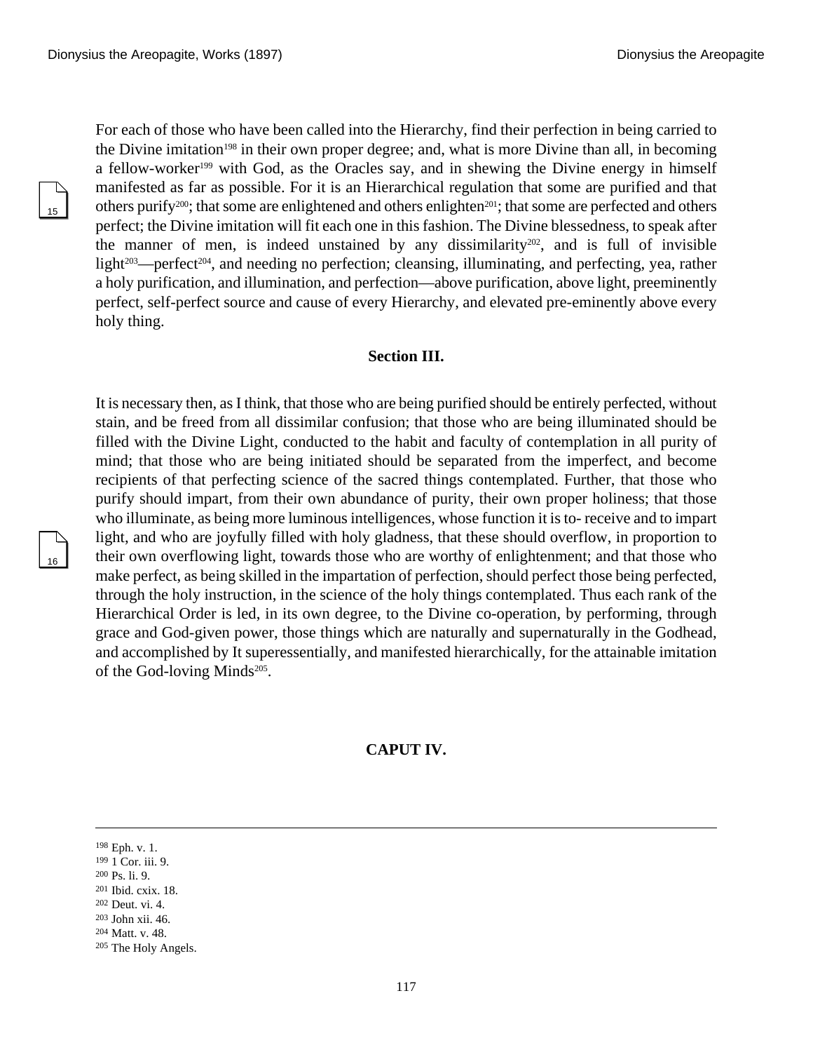For each of those who have been called into the Hierarchy, find their perfection in being carried to the Divine imitation[198] in their own proper degree; and, what is more Divine than all, in becoming a fellow-worker[199] with God, as the Oracles say, and in shewing the Divine energy in himself manifested as far as possible. For it is an Hierarchical regulation that some are purified and that others purify[200]; that some are enlightened and others enlighten[201]; that some are perfected and others perfect; the Divine imitation will fit each one in this fashion. The Divine blessedness, to speak after the manner of men, is indeed unstained by any dissimilarity[202], and is full of invisible light[203]—perfect[204], and needing no perfection; cleansing, illuminating, and perfecting, yea, rather a holy purification, and illumination, and perfection—above purification, above light, preeminently perfect, self-perfect source and cause of every Hierarchy, and elevated pre-eminently above every holy thing.

### Section III.

It is necessary then, as I think, that those who are being purified should be entirely perfected, without stain, and be freed from all dissimilar confusion; that those who are being illuminated should be filled with the Divine Light, conducted to the habit and faculty of contemplation in all purity of mind; that those who are being initiated should be separated from the imperfect, and become recipients of that perfecting science of the sacred things contemplated. Further, that those who purify should impart, from their own abundance of purity, their own proper holiness; that those who illuminate, as being more luminous intelligences, whose function it is to- receive and to impart light, and who are joyfully filled with holy gladness, that these should overflow, in proportion to their own overflowing light, towards those who are worthy of enlightenment; and that those who make perfect, as being skilled in the impartation of perfection, should perfect those being perfected, through the holy instruction, in the science of the holy things contemplated. Thus each rank of the Hierarchical Order is led, in its own degree, to the Divine co-operation, by performing, through grace and God-given power, those things which are naturally and supernaturally in the Godhead, and accomplished by It superessentially, and manifested hierarchically, for the attainable imitation of the God-loving Minds[205].

## CAPUT IV.

---

[198] Eph. v. 1.
[199] 1 Cor. iii. 9.
[200] Ps. li. 9.
[201] Ibid. cxix. 18.
[202] Deut. vi. 4.
[203] John xii. 46.
[204] Matt. v. 48.
[205] The Holy Angels.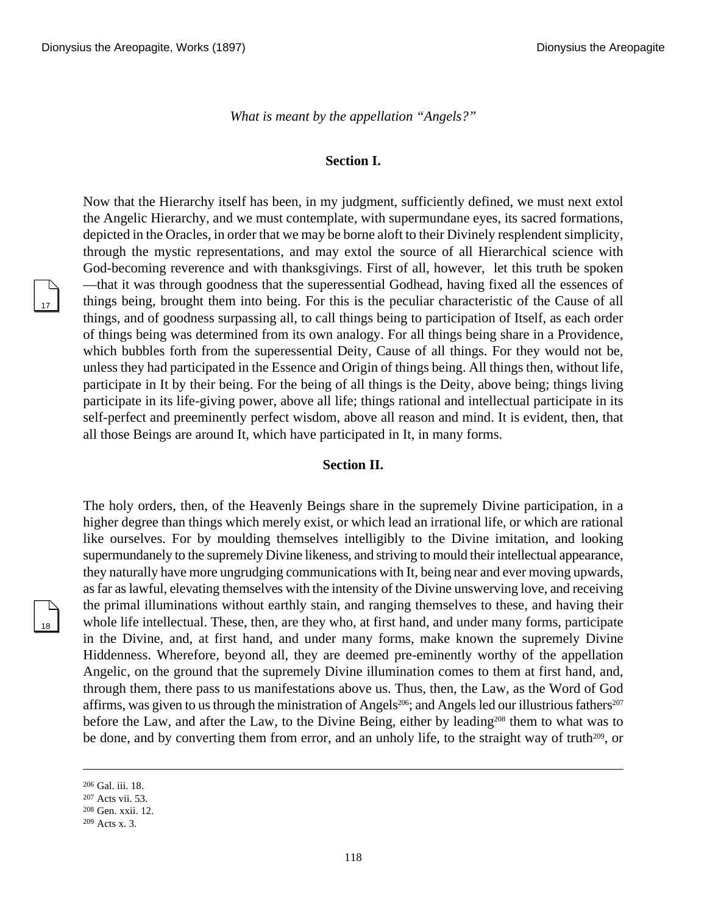*What is meant by the appellation "Angels?"*

### Section I.

Now that the Hierarchy itself has been, in my judgment, sufficiently defined, we must next extol the Angelic Hierarchy, and we must contemplate, with supermundane eyes, its sacred formations, depicted in the Oracles, in order that we may be borne aloft to their Divinely resplendent simplicity, through the mystic representations, and may extol the source of all Hierarchical science with God-becoming reverence and with thanksgivings. First of all, however, let this truth be spoken —that it was through goodness that the superessential Godhead, having fixed all the essences of things being, brought them into being. For this is the peculiar characteristic of the Cause of all things, and of goodness surpassing all, to call things being to participation of Itself, as each order of things being was determined from its own analogy. For all things being share in a Providence, which bubbles forth from the superessential Deity, Cause of all things. For they would not be, unless they had participated in the Essence and Origin of things being. All things then, without life, participate in It by their being. For the being of all things is the Deity, above being; things living participate in its life-giving power, above all life; things rational and intellectual participate in its self-perfect and preeminently perfect wisdom, above all reason and mind. It is evident, then, that all those Beings are around It, which have participated in It, in many forms.

### Section II.

The holy orders, then, of the Heavenly Beings share in the supremely Divine participation, in a higher degree than things which merely exist, or which lead an irrational life, or which are rational like ourselves. For by moulding themselves intelligibly to the Divine imitation, and looking supermundanely to the supremely Divine likeness, and striving to mould their intellectual appearance, they naturally have more ungrudging communications with It, being near and ever moving upwards, as far as lawful, elevating themselves with the intensity of the Divine unswerving love, and receiving the primal illuminations without earthly stain, and ranging themselves to these, and having their whole life intellectual. These, then, are they who, at first hand, and under many forms, participate in the Divine, and, at first hand, and under many forms, make known the supremely Divine Hiddenness. Wherefore, beyond all, they are deemed pre-eminently worthy of the appellation Angelic, on the ground that the supremely Divine illumination comes to them at first hand, and, through them, there pass to us manifestations above us. Thus, then, the Law, as the Word of God affirms, was given to us through the ministration of Angels[206]; and Angels led our illustrious fathers[207] before the Law, and after the Law, to the Divine Being, either by leading[208] them to what was to be done, and by converting them from error, and an unholy life, to the straight way of truth[209], or

---

[206] Gal. iii. 18.

[207] Acts vii. 53.

[208] Gen. xxii. 12.

[209] Acts x. 3.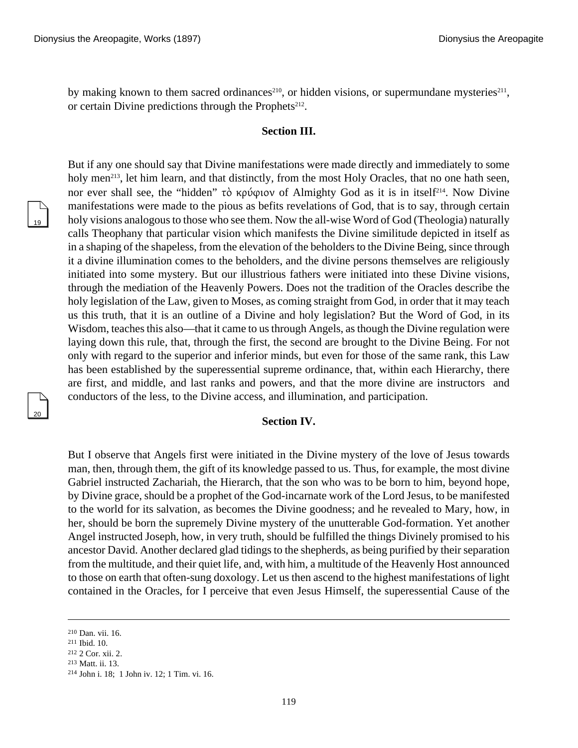by making known to them sacred ordinances[210], or hidden visions, or supermundane mysteries[211], or certain Divine predictions through the Prophets[212].

### Section III.

But if any one should say that Divine manifestations were made directly and immediately to some holy men[213], let him learn, and that distinctly, from the most Holy Oracles, that no one hath seen, nor ever shall see, the "hidden" τὸ κρύφιον of Almighty God as it is in itself[214]. Now Divine manifestations were made to the pious as befits revelations of God, that is to say, through certain holy visions analogous to those who see them. Now the all-wise Word of God (Theologia) naturally calls Theophany that particular vision which manifests the Divine similitude depicted in itself as in a shaping of the shapeless, from the elevation of the beholders to the Divine Being, since through it a divine illumination comes to the beholders, and the divine persons themselves are religiously initiated into some mystery. But our illustrious fathers were initiated into these Divine visions, through the mediation of the Heavenly Powers. Does not the tradition of the Oracles describe the holy legislation of the Law, given to Moses, as coming straight from God, in order that it may teach us this truth, that it is an outline of a Divine and holy legislation? But the Word of God, in its Wisdom, teaches this also—that it came to us through Angels, as though the Divine regulation were laying down this rule, that, through the first, the second are brought to the Divine Being. For not only with regard to the superior and inferior minds, but even for those of the same rank, this Law has been established by the superessential supreme ordinance, that, within each Hierarchy, there are first, and middle, and last ranks and powers, and that the more divine are instructors and conductors of the less, to the Divine access, and illumination, and participation.

### Section IV.

But I observe that Angels first were initiated in the Divine mystery of the love of Jesus towards man, then, through them, the gift of its knowledge passed to us. Thus, for example, the most divine Gabriel instructed Zachariah, the Hierarch, that the son who was to be born to him, beyond hope, by Divine grace, should be a prophet of the God-incarnate work of the Lord Jesus, to be manifested to the world for its salvation, as becomes the Divine goodness; and he revealed to Mary, how, in her, should be born the supremely Divine mystery of the unutterable God-formation. Yet another Angel instructed Joseph, how, in very truth, should be fulfilled the things Divinely promised to his ancestor David. Another declared glad tidings to the shepherds, as being purified by their separation from the multitude, and their quiet life, and, with him, a multitude of the Heavenly Host announced to those on earth that often-sung doxology. Let us then ascend to the highest manifestations of light contained in the Oracles, for I perceive that even Jesus Himself, the superessential Cause of the

---

[210] Dan. vii. 16.
[211] Ibid. 10.
[212] 2 Cor. xii. 2.
[213] Matt. ii. 13.
[214] John i. 18; 1 John iv. 12; 1 Tim. vi. 16.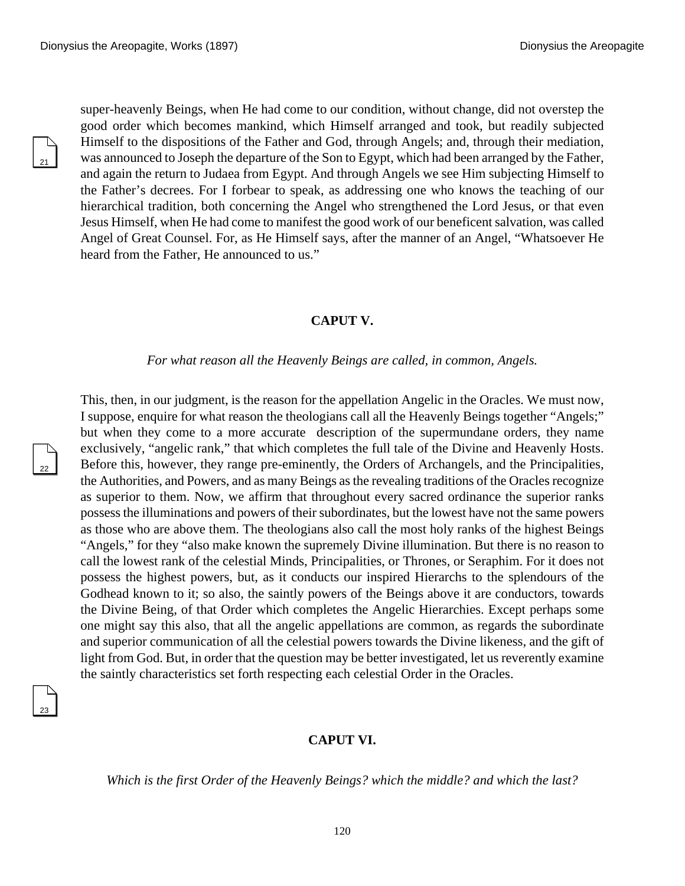super-heavenly Beings, when He had come to our condition, without change, did not overstep the good order which becomes mankind, which Himself arranged and took, but readily subjected Himself to the dispositions of the Father and God, through Angels; and, through their mediation, was announced to Joseph the departure of the Son to Egypt, which had been arranged by the Father, and again the return to Judaea from Egypt. And through Angels we see Him subjecting Himself to the Father's decrees. For I forbear to speak, as addressing one who knows the teaching of our hierarchical tradition, both concerning the Angel who strengthened the Lord Jesus, or that even Jesus Himself, when He had come to manifest the good work of our beneficent salvation, was called Angel of Great Counsel. For, as He Himself says, after the manner of an Angel, "Whatsoever He heard from the Father, He announced to us."

## CAPUT V.

*For what reason all the Heavenly Beings are called, in common, Angels.*

This, then, in our judgment, is the reason for the appellation Angelic in the Oracles. We must now, I suppose, enquire for what reason the theologians call all the Heavenly Beings together "Angels;" but when they come to a more accurate description of the supermundane orders, they name exclusively, "angelic rank," that which completes the full tale of the Divine and Heavenly Hosts. Before this, however, they range pre-eminently, the Orders of Archangels, and the Principalities, the Authorities, and Powers, and as many Beings as the revealing traditions of the Oracles recognize as superior to them. Now, we affirm that throughout every sacred ordinance the superior ranks possess the illuminations and powers of their subordinates, but the lowest have not the same powers as those who are above them. The theologians also call the most holy ranks of the highest Beings "Angels," for they "also make known the supremely Divine illumination. But there is no reason to call the lowest rank of the celestial Minds, Principalities, or Thrones, or Seraphim. For it does not possess the highest powers, but, as it conducts our inspired Hierarchs to the splendours of the Godhead known to it; so also, the saintly powers of the Beings above it are conductors, towards the Divine Being, of that Order which completes the Angelic Hierarchies. Except perhaps some one might say this also, that all the angelic appellations are common, as regards the subordinate and superior communication of all the celestial powers towards the Divine likeness, and the gift of light from God. But, in order that the question may be better investigated, let us reverently examine the saintly characteristics set forth respecting each celestial Order in the Oracles.

## CAPUT VI.

*Which is the first Order of the Heavenly Beings? which the middle? and which the last?*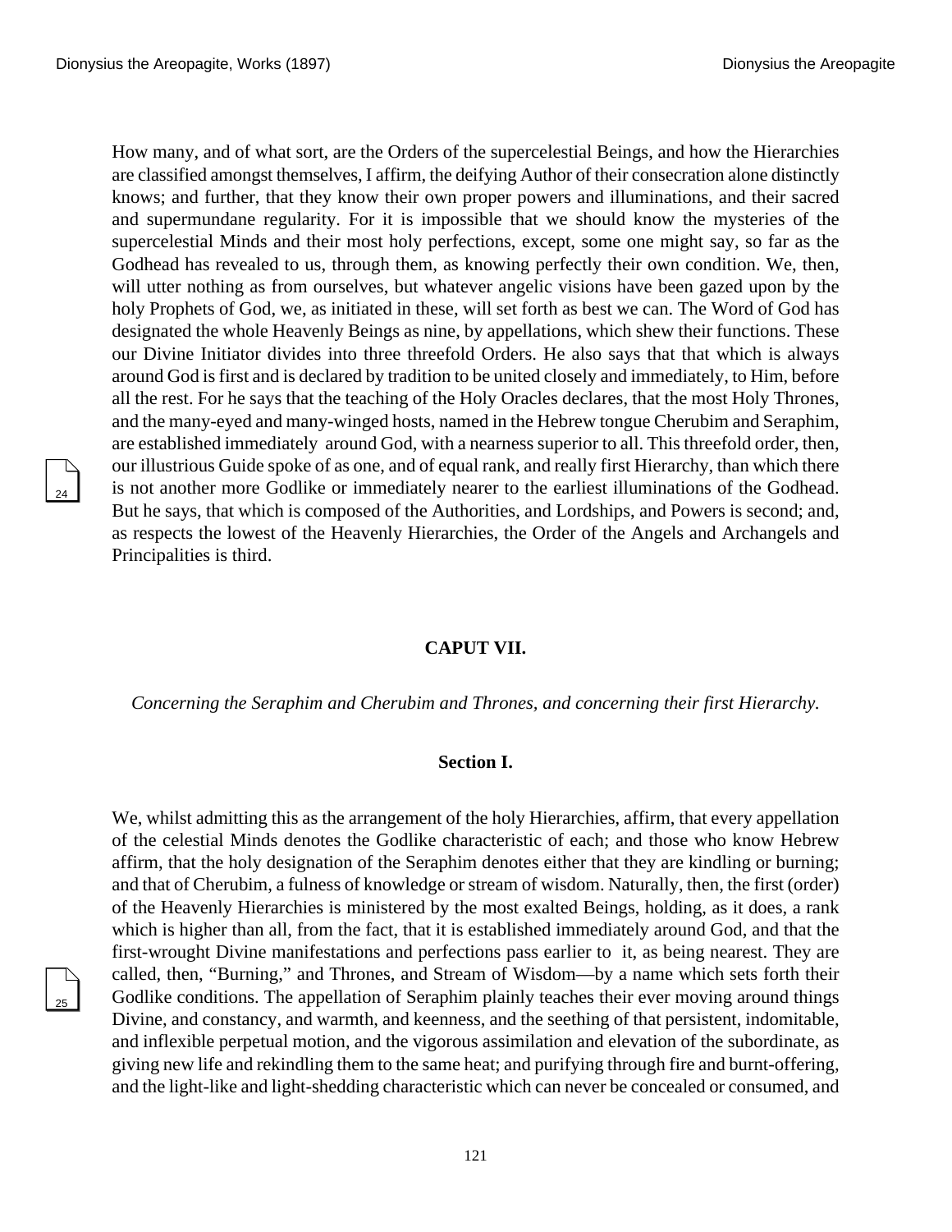How many, and of what sort, are the Orders of the supercelestial Beings, and how the Hierarchies are classified amongst themselves, I affirm, the deifying Author of their consecration alone distinctly knows; and further, that they know their own proper powers and illuminations, and their sacred and supermundane regularity. For it is impossible that we should know the mysteries of the supercelestial Minds and their most holy perfections, except, some one might say, so far as the Godhead has revealed to us, through them, as knowing perfectly their own condition. We, then, will utter nothing as from ourselves, but whatever angelic visions have been gazed upon by the holy Prophets of God, we, as initiated in these, will set forth as best we can. The Word of God has designated the whole Heavenly Beings as nine, by appellations, which shew their functions. These our Divine Initiator divides into three threefold Orders. He also says that that which is always around God is first and is declared by tradition to be united closely and immediately, to Him, before all the rest. For he says that the teaching of the Holy Oracles declares, that the most Holy Thrones, and the many-eyed and many-winged hosts, named in the Hebrew tongue Cherubim and Seraphim, are established immediately around God, with a nearness superior to all. This threefold order, then, our illustrious Guide spoke of as one, and of equal rank, and really first Hierarchy, than which there is not another more Godlike or immediately nearer to the earliest illuminations of the Godhead. But he says, that which is composed of the Authorities, and Lordships, and Powers is second; and, as respects the lowest of the Heavenly Hierarchies, the Order of the Angels and Archangels and Principalities is third.

## CAPUT VII.

*Concerning the Seraphim and Cherubim and Thrones, and concerning their first Hierarchy.*

### Section I.

We, whilst admitting this as the arrangement of the holy Hierarchies, affirm, that every appellation of the celestial Minds denotes the Godlike characteristic of each; and those who know Hebrew affirm, that the holy designation of the Seraphim denotes either that they are kindling or burning; and that of Cherubim, a fulness of knowledge or stream of wisdom. Naturally, then, the first (order) of the Heavenly Hierarchies is ministered by the most exalted Beings, holding, as it does, a rank which is higher than all, from the fact, that it is established immediately around God, and that the first-wrought Divine manifestations and perfections pass earlier to it, as being nearest. They are called, then, "Burning," and Thrones, and Stream of Wisdom—by a name which sets forth their Godlike conditions. The appellation of Seraphim plainly teaches their ever moving around things Divine, and constancy, and warmth, and keenness, and the seething of that persistent, indomitable, and inflexible perpetual motion, and the vigorous assimilation and elevation of the subordinate, as giving new life and rekindling them to the same heat; and purifying through fire and burnt-offering, and the light-like and light-shedding characteristic which can never be concealed or consumed, and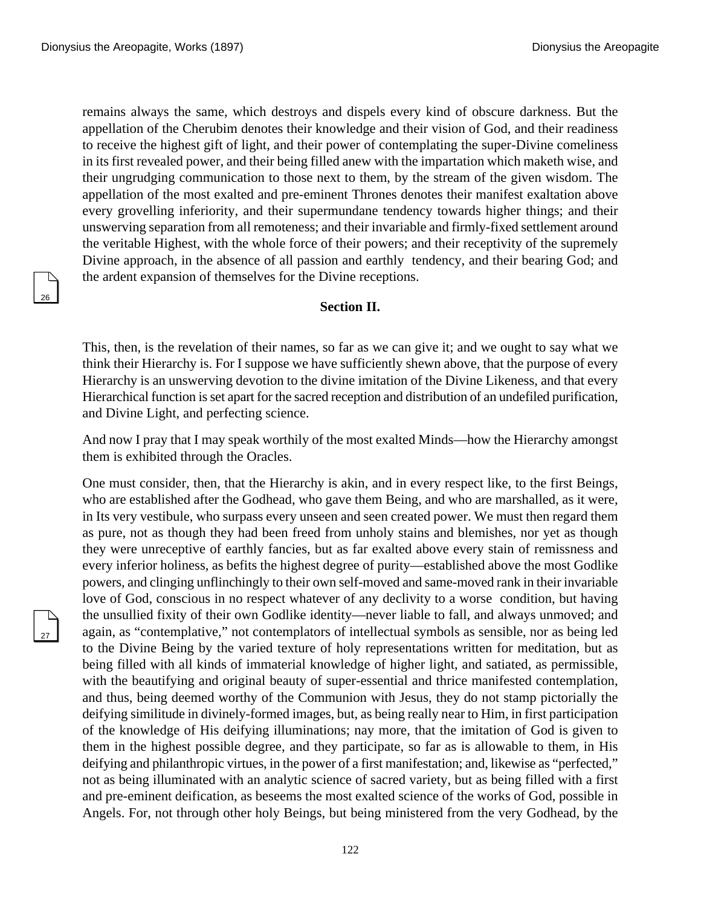remains always the same, which destroys and dispels every kind of obscure darkness. But the appellation of the Cherubim denotes their knowledge and their vision of God, and their readiness to receive the highest gift of light, and their power of contemplating the super-Divine comeliness in its first revealed power, and their being filled anew with the impartation which maketh wise, and their ungrudging communication to those next to them, by the stream of the given wisdom. The appellation of the most exalted and pre-eminent Thrones denotes their manifest exaltation above every grovelling inferiority, and their supermundane tendency towards higher things; and their unswerving separation from all remoteness; and their invariable and firmly-fixed settlement around the veritable Highest, with the whole force of their powers; and their receptivity of the supremely Divine approach, in the absence of all passion and earthly tendency, and their bearing God; and the ardent expansion of themselves for the Divine receptions.

### Section II.

This, then, is the revelation of their names, so far as we can give it; and we ought to say what we think their Hierarchy is. For I suppose we have sufficiently shewn above, that the purpose of every Hierarchy is an unswerving devotion to the divine imitation of the Divine Likeness, and that every Hierarchical function is set apart for the sacred reception and distribution of an undefiled purification, and Divine Light, and perfecting science.

And now I pray that I may speak worthily of the most exalted Minds—how the Hierarchy amongst them is exhibited through the Oracles.

One must consider, then, that the Hierarchy is akin, and in every respect like, to the first Beings, who are established after the Godhead, who gave them Being, and who are marshalled, as it were, in Its very vestibule, who surpass every unseen and seen created power. We must then regard them as pure, not as though they had been freed from unholy stains and blemishes, nor yet as though they were unreceptive of earthly fancies, but as far exalted above every stain of remissness and every inferior holiness, as befits the highest degree of purity—established above the most Godlike powers, and clinging unflinchingly to their own self-moved and same-moved rank in their invariable love of God, conscious in no respect whatever of any declivity to a worse condition, but having the unsullied fixity of their own Godlike identity—never liable to fall, and always unmoved; and again, as "contemplative," not contemplators of intellectual symbols as sensible, nor as being led to the Divine Being by the varied texture of holy representations written for meditation, but as being filled with all kinds of immaterial knowledge of higher light, and satiated, as permissible, with the beautifying and original beauty of super-essential and thrice manifested contemplation, and thus, being deemed worthy of the Communion with Jesus, they do not stamp pictorially the deifying similitude in divinely-formed images, but, as being really near to Him, in first participation of the knowledge of His deifying illuminations; nay more, that the imitation of God is given to them in the highest possible degree, and they participate, so far as is allowable to them, in His deifying and philanthropic virtues, in the power of a first manifestation; and, likewise as "perfected," not as being illuminated with an analytic science of sacred variety, but as being filled with a first and pre-eminent deification, as beseems the most exalted science of the works of God, possible in Angels. For, not through other holy Beings, but being ministered from the very Godhead, by the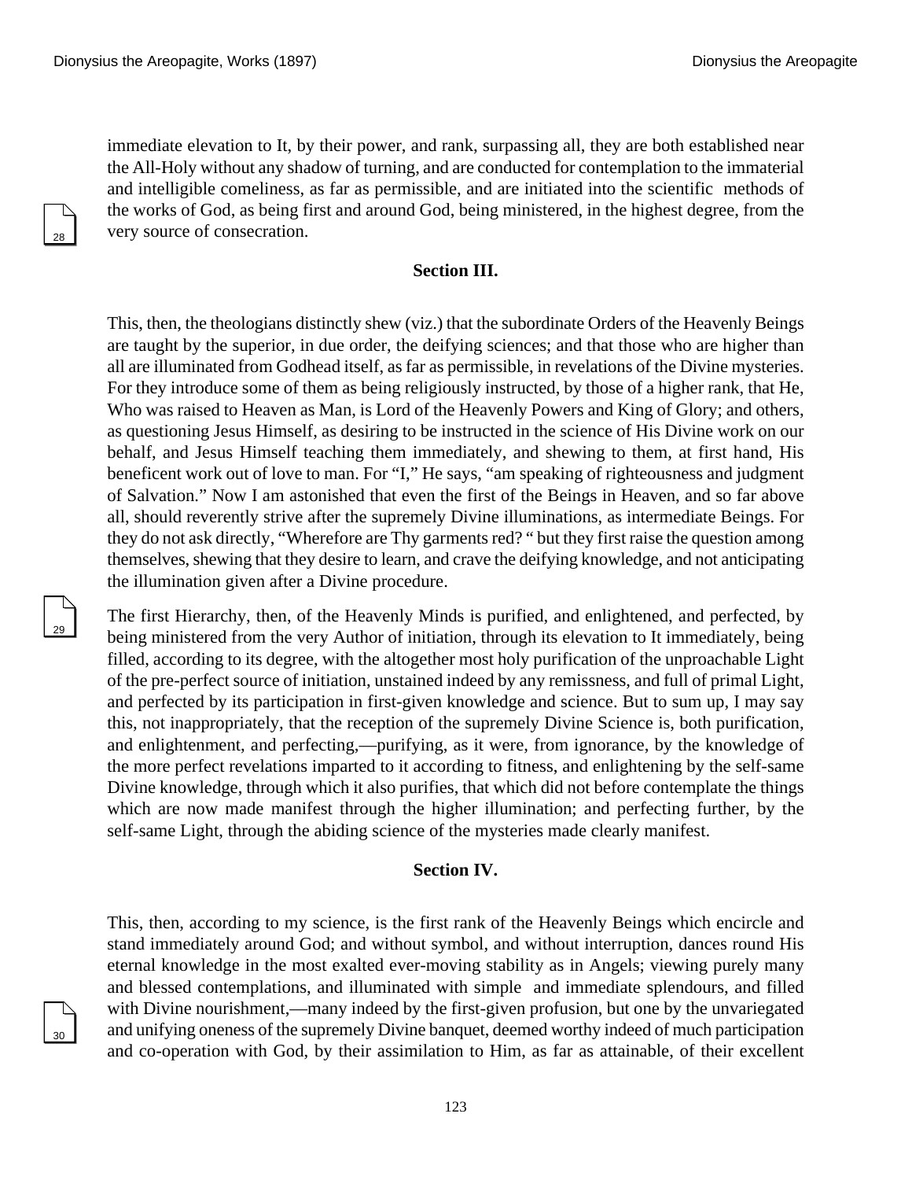immediate elevation to It, by their power, and rank, surpassing all, they are both established near the All-Holy without any shadow of turning, and are conducted for contemplation to the immaterial and intelligible comeliness, as far as permissible, and are initiated into the scientific methods of the works of God, as being first and around God, being ministered, in the highest degree, from the very source of consecration.

### Section III.

This, then, the theologians distinctly shew (viz.) that the subordinate Orders of the Heavenly Beings are taught by the superior, in due order, the deifying sciences; and that those who are higher than all are illuminated from Godhead itself, as far as permissible, in revelations of the Divine mysteries. For they introduce some of them as being religiously instructed, by those of a higher rank, that He, Who was raised to Heaven as Man, is Lord of the Heavenly Powers and King of Glory; and others, as questioning Jesus Himself, as desiring to be instructed in the science of His Divine work on our behalf, and Jesus Himself teaching them immediately, and shewing to them, at first hand, His beneficent work out of love to man. For "I," He says, "am speaking of righteousness and judgment of Salvation." Now I am astonished that even the first of the Beings in Heaven, and so far above all, should reverently strive after the supremely Divine illuminations, as intermediate Beings. For they do not ask directly, "Wherefore are Thy garments red? " but they first raise the question among themselves, shewing that they desire to learn, and crave the deifying knowledge, and not anticipating the illumination given after a Divine procedure.

The first Hierarchy, then, of the Heavenly Minds is purified, and enlightened, and perfected, by being ministered from the very Author of initiation, through its elevation to It immediately, being filled, according to its degree, with the altogether most holy purification of the unproachable Light of the pre-perfect source of initiation, unstained indeed by any remissness, and full of primal Light, and perfected by its participation in first-given knowledge and science. But to sum up, I may say this, not inappropriately, that the reception of the supremely Divine Science is, both purification, and enlightenment, and perfecting,—purifying, as it were, from ignorance, by the knowledge of the more perfect revelations imparted to it according to fitness, and enlightening by the self-same Divine knowledge, through which it also purifies, that which did not before contemplate the things which are now made manifest through the higher illumination; and perfecting further, by the self-same Light, through the abiding science of the mysteries made clearly manifest.

### Section IV.

This, then, according to my science, is the first rank of the Heavenly Beings which encircle and stand immediately around God; and without symbol, and without interruption, dances round His eternal knowledge in the most exalted ever-moving stability as in Angels; viewing purely many and blessed contemplations, and illuminated with simple and immediate splendours, and filled with Divine nourishment,—many indeed by the first-given profusion, but one by the unvariegated and unifying oneness of the supremely Divine banquet, deemed worthy indeed of much participation and co-operation with God, by their assimilation to Him, as far as attainable, of their excellent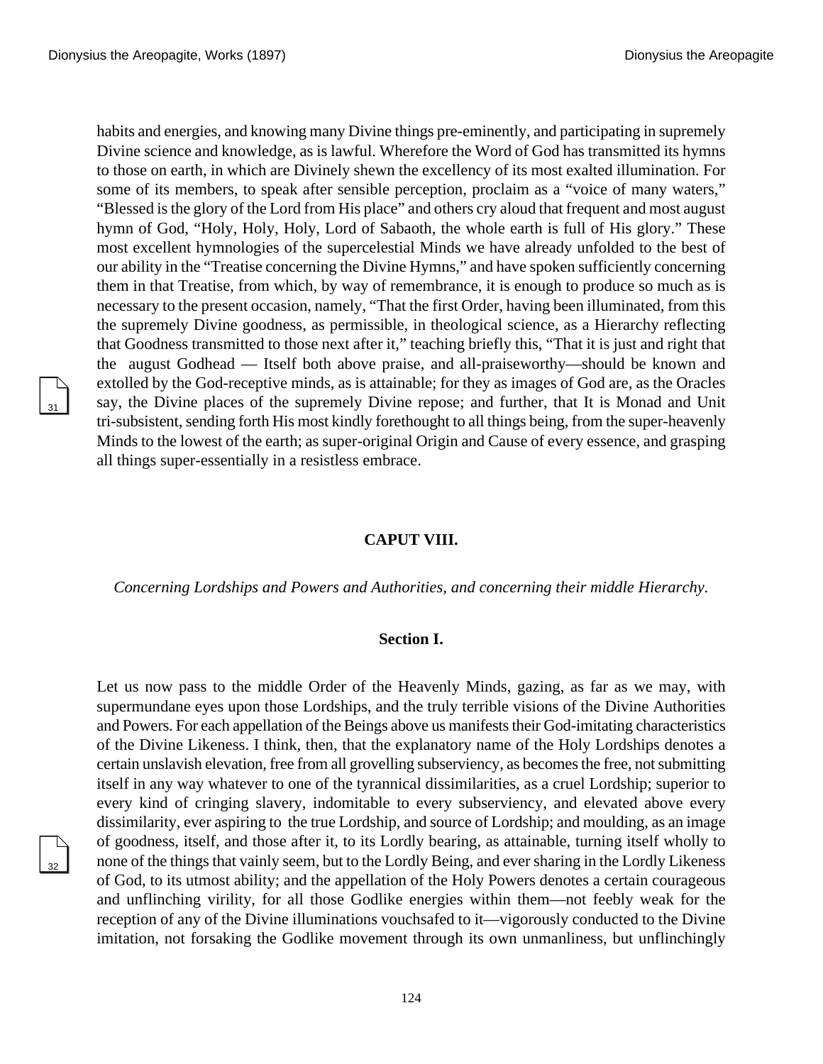habits and energies, and knowing many Divine things pre-eminently, and participating in supremely Divine science and knowledge, as is lawful. Wherefore the Word of God has transmitted its hymns to those on earth, in which are Divinely shewn the excellency of its most exalted illumination. For some of its members, to speak after sensible perception, proclaim as a "voice of many waters," "Blessed is the glory of the Lord from His place" and others cry aloud that frequent and most august hymn of God, "Holy, Holy, Holy, Lord of Sabaoth, the whole earth is full of His glory." These most excellent hymnologies of the supercelestial Minds we have already unfolded to the best of our ability in the "Treatise concerning the Divine Hymns," and have spoken sufficiently concerning them in that Treatise, from which, by way of remembrance, it is enough to produce so much as is necessary to the present occasion, namely, "That the first Order, having been illuminated, from this the supremely Divine goodness, as permissible, in theological science, as a Hierarchy reflecting that Goodness transmitted to those next after it," teaching briefly this, "That it is just and right that the august Godhead — Itself both above praise, and all-praiseworthy—should be known and extolled by the God-receptive minds, as is attainable; for they as images of God are, as the Oracles say, the Divine places of the supremely Divine repose; and further, that It is Monad and Unit tri-subsistent, sending forth His most kindly forethought to all things being, from the super-heavenly Minds to the lowest of the earth; as super-original Origin and Cause of every essence, and grasping all things super-essentially in a resistless embrace.

## CAPUT VIII.

*Concerning Lordships and Powers and Authorities, and concerning their middle Hierarchy.*

### Section I.

Let us now pass to the middle Order of the Heavenly Minds, gazing, as far as we may, with supermundane eyes upon those Lordships, and the truly terrible visions of the Divine Authorities and Powers. For each appellation of the Beings above us manifests their God-imitating characteristics of the Divine Likeness. I think, then, that the explanatory name of the Holy Lordships denotes a certain unslavish elevation, free from all grovelling subserviency, as becomes the free, not submitting itself in any way whatever to one of the tyrannical dissimilarities, as a cruel Lordship; superior to every kind of cringing slavery, indomitable to every subserviency, and elevated above every dissimilarity, ever aspiring to the true Lordship, and source of Lordship; and moulding, as an image of goodness, itself, and those after it, to its Lordly bearing, as attainable, turning itself wholly to none of the things that vainly seem, but to the Lordly Being, and ever sharing in the Lordly Likeness of God, to its utmost ability; and the appellation of the Holy Powers denotes a certain courageous and unflinching virility, for all those Godlike energies within them—not feebly weak for the reception of any of the Divine illuminations vouchsafed to it—vigorously conducted to the Divine imitation, not forsaking the Godlike movement through its own unmanliness, but unflinchingly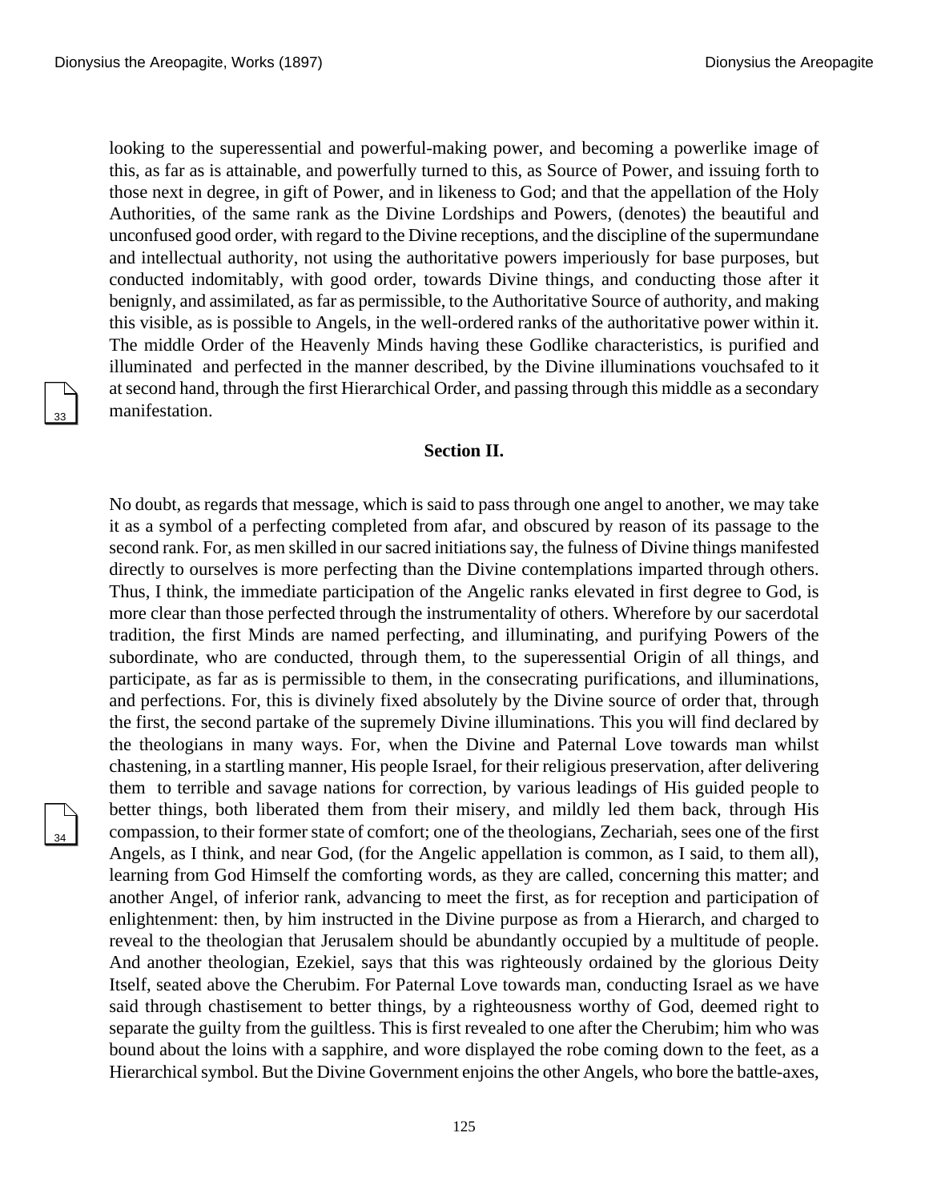looking to the superessential and powerful-making power, and becoming a powerlike image of this, as far as is attainable, and powerfully turned to this, as Source of Power, and issuing forth to those next in degree, in gift of Power, and in likeness to God; and that the appellation of the Holy Authorities, of the same rank as the Divine Lordships and Powers, (denotes) the beautiful and unconfused good order, with regard to the Divine receptions, and the discipline of the supermundane and intellectual authority, not using the authoritative powers imperiously for base purposes, but conducted indomitably, with good order, towards Divine things, and conducting those after it benignly, and assimilated, as far as permissible, to the Authoritative Source of authority, and making this visible, as is possible to Angels, in the well-ordered ranks of the authoritative power within it. The middle Order of the Heavenly Minds having these Godlike characteristics, is purified and illuminated and perfected in the manner described, by the Divine illuminations vouchsafed to it at second hand, through the first Hierarchical Order, and passing through this middle as a secondary manifestation.

### Section II.

No doubt, as regards that message, which is said to pass through one angel to another, we may take it as a symbol of a perfecting completed from afar, and obscured by reason of its passage to the second rank. For, as men skilled in our sacred initiations say, the fulness of Divine things manifested directly to ourselves is more perfecting than the Divine contemplations imparted through others. Thus, I think, the immediate participation of the Angelic ranks elevated in first degree to God, is more clear than those perfected through the instrumentality of others. Wherefore by our sacerdotal tradition, the first Minds are named perfecting, and illuminating, and purifying Powers of the subordinate, who are conducted, through them, to the superessential Origin of all things, and participate, as far as is permissible to them, in the consecrating purifications, and illuminations, and perfections. For, this is divinely fixed absolutely by the Divine source of order that, through the first, the second partake of the supremely Divine illuminations. This you will find declared by the theologians in many ways. For, when the Divine and Paternal Love towards man whilst chastening, in a startling manner, His people Israel, for their religious preservation, after delivering them to terrible and savage nations for correction, by various leadings of His guided people to better things, both liberated them from their misery, and mildly led them back, through His compassion, to their former state of comfort; one of the theologians, Zechariah, sees one of the first Angels, as I think, and near God, (for the Angelic appellation is common, as I said, to them all), learning from God Himself the comforting words, as they are called, concerning this matter; and another Angel, of inferior rank, advancing to meet the first, as for reception and participation of enlightenment: then, by him instructed in the Divine purpose as from a Hierarch, and charged to reveal to the theologian that Jerusalem should be abundantly occupied by a multitude of people. And another theologian, Ezekiel, says that this was righteously ordained by the glorious Deity Itself, seated above the Cherubim. For Paternal Love towards man, conducting Israel as we have said through chastisement to better things, by a righteousness worthy of God, deemed right to separate the guilty from the guiltless. This is first revealed to one after the Cherubim; him who was bound about the loins with a sapphire, and wore displayed the robe coming down to the feet, as a Hierarchical symbol. But the Divine Government enjoins the other Angels, who bore the battle-axes,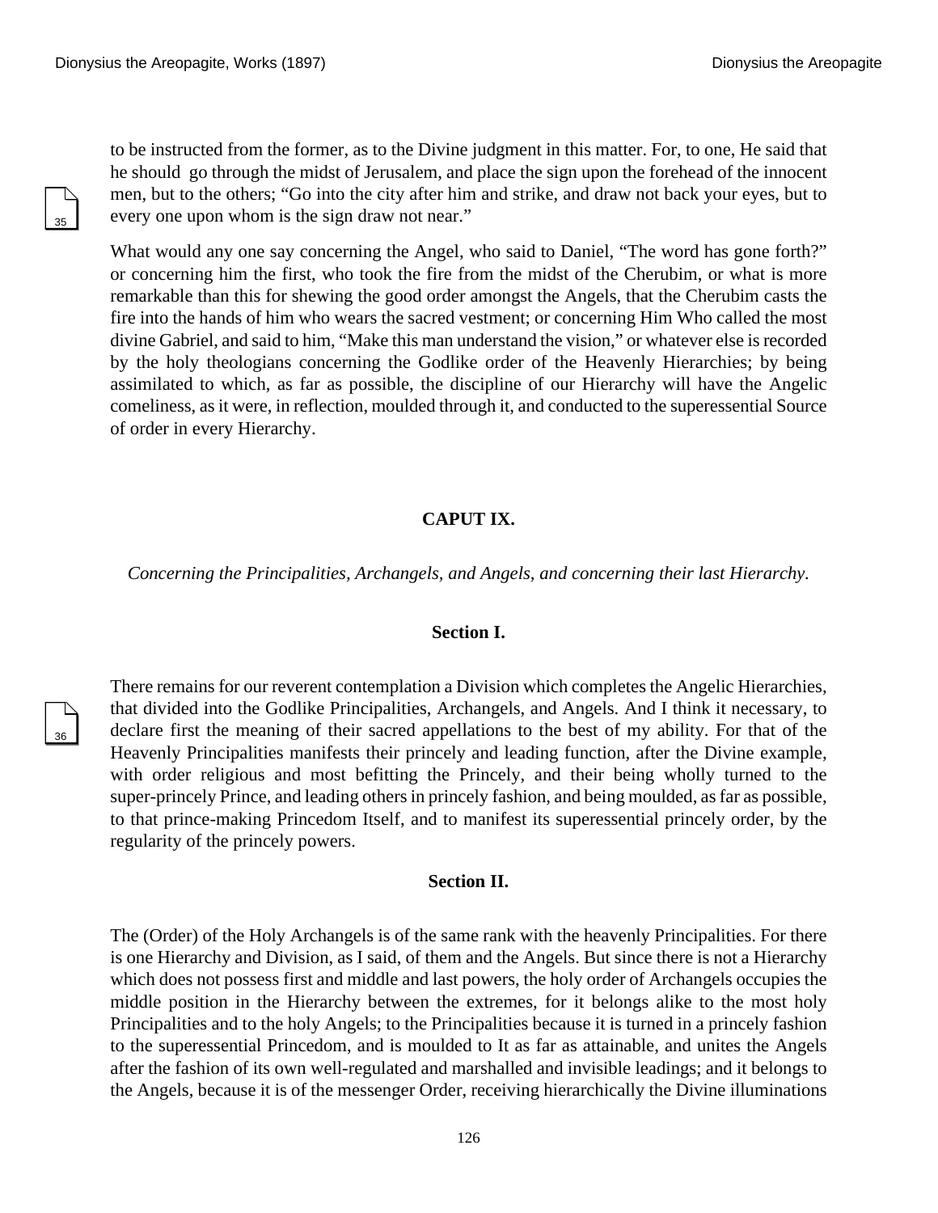to be instructed from the former, as to the Divine judgment in this matter. For, to one, He said that he should go through the midst of Jerusalem, and place the sign upon the forehead of the innocent men, but to the others; "Go into the city after him and strike, and draw not back your eyes, but to every one upon whom is the sign draw not near."

What would any one say concerning the Angel, who said to Daniel, "The word has gone forth?" or concerning him the first, who took the fire from the midst of the Cherubim, or what is more remarkable than this for shewing the good order amongst the Angels, that the Cherubim casts the fire into the hands of him who wears the sacred vestment; or concerning Him Who called the most divine Gabriel, and said to him, "Make this man understand the vision," or whatever else is recorded by the holy theologians concerning the Godlike order of the Heavenly Hierarchies; by being assimilated to which, as far as possible, the discipline of our Hierarchy will have the Angelic comeliness, as it were, in reflection, moulded through it, and conducted to the superessential Source of order in every Hierarchy.

## CAPUT IX.

*Concerning the Principalities, Archangels, and Angels, and concerning their last Hierarchy.*

### Section I.

There remains for our reverent contemplation a Division which completes the Angelic Hierarchies, that divided into the Godlike Principalities, Archangels, and Angels. And I think it necessary, to declare first the meaning of their sacred appellations to the best of my ability. For that of the Heavenly Principalities manifests their princely and leading function, after the Divine example, with order religious and most befitting the Princely, and their being wholly turned to the super-princely Prince, and leading others in princely fashion, and being moulded, as far as possible, to that prince-making Princedom Itself, and to manifest its superessential princely order, by the regularity of the princely powers.

### Section II.

The (Order) of the Holy Archangels is of the same rank with the heavenly Principalities. For there is one Hierarchy and Division, as I said, of them and the Angels. But since there is not a Hierarchy which does not possess first and middle and last powers, the holy order of Archangels occupies the middle position in the Hierarchy between the extremes, for it belongs alike to the most holy Principalities and to the holy Angels; to the Principalities because it is turned in a princely fashion to the superessential Princedom, and is moulded to It as far as attainable, and unites the Angels after the fashion of its own well-regulated and marshalled and invisible leadings; and it belongs to the Angels, because it is of the messenger Order, receiving hierarchically the Divine illuminations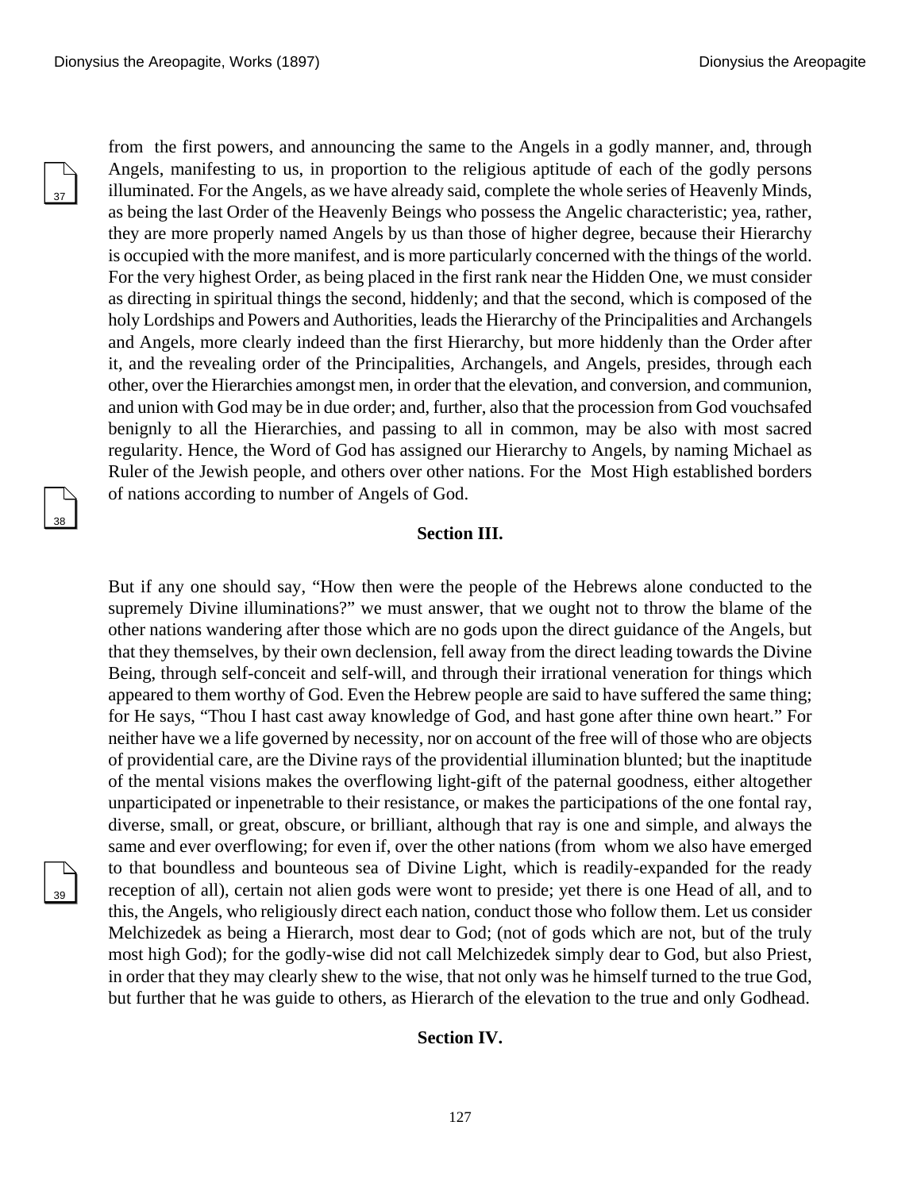from the first powers, and announcing the same to the Angels in a godly manner, and, through Angels, manifesting to us, in proportion to the religious aptitude of each of the godly persons illuminated. For the Angels, as we have already said, complete the whole series of Heavenly Minds, as being the last Order of the Heavenly Beings who possess the Angelic characteristic; yea, rather, they are more properly named Angels by us than those of higher degree, because their Hierarchy is occupied with the more manifest, and is more particularly concerned with the things of the world. For the very highest Order, as being placed in the first rank near the Hidden One, we must consider as directing in spiritual things the second, hiddenly; and that the second, which is composed of the holy Lordships and Powers and Authorities, leads the Hierarchy of the Principalities and Archangels and Angels, more clearly indeed than the first Hierarchy, but more hiddenly than the Order after it, and the revealing order of the Principalities, Archangels, and Angels, presides, through each other, over the Hierarchies amongst men, in order that the elevation, and conversion, and communion, and union with God may be in due order; and, further, also that the procession from God vouchsafed benignly to all the Hierarchies, and passing to all in common, may be also with most sacred regularity. Hence, the Word of God has assigned our Hierarchy to Angels, by naming Michael as Ruler of the Jewish people, and others over other nations. For the Most High established borders of nations according to number of Angels of God.

### Section III.

But if any one should say, "How then were the people of the Hebrews alone conducted to the supremely Divine illuminations?" we must answer, that we ought not to throw the blame of the other nations wandering after those which are no gods upon the direct guidance of the Angels, but that they themselves, by their own declension, fell away from the direct leading towards the Divine Being, through self-conceit and self-will, and through their irrational veneration for things which appeared to them worthy of God. Even the Hebrew people are said to have suffered the same thing; for He says, "Thou I hast cast away knowledge of God, and hast gone after thine own heart." For neither have we a life governed by necessity, nor on account of the free will of those who are objects of providential care, are the Divine rays of the providential illumination blunted; but the inaptitude of the mental visions makes the overflowing light-gift of the paternal goodness, either altogether unparticipated or inpenetrable to their resistance, or makes the participations of the one fontal ray, diverse, small, or great, obscure, or brilliant, although that ray is one and simple, and always the same and ever overflowing; for even if, over the other nations (from whom we also have emerged to that boundless and bounteous sea of Divine Light, which is readily-expanded for the ready reception of all), certain not alien gods were wont to preside; yet there is one Head of all, and to this, the Angels, who religiously direct each nation, conduct those who follow them. Let us consider Melchizedek as being a Hierarch, most dear to God; (not of gods which are not, but of the truly most high God); for the godly-wise did not call Melchizedek simply dear to God, but also Priest, in order that they may clearly shew to the wise, that not only was he himself turned to the true God, but further that he was guide to others, as Hierarch of the elevation to the true and only Godhead.

### Section IV.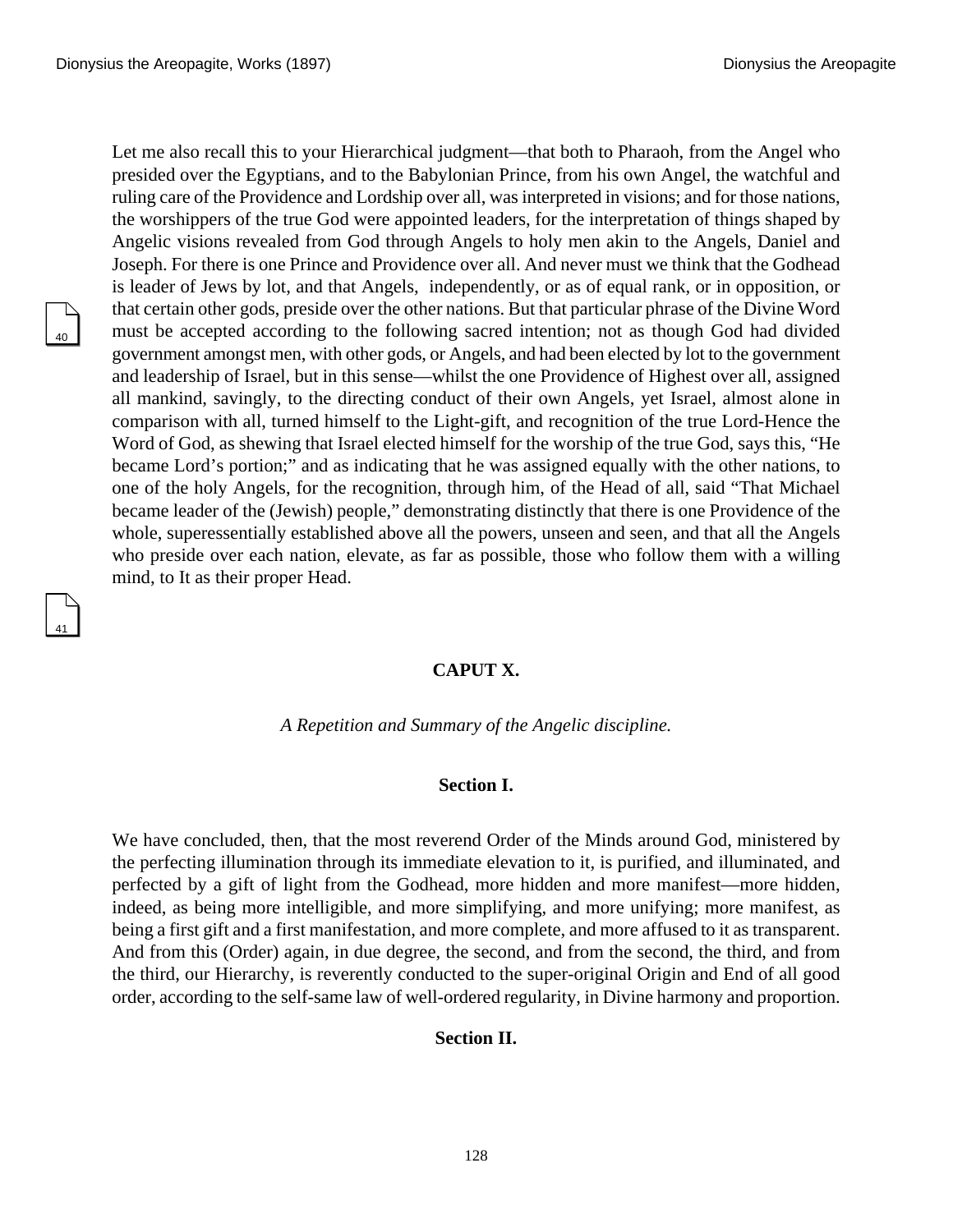Let me also recall this to your Hierarchical judgment—that both to Pharaoh, from the Angel who presided over the Egyptians, and to the Babylonian Prince, from his own Angel, the watchful and ruling care of the Providence and Lordship over all, was interpreted in visions; and for those nations, the worshippers of the true God were appointed leaders, for the interpretation of things shaped by Angelic visions revealed from God through Angels to holy men akin to the Angels, Daniel and Joseph. For there is one Prince and Providence over all. And never must we think that the Godhead is leader of Jews by lot, and that Angels, independently, or as of equal rank, or in opposition, or that certain other gods, preside over the other nations. But that particular phrase of the Divine Word must be accepted according to the following sacred intention; not as though God had divided government amongst men, with other gods, or Angels, and had been elected by lot to the government and leadership of Israel, but in this sense—whilst the one Providence of Highest over all, assigned all mankind, savingly, to the directing conduct of their own Angels, yet Israel, almost alone in comparison with all, turned himself to the Light-gift, and recognition of the true Lord-Hence the Word of God, as shewing that Israel elected himself for the worship of the true God, says this, "He became Lord's portion;" and as indicating that he was assigned equally with the other nations, to one of the holy Angels, for the recognition, through him, of the Head of all, said "That Michael became leader of the (Jewish) people," demonstrating distinctly that there is one Providence of the whole, superessentially established above all the powers, unseen and seen, and that all the Angels who preside over each nation, elevate, as far as possible, those who follow them with a willing mind, to It as their proper Head.

## CAPUT X.

*A Repetition and Summary of the Angelic discipline.*

### Section I.

We have concluded, then, that the most reverend Order of the Minds around God, ministered by the perfecting illumination through its immediate elevation to it, is purified, and illuminated, and perfected by a gift of light from the Godhead, more hidden and more manifest—more hidden, indeed, as being more intelligible, and more simplifying, and more unifying; more manifest, as being a first gift and a first manifestation, and more complete, and more affused to it as transparent. And from this (Order) again, in due degree, the second, and from the second, the third, and from the third, our Hierarchy, is reverently conducted to the super-original Origin and End of all good order, according to the self-same law of well-ordered regularity, in Divine harmony and proportion.

### Section II.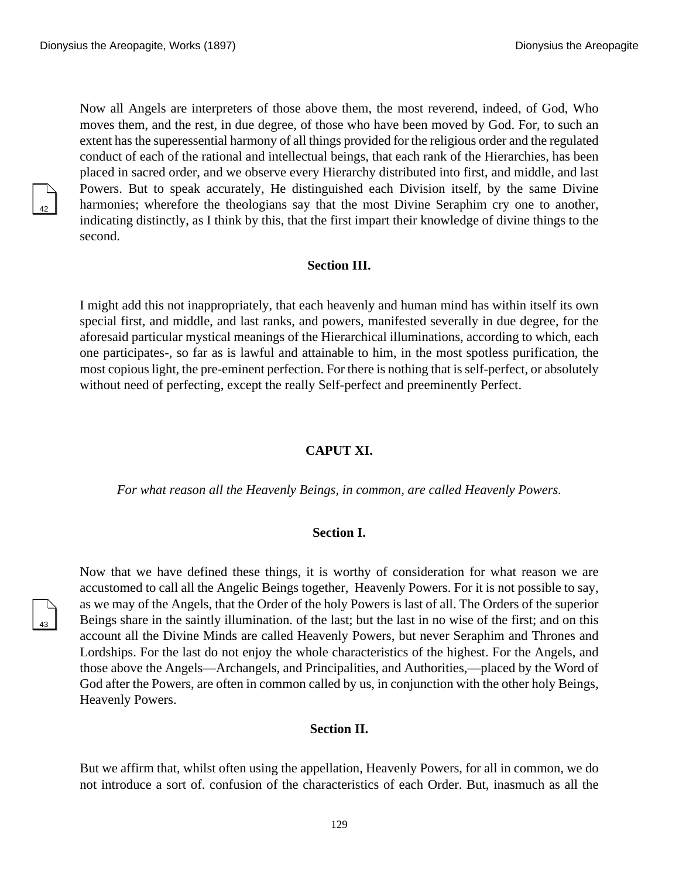Now all Angels are interpreters of those above them, the most reverend, indeed, of God, Who moves them, and the rest, in due degree, of those who have been moved by God. For, to such an extent has the superessential harmony of all things provided for the religious order and the regulated conduct of each of the rational and intellectual beings, that each rank of the Hierarchies, has been placed in sacred order, and we observe every Hierarchy distributed into first, and middle, and last Powers. But to speak accurately, He distinguished each Division itself, by the same Divine harmonies; wherefore the theologians say that the most Divine Seraphim cry one to another, indicating distinctly, as I think by this, that the first impart their knowledge of divine things to the second.

### Section III.

I might add this not inappropriately, that each heavenly and human mind has within itself its own special first, and middle, and last ranks, and powers, manifested severally in due degree, for the aforesaid particular mystical meanings of the Hierarchical illuminations, according to which, each one participates-, so far as is lawful and attainable to him, in the most spotless purification, the most copious light, the pre-eminent perfection. For there is nothing that is self-perfect, or absolutely without need of perfecting, except the really Self-perfect and preeminently Perfect.

## CAPUT XI.

*For what reason all the Heavenly Beings, in common, are called Heavenly Powers.*

### Section I.

Now that we have defined these things, it is worthy of consideration for what reason we are accustomed to call all the Angelic Beings together, Heavenly Powers. For it is not possible to say, as we may of the Angels, that the Order of the holy Powers is last of all. The Orders of the superior Beings share in the saintly illumination. of the last; but the last in no wise of the first; and on this account all the Divine Minds are called Heavenly Powers, but never Seraphim and Thrones and Lordships. For the last do not enjoy the whole characteristics of the highest. For the Angels, and those above the Angels—Archangels, and Principalities, and Authorities,—placed by the Word of God after the Powers, are often in common called by us, in conjunction with the other holy Beings, Heavenly Powers.

### Section II.

But we affirm that, whilst often using the appellation, Heavenly Powers, for all in common, we do not introduce a sort of. confusion of the characteristics of each Order. But, inasmuch as all the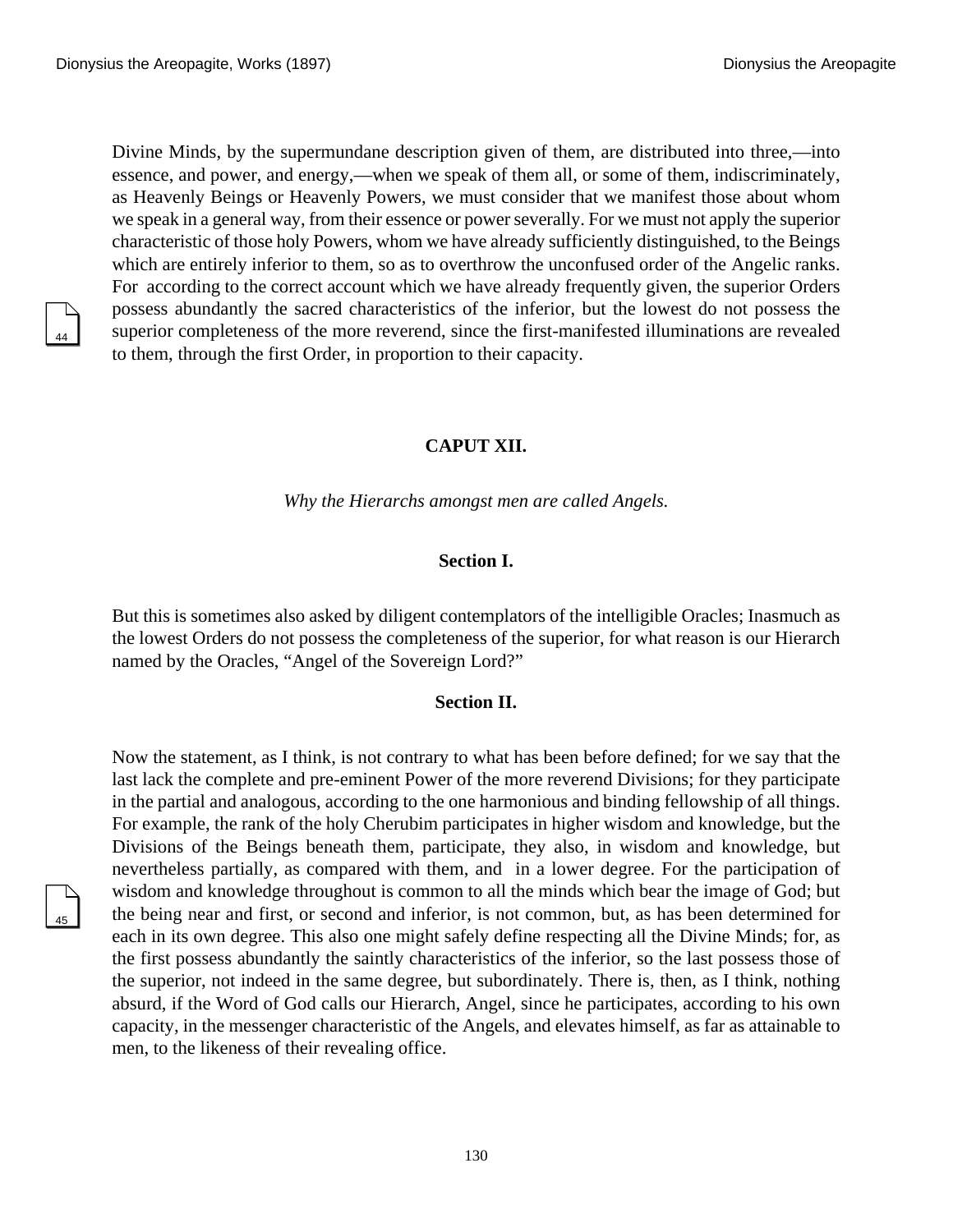Divine Minds, by the supermundane description given of them, are distributed into three,—into essence, and power, and energy,—when we speak of them all, or some of them, indiscriminately, as Heavenly Beings or Heavenly Powers, we must consider that we manifest those about whom we speak in a general way, from their essence or power severally. For we must not apply the superior characteristic of those holy Powers, whom we have already sufficiently distinguished, to the Beings which are entirely inferior to them, so as to overthrow the unconfused order of the Angelic ranks. For according to the correct account which we have already frequently given, the superior Orders possess abundantly the sacred characteristics of the inferior, but the lowest do not possess the superior completeness of the more reverend, since the first-manifested illuminations are revealed to them, through the first Order, in proportion to their capacity.

## CAPUT XII.

*Why the Hierarchs amongst men are called Angels.*

### Section I.

But this is sometimes also asked by diligent contemplators of the intelligible Oracles; Inasmuch as the lowest Orders do not possess the completeness of the superior, for what reason is our Hierarch named by the Oracles, "Angel of the Sovereign Lord?"

### Section II.

Now the statement, as I think, is not contrary to what has been before defined; for we say that the last lack the complete and pre-eminent Power of the more reverend Divisions; for they participate in the partial and analogous, according to the one harmonious and binding fellowship of all things. For example, the rank of the holy Cherubim participates in higher wisdom and knowledge, but the Divisions of the Beings beneath them, participate, they also, in wisdom and knowledge, but nevertheless partially, as compared with them, and in a lower degree. For the participation of wisdom and knowledge throughout is common to all the minds which bear the image of God; but the being near and first, or second and inferior, is not common, but, as has been determined for each in its own degree. This also one might safely define respecting all the Divine Minds; for, as the first possess abundantly the saintly characteristics of the inferior, so the last possess those of the superior, not indeed in the same degree, but subordinately. There is, then, as I think, nothing absurd, if the Word of God calls our Hierarch, Angel, since he participates, according to his own capacity, in the messenger characteristic of the Angels, and elevates himself, as far as attainable to men, to the likeness of their revealing office.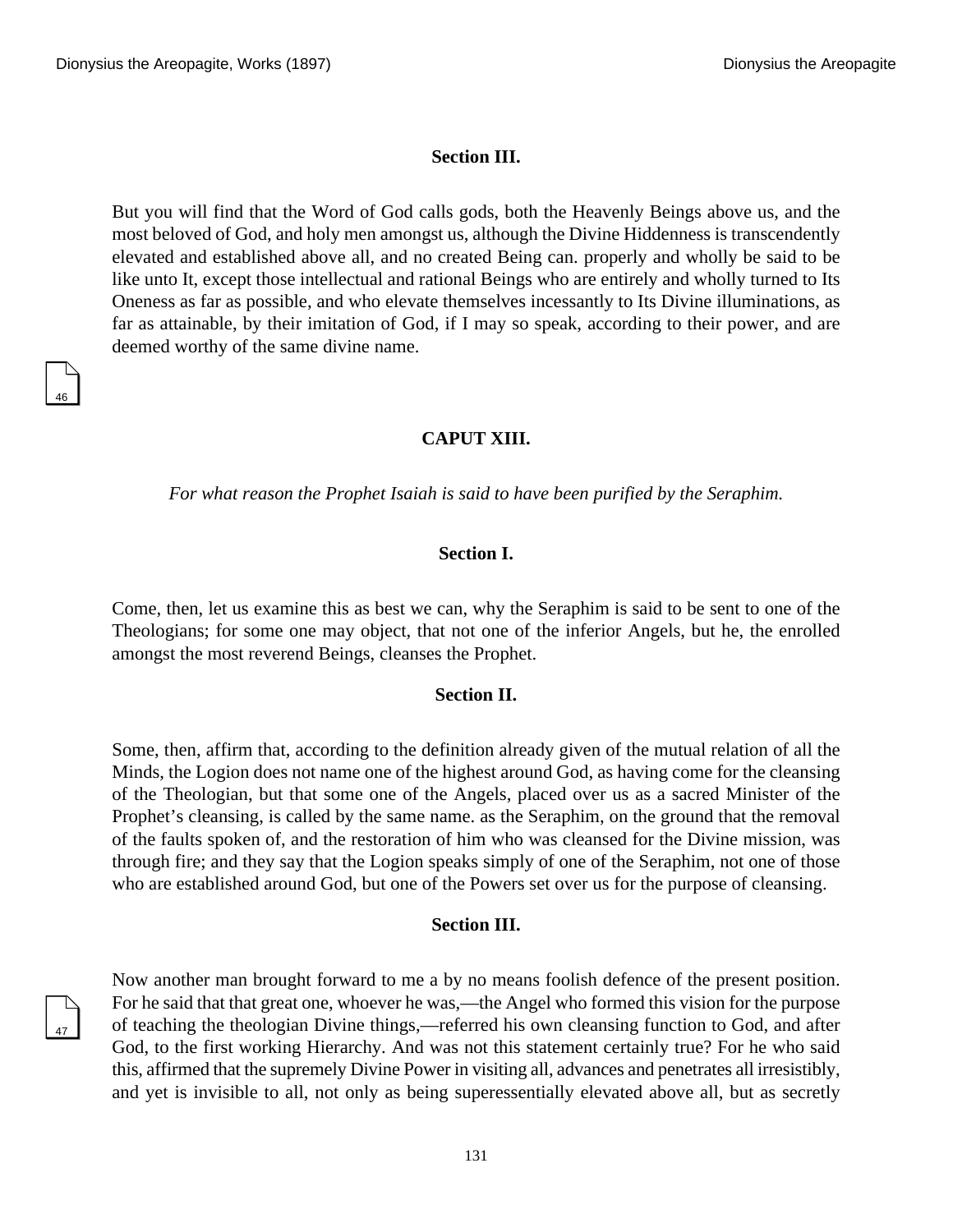### Section III.

But you will find that the Word of God calls gods, both the Heavenly Beings above us, and the most beloved of God, and holy men amongst us, although the Divine Hiddenness is transcendently elevated and established above all, and no created Being can. properly and wholly be said to be like unto It, except those intellectual and rational Beings who are entirely and wholly turned to Its Oneness as far as possible, and who elevate themselves incessantly to Its Divine illuminations, as far as attainable, by their imitation of God, if I may so speak, according to their power, and are deemed worthy of the same divine name.

## CAPUT XIII.

*For what reason the Prophet Isaiah is said to have been purified by the Seraphim.*

### Section I.

Come, then, let us examine this as best we can, why the Seraphim is said to be sent to one of the Theologians; for some one may object, that not one of the inferior Angels, but he, the enrolled amongst the most reverend Beings, cleanses the Prophet.

### Section II.

Some, then, affirm that, according to the definition already given of the mutual relation of all the Minds, the Logion does not name one of the highest around God, as having come for the cleansing of the Theologian, but that some one of the Angels, placed over us as a sacred Minister of the Prophet's cleansing, is called by the same name. as the Seraphim, on the ground that the removal of the faults spoken of, and the restoration of him who was cleansed for the Divine mission, was through fire; and they say that the Logion speaks simply of one of the Seraphim, not one of those who are established around God, but one of the Powers set over us for the purpose of cleansing.

### Section III.

Now another man brought forward to me a by no means foolish defence of the present position. For he said that that great one, whoever he was,—the Angel who formed this vision for the purpose of teaching the theologian Divine things,—referred his own cleansing function to God, and after God, to the first working Hierarchy. And was not this statement certainly true? For he who said this, affirmed that the supremely Divine Power in visiting all, advances and penetrates all irresistibly, and yet is invisible to all, not only as being superessentially elevated above all, but as secretly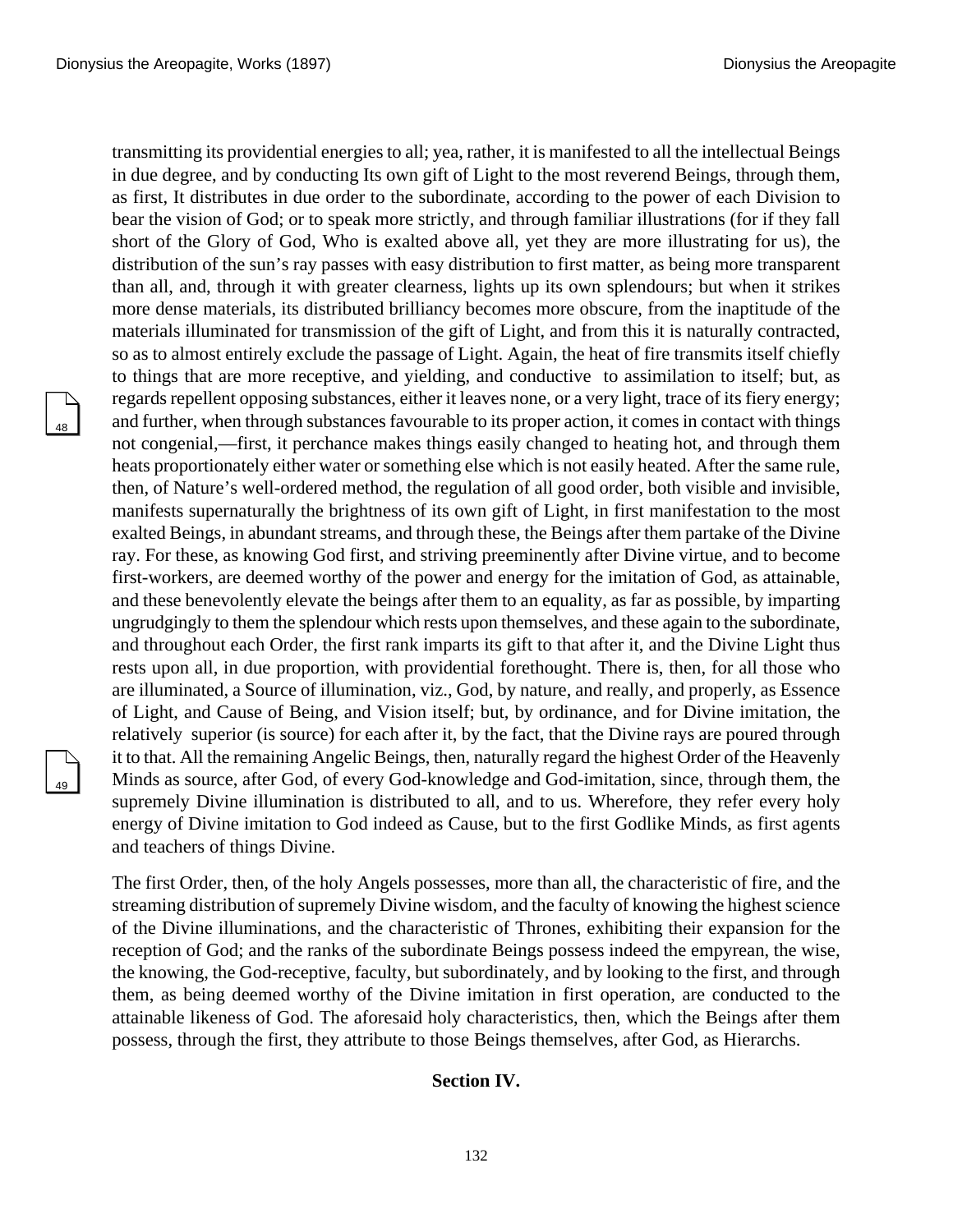transmitting its providential energies to all; yea, rather, it is manifested to all the intellectual Beings in due degree, and by conducting Its own gift of Light to the most reverend Beings, through them, as first, It distributes in due order to the subordinate, according to the power of each Division to bear the vision of God; or to speak more strictly, and through familiar illustrations (for if they fall short of the Glory of God, Who is exalted above all, yet they are more illustrating for us), the distribution of the sun's ray passes with easy distribution to first matter, as being more transparent than all, and, through it with greater clearness, lights up its own splendours; but when it strikes more dense materials, its distributed brilliancy becomes more obscure, from the inaptitude of the materials illuminated for transmission of the gift of Light, and from this it is naturally contracted, so as to almost entirely exclude the passage of Light. Again, the heat of fire transmits itself chiefly to things that are more receptive, and yielding, and conductive to assimilation to itself; but, as regards repellent opposing substances, either it leaves none, or a very light, trace of its fiery energy; and further, when through substances favourable to its proper action, it comes in contact with things not congenial,—first, it perchance makes things easily changed to heating hot, and through them heats proportionately either water or something else which is not easily heated. After the same rule, then, of Nature's well-ordered method, the regulation of all good order, both visible and invisible, manifests supernaturally the brightness of its own gift of Light, in first manifestation to the most exalted Beings, in abundant streams, and through these, the Beings after them partake of the Divine ray. For these, as knowing God first, and striving preeminently after Divine virtue, and to become first-workers, are deemed worthy of the power and energy for the imitation of God, as attainable, and these benevolently elevate the beings after them to an equality, as far as possible, by imparting ungrudgingly to them the splendour which rests upon themselves, and these again to the subordinate, and throughout each Order, the first rank imparts its gift to that after it, and the Divine Light thus rests upon all, in due proportion, with providential forethought. There is, then, for all those who are illuminated, a Source of illumination, viz., God, by nature, and really, and properly, as Essence of Light, and Cause of Being, and Vision itself; but, by ordinance, and for Divine imitation, the relatively superior (is source) for each after it, by the fact, that the Divine rays are poured through it to that. All the remaining Angelic Beings, then, naturally regard the highest Order of the Heavenly Minds as source, after God, of every God-knowledge and God-imitation, since, through them, the supremely Divine illumination is distributed to all, and to us. Wherefore, they refer every holy energy of Divine imitation to God indeed as Cause, but to the first Godlike Minds, as first agents and teachers of things Divine.

The first Order, then, of the holy Angels possesses, more than all, the characteristic of fire, and the streaming distribution of supremely Divine wisdom, and the faculty of knowing the highest science of the Divine illuminations, and the characteristic of Thrones, exhibiting their expansion for the reception of God; and the ranks of the subordinate Beings possess indeed the empyrean, the wise, the knowing, the God-receptive, faculty, but subordinately, and by looking to the first, and through them, as being deemed worthy of the Divine imitation in first operation, are conducted to the attainable likeness of God. The aforesaid holy characteristics, then, which the Beings after them possess, through the first, they attribute to those Beings themselves, after God, as Hierarchs.

## Section IV.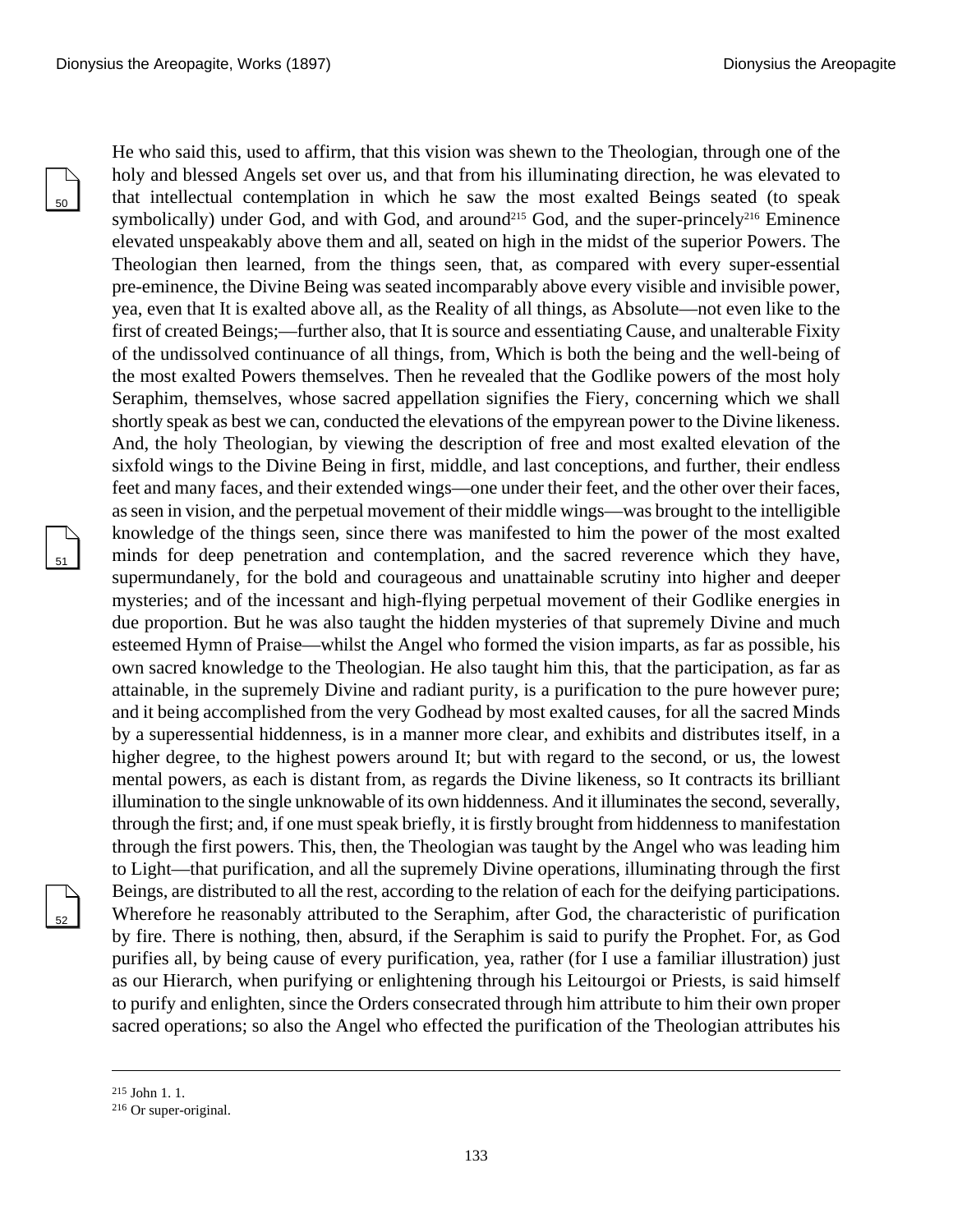He who said this, used to affirm, that this vision was shewn to the Theologian, through one of the holy and blessed Angels set over us, and that from his illuminating direction, he was elevated to that intellectual contemplation in which he saw the most exalted Beings seated (to speak symbolically) under God, and with God, and around[215] God, and the super-princely[216] Eminence elevated unspeakably above them and all, seated on high in the midst of the superior Powers. The Theologian then learned, from the things seen, that, as compared with every super-essential pre-eminence, the Divine Being was seated incomparably above every visible and invisible power, yea, even that It is exalted above all, as the Reality of all things, as Absolute—not even like to the first of created Beings;—further also, that It is source and essentiating Cause, and unalterable Fixity of the undissolved continuance of all things, from, Which is both the being and the well-being of the most exalted Powers themselves. Then he revealed that the Godlike powers of the most holy Seraphim, themselves, whose sacred appellation signifies the Fiery, concerning which we shall shortly speak as best we can, conducted the elevations of the empyrean power to the Divine likeness. And, the holy Theologian, by viewing the description of free and most exalted elevation of the sixfold wings to the Divine Being in first, middle, and last conceptions, and further, their endless feet and many faces, and their extended wings—one under their feet, and the other over their faces, as seen in vision, and the perpetual movement of their middle wings—was brought to the intelligible knowledge of the things seen, since there was manifested to him the power of the most exalted minds for deep penetration and contemplation, and the sacred reverence which they have, supermundanely, for the bold and courageous and unattainable scrutiny into higher and deeper mysteries; and of the incessant and high-flying perpetual movement of their Godlike energies in due proportion. But he was also taught the hidden mysteries of that supremely Divine and much esteemed Hymn of Praise—whilst the Angel who formed the vision imparts, as far as possible, his own sacred knowledge to the Theologian. He also taught him this, that the participation, as far as attainable, in the supremely Divine and radiant purity, is a purification to the pure however pure; and it being accomplished from the very Godhead by most exalted causes, for all the sacred Minds by a superessential hiddenness, is in a manner more clear, and exhibits and distributes itself, in a higher degree, to the highest powers around It; but with regard to the second, or us, the lowest mental powers, as each is distant from, as regards the Divine likeness, so It contracts its brilliant illumination to the single unknowable of its own hiddenness. And it illuminates the second, severally, through the first; and, if one must speak briefly, it is firstly brought from hiddenness to manifestation through the first powers. This, then, the Theologian was taught by the Angel who was leading him to Light—that purification, and all the supremely Divine operations, illuminating through the first Beings, are distributed to all the rest, according to the relation of each for the deifying participations. Wherefore he reasonably attributed to the Seraphim, after God, the characteristic of purification by fire. There is nothing, then, absurd, if the Seraphim is said to purify the Prophet. For, as God purifies all, by being cause of every purification, yea, rather (for I use a familiar illustration) just as our Hierarch, when purifying or enlightening through his Leitourgoi or Priests, is said himself to purify and enlighten, since the Orders consecrated through him attribute to him their own proper sacred operations; so also the Angel who effected the purification of the Theologian attributes his

---

[215] John 1. 1.

[216] Or super-original.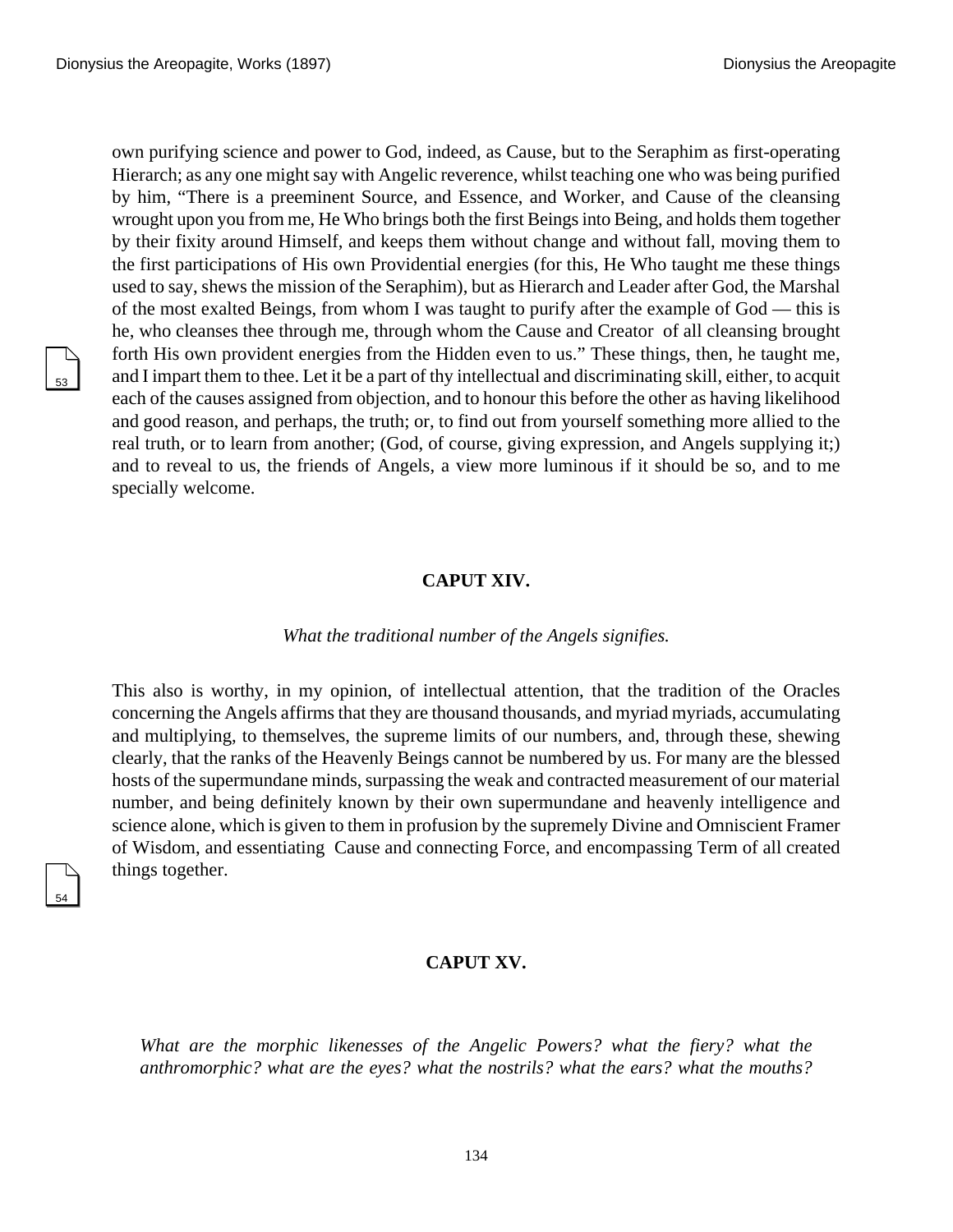own purifying science and power to God, indeed, as Cause, but to the Seraphim as first-operating Hierarch; as any one might say with Angelic reverence, whilst teaching one who was being purified by him, “There is a preeminent Source, and Essence, and Worker, and Cause of the cleansing wrought upon you from me, He Who brings both the first Beings into Being, and holds them together by their fixity around Himself, and keeps them without change and without fall, moving them to the first participations of His own Providential energies (for this, He Who taught me these things used to say, shews the mission of the Seraphim), but as Hierarch and Leader after God, the Marshal of the most exalted Beings, from whom I was taught to purify after the example of God — this is he, who cleanses thee through me, through whom the Cause and Creator of all cleansing brought forth His own provident energies from the Hidden even to us.” These things, then, he taught me, and I impart them to thee. Let it be a part of thy intellectual and discriminating skill, either, to acquit each of the causes assigned from objection, and to honour this before the other as having likelihood and good reason, and perhaps, the truth; or, to find out from yourself something more allied to the real truth, or to learn from another; (God, of course, giving expression, and Angels supplying it;) and to reveal to us, the friends of Angels, a view more luminous if it should be so, and to me specially welcome.

## CAPUT XIV.

*What the traditional number of the Angels signifies.*

This also is worthy, in my opinion, of intellectual attention, that the tradition of the Oracles concerning the Angels affirms that they are thousand thousands, and myriad myriads, accumulating and multiplying, to themselves, the supreme limits of our numbers, and, through these, shewing clearly, that the ranks of the Heavenly Beings cannot be numbered by us. For many are the blessed hosts of the supermundane minds, surpassing the weak and contracted measurement of our material number, and being definitely known by their own supermundane and heavenly intelligence and science alone, which is given to them in profusion by the supremely Divine and Omniscient Framer of Wisdom, and essentiating Cause and connecting Force, and encompassing Term of all created things together.

## CAPUT XV.

*What are the morphic likenesses of the Angelic Powers? what the fiery? what the anthromorphic? what are the eyes? what the nostrils? what the ears? what the mouths?*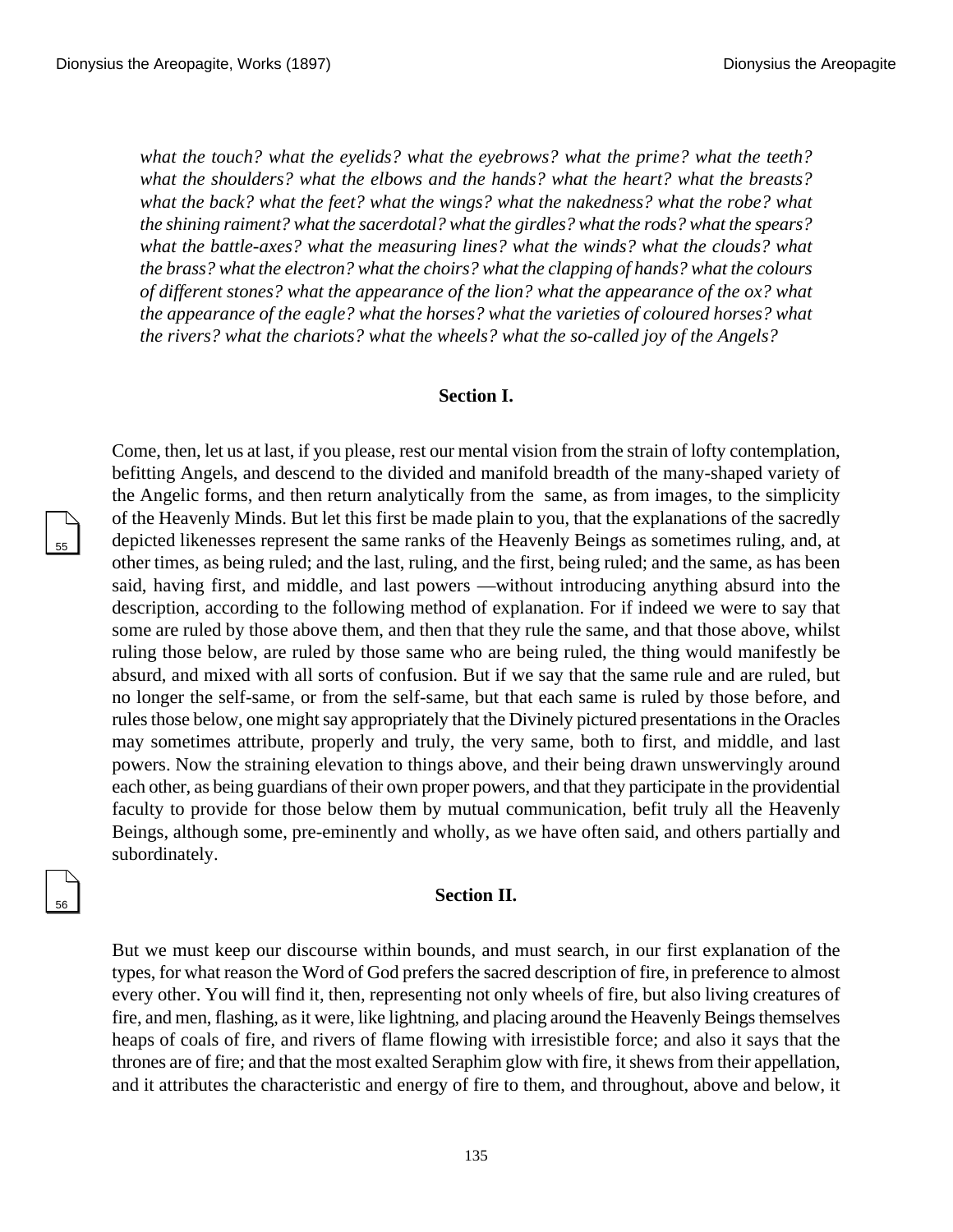*what the touch? what the eyelids? what the eyebrows? what the prime? what the teeth? what the shoulders? what the elbows and the hands? what the heart? what the breasts? what the back? what the feet? what the wings? what the nakedness? what the robe? what the shining raiment? what the sacerdotal? what the girdles? what the rods? what the spears? what the battle-axes? what the measuring lines? what the winds? what the clouds? what the brass? what the electron? what the choirs? what the clapping of hands? what the colours of different stones? what the appearance of the lion? what the appearance of the ox? what the appearance of the eagle? what the horses? what the varieties of coloured horses? what the rivers? what the chariots? what the wheels? what the so-called joy of the Angels?*

### Section I.

Come, then, let us at last, if you please, rest our mental vision from the strain of lofty contemplation, befitting Angels, and descend to the divided and manifold breadth of the many-shaped variety of the Angelic forms, and then return analytically from the same, as from images, to the simplicity of the Heavenly Minds. But let this first be made plain to you, that the explanations of the sacredly depicted likenesses represent the same ranks of the Heavenly Beings as sometimes ruling, and, at other times, as being ruled; and the last, ruling, and the first, being ruled; and the same, as has been said, having first, and middle, and last powers —without introducing anything absurd into the description, according to the following method of explanation. For if indeed we were to say that some are ruled by those above them, and then that they rule the same, and that those above, whilst ruling those below, are ruled by those same who are being ruled, the thing would manifestly be absurd, and mixed with all sorts of confusion. But if we say that the same rule and are ruled, but no longer the self-same, or from the self-same, but that each same is ruled by those before, and rules those below, one might say appropriately that the Divinely pictured presentations in the Oracles may sometimes attribute, properly and truly, the very same, both to first, and middle, and last powers. Now the straining elevation to things above, and their being drawn unswervingly around each other, as being guardians of their own proper powers, and that they participate in the providential faculty to provide for those below them by mutual communication, befit truly all the Heavenly Beings, although some, pre-eminently and wholly, as we have often said, and others partially and subordinately.

### Section II.

But we must keep our discourse within bounds, and must search, in our first explanation of the types, for what reason the Word of God prefers the sacred description of fire, in preference to almost every other. You will find it, then, representing not only wheels of fire, but also living creatures of fire, and men, flashing, as it were, like lightning, and placing around the Heavenly Beings themselves heaps of coals of fire, and rivers of flame flowing with irresistible force; and also it says that the thrones are of fire; and that the most exalted Seraphim glow with fire, it shews from their appellation, and it attributes the characteristic and energy of fire to them, and throughout, above and below, it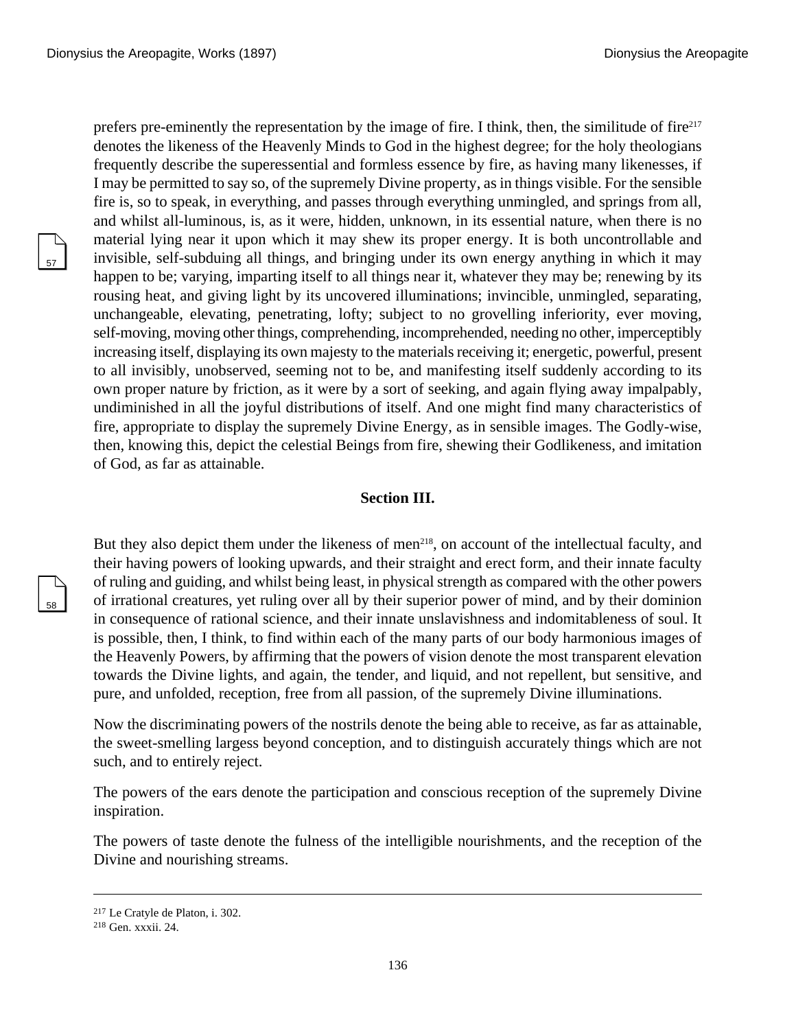prefers pre-eminently the representation by the image of fire. I think, then, the similitude of fire[217] denotes the likeness of the Heavenly Minds to God in the highest degree; for the holy theologians frequently describe the superessential and formless essence by fire, as having many likenesses, if I may be permitted to say so, of the supremely Divine property, as in things visible. For the sensible fire is, so to speak, in everything, and passes through everything unmingled, and springs from all, and whilst all-luminous, is, as it were, hidden, unknown, in its essential nature, when there is no material lying near it upon which it may shew its proper energy. It is both uncontrollable and invisible, self-subduing all things, and bringing under its own energy anything in which it may happen to be; varying, imparting itself to all things near it, whatever they may be; renewing by its rousing heat, and giving light by its uncovered illuminations; invincible, unmingled, separating, unchangeable, elevating, penetrating, lofty; subject to no grovelling inferiority, ever moving, self-moving, moving other things, comprehending, incomprehended, needing no other, imperceptibly increasing itself, displaying its own majesty to the materials receiving it; energetic, powerful, present to all invisibly, unobserved, seeming not to be, and manifesting itself suddenly according to its own proper nature by friction, as it were by a sort of seeking, and again flying away impalpably, undiminished in all the joyful distributions of itself. And one might find many characteristics of fire, appropriate to display the supremely Divine Energy, as in sensible images. The Godly-wise, then, knowing this, depict the celestial Beings from fire, shewing their Godlikeness, and imitation of God, as far as attainable.

### Section III.

But they also depict them under the likeness of men[218], on account of the intellectual faculty, and their having powers of looking upwards, and their straight and erect form, and their innate faculty of ruling and guiding, and whilst being least, in physical strength as compared with the other powers of irrational creatures, yet ruling over all by their superior power of mind, and by their dominion in consequence of rational science, and their innate unslavishness and indomitableness of soul. It is possible, then, I think, to find within each of the many parts of our body harmonious images of the Heavenly Powers, by affirming that the powers of vision denote the most transparent elevation towards the Divine lights, and again, the tender, and liquid, and not repellent, but sensitive, and pure, and unfolded, reception, free from all passion, of the supremely Divine illuminations.

Now the discriminating powers of the nostrils denote the being able to receive, as far as attainable, the sweet-smelling largess beyond conception, and to distinguish accurately things which are not such, and to entirely reject.

The powers of the ears denote the participation and conscious reception of the supremely Divine inspiration.

The powers of taste denote the fulness of the intelligible nourishments, and the reception of the Divine and nourishing streams.

---

[217] Le Cratyle de Platon, i. 302.

[218] Gen. xxxii. 24.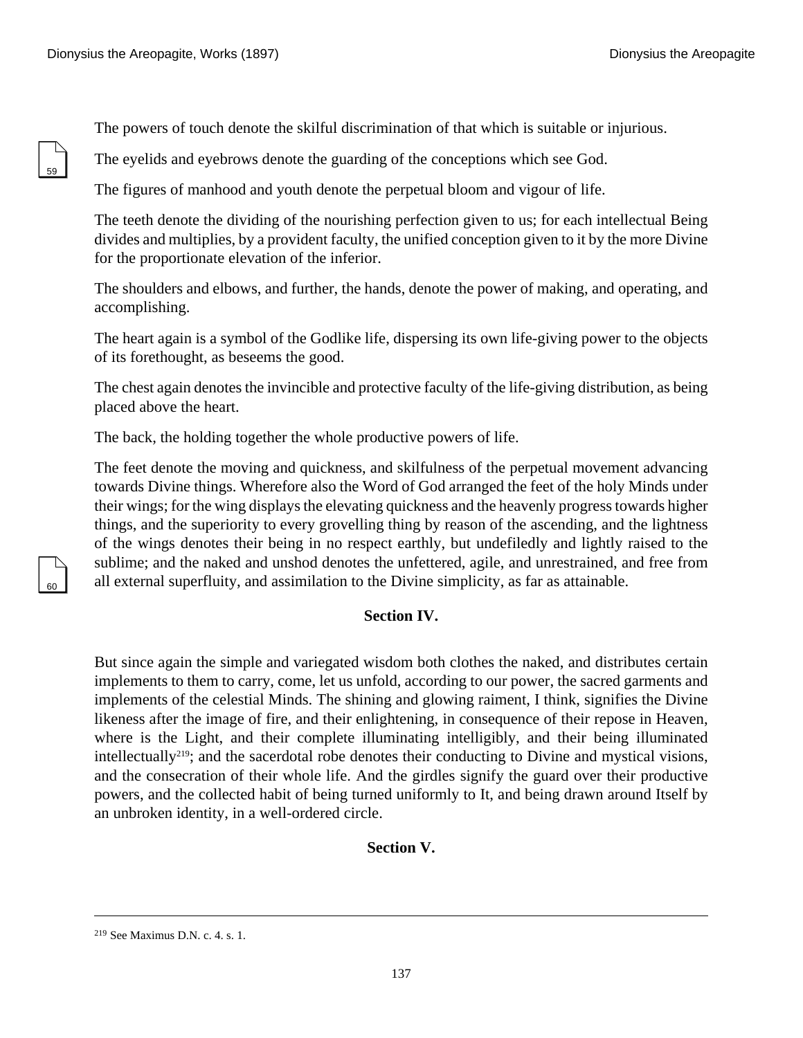The powers of touch denote the skilful discrimination of that which is suitable or injurious.

The eyelids and eyebrows denote the guarding of the conceptions which see God.

The figures of manhood and youth denote the perpetual bloom and vigour of life.

The teeth denote the dividing of the nourishing perfection given to us; for each intellectual Being divides and multiplies, by a provident faculty, the unified conception given to it by the more Divine for the proportionate elevation of the inferior.

The shoulders and elbows, and further, the hands, denote the power of making, and operating, and accomplishing.

The heart again is a symbol of the Godlike life, dispersing its own life-giving power to the objects of its forethought, as beseems the good.

The chest again denotes the invincible and protective faculty of the life-giving distribution, as being placed above the heart.

The back, the holding together the whole productive powers of life.

The feet denote the moving and quickness, and skilfulness of the perpetual movement advancing towards Divine things. Wherefore also the Word of God arranged the feet of the holy Minds under their wings; for the wing displays the elevating quickness and the heavenly progress towards higher things, and the superiority to every grovelling thing by reason of the ascending, and the lightness of the wings denotes their being in no respect earthly, but undefiledly and lightly raised to the sublime; and the naked and unshod denotes the unfettered, agile, and unrestrained, and free from all external superfluity, and assimilation to the Divine simplicity, as far as attainable.

## Section IV.

But since again the simple and variegated wisdom both clothes the naked, and distributes certain implements to them to carry, come, let us unfold, according to our power, the sacred garments and implements of the celestial Minds. The shining and glowing raiment, I think, signifies the Divine likeness after the image of fire, and their enlightening, in consequence of their repose in Heaven, where is the Light, and their complete illuminating intelligibly, and their being illuminated intellectually[219]; and the sacerdotal robe denotes their conducting to Divine and mystical visions, and the consecration of their whole life. And the girdles signify the guard over their productive powers, and the collected habit of being turned uniformly to It, and being drawn around Itself by an unbroken identity, in a well-ordered circle.

## Section V.

---

[219] See Maximus D.N. c. 4. s. 1.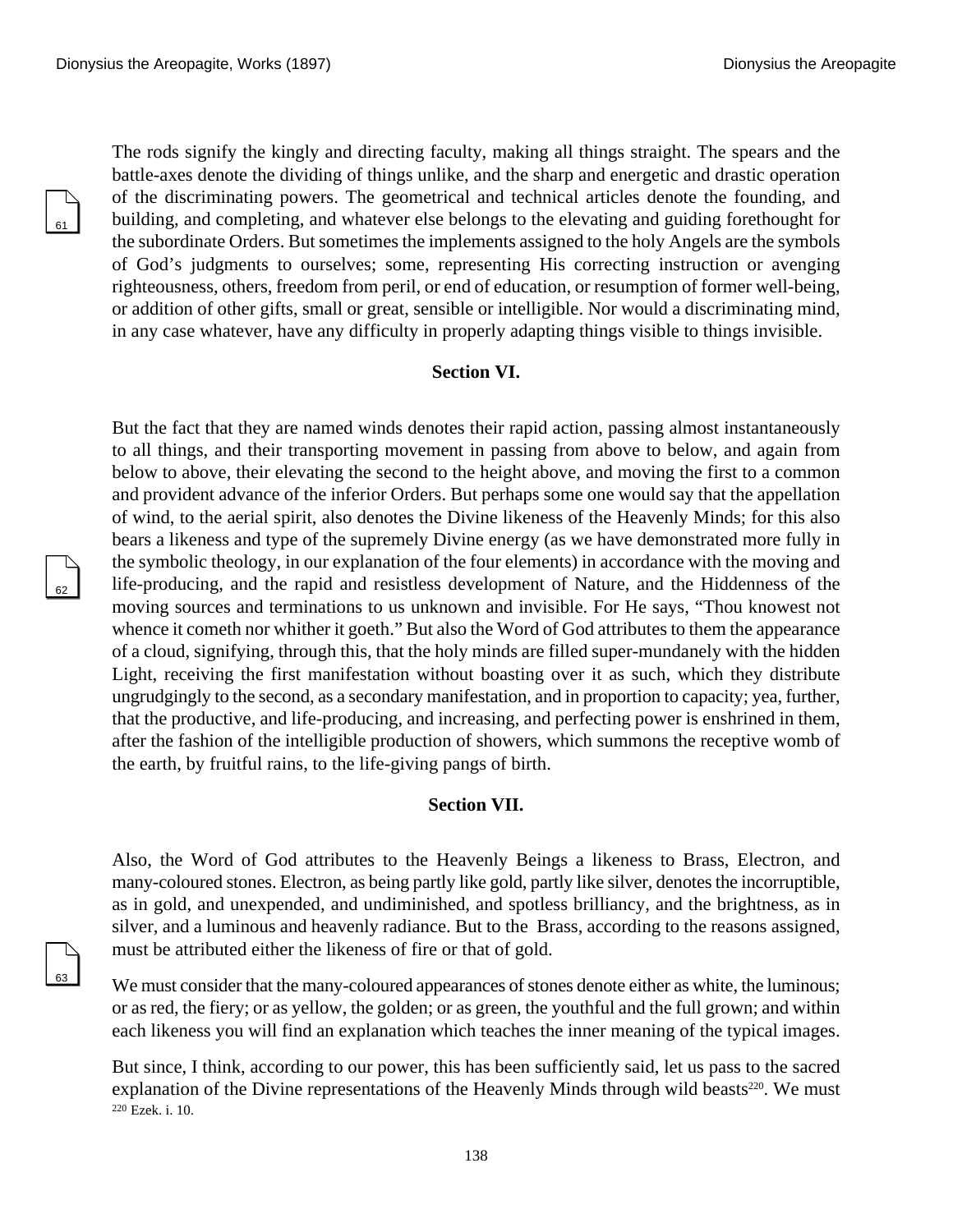The rods signify the kingly and directing faculty, making all things straight. The spears and the battle-axes denote the dividing of things unlike, and the sharp and energetic and drastic operation of the discriminating powers. The geometrical and technical articles denote the founding, and building, and completing, and whatever else belongs to the elevating and guiding forethought for the subordinate Orders. But sometimes the implements assigned to the holy Angels are the symbols of God's judgments to ourselves; some, representing His correcting instruction or avenging righteousness, others, freedom from peril, or end of education, or resumption of former well-being, or addition of other gifts, small or great, sensible or intelligible. Nor would a discriminating mind, in any case whatever, have any difficulty in properly adapting things visible to things invisible.

**Section VI.**

But the fact that they are named winds denotes their rapid action, passing almost instantaneously to all things, and their transporting movement in passing from above to below, and again from below to above, their elevating the second to the height above, and moving the first to a common and provident advance of the inferior Orders. But perhaps some one would say that the appellation of wind, to the aerial spirit, also denotes the Divine likeness of the Heavenly Minds; for this also bears a likeness and type of the supremely Divine energy (as we have demonstrated more fully in the symbolic theology, in our explanation of the four elements) in accordance with the moving and life-producing, and the rapid and resistless development of Nature, and the Hiddenness of the moving sources and terminations to us unknown and invisible. For He says, "Thou knowest not whence it cometh nor whither it goeth." But also the Word of God attributes to them the appearance of a cloud, signifying, through this, that the holy minds are filled super-mundanely with the hidden Light, receiving the first manifestation without boasting over it as such, which they distribute ungrudgingly to the second, as a secondary manifestation, and in proportion to capacity; yea, further, that the productive, and life-producing, and increasing, and perfecting power is enshrined in them, after the fashion of the intelligible production of showers, which summons the receptive womb of the earth, by fruitful rains, to the life-giving pangs of birth.

**Section VII.**

Also, the Word of God attributes to the Heavenly Beings a likeness to Brass, Electron, and many-coloured stones. Electron, as being partly like gold, partly like silver, denotes the incorruptible, as in gold, and unexpended, and undiminished, and spotless brilliancy, and the brightness, as in silver, and a luminous and heavenly radiance. But to the Brass, according to the reasons assigned, must be attributed either the likeness of fire or that of gold.

We must consider that the many-coloured appearances of stones denote either as white, the luminous; or as red, the fiery; or as yellow, the golden; or as green, the youthful and the full grown; and within each likeness you will find an explanation which teaches the inner meaning of the typical images.

But since, I think, according to our power, this has been sufficiently said, let us pass to the sacred explanation of the Divine representations of the Heavenly Minds through wild beasts[220]. We must

[220] Ezek. i. 10.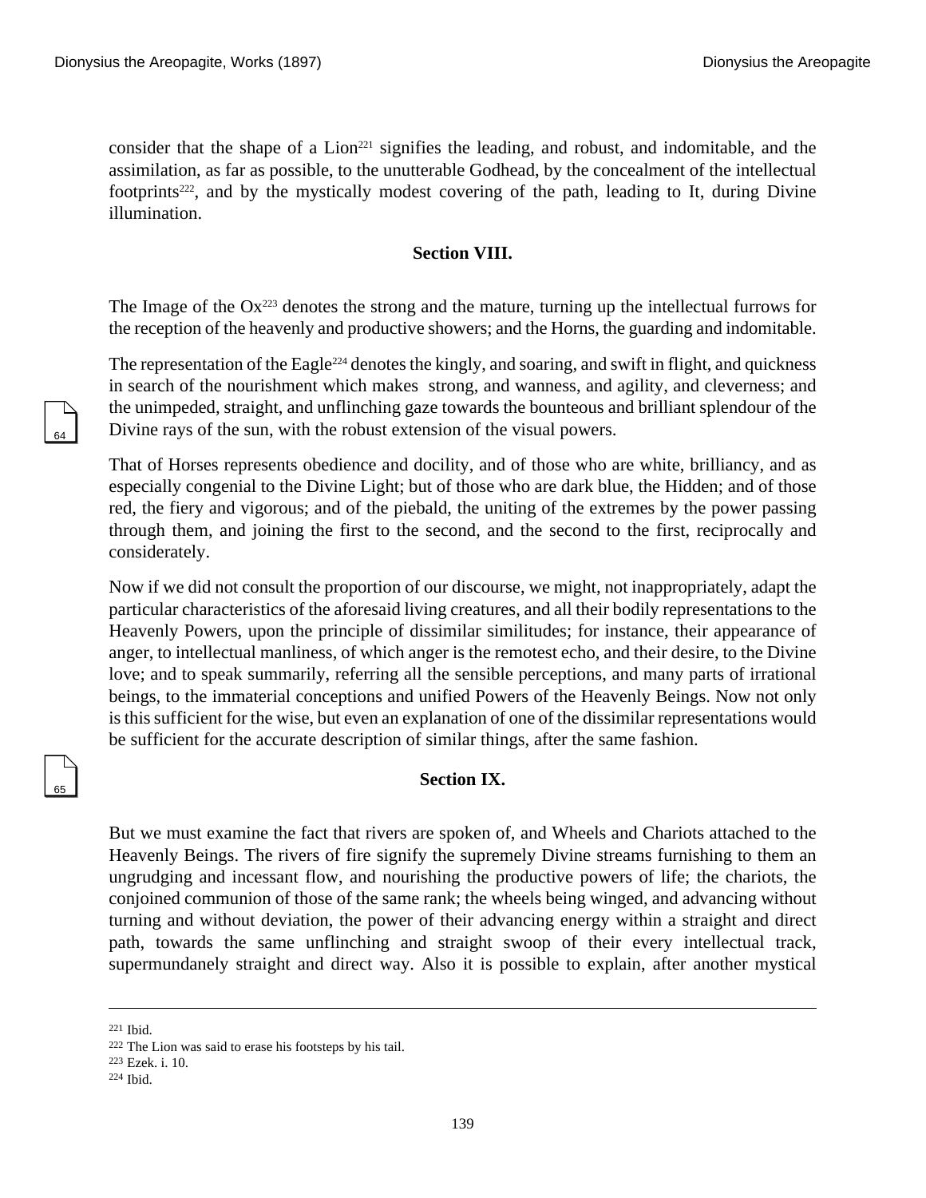consider that the shape of a Lion[221] signifies the leading, and robust, and indomitable, and the assimilation, as far as possible, to the unutterable Godhead, by the concealment of the intellectual footprints[222], and by the mystically modest covering of the path, leading to It, during Divine illumination.

### Section VIII.

The Image of the Ox[223] denotes the strong and the mature, turning up the intellectual furrows for the reception of the heavenly and productive showers; and the Horns, the guarding and indomitable.

The representation of the Eagle[224] denotes the kingly, and soaring, and swift in flight, and quickness in search of the nourishment which makes strong, and wanness, and agility, and cleverness; and the unimpeded, straight, and unflinching gaze towards the bounteous and brilliant splendour of the Divine rays of the sun, with the robust extension of the visual powers.

That of Horses represents obedience and docility, and of those who are white, brilliancy, and as especially congenial to the Divine Light; but of those who are dark blue, the Hidden; and of those red, the fiery and vigorous; and of the piebald, the uniting of the extremes by the power passing through them, and joining the first to the second, and the second to the first, reciprocally and considerately.

Now if we did not consult the proportion of our discourse, we might, not inappropriately, adapt the particular characteristics of the aforesaid living creatures, and all their bodily representations to the Heavenly Powers, upon the principle of dissimilar similitudes; for instance, their appearance of anger, to intellectual manliness, of which anger is the remotest echo, and their desire, to the Divine love; and to speak summarily, referring all the sensible perceptions, and many parts of irrational beings, to the immaterial conceptions and unified Powers of the Heavenly Beings. Now not only is this sufficient for the wise, but even an explanation of one of the dissimilar representations would be sufficient for the accurate description of similar things, after the same fashion.

### Section IX.

But we must examine the fact that rivers are spoken of, and Wheels and Chariots attached to the Heavenly Beings. The rivers of fire signify the supremely Divine streams furnishing to them an ungrudging and incessant flow, and nourishing the productive powers of life; the chariots, the conjoined communion of those of the same rank; the wheels being winged, and advancing without turning and without deviation, the power of their advancing energy within a straight and direct path, towards the same unflinching and straight swoop of their every intellectual track, supermundanely straight and direct way. Also it is possible to explain, after another mystical

---

[221] Ibid.

[222] The Lion was said to erase his footsteps by his tail.

[223] Ezek. i. 10.

[224] Ibid.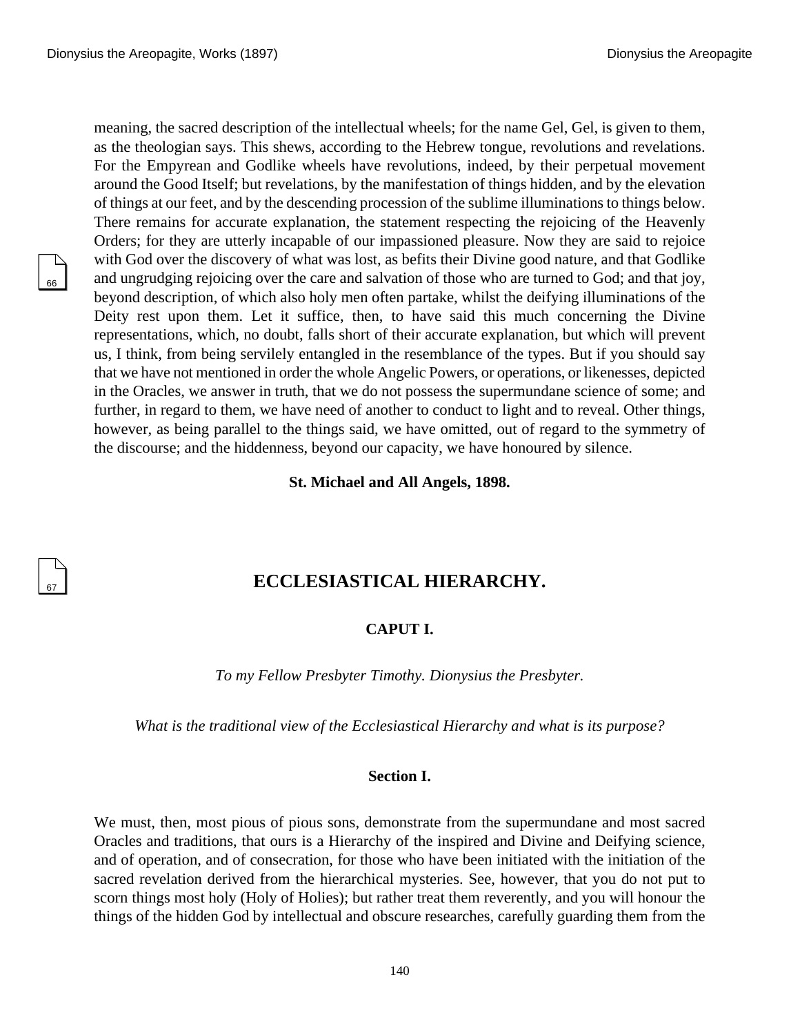meaning, the sacred description of the intellectual wheels; for the name Gel, Gel, is given to them, as the theologian says. This shews, according to the Hebrew tongue, revolutions and revelations. For the Empyrean and Godlike wheels have revolutions, indeed, by their perpetual movement around the Good Itself; but revelations, by the manifestation of things hidden, and by the elevation of things at our feet, and by the descending procession of the sublime illuminations to things below. There remains for accurate explanation, the statement respecting the rejoicing of the Heavenly Orders; for they are utterly incapable of our impassioned pleasure. Now they are said to rejoice with God over the discovery of what was lost, as befits their Divine good nature, and that Godlike and ungrudging rejoicing over the care and salvation of those who are turned to God; and that joy, beyond description, of which also holy men often partake, whilst the deifying illuminations of the Deity rest upon them. Let it suffice, then, to have said this much concerning the Divine representations, which, no doubt, falls short of their accurate explanation, but which will prevent us, I think, from being servilely entangled in the resemblance of the types. But if you should say that we have not mentioned in order the whole Angelic Powers, or operations, or likenesses, depicted in the Oracles, we answer in truth, that we do not possess the supermundane science of some; and further, in regard to them, we have need of another to conduct to light and to reveal. Other things, however, as being parallel to the things said, we have omitted, out of regard to the symmetry of the discourse; and the hiddenness, beyond our capacity, we have honoured by silence.

**St. Michael and All Angels, 1898.**

# ECCLESIASTICAL HIERARCHY.

## CAPUT I.

*To my Fellow Presbyter Timothy. Dionysius the Presbyter.*

*What is the traditional view of the Ecclesiastical Hierarchy and what is its purpose?*

### Section I.

We must, then, most pious of pious sons, demonstrate from the supermundane and most sacred Oracles and traditions, that ours is a Hierarchy of the inspired and Divine and Deifying science, and of operation, and of consecration, for those who have been initiated with the initiation of the sacred revelation derived from the hierarchical mysteries. See, however, that you do not put to scorn things most holy (Holy of Holies); but rather treat them reverently, and you will honour the things of the hidden God by intellectual and obscure researches, carefully guarding them from the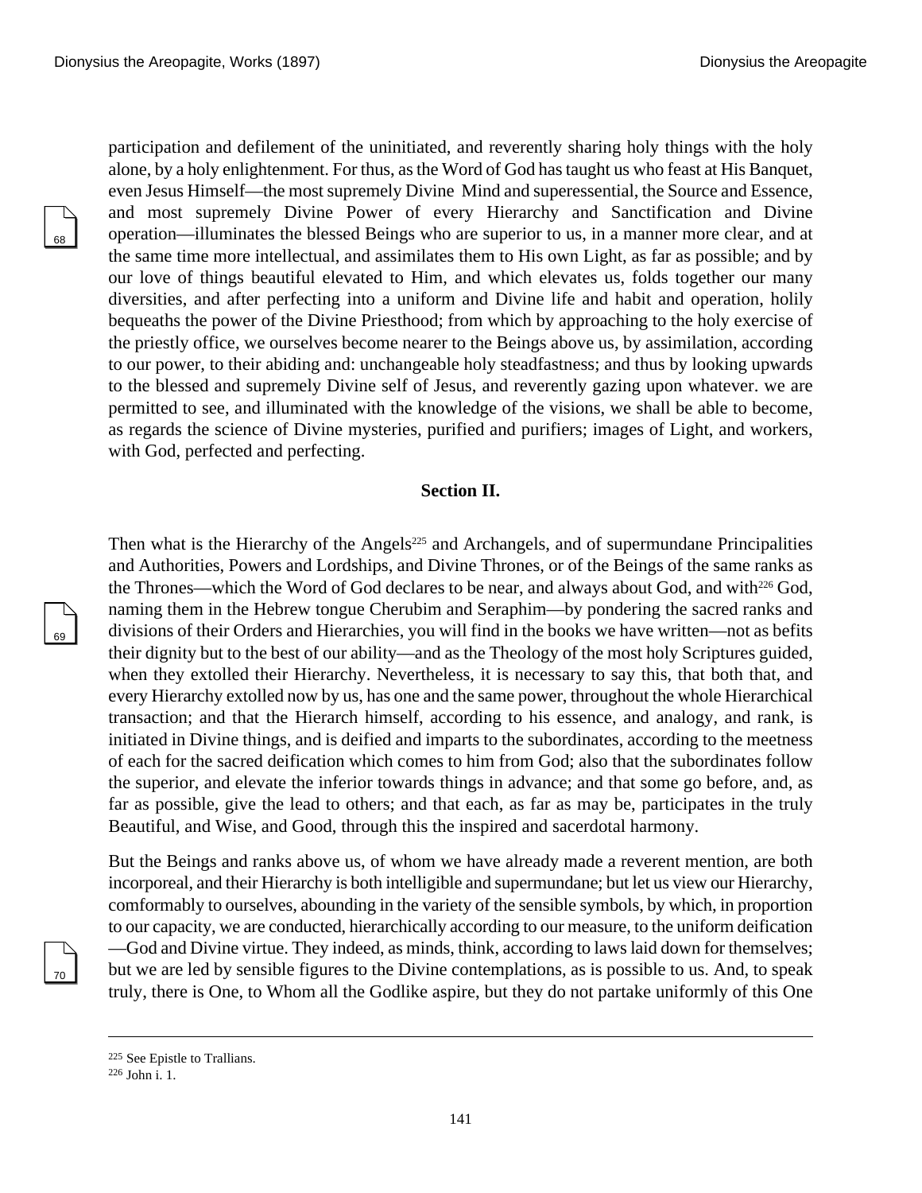participation and defilement of the uninitiated, and reverently sharing holy things with the holy alone, by a holy enlightenment. For thus, as the Word of God has taught us who feast at His Banquet, even Jesus Himself—the most supremely Divine Mind and superessential, the Source and Essence, and most supremely Divine Power of every Hierarchy and Sanctification and Divine operation—illuminates the blessed Beings who are superior to us, in a manner more clear, and at the same time more intellectual, and assimilates them to His own Light, as far as possible; and by our love of things beautiful elevated to Him, and which elevates us, folds together our many diversities, and after perfecting into a uniform and Divine life and habit and operation, holily bequeaths the power of the Divine Priesthood; from which by approaching to the holy exercise of the priestly office, we ourselves become nearer to the Beings above us, by assimilation, according to our power, to their abiding and: unchangeable holy steadfastness; and thus by looking upwards to the blessed and supremely Divine self of Jesus, and reverently gazing upon whatever. we are permitted to see, and illuminated with the knowledge of the visions, we shall be able to become, as regards the science of Divine mysteries, purified and purifiers; images of Light, and workers, with God, perfected and perfecting.

### Section II.

Then what is the Hierarchy of the Angels[225] and Archangels, and of supermundane Principalities and Authorities, Powers and Lordships, and Divine Thrones, or of the Beings of the same ranks as the Thrones—which the Word of God declares to be near, and always about God, and with[226] God, naming them in the Hebrew tongue Cherubim and Seraphim—by pondering the sacred ranks and divisions of their Orders and Hierarchies, you will find in the books we have written—not as befits their dignity but to the best of our ability—and as the Theology of the most holy Scriptures guided, when they extolled their Hierarchy. Nevertheless, it is necessary to say this, that both that, and every Hierarchy extolled now by us, has one and the same power, throughout the whole Hierarchical transaction; and that the Hierarch himself, according to his essence, and analogy, and rank, is initiated in Divine things, and is deified and imparts to the subordinates, according to the meetness of each for the sacred deification which comes to him from God; also that the subordinates follow the superior, and elevate the inferior towards things in advance; and that some go before, and, as far as possible, give the lead to others; and that each, as far as may be, participates in the truly Beautiful, and Wise, and Good, through this the inspired and sacerdotal harmony.

But the Beings and ranks above us, of whom we have already made a reverent mention, are both incorporeal, and their Hierarchy is both intelligible and supermundane; but let us view our Hierarchy, comformably to ourselves, abounding in the variety of the sensible symbols, by which, in proportion to our capacity, we are conducted, hierarchically according to our measure, to the uniform deification —God and Divine virtue. They indeed, as minds, think, according to laws laid down for themselves; but we are led by sensible figures to the Divine contemplations, as is possible to us. And, to speak truly, there is One, to Whom all the Godlike aspire, but they do not partake uniformly of this One

---

[225] See Epistle to Trallians.

[226] John i. 1.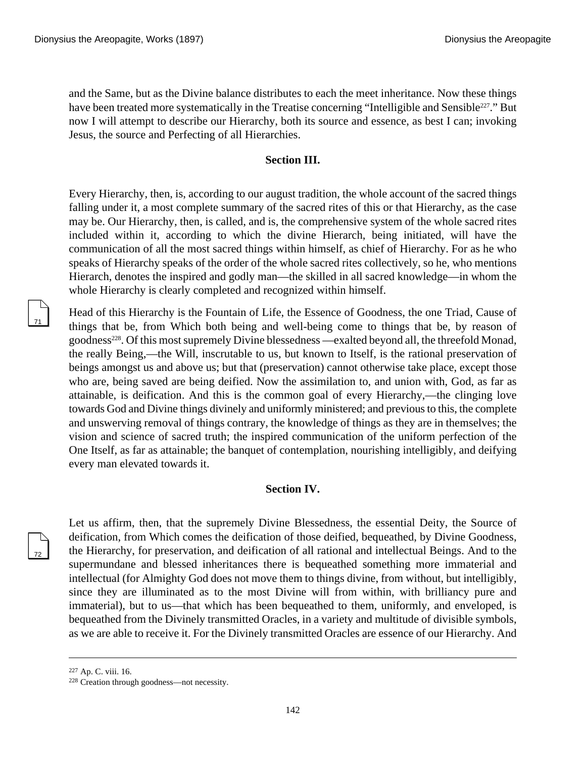and the Same, but as the Divine balance distributes to each the meet inheritance. Now these things have been treated more systematically in the Treatise concerning "Intelligible and Sensible[227]." But now I will attempt to describe our Hierarchy, both its source and essence, as best I can; invoking Jesus, the source and Perfecting of all Hierarchies.

### Section III.

Every Hierarchy, then, is, according to our august tradition, the whole account of the sacred things falling under it, a most complete summary of the sacred rites of this or that Hierarchy, as the case may be. Our Hierarchy, then, is called, and is, the comprehensive system of the whole sacred rites included within it, according to which the divine Hierarch, being initiated, will have the communication of all the most sacred things within himself, as chief of Hierarchy. For as he who speaks of Hierarchy speaks of the order of the whole sacred rites collectively, so he, who mentions Hierarch, denotes the inspired and godly man—the skilled in all sacred knowledge—in whom the whole Hierarchy is clearly completed and recognized within himself.

Head of this Hierarchy is the Fountain of Life, the Essence of Goodness, the one Triad, Cause of things that be, from Which both being and well-being come to things that be, by reason of goodness[228]. Of this most supremely Divine blessedness —exalted beyond all, the threefold Monad, the really Being,—the Will, inscrutable to us, but known to Itself, is the rational preservation of beings amongst us and above us; but that (preservation) cannot otherwise take place, except those who are, being saved are being deified. Now the assimilation to, and union with, God, as far as attainable, is deification. And this is the common goal of every Hierarchy,—the clinging love towards God and Divine things divinely and uniformly ministered; and previous to this, the complete and unswerving removal of things contrary, the knowledge of things as they are in themselves; the vision and science of sacred truth; the inspired communication of the uniform perfection of the One Itself, as far as attainable; the banquet of contemplation, nourishing intelligibly, and deifying every man elevated towards it.

### Section IV.

Let us affirm, then, that the supremely Divine Blessedness, the essential Deity, the Source of deification, from Which comes the deification of those deified, bequeathed, by Divine Goodness, the Hierarchy, for preservation, and deification of all rational and intellectual Beings. And to the supermundane and blessed inheritances there is bequeathed something more immaterial and intellectual (for Almighty God does not move them to things divine, from without, but intelligibly, since they are illuminated as to the most Divine will from within, with brilliancy pure and immaterial), but to us—that which has been bequeathed to them, uniformly, and enveloped, is bequeathed from the Divinely transmitted Oracles, in a variety and multitude of divisible symbols, as we are able to receive it. For the Divinely transmitted Oracles are essence of our Hierarchy. And

---

[227] Ap. C. viii. 16.

[228] Creation through goodness—not necessity.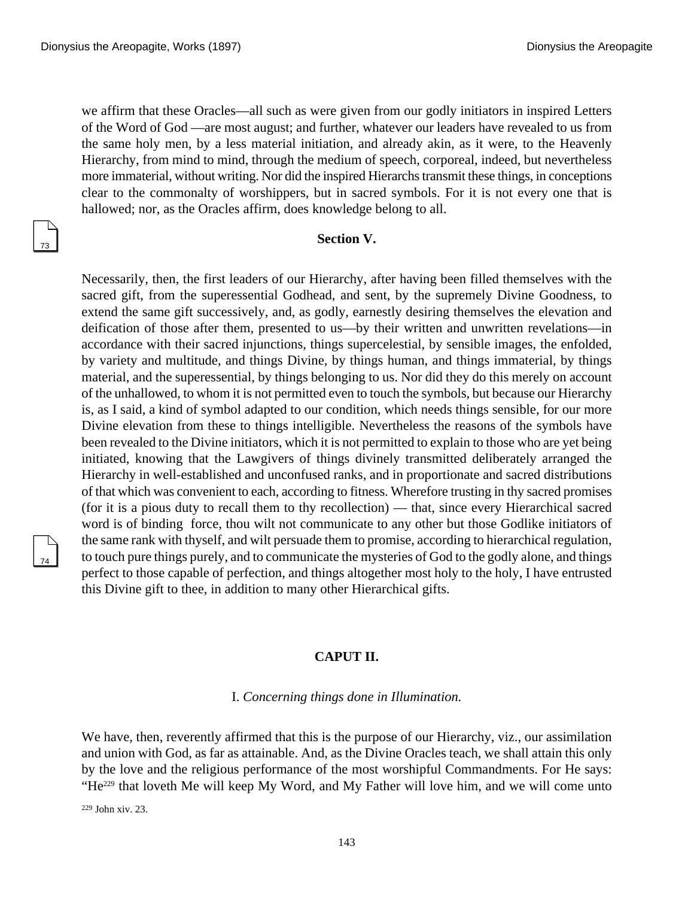we affirm that these Oracles—all such as were given from our godly initiators in inspired Letters of the Word of God —are most august; and further, whatever our leaders have revealed to us from the same holy men, by a less material initiation, and already akin, as it were, to the Heavenly Hierarchy, from mind to mind, through the medium of speech, corporeal, indeed, but nevertheless more immaterial, without writing. Nor did the inspired Hierarchs transmit these things, in conceptions clear to the commonalty of worshippers, but in sacred symbols. For it is not every one that is hallowed; nor, as the Oracles affirm, does knowledge belong to all.

### Section V.

Necessarily, then, the first leaders of our Hierarchy, after having been filled themselves with the sacred gift, from the superessential Godhead, and sent, by the supremely Divine Goodness, to extend the same gift successively, and, as godly, earnestly desiring themselves the elevation and deification of those after them, presented to us—by their written and unwritten revelations—in accordance with their sacred injunctions, things supercelestial, by sensible images, the enfolded, by variety and multitude, and things Divine, by things human, and things immaterial, by things material, and the superessential, by things belonging to us. Nor did they do this merely on account of the unhallowed, to whom it is not permitted even to touch the symbols, but because our Hierarchy is, as I said, a kind of symbol adapted to our condition, which needs things sensible, for our more Divine elevation from these to things intelligible. Nevertheless the reasons of the symbols have been revealed to the Divine initiators, which it is not permitted to explain to those who are yet being initiated, knowing that the Lawgivers of things divinely transmitted deliberately arranged the Hierarchy in well-established and unconfused ranks, and in proportionate and sacred distributions of that which was convenient to each, according to fitness. Wherefore trusting in thy sacred promises (for it is a pious duty to recall them to thy recollection) — that, since every Hierarchical sacred word is of binding force, thou wilt not communicate to any other but those Godlike initiators of the same rank with thyself, and wilt persuade them to promise, according to hierarchical regulation, to touch pure things purely, and to communicate the mysteries of God to the godly alone, and things perfect to those capable of perfection, and things altogether most holy to the holy, I have entrusted this Divine gift to thee, in addition to many other Hierarchical gifts.

## CAPUT II.

### I. *Concerning things done in Illumination.*

We have, then, reverently affirmed that this is the purpose of our Hierarchy, viz., our assimilation and union with God, as far as attainable. And, as the Divine Oracles teach, we shall attain this only by the love and the religious performance of the most worshipful Commandments. For He says: "He[229] that loveth Me will keep My Word, and My Father will love him, and we will come unto

[229] John xiv. 23.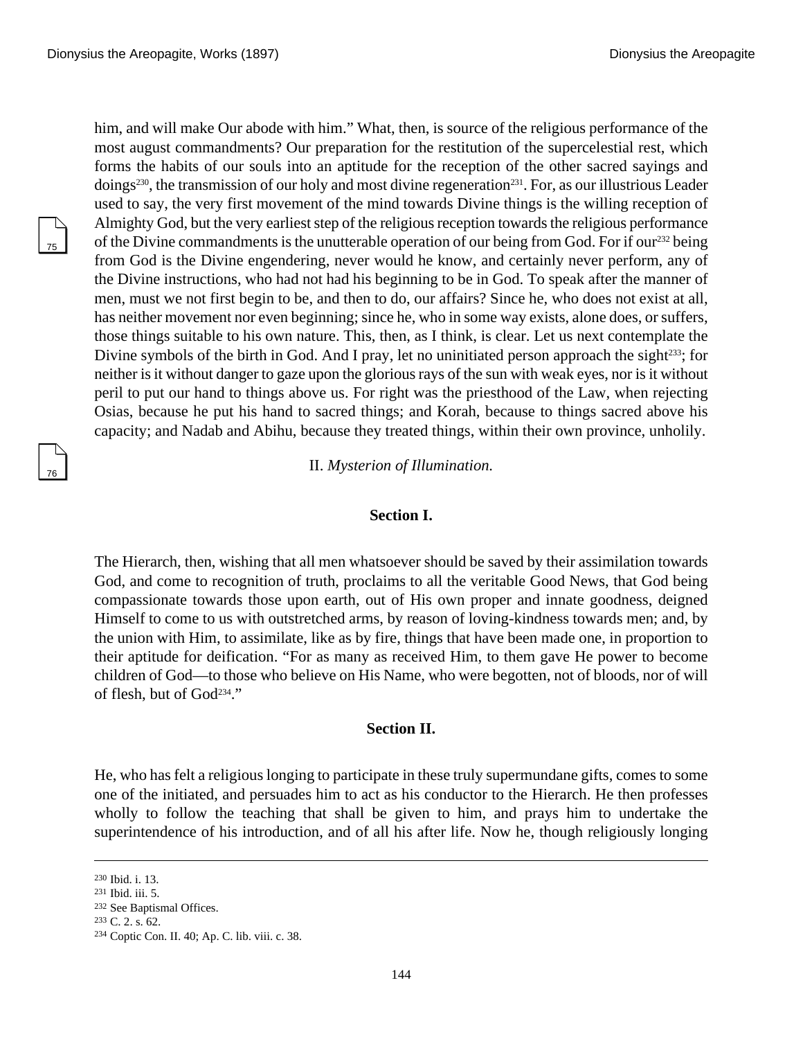him, and will make Our abode with him." What, then, is source of the religious performance of the most august commandments? Our preparation for the restitution of the supercelestial rest, which forms the habits of our souls into an aptitude for the reception of the other sacred sayings and doings[230], the transmission of our holy and most divine regeneration[231]. For, as our illustrious Leader used to say, the very first movement of the mind towards Divine things is the willing reception of Almighty God, but the very earliest step of the religious reception towards the religious performance of the Divine commandments is the unutterable operation of our being from God. For if our[232] being from God is the Divine engendering, never would he know, and certainly never perform, any of the Divine instructions, who had not had his beginning to be in God. To speak after the manner of men, must we not first begin to be, and then to do, our affairs? Since he, who does not exist at all, has neither movement nor even beginning; since he, who in some way exists, alone does, or suffers, those things suitable to his own nature. This, then, as I think, is clear. Let us next contemplate the Divine symbols of the birth in God. And I pray, let no uninitiated person approach the sight[233]; for neither is it without danger to gaze upon the glorious rays of the sun with weak eyes, nor is it without peril to put our hand to things above us. For right was the priesthood of the Law, when rejecting Osias, because he put his hand to sacred things; and Korah, because to things sacred above his capacity; and Nadab and Abihu, because they treated things, within their own province, unholily.

## II. *Mysterion of Illumination.*

### Section I.

The Hierarch, then, wishing that all men whatsoever should be saved by their assimilation towards God, and come to recognition of truth, proclaims to all the veritable Good News, that God being compassionate towards those upon earth, out of His own proper and innate goodness, deigned Himself to come to us with outstretched arms, by reason of loving-kindness towards men; and, by the union with Him, to assimilate, like as by fire, things that have been made one, in proportion to their aptitude for deification. "For as many as received Him, to them gave He power to become children of God—to those who believe on His Name, who were begotten, not of bloods, nor of will of flesh, but of God[234]."

### Section II.

He, who has felt a religious longing to participate in these truly supermundane gifts, comes to some one of the initiated, and persuades him to act as his conductor to the Hierarch. He then professes wholly to follow the teaching that shall be given to him, and prays him to undertake the superintendence of his introduction, and of all his after life. Now he, though religiously longing

---

[230] Ibid. i. 13.
[231] Ibid. iii. 5.
[232] See Baptismal Offices.
[233] C. 2. s. 62.
[234] Coptic Con. II. 40; Ap. C. lib. viii. c. 38.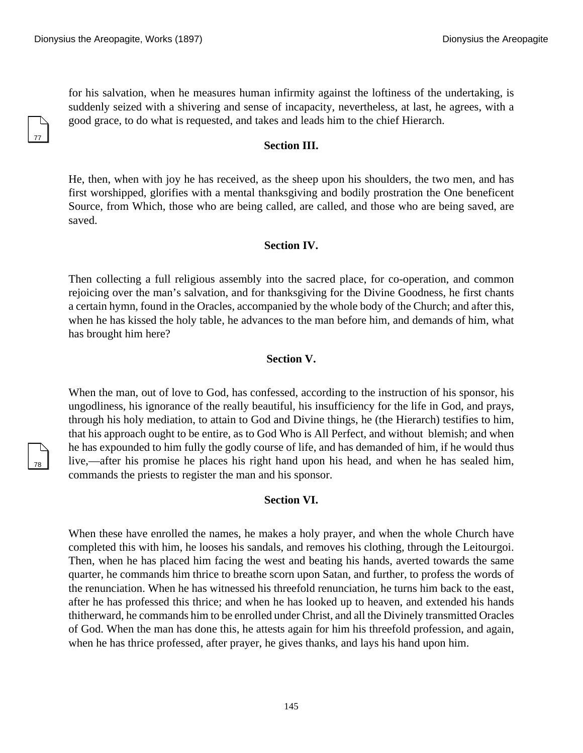for his salvation, when he measures human infirmity against the loftiness of the undertaking, is suddenly seized with a shivering and sense of incapacity, nevertheless, at last, he agrees, with a good grace, to do what is requested, and takes and leads him to the chief Hierarch.

### Section III.

He, then, when with joy he has received, as the sheep upon his shoulders, the two men, and has first worshipped, glorifies with a mental thanksgiving and bodily prostration the One beneficent Source, from Which, those who are being called, are called, and those who are being saved, are saved.

### Section IV.

Then collecting a full religious assembly into the sacred place, for co-operation, and common rejoicing over the man's salvation, and for thanksgiving for the Divine Goodness, he first chants a certain hymn, found in the Oracles, accompanied by the whole body of the Church; and after this, when he has kissed the holy table, he advances to the man before him, and demands of him, what has brought him here?

### Section V.

When the man, out of love to God, has confessed, according to the instruction of his sponsor, his ungodliness, his ignorance of the really beautiful, his insufficiency for the life in God, and prays, through his holy mediation, to attain to God and Divine things, he (the Hierarch) testifies to him, that his approach ought to be entire, as to God Who is All Perfect, and without blemish; and when he has expounded to him fully the godly course of life, and has demanded of him, if he would thus live,—after his promise he places his right hand upon his head, and when he has sealed him, commands the priests to register the man and his sponsor.

### Section VI.

When these have enrolled the names, he makes a holy prayer, and when the whole Church have completed this with him, he looses his sandals, and removes his clothing, through the Leitourgoi. Then, when he has placed him facing the west and beating his hands, averted towards the same quarter, he commands him thrice to breathe scorn upon Satan, and further, to profess the words of the renunciation. When he has witnessed his threefold renunciation, he turns him back to the east, after he has professed this thrice; and when he has looked up to heaven, and extended his hands thitherward, he commands him to be enrolled under Christ, and all the Divinely transmitted Oracles of God. When the man has done this, he attests again for him his threefold profession, and again, when he has thrice professed, after prayer, he gives thanks, and lays his hand upon him.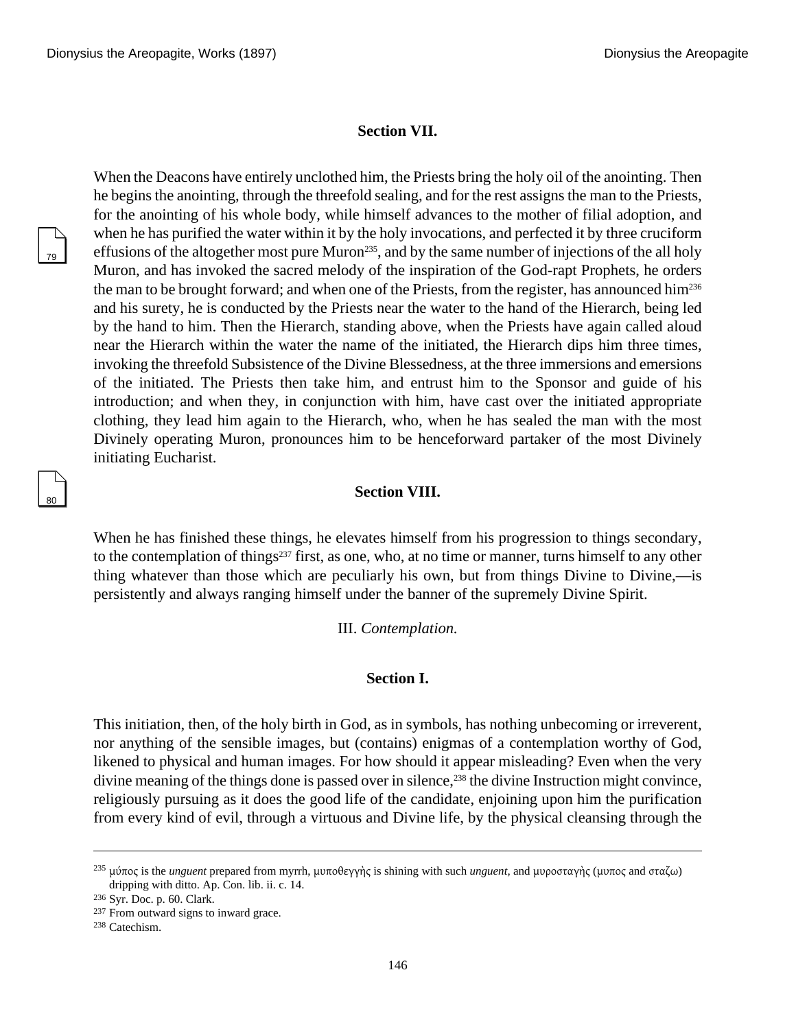### Section VII.

When the Deacons have entirely unclothed him, the Priests bring the holy oil of the anointing. Then he begins the anointing, through the threefold sealing, and for the rest assigns the man to the Priests, for the anointing of his whole body, while himself advances to the mother of filial adoption, and when he has purified the water within it by the holy invocations, and perfected it by three cruciform effusions of the altogether most pure Muron[235], and by the same number of injections of the all holy Muron, and has invoked the sacred melody of the inspiration of the God-rapt Prophets, he orders the man to be brought forward; and when one of the Priests, from the register, has announced him[236] and his surety, he is conducted by the Priests near the water to the hand of the Hierarch, being led by the hand to him. Then the Hierarch, standing above, when the Priests have again called aloud near the Hierarch within the water the name of the initiated, the Hierarch dips him three times, invoking the threefold Subsistence of the Divine Blessedness, at the three immersions and emersions of the initiated. The Priests then take him, and entrust him to the Sponsor and guide of his introduction; and when they, in conjunction with him, have cast over the initiated appropriate clothing, they lead him again to the Hierarch, who, when he has sealed the man with the most Divinely operating Muron, pronounces him to be henceforward partaker of the most Divinely initiating Eucharist.

### Section VIII.

When he has finished these things, he elevates himself from his progression to things secondary, to the contemplation of things[237] first, as one, who, at no time or manner, turns himself to any other thing whatever than those which are peculiarly his own, but from things Divine to Divine,—is persistently and always ranging himself under the banner of the supremely Divine Spirit.

III. *Contemplation.*

### Section I.

This initiation, then, of the holy birth in God, as in symbols, has nothing unbecoming or irreverent, nor anything of the sensible images, but (contains) enigmas of a contemplation worthy of God, likened to physical and human images. For how should it appear misleading? Even when the very divine meaning of the things done is passed over in silence,[238] the divine Instruction might convince, religiously pursuing as it does the good life of the candidate, enjoining upon him the purification from every kind of evil, through a virtuous and Divine life, by the physical cleansing through the

---

[235] μύπος is the *unguent* prepared from myrrh, μυποθεγγὴς is shining with such *unguent,* and μυροσταγὴς (μυπος and σταζω) dripping with ditto. Ap. Con. lib. ii. c. 14.

[236] Syr. Doc. p. 60. Clark.

[237] From outward signs to inward grace.

[238] Catechism.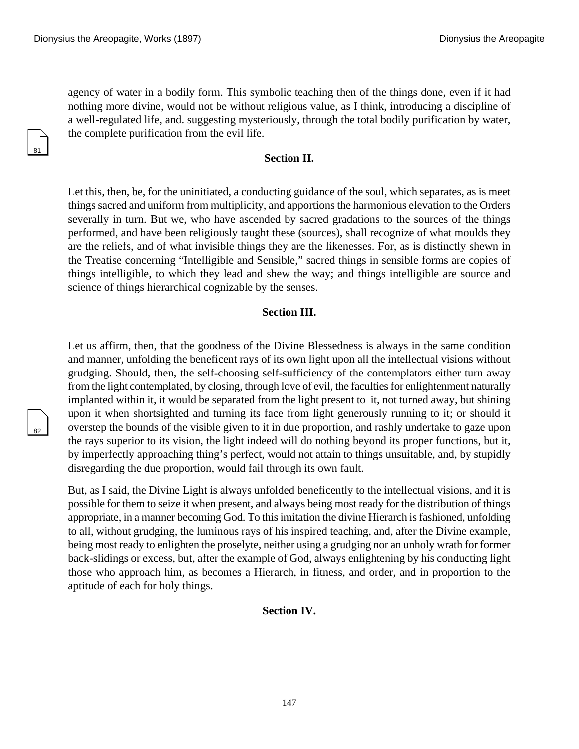agency of water in a bodily form. This symbolic teaching then of the things done, even if it had nothing more divine, would not be without religious value, as I think, introducing a discipline of a well-regulated life, and. suggesting mysteriously, through the total bodily purification by water, the complete purification from the evil life.

### Section II.

Let this, then, be, for the uninitiated, a conducting guidance of the soul, which separates, as is meet things sacred and uniform from multiplicity, and apportions the harmonious elevation to the Orders severally in turn. But we, who have ascended by sacred gradations to the sources of the things performed, and have been religiously taught these (sources), shall recognize of what moulds they are the reliefs, and of what invisible things they are the likenesses. For, as is distinctly shewn in the Treatise concerning "Intelligible and Sensible," sacred things in sensible forms are copies of things intelligible, to which they lead and shew the way; and things intelligible are source and science of things hierarchical cognizable by the senses.

### Section III.

Let us affirm, then, that the goodness of the Divine Blessedness is always in the same condition and manner, unfolding the beneficent rays of its own light upon all the intellectual visions without grudging. Should, then, the self-choosing self-sufficiency of the contemplators either turn away from the light contemplated, by closing, through love of evil, the faculties for enlightenment naturally implanted within it, it would be separated from the light present to it, not turned away, but shining upon it when shortsighted and turning its face from light generously running to it; or should it overstep the bounds of the visible given to it in due proportion, and rashly undertake to gaze upon the rays superior to its vision, the light indeed will do nothing beyond its proper functions, but it, by imperfectly approaching thing's perfect, would not attain to things unsuitable, and, by stupidly disregarding the due proportion, would fail through its own fault.

But, as I said, the Divine Light is always unfolded beneficently to the intellectual visions, and it is possible for them to seize it when present, and always being most ready for the distribution of things appropriate, in a manner becoming God. To this imitation the divine Hierarch is fashioned, unfolding to all, without grudging, the luminous rays of his inspired teaching, and, after the Divine example, being most ready to enlighten the proselyte, neither using a grudging nor an unholy wrath for former back-slidings or excess, but, after the example of God, always enlightening by his conducting light those who approach him, as becomes a Hierarch, in fitness, and order, and in proportion to the aptitude of each for holy things.

### Section IV.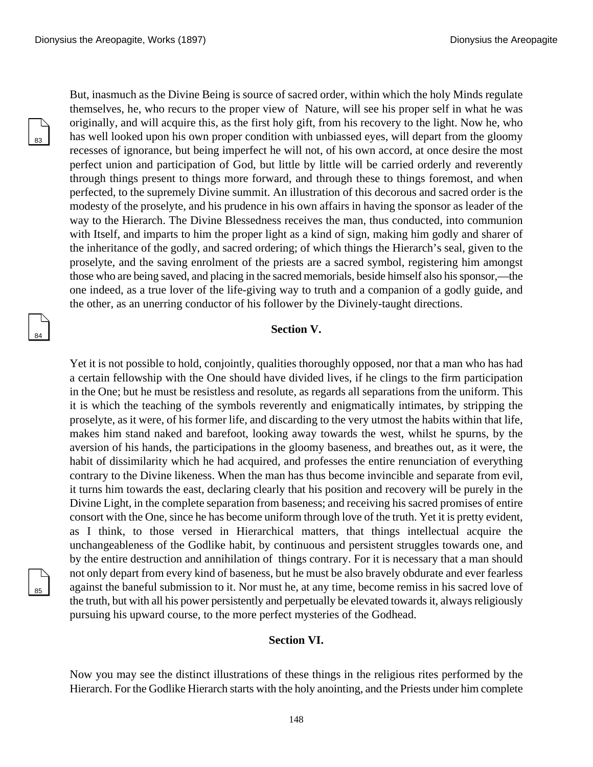But, inasmuch as the Divine Being is source of sacred order, within which the holy Minds regulate themselves, he, who recurs to the proper view of Nature, will see his proper self in what he was originally, and will acquire this, as the first holy gift, from his recovery to the light. Now he, who has well looked upon his own proper condition with unbiassed eyes, will depart from the gloomy recesses of ignorance, but being imperfect he will not, of his own accord, at once desire the most perfect union and participation of God, but little by little will be carried orderly and reverently through things present to things more forward, and through these to things foremost, and when perfected, to the supremely Divine summit. An illustration of this decorous and sacred order is the modesty of the proselyte, and his prudence in his own affairs in having the sponsor as leader of the way to the Hierarch. The Divine Blessedness receives the man, thus conducted, into communion with Itself, and imparts to him the proper light as a kind of sign, making him godly and sharer of the inheritance of the godly, and sacred ordering; of which things the Hierarch's seal, given to the proselyte, and the saving enrolment of the priests are a sacred symbol, registering him amongst those who are being saved, and placing in the sacred memorials, beside himself also his sponsor,—the one indeed, as a true lover of the life-giving way to truth and a companion of a godly guide, and the other, as an unerring conductor of his follower by the Divinely-taught directions.

### Section V.

Yet it is not possible to hold, conjointly, qualities thoroughly opposed, nor that a man who has had a certain fellowship with the One should have divided lives, if he clings to the firm participation in the One; but he must be resistless and resolute, as regards all separations from the uniform. This it is which the teaching of the symbols reverently and enigmatically intimates, by stripping the proselyte, as it were, of his former life, and discarding to the very utmost the habits within that life, makes him stand naked and barefoot, looking away towards the west, whilst he spurns, by the aversion of his hands, the participations in the gloomy baseness, and breathes out, as it were, the habit of dissimilarity which he had acquired, and professes the entire renunciation of everything contrary to the Divine likeness. When the man has thus become invincible and separate from evil, it turns him towards the east, declaring clearly that his position and recovery will be purely in the Divine Light, in the complete separation from baseness; and receiving his sacred promises of entire consort with the One, since he has become uniform through love of the truth. Yet it is pretty evident, as I think, to those versed in Hierarchical matters, that things intellectual acquire the unchangeableness of the Godlike habit, by continuous and persistent struggles towards one, and by the entire destruction and annihilation of things contrary. For it is necessary that a man should not only depart from every kind of baseness, but he must be also bravely obdurate and ever fearless against the baneful submission to it. Nor must he, at any time, become remiss in his sacred love of the truth, but with all his power persistently and perpetually be elevated towards it, always religiously pursuing his upward course, to the more perfect mysteries of the Godhead.

### Section VI.

Now you may see the distinct illustrations of these things in the religious rites performed by the Hierarch. For the Godlike Hierarch starts with the holy anointing, and the Priests under him complete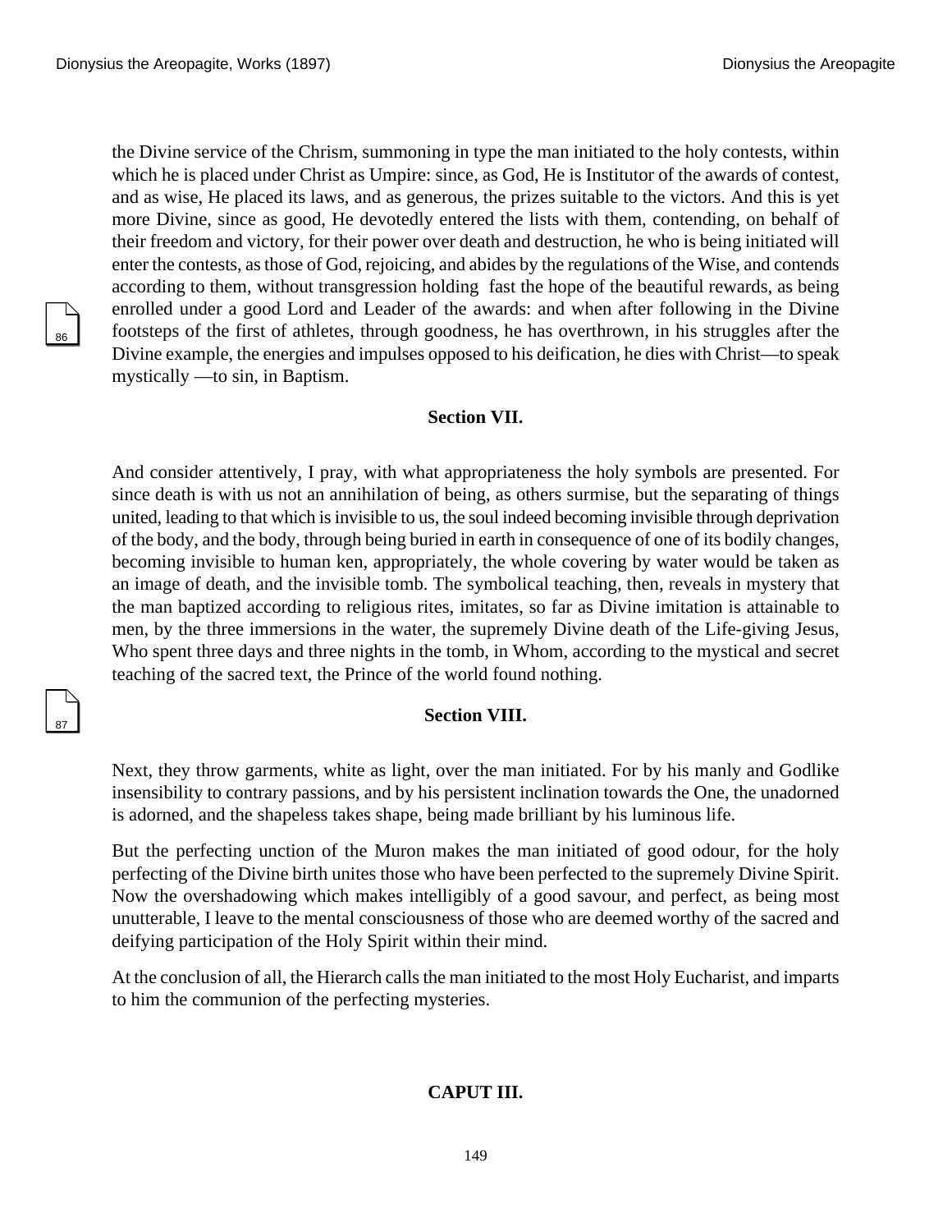the Divine service of the Chrism, summoning in type the man initiated to the holy contests, within which he is placed under Christ as Umpire: since, as God, He is Institutor of the awards of contest, and as wise, He placed its laws, and as generous, the prizes suitable to the victors. And this is yet more Divine, since as good, He devotedly entered the lists with them, contending, on behalf of their freedom and victory, for their power over death and destruction, he who is being initiated will enter the contests, as those of God, rejoicing, and abides by the regulations of the Wise, and contends according to them, without transgression holding fast the hope of the beautiful rewards, as being enrolled under a good Lord and Leader of the awards: and when after following in the Divine footsteps of the first of athletes, through goodness, he has overthrown, in his struggles after the Divine example, the energies and impulses opposed to his deification, he dies with Christ—to speak mystically —to sin, in Baptism.

### Section VII.

And consider attentively, I pray, with what appropriateness the holy symbols are presented. For since death is with us not an annihilation of being, as others surmise, but the separating of things united, leading to that which is invisible to us, the soul indeed becoming invisible through deprivation of the body, and the body, through being buried in earth in consequence of one of its bodily changes, becoming invisible to human ken, appropriately, the whole covering by water would be taken as an image of death, and the invisible tomb. The symbolical teaching, then, reveals in mystery that the man baptized according to religious rites, imitates, so far as Divine imitation is attainable to men, by the three immersions in the water, the supremely Divine death of the Life-giving Jesus, Who spent three days and three nights in the tomb, in Whom, according to the mystical and secret teaching of the sacred text, the Prince of the world found nothing.

### Section VIII.

Next, they throw garments, white as light, over the man initiated. For by his manly and Godlike insensibility to contrary passions, and by his persistent inclination towards the One, the unadorned is adorned, and the shapeless takes shape, being made brilliant by his luminous life.

But the perfecting unction of the Muron makes the man initiated of good odour, for the holy perfecting of the Divine birth unites those who have been perfected to the supremely Divine Spirit. Now the overshadowing which makes intelligibly of a good savour, and perfect, as being most unutterable, I leave to the mental consciousness of those who are deemed worthy of the sacred and deifying participation of the Holy Spirit within their mind.

At the conclusion of all, the Hierarch calls the man initiated to the most Holy Eucharist, and imparts to him the communion of the perfecting mysteries.

## CAPUT III.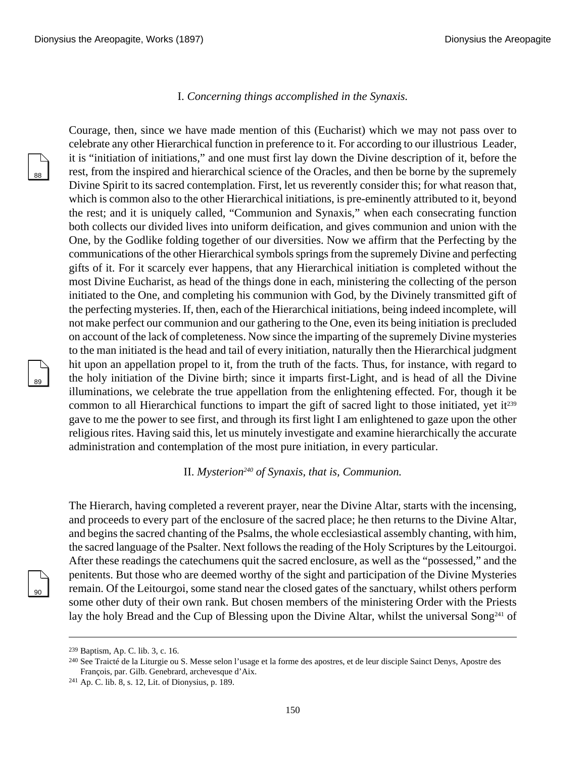### I. *Concerning things accomplished in the Synaxis.*

Courage, then, since we have made mention of this (Eucharist) which we may not pass over to celebrate any other Hierarchical function in preference to it. For according to our illustrious Leader, it is "initiation of initiations," and one must first lay down the Divine description of it, before the rest, from the inspired and hierarchical science of the Oracles, and then be borne by the supremely Divine Spirit to its sacred contemplation. First, let us reverently consider this; for what reason that, which is common also to the other Hierarchical initiations, is pre-eminently attributed to it, beyond the rest; and it is uniquely called, "Communion and Synaxis," when each consecrating function both collects our divided lives into uniform deification, and gives communion and union with the One, by the Godlike folding together of our diversities. Now we affirm that the Perfecting by the communications of the other Hierarchical symbols springs from the supremely Divine and perfecting gifts of it. For it scarcely ever happens, that any Hierarchical initiation is completed without the most Divine Eucharist, as head of the things done in each, ministering the collecting of the person initiated to the One, and completing his communion with God, by the Divinely transmitted gift of the perfecting mysteries. If, then, each of the Hierarchical initiations, being indeed incomplete, will not make perfect our communion and our gathering to the One, even its being initiation is precluded on account of the lack of completeness. Now since the imparting of the supremely Divine mysteries to the man initiated is the head and tail of every initiation, naturally then the Hierarchical judgment hit upon an appellation propel to it, from the truth of the facts. Thus, for instance, with regard to the holy initiation of the Divine birth; since it imparts first-Light, and is head of all the Divine illuminations, we celebrate the true appellation from the enlightening effected. For, though it be common to all Hierarchical functions to impart the gift of sacred light to those initiated, yet it[239] gave to me the power to see first, and through its first light I am enlightened to gaze upon the other religious rites. Having said this, let us minutely investigate and examine hierarchically the accurate administration and contemplation of the most pure initiation, in every particular.

### II. *Mysterion[240] of Synaxis, that is, Communion.*

The Hierarch, having completed a reverent prayer, near the Divine Altar, starts with the incensing, and proceeds to every part of the enclosure of the sacred place; he then returns to the Divine Altar, and begins the sacred chanting of the Psalms, the whole ecclesiastical assembly chanting, with him, the sacred language of the Psalter. Next follows the reading of the Holy Scriptures by the Leitourgoi. After these readings the catechumens quit the sacred enclosure, as well as the "possessed," and the penitents. But those who are deemed worthy of the sight and participation of the Divine Mysteries remain. Of the Leitourgoi, some stand near the closed gates of the sanctuary, whilst others perform some other duty of their own rank. But chosen members of the ministering Order with the Priests lay the holy Bread and the Cup of Blessing upon the Divine Altar, whilst the universal Song[241] of

---

[239] Baptism, Ap. C. lib. 3, c. 16.

[240] See Traicté de la Liturgie ou S. Messe selon l'usage et la forme des apostres, et de leur disciple Sainct Denys, Apostre des François, par. Gilb. Genebrard, archevesque d'Aix.

[241] Ap. C. lib. 8, s. 12, Lit. of Dionysius, p. 189.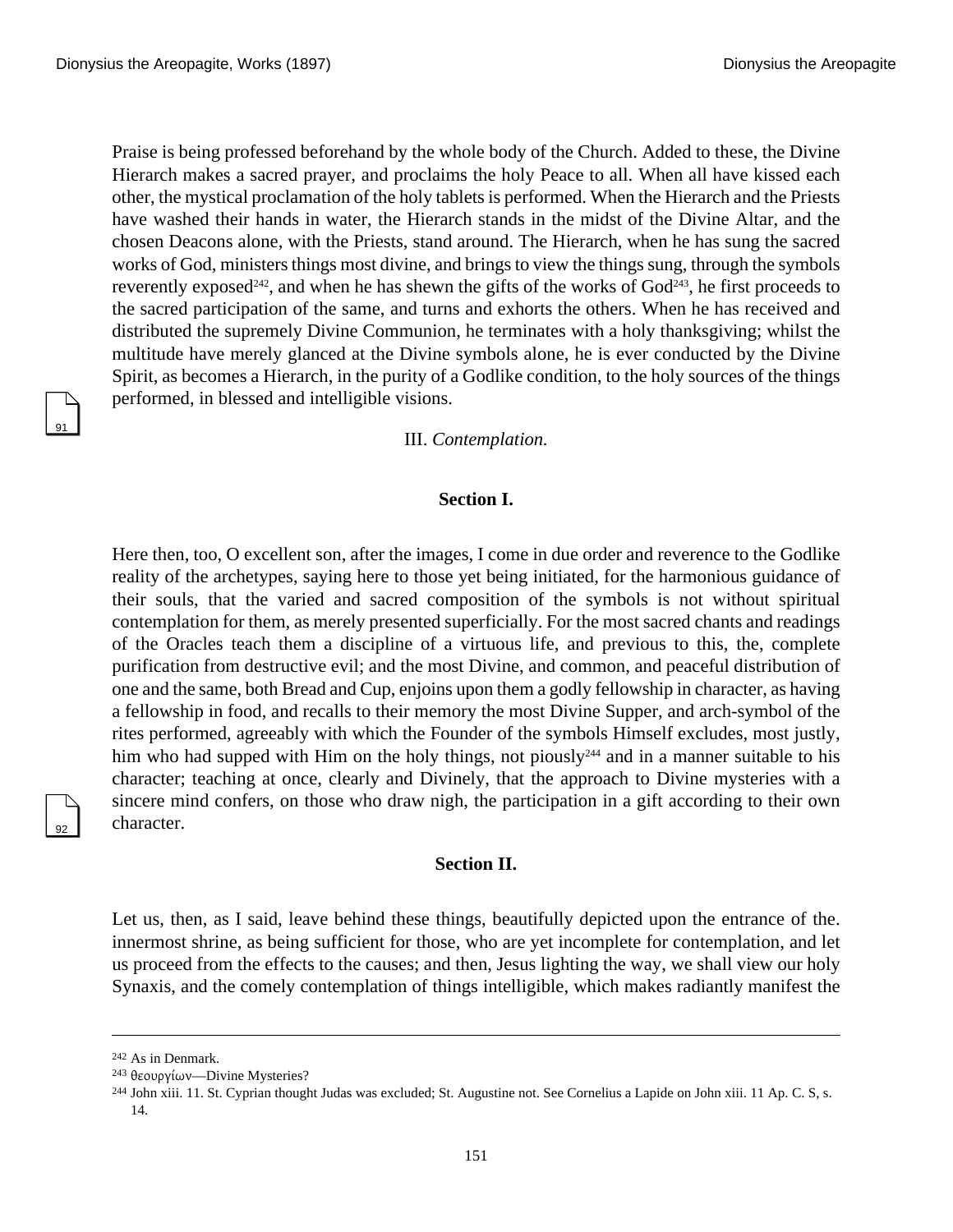Praise is being professed beforehand by the whole body of the Church. Added to these, the Divine Hierarch makes a sacred prayer, and proclaims the holy Peace to all. When all have kissed each other, the mystical proclamation of the holy tablets is performed. When the Hierarch and the Priests have washed their hands in water, the Hierarch stands in the midst of the Divine Altar, and the chosen Deacons alone, with the Priests, stand around. The Hierarch, when he has sung the sacred works of God, ministers things most divine, and brings to view the things sung, through the symbols reverently exposed[242], and when he has shewn the gifts of the works of God[243], he first proceeds to the sacred participation of the same, and turns and exhorts the others. When he has received and distributed the supremely Divine Communion, he terminates with a holy thanksgiving; whilst the multitude have merely glanced at the Divine symbols alone, he is ever conducted by the Divine Spirit, as becomes a Hierarch, in the purity of a Godlike condition, to the holy sources of the things performed, in blessed and intelligible visions.

III. *Contemplation.*

**Section I.**

Here then, too, O excellent son, after the images, I come in due order and reverence to the Godlike reality of the archetypes, saying here to those yet being initiated, for the harmonious guidance of their souls, that the varied and sacred composition of the symbols is not without spiritual contemplation for them, as merely presented superficially. For the most sacred chants and readings of the Oracles teach them a discipline of a virtuous life, and previous to this, the, complete purification from destructive evil; and the most Divine, and common, and peaceful distribution of one and the same, both Bread and Cup, enjoins upon them a godly fellowship in character, as having a fellowship in food, and recalls to their memory the most Divine Supper, and arch-symbol of the rites performed, agreeably with which the Founder of the symbols Himself excludes, most justly, him who had supped with Him on the holy things, not piously[244] and in a manner suitable to his character; teaching at once, clearly and Divinely, that the approach to Divine mysteries with a sincere mind confers, on those who draw nigh, the participation in a gift according to their own character.

**Section II.**

Let us, then, as I said, leave behind these things, beautifully depicted upon the entrance of the. innermost shrine, as being sufficient for those, who are yet incomplete for contemplation, and let us proceed from the effects to the causes; and then, Jesus lighting the way, we shall view our holy Synaxis, and the comely contemplation of things intelligible, which makes radiantly manifest the

---

[242] As in Denmark.

[243] θεουργίων—Divine Mysteries?

[244] John xiii. 11. St. Cyprian thought Judas was excluded; St. Augustine not. See Cornelius a Lapide on John xiii. 11 Ap. C. S, s. 14.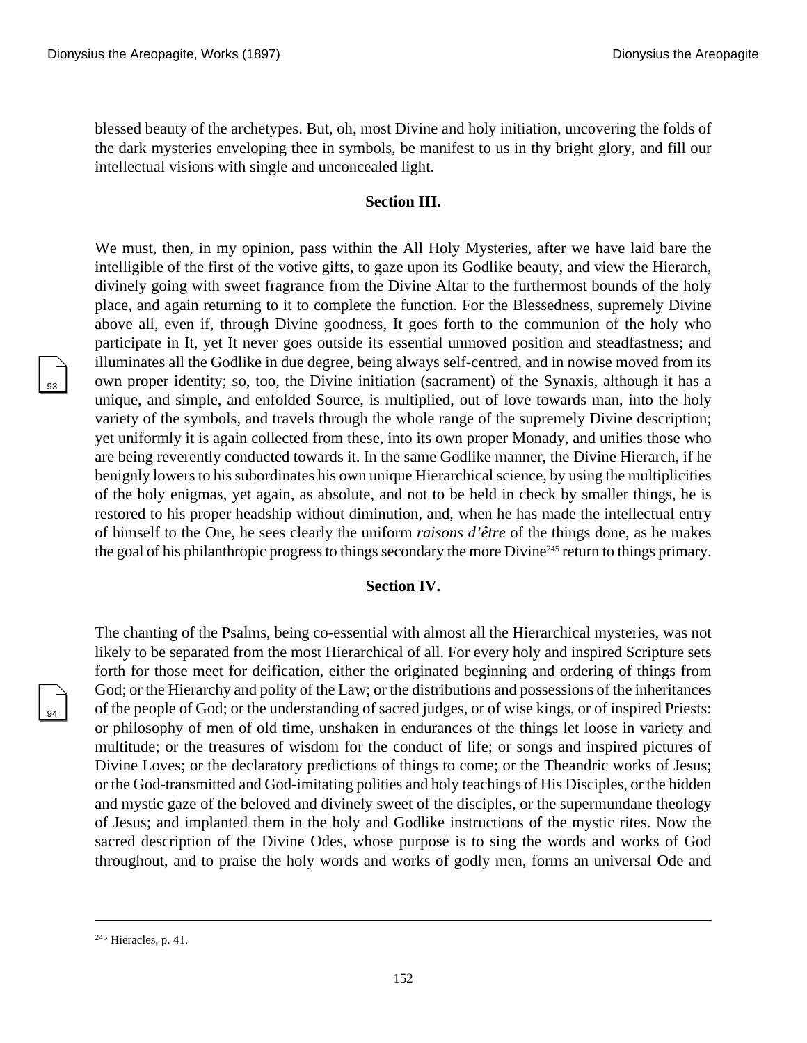blessed beauty of the archetypes. But, oh, most Divine and holy initiation, uncovering the folds of the dark mysteries enveloping thee in symbols, be manifest to us in thy bright glory, and fill our intellectual visions with single and unconcealed light.

### Section III.

We must, then, in my opinion, pass within the All Holy Mysteries, after we have laid bare the intelligible of the first of the votive gifts, to gaze upon its Godlike beauty, and view the Hierarch, divinely going with sweet fragrance from the Divine Altar to the furthermost bounds of the holy place, and again returning to it to complete the function. For the Blessedness, supremely Divine above all, even if, through Divine goodness, It goes forth to the communion of the holy who participate in It, yet It never goes outside its essential unmoved position and steadfastness; and illuminates all the Godlike in due degree, being always self-centred, and in nowise moved from its own proper identity; so, too, the Divine initiation (sacrament) of the Synaxis, although it has a unique, and simple, and enfolded Source, is multiplied, out of love towards man, into the holy variety of the symbols, and travels through the whole range of the supremely Divine description; yet uniformly it is again collected from these, into its own proper Monady, and unifies those who are being reverently conducted towards it. In the same Godlike manner, the Divine Hierarch, if he benignly lowers to his subordinates his own unique Hierarchical science, by using the multiplicities of the holy enigmas, yet again, as absolute, and not to be held in check by smaller things, he is restored to his proper headship without diminution, and, when he has made the intellectual entry of himself to the One, he sees clearly the uniform *raisons d'être* of the things done, as he makes the goal of his philanthropic progress to things secondary the more Divine[245] return to things primary.

### Section IV.

The chanting of the Psalms, being co-essential with almost all the Hierarchical mysteries, was not likely to be separated from the most Hierarchical of all. For every holy and inspired Scripture sets forth for those meet for deification, either the originated beginning and ordering of things from God; or the Hierarchy and polity of the Law; or the distributions and possessions of the inheritances of the people of God; or the understanding of sacred judges, or of wise kings, or of inspired Priests: or philosophy of men of old time, unshaken in endurances of the things let loose in variety and multitude; or the treasures of wisdom for the conduct of life; or songs and inspired pictures of Divine Loves; or the declaratory predictions of things to come; or the Theandric works of Jesus; or the God-transmitted and God-imitating polities and holy teachings of His Disciples, or the hidden and mystic gaze of the beloved and divinely sweet of the disciples, or the supermundane theology of Jesus; and implanted them in the holy and Godlike instructions of the mystic rites. Now the sacred description of the Divine Odes, whose purpose is to sing the words and works of God throughout, and to praise the holy words and works of godly men, forms an universal Ode and

---

[245] Hieracles, p. 41.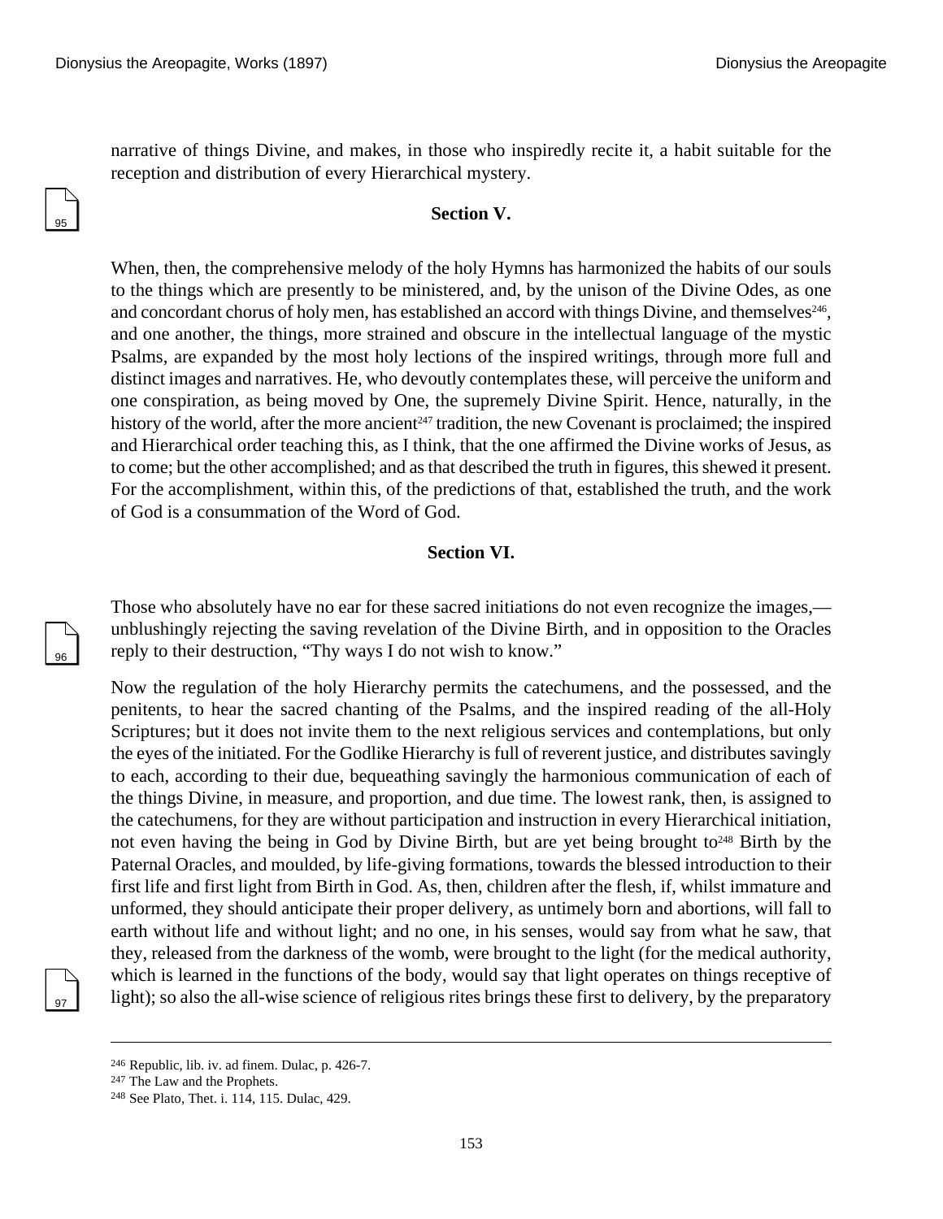narrative of things Divine, and makes, in those who inspiredly recite it, a habit suitable for the reception and distribution of every Hierarchical mystery.

### Section V.

When, then, the comprehensive melody of the holy Hymns has harmonized the habits of our souls to the things which are presently to be ministered, and, by the unison of the Divine Odes, as one and concordant chorus of holy men, has established an accord with things Divine, and themselves[246], and one another, the things, more strained and obscure in the intellectual language of the mystic Psalms, are expanded by the most holy lections of the inspired writings, through more full and distinct images and narratives. He, who devoutly contemplates these, will perceive the uniform and one conspiration, as being moved by One, the supremely Divine Spirit. Hence, naturally, in the history of the world, after the more ancient[247] tradition, the new Covenant is proclaimed; the inspired and Hierarchical order teaching this, as I think, that the one affirmed the Divine works of Jesus, as to come; but the other accomplished; and as that described the truth in figures, this shewed it present. For the accomplishment, within this, of the predictions of that, established the truth, and the work of God is a consummation of the Word of God.

### Section VI.

Those who absolutely have no ear for these sacred initiations do not even recognize the images,—unblushingly rejecting the saving revelation of the Divine Birth, and in opposition to the Oracles reply to their destruction, "Thy ways I do not wish to know."

Now the regulation of the holy Hierarchy permits the catechumens, and the possessed, and the penitents, to hear the sacred chanting of the Psalms, and the inspired reading of the all-Holy Scriptures; but it does not invite them to the next religious services and contemplations, but only the eyes of the initiated. For the Godlike Hierarchy is full of reverent justice, and distributes savingly to each, according to their due, bequeathing savingly the harmonious communication of each of the things Divine, in measure, and proportion, and due time. The lowest rank, then, is assigned to the catechumens, for they are without participation and instruction in every Hierarchical initiation, not even having the being in God by Divine Birth, but are yet being brought to[248] Birth by the Paternal Oracles, and moulded, by life-giving formations, towards the blessed introduction to their first life and first light from Birth in God. As, then, children after the flesh, if, whilst immature and unformed, they should anticipate their proper delivery, as untimely born and abortions, will fall to earth without life and without light; and no one, in his senses, would say from what he saw, that they, released from the darkness of the womb, were brought to the light (for the medical authority, which is learned in the functions of the body, would say that light operates on things receptive of light); so also the all-wise science of religious rites brings these first to delivery, by the preparatory

---

[246] Republic, lib. iv. ad finem. Dulac, p. 426-7.

[247] The Law and the Prophets.

[248] See Plato, Thet. i. 114, 115. Dulac, 429.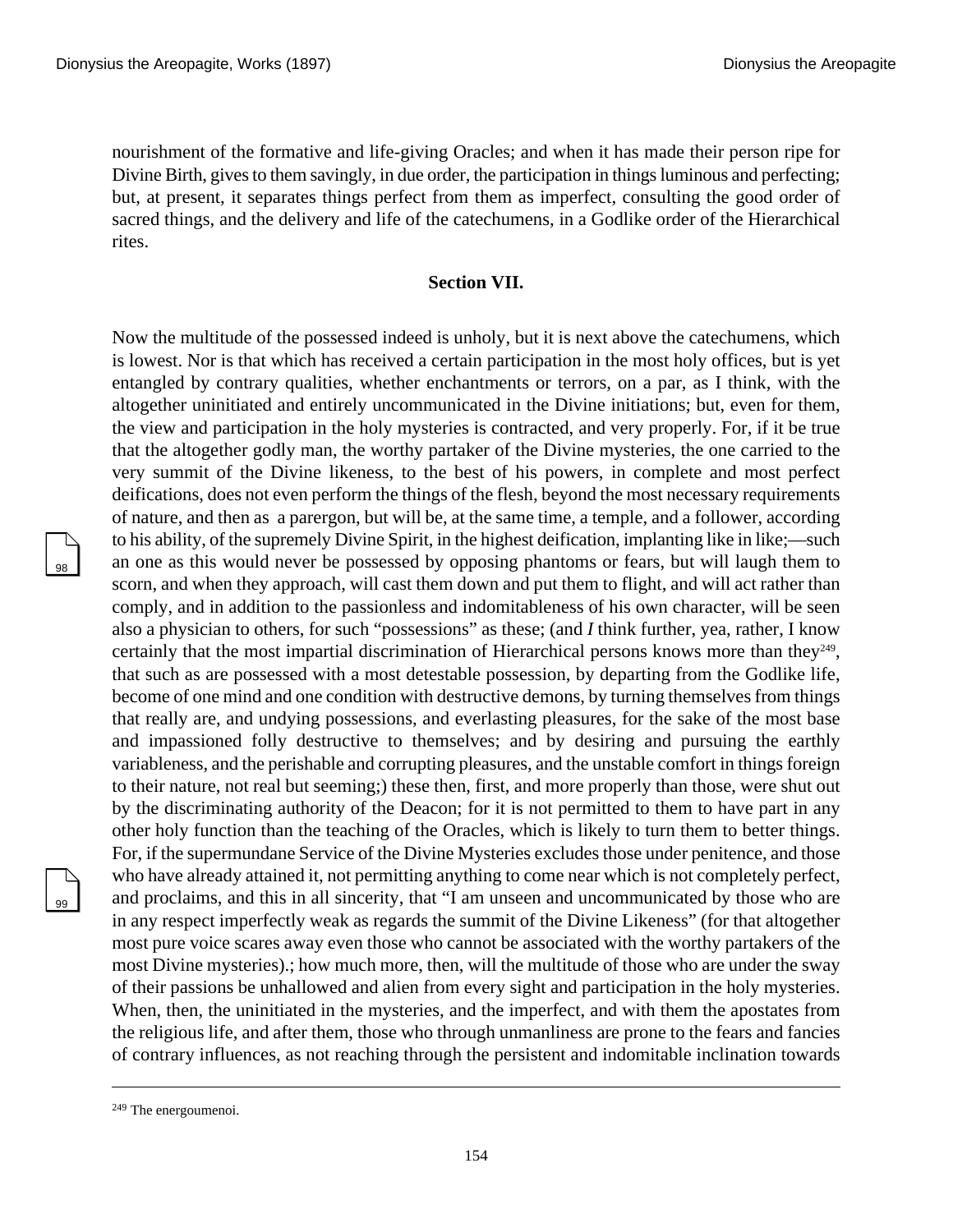nourishment of the formative and life-giving Oracles; and when it has made their person ripe for Divine Birth, gives to them savingly, in due order, the participation in things luminous and perfecting; but, at present, it separates things perfect from them as imperfect, consulting the good order of sacred things, and the delivery and life of the catechumens, in a Godlike order of the Hierarchical rites.

### Section VII.

Now the multitude of the possessed indeed is unholy, but it is next above the catechumens, which is lowest. Nor is that which has received a certain participation in the most holy offices, but is yet entangled by contrary qualities, whether enchantments or terrors, on a par, as I think, with the altogether uninitiated and entirely uncommunicated in the Divine initiations; but, even for them, the view and participation in the holy mysteries is contracted, and very properly. For, if it be true that the altogether godly man, the worthy partaker of the Divine mysteries, the one carried to the very summit of the Divine likeness, to the best of his powers, in complete and most perfect deifications, does not even perform the things of the flesh, beyond the most necessary requirements of nature, and then as a parergon, but will be, at the same time, a temple, and a follower, according to his ability, of the supremely Divine Spirit, in the highest deification, implanting like in like;—such an one as this would never be possessed by opposing phantoms or fears, but will laugh them to scorn, and when they approach, will cast them down and put them to flight, and will act rather than comply, and in addition to the passionless and indomitableness of his own character, will be seen also a physician to others, for such "possessions" as these; (and *I* think further, yea, rather, I know certainly that the most impartial discrimination of Hierarchical persons knows more than they[249], that such as are possessed with a most detestable possession, by departing from the Godlike life, become of one mind and one condition with destructive demons, by turning themselves from things that really are, and undying possessions, and everlasting pleasures, for the sake of the most base and impassioned folly destructive to themselves; and by desiring and pursuing the earthly variableness, and the perishable and corrupting pleasures, and the unstable comfort in things foreign to their nature, not real but seeming;) these then, first, and more properly than those, were shut out by the discriminating authority of the Deacon; for it is not permitted to them to have part in any other holy function than the teaching of the Oracles, which is likely to turn them to better things. For, if the supermundane Service of the Divine Mysteries excludes those under penitence, and those who have already attained it, not permitting anything to come near which is not completely perfect, and proclaims, and this in all sincerity, that "I am unseen and uncommunicated by those who are in any respect imperfectly weak as regards the summit of the Divine Likeness" (for that altogether most pure voice scares away even those who cannot be associated with the worthy partakers of the most Divine mysteries).; how much more, then, will the multitude of those who are under the sway of their passions be unhallowed and alien from every sight and participation in the holy mysteries. When, then, the uninitiated in the mysteries, and the imperfect, and with them the apostates from the religious life, and after them, those who through unmanliness are prone to the fears and fancies of contrary influences, as not reaching through the persistent and indomitable inclination towards

---

[249] The energoumenoi.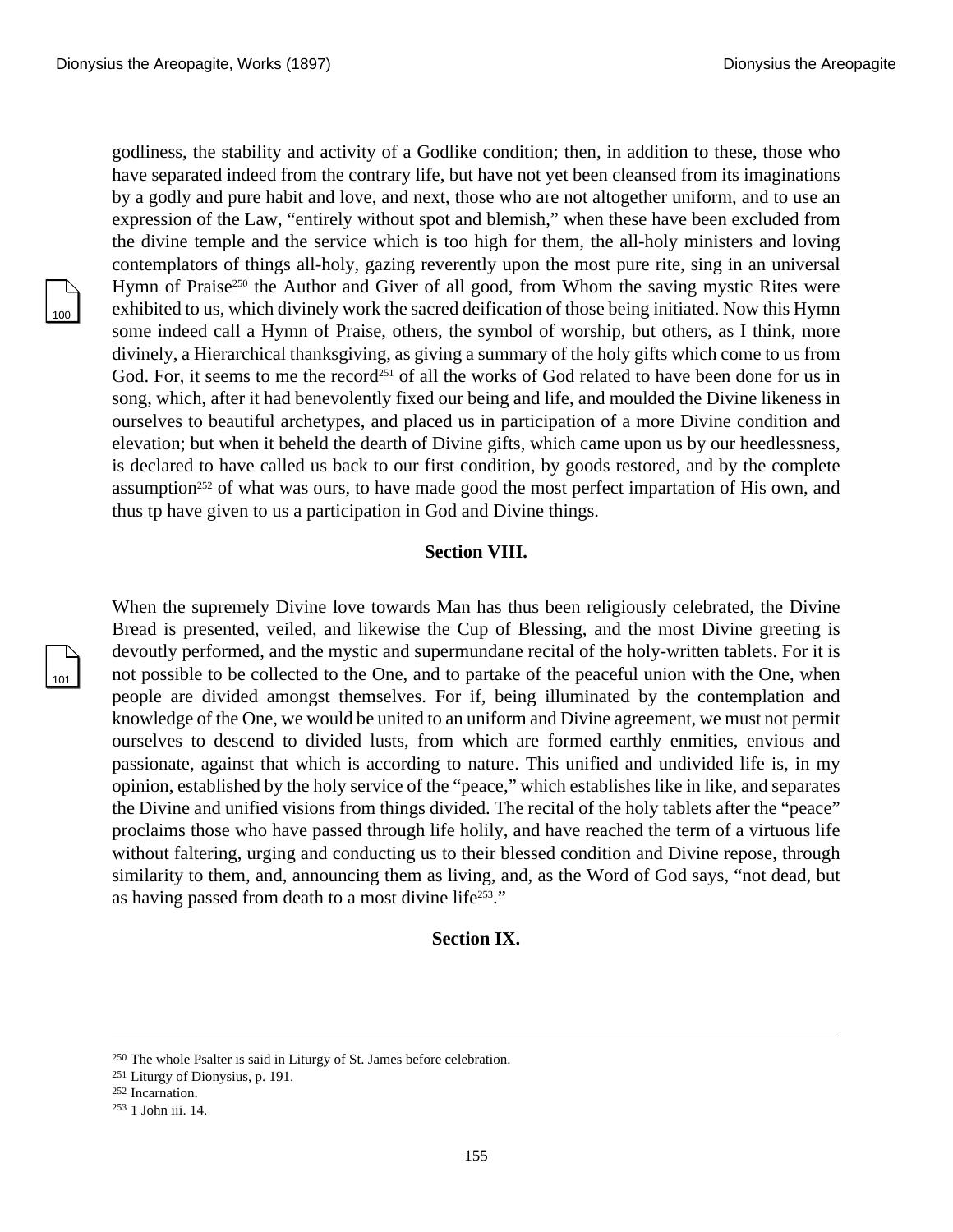godliness, the stability and activity of a Godlike condition; then, in addition to these, those who have separated indeed from the contrary life, but have not yet been cleansed from its imaginations by a godly and pure habit and love, and next, those who are not altogether uniform, and to use an expression of the Law, "entirely without spot and blemish," when these have been excluded from the divine temple and the service which is too high for them, the all-holy ministers and loving contemplators of things all-holy, gazing reverently upon the most pure rite, sing in an universal Hymn of Praise[250] the Author and Giver of all good, from Whom the saving mystic Rites were exhibited to us, which divinely work the sacred deification of those being initiated. Now this Hymn some indeed call a Hymn of Praise, others, the symbol of worship, but others, as I think, more divinely, a Hierarchical thanksgiving, as giving a summary of the holy gifts which come to us from God. For, it seems to me the record[251] of all the works of God related to have been done for us in song, which, after it had benevolently fixed our being and life, and moulded the Divine likeness in ourselves to beautiful archetypes, and placed us in participation of a more Divine condition and elevation; but when it beheld the dearth of Divine gifts, which came upon us by our heedlessness, is declared to have called us back to our first condition, by goods restored, and by the complete assumption[252] of what was ours, to have made good the most perfect impartation of His own, and thus tp have given to us a participation in God and Divine things.

### Section VIII.

When the supremely Divine love towards Man has thus been religiously celebrated, the Divine Bread is presented, veiled, and likewise the Cup of Blessing, and the most Divine greeting is devoutly performed, and the mystic and supermundane recital of the holy-written tablets. For it is not possible to be collected to the One, and to partake of the peaceful union with the One, when people are divided amongst themselves. For if, being illuminated by the contemplation and knowledge of the One, we would be united to an uniform and Divine agreement, we must not permit ourselves to descend to divided lusts, from which are formed earthly enmities, envious and passionate, against that which is according to nature. This unified and undivided life is, in my opinion, established by the holy service of the "peace," which establishes like in like, and separates the Divine and unified visions from things divided. The recital of the holy tablets after the "peace" proclaims those who have passed through life holily, and have reached the term of a virtuous life without faltering, urging and conducting us to their blessed condition and Divine repose, through similarity to them, and, announcing them as living, and, as the Word of God says, "not dead, but as having passed from death to a most divine life[253]."

### Section IX.

---

[250] The whole Psalter is said in Liturgy of St. James before celebration.

[251] Liturgy of Dionysius, p. 191.

[252] Incarnation.

[253] 1 John iii. 14.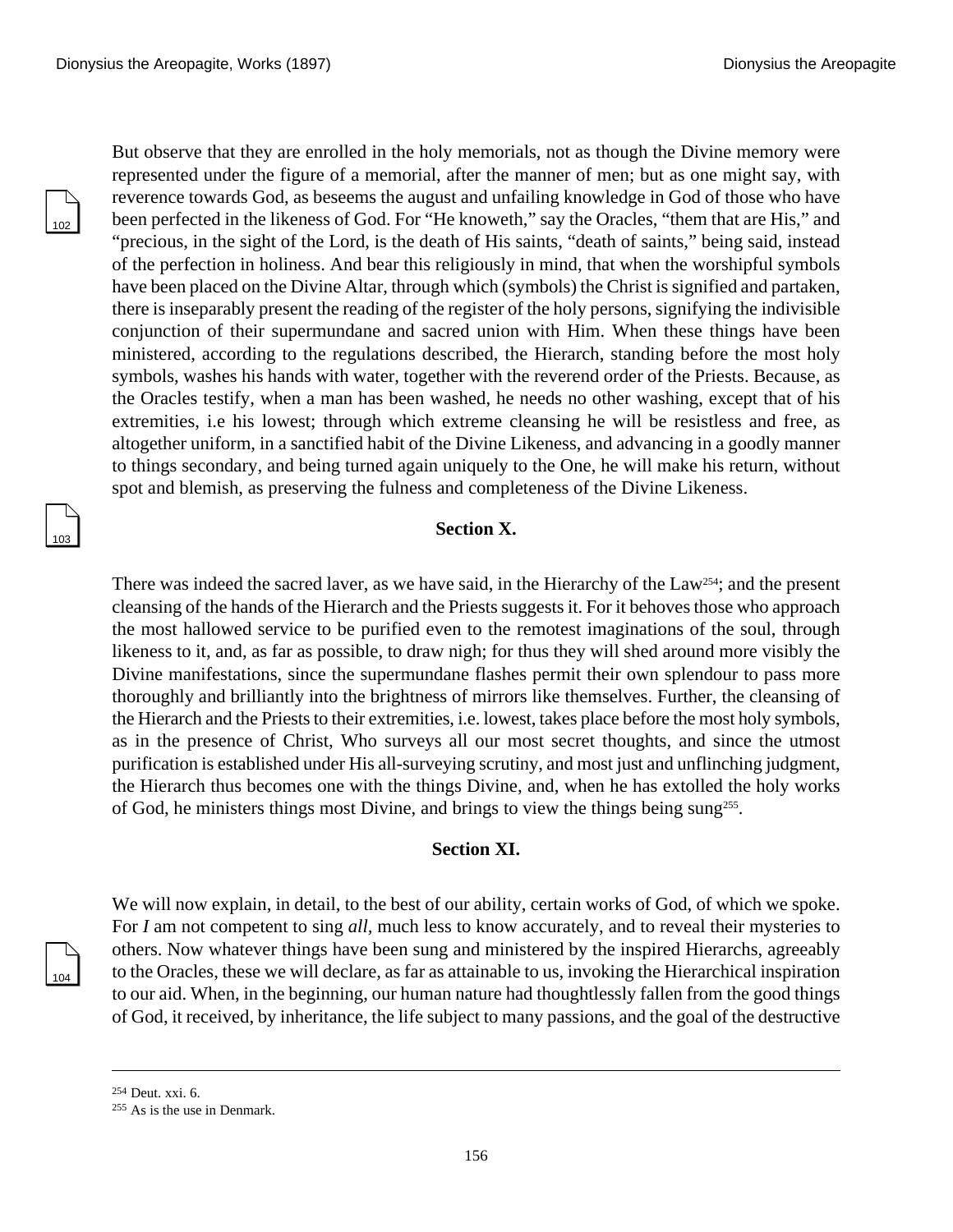But observe that they are enrolled in the holy memorials, not as though the Divine memory were represented under the figure of a memorial, after the manner of men; but as one might say, with reverence towards God, as beseems the august and unfailing knowledge in God of those who have been perfected in the likeness of God. For "He knoweth," say the Oracles, "them that are His," and "precious, in the sight of the Lord, is the death of His saints, "death of saints," being said, instead of the perfection in holiness. And bear this religiously in mind, that when the worshipful symbols have been placed on the Divine Altar, through which (symbols) the Christ is signified and partaken, there is inseparably present the reading of the register of the holy persons, signifying the indivisible conjunction of their supermundane and sacred union with Him. When these things have been ministered, according to the regulations described, the Hierarch, standing before the most holy symbols, washes his hands with water, together with the reverend order of the Priests. Because, as the Oracles testify, when a man has been washed, he needs no other washing, except that of his extremities, i.e his lowest; through which extreme cleansing he will be resistless and free, as altogether uniform, in a sanctified habit of the Divine Likeness, and advancing in a goodly manner to things secondary, and being turned again uniquely to the One, he will make his return, without spot and blemish, as preserving the fulness and completeness of the Divine Likeness.

### Section X.

There was indeed the sacred laver, as we have said, in the Hierarchy of the Law[254]; and the present cleansing of the hands of the Hierarch and the Priests suggests it. For it behoves those who approach the most hallowed service to be purified even to the remotest imaginations of the soul, through likeness to it, and, as far as possible, to draw nigh; for thus they will shed around more visibly the Divine manifestations, since the supermundane flashes permit their own splendour to pass more thoroughly and brilliantly into the brightness of mirrors like themselves. Further, the cleansing of the Hierarch and the Priests to their extremities, i.e. lowest, takes place before the most holy symbols, as in the presence of Christ, Who surveys all our most secret thoughts, and since the utmost purification is established under His all-surveying scrutiny, and most just and unflinching judgment, the Hierarch thus becomes one with the things Divine, and, when he has extolled the holy works of God, he ministers things most Divine, and brings to view the things being sung[255].

### Section XI.

We will now explain, in detail, to the best of our ability, certain works of God, of which we spoke. For *I* am not competent to sing *all*, much less to know accurately, and to reveal their mysteries to others. Now whatever things have been sung and ministered by the inspired Hierarchs, agreeably to the Oracles, these we will declare, as far as attainable to us, invoking the Hierarchical inspiration to our aid. When, in the beginning, our human nature had thoughtlessly fallen from the good things of God, it received, by inheritance, the life subject to many passions, and the goal of the destructive

---

[254] Deut. xxi. 6.

[255] As is the use in Denmark.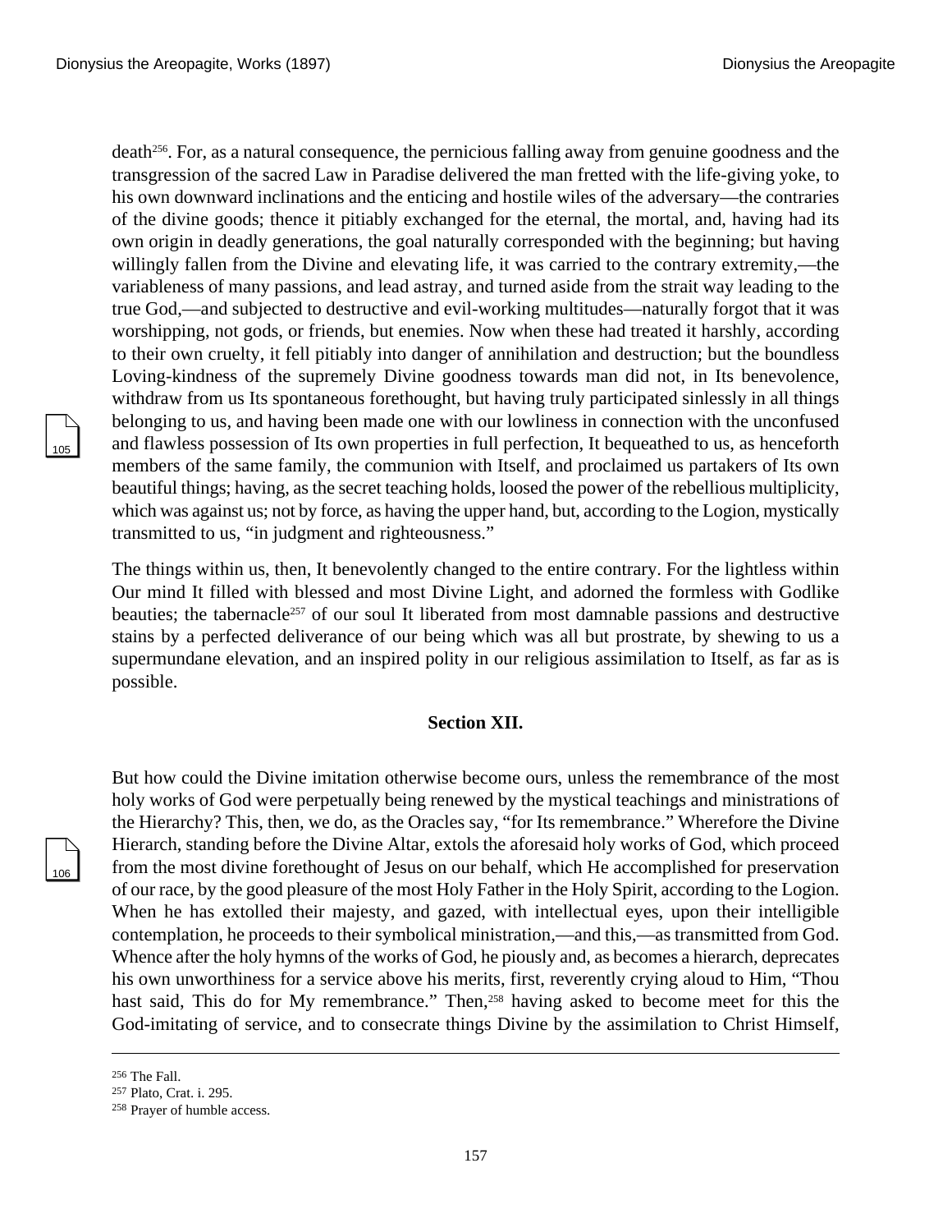death[256]. For, as a natural consequence, the pernicious falling away from genuine goodness and the transgression of the sacred Law in Paradise delivered the man fretted with the life-giving yoke, to his own downward inclinations and the enticing and hostile wiles of the adversary—the contraries of the divine goods; thence it pitiably exchanged for the eternal, the mortal, and, having had its own origin in deadly generations, the goal naturally corresponded with the beginning; but having willingly fallen from the Divine and elevating life, it was carried to the contrary extremity,—the variableness of many passions, and lead astray, and turned aside from the strait way leading to the true God,—and subjected to destructive and evil-working multitudes—naturally forgot that it was worshipping, not gods, or friends, but enemies. Now when these had treated it harshly, according to their own cruelty, it fell pitiably into danger of annihilation and destruction; but the boundless Loving-kindness of the supremely Divine goodness towards man did not, in Its benevolence, withdraw from us Its spontaneous forethought, but having truly participated sinlessly in all things belonging to us, and having been made one with our lowliness in connection with the unconfused and flawless possession of Its own properties in full perfection, It bequeathed to us, as henceforth members of the same family, the communion with Itself, and proclaimed us partakers of Its own beautiful things; having, as the secret teaching holds, loosed the power of the rebellious multiplicity, which was against us; not by force, as having the upper hand, but, according to the Logion, mystically transmitted to us, "in judgment and righteousness."

The things within us, then, It benevolently changed to the entire contrary. For the lightless within Our mind It filled with blessed and most Divine Light, and adorned the formless with Godlike beauties; the tabernacle[257] of our soul It liberated from most damnable passions and destructive stains by a perfected deliverance of our being which was all but prostrate, by shewing to us a supermundane elevation, and an inspired polity in our religious assimilation to Itself, as far as is possible.

### Section XII.

But how could the Divine imitation otherwise become ours, unless the remembrance of the most holy works of God were perpetually being renewed by the mystical teachings and ministrations of the Hierarchy? This, then, we do, as the Oracles say, "for Its remembrance." Wherefore the Divine Hierarch, standing before the Divine Altar, extols the aforesaid holy works of God, which proceed from the most divine forethought of Jesus on our behalf, which He accomplished for preservation of our race, by the good pleasure of the most Holy Father in the Holy Spirit, according to the Logion. When he has extolled their majesty, and gazed, with intellectual eyes, upon their intelligible contemplation, he proceeds to their symbolical ministration,—and this,—as transmitted from God. Whence after the holy hymns of the works of God, he piously and, as becomes a hierarch, deprecates his own unworthiness for a service above his merits, first, reverently crying aloud to Him, "Thou hast said, This do for My remembrance." Then,[258] having asked to become meet for this the God-imitating of service, and to consecrate things Divine by the assimilation to Christ Himself,

---

[256] The Fall.

[257] Plato, Crat. i. 295.

[258] Prayer of humble access.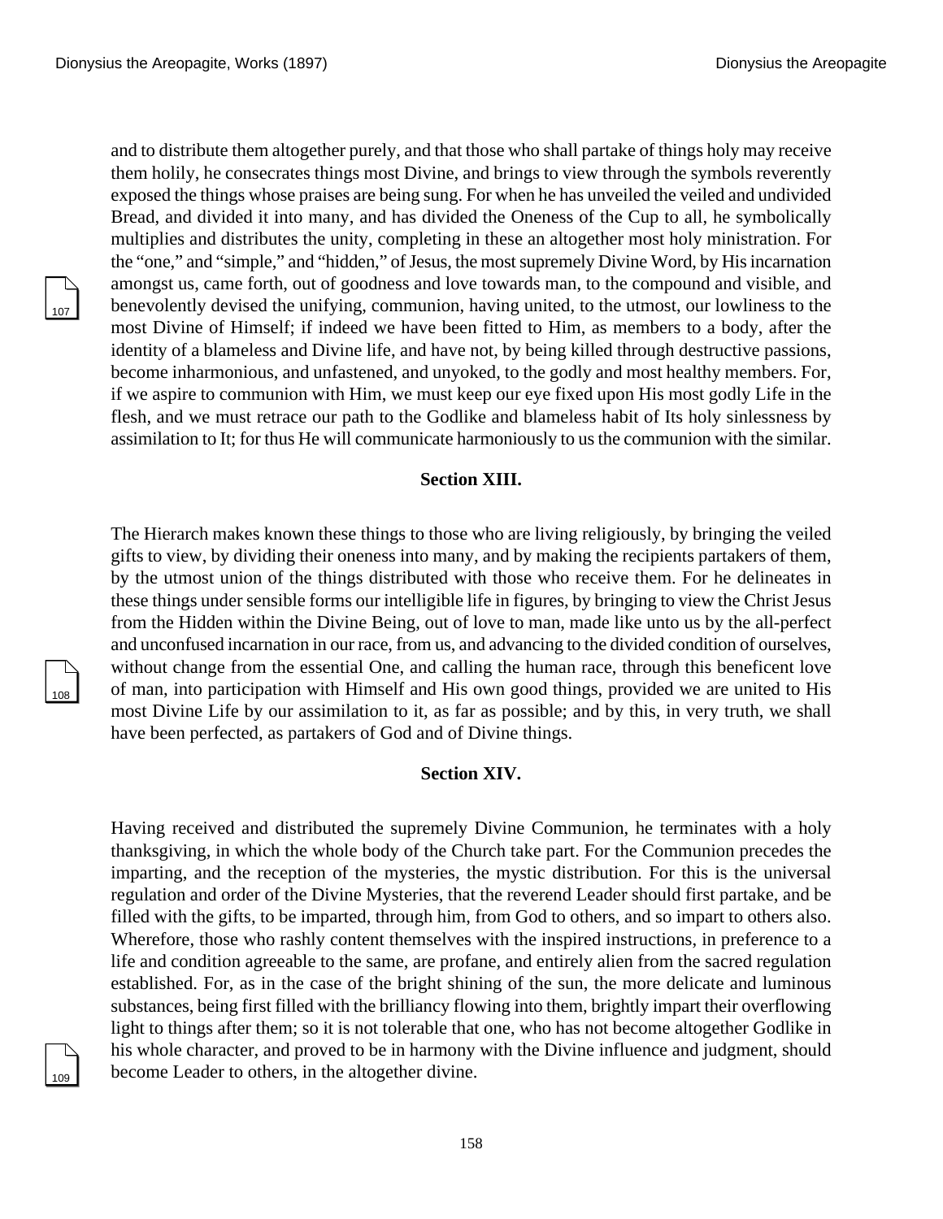and to distribute them altogether purely, and that those who shall partake of things holy may receive them holily, he consecrates things most Divine, and brings to view through the symbols reverently exposed the things whose praises are being sung. For when he has unveiled the veiled and undivided Bread, and divided it into many, and has divided the Oneness of the Cup to all, he symbolically multiplies and distributes the unity, completing in these an altogether most holy ministration. For the "one," and "simple," and "hidden," of Jesus, the most supremely Divine Word, by His incarnation amongst us, came forth, out of goodness and love towards man, to the compound and visible, and benevolently devised the unifying, communion, having united, to the utmost, our lowliness to the most Divine of Himself; if indeed we have been fitted to Him, as members to a body, after the identity of a blameless and Divine life, and have not, by being killed through destructive passions, become inharmonious, and unfastened, and unyoked, to the godly and most healthy members. For, if we aspire to communion with Him, we must keep our eye fixed upon His most godly Life in the flesh, and we must retrace our path to the Godlike and blameless habit of Its holy sinlessness by assimilation to It; for thus He will communicate harmoniously to us the communion with the similar.

### Section XIII.

The Hierarch makes known these things to those who are living religiously, by bringing the veiled gifts to view, by dividing their oneness into many, and by making the recipients partakers of them, by the utmost union of the things distributed with those who receive them. For he delineates in these things under sensible forms our intelligible life in figures, by bringing to view the Christ Jesus from the Hidden within the Divine Being, out of love to man, made like unto us by the all-perfect and unconfused incarnation in our race, from us, and advancing to the divided condition of ourselves, without change from the essential One, and calling the human race, through this beneficent love of man, into participation with Himself and His own good things, provided we are united to His most Divine Life by our assimilation to it, as far as possible; and by this, in very truth, we shall have been perfected, as partakers of God and of Divine things.

### Section XIV.

Having received and distributed the supremely Divine Communion, he terminates with a holy thanksgiving, in which the whole body of the Church take part. For the Communion precedes the imparting, and the reception of the mysteries, the mystic distribution. For this is the universal regulation and order of the Divine Mysteries, that the reverend Leader should first partake, and be filled with the gifts, to be imparted, through him, from God to others, and so impart to others also. Wherefore, those who rashly content themselves with the inspired instructions, in preference to a life and condition agreeable to the same, are profane, and entirely alien from the sacred regulation established. For, as in the case of the bright shining of the sun, the more delicate and luminous substances, being first filled with the brilliancy flowing into them, brightly impart their overflowing light to things after them; so it is not tolerable that one, who has not become altogether Godlike in his whole character, and proved to be in harmony with the Divine influence and judgment, should become Leader to others, in the altogether divine.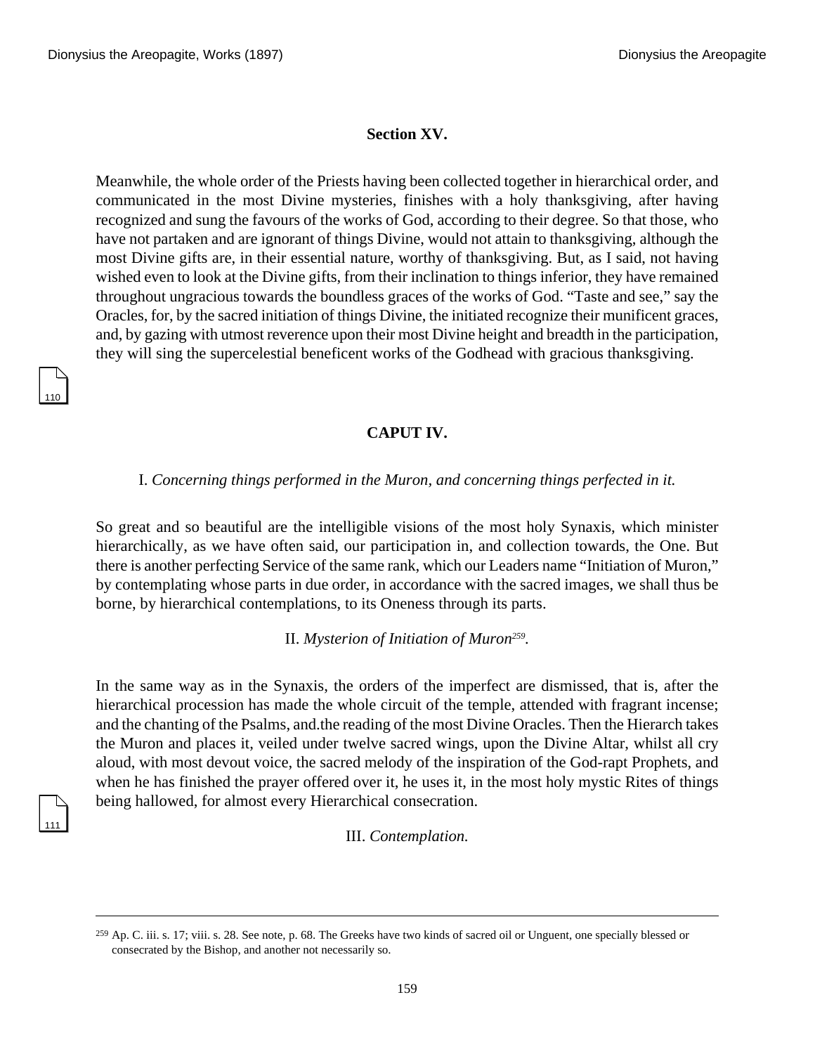### Section XV.

Meanwhile, the whole order of the Priests having been collected together in hierarchical order, and communicated in the most Divine mysteries, finishes with a holy thanksgiving, after having recognized and sung the favours of the works of God, according to their degree. So that those, who have not partaken and are ignorant of things Divine, would not attain to thanksgiving, although the most Divine gifts are, in their essential nature, worthy of thanksgiving. But, as I said, not having wished even to look at the Divine gifts, from their inclination to things inferior, they have remained throughout ungracious towards the boundless graces of the works of God. “Taste and see,” say the Oracles, for, by the sacred initiation of things Divine, the initiated recognize their munificent graces, and, by gazing with utmost reverence upon their most Divine height and breadth in the participation, they will sing the supercelestial beneficent works of the Godhead with gracious thanksgiving.

## CAPUT IV.

I. *Concerning things performed in the Muron, and concerning things perfected in it.*

So great and so beautiful are the intelligible visions of the most holy Synaxis, which minister hierarchically, as we have often said, our participation in, and collection towards, the One. But there is another perfecting Service of the same rank, which our Leaders name “Initiation of Muron,” by contemplating whose parts in due order, in accordance with the sacred images, we shall thus be borne, by hierarchical contemplations, to its Oneness through its parts.

II. *Mysterion of Initiation of Muron*[259].

In the same way as in the Synaxis, the orders of the imperfect are dismissed, that is, after the hierarchical procession has made the whole circuit of the temple, attended with fragrant incense; and the chanting of the Psalms, and.the reading of the most Divine Oracles. Then the Hierarch takes the Muron and places it, veiled under twelve sacred wings, upon the Divine Altar, whilst all cry aloud, with most devout voice, the sacred melody of the inspiration of the God-rapt Prophets, and when he has finished the prayer offered over it, he uses it, in the most holy mystic Rites of things being hallowed, for almost every Hierarchical consecration.

III. *Contemplation.*

---

[259] Ap. C. iii. s. 17; viii. s. 28. See note, p. 68. The Greeks have two kinds of sacred oil or Unguent, one specially blessed or consecrated by the Bishop, and another not necessarily so.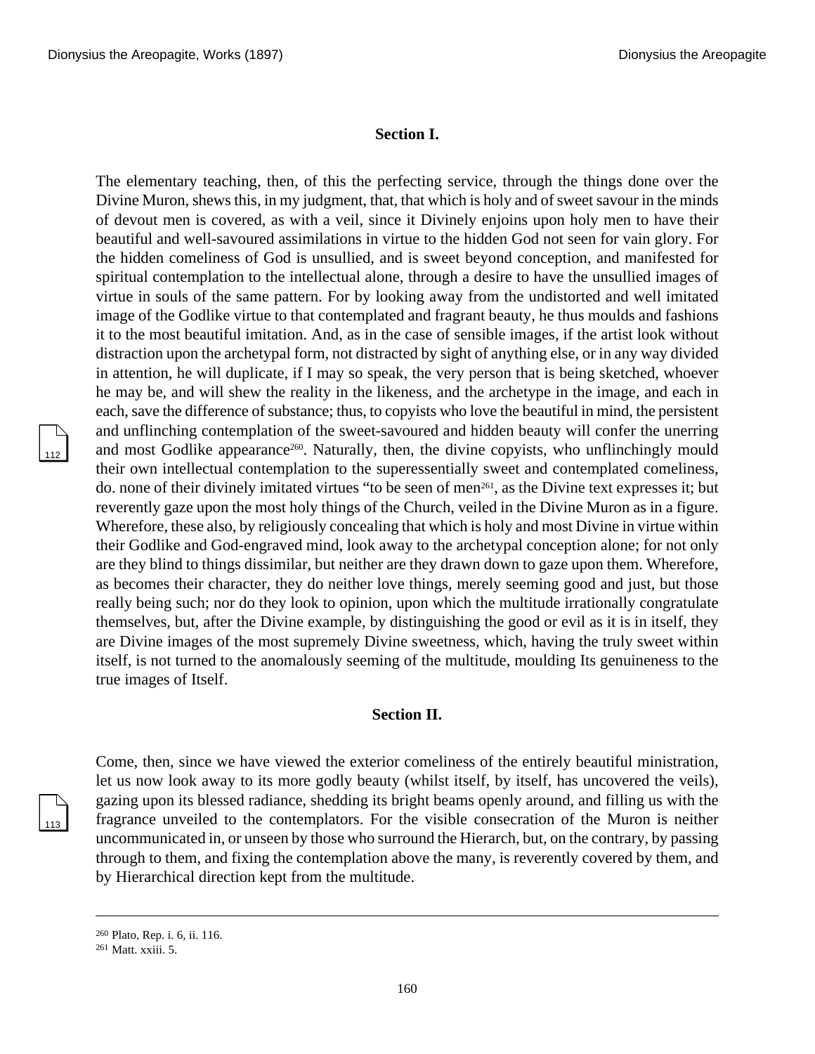**Section I.**

The elementary teaching, then, of this the perfecting service, through the things done over the Divine Muron, shews this, in my judgment, that, that which is holy and of sweet savour in the minds of devout men is covered, as with a veil, since it Divinely enjoins upon holy men to have their beautiful and well-savoured assimilations in virtue to the hidden God not seen for vain glory. For the hidden comeliness of God is unsullied, and is sweet beyond conception, and manifested for spiritual contemplation to the intellectual alone, through a desire to have the unsullied images of virtue in souls of the same pattern. For by looking away from the undistorted and well imitated image of the Godlike virtue to that contemplated and fragrant beauty, he thus moulds and fashions it to the most beautiful imitation. And, as in the case of sensible images, if the artist look without distraction upon the archetypal form, not distracted by sight of anything else, or in any way divided in attention, he will duplicate, if I may so speak, the very person that is being sketched, whoever he may be, and will shew the reality in the likeness, and the archetype in the image, and each in each, save the difference of substance; thus, to copyists who love the beautiful in mind, the persistent and unflinching contemplation of the sweet-savoured and hidden beauty will confer the unerring and most Godlike appearance[260]. Naturally, then, the divine copyists, who unflinchingly mould their own intellectual contemplation to the superessentially sweet and contemplated comeliness, do. none of their divinely imitated virtues "to be seen of men[261], as the Divine text expresses it; but reverently gaze upon the most holy things of the Church, veiled in the Divine Muron as in a figure. Wherefore, these also, by religiously concealing that which is holy and most Divine in virtue within their Godlike and God-engraved mind, look away to the archetypal conception alone; for not only are they blind to things dissimilar, but neither are they drawn down to gaze upon them. Wherefore, as becomes their character, they do neither love things, merely seeming good and just, but those really being such; nor do they look to opinion, upon which the multitude irrationally congratulate themselves, but, after the Divine example, by distinguishing the good or evil as it is in itself, they are Divine images of the most supremely Divine sweetness, which, having the truly sweet within itself, is not turned to the anomalously seeming of the multitude, moulding Its genuineness to the true images of Itself.

**Section II.**

Come, then, since we have viewed the exterior comeliness of the entirely beautiful ministration, let us now look away to its more godly beauty (whilst itself, by itself, has uncovered the veils), gazing upon its blessed radiance, shedding its bright beams openly around, and filling us with the fragrance unveiled to the contemplators. For the visible consecration of the Muron is neither uncommunicated in, or unseen by those who surround the Hierarch, but, on the contrary, by passing through to them, and fixing the contemplation above the many, is reverently covered by them, and by Hierarchical direction kept from the multitude.

---

[260] Plato, Rep. i. 6, ii. 116.

[261] Matt. xxiii. 5.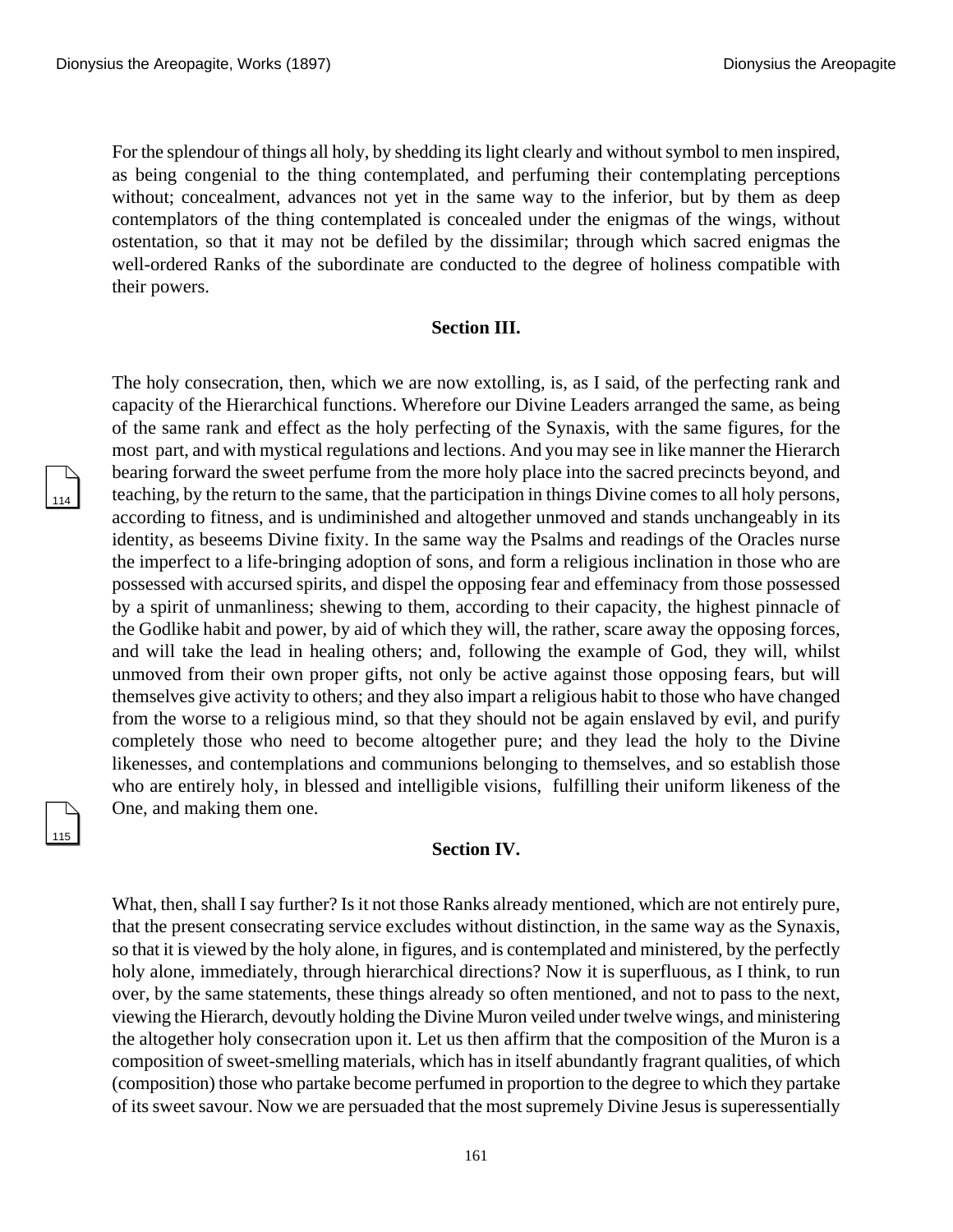For the splendour of things all holy, by shedding its light clearly and without symbol to men inspired, as being congenial to the thing contemplated, and perfuming their contemplating perceptions without; concealment, advances not yet in the same way to the inferior, but by them as deep contemplators of the thing contemplated is concealed under the enigmas of the wings, without ostentation, so that it may not be defiled by the dissimilar; through which sacred enigmas the well-ordered Ranks of the subordinate are conducted to the degree of holiness compatible with their powers.

### Section III.

The holy consecration, then, which we are now extolling, is, as I said, of the perfecting rank and capacity of the Hierarchical functions. Wherefore our Divine Leaders arranged the same, as being of the same rank and effect as the holy perfecting of the Synaxis, with the same figures, for the most part, and with mystical regulations and lections. And you may see in like manner the Hierarch bearing forward the sweet perfume from the more holy place into the sacred precincts beyond, and teaching, by the return to the same, that the participation in things Divine comes to all holy persons, according to fitness, and is undiminished and altogether unmoved and stands unchangeably in its identity, as beseems Divine fixity. In the same way the Psalms and readings of the Oracles nurse the imperfect to a life-bringing adoption of sons, and form a religious inclination in those who are possessed with accursed spirits, and dispel the opposing fear and effeminacy from those possessed by a spirit of unmanliness; shewing to them, according to their capacity, the highest pinnacle of the Godlike habit and power, by aid of which they will, the rather, scare away the opposing forces, and will take the lead in healing others; and, following the example of God, they will, whilst unmoved from their own proper gifts, not only be active against those opposing fears, but will themselves give activity to others; and they also impart a religious habit to those who have changed from the worse to a religious mind, so that they should not be again enslaved by evil, and purify completely those who need to become altogether pure; and they lead the holy to the Divine likenesses, and contemplations and communions belonging to themselves, and so establish those who are entirely holy, in blessed and intelligible visions, fulfilling their uniform likeness of the One, and making them one.

### Section IV.

What, then, shall I say further? Is it not those Ranks already mentioned, which are not entirely pure, that the present consecrating service excludes without distinction, in the same way as the Synaxis, so that it is viewed by the holy alone, in figures, and is contemplated and ministered, by the perfectly holy alone, immediately, through hierarchical directions? Now it is superfluous, as I think, to run over, by the same statements, these things already so often mentioned, and not to pass to the next, viewing the Hierarch, devoutly holding the Divine Muron veiled under twelve wings, and ministering the altogether holy consecration upon it. Let us then affirm that the composition of the Muron is a composition of sweet-smelling materials, which has in itself abundantly fragrant qualities, of which (composition) those who partake become perfumed in proportion to the degree to which they partake of its sweet savour. Now we are persuaded that the most supremely Divine Jesus is superessentially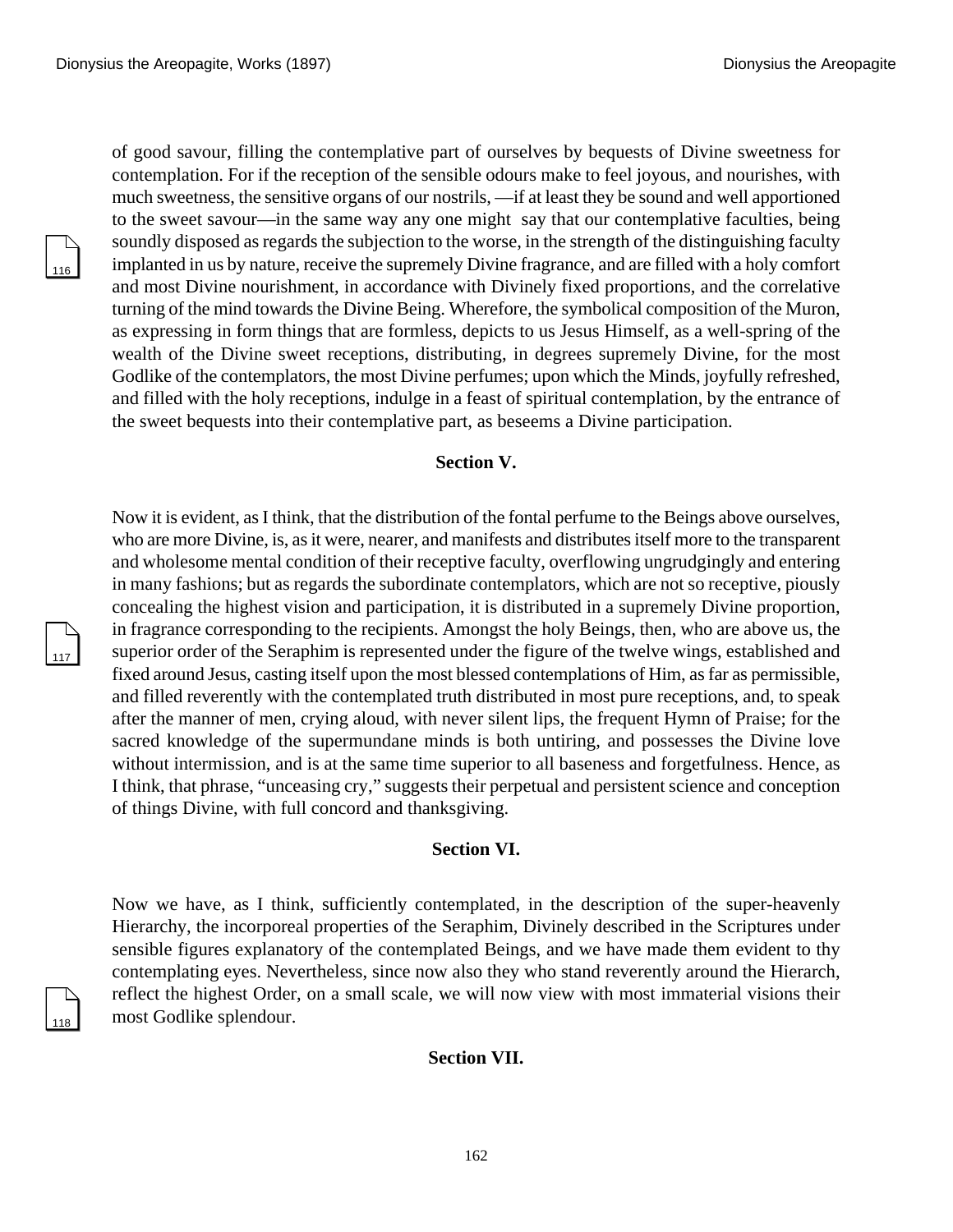of good savour, filling the contemplative part of ourselves by bequests of Divine sweetness for contemplation. For if the reception of the sensible odours make to feel joyous, and nourishes, with much sweetness, the sensitive organs of our nostrils, —if at least they be sound and well apportioned to the sweet savour—in the same way any one might say that our contemplative faculties, being soundly disposed as regards the subjection to the worse, in the strength of the distinguishing faculty implanted in us by nature, receive the supremely Divine fragrance, and are filled with a holy comfort and most Divine nourishment, in accordance with Divinely fixed proportions, and the correlative turning of the mind towards the Divine Being. Wherefore, the symbolical composition of the Muron, as expressing in form things that are formless, depicts to us Jesus Himself, as a well-spring of the wealth of the Divine sweet receptions, distributing, in degrees supremely Divine, for the most Godlike of the contemplators, the most Divine perfumes; upon which the Minds, joyfully refreshed, and filled with the holy receptions, indulge in a feast of spiritual contemplation, by the entrance of the sweet bequests into their contemplative part, as beseems a Divine participation.

### Section V.

Now it is evident, as I think, that the distribution of the fontal perfume to the Beings above ourselves, who are more Divine, is, as it were, nearer, and manifests and distributes itself more to the transparent and wholesome mental condition of their receptive faculty, overflowing ungrudgingly and entering in many fashions; but as regards the subordinate contemplators, which are not so receptive, piously concealing the highest vision and participation, it is distributed in a supremely Divine proportion, in fragrance corresponding to the recipients. Amongst the holy Beings, then, who are above us, the superior order of the Seraphim is represented under the figure of the twelve wings, established and fixed around Jesus, casting itself upon the most blessed contemplations of Him, as far as permissible, and filled reverently with the contemplated truth distributed in most pure receptions, and, to speak after the manner of men, crying aloud, with never silent lips, the frequent Hymn of Praise; for the sacred knowledge of the supermundane minds is both untiring, and possesses the Divine love without intermission, and is at the same time superior to all baseness and forgetfulness. Hence, as I think, that phrase, "unceasing cry," suggests their perpetual and persistent science and conception of things Divine, with full concord and thanksgiving.

### Section VI.

Now we have, as I think, sufficiently contemplated, in the description of the super-heavenly Hierarchy, the incorporeal properties of the Seraphim, Divinely described in the Scriptures under sensible figures explanatory of the contemplated Beings, and we have made them evident to thy contemplating eyes. Nevertheless, since now also they who stand reverently around the Hierarch, reflect the highest Order, on a small scale, we will now view with most immaterial visions their most Godlike splendour.

### Section VII.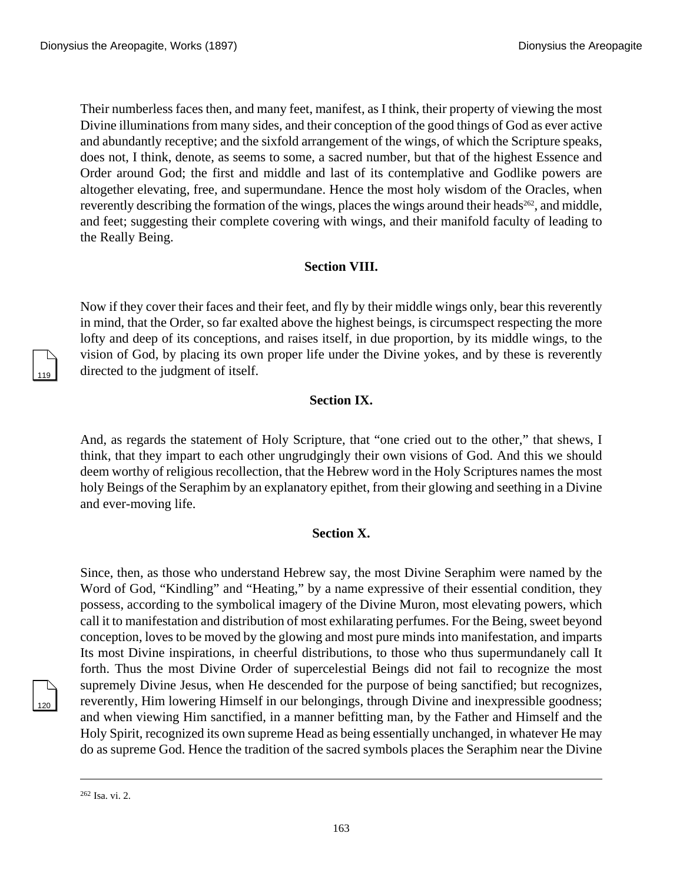Their numberless faces then, and many feet, manifest, as I think, their property of viewing the most Divine illuminations from many sides, and their conception of the good things of God as ever active and abundantly receptive; and the sixfold arrangement of the wings, of which the Scripture speaks, does not, I think, denote, as seems to some, a sacred number, but that of the highest Essence and Order around God; the first and middle and last of its contemplative and Godlike powers are altogether elevating, free, and supermundane. Hence the most holy wisdom of the Oracles, when reverently describing the formation of the wings, places the wings around their heads[262], and middle, and feet; suggesting their complete covering with wings, and their manifold faculty of leading to the Really Being.

### Section VIII.

Now if they cover their faces and their feet, and fly by their middle wings only, bear this reverently in mind, that the Order, so far exalted above the highest beings, is circumspect respecting the more lofty and deep of its conceptions, and raises itself, in due proportion, by its middle wings, to the vision of God, by placing its own proper life under the Divine yokes, and by these is reverently directed to the judgment of itself.

### Section IX.

And, as regards the statement of Holy Scripture, that "one cried out to the other," that shews, I think, that they impart to each other ungrudgingly their own visions of God. And this we should deem worthy of religious recollection, that the Hebrew word in the Holy Scriptures names the most holy Beings of the Seraphim by an explanatory epithet, from their glowing and seething in a Divine and ever-moving life.

### Section X.

Since, then, as those who understand Hebrew say, the most Divine Seraphim were named by the Word of God, "Kindling" and "Heating," by a name expressive of their essential condition, they possess, according to the symbolical imagery of the Divine Muron, most elevating powers, which call it to manifestation and distribution of most exhilarating perfumes. For the Being, sweet beyond conception, loves to be moved by the glowing and most pure minds into manifestation, and imparts Its most Divine inspirations, in cheerful distributions, to those who thus supermundanely call It forth. Thus the most Divine Order of supercelestial Beings did not fail to recognize the most supremely Divine Jesus, when He descended for the purpose of being sanctified; but recognizes, reverently, Him lowering Himself in our belongings, through Divine and inexpressible goodness; and when viewing Him sanctified, in a manner befitting man, by the Father and Himself and the Holy Spirit, recognized its own supreme Head as being essentially unchanged, in whatever He may do as supreme God. Hence the tradition of the sacred symbols places the Seraphim near the Divine

---

[262] Isa. vi. 2.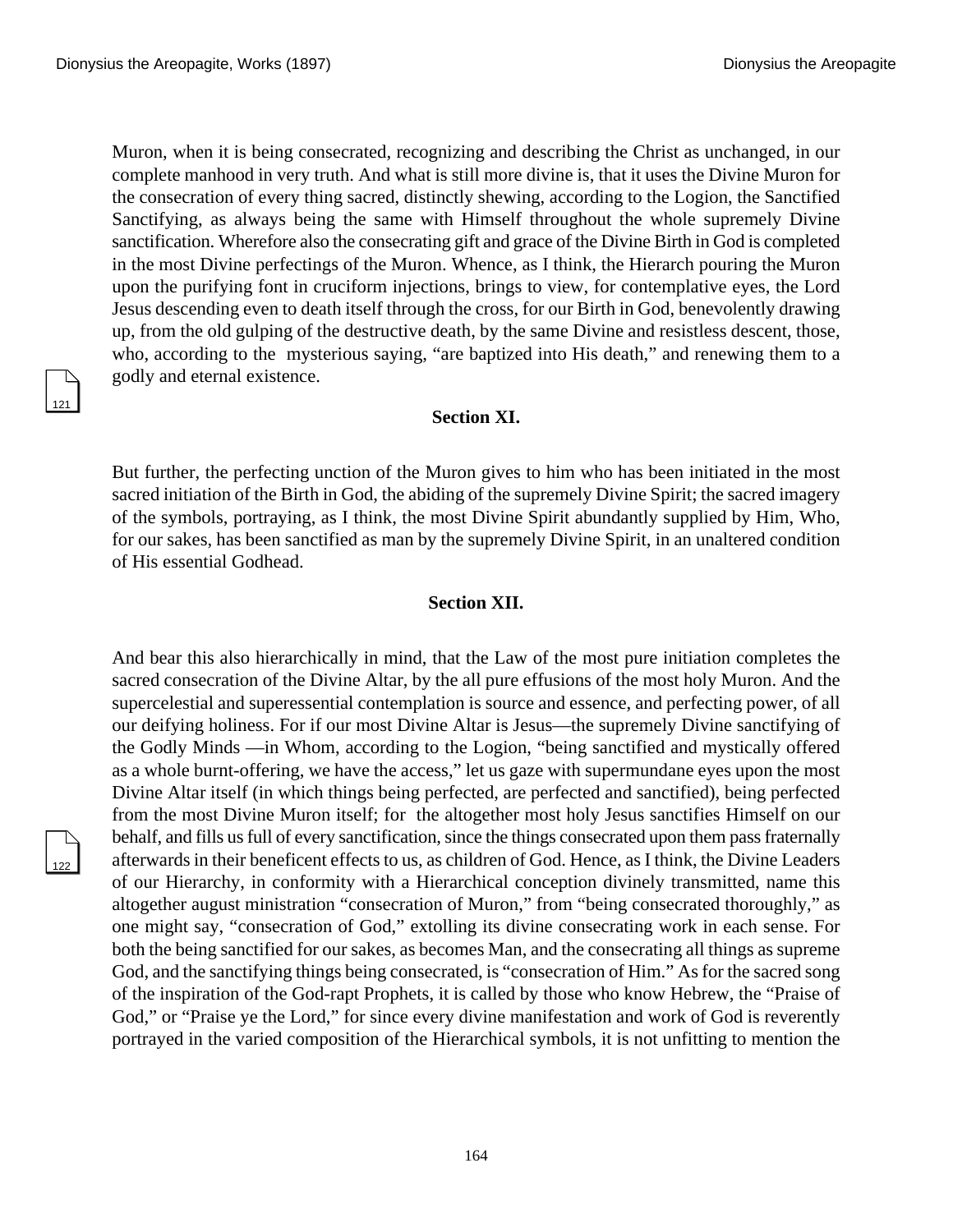Muron, when it is being consecrated, recognizing and describing the Christ as unchanged, in our complete manhood in very truth. And what is still more divine is, that it uses the Divine Muron for the consecration of every thing sacred, distinctly shewing, according to the Logion, the Sanctified Sanctifying, as always being the same with Himself throughout the whole supremely Divine sanctification. Wherefore also the consecrating gift and grace of the Divine Birth in God is completed in the most Divine perfectings of the Muron. Whence, as I think, the Hierarch pouring the Muron upon the purifying font in cruciform injections, brings to view, for contemplative eyes, the Lord Jesus descending even to death itself through the cross, for our Birth in God, benevolently drawing up, from the old gulping of the destructive death, by the same Divine and resistless descent, those, who, according to the mysterious saying, "are baptized into His death," and renewing them to a godly and eternal existence.

### Section XI.

But further, the perfecting unction of the Muron gives to him who has been initiated in the most sacred initiation of the Birth in God, the abiding of the supremely Divine Spirit; the sacred imagery of the symbols, portraying, as I think, the most Divine Spirit abundantly supplied by Him, Who, for our sakes, has been sanctified as man by the supremely Divine Spirit, in an unaltered condition of His essential Godhead.

### Section XII.

And bear this also hierarchically in mind, that the Law of the most pure initiation completes the sacred consecration of the Divine Altar, by the all pure effusions of the most holy Muron. And the supercelestial and superessential contemplation is source and essence, and perfecting power, of all our deifying holiness. For if our most Divine Altar is Jesus—the supremely Divine sanctifying of the Godly Minds —in Whom, according to the Logion, "being sanctified and mystically offered as a whole burnt-offering, we have the access," let us gaze with supermundane eyes upon the most Divine Altar itself (in which things being perfected, are perfected and sanctified), being perfected from the most Divine Muron itself; for the altogether most holy Jesus sanctifies Himself on our behalf, and fills us full of every sanctification, since the things consecrated upon them pass fraternally afterwards in their beneficent effects to us, as children of God. Hence, as I think, the Divine Leaders of our Hierarchy, in conformity with a Hierarchical conception divinely transmitted, name this altogether august ministration "consecration of Muron," from "being consecrated thoroughly," as one might say, "consecration of God," extolling its divine consecrating work in each sense. For both the being sanctified for our sakes, as becomes Man, and the consecrating all things as supreme God, and the sanctifying things being consecrated, is "consecration of Him." As for the sacred song of the inspiration of the God-rapt Prophets, it is called by those who know Hebrew, the "Praise of God," or "Praise ye the Lord," for since every divine manifestation and work of God is reverently portrayed in the varied composition of the Hierarchical symbols, it is not unfitting to mention the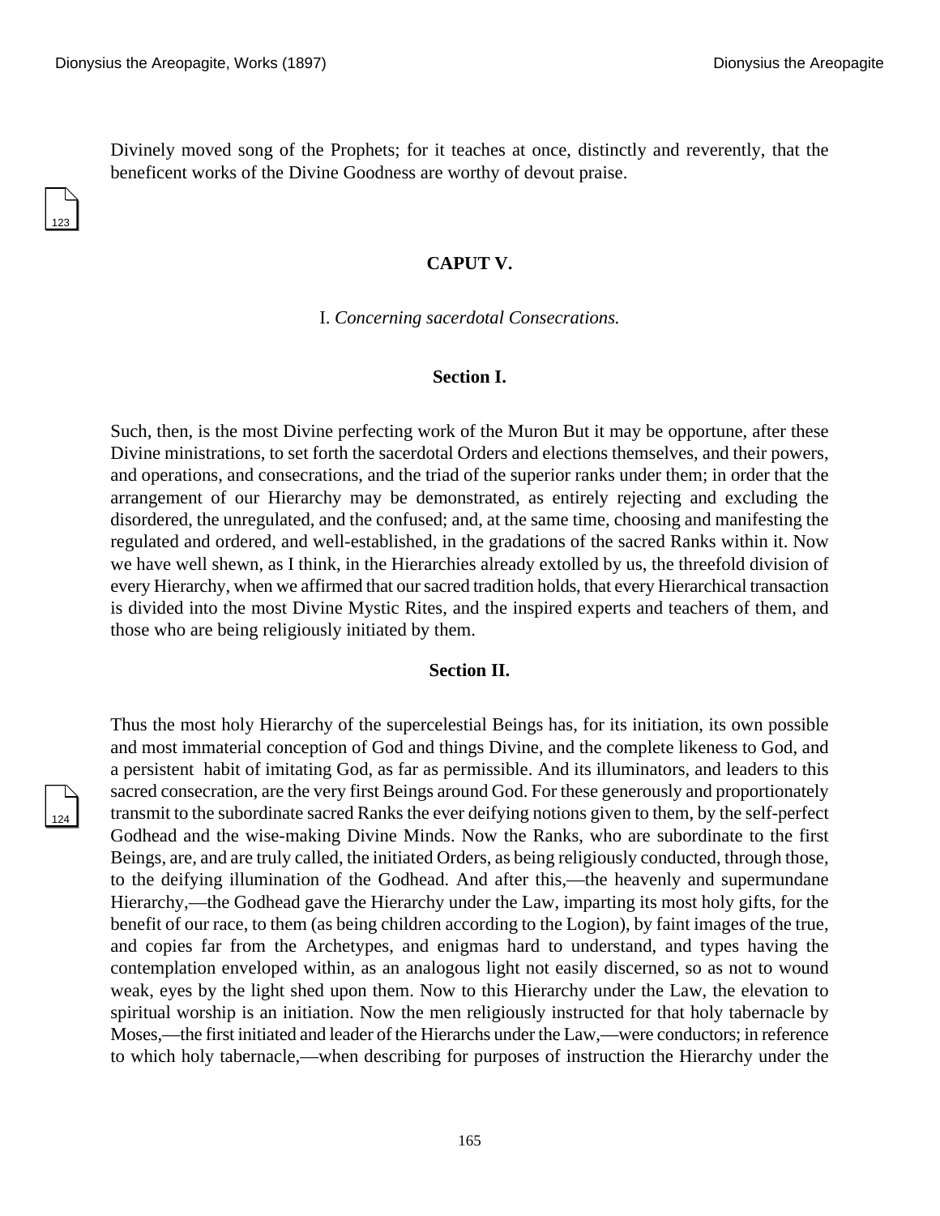Divinely moved song of the Prophets; for it teaches at once, distinctly and reverently, that the beneficent works of the Divine Goodness are worthy of devout praise.

## CAPUT V.

### I. *Concerning sacerdotal Consecrations.*

#### Section I.

Such, then, is the most Divine perfecting work of the Muron But it may be opportune, after these Divine ministrations, to set forth the sacerdotal Orders and elections themselves, and their powers, and operations, and consecrations, and the triad of the superior ranks under them; in order that the arrangement of our Hierarchy may be demonstrated, as entirely rejecting and excluding the disordered, the unregulated, and the confused; and, at the same time, choosing and manifesting the regulated and ordered, and well-established, in the gradations of the sacred Ranks within it. Now we have well shewn, as I think, in the Hierarchies already extolled by us, the threefold division of every Hierarchy, when we affirmed that our sacred tradition holds, that every Hierarchical transaction is divided into the most Divine Mystic Rites, and the inspired experts and teachers of them, and those who are being religiously initiated by them.

#### Section II.

Thus the most holy Hierarchy of the supercelestial Beings has, for its initiation, its own possible and most immaterial conception of God and things Divine, and the complete likeness to God, and a persistent habit of imitating God, as far as permissible. And its illuminators, and leaders to this sacred consecration, are the very first Beings around God. For these generously and proportionately transmit to the subordinate sacred Ranks the ever deifying notions given to them, by the self-perfect Godhead and the wise-making Divine Minds. Now the Ranks, who are subordinate to the first Beings, are, and are truly called, the initiated Orders, as being religiously conducted, through those, to the deifying illumination of the Godhead. And after this,—the heavenly and supermundane Hierarchy,—the Godhead gave the Hierarchy under the Law, imparting its most holy gifts, for the benefit of our race, to them (as being children according to the Logion), by faint images of the true, and copies far from the Archetypes, and enigmas hard to understand, and types having the contemplation enveloped within, as an analogous light not easily discerned, so as not to wound weak, eyes by the light shed upon them. Now to this Hierarchy under the Law, the elevation to spiritual worship is an initiation. Now the men religiously instructed for that holy tabernacle by Moses,—the first initiated and leader of the Hierarchs under the Law,—were conductors; in reference to which holy tabernacle,—when describing for purposes of instruction the Hierarchy under the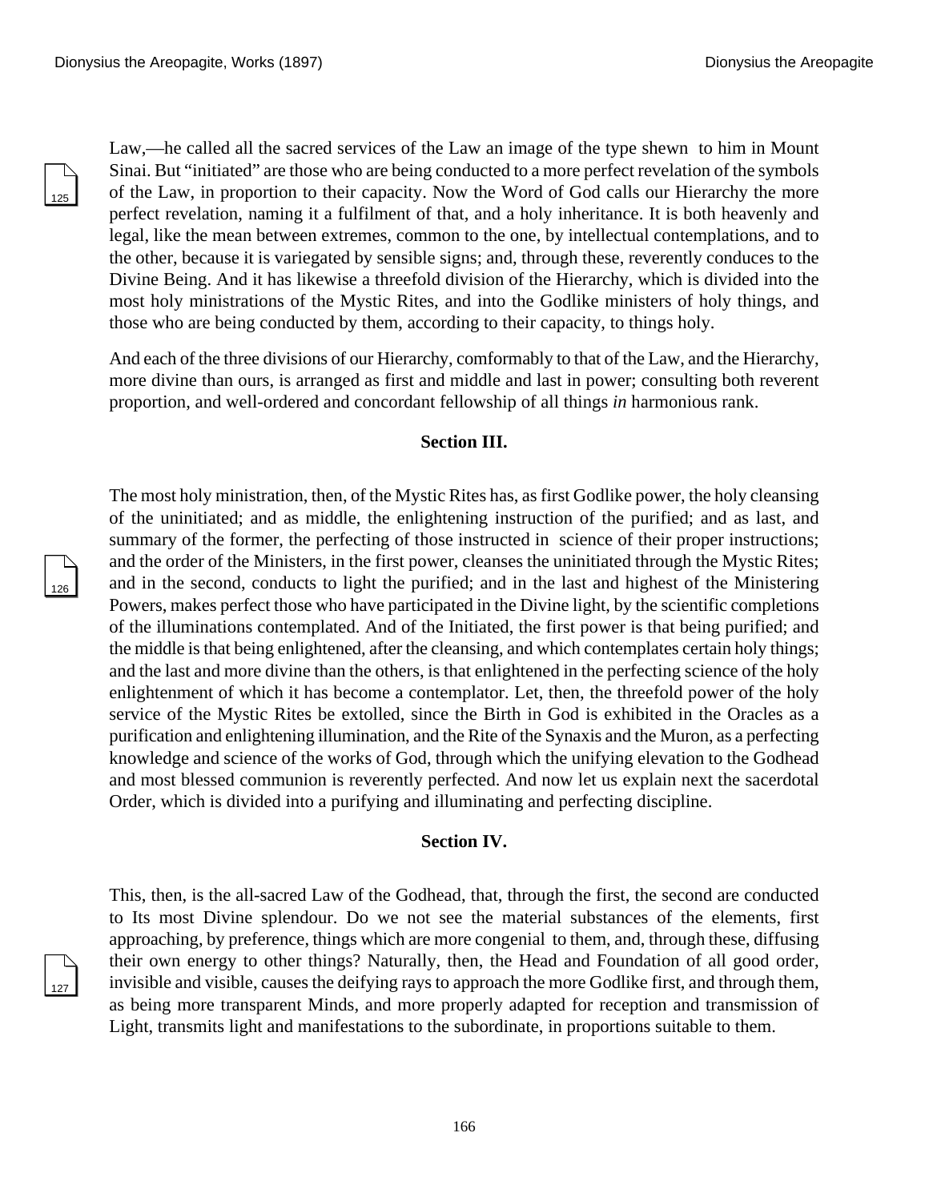Law,—he called all the sacred services of the Law an image of the type shewn to him in Mount Sinai. But "initiated" are those who are being conducted to a more perfect revelation of the symbols of the Law, in proportion to their capacity. Now the Word of God calls our Hierarchy the more perfect revelation, naming it a fulfilment of that, and a holy inheritance. It is both heavenly and legal, like the mean between extremes, common to the one, by intellectual contemplations, and to the other, because it is variegated by sensible signs; and, through these, reverently conduces to the Divine Being. And it has likewise a threefold division of the Hierarchy, which is divided into the most holy ministrations of the Mystic Rites, and into the Godlike ministers of holy things, and those who are being conducted by them, according to their capacity, to things holy.

And each of the three divisions of our Hierarchy, comformably to that of the Law, and the Hierarchy, more divine than ours, is arranged as first and middle and last in power; consulting both reverent proportion, and well-ordered and concordant fellowship of all things *in* harmonious rank.

### Section III.

The most holy ministration, then, of the Mystic Rites has, as first Godlike power, the holy cleansing of the uninitiated; and as middle, the enlightening instruction of the purified; and as last, and summary of the former, the perfecting of those instructed in science of their proper instructions; and the order of the Ministers, in the first power, cleanses the uninitiated through the Mystic Rites; and in the second, conducts to light the purified; and in the last and highest of the Ministering Powers, makes perfect those who have participated in the Divine light, by the scientific completions of the illuminations contemplated. And of the Initiated, the first power is that being purified; and the middle is that being enlightened, after the cleansing, and which contemplates certain holy things; and the last and more divine than the others, is that enlightened in the perfecting science of the holy enlightenment of which it has become a contemplator. Let, then, the threefold power of the holy service of the Mystic Rites be extolled, since the Birth in God is exhibited in the Oracles as a purification and enlightening illumination, and the Rite of the Synaxis and the Muron, as a perfecting knowledge and science of the works of God, through which the unifying elevation to the Godhead and most blessed communion is reverently perfected. And now let us explain next the sacerdotal Order, which is divided into a purifying and illuminating and perfecting discipline.

### Section IV.

This, then, is the all-sacred Law of the Godhead, that, through the first, the second are conducted to Its most Divine splendour. Do we not see the material substances of the elements, first approaching, by preference, things which are more congenial to them, and, through these, diffusing their own energy to other things? Naturally, then, the Head and Foundation of all good order, invisible and visible, causes the deifying rays to approach the more Godlike first, and through them, as being more transparent Minds, and more properly adapted for reception and transmission of Light, transmits light and manifestations to the subordinate, in proportions suitable to them.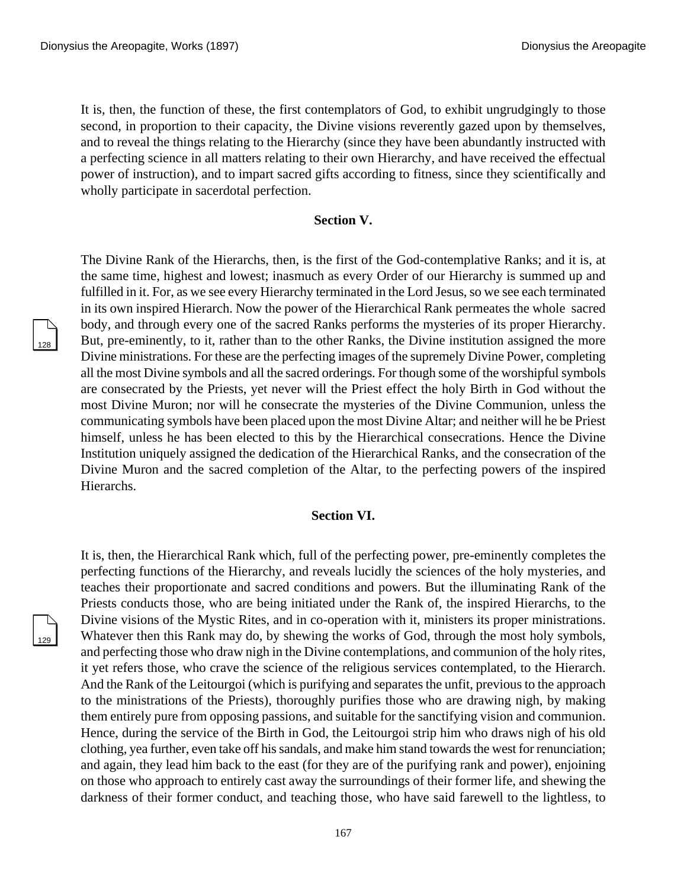It is, then, the function of these, the first contemplators of God, to exhibit ungrudgingly to those second, in proportion to their capacity, the Divine visions reverently gazed upon by themselves, and to reveal the things relating to the Hierarchy (since they have been abundantly instructed with a perfecting science in all matters relating to their own Hierarchy, and have received the effectual power of instruction), and to impart sacred gifts according to fitness, since they scientifically and wholly participate in sacerdotal perfection.

**Section V.**

The Divine Rank of the Hierarchs, then, is the first of the God-contemplative Ranks; and it is, at the same time, highest and lowest; inasmuch as every Order of our Hierarchy is summed up and fulfilled in it. For, as we see every Hierarchy terminated in the Lord Jesus, so we see each terminated in its own inspired Hierarch. Now the power of the Hierarchical Rank permeates the whole sacred body, and through every one of the sacred Ranks performs the mysteries of its proper Hierarchy. But, pre-eminently, to it, rather than to the other Ranks, the Divine institution assigned the more Divine ministrations. For these are the perfecting images of the supremely Divine Power, completing all the most Divine symbols and all the sacred orderings. For though some of the worshipful symbols are consecrated by the Priests, yet never will the Priest effect the holy Birth in God without the most Divine Muron; nor will he consecrate the mysteries of the Divine Communion, unless the communicating symbols have been placed upon the most Divine Altar; and neither will he be Priest himself, unless he has been elected to this by the Hierarchical consecrations. Hence the Divine Institution uniquely assigned the dedication of the Hierarchical Ranks, and the consecration of the Divine Muron and the sacred completion of the Altar, to the perfecting powers of the inspired Hierarchs.

**Section VI.**

It is, then, the Hierarchical Rank which, full of the perfecting power, pre-eminently completes the perfecting functions of the Hierarchy, and reveals lucidly the sciences of the holy mysteries, and teaches their proportionate and sacred conditions and powers. But the illuminating Rank of the Priests conducts those, who are being initiated under the Rank of, the inspired Hierarchs, to the Divine visions of the Mystic Rites, and in co-operation with it, ministers its proper ministrations. Whatever then this Rank may do, by shewing the works of God, through the most holy symbols, and perfecting those who draw nigh in the Divine contemplations, and communion of the holy rites, it yet refers those, who crave the science of the religious services contemplated, to the Hierarch. And the Rank of the Leitourgoi (which is purifying and separates the unfit, previous to the approach to the ministrations of the Priests), thoroughly purifies those who are drawing nigh, by making them entirely pure from opposing passions, and suitable for the sanctifying vision and communion. Hence, during the service of the Birth in God, the Leitourgoi strip him who draws nigh of his old clothing, yea further, even take off his sandals, and make him stand towards the west for renunciation; and again, they lead him back to the east (for they are of the purifying rank and power), enjoining on those who approach to entirely cast away the surroundings of their former life, and shewing the darkness of their former conduct, and teaching those, who have said farewell to the lightless, to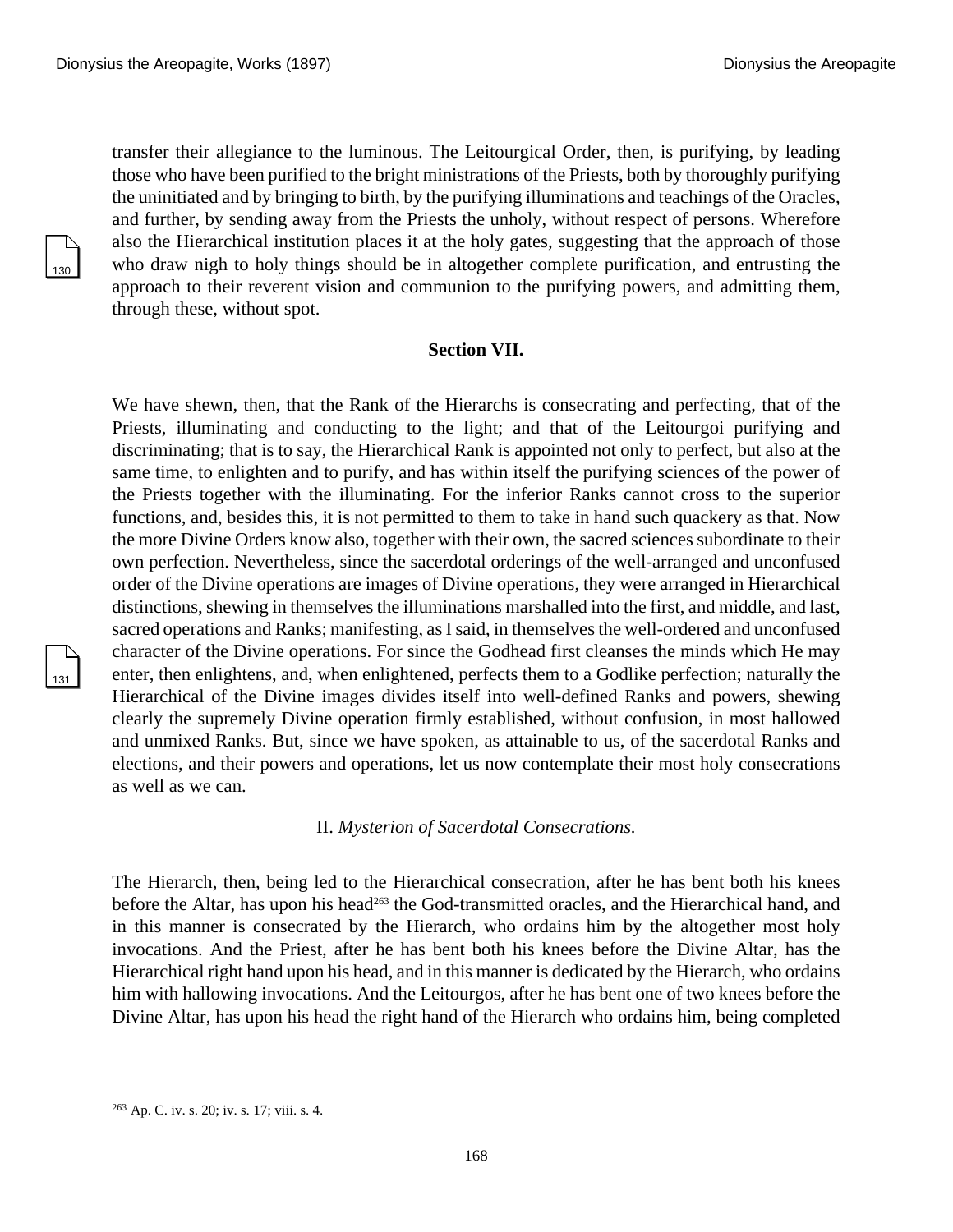transfer their allegiance to the luminous. The Leitourgical Order, then, is purifying, by leading those who have been purified to the bright ministrations of the Priests, both by thoroughly purifying the uninitiated and by bringing to birth, by the purifying illuminations and teachings of the Oracles, and further, by sending away from the Priests the unholy, without respect of persons. Wherefore also the Hierarchical institution places it at the holy gates, suggesting that the approach of those who draw nigh to holy things should be in altogether complete purification, and entrusting the approach to their reverent vision and communion to the purifying powers, and admitting them, through these, without spot.

### Section VII.

We have shewn, then, that the Rank of the Hierarchs is consecrating and perfecting, that of the Priests, illuminating and conducting to the light; and that of the Leitourgoi purifying and discriminating; that is to say, the Hierarchical Rank is appointed not only to perfect, but also at the same time, to enlighten and to purify, and has within itself the purifying sciences of the power of the Priests together with the illuminating. For the inferior Ranks cannot cross to the superior functions, and, besides this, it is not permitted to them to take in hand such quackery as that. Now the more Divine Orders know also, together with their own, the sacred sciences subordinate to their own perfection. Nevertheless, since the sacerdotal orderings of the well-arranged and unconfused order of the Divine operations are images of Divine operations, they were arranged in Hierarchical distinctions, shewing in themselves the illuminations marshalled into the first, and middle, and last, sacred operations and Ranks; manifesting, as I said, in themselves the well-ordered and unconfused character of the Divine operations. For since the Godhead first cleanses the minds which He may enter, then enlightens, and, when enlightened, perfects them to a Godlike perfection; naturally the Hierarchical of the Divine images divides itself into well-defined Ranks and powers, shewing clearly the supremely Divine operation firmly established, without confusion, in most hallowed and unmixed Ranks. But, since we have spoken, as attainable to us, of the sacerdotal Ranks and elections, and their powers and operations, let us now contemplate their most holy consecrations as well as we can.

II. *Mysterion of Sacerdotal Consecrations.*

The Hierarch, then, being led to the Hierarchical consecration, after he has bent both his knees before the Altar, has upon his head[263] the God-transmitted oracles, and the Hierarchical hand, and in this manner is consecrated by the Hierarch, who ordains him by the altogether most holy invocations. And the Priest, after he has bent both his knees before the Divine Altar, has the Hierarchical right hand upon his head, and in this manner is dedicated by the Hierarch, who ordains him with hallowing invocations. And the Leitourgos, after he has bent one of two knees before the Divine Altar, has upon his head the right hand of the Hierarch who ordains him, being completed

---

[263] Ap. C. iv. s. 20; iv. s. 17; viii. s. 4.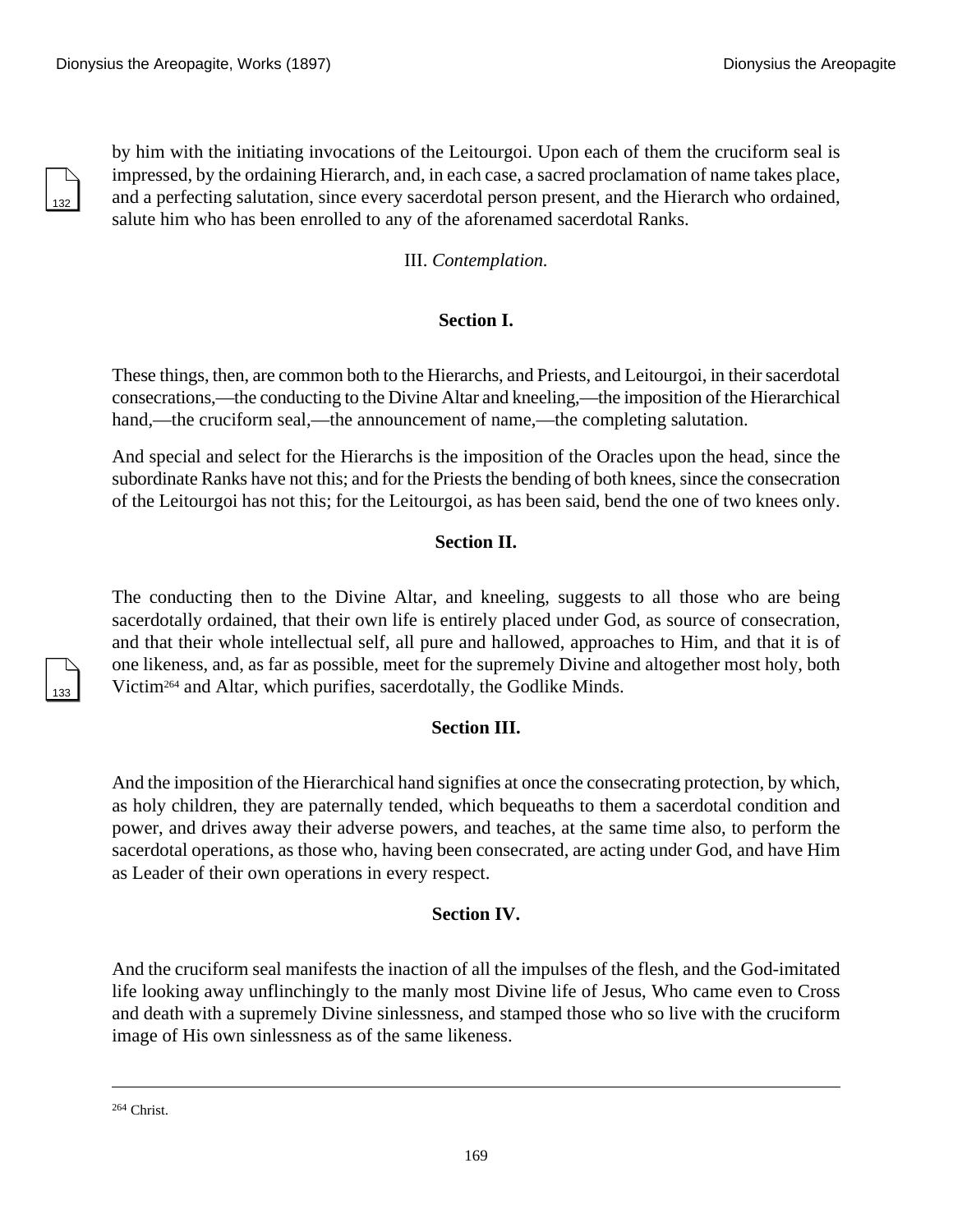by him with the initiating invocations of the Leitourgoi. Upon each of them the cruciform seal is impressed, by the ordaining Hierarch, and, in each case, a sacred proclamation of name takes place, and a perfecting salutation, since every sacerdotal person present, and the Hierarch who ordained, salute him who has been enrolled to any of the aforenamed sacerdotal Ranks.

III. *Contemplation.*

### Section I.

These things, then, are common both to the Hierarchs, and Priests, and Leitourgoi, in their sacerdotal consecrations,—the conducting to the Divine Altar and kneeling,—the imposition of the Hierarchical hand,—the cruciform seal,—the announcement of name,—the completing salutation.

And special and select for the Hierarchs is the imposition of the Oracles upon the head, since the subordinate Ranks have not this; and for the Priests the bending of both knees, since the consecration of the Leitourgoi has not this; for the Leitourgoi, as has been said, bend the one of two knees only.

### Section II.

The conducting then to the Divine Altar, and kneeling, suggests to all those who are being sacerdotally ordained, that their own life is entirely placed under God, as source of consecration, and that their whole intellectual self, all pure and hallowed, approaches to Him, and that it is of one likeness, and, as far as possible, meet for the supremely Divine and altogether most holy, both Victim[264] and Altar, which purifies, sacerdotally, the Godlike Minds.

### Section III.

And the imposition of the Hierarchical hand signifies at once the consecrating protection, by which, as holy children, they are paternally tended, which bequeaths to them a sacerdotal condition and power, and drives away their adverse powers, and teaches, at the same time also, to perform the sacerdotal operations, as those who, having been consecrated, are acting under God, and have Him as Leader of their own operations in every respect.

### Section IV.

And the cruciform seal manifests the inaction of all the impulses of the flesh, and the God-imitated life looking away unflinchingly to the manly most Divine life of Jesus, Who came even to Cross and death with a supremely Divine sinlessness, and stamped those who so live with the cruciform image of His own sinlessness as of the same likeness.

---

[264] Christ.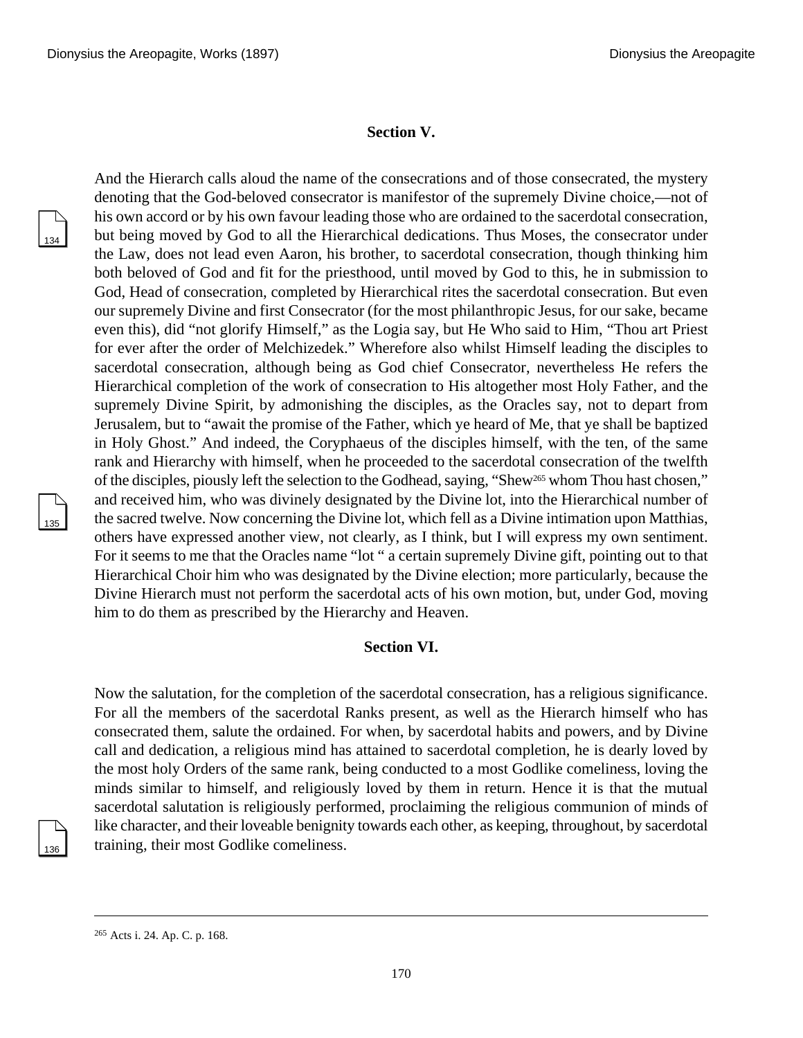### Section V.

And the Hierarch calls aloud the name of the consecrations and of those consecrated, the mystery denoting that the God-beloved consecrator is manifestor of the supremely Divine choice,—not of his own accord or by his own favour leading those who are ordained to the sacerdotal consecration, but being moved by God to all the Hierarchical dedications. Thus Moses, the consecrator under the Law, does not lead even Aaron, his brother, to sacerdotal consecration, though thinking him both beloved of God and fit for the priesthood, until moved by God to this, he in submission to God, Head of consecration, completed by Hierarchical rites the sacerdotal consecration. But even our supremely Divine and first Consecrator (for the most philanthropic Jesus, for our sake, became even this), did "not glorify Himself," as the Logia say, but He Who said to Him, "Thou art Priest for ever after the order of Melchizedek." Wherefore also whilst Himself leading the disciples to sacerdotal consecration, although being as God chief Consecrator, nevertheless He refers the Hierarchical completion of the work of consecration to His altogether most Holy Father, and the supremely Divine Spirit, by admonishing the disciples, as the Oracles say, not to depart from Jerusalem, but to "await the promise of the Father, which ye heard of Me, that ye shall be baptized in Holy Ghost." And indeed, the Coryphaeus of the disciples himself, with the ten, of the same rank and Hierarchy with himself, when he proceeded to the sacerdotal consecration of the twelfth of the disciples, piously left the selection to the Godhead, saying, "Shew[265] whom Thou hast chosen," and received him, who was divinely designated by the Divine lot, into the Hierarchical number of the sacred twelve. Now concerning the Divine lot, which fell as a Divine intimation upon Matthias, others have expressed another view, not clearly, as I think, but I will express my own sentiment. For it seems to me that the Oracles name "lot " a certain supremely Divine gift, pointing out to that Hierarchical Choir him who was designated by the Divine election; more particularly, because the Divine Hierarch must not perform the sacerdotal acts of his own motion, but, under God, moving him to do them as prescribed by the Hierarchy and Heaven.

### Section VI.

Now the salutation, for the completion of the sacerdotal consecration, has a religious significance. For all the members of the sacerdotal Ranks present, as well as the Hierarch himself who has consecrated them, salute the ordained. For when, by sacerdotal habits and powers, and by Divine call and dedication, a religious mind has attained to sacerdotal completion, he is dearly loved by the most holy Orders of the same rank, being conducted to a most Godlike comeliness, loving the minds similar to himself, and religiously loved by them in return. Hence it is that the mutual sacerdotal salutation is religiously performed, proclaiming the religious communion of minds of like character, and their loveable benignity towards each other, as keeping, throughout, by sacerdotal training, their most Godlike comeliness.

---

[265] Acts i. 24. Ap. C. p. 168.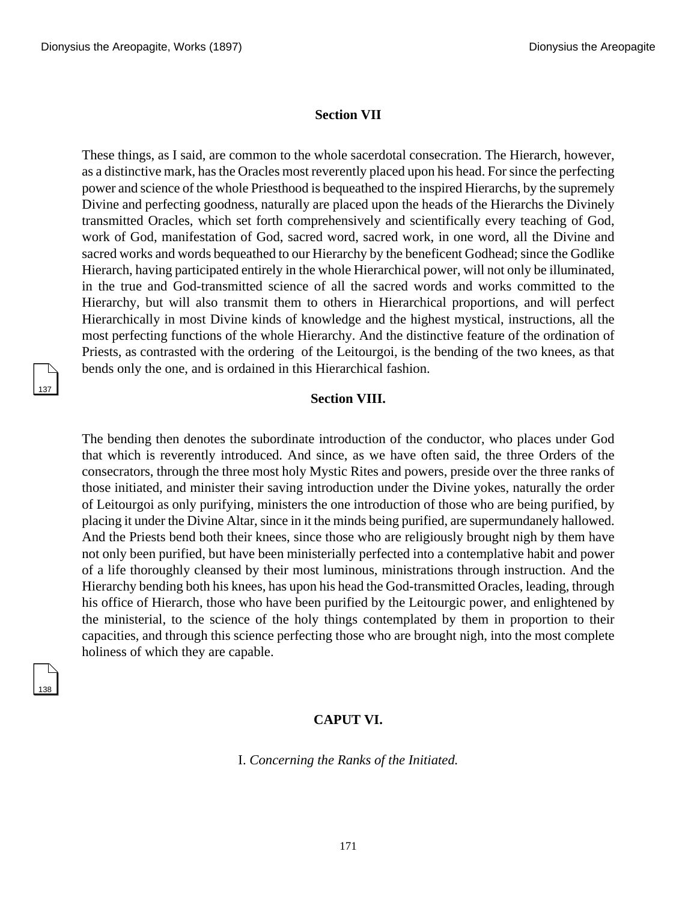### Section VII

These things, as I said, are common to the whole sacerdotal consecration. The Hierarch, however, as a distinctive mark, has the Oracles most reverently placed upon his head. For since the perfecting power and science of the whole Priesthood is bequeathed to the inspired Hierarchs, by the supremely Divine and perfecting goodness, naturally are placed upon the heads of the Hierarchs the Divinely transmitted Oracles, which set forth comprehensively and scientifically every teaching of God, work of God, manifestation of God, sacred word, sacred work, in one word, all the Divine and sacred works and words bequeathed to our Hierarchy by the beneficent Godhead; since the Godlike Hierarch, having participated entirely in the whole Hierarchical power, will not only be illuminated, in the true and God-transmitted science of all the sacred words and works committed to the Hierarchy, but will also transmit them to others in Hierarchical proportions, and will perfect Hierarchically in most Divine kinds of knowledge and the highest mystical, instructions, all the most perfecting functions of the whole Hierarchy. And the distinctive feature of the ordination of Priests, as contrasted with the ordering of the Leitourgoi, is the bending of the two knees, as that bends only the one, and is ordained in this Hierarchical fashion.

### Section VIII.

The bending then denotes the subordinate introduction of the conductor, who places under God that which is reverently introduced. And since, as we have often said, the three Orders of the consecrators, through the three most holy Mystic Rites and powers, preside over the three ranks of those initiated, and minister their saving introduction under the Divine yokes, naturally the order of Leitourgoi as only purifying, ministers the one introduction of those who are being purified, by placing it under the Divine Altar, since in it the minds being purified, are supermundanely hallowed. And the Priests bend both their knees, since those who are religiously brought nigh by them have not only been purified, but have been ministerially perfected into a contemplative habit and power of a life thoroughly cleansed by their most luminous, ministrations through instruction. And the Hierarchy bending both his knees, has upon his head the God-transmitted Oracles, leading, through his office of Hierarch, those who have been purified by the Leitourgic power, and enlightened by the ministerial, to the science of the holy things contemplated by them in proportion to their capacities, and through this science perfecting those who are brought nigh, into the most complete holiness of which they are capable.

## CAPUT VI.

I. *Concerning the Ranks of the Initiated.*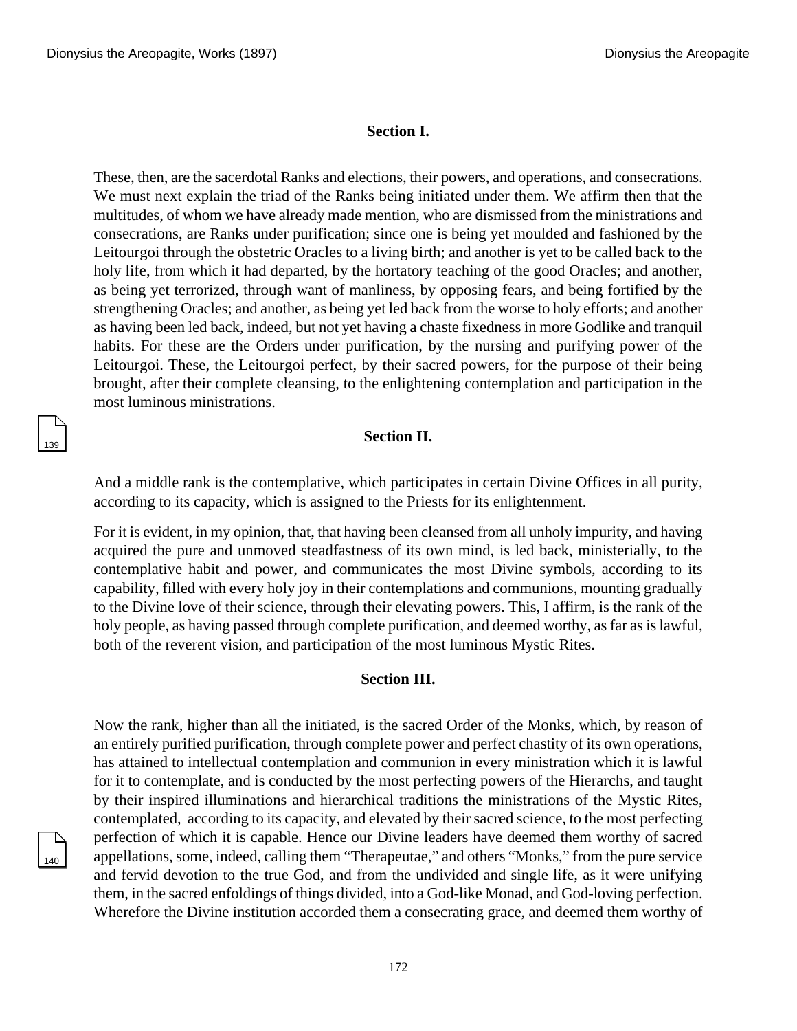### Section I.

These, then, are the sacerdotal Ranks and elections, their powers, and operations, and consecrations. We must next explain the triad of the Ranks being initiated under them. We affirm then that the multitudes, of whom we have already made mention, who are dismissed from the ministrations and consecrations, are Ranks under purification; since one is being yet moulded and fashioned by the Leitourgoi through the obstetric Oracles to a living birth; and another is yet to be called back to the holy life, from which it had departed, by the hortatory teaching of the good Oracles; and another, as being yet terrorized, through want of manliness, by opposing fears, and being fortified by the strengthening Oracles; and another, as being yet led back from the worse to holy efforts; and another as having been led back, indeed, but not yet having a chaste fixedness in more Godlike and tranquil habits. For these are the Orders under purification, by the nursing and purifying power of the Leitourgoi. These, the Leitourgoi perfect, by their sacred powers, for the purpose of their being brought, after their complete cleansing, to the enlightening contemplation and participation in the most luminous ministrations.

### Section II.

And a middle rank is the contemplative, which participates in certain Divine Offices in all purity, according to its capacity, which is assigned to the Priests for its enlightenment.

For it is evident, in my opinion, that, that having been cleansed from all unholy impurity, and having acquired the pure and unmoved steadfastness of its own mind, is led back, ministerially, to the contemplative habit and power, and communicates the most Divine symbols, according to its capability, filled with every holy joy in their contemplations and communions, mounting gradually to the Divine love of their science, through their elevating powers. This, I affirm, is the rank of the holy people, as having passed through complete purification, and deemed worthy, as far as is lawful, both of the reverent vision, and participation of the most luminous Mystic Rites.

### Section III.

Now the rank, higher than all the initiated, is the sacred Order of the Monks, which, by reason of an entirely purified purification, through complete power and perfect chastity of its own operations, has attained to intellectual contemplation and communion in every ministration which it is lawful for it to contemplate, and is conducted by the most perfecting powers of the Hierarchs, and taught by their inspired illuminations and hierarchical traditions the ministrations of the Mystic Rites, contemplated, according to its capacity, and elevated by their sacred science, to the most perfecting perfection of which it is capable. Hence our Divine leaders have deemed them worthy of sacred appellations, some, indeed, calling them "Therapeutae," and others "Monks," from the pure service and fervid devotion to the true God, and from the undivided and single life, as it were unifying them, in the sacred enfoldings of things divided, into a God-like Monad, and God-loving perfection. Wherefore the Divine institution accorded them a consecrating grace, and deemed them worthy of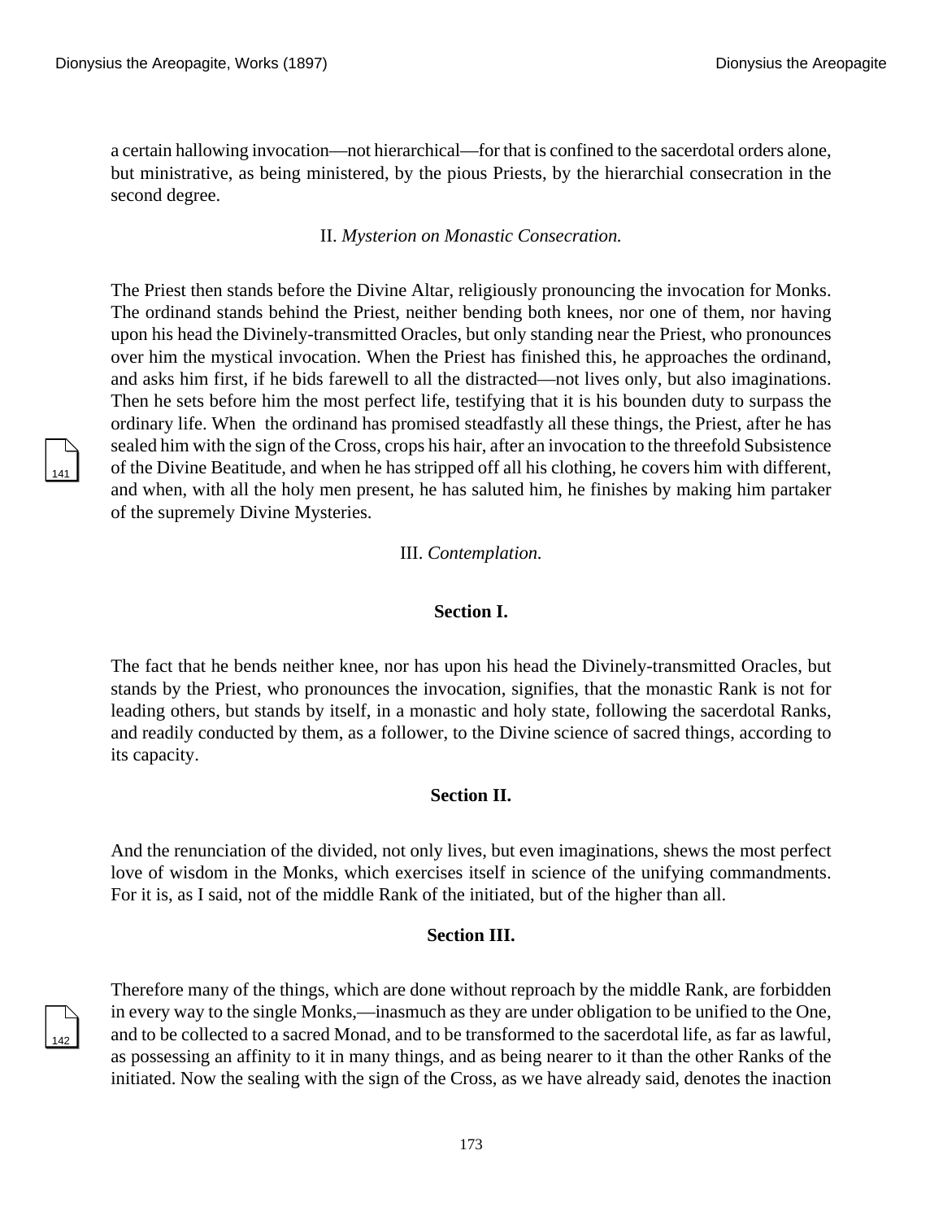a certain hallowing invocation—not hierarchical—for that is confined to the sacerdotal orders alone, but ministrative, as being ministered, by the pious Priests, by the hierarchial consecration in the second degree.

II. *Mysterion on Monastic Consecration.*

The Priest then stands before the Divine Altar, religiously pronouncing the invocation for Monks. The ordinand stands behind the Priest, neither bending both knees, nor one of them, nor having upon his head the Divinely-transmitted Oracles, but only standing near the Priest, who pronounces over him the mystical invocation. When the Priest has finished this, he approaches the ordinand, and asks him first, if he bids farewell to all the distracted—not lives only, but also imaginations. Then he sets before him the most perfect life, testifying that it is his bounden duty to surpass the ordinary life. When the ordinand has promised steadfastly all these things, the Priest, after he has sealed him with the sign of the Cross, crops his hair, after an invocation to the threefold Subsistence of the Divine Beatitude, and when he has stripped off all his clothing, he covers him with different, and when, with all the holy men present, he has saluted him, he finishes by making him partaker of the supremely Divine Mysteries.

III. *Contemplation.*

**Section I.**

The fact that he bends neither knee, nor has upon his head the Divinely-transmitted Oracles, but stands by the Priest, who pronounces the invocation, signifies, that the monastic Rank is not for leading others, but stands by itself, in a monastic and holy state, following the sacerdotal Ranks, and readily conducted by them, as a follower, to the Divine science of sacred things, according to its capacity.

**Section II.**

And the renunciation of the divided, not only lives, but even imaginations, shews the most perfect love of wisdom in the Monks, which exercises itself in science of the unifying commandments. For it is, as I said, not of the middle Rank of the initiated, but of the higher than all.

**Section III.**

Therefore many of the things, which are done without reproach by the middle Rank, are forbidden in every way to the single Monks,—inasmuch as they are under obligation to be unified to the One, and to be collected to a sacred Monad, and to be transformed to the sacerdotal life, as far as lawful, as possessing an affinity to it in many things, and as being nearer to it than the other Ranks of the initiated. Now the sealing with the sign of the Cross, as we have already said, denotes the inaction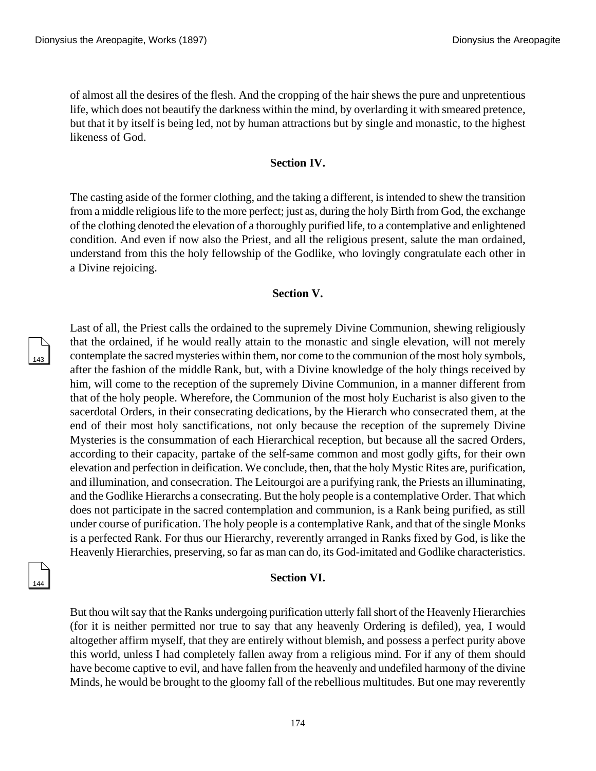of almost all the desires of the flesh. And the cropping of the hair shews the pure and unpretentious life, which does not beautify the darkness within the mind, by overlarding it with smeared pretence, but that it by itself is being led, not by human attractions but by single and monastic, to the highest likeness of God.

### Section IV.

The casting aside of the former clothing, and the taking a different, is intended to shew the transition from a middle religious life to the more perfect; just as, during the holy Birth from God, the exchange of the clothing denoted the elevation of a thoroughly purified life, to a contemplative and enlightened condition. And even if now also the Priest, and all the religious present, salute the man ordained, understand from this the holy fellowship of the Godlike, who lovingly congratulate each other in a Divine rejoicing.

### Section V.

Last of all, the Priest calls the ordained to the supremely Divine Communion, shewing religiously that the ordained, if he would really attain to the monastic and single elevation, will not merely contemplate the sacred mysteries within them, nor come to the communion of the most holy symbols, after the fashion of the middle Rank, but, with a Divine knowledge of the holy things received by him, will come to the reception of the supremely Divine Communion, in a manner different from that of the holy people. Wherefore, the Communion of the most holy Eucharist is also given to the sacerdotal Orders, in their consecrating dedications, by the Hierarch who consecrated them, at the end of their most holy sanctifications, not only because the reception of the supremely Divine Mysteries is the consummation of each Hierarchical reception, but because all the sacred Orders, according to their capacity, partake of the self-same common and most godly gifts, for their own elevation and perfection in deification. We conclude, then, that the holy Mystic Rites are, purification, and illumination, and consecration. The Leitourgoi are a purifying rank, the Priests an illuminating, and the Godlike Hierarchs a consecrating. But the holy people is a contemplative Order. That which does not participate in the sacred contemplation and communion, is a Rank being purified, as still under course of purification. The holy people is a contemplative Rank, and that of the single Monks is a perfected Rank. For thus our Hierarchy, reverently arranged in Ranks fixed by God, is like the Heavenly Hierarchies, preserving, so far as man can do, its God-imitated and Godlike characteristics.

### Section VI.

But thou wilt say that the Ranks undergoing purification utterly fall short of the Heavenly Hierarchies (for it is neither permitted nor true to say that any heavenly Ordering is defiled), yea, I would altogether affirm myself, that they are entirely without blemish, and possess a perfect purity above this world, unless I had completely fallen away from a religious mind. For if any of them should have become captive to evil, and have fallen from the heavenly and undefiled harmony of the divine Minds, he would be brought to the gloomy fall of the rebellious multitudes. But one may reverently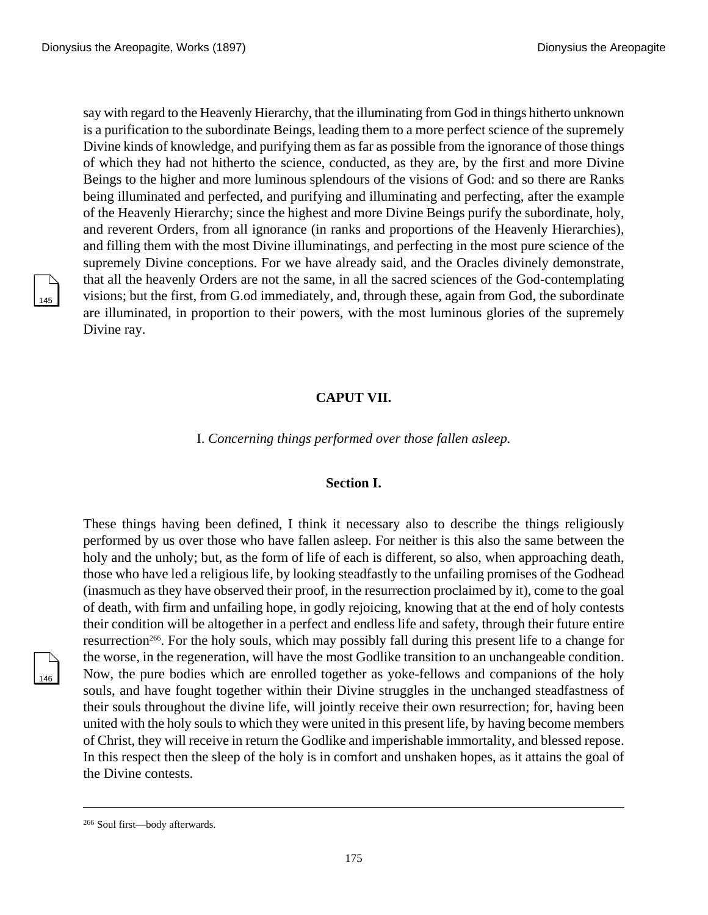say with regard to the Heavenly Hierarchy, that the illuminating from God in things hitherto unknown is a purification to the subordinate Beings, leading them to a more perfect science of the supremely Divine kinds of knowledge, and purifying them as far as possible from the ignorance of those things of which they had not hitherto the science, conducted, as they are, by the first and more Divine Beings to the higher and more luminous splendours of the visions of God: and so there are Ranks being illuminated and perfected, and purifying and illuminating and perfecting, after the example of the Heavenly Hierarchy; since the highest and more Divine Beings purify the subordinate, holy, and reverent Orders, from all ignorance (in ranks and proportions of the Heavenly Hierarchies), and filling them with the most Divine illuminatings, and perfecting in the most pure science of the supremely Divine conceptions. For we have already said, and the Oracles divinely demonstrate, that all the heavenly Orders are not the same, in all the sacred sciences of the God-contemplating visions; but the first, from G.od immediately, and, through these, again from God, the subordinate are illuminated, in proportion to their powers, with the most luminous glories of the supremely Divine ray.

## CAPUT VII.

I. *Concerning things performed over those fallen asleep.*

### Section I.

These things having been defined, I think it necessary also to describe the things religiously performed by us over those who have fallen asleep. For neither is this also the same between the holy and the unholy; but, as the form of life of each is different, so also, when approaching death, those who have led a religious life, by looking steadfastly to the unfailing promises of the Godhead (inasmuch as they have observed their proof, in the resurrection proclaimed by it), come to the goal of death, with firm and unfailing hope, in godly rejoicing, knowing that at the end of holy contests their condition will be altogether in a perfect and endless life and safety, through their future entire resurrection[266]. For the holy souls, which may possibly fall during this present life to a change for the worse, in the regeneration, will have the most Godlike transition to an unchangeable condition. Now, the pure bodies which are enrolled together as yoke-fellows and companions of the holy souls, and have fought together within their Divine struggles in the unchanged steadfastness of their souls throughout the divine life, will jointly receive their own resurrection; for, having been united with the holy souls to which they were united in this present life, by having become members of Christ, they will receive in return the Godlike and imperishable immortality, and blessed repose. In this respect then the sleep of the holy is in comfort and unshaken hopes, as it attains the goal of the Divine contests.

---

[266] Soul first—body afterwards.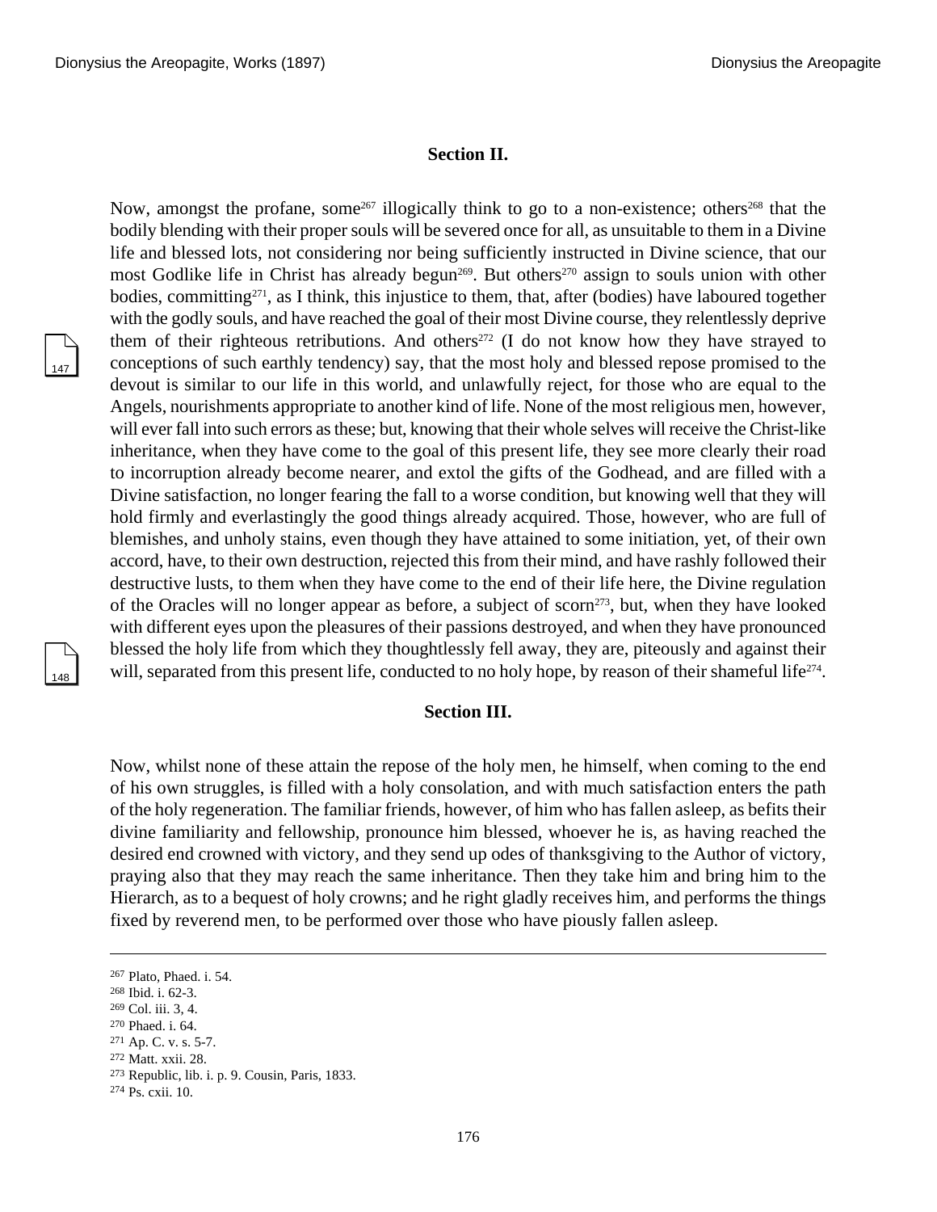### Section II.

Now, amongst the profane, some[267] illogically think to go to a non-existence; others[268] that the bodily blending with their proper souls will be severed once for all, as unsuitable to them in a Divine life and blessed lots, not considering nor being sufficiently instructed in Divine science, that our most Godlike life in Christ has already begun[269]. But others[270] assign to souls union with other bodies, committing[271], as I think, this injustice to them, that, after (bodies) have laboured together with the godly souls, and have reached the goal of their most Divine course, they relentlessly deprive them of their righteous retributions. And others[272] (I do not know how they have strayed to conceptions of such earthly tendency) say, that the most holy and blessed repose promised to the devout is similar to our life in this world, and unlawfully reject, for those who are equal to the Angels, nourishments appropriate to another kind of life. None of the most religious men, however, will ever fall into such errors as these; but, knowing that their whole selves will receive the Christ-like inheritance, when they have come to the goal of this present life, they see more clearly their road to incorruption already become nearer, and extol the gifts of the Godhead, and are filled with a Divine satisfaction, no longer fearing the fall to a worse condition, but knowing well that they will hold firmly and everlastingly the good things already acquired. Those, however, who are full of blemishes, and unholy stains, even though they have attained to some initiation, yet, of their own accord, have, to their own destruction, rejected this from their mind, and have rashly followed their destructive lusts, to them when they have come to the end of their life here, the Divine regulation of the Oracles will no longer appear as before, a subject of scorn[273], but, when they have looked with different eyes upon the pleasures of their passions destroyed, and when they have pronounced blessed the holy life from which they thoughtlessly fell away, they are, piteously and against their will, separated from this present life, conducted to no holy hope, by reason of their shameful life[274].

### Section III.

Now, whilst none of these attain the repose of the holy men, he himself, when coming to the end of his own struggles, is filled with a holy consolation, and with much satisfaction enters the path of the holy regeneration. The familiar friends, however, of him who has fallen asleep, as befits their divine familiarity and fellowship, pronounce him blessed, whoever he is, as having reached the desired end crowned with victory, and they send up odes of thanksgiving to the Author of victory, praying also that they may reach the same inheritance. Then they take him and bring him to the Hierarch, as to a bequest of holy crowns; and he right gladly receives him, and performs the things fixed by reverend men, to be performed over those who have piously fallen asleep.

---

[267] Plato, Phaed. i. 54.
[268] Ibid. i. 62-3.
[269] Col. iii. 3, 4.
[270] Phaed. i. 64.
[271] Ap. C. v. s. 5-7.
[272] Matt. xxii. 28.
[273] Republic, lib. i. p. 9. Cousin, Paris, 1833.
[274] Ps. cxii. 10.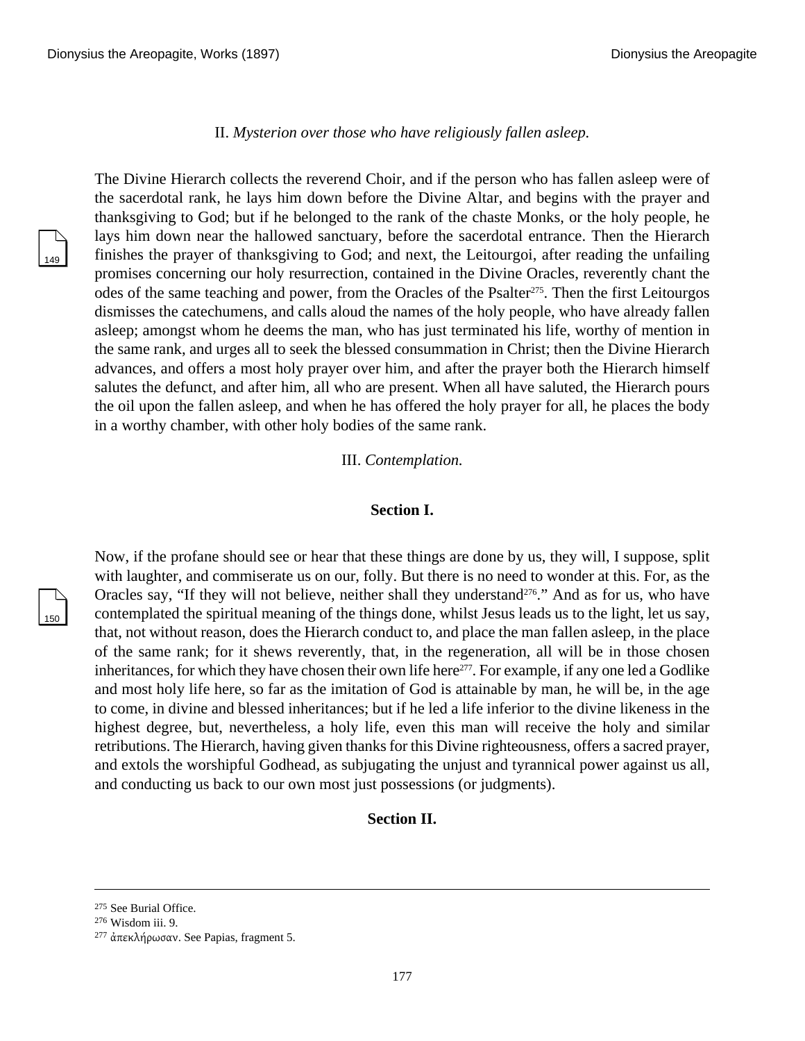II. *Mysterion over those who have religiously fallen asleep.*

The Divine Hierarch collects the reverend Choir, and if the person who has fallen asleep were of the sacerdotal rank, he lays him down before the Divine Altar, and begins with the prayer and thanksgiving to God; but if he belonged to the rank of the chaste Monks, or the holy people, he lays him down near the hallowed sanctuary, before the sacerdotal entrance. Then the Hierarch finishes the prayer of thanksgiving to God; and next, the Leitourgoi, after reading the unfailing promises concerning our holy resurrection, contained in the Divine Oracles, reverently chant the odes of the same teaching and power, from the Oracles of the Psalter[275]. Then the first Leitourgos dismisses the catechumens, and calls aloud the names of the holy people, who have already fallen asleep; amongst whom he deems the man, who has just terminated his life, worthy of mention in the same rank, and urges all to seek the blessed consummation in Christ; then the Divine Hierarch advances, and offers a most holy prayer over him, and after the prayer both the Hierarch himself salutes the defunct, and after him, all who are present. When all have saluted, the Hierarch pours the oil upon the fallen asleep, and when he has offered the holy prayer for all, he places the body in a worthy chamber, with other holy bodies of the same rank.

III. *Contemplation.*

**Section I.**

Now, if the profane should see or hear that these things are done by us, they will, I suppose, split with laughter, and commiserate us on our, folly. But there is no need to wonder at this. For, as the Oracles say, “If they will not believe, neither shall they understand[276].” And as for us, who have contemplated the spiritual meaning of the things done, whilst Jesus leads us to the light, let us say, that, not without reason, does the Hierarch conduct to, and place the man fallen asleep, in the place of the same rank; for it shews reverently, that, in the regeneration, all will be in those chosen inheritances, for which they have chosen their own life here[277]. For example, if any one led a Godlike and most holy life here, so far as the imitation of God is attainable by man, he will be, in the age to come, in divine and blessed inheritances; but if he led a life inferior to the divine likeness in the highest degree, but, nevertheless, a holy life, even this man will receive the holy and similar retributions. The Hierarch, having given thanks for this Divine righteousness, offers a sacred prayer, and extols the worshipful Godhead, as subjugating the unjust and tyrannical power against us all, and conducting us back to our own most just possessions (or judgments).

**Section II.**

---

[275] See Burial Office.

[276] Wisdom iii. 9.

[277] ἀπεκλήρωσαν. See Papias, fragment 5.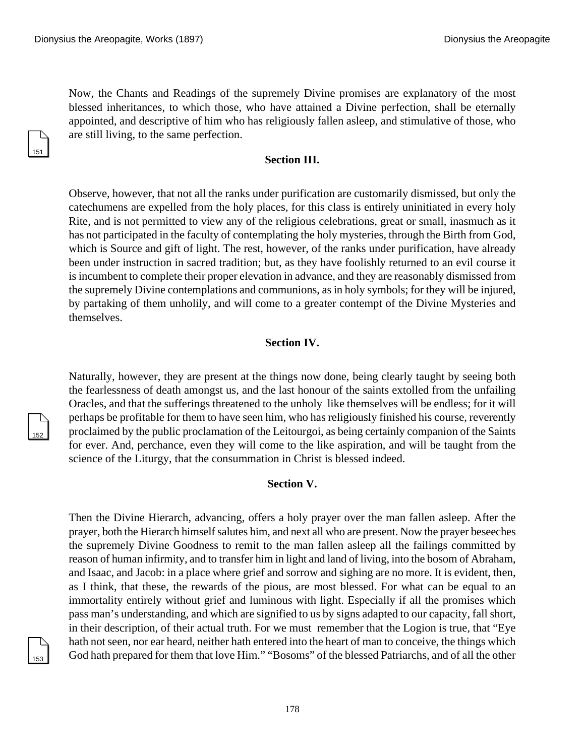Now, the Chants and Readings of the supremely Divine promises are explanatory of the most blessed inheritances, to which those, who have attained a Divine perfection, shall be eternally appointed, and descriptive of him who has religiously fallen asleep, and stimulative of those, who are still living, to the same perfection.

### Section III.

Observe, however, that not all the ranks under purification are customarily dismissed, but only the catechumens are expelled from the holy places, for this class is entirely uninitiated in every holy Rite, and is not permitted to view any of the religious celebrations, great or small, inasmuch as it has not participated in the faculty of contemplating the holy mysteries, through the Birth from God, which is Source and gift of light. The rest, however, of the ranks under purification, have already been under instruction in sacred tradition; but, as they have foolishly returned to an evil course it is incumbent to complete their proper elevation in advance, and they are reasonably dismissed from the supremely Divine contemplations and communions, as in holy symbols; for they will be injured, by partaking of them unholily, and will come to a greater contempt of the Divine Mysteries and themselves.

### Section IV.

Naturally, however, they are present at the things now done, being clearly taught by seeing both the fearlessness of death amongst us, and the last honour of the saints extolled from the unfailing Oracles, and that the sufferings threatened to the unholy like themselves will be endless; for it will perhaps be profitable for them to have seen him, who has religiously finished his course, reverently proclaimed by the public proclamation of the Leitourgoi, as being certainly companion of the Saints for ever. And, perchance, even they will come to the like aspiration, and will be taught from the science of the Liturgy, that the consummation in Christ is blessed indeed.

### Section V.

Then the Divine Hierarch, advancing, offers a holy prayer over the man fallen asleep. After the prayer, both the Hierarch himself salutes him, and next all who are present. Now the prayer beseeches the supremely Divine Goodness to remit to the man fallen asleep all the failings committed by reason of human infirmity, and to transfer him in light and land of living, into the bosom of Abraham, and Isaac, and Jacob: in a place where grief and sorrow and sighing are no more. It is evident, then, as I think, that these, the rewards of the pious, are most blessed. For what can be equal to an immortality entirely without grief and luminous with light. Especially if all the promises which pass man's understanding, and which are signified to us by signs adapted to our capacity, fall short, in their description, of their actual truth. For we must remember that the Logion is true, that "Eye hath not seen, nor ear heard, neither hath entered into the heart of man to conceive, the things which God hath prepared for them that love Him." "Bosoms" of the blessed Patriarchs, and of all the other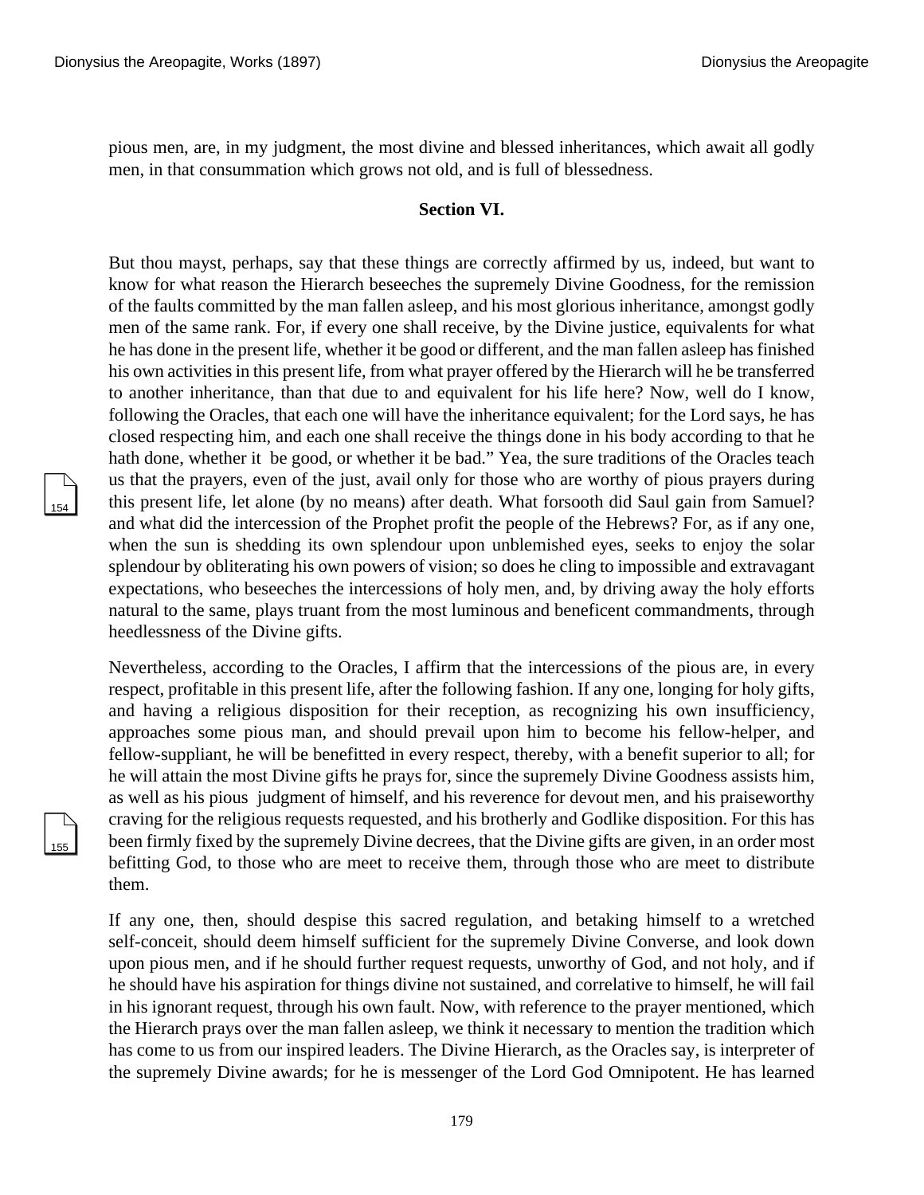pious men, are, in my judgment, the most divine and blessed inheritances, which await all godly men, in that consummation which grows not old, and is full of blessedness.

### Section VI.

But thou mayst, perhaps, say that these things are correctly affirmed by us, indeed, but want to know for what reason the Hierarch beseeches the supremely Divine Goodness, for the remission of the faults committed by the man fallen asleep, and his most glorious inheritance, amongst godly men of the same rank. For, if every one shall receive, by the Divine justice, equivalents for what he has done in the present life, whether it be good or different, and the man fallen asleep has finished his own activities in this present life, from what prayer offered by the Hierarch will he be transferred to another inheritance, than that due to and equivalent for his life here? Now, well do I know, following the Oracles, that each one will have the inheritance equivalent; for the Lord says, he has closed respecting him, and each one shall receive the things done in his body according to that he hath done, whether it be good, or whether it be bad." Yea, the sure traditions of the Oracles teach us that the prayers, even of the just, avail only for those who are worthy of pious prayers during this present life, let alone (by no means) after death. What forsooth did Saul gain from Samuel? and what did the intercession of the Prophet profit the people of the Hebrews? For, as if any one, when the sun is shedding its own splendour upon unblemished eyes, seeks to enjoy the solar splendour by obliterating his own powers of vision; so does he cling to impossible and extravagant expectations, who beseeches the intercessions of holy men, and, by driving away the holy efforts natural to the same, plays truant from the most luminous and beneficent commandments, through heedlessness of the Divine gifts.

Nevertheless, according to the Oracles, I affirm that the intercessions of the pious are, in every respect, profitable in this present life, after the following fashion. If any one, longing for holy gifts, and having a religious disposition for their reception, as recognizing his own insufficiency, approaches some pious man, and should prevail upon him to become his fellow-helper, and fellow-suppliant, he will be benefitted in every respect, thereby, with a benefit superior to all; for he will attain the most Divine gifts he prays for, since the supremely Divine Goodness assists him, as well as his pious judgment of himself, and his reverence for devout men, and his praiseworthy craving for the religious requests requested, and his brotherly and Godlike disposition. For this has been firmly fixed by the supremely Divine decrees, that the Divine gifts are given, in an order most befitting God, to those who are meet to receive them, through those who are meet to distribute them.

If any one, then, should despise this sacred regulation, and betaking himself to a wretched self-conceit, should deem himself sufficient for the supremely Divine Converse, and look down upon pious men, and if he should further request requests, unworthy of God, and not holy, and if he should have his aspiration for things divine not sustained, and correlative to himself, he will fail in his ignorant request, through his own fault. Now, with reference to the prayer mentioned, which the Hierarch prays over the man fallen asleep, we think it necessary to mention the tradition which has come to us from our inspired leaders. The Divine Hierarch, as the Oracles say, is interpreter of the supremely Divine awards; for he is messenger of the Lord God Omnipotent. He has learned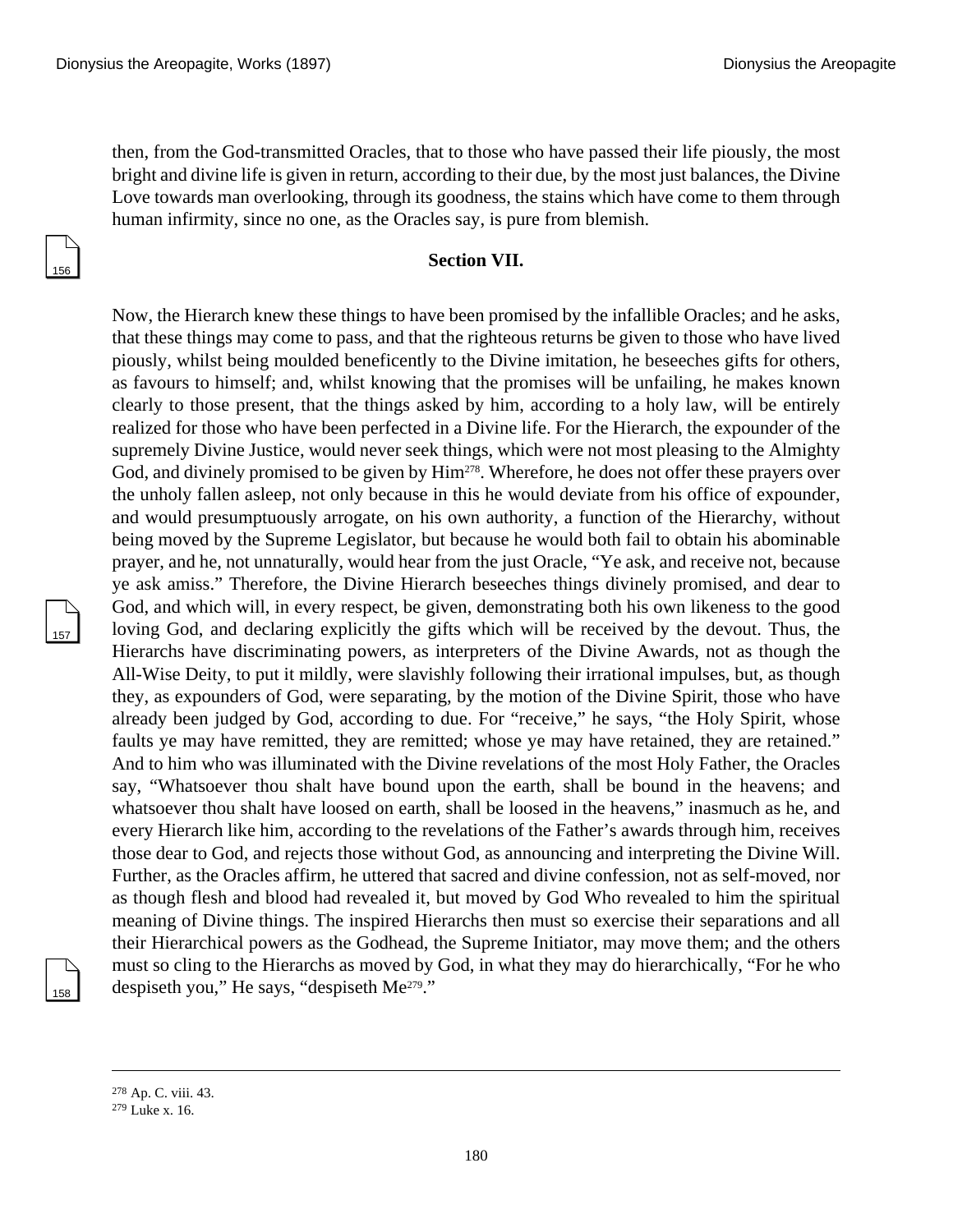then, from the God-transmitted Oracles, that to those who have passed their life piously, the most bright and divine life is given in return, according to their due, by the most just balances, the Divine Love towards man overlooking, through its goodness, the stains which have come to them through human infirmity, since no one, as the Oracles say, is pure from blemish.

### Section VII.

Now, the Hierarch knew these things to have been promised by the infallible Oracles; and he asks, that these things may come to pass, and that the righteous returns be given to those who have lived piously, whilst being moulded beneficently to the Divine imitation, he beseeches gifts for others, as favours to himself; and, whilst knowing that the promises will be unfailing, he makes known clearly to those present, that the things asked by him, according to a holy law, will be entirely realized for those who have been perfected in a Divine life. For the Hierarch, the expounder of the supremely Divine Justice, would never seek things, which were not most pleasing to the Almighty God, and divinely promised to be given by Him[278]. Wherefore, he does not offer these prayers over the unholy fallen asleep, not only because in this he would deviate from his office of expounder, and would presumptuously arrogate, on his own authority, a function of the Hierarchy, without being moved by the Supreme Legislator, but because he would both fail to obtain his abominable prayer, and he, not unnaturally, would hear from the just Oracle, "Ye ask, and receive not, because ye ask amiss." Therefore, the Divine Hierarch beseeches things divinely promised, and dear to God, and which will, in every respect, be given, demonstrating both his own likeness to the good loving God, and declaring explicitly the gifts which will be received by the devout. Thus, the Hierarchs have discriminating powers, as interpreters of the Divine Awards, not as though the All-Wise Deity, to put it mildly, were slavishly following their irrational impulses, but, as though they, as expounders of God, were separating, by the motion of the Divine Spirit, those who have already been judged by God, according to due. For "receive," he says, "the Holy Spirit, whose faults ye may have remitted, they are remitted; whose ye may have retained, they are retained." And to him who was illuminated with the Divine revelations of the most Holy Father, the Oracles say, "Whatsoever thou shalt have bound upon the earth, shall be bound in the heavens; and whatsoever thou shalt have loosed on earth, shall be loosed in the heavens," inasmuch as he, and every Hierarch like him, according to the revelations of the Father's awards through him, receives those dear to God, and rejects those without God, as announcing and interpreting the Divine Will. Further, as the Oracles affirm, he uttered that sacred and divine confession, not as self-moved, nor as though flesh and blood had revealed it, but moved by God Who revealed to him the spiritual meaning of Divine things. The inspired Hierarchs then must so exercise their separations and all their Hierarchical powers as the Godhead, the Supreme Initiator, may move them; and the others must so cling to the Hierarchs as moved by God, in what they may do hierarchically, "For he who despiseth you," He says, "despiseth Me[279]."

---

[278] Ap. C. viii. 43.

[279] Luke x. 16.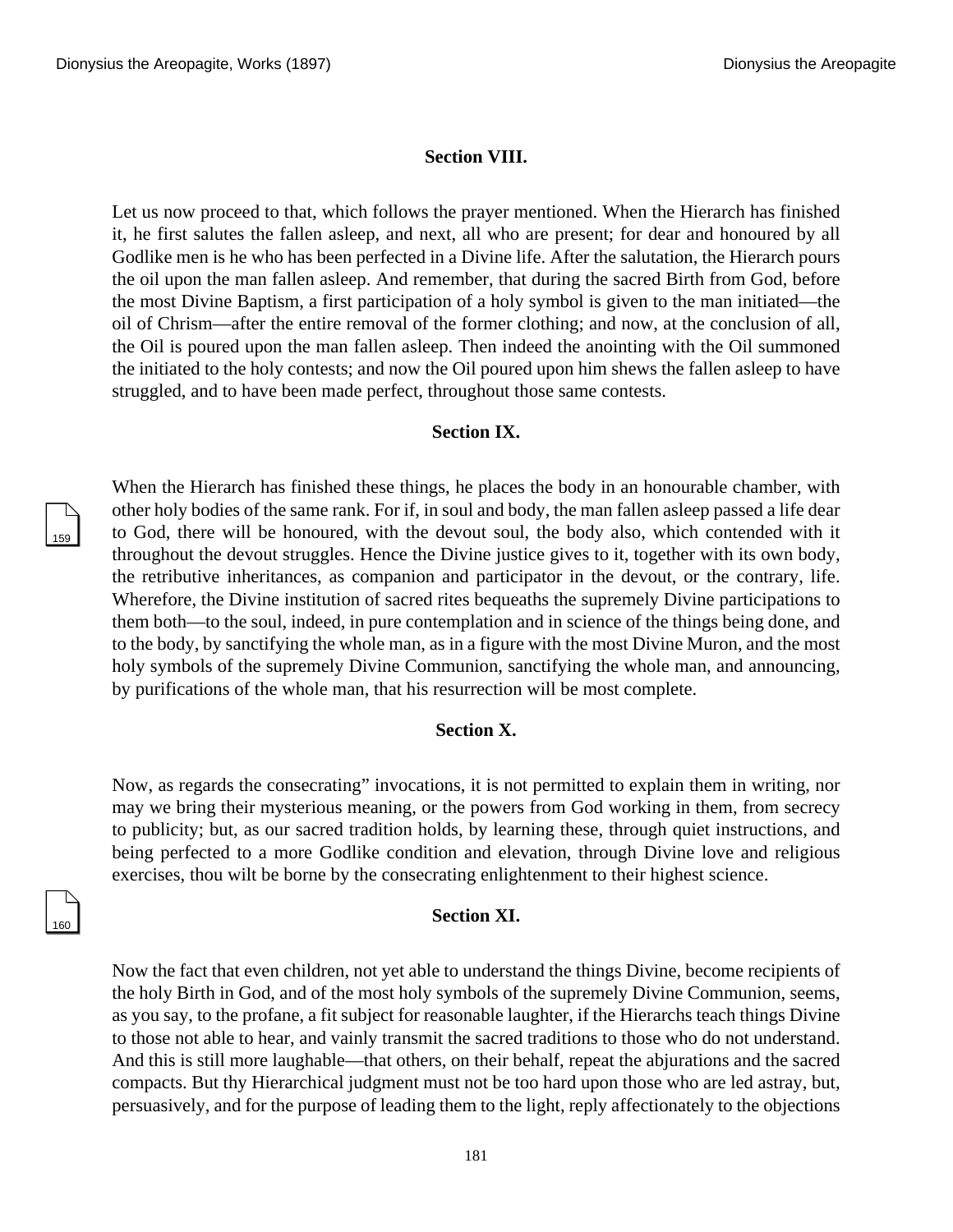### Section VIII.

Let us now proceed to that, which follows the prayer mentioned. When the Hierarch has finished it, he first salutes the fallen asleep, and next, all who are present; for dear and honoured by all Godlike men is he who has been perfected in a Divine life. After the salutation, the Hierarch pours the oil upon the man fallen asleep. And remember, that during the sacred Birth from God, before the most Divine Baptism, a first participation of a holy symbol is given to the man initiated—the oil of Chrism—after the entire removal of the former clothing; and now, at the conclusion of all, the Oil is poured upon the man fallen asleep. Then indeed the anointing with the Oil summoned the initiated to the holy contests; and now the Oil poured upon him shews the fallen asleep to have struggled, and to have been made perfect, throughout those same contests.

### Section IX.

When the Hierarch has finished these things, he places the body in an honourable chamber, with other holy bodies of the same rank. For if, in soul and body, the man fallen asleep passed a life dear to God, there will be honoured, with the devout soul, the body also, which contended with it throughout the devout struggles. Hence the Divine justice gives to it, together with its own body, the retributive inheritances, as companion and participator in the devout, or the contrary, life. Wherefore, the Divine institution of sacred rites bequeaths the supremely Divine participations to them both—to the soul, indeed, in pure contemplation and in science of the things being done, and to the body, by sanctifying the whole man, as in a figure with the most Divine Muron, and the most holy symbols of the supremely Divine Communion, sanctifying the whole man, and announcing, by purifications of the whole man, that his resurrection will be most complete.

### Section X.

Now, as regards the consecrating" invocations, it is not permitted to explain them in writing, nor may we bring their mysterious meaning, or the powers from God working in them, from secrecy to publicity; but, as our sacred tradition holds, by learning these, through quiet instructions, and being perfected to a more Godlike condition and elevation, through Divine love and religious exercises, thou wilt be borne by the consecrating enlightenment to their highest science.

### Section XI.

Now the fact that even children, not yet able to understand the things Divine, become recipients of the holy Birth in God, and of the most holy symbols of the supremely Divine Communion, seems, as you say, to the profane, a fit subject for reasonable laughter, if the Hierarchs teach things Divine to those not able to hear, and vainly transmit the sacred traditions to those who do not understand. And this is still more laughable—that others, on their behalf, repeat the abjurations and the sacred compacts. But thy Hierarchical judgment must not be too hard upon those who are led astray, but, persuasively, and for the purpose of leading them to the light, reply affectionately to the objections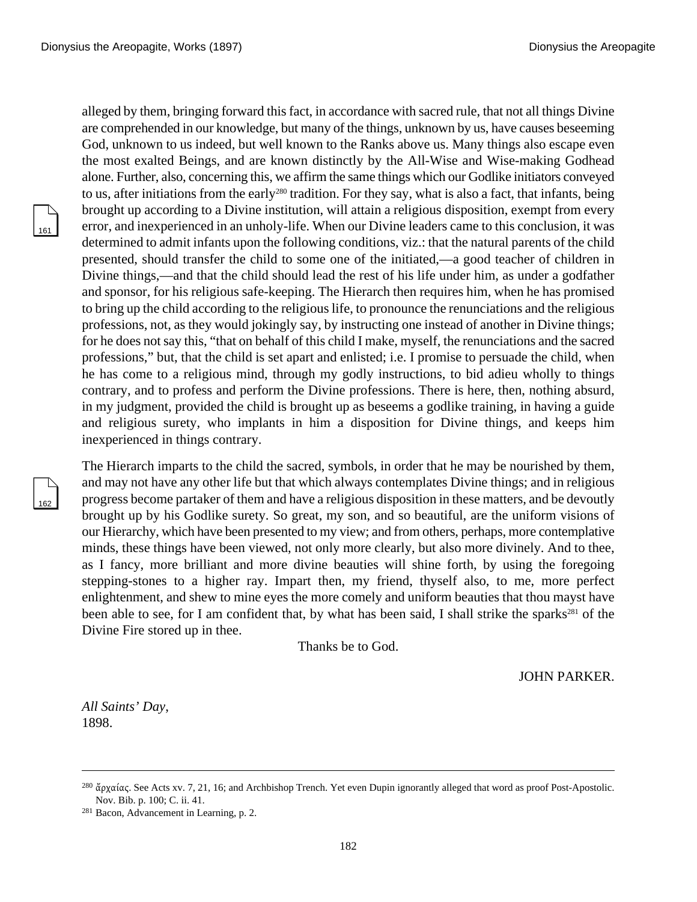alleged by them, bringing forward this fact, in accordance with sacred rule, that not all things Divine are comprehended in our knowledge, but many of the things, unknown by us, have causes beseeming God, unknown to us indeed, but well known to the Ranks above us. Many things also escape even the most exalted Beings, and are known distinctly by the All-Wise and Wise-making Godhead alone. Further, also, concerning this, we affirm the same things which our Godlike initiators conveyed to us, after initiations from the early[280] tradition. For they say, what is also a fact, that infants, being brought up according to a Divine institution, will attain a religious disposition, exempt from every error, and inexperienced in an unholy-life. When our Divine leaders came to this conclusion, it was determined to admit infants upon the following conditions, viz.: that the natural parents of the child presented, should transfer the child to some one of the initiated,—a good teacher of children in Divine things,—and that the child should lead the rest of his life under him, as under a godfather and sponsor, for his religious safe-keeping. The Hierarch then requires him, when he has promised to bring up the child according to the religious life, to pronounce the renunciations and the religious professions, not, as they would jokingly say, by instructing one instead of another in Divine things; for he does not say this, "that on behalf of this child I make, myself, the renunciations and the sacred professions," but, that the child is set apart and enlisted; i.e. I promise to persuade the child, when he has come to a religious mind, through my godly instructions, to bid adieu wholly to things contrary, and to profess and perform the Divine professions. There is here, then, nothing absurd, in my judgment, provided the child is brought up as beseems a godlike training, in having a guide and religious surety, who implants in him a disposition for Divine things, and keeps him inexperienced in things contrary.

The Hierarch imparts to the child the sacred, symbols, in order that he may be nourished by them, and may not have any other life but that which always contemplates Divine things; and in religious progress become partaker of them and have a religious disposition in these matters, and be devoutly brought up by his Godlike surety. So great, my son, and so beautiful, are the uniform visions of our Hierarchy, which have been presented to my view; and from others, perhaps, more contemplative minds, these things have been viewed, not only more clearly, but also more divinely. And to thee, as I fancy, more brilliant and more divine beauties will shine forth, by using the foregoing stepping-stones to a higher ray. Impart then, my friend, thyself also, to me, more perfect enlightenment, and shew to mine eyes the more comely and uniform beauties that thou mayst have been able to see, for I am confident that, by what has been said, I shall strike the sparks[281] of the Divine Fire stored up in thee.

Thanks be to God.

JOHN PARKER.

*All Saints' Day*,
1898.

---

[280] ἄρχαίας. See Acts xv. 7, 21, 16; and Archbishop Trench. Yet even Dupin ignorantly alleged that word as proof Post-Apostolic. Nov. Bib. p. 100; C. ii. 41.

[281] Bacon, Advancement in Learning, p. 2.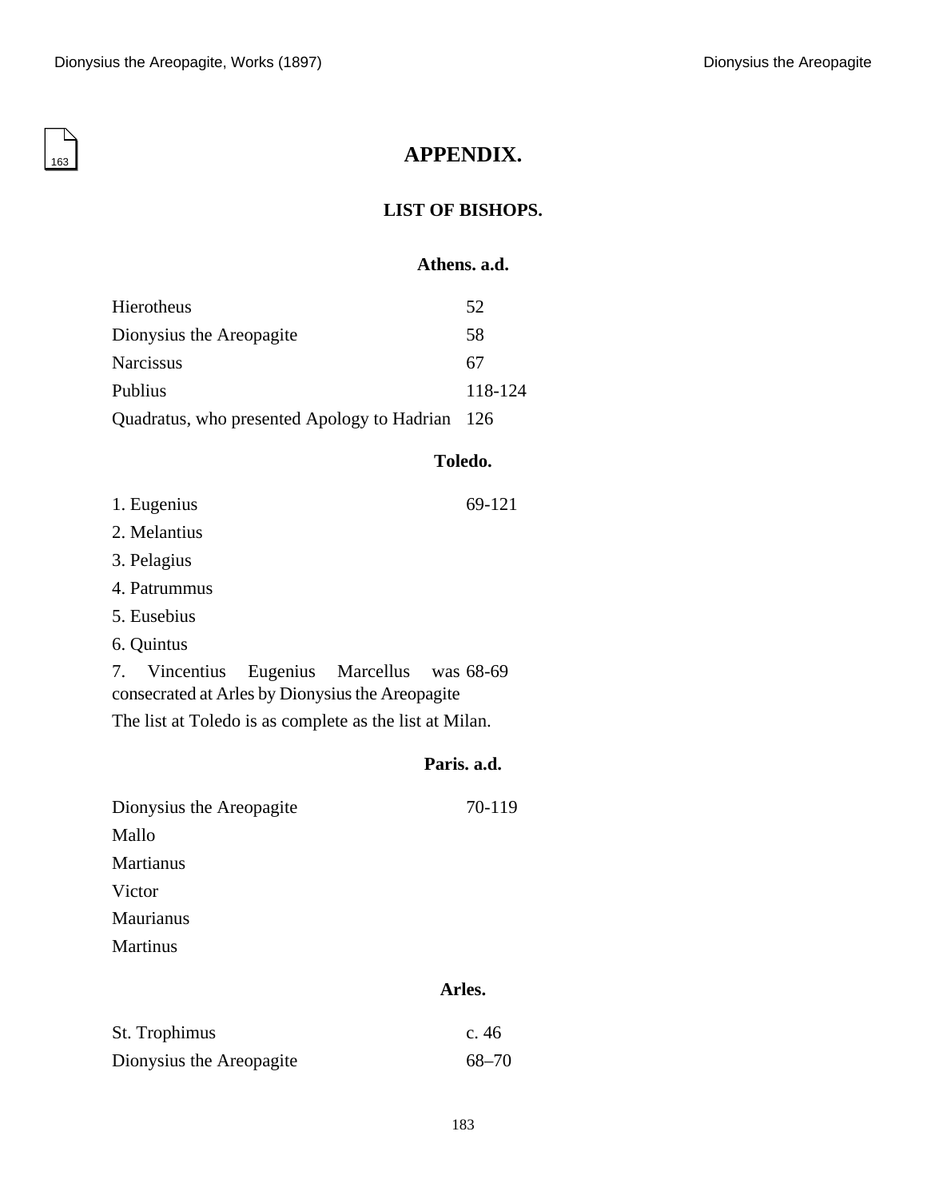# APPENDIX.

## LIST OF BISHOPS.

### Athens. a.d.

| | |
|---|---|
| Hierotheus | 52 |
| Dionysius the Areopagite | 58 |
| Narcissus | 67 |
| Publius | 118-124 |
| Quadratus, who presented Apology to Hadrian | 126 |

### Toledo.

| | |
|---|---|
| 1. Eugenius | 69-121 |
| 2. Melantius | |
| 3. Pelagius | |
| 4. Patrummus | |
| 5. Eusebius | |
| 6. Quintus | |
| 7. Vincentius Eugenius Marcellus was consecrated at Arles by Dionysius the Areopagite | 68-69 |

The list at Toledo is as complete as the list at Milan.

### Paris. a.d.

| | |
|---|---|
| Dionysius the Areopagite | 70-119 |
| Mallo | |
| Martianus | |
| Victor | |
| Maurianus | |
| Martinus | |

### Arles.

| | |
|---|---|
| St. Trophimus | c. 46 |
| Dionysius the Areopagite | 68–70 |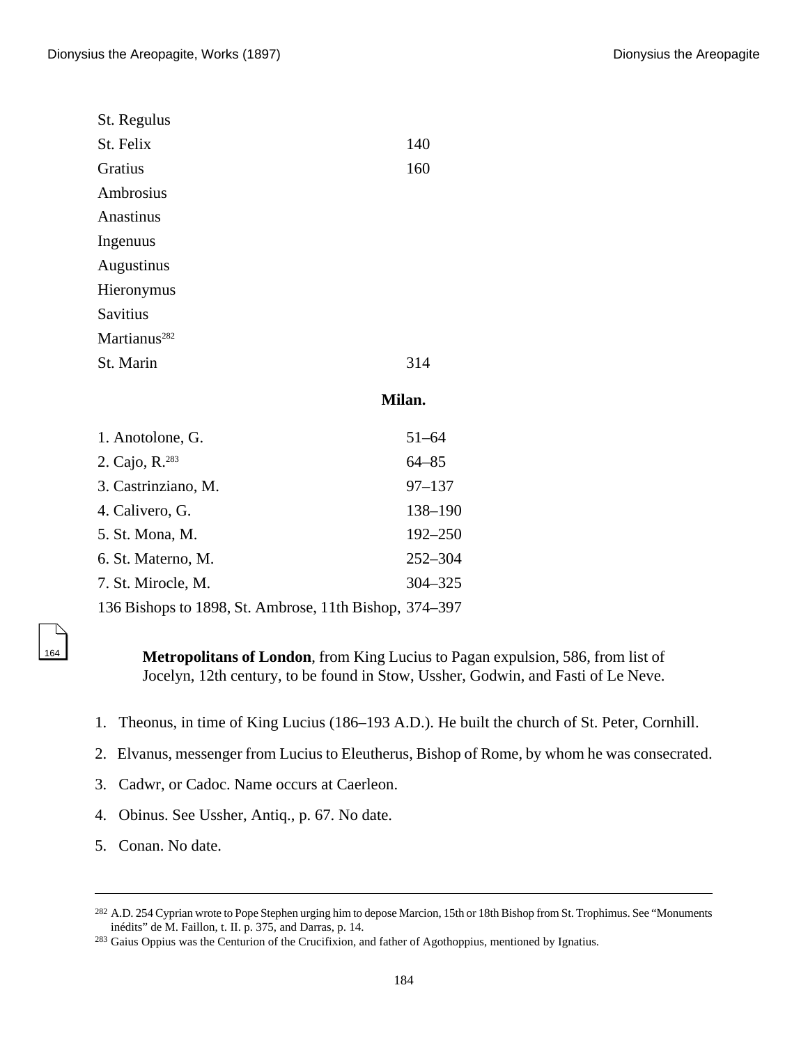| | |
|---|---|
| St. Regulus | |
| St. Felix | 140 |
| Gratius | 160 |
| Ambrosius | |
| Anastinus | |
| Ingenuus | |
| Augustinus | |
| Hieronymus | |
| Savitius | |
| Martianus[282] | |
| St. Marin | 314 |

**Milan.**

| | |
|---|---|
| 1. Anotolone, G. | 51–64 |
| 2. Cajo, R.[283] | 64–85 |
| 3. Castrinziano, M. | 97–137 |
| 4. Calivero, G. | 138–190 |
| 5. St. Mona, M. | 192–250 |
| 6. St. Materno, M. | 252–304 |
| 7. St. Mirocle, M. | 304–325 |
| 136 Bishops to 1898, St. Ambrose, 11th Bishop, | 374–397 |

**Metropolitans of London**, from King Lucius to Pagan expulsion, 586, from list of Jocelyn, 12th century, to be found in Stow, Ussher, Godwin, and Fasti of Le Neve.

1. Theonus, in time of King Lucius (186–193 A.D.). He built the church of St. Peter, Cornhill.
2. Elvanus, messenger from Lucius to Eleutherus, Bishop of Rome, by whom he was consecrated.
3. Cadwr, or Cadoc. Name occurs at Caerleon.
4. Obinus. See Ussher, Antiq., p. 67. No date.
5. Conan. No date.

---

282 A.D. 254 Cyprian wrote to Pope Stephen urging him to depose Marcion, 15th or 18th Bishop from St. Trophimus. See "Monuments inédits" de M. Faillon, t. II. p. 375, and Darras, p. 14.

283 Gaius Oppius was the Centurion of the Crucifixion, and father of Agothoppius, mentioned by Ignatius.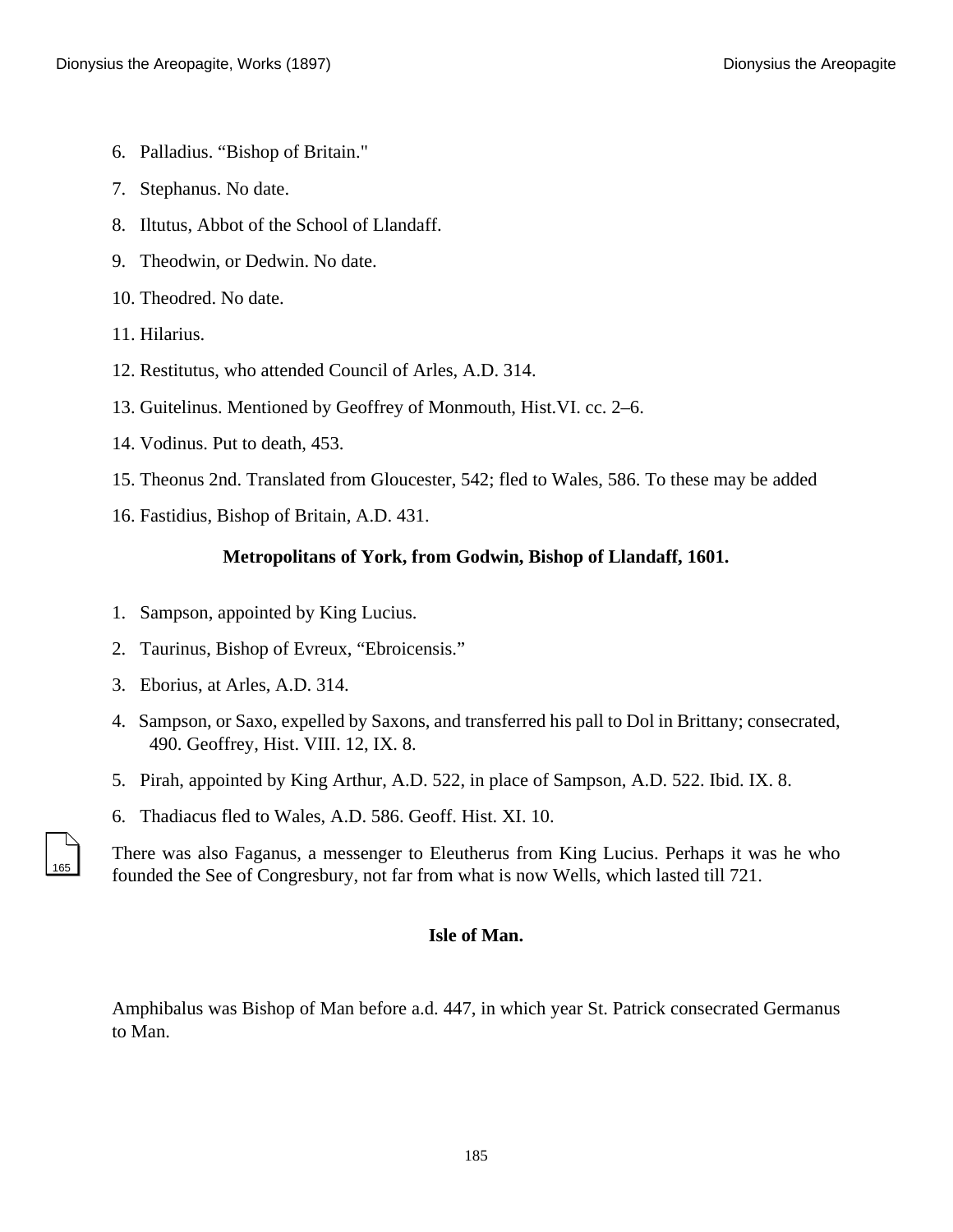6. Palladius. “Bishop of Britain."
7. Stephanus. No date.
8. Iltutus, Abbot of the School of Llandaff.
9. Theodwin, or Dedwin. No date.
10. Theodred. No date.
11. Hilarius.
12. Restitutus, who attended Council of Arles, A.D. 314.
13. Guitelinus. Mentioned by Geoffrey of Monmouth, Hist.VI. cc. 2–6.
14. Vodinus. Put to death, 453.
15. Theonus 2nd. Translated from Gloucester, 542; fled to Wales, 586. To these may be added
16. Fastidius, Bishop of Britain, A.D. 431.

**Metropolitans of York, from Godwin, Bishop of Llandaff, 1601.**

1. Sampson, appointed by King Lucius.
2. Taurinus, Bishop of Evreux, “Ebroicensis.”
3. Eborius, at Arles, A.D. 314.
4. Sampson, or Saxo, expelled by Saxons, and transferred his pall to Dol in Brittany; consecrated, 490. Geoffrey, Hist. VIII. 12, IX. 8.
5. Pirah, appointed by King Arthur, A.D. 522, in place of Sampson, A.D. 522. Ibid. IX. 8.
6. Thadiacus fled to Wales, A.D. 586. Geoff. Hist. XI. 10.

There was also Faganus, a messenger to Eleutherus from King Lucius. Perhaps it was he who founded the See of Congresbury, not far from what is now Wells, which lasted till 721.

**Isle of Man.**

Amphibalus was Bishop of Man before a.d. 447, in which year St. Patrick consecrated Germanus to Man.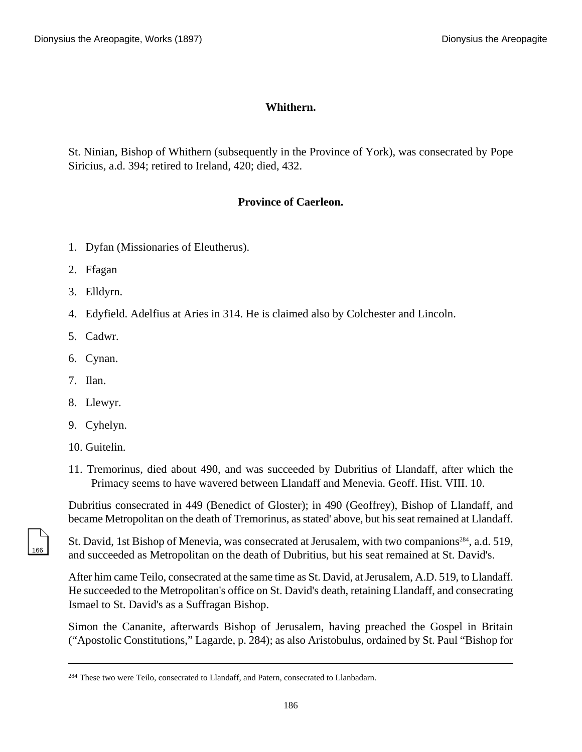### Whithern.

St. Ninian, Bishop of Whithern (subsequently in the Province of York), was consecrated by Pope Siricius, a.d. 394; retired to Ireland, 420; died, 432.

### Province of Caerleon.

1. Dyfan (Missionaries of Eleutherus).
2. Ffagan
3. Elldyrn.
4. Edyfield. Adelfius at Aries in 314. He is claimed also by Colchester and Lincoln.
5. Cadwr.
6. Cynan.
7. Ilan.
8. Llewyr.
9. Cyhelyn.
10. Guitelin.
11. Tremorinus, died about 490, and was succeeded by Dubritius of Llandaff, after which the Primacy seems to have wavered between Llandaff and Menevia. Geoff. Hist. VIII. 10.

Dubritius consecrated in 449 (Benedict of Gloster); in 490 (Geoffrey), Bishop of Llandaff, and became Metropolitan on the death of Tremorinus, as stated' above, but his seat remained at Llandaff.

St. David, 1st Bishop of Menevia, was consecrated at Jerusalem, with two companions[284], a.d. 519, and succeeded as Metropolitan on the death of Dubritius, but his seat remained at St. David's.

After him came Teilo, consecrated at the same time as St. David, at Jerusalem, A.D. 519, to Llandaff. He succeeded to the Metropolitan's office on St. David's death, retaining Llandaff, and consecrating Ismael to St. David's as a Suffragan Bishop.

Simon the Cananite, afterwards Bishop of Jerusalem, having preached the Gospel in Britain ("Apostolic Constitutions," Lagarde, p. 284); as also Aristobulus, ordained by St. Paul "Bishop for

---

[284] These two were Teilo, consecrated to Llandaff, and Patern, consecrated to Llanbadarn.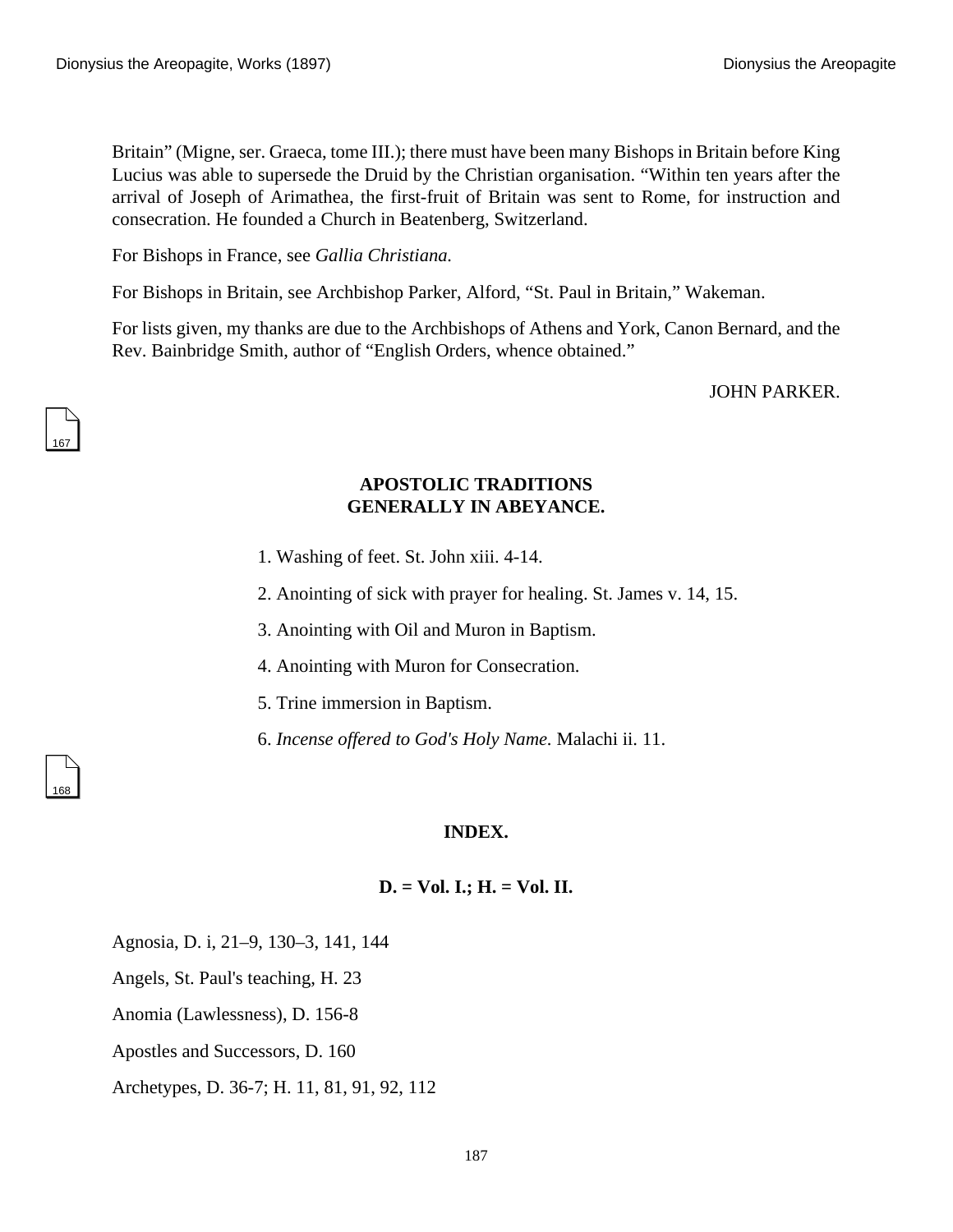Britain" (Migne, ser. Graeca, tome III.); there must have been many Bishops in Britain before King Lucius was able to supersede the Druid by the Christian organisation. "Within ten years after the arrival of Joseph of Arimathea, the first-fruit of Britain was sent to Rome, for instruction and consecration. He founded a Church in Beatenberg, Switzerland.

For Bishops in France, see *Gallia Christiana.*

For Bishops in Britain, see Archbishop Parker, Alford, "St. Paul in Britain," Wakeman.

For lists given, my thanks are due to the Archbishops of Athens and York, Canon Bernard, and the Rev. Bainbridge Smith, author of "English Orders, whence obtained."

JOHN PARKER.

## APOSTOLIC TRADITIONS GENERALLY IN ABEYANCE.

1. Washing of feet. St. John xiii. 4-14.
2. Anointing of sick with prayer for healing. St. James v. 14, 15.
3. Anointing with Oil and Muron in Baptism.
4. Anointing with Muron for Consecration.
5. Trine immersion in Baptism.
6. *Incense offered to God's Holy Name.* Malachi ii. 11.

## INDEX.

### D. = Vol. I.; H. = Vol. II.

Agnosia, D. i, 21–9, 130–3, 141, 144

Angels, St. Paul's teaching, H. 23

Anomia (Lawlessness), D. 156-8

Apostles and Successors, D. 160

Archetypes, D. 36-7; H. 11, 81, 91, 92, 112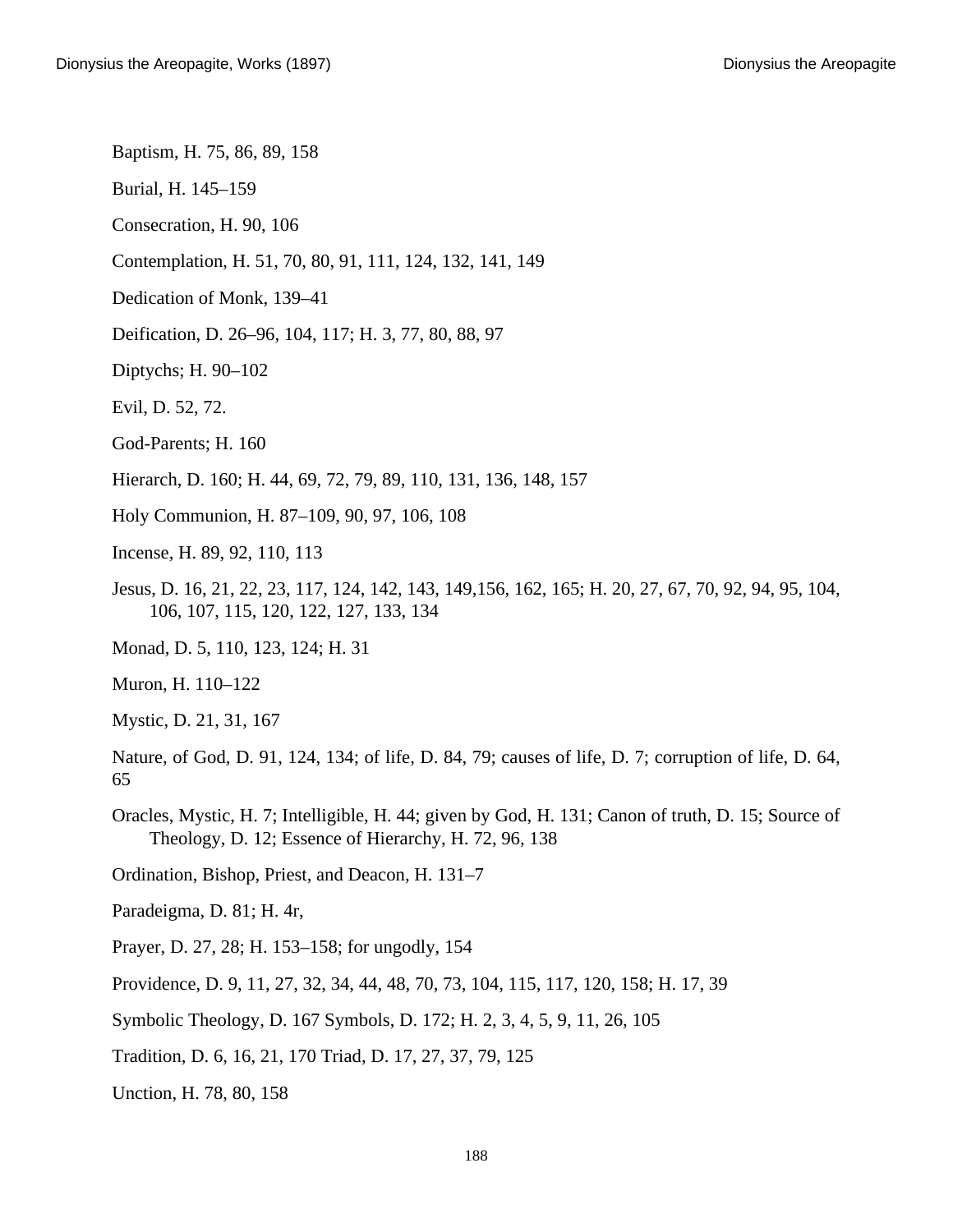Baptism, H. 75, 86, 89, 158

Burial, H. 145–159

Consecration, H. 90, 106

Contemplation, H. 51, 70, 80, 91, 111, 124, 132, 141, 149

Dedication of Monk, 139–41

Deification, D. 26–96, 104, 117; H. 3, 77, 80, 88, 97

Diptychs; H. 90–102

Evil, D. 52, 72.

God-Parents; H. 160

Hierarch, D. 160; H. 44, 69, 72, 79, 89, 110, 131, 136, 148, 157

Holy Communion, H. 87–109, 90, 97, 106, 108

Incense, H. 89, 92, 110, 113

Jesus, D. 16, 21, 22, 23, 117, 124, 142, 143, 149,156, 162, 165; H. 20, 27, 67, 70, 92, 94, 95, 104, 106, 107, 115, 120, 122, 127, 133, 134

Monad, D. 5, 110, 123, 124; H. 31

Muron, H. 110–122

Mystic, D. 21, 31, 167

Nature, of God, D. 91, 124, 134; of life, D. 84, 79; causes of life, D. 7; corruption of life, D. 64, 65

Oracles, Mystic, H. 7; Intelligible, H. 44; given by God, H. 131; Canon of truth, D. 15; Source of Theology, D. 12; Essence of Hierarchy, H. 72, 96, 138

Ordination, Bishop, Priest, and Deacon, H. 131–7

Paradeigma, D. 81; H. 4r,

Prayer, D. 27, 28; H. 153–158; for ungodly, 154

Providence, D. 9, 11, 27, 32, 34, 44, 48, 70, 73, 104, 115, 117, 120, 158; H. 17, 39

Symbolic Theology, D. 167 Symbols, D. 172; H. 2, 3, 4, 5, 9, 11, 26, 105

Tradition, D. 6, 16, 21, 170 Triad, D. 17, 27, 37, 79, 125

Unction, H. 78, 80, 158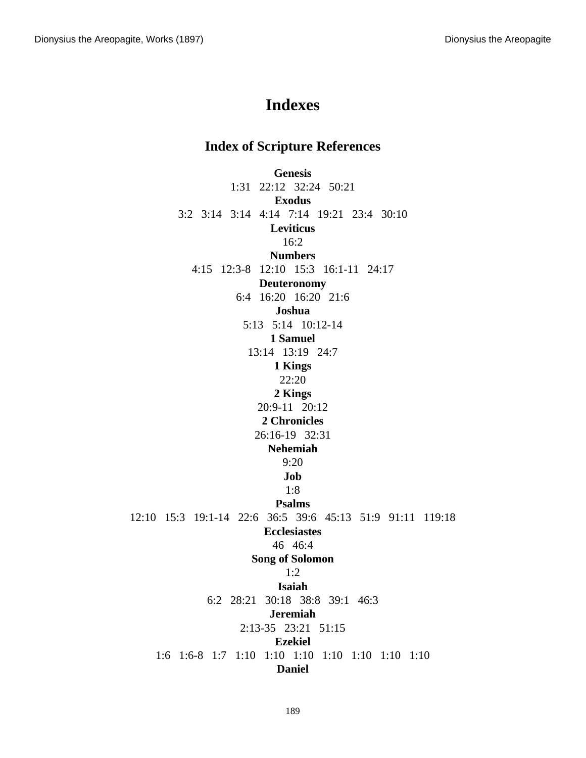# Indexes

## Index of Scripture References

**Genesis**
1:31   22:12   32:24   50:21

**Exodus**
3:2   3:14   3:14   4:14   7:14   19:21   23:4   30:10

**Leviticus**
16:2

**Numbers**
4:15   12:3-8   12:10   15:3   16:1-11   24:17

**Deuteronomy**
6:4   16:20   16:20   21:6

**Joshua**
5:13   5:14   10:12-14

**1 Samuel**
13:14   13:19   24:7

**1 Kings**
22:20

**2 Kings**
20:9-11   20:12

**2 Chronicles**
26:16-19   32:31

**Nehemiah**
9:20

**Job**
1:8

**Psalms**
12:10   15:3   19:1-14   22:6   36:5   39:6   45:13   51:9   91:11   119:18

**Ecclesiastes**
46   46:4

**Song of Solomon**
1:2

**Isaiah**
6:2   28:21   30:18   38:8   39:1   46:3

**Jeremiah**
2:13-35   23:21   51:15

**Ezekiel**
1:6   1:6-8   1:7   1:10   1:10   1:10   1:10   1:10   1:10   1:10

**Daniel**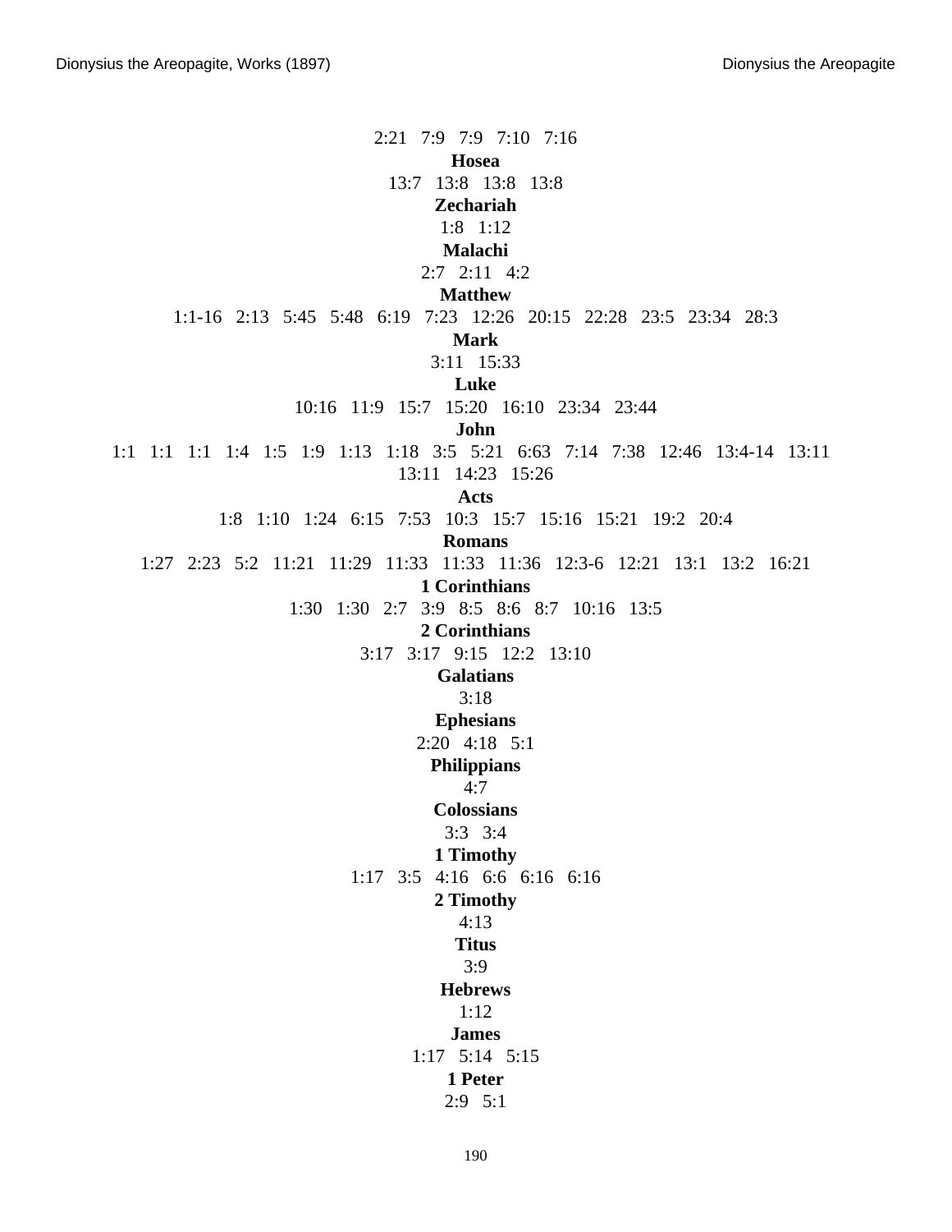2:21   7:9   7:9   7:10   7:16

**Hosea**

13:7   13:8   13:8   13:8

**Zechariah**

1:8   1:12

**Malachi**

2:7   2:11   4:2

**Matthew**

1:1-16   2:13   5:45   5:48   6:19   7:23   12:26   20:15   22:28   23:5   23:34   28:3

**Mark**

3:11   15:33

**Luke**

10:16   11:9   15:7   15:20   16:10   23:34   23:44

**John**

1:1   1:1   1:1   1:4   1:5   1:9   1:13   1:18   3:5   5:21   6:63   7:14   7:38   12:46   13:4-14   13:11   13:11   14:23   15:26

**Acts**

1:8   1:10   1:24   6:15   7:53   10:3   15:7   15:16   15:21   19:2   20:4

**Romans**

1:27   2:23   5:2   11:21   11:29   11:33   11:33   11:36   12:3-6   12:21   13:1   13:2   16:21

**1 Corinthians**

1:30   1:30   2:7   3:9   8:5   8:6   8:7   10:16   13:5

**2 Corinthians**

3:17   3:17   9:15   12:2   13:10

**Galatians**

3:18

**Ephesians**

2:20   4:18   5:1

**Philippians**

4:7

**Colossians**

3:3   3:4

**1 Timothy**

1:17   3:5   4:16   6:6   6:16   6:16

**2 Timothy**

4:13

**Titus**

3:9

**Hebrews**

1:12

**James**

1:17   5:14   5:15

**1 Peter**

2:9   5:1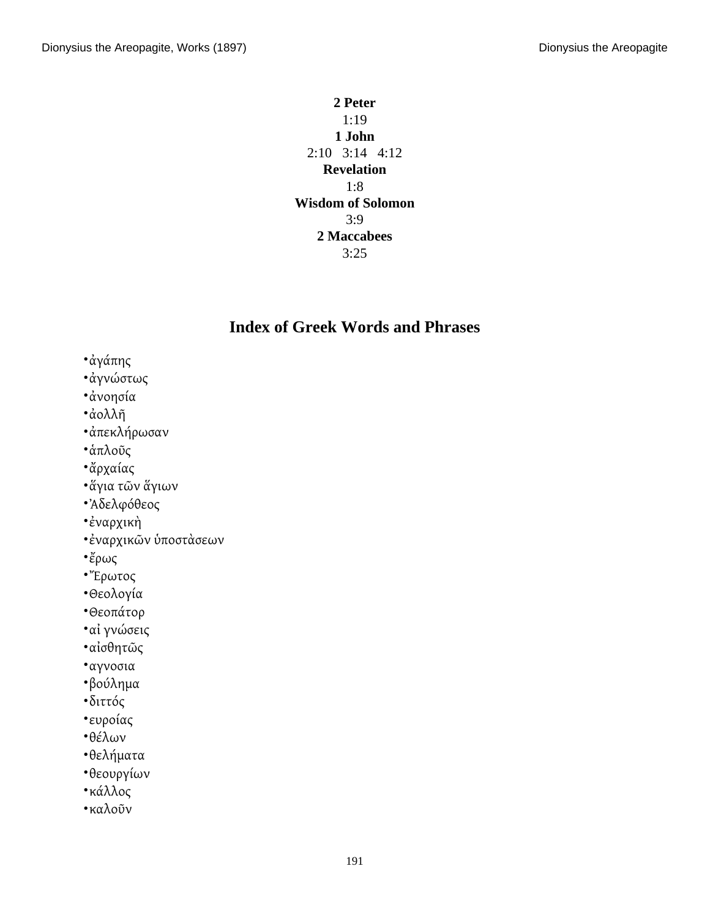**2 Peter**
1:19
**1 John**
2:10   3:14   4:12
**Revelation**
1:8
**Wisdom of Solomon**
3:9
**2 Maccabees**
3:25

## Index of Greek Words and Phrases

- ἀγάπης
- ἀγνώστως
- ἀνοησία
- ἀολλῆ
- ἀπεκλήρωσαν
- ἁπλοῦς
- ἄρχαίας
- ἅγια τῶν ἅγιων
- Ἀδελφόθεος
- ἐναρχικὴ
- ἐναρχικῶν ὑποστὰσεων
- ἔρως
- Ἔρωτος
- Θεολογία
- Θεοπάτορ
- αἱ γνώσεις
- αἰσθητῶς
- αγνοσια
- βούλημα
- διττός
- ευροίας
- θέλων
- θελήματα
- θεουργίων
- κάλλος
- καλοῦν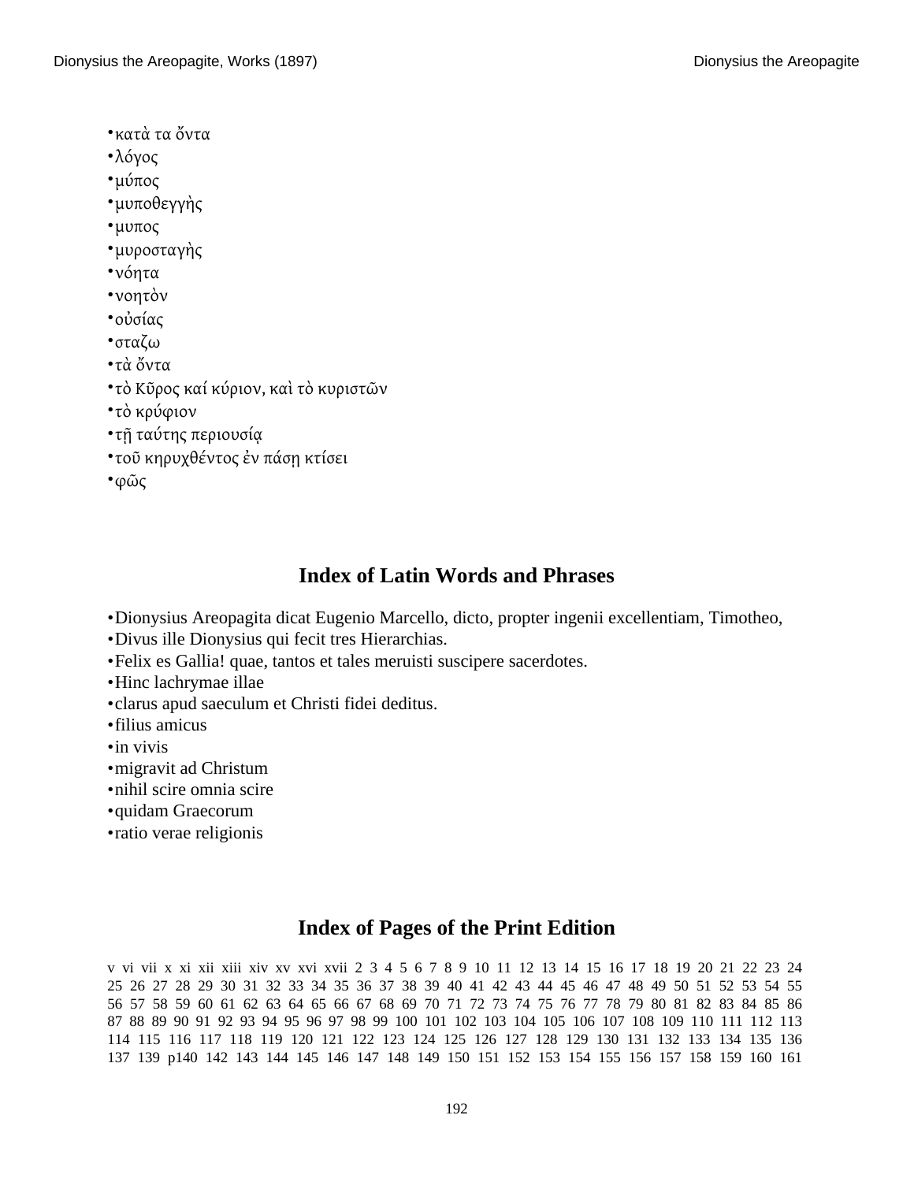- κατὰ τα ὄντα
- λόγος
- μύπος
- μυποθεγγὴς
- μυπος
- μυροσταγὴς
- νόητα
- νοητὸν
- οὐσίας
- σταζω
- τὰ ὄντα
- τὸ Κῦρος καί κύριον, καὶ τὸ κυριστῶν
- τὸ κρύφιον
- τῇ ταύτης περιουσίᾳ
- τοῦ κηρυχθέντος ἐν πάσῃ κτίσει
- φῶς

## Index of Latin Words and Phrases

- Dionysius Areopagita dicat Eugenio Marcello, dicto, propter ingenii excellentiam, Timotheo,
- Divus ille Dionysius qui fecit tres Hierarchias.
- Felix es Gallia! quae, tantos et tales meruisti suscipere sacerdotes.
- Hinc lachrymae illae
- clarus apud saeculum et Christi fidei deditus.
- filius amicus
- in vivis
- migravit ad Christum
- nihil scire omnia scire
- quidam Graecorum
- ratio verae religionis

## Index of Pages of the Print Edition

v vi vii x xi xii xiii xiv xv xvi xvii 2 3 4 5 6 7 8 9 10 11 12 13 14 15 16 17 18 19 20 21 22 23 24 25 26 27 28 29 30 31 32 33 34 35 36 37 38 39 40 41 42 43 44 45 46 47 48 49 50 51 52 53 54 55 56 57 58 59 60 61 62 63 64 65 66 67 68 69 70 71 72 73 74 75 76 77 78 79 80 81 82 83 84 85 86 87 88 89 90 91 92 93 94 95 96 97 98 99 100 101 102 103 104 105 106 107 108 109 110 111 112 113 114 115 116 117 118 119 120 121 122 123 124 125 126 127 128 129 130 131 132 133 134 135 136 137 139 p140 142 143 144 145 146 147 148 149 150 151 152 153 154 155 156 157 158 159 160 161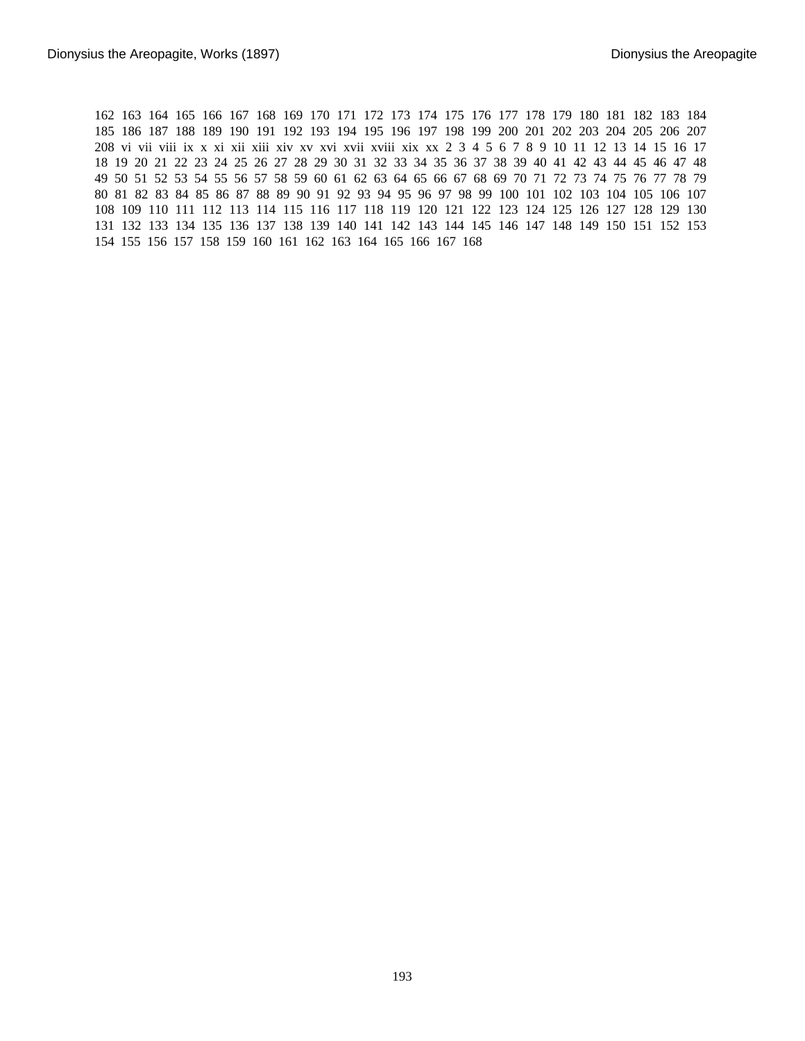162 163 164 165 166 167 168 169 170 171 172 173 174 175 176 177 178 179 180 181 182 183 184 185 186 187 188 189 190 191 192 193 194 195 196 197 198 199 200 201 202 203 204 205 206 207 208 vi vii viii ix x xi xii xiii xiv xv xvi xvii xviii xix xx 2 3 4 5 6 7 8 9 10 11 12 13 14 15 16 17 18 19 20 21 22 23 24 25 26 27 28 29 30 31 32 33 34 35 36 37 38 39 40 41 42 43 44 45 46 47 48 49 50 51 52 53 54 55 56 57 58 59 60 61 62 63 64 65 66 67 68 69 70 71 72 73 74 75 76 77 78 79 80 81 82 83 84 85 86 87 88 89 90 91 92 93 94 95 96 97 98 99 100 101 102 103 104 105 106 107 108 109 110 111 112 113 114 115 116 117 118 119 120 121 122 123 124 125 126 127 128 129 130 131 132 133 134 135 136 137 138 139 140 141 142 143 144 145 146 147 148 149 150 151 152 153 154 155 156 157 158 159 160 161 162 163 164 165 166 167 168